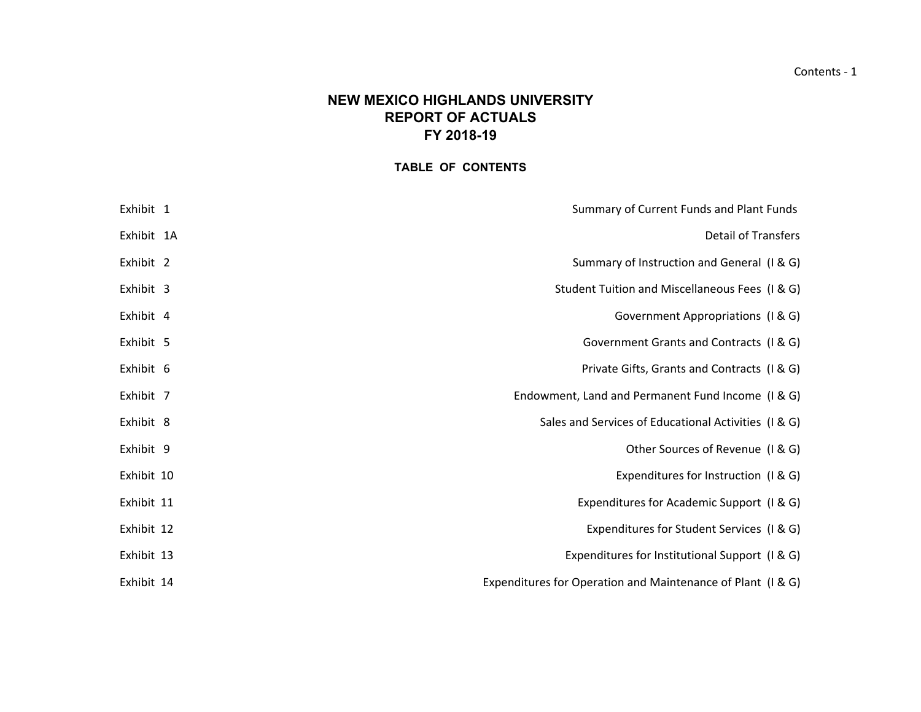# NEW MEXICO HIGHLANDS UNIVERSITY
## REPORT OF ACTUALS
## FY 2018-19

### TABLE OF CONTENTS

| Exhibit | Title |
| --- | --- |
| Exhibit 1 | Summary of Current Funds and Plant Funds |
| Exhibit 1A | Detail of Transfers |
| Exhibit 2 | Summary of Instruction and General (I & G) |
| Exhibit 3 | Student Tuition and Miscellaneous Fees (I & G) |
| Exhibit 4 | Government Appropriations (I & G) |
| Exhibit 5 | Government Grants and Contracts (I & G) |
| Exhibit 6 | Private Gifts, Grants and Contracts (I & G) |
| Exhibit 7 | Endowment, Land and Permanent Fund Income (I & G) |
| Exhibit 8 | Sales and Services of Educational Activities (I & G) |
| Exhibit 9 | Other Sources of Revenue (I & G) |
| Exhibit 10 | Expenditures for Instruction (I & G) |
| Exhibit 11 | Expenditures for Academic Support (I & G) |
| Exhibit 12 | Expenditures for Student Services (I & G) |
| Exhibit 13 | Expenditures for Institutional Support (I & G) |
| Exhibit 14 | Expenditures for Operation and Maintenance of Plant (I & G) |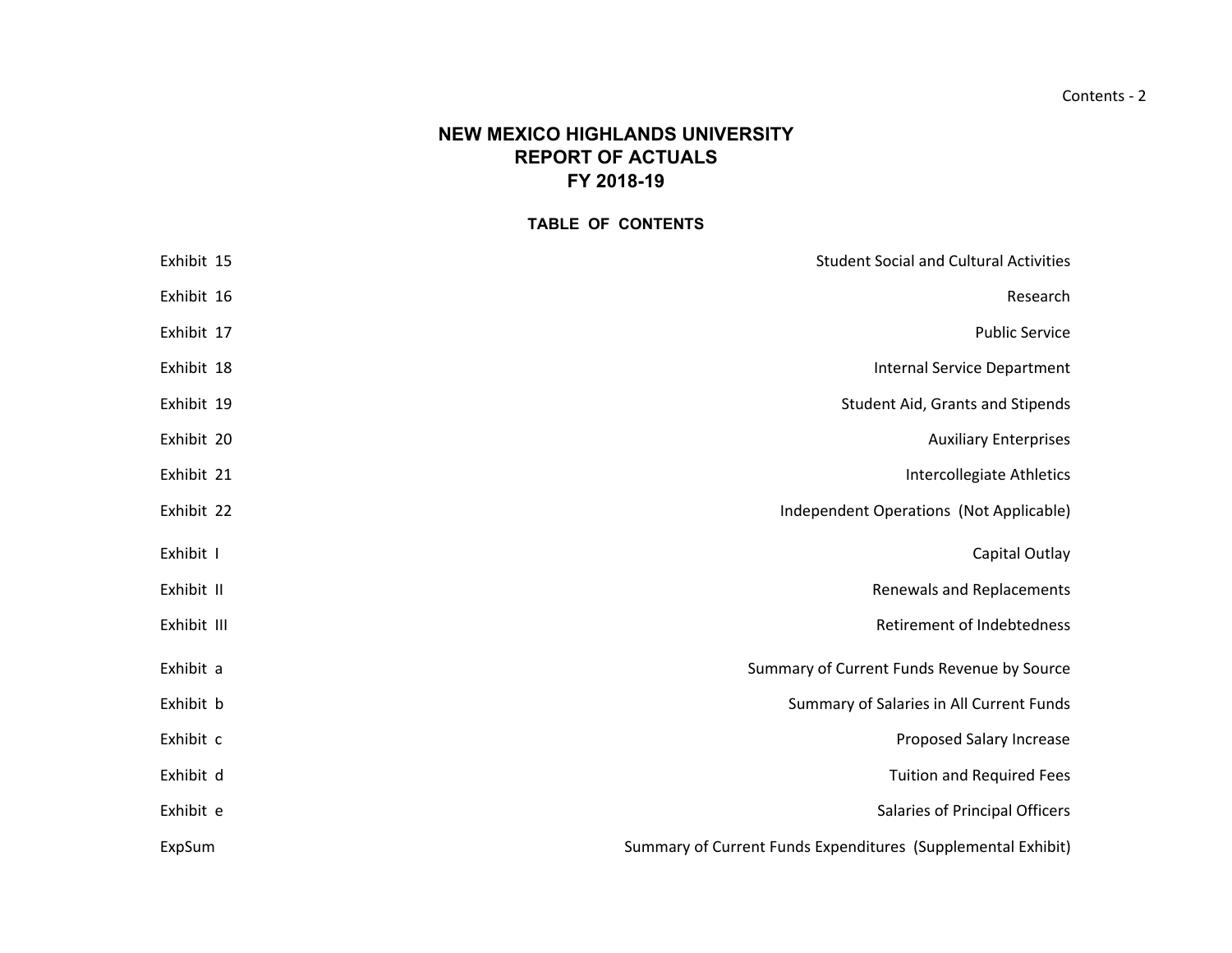# NEW MEXICO HIGHLANDS UNIVERSITY
## REPORT OF ACTUALS
## FY 2018-19

### TABLE OF CONTENTS

| | |
|---|---|
| Exhibit 15 | Student Social and Cultural Activities |
| Exhibit 16 | Research |
| Exhibit 17 | Public Service |
| Exhibit 18 | Internal Service Department |
| Exhibit 19 | Student Aid, Grants and Stipends |
| Exhibit 20 | Auxiliary Enterprises |
| Exhibit 21 | Intercollegiate Athletics |
| Exhibit 22 | Independent Operations (Not Applicable) |
| Exhibit I | Capital Outlay |
| Exhibit II | Renewals and Replacements |
| Exhibit III | Retirement of Indebtedness |
| Exhibit a | Summary of Current Funds Revenue by Source |
| Exhibit b | Summary of Salaries in All Current Funds |
| Exhibit c | Proposed Salary Increase |
| Exhibit d | Tuition and Required Fees |
| Exhibit e | Salaries of Principal Officers |
| ExpSum | Summary of Current Funds Expenditures (Supplemental Exhibit) |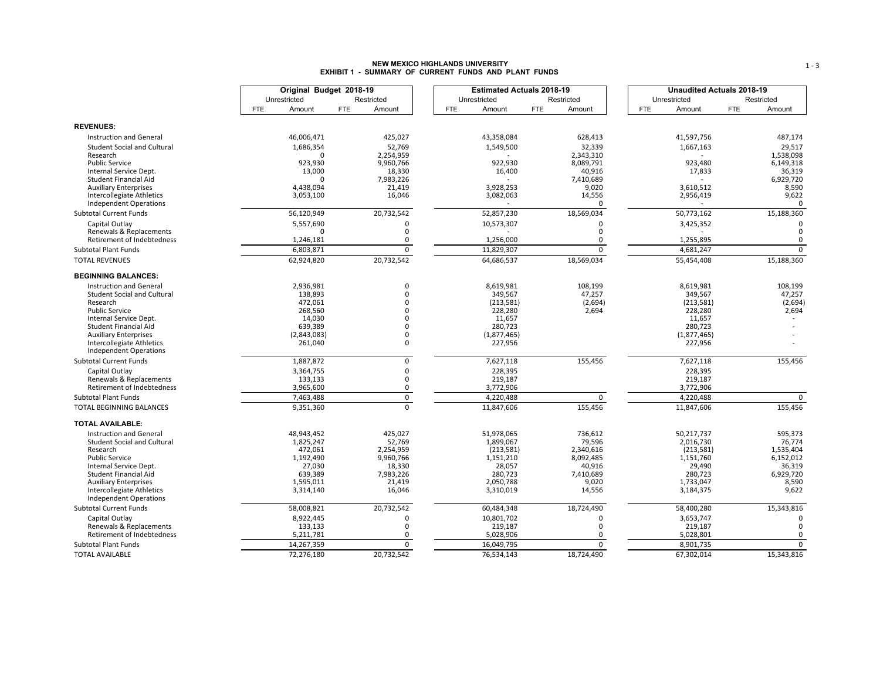# NEW MEXICO HIGHLANDS UNIVERSITY
## EXHIBIT 1 - SUMMARY OF CURRENT FUNDS AND PLANT FUNDS

| | Original Budget 2018-19 | | | | Estimated Actuals 2018-19 | | | | Unaudited Actuals 2018-19 | | | |
|---|---|---|---|---|---|---|---|---|---|---|---|---|
| | Unrestricted | | Restricted | | Unrestricted | | Restricted | | Unrestricted | | Restricted | |
| | FTE | Amount | FTE | Amount | FTE | Amount | FTE | Amount | FTE | Amount | FTE | Amount |
| **REVENUES:** | | | | | | | | | | | | |
| Instruction and General | | 46,006,471 | | 425,027 | | 43,358,084 | | 628,413 | | 41,597,756 | | 487,174 |
| Student Social and Cultural | | 1,686,354 | | 52,769 | | 1,549,500 | | 32,339 | | 1,667,163 | | 29,517 |
| Research | | 0 | | 2,254,959 | | - | | 2,343,310 | | - | | 1,538,098 |
| Public Service | | 923,930 | | 9,960,766 | | 922,930 | | 8,089,791 | | 923,480 | | 6,149,318 |
| Internal Service Dept. | | 13,000 | | 18,330 | | 16,400 | | 40,916 | | 17,833 | | 36,319 |
| Student Financial Aid | | 0 | | 7,983,226 | | - | | 7,410,689 | | - | | 6,929,720 |
| Auxiliary Enterprises | | 4,438,094 | | 21,419 | | 3,928,253 | | 9,020 | | 3,610,512 | | 8,590 |
| Intercollegiate Athletics | | 3,053,100 | | 16,046 | | 3,082,063 | | 14,556 | | 2,956,419 | | 9,622 |
| Independent Operations | | | | | | - | | 0 | | - | | 0 |
| Subtotal Current Funds | | 56,120,949 | | 20,732,542 | | 52,857,230 | | 18,569,034 | | 50,773,162 | | 15,188,360 |
| Capital Outlay | | 5,557,690 | | 0 | | 10,573,307 | | 0 | | 3,425,352 | | 0 |
| Renewals & Replacements | | 0 | | 0 | | - | | 0 | | - | | 0 |
| Retirement of Indebtedness | | 1,246,181 | | 0 | | 1,256,000 | | 0 | | 1,255,895 | | 0 |
| Subtotal Plant Funds | | 6,803,871 | | 0 | | 11,829,307 | | 0 | | 4,681,247 | | 0 |
| TOTAL REVENUES | | 62,924,820 | | 20,732,542 | | 64,686,537 | | 18,569,034 | | 55,454,408 | | 15,188,360 |
| **BEGINNING BALANCES:** | | | | | | | | | | | | |
| Instruction and General | | 2,936,981 | | 0 | | 8,619,981 | | 108,199 | | 8,619,981 | | 108,199 |
| Student Social and Cultural | | 138,893 | | 0 | | 349,567 | | 47,257 | | 349,567 | | 47,257 |
| Research | | 472,061 | | 0 | | (213,581) | | (2,694) | | (213,581) | | (2,694) |
| Public Service | | 268,560 | | 0 | | 228,280 | | 2,694 | | 228,280 | | 2,694 |
| Internal Service Dept. | | 14,030 | | 0 | | 11,657 | | | | 11,657 | | - |
| Student Financial Aid | | 639,389 | | 0 | | 280,723 | | | | 280,723 | | - |
| Auxiliary Enterprises | | (2,843,083) | | 0 | | (1,877,465) | | | | (1,877,465) | | - |
| Intercollegiate Athletics | | 261,040 | | 0 | | 227,956 | | | | 227,956 | | - |
| Independent Operations | | | | | | | | | | | | |
| Subtotal Current Funds | | 1,887,872 | | 0 | | 7,627,118 | | 155,456 | | 7,627,118 | | 155,456 |
| Capital Outlay | | 3,364,755 | | 0 | | 228,395 | | | | 228,395 | | |
| Renewals & Replacements | | 133,133 | | 0 | | 219,187 | | | | 219,187 | | |
| Retirement of Indebtedness | | 3,965,600 | | 0 | | 3,772,906 | | | | 3,772,906 | | |
| Subtotal Plant Funds | | 7,463,488 | | 0 | | 4,220,488 | | 0 | | 4,220,488 | | 0 |
| TOTAL BEGINNING BALANCES | | 9,351,360 | | 0 | | 11,847,606 | | 155,456 | | 11,847,606 | | 155,456 |
| **TOTAL AVAILABLE:** | | | | | | | | | | | | |
| Instruction and General | | 48,943,452 | | 425,027 | | 51,978,065 | | 736,612 | | 50,217,737 | | 595,373 |
| Student Social and Cultural | | 1,825,247 | | 52,769 | | 1,899,067 | | 79,596 | | 2,016,730 | | 76,774 |
| Research | | 472,061 | | 2,254,959 | | (213,581) | | 2,340,616 | | (213,581) | | 1,535,404 |
| Public Service | | 1,192,490 | | 9,960,766 | | 1,151,210 | | 8,092,485 | | 1,151,760 | | 6,152,012 |
| Internal Service Dept. | | 27,030 | | 18,330 | | 28,057 | | 40,916 | | 29,490 | | 36,319 |
| Student Financial Aid | | 639,389 | | 7,983,226 | | 280,723 | | 7,410,689 | | 280,723 | | 6,929,720 |
| Auxiliary Enterprises | | 1,595,011 | | 21,419 | | 2,050,788 | | 9,020 | | 1,733,047 | | 8,590 |
| Intercollegiate Athletics | | 3,314,140 | | 16,046 | | 3,310,019 | | 14,556 | | 3,184,375 | | 9,622 |
| Independent Operations | | | | | | | | | | | | |
| Subtotal Current Funds | | 58,008,821 | | 20,732,542 | | 60,484,348 | | 18,724,490 | | 58,400,280 | | 15,343,816 |
| Capital Outlay | | 8,922,445 | | 0 | | 10,801,702 | | 0 | | 3,653,747 | | 0 |
| Renewals & Replacements | | 133,133 | | 0 | | 219,187 | | 0 | | 219,187 | | 0 |
| Retirement of Indebtedness | | 5,211,781 | | 0 | | 5,028,906 | | 0 | | 5,028,801 | | 0 |
| Subtotal Plant Funds | | 14,267,359 | | 0 | | 16,049,795 | | 0 | | 8,901,735 | | 0 |
| TOTAL AVAILABLE | | 72,276,180 | | 20,732,542 | | 76,534,143 | | 18,724,490 | | 67,302,014 | | 15,343,816 |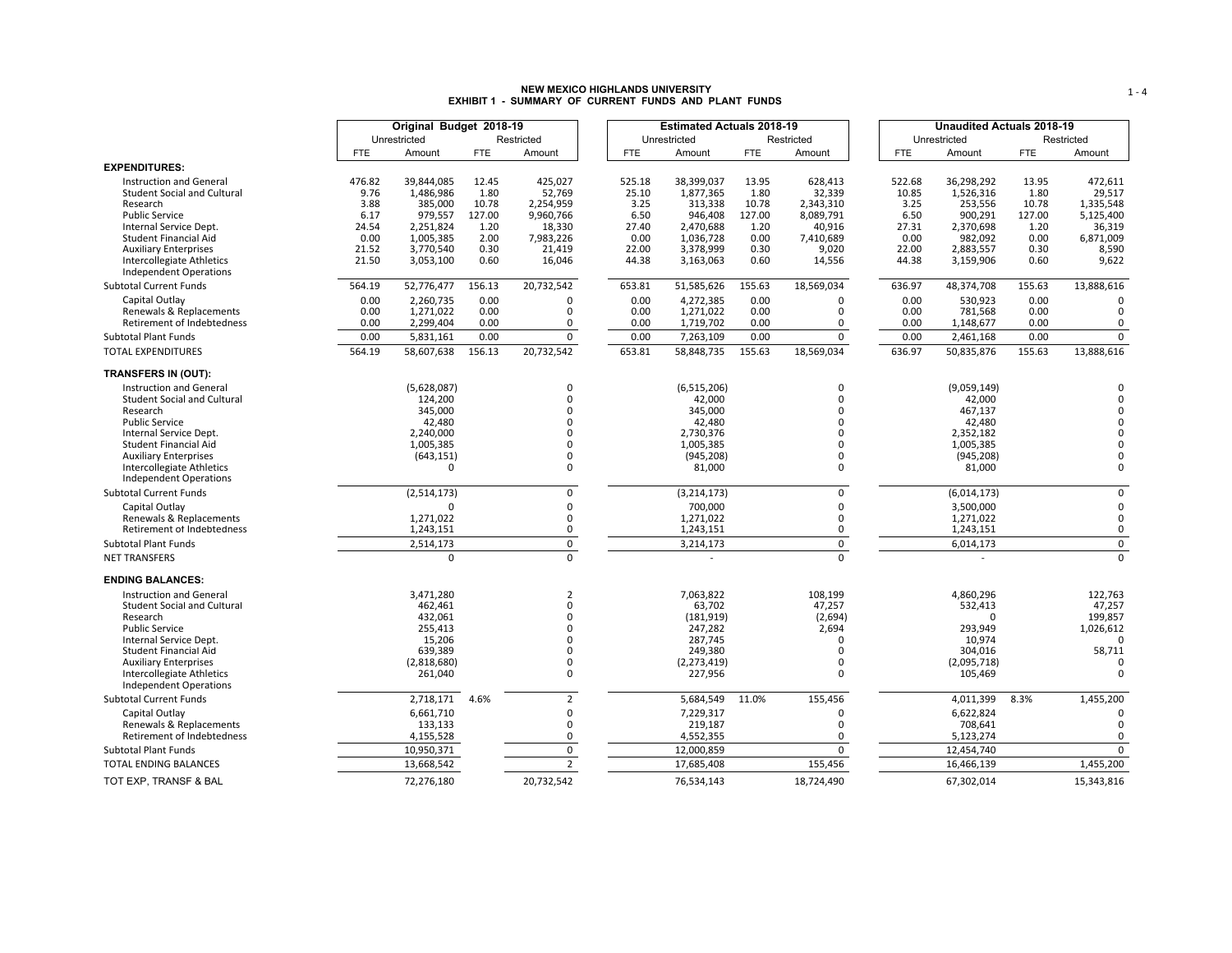**NEW MEXICO HIGHLANDS UNIVERSITY**
**EXHIBIT 1 - SUMMARY OF CURRENT FUNDS AND PLANT FUNDS**

| | Original Budget 2018-19 | | | | Estimated Actuals 2018-19 | | | | Unaudited Actuals 2018-19 | | | |
|---|---|---|---|---|---|---|---|---|---|---|---|---|
| | Unrestricted | | Restricted | | Unrestricted | | Restricted | | Unrestricted | | Restricted | |
| | FTE | Amount | FTE | Amount | FTE | Amount | FTE | Amount | FTE | Amount | FTE | Amount |
| **EXPENDITURES:** | | | | | | | | | | | | |
| Instruction and General | 476.82 | 39,844,085 | 12.45 | 425,027 | 525.18 | 38,399,037 | 13.95 | 628,413 | 522.68 | 36,298,292 | 13.95 | 472,611 |
| Student Social and Cultural | 9.76 | 1,486,986 | 1.80 | 52,769 | 25.10 | 1,877,365 | 1.80 | 32,339 | 10.85 | 1,526,316 | 1.80 | 29,517 |
| Research | 3.88 | 385,000 | 10.78 | 2,254,959 | 3.25 | 313,338 | 10.78 | 2,343,310 | 3.25 | 253,556 | 10.78 | 1,335,548 |
| Public Service | 6.17 | 979,557 | 127.00 | 9,960,766 | 6.50 | 946,408 | 127.00 | 8,089,791 | 6.50 | 900,291 | 127.00 | 5,125,400 |
| Internal Service Dept. | 24.54 | 2,251,824 | 1.20 | 18,330 | 27.40 | 2,470,688 | 1.20 | 40,916 | 27.31 | 2,370,698 | 1.20 | 36,319 |
| Student Financial Aid | 0.00 | 1,005,385 | 2.00 | 7,983,226 | 0.00 | 1,036,728 | 0.00 | 7,410,689 | 0.00 | 982,092 | 0.00 | 6,871,009 |
| Auxiliary Enterprises | 21.52 | 3,770,540 | 0.30 | 21,419 | 22.00 | 3,378,999 | 0.30 | 9,020 | 22.00 | 2,883,557 | 0.30 | 8,590 |
| Intercollegiate Athletics | 21.50 | 3,053,100 | 0.60 | 16,046 | 44.38 | 3,163,063 | 0.60 | 14,556 | 44.38 | 3,159,906 | 0.60 | 9,622 |
| Independent Operations | | | | | | | | | | | | |
| Subtotal Current Funds | 564.19 | 52,776,477 | 156.13 | 20,732,542 | 653.81 | 51,585,626 | 155.63 | 18,569,034 | 636.97 | 48,374,708 | 155.63 | 13,888,616 |
| Capital Outlay | 0.00 | 2,260,735 | 0.00 | 0 | 0.00 | 4,272,385 | 0.00 | 0 | 0.00 | 530,923 | 0.00 | 0 |
| Renewals & Replacements | 0.00 | 1,271,022 | 0.00 | 0 | 0.00 | 1,271,022 | 0.00 | 0 | 0.00 | 781,568 | 0.00 | 0 |
| Retirement of Indebtedness | 0.00 | 2,299,404 | 0.00 | 0 | 0.00 | 1,719,702 | 0.00 | 0 | 0.00 | 1,148,677 | 0.00 | 0 |
| Subtotal Plant Funds | 0.00 | 5,831,161 | 0.00 | 0 | 0.00 | 7,263,109 | 0.00 | 0 | 0.00 | 2,461,168 | 0.00 | 0 |
| TOTAL EXPENDITURES | 564.19 | 58,607,638 | 156.13 | 20,732,542 | 653.81 | 58,848,735 | 155.63 | 18,569,034 | 636.97 | 50,835,876 | 155.63 | 13,888,616 |
| **TRANSFERS IN (OUT):** | | | | | | | | | | | | |
| Instruction and General | | (5,628,087) | | 0 | | (6,515,206) | | 0 | | (9,059,149) | | 0 |
| Student Social and Cultural | | 124,200 | | 0 | | 42,000 | | 0 | | 42,000 | | 0 |
| Research | | 345,000 | | 0 | | 345,000 | | 0 | | 467,137 | | 0 |
| Public Service | | 42,480 | | 0 | | 42,480 | | 0 | | 42,480 | | 0 |
| Internal Service Dept. | | 2,240,000 | | 0 | | 2,730,376 | | 0 | | 2,352,182 | | 0 |
| Student Financial Aid | | 1,005,385 | | 0 | | 1,005,385 | | 0 | | 1,005,385 | | 0 |
| Auxiliary Enterprises | | (643,151) | | 0 | | (945,208) | | 0 | | (945,208) | | 0 |
| Intercollegiate Athletics | | 0 | | 0 | | 81,000 | | 0 | | 81,000 | | 0 |
| Independent Operations | | | | | | | | | | | | |
| Subtotal Current Funds | | (2,514,173) | | 0 | | (3,214,173) | | 0 | | (6,014,173) | | 0 |
| Capital Outlay | | 0 | | 0 | | 700,000 | | 0 | | 3,500,000 | | 0 |
| Renewals & Replacements | | 1,271,022 | | 0 | | 1,271,022 | | 0 | | 1,271,022 | | 0 |
| Retirement of Indebtedness | | 1,243,151 | | 0 | | 1,243,151 | | 0 | | 1,243,151 | | 0 |
| Subtotal Plant Funds | | 2,514,173 | | 0 | | 3,214,173 | | 0 | | 6,014,173 | | 0 |
| NET TRANSFERS | | 0 | | 0 | | - | | 0 | | - | | 0 |
| **ENDING BALANCES:** | | | | | | | | | | | | |
| Instruction and General | | 3,471,280 | | 2 | | 7,063,822 | | 108,199 | | 4,860,296 | | 122,763 |
| Student Social and Cultural | | 462,461 | | 0 | | 63,702 | | 47,257 | | 532,413 | | 47,257 |
| Research | | 432,061 | | 0 | | (181,919) | | (2,694) | | 0 | | 199,857 |
| Public Service | | 255,413 | | 0 | | 247,282 | | 2,694 | | 293,949 | | 1,026,612 |
| Internal Service Dept. | | 15,206 | | 0 | | 287,745 | | 0 | | 10,974 | | 0 |
| Student Financial Aid | | 639,389 | | 0 | | 249,380 | | 0 | | 304,016 | | 58,711 |
| Auxiliary Enterprises | | (2,818,680) | | 0 | | (2,273,419) | | 0 | | (2,095,718) | | 0 |
| Intercollegiate Athletics | | 261,040 | | 0 | | 227,956 | | 0 | | 105,469 | | 0 |
| Independent Operations | | | | | | | | | | | | |
| Subtotal Current Funds | | 2,718,171 | 4.6% | 2 | | 5,684,549 | 11.0% | 155,456 | | 4,011,399 | 8.3% | 1,455,200 |
| Capital Outlay | | 6,661,710 | | 0 | | 7,229,317 | | 0 | | 6,622,824 | | 0 |
| Renewals & Replacements | | 133,133 | | 0 | | 219,187 | | 0 | | 708,641 | | 0 |
| Retirement of Indebtedness | | 4,155,528 | | 0 | | 4,552,355 | | 0 | | 5,123,274 | | 0 |
| Subtotal Plant Funds | | 10,950,371 | | 0 | | 12,000,859 | | 0 | | 12,454,740 | | 0 |
| TOTAL ENDING BALANCES | | 13,668,542 | | 2 | | 17,685,408 | | 155,456 | | 16,466,139 | | 1,455,200 |
| TOT EXP, TRANSF & BAL | | 72,276,180 | | 20,732,542 | | 76,534,143 | | 18,724,490 | | 67,302,014 | | 15,343,816 |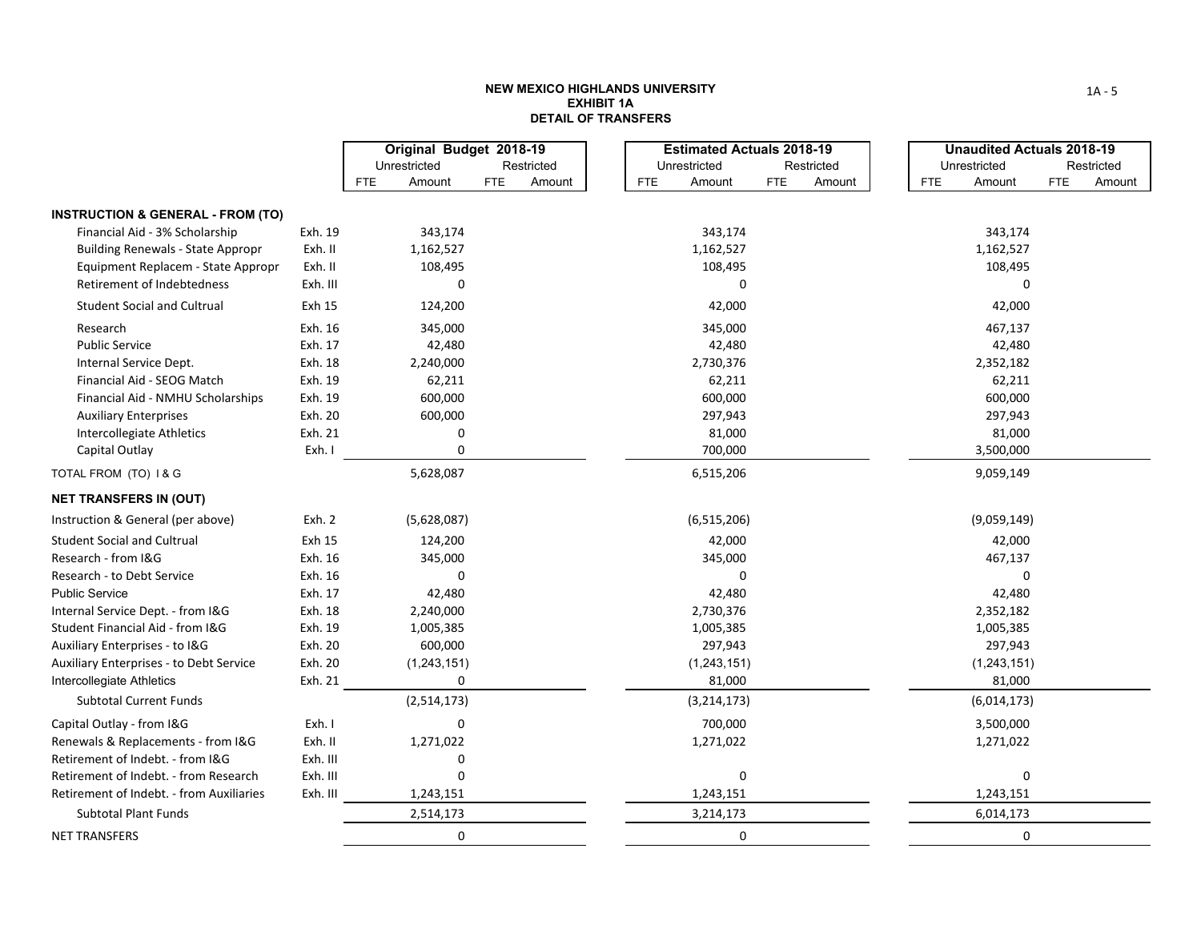**NEW MEXICO HIGHLANDS UNIVERSITY**
**EXHIBIT 1A**
**DETAIL OF TRANSFERS**

| | | Original Budget 2018-19 | | | | Estimated Actuals 2018-19 | | | | Unaudited Actuals 2018-19 | | | |
|---|---|---|---|---|---|---|---|---|---|---|---|---|---|
| | | Unrestricted | | Restricted | | Unrestricted | | Restricted | | Unrestricted | | Restricted | |
| | | FTE | Amount | FTE | Amount | FTE | Amount | FTE | Amount | FTE | Amount | FTE | Amount |
| **INSTRUCTION & GENERAL - FROM (TO)** | | | | | | | | | | | | | |
| Financial Aid - 3% Scholarship | Exh. 19 | | 343,174 | | | | 343,174 | | | | 343,174 | | |
| Building Renewals - State Appropr | Exh. II | | 1,162,527 | | | | 1,162,527 | | | | 1,162,527 | | |
| Equipment Replacem - State Appropr | Exh. II | | 108,495 | | | | 108,495 | | | | 108,495 | | |
| Retirement of Indebtedness | Exh. III | | 0 | | | | 0 | | | | 0 | | |
| Student Social and Cultrual | Exh 15 | | 124,200 | | | | 42,000 | | | | 42,000 | | |
| Research | Exh. 16 | | 345,000 | | | | 345,000 | | | | 467,137 | | |
| Public Service | Exh. 17 | | 42,480 | | | | 42,480 | | | | 42,480 | | |
| Internal Service Dept. | Exh. 18 | | 2,240,000 | | | | 2,730,376 | | | | 2,352,182 | | |
| Financial Aid - SEOG Match | Exh. 19 | | 62,211 | | | | 62,211 | | | | 62,211 | | |
| Financial Aid - NMHU Scholarships | Exh. 19 | | 600,000 | | | | 600,000 | | | | 600,000 | | |
| Auxiliary Enterprises | Exh. 20 | | 600,000 | | | | 297,943 | | | | 297,943 | | |
| Intercollegiate Athletics | Exh. 21 | | 0 | | | | 81,000 | | | | 81,000 | | |
| Capital Outlay | Exh. I | | 0 | | | | 700,000 | | | | 3,500,000 | | |
| TOTAL FROM (TO) I & G | | | 5,628,087 | | | | 6,515,206 | | | | 9,059,149 | | |
| **NET TRANSFERS IN (OUT)** | | | | | | | | | | | | | |
| Instruction & General (per above) | Exh. 2 | | (5,628,087) | | | | (6,515,206) | | | | (9,059,149) | | |
| Student Social and Cultrual | Exh 15 | | 124,200 | | | | 42,000 | | | | 42,000 | | |
| Research - from I&G | Exh. 16 | | 345,000 | | | | 345,000 | | | | 467,137 | | |
| Research - to Debt Service | Exh. 16 | | 0 | | | | 0 | | | | 0 | | |
| Public Service | Exh. 17 | | 42,480 | | | | 42,480 | | | | 42,480 | | |
| Internal Service Dept. - from I&G | Exh. 18 | | 2,240,000 | | | | 2,730,376 | | | | 2,352,182 | | |
| Student Financial Aid - from I&G | Exh. 19 | | 1,005,385 | | | | 1,005,385 | | | | 1,005,385 | | |
| Auxiliary Enterprises - to I&G | Exh. 20 | | 600,000 | | | | 297,943 | | | | 297,943 | | |
| Auxiliary Enterprises - to Debt Service | Exh. 20 | | (1,243,151) | | | | (1,243,151) | | | | (1,243,151) | | |
| Intercollegiate Athletics | Exh. 21 | | 0 | | | | 81,000 | | | | 81,000 | | |
| Subtotal Current Funds | | | (2,514,173) | | | | (3,214,173) | | | | (6,014,173) | | |
| Capital Outlay - from I&G | Exh. I | | 0 | | | | 700,000 | | | | 3,500,000 | | |
| Renewals & Replacements - from I&G | Exh. II | | 1,271,022 | | | | 1,271,022 | | | | 1,271,022 | | |
| Retirement of Indebt. - from I&G | Exh. III | | 0 | | | | | | | | | | |
| Retirement of Indebt. - from Research | Exh. III | | 0 | | | | 0 | | | | 0 | | |
| Retirement of Indebt. - from Auxiliaries | Exh. III | | 1,243,151 | | | | 1,243,151 | | | | 1,243,151 | | |
| Subtotal Plant Funds | | | 2,514,173 | | | | 3,214,173 | | | | 6,014,173 | | |
| NET TRANSFERS | | | 0 | | | | 0 | | | | 0 | | |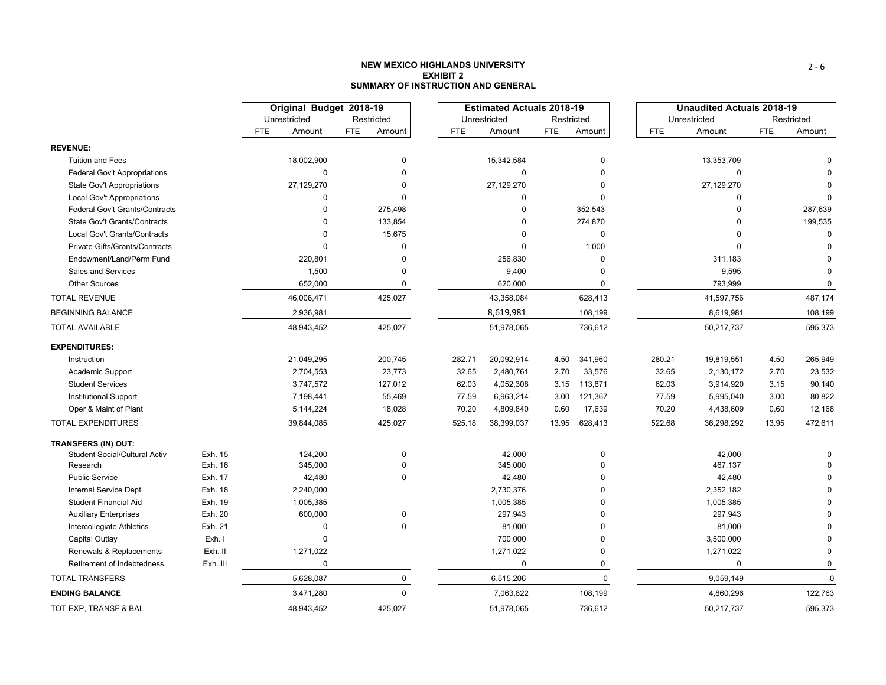# NEW MEXICO HIGHLANDS UNIVERSITY
## EXHIBIT 2
## SUMMARY OF INSTRUCTION AND GENERAL

| | | Original Budget 2018-19 | | | | Estimated Actuals 2018-19 | | | | Unaudited Actuals 2018-19 | | | |
|---|---|---|---|---|---|---|---|---|---|---|---|---|---|
| | | Unrestricted | | Restricted | | Unrestricted | | Restricted | | Unrestricted | | Restricted | |
| | | FTE | Amount | FTE | Amount | FTE | Amount | FTE | Amount | FTE | Amount | FTE | Amount |
| **REVENUE:** | | | | | | | | | | | | | |
| Tuition and Fees | | | 18,002,900 | | 0 | | 15,342,584 | | 0 | | 13,353,709 | | 0 |
| Federal Gov't Appropriations | | | 0 | | 0 | | 0 | | 0 | | 0 | | 0 |
| State Gov't Appropriations | | | 27,129,270 | | 0 | | 27,129,270 | | 0 | | 27,129,270 | | 0 |
| Local Gov't Appropriations | | | 0 | | 0 | | 0 | | 0 | | 0 | | 0 |
| Federal Gov't Grants/Contracts | | | 0 | | 275,498 | | 0 | | 352,543 | | 0 | | 287,639 |
| State Gov't Grants/Contracts | | | 0 | | 133,854 | | 0 | | 274,870 | | 0 | | 199,535 |
| Local Gov't Grants/Contracts | | | 0 | | 15,675 | | 0 | | 0 | | 0 | | 0 |
| Private Gifts/Grants/Contracts | | | 0 | | 0 | | 0 | | 1,000 | | 0 | | 0 |
| Endowment/Land/Perm Fund | | | 220,801 | | 0 | | 256,830 | | 0 | | 311,183 | | 0 |
| Sales and Services | | | 1,500 | | 0 | | 9,400 | | 0 | | 9,595 | | 0 |
| Other Sources | | | 652,000 | | 0 | | 620,000 | | 0 | | 793,999 | | 0 |
| TOTAL REVENUE | | | 46,006,471 | | 425,027 | | 43,358,084 | | 628,413 | | 41,597,756 | | 487,174 |
| BEGINNING BALANCE | | | 2,936,981 | | | | 8,619,981 | | 108,199 | | 8,619,981 | | 108,199 |
| TOTAL AVAILABLE | | | 48,943,452 | | 425,027 | | 51,978,065 | | 736,612 | | 50,217,737 | | 595,373 |
| **EXPENDITURES:** | | | | | | | | | | | | | |
| Instruction | | | 21,049,295 | | 200,745 | 282.71 | 20,092,914 | 4.50 | 341,960 | 280.21 | 19,819,551 | 4.50 | 265,949 |
| Academic Support | | | 2,704,553 | | 23,773 | 32.65 | 2,480,761 | 2.70 | 33,576 | 32.65 | 2,130,172 | 2.70 | 23,532 |
| Student Services | | | 3,747,572 | | 127,012 | 62.03 | 4,052,308 | 3.15 | 113,871 | 62.03 | 3,914,920 | 3.15 | 90,140 |
| Institutional Support | | | 7,198,441 | | 55,469 | 77.59 | 6,963,214 | 3.00 | 121,367 | 77.59 | 5,995,040 | 3.00 | 80,822 |
| Oper & Maint of Plant | | | 5,144,224 | | 18,028 | 70.20 | 4,809,840 | 0.60 | 17,639 | 70.20 | 4,438,609 | 0.60 | 12,168 |
| TOTAL EXPENDITURES | | | 39,844,085 | | 425,027 | 525.18 | 38,399,037 | 13.95 | 628,413 | 522.68 | 36,298,292 | 13.95 | 472,611 |
| **TRANSFERS (IN) OUT:** | | | | | | | | | | | | | |
| Student Social/Cultural Activ | Exh. 15 | | 124,200 | | 0 | | 42,000 | | 0 | | 42,000 | | 0 |
| Research | Exh. 16 | | 345,000 | | 0 | | 345,000 | | 0 | | 467,137 | | 0 |
| Public Service | Exh. 17 | | 42,480 | | 0 | | 42,480 | | 0 | | 42,480 | | 0 |
| Internal Service Dept. | Exh. 18 | | 2,240,000 | | | | 2,730,376 | | 0 | | 2,352,182 | | 0 |
| Student Financial Aid | Exh. 19 | | 1,005,385 | | | | 1,005,385 | | 0 | | 1,005,385 | | 0 |
| Auxiliary Enterprises | Exh. 20 | | 600,000 | | 0 | | 297,943 | | 0 | | 297,943 | | 0 |
| Intercollegiate Athletics | Exh. 21 | | 0 | | 0 | | 81,000 | | 0 | | 81,000 | | 0 |
| Capital Outlay | Exh. I | | 0 | | | | 700,000 | | 0 | | 3,500,000 | | 0 |
| Renewals & Replacements | Exh. II | | 1,271,022 | | | | 1,271,022 | | 0 | | 1,271,022 | | 0 |
| Retirement of Indebtedness | Exh. III | | 0 | | | | 0 | | 0 | | 0 | | 0 |
| TOTAL TRANSFERS | | | 5,628,087 | | 0 | | 6,515,206 | | 0 | | 9,059,149 | | 0 |
| **ENDING BALANCE** | | | 3,471,280 | | 0 | | 7,063,822 | | 108,199 | | 4,860,296 | | 122,763 |
| TOT EXP, TRANSF & BAL | | | 48,943,452 | | 425,027 | | 51,978,065 | | 736,612 | | 50,217,737 | | 595,373 |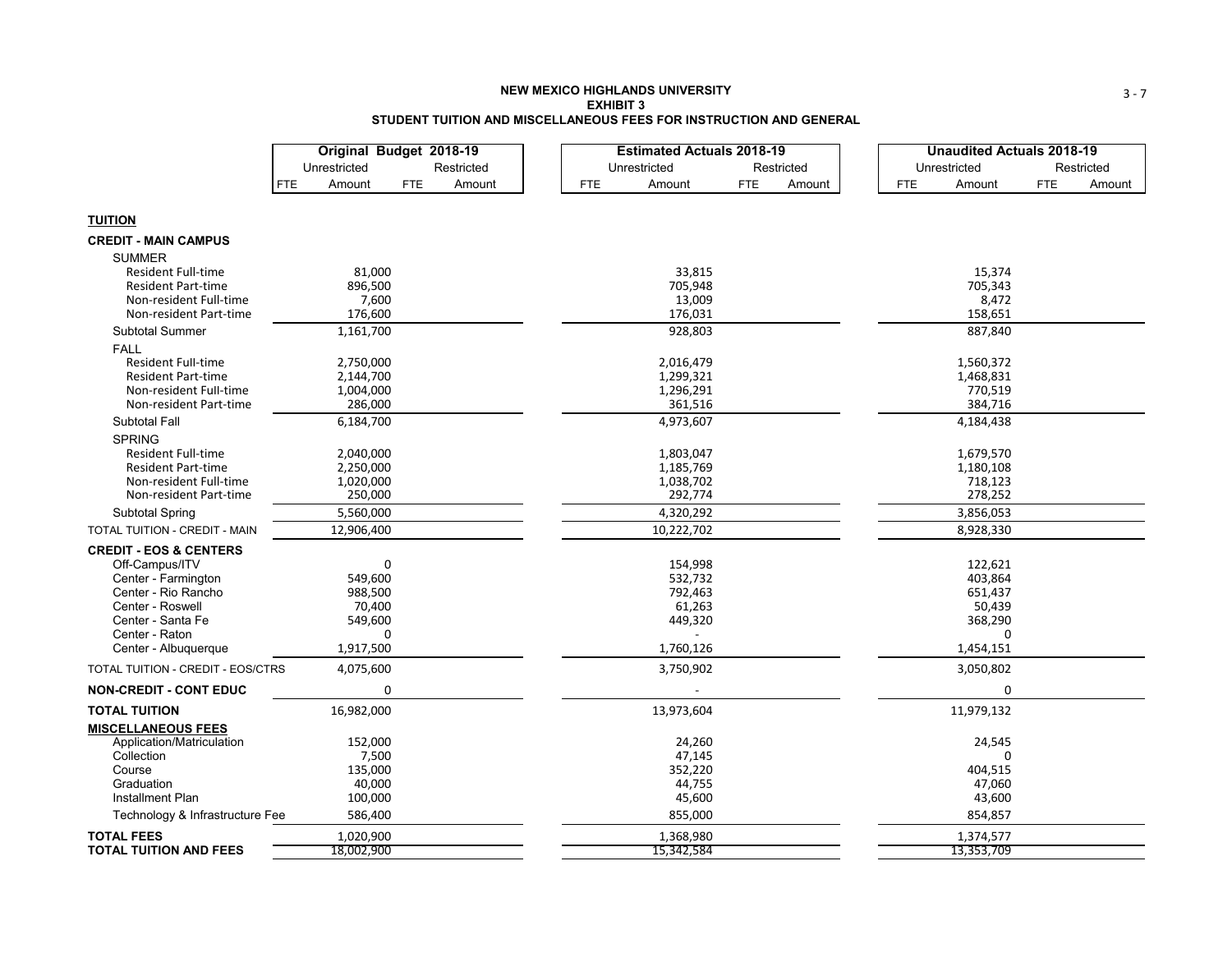# NEW MEXICO HIGHLANDS UNIVERSITY
## EXHIBIT 3
## STUDENT TUITION AND MISCELLANEOUS FEES FOR INSTRUCTION AND GENERAL

| | Original Budget 2018-19 | | | | Estimated Actuals 2018-19 | | | | Unaudited Actuals 2018-19 | | | |
|---|---|---|---|---|---|---|---|---|---|---|---|---|
| | Unrestricted | | Restricted | | Unrestricted | | Restricted | | Unrestricted | | Restricted | |
| | FTE | Amount | FTE | Amount | FTE | Amount | FTE | Amount | FTE | Amount | FTE | Amount |
| **TUITION** | | | | | | | | | | | | |
| **CREDIT - MAIN CAMPUS** | | | | | | | | | | | | |
| SUMMER | | | | | | | | | | | | |
| Resident Full-time | | 81,000 | | | | 33,815 | | | | 15,374 | | |
| Resident Part-time | | 896,500 | | | | 705,948 | | | | 705,343 | | |
| Non-resident Full-time | | 7,600 | | | | 13,009 | | | | 8,472 | | |
| Non-resident Part-time | | 176,600 | | | | 176,031 | | | | 158,651 | | |
| Subtotal Summer | | 1,161,700 | | | | 928,803 | | | | 887,840 | | |
| FALL | | | | | | | | | | | | |
| Resident Full-time | | 2,750,000 | | | | 2,016,479 | | | | 1,560,372 | | |
| Resident Part-time | | 2,144,700 | | | | 1,299,321 | | | | 1,468,831 | | |
| Non-resident Full-time | | 1,004,000 | | | | 1,296,291 | | | | 770,519 | | |
| Non-resident Part-time | | 286,000 | | | | 361,516 | | | | 384,716 | | |
| Subtotal Fall | | 6,184,700 | | | | 4,973,607 | | | | 4,184,438 | | |
| SPRING | | | | | | | | | | | | |
| Resident Full-time | | 2,040,000 | | | | 1,803,047 | | | | 1,679,570 | | |
| Resident Part-time | | 2,250,000 | | | | 1,185,769 | | | | 1,180,108 | | |
| Non-resident Full-time | | 1,020,000 | | | | 1,038,702 | | | | 718,123 | | |
| Non-resident Part-time | | 250,000 | | | | 292,774 | | | | 278,252 | | |
| Subtotal Spring | | 5,560,000 | | | | 4,320,292 | | | | 3,856,053 | | |
| TOTAL TUITION - CREDIT - MAIN | | 12,906,400 | | | | 10,222,702 | | | | 8,928,330 | | |
| **CREDIT - EOS & CENTERS** | | | | | | | | | | | | |
| Off-Campus/ITV | | 0 | | | | 154,998 | | | | 122,621 | | |
| Center - Farmington | | 549,600 | | | | 532,732 | | | | 403,864 | | |
| Center - Rio Rancho | | 988,500 | | | | 792,463 | | | | 651,437 | | |
| Center - Roswell | | 70,400 | | | | 61,263 | | | | 50,439 | | |
| Center - Santa Fe | | 549,600 | | | | 449,320 | | | | 368,290 | | |
| Center - Raton | | 0 | | | | - | | | | 0 | | |
| Center - Albuquerque | | 1,917,500 | | | | 1,760,126 | | | | 1,454,151 | | |
| TOTAL TUITION - CREDIT - EOS/CTRS | | 4,075,600 | | | | 3,750,902 | | | | 3,050,802 | | |
| **NON-CREDIT - CONT EDUC** | | 0 | | | | - | | | | 0 | | |
| **TOTAL TUITION** | | 16,982,000 | | | | 13,973,604 | | | | 11,979,132 | | |
| **MISCELLANEOUS FEES** | | | | | | | | | | | | |
| Application/Matriculation | | 152,000 | | | | 24,260 | | | | 24,545 | | |
| Collection | | 7,500 | | | | 47,145 | | | | 0 | | |
| Course | | 135,000 | | | | 352,220 | | | | 404,515 | | |
| Graduation | | 40,000 | | | | 44,755 | | | | 47,060 | | |
| Installment Plan | | 100,000 | | | | 45,600 | | | | 43,600 | | |
| Technology & Infrastructure Fee | | 586,400 | | | | 855,000 | | | | 854,857 | | |
| **TOTAL FEES** | | 1,020,900 | | | | 1,368,980 | | | | 1,374,577 | | |
| **TOTAL TUITION AND FEES** | | 18,002,900 | | | | 15,342,584 | | | | 13,353,709 | | |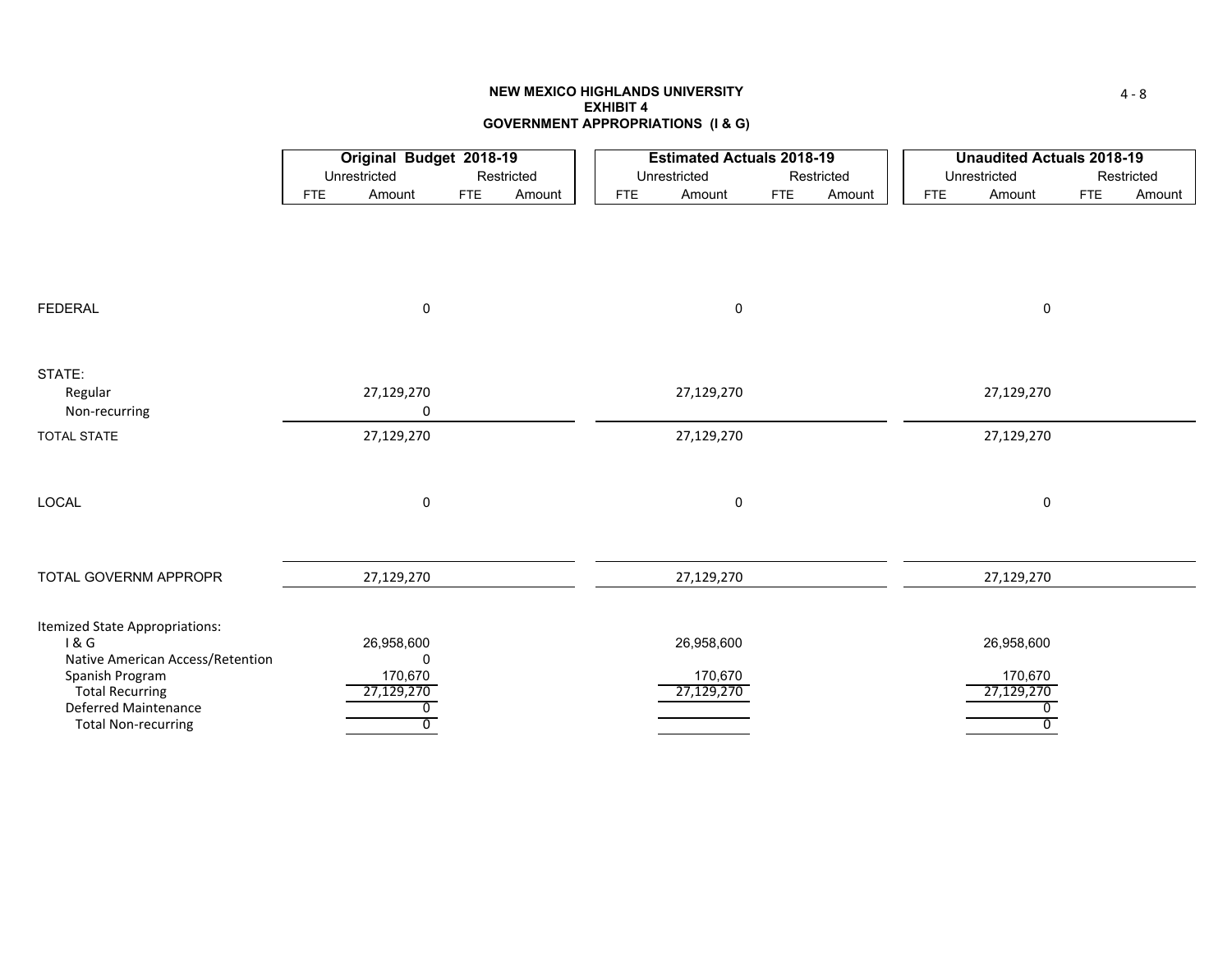**NEW MEXICO HIGHLANDS UNIVERSITY**
**EXHIBIT 4**
**GOVERNMENT APPROPRIATIONS (I & G)**

| | Original Budget 2018-19 | | | | Estimated Actuals 2018-19 | | | | Unaudited Actuals 2018-19 | | | |
|---|---|---|---|---|---|---|---|---|---|---|---|---|
| | Unrestricted | | Restricted | | Unrestricted | | Restricted | | Unrestricted | | Restricted | |
| | FTE | Amount | FTE | Amount | FTE | Amount | FTE | Amount | FTE | Amount | FTE | Amount |
| FEDERAL | | 0 | | | | 0 | | | | 0 | | |
| STATE: | | | | | | | | | | | | |
| Regular | | 27,129,270 | | | | 27,129,270 | | | | 27,129,270 | | |
| Non-recurring | | 0 | | | | | | | | | | |
| TOTAL STATE | | 27,129,270 | | | | 27,129,270 | | | | 27,129,270 | | |
| LOCAL | | 0 | | | | 0 | | | | 0 | | |
| TOTAL GOVERNM APPROPR | | 27,129,270 | | | | 27,129,270 | | | | 27,129,270 | | |
| Itemized State Appropriations: | | | | | | | | | | | | |
| I & G | | 26,958,600 | | | | 26,958,600 | | | | 26,958,600 | | |
| Native American Access/Retention | | 0 | | | | | | | | | | |
| Spanish Program | | 170,670 | | | | 170,670 | | | | 170,670 | | |
| Total Recurring | | 27,129,270 | | | | 27,129,270 | | | | 27,129,270 | | |
| Deferred Maintenance | | 0 | | | | | | | | 0 | | |
| Total Non-recurring | | 0 | | | | | | | | 0 | | |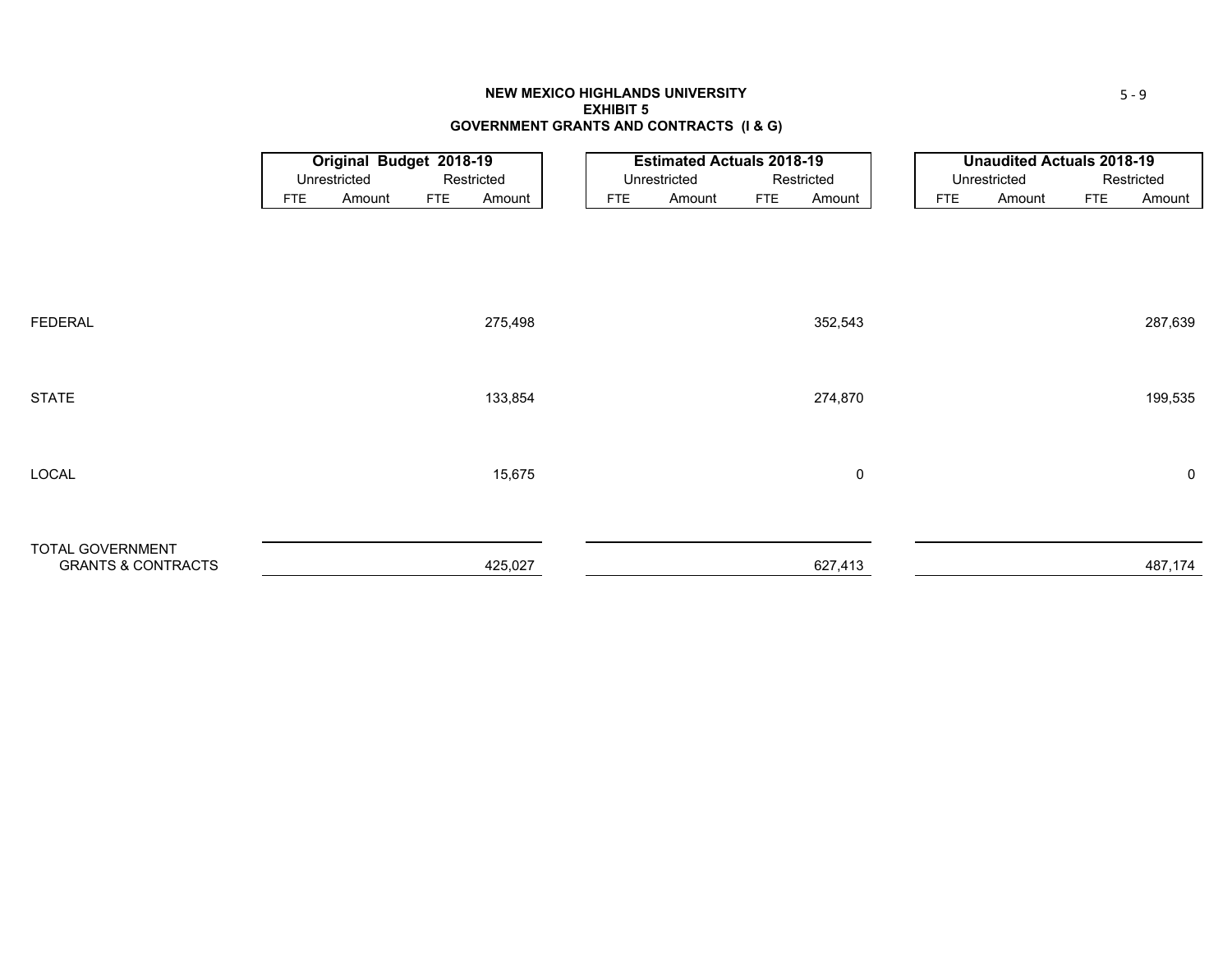**NEW MEXICO HIGHLANDS UNIVERSITY**
**EXHIBIT 5**
**GOVERNMENT GRANTS AND CONTRACTS (I & G)**

| | Original Budget 2018-19 | | | | Estimated Actuals 2018-19 | | | | Unaudited Actuals 2018-19 | | | |
|---|---|---|---|---|---|---|---|---|---|---|---|---|
| | Unrestricted | | Restricted | | Unrestricted | | Restricted | | Unrestricted | | Restricted | |
| | FTE | Amount | FTE | Amount | FTE | Amount | FTE | Amount | FTE | Amount | FTE | Amount |
| FEDERAL | | | | 275,498 | | | | 352,543 | | | | 287,639 |
| STATE | | | | 133,854 | | | | 274,870 | | | | 199,535 |
| LOCAL | | | | 15,675 | | | | 0 | | | | 0 |
| TOTAL GOVERNMENT GRANTS & CONTRACTS | | | | 425,027 | | | | 627,413 | | | | 487,174 |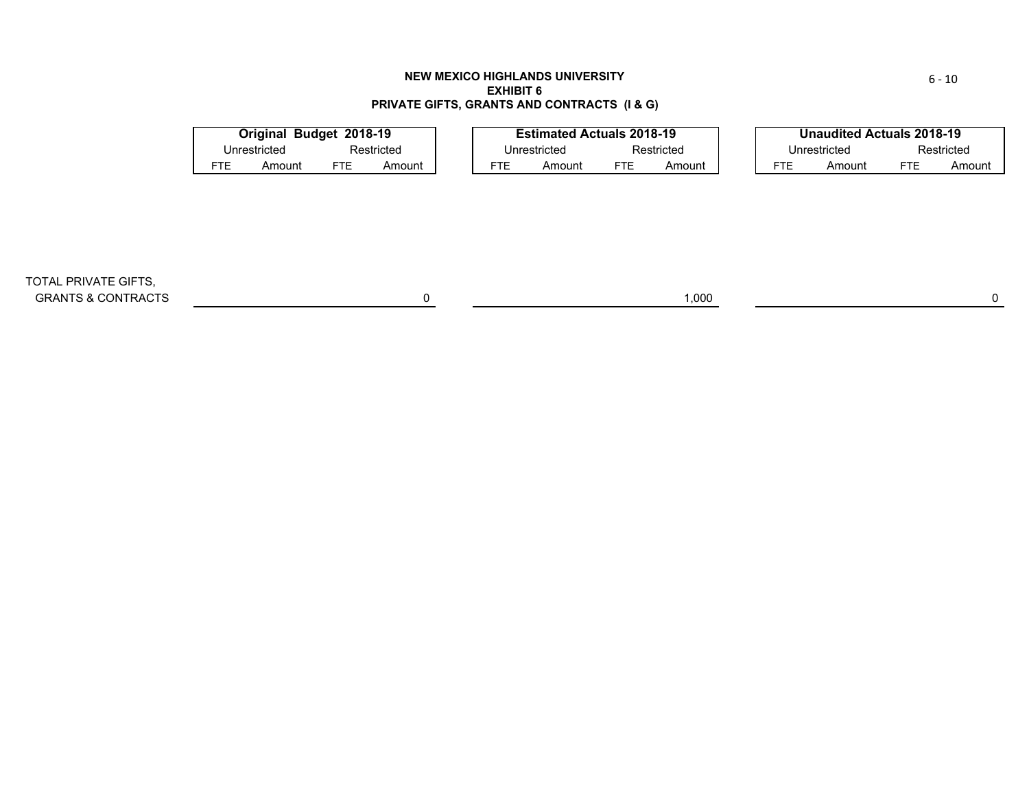**NEW MEXICO HIGHLANDS UNIVERSITY**
**EXHIBIT 6**
**PRIVATE GIFTS, GRANTS AND CONTRACTS (I & G)**

| | Original Budget 2018-19 | | | | Estimated Actuals 2018-19 | | | | Unaudited Actuals 2018-19 | | | |
|---|---|---|---|---|---|---|---|---|---|---|---|---|
| | Unrestricted | | Restricted | | Unrestricted | | Restricted | | Unrestricted | | Restricted | |
| | FTE | Amount | FTE | Amount | FTE | Amount | FTE | Amount | FTE | Amount | FTE | Amount |
| TOTAL PRIVATE GIFTS, GRANTS & CONTRACTS | | | | 0 | | | | 1,000 | | | | 0 |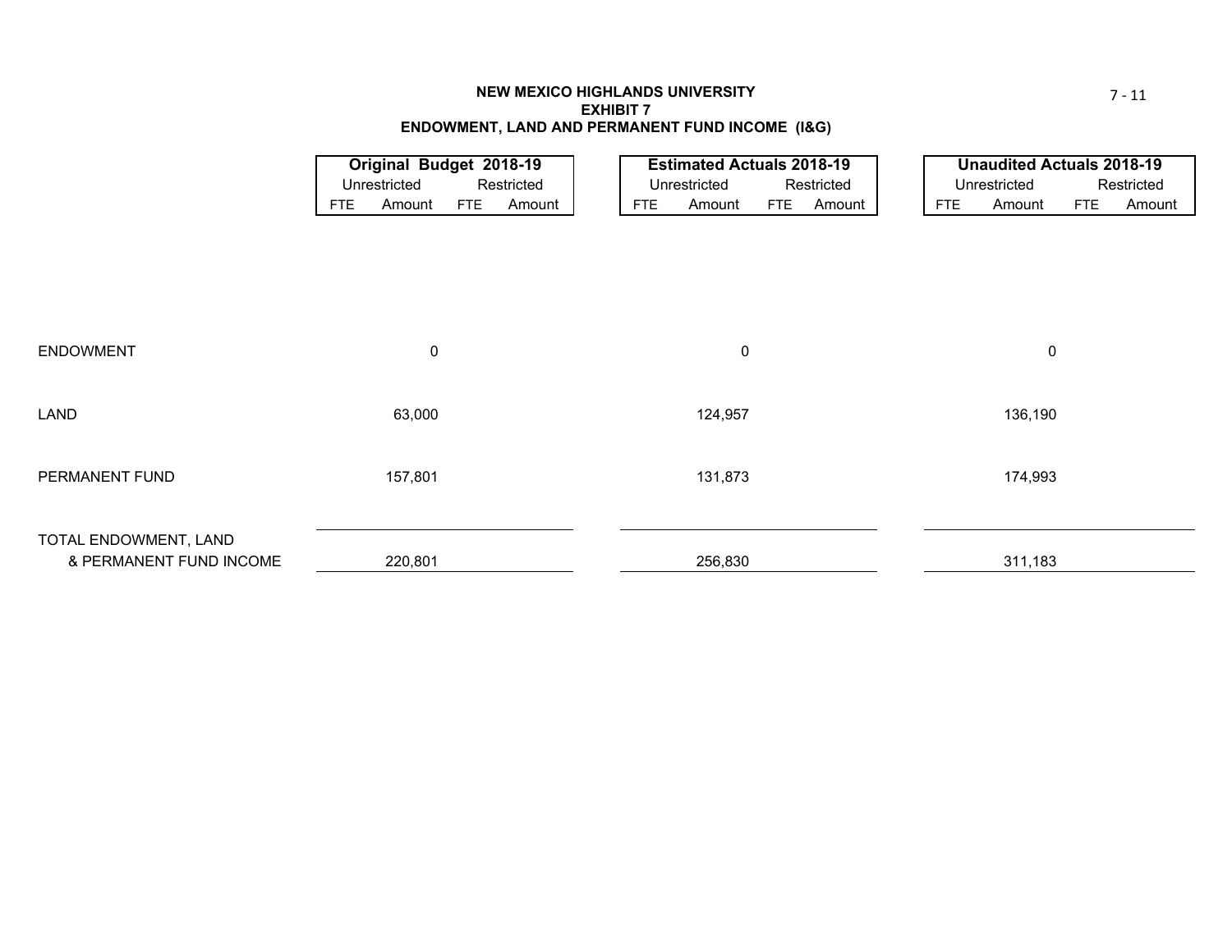**NEW MEXICO HIGHLANDS UNIVERSITY**
**EXHIBIT 7**
**ENDOWMENT, LAND AND PERMANENT FUND INCOME (I&G)**

| | **Original Budget 2018-19** | | | | **Estimated Actuals 2018-19** | | | | **Unaudited Actuals 2018-19** | | | |
|---|---|---|---|---|---|---|---|---|---|---|---|---|
| | Unrestricted | | Restricted | | Unrestricted | | Restricted | | Unrestricted | | Restricted | |
| | FTE | Amount | FTE | Amount | FTE | Amount | FTE | Amount | FTE | Amount | FTE | Amount |
| ENDOWMENT | | 0 | | | | 0 | | | | 0 | | |
| LAND | | 63,000 | | | | 124,957 | | | | 136,190 | | |
| PERMANENT FUND | | 157,801 | | | | 131,873 | | | | 174,993 | | |
| TOTAL ENDOWMENT, LAND & PERMANENT FUND INCOME | | 220,801 | | | | 256,830 | | | | 311,183 | | |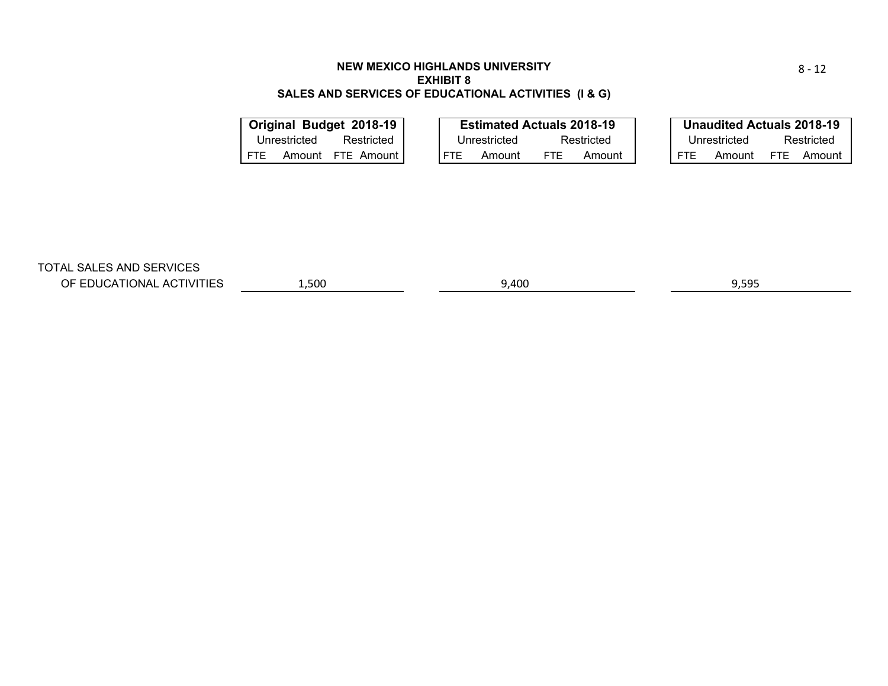**NEW MEXICO HIGHLANDS UNIVERSITY**
**EXHIBIT 8**
**SALES AND SERVICES OF EDUCATIONAL ACTIVITIES (I & G)**

| | **Original Budget 2018-19** | | | | **Estimated Actuals 2018-19** | | | | **Unaudited Actuals 2018-19** | | | |
|---|---|---|---|---|---|---|---|---|---|---|---|---|
| | Unrestricted | | Restricted | | Unrestricted | | Restricted | | Unrestricted | | Restricted | |
| | FTE | Amount | FTE | Amount | FTE | Amount | FTE | Amount | FTE | Amount | FTE | Amount |
| TOTAL SALES AND SERVICES OF EDUCATIONAL ACTIVITIES | | 1,500 | | | | 9,400 | | | | 9,595 | | |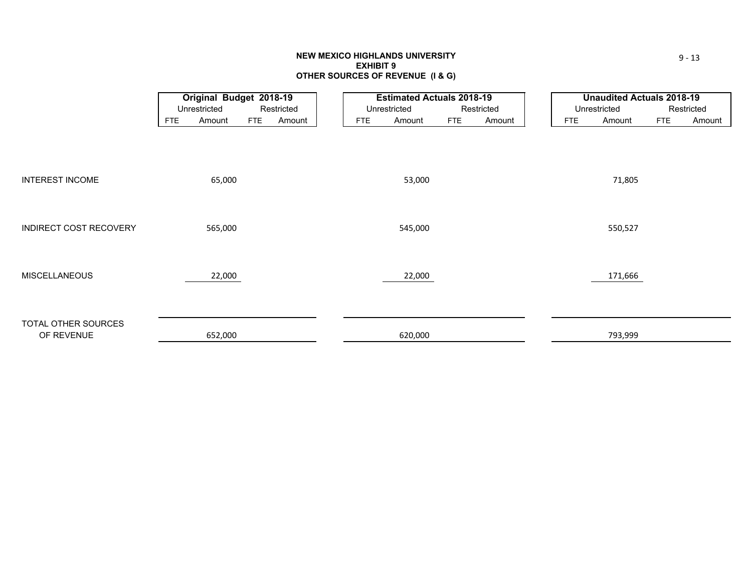**NEW MEXICO HIGHLANDS UNIVERSITY**
**EXHIBIT 9**
**OTHER SOURCES OF REVENUE (I & G)**

| | **Original Budget 2018-19** | | | | **Estimated Actuals 2018-19** | | | | **Unaudited Actuals 2018-19** | | | |
|---|---|---|---|---|---|---|---|---|---|---|---|---|
| | Unrestricted | | Restricted | | Unrestricted | | Restricted | | Unrestricted | | Restricted | |
| | FTE | Amount | FTE | Amount | FTE | Amount | FTE | Amount | FTE | Amount | FTE | Amount |
| INTEREST INCOME | | 65,000 | | | | 53,000 | | | | 71,805 | | |
| INDIRECT COST RECOVERY | | 565,000 | | | | 545,000 | | | | 550,527 | | |
| MISCELLANEOUS | | 22,000 | | | | 22,000 | | | | 171,666 | | |
| TOTAL OTHER SOURCES OF REVENUE | | 652,000 | | | | 620,000 | | | | 793,999 | | |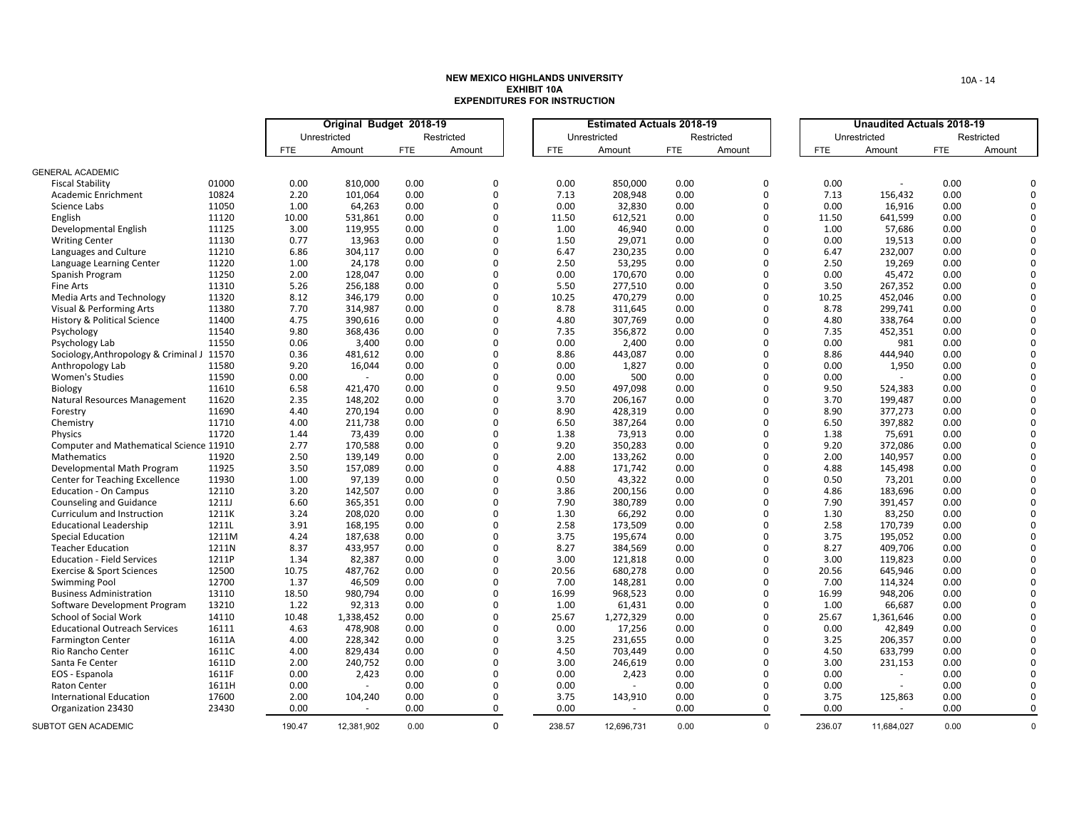**NEW MEXICO HIGHLANDS UNIVERSITY**
**EXHIBIT 10A**
**EXPENDITURES FOR INSTRUCTION**

| | | Original Budget 2018-19 | | | | Estimated Actuals 2018-19 | | | | Unaudited Actuals 2018-19 | | | |
|---|---|---|---|---|---|---|---|---|---|---|---|---|---|
| | | Unrestricted | | Restricted | | Unrestricted | | Restricted | | Unrestricted | | Restricted | |
| | | FTE | Amount | FTE | Amount | FTE | Amount | FTE | Amount | FTE | Amount | FTE | Amount |
| GENERAL ACADEMIC | | | | | | | | | | | | | |
| Fiscal Stability | 01000 | 0.00 | 810,000 | 0.00 | 0 | 0.00 | 850,000 | 0.00 | 0 | 0.00 | - | 0.00 | 0 |
| Academic Enrichment | 10824 | 2.20 | 101,064 | 0.00 | 0 | 7.13 | 208,948 | 0.00 | 0 | 7.13 | 156,432 | 0.00 | 0 |
| Science Labs | 11050 | 1.00 | 64,263 | 0.00 | 0 | 0.00 | 32,830 | 0.00 | 0 | 0.00 | 16,916 | 0.00 | 0 |
| English | 11120 | 10.00 | 531,861 | 0.00 | 0 | 11.50 | 612,521 | 0.00 | 0 | 11.50 | 641,599 | 0.00 | 0 |
| Developmental English | 11125 | 3.00 | 119,955 | 0.00 | 0 | 1.00 | 46,940 | 0.00 | 0 | 1.00 | 57,686 | 0.00 | 0 |
| Writing Center | 11130 | 0.77 | 13,963 | 0.00 | 0 | 1.50 | 29,071 | 0.00 | 0 | 0.00 | 19,513 | 0.00 | 0 |
| Languages and Culture | 11210 | 6.86 | 304,117 | 0.00 | 0 | 6.47 | 230,235 | 0.00 | 0 | 6.47 | 232,007 | 0.00 | 0 |
| Language Learning Center | 11220 | 1.00 | 24,178 | 0.00 | 0 | 2.50 | 53,295 | 0.00 | 0 | 2.50 | 19,269 | 0.00 | 0 |
| Spanish Program | 11250 | 2.00 | 128,047 | 0.00 | 0 | 0.00 | 170,670 | 0.00 | 0 | 0.00 | 45,472 | 0.00 | 0 |
| Fine Arts | 11310 | 5.26 | 256,188 | 0.00 | 0 | 5.50 | 277,510 | 0.00 | 0 | 3.50 | 267,352 | 0.00 | 0 |
| Media Arts and Technology | 11320 | 8.12 | 346,179 | 0.00 | 0 | 10.25 | 470,279 | 0.00 | 0 | 10.25 | 452,046 | 0.00 | 0 |
| Visual & Performing Arts | 11380 | 7.70 | 314,987 | 0.00 | 0 | 8.78 | 311,645 | 0.00 | 0 | 8.78 | 299,741 | 0.00 | 0 |
| History & Political Science | 11400 | 4.75 | 390,616 | 0.00 | 0 | 4.80 | 307,769 | 0.00 | 0 | 4.80 | 338,764 | 0.00 | 0 |
| Psychology | 11540 | 9.80 | 368,436 | 0.00 | 0 | 7.35 | 356,872 | 0.00 | 0 | 7.35 | 452,351 | 0.00 | 0 |
| Psychology Lab | 11550 | 0.06 | 3,400 | 0.00 | 0 | 0.00 | 2,400 | 0.00 | 0 | 0.00 | 981 | 0.00 | 0 |
| Sociology,Anthropology & Criminal J | 11570 | 0.36 | 481,612 | 0.00 | 0 | 8.86 | 443,087 | 0.00 | 0 | 8.86 | 444,940 | 0.00 | 0 |
| Anthropology Lab | 11580 | 9.20 | 16,044 | 0.00 | 0 | 0.00 | 1,827 | 0.00 | 0 | 0.00 | 1,950 | 0.00 | 0 |
| Women's Studies | 11590 | 0.00 | - | 0.00 | 0 | 0.00 | 500 | 0.00 | 0 | 0.00 | - | 0.00 | 0 |
| Biology | 11610 | 6.58 | 421,470 | 0.00 | 0 | 9.50 | 497,098 | 0.00 | 0 | 9.50 | 524,383 | 0.00 | 0 |
| Natural Resources Management | 11620 | 2.35 | 148,202 | 0.00 | 0 | 3.70 | 206,167 | 0.00 | 0 | 3.70 | 199,487 | 0.00 | 0 |
| Forestry | 11690 | 4.40 | 270,194 | 0.00 | 0 | 8.90 | 428,319 | 0.00 | 0 | 8.90 | 377,273 | 0.00 | 0 |
| Chemistry | 11710 | 4.00 | 211,738 | 0.00 | 0 | 6.50 | 387,264 | 0.00 | 0 | 6.50 | 397,882 | 0.00 | 0 |
| Physics | 11720 | 1.44 | 73,439 | 0.00 | 0 | 1.38 | 73,913 | 0.00 | 0 | 1.38 | 75,691 | 0.00 | 0 |
| Computer and Mathematical Science | 11910 | 2.77 | 170,588 | 0.00 | 0 | 9.20 | 350,283 | 0.00 | 0 | 9.20 | 372,086 | 0.00 | 0 |
| Mathematics | 11920 | 2.50 | 139,149 | 0.00 | 0 | 2.00 | 133,262 | 0.00 | 0 | 2.00 | 140,957 | 0.00 | 0 |
| Developmental Math Program | 11925 | 3.50 | 157,089 | 0.00 | 0 | 4.88 | 171,742 | 0.00 | 0 | 4.88 | 145,498 | 0.00 | 0 |
| Center for Teaching Excellence | 11930 | 1.00 | 97,139 | 0.00 | 0 | 0.50 | 43,322 | 0.00 | 0 | 0.50 | 73,201 | 0.00 | 0 |
| Education - On Campus | 12110 | 3.20 | 142,507 | 0.00 | 0 | 3.86 | 200,156 | 0.00 | 0 | 4.86 | 183,696 | 0.00 | 0 |
| Counseling and Guidance | 1211J | 6.60 | 365,351 | 0.00 | 0 | 7.90 | 380,789 | 0.00 | 0 | 7.90 | 391,457 | 0.00 | 0 |
| Curriculum and Instruction | 1211K | 3.24 | 208,020 | 0.00 | 0 | 1.30 | 66,292 | 0.00 | 0 | 1.30 | 83,250 | 0.00 | 0 |
| Educational Leadership | 1211L | 3.91 | 168,195 | 0.00 | 0 | 2.58 | 173,509 | 0.00 | 0 | 2.58 | 170,739 | 0.00 | 0 |
| Special Education | 1211M | 4.24 | 187,638 | 0.00 | 0 | 3.75 | 195,674 | 0.00 | 0 | 3.75 | 195,052 | 0.00 | 0 |
| Teacher Education | 1211N | 8.37 | 433,957 | 0.00 | 0 | 8.27 | 384,569 | 0.00 | 0 | 8.27 | 409,706 | 0.00 | 0 |
| Education - Field Services | 1211P | 1.34 | 82,387 | 0.00 | 0 | 3.00 | 121,818 | 0.00 | 0 | 3.00 | 119,823 | 0.00 | 0 |
| Exercise & Sport Sciences | 12500 | 10.75 | 487,762 | 0.00 | 0 | 20.56 | 680,278 | 0.00 | 0 | 20.56 | 645,946 | 0.00 | 0 |
| Swimming Pool | 12700 | 1.37 | 46,509 | 0.00 | 0 | 7.00 | 148,281 | 0.00 | 0 | 7.00 | 114,324 | 0.00 | 0 |
| Business Administration | 13110 | 18.50 | 980,794 | 0.00 | 0 | 16.99 | 968,523 | 0.00 | 0 | 16.99 | 948,206 | 0.00 | 0 |
| Software Development Program | 13210 | 1.22 | 92,313 | 0.00 | 0 | 1.00 | 61,431 | 0.00 | 0 | 1.00 | 66,687 | 0.00 | 0 |
| School of Social Work | 14110 | 10.48 | 1,338,452 | 0.00 | 0 | 25.67 | 1,272,329 | 0.00 | 0 | 25.67 | 1,361,646 | 0.00 | 0 |
| Educational Outreach Services | 16111 | 4.63 | 478,908 | 0.00 | 0 | 0.00 | 17,256 | 0.00 | 0 | 0.00 | 42,849 | 0.00 | 0 |
| Farmington Center | 1611A | 4.00 | 228,342 | 0.00 | 0 | 3.25 | 231,655 | 0.00 | 0 | 3.25 | 206,357 | 0.00 | 0 |
| Rio Rancho Center | 1611C | 4.00 | 829,434 | 0.00 | 0 | 4.50 | 703,449 | 0.00 | 0 | 4.50 | 633,799 | 0.00 | 0 |
| Santa Fe Center | 1611D | 2.00 | 240,752 | 0.00 | 0 | 3.00 | 246,619 | 0.00 | 0 | 3.00 | 231,153 | 0.00 | 0 |
| EOS - Espanola | 1611F | 0.00 | 2,423 | 0.00 | 0 | 0.00 | 2,423 | 0.00 | 0 | 0.00 | - | 0.00 | 0 |
| Raton Center | 1611H | 0.00 | - | 0.00 | 0 | 0.00 | - | 0.00 | 0 | 0.00 | - | 0.00 | 0 |
| International Education | 17600 | 2.00 | 104,240 | 0.00 | 0 | 3.75 | 143,910 | 0.00 | 0 | 3.75 | 125,863 | 0.00 | 0 |
| Organization 23430 | 23430 | 0.00 | - | 0.00 | 0 | 0.00 | - | 0.00 | 0 | 0.00 | - | 0.00 | 0 |
| SUBTOT GEN ACADEMIC | | 190.47 | 12,381,902 | 0.00 | 0 | 238.57 | 12,696,731 | 0.00 | 0 | 236.07 | 11,684,027 | 0.00 | 0 |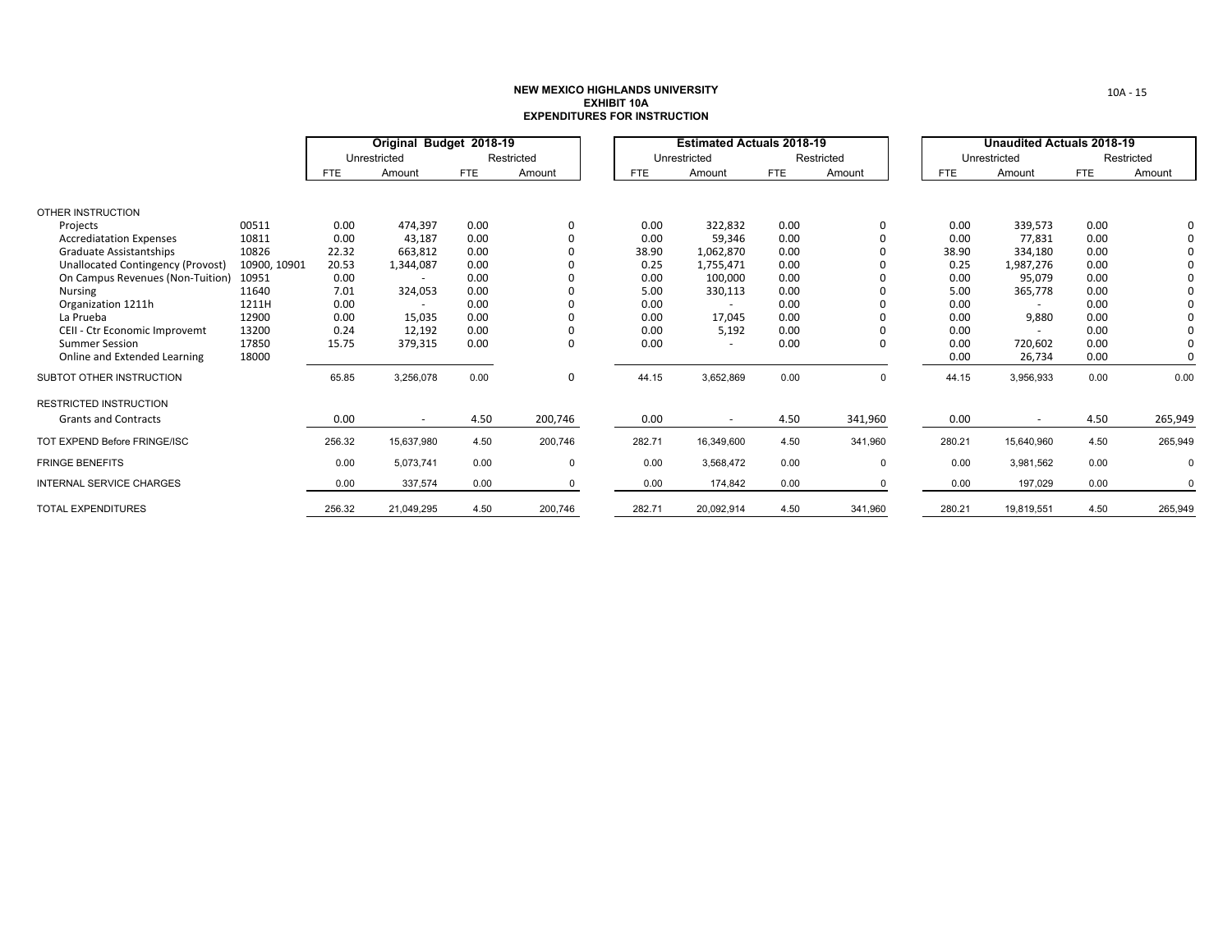**NEW MEXICO HIGHLANDS UNIVERSITY**
**EXHIBIT 10A**
**EXPENDITURES FOR INSTRUCTION**

| | | Original Budget 2018-19 | | | | Estimated Actuals 2018-19 | | | | Unaudited Actuals 2018-19 | | | |
|---|---|---|---|---|---|---|---|---|---|---|---|---|---|
| | | Unrestricted | | Restricted | | Unrestricted | | Restricted | | Unrestricted | | Restricted | |
| | | FTE | Amount | FTE | Amount | FTE | Amount | FTE | Amount | FTE | Amount | FTE | Amount |
| OTHER INSTRUCTION | | | | | | | | | | | | | |
| Projects | 00511 | 0.00 | 474,397 | 0.00 | 0 | 0.00 | 322,832 | 0.00 | 0 | 0.00 | 339,573 | 0.00 | 0 |
| Accrediatation Expenses | 10811 | 0.00 | 43,187 | 0.00 | 0 | 0.00 | 59,346 | 0.00 | 0 | 0.00 | 77,831 | 0.00 | 0 |
| Graduate Assistantships | 10826 | 22.32 | 663,812 | 0.00 | 0 | 38.90 | 1,062,870 | 0.00 | 0 | 38.90 | 334,180 | 0.00 | 0 |
| Unallocated Contingency (Provost) | 10900, 10901 | 20.53 | 1,344,087 | 0.00 | 0 | 0.25 | 1,755,471 | 0.00 | 0 | 0.25 | 1,987,276 | 0.00 | 0 |
| On Campus Revenues (Non-Tuition) | 10951 | 0.00 | - | 0.00 | 0 | 0.00 | 100,000 | 0.00 | 0 | 0.00 | 95,079 | 0.00 | 0 |
| Nursing | 11640 | 7.01 | 324,053 | 0.00 | 0 | 5.00 | 330,113 | 0.00 | 0 | 5.00 | 365,778 | 0.00 | 0 |
| Organization 1211h | 1211H | 0.00 | - | 0.00 | 0 | 0.00 | - | 0.00 | 0 | 0.00 | - | 0.00 | 0 |
| La Prueba | 12900 | 0.00 | 15,035 | 0.00 | 0 | 0.00 | 17,045 | 0.00 | 0 | 0.00 | 9,880 | 0.00 | 0 |
| CEII - Ctr Economic Improvemt | 13200 | 0.24 | 12,192 | 0.00 | 0 | 0.00 | 5,192 | 0.00 | 0 | 0.00 | - | 0.00 | 0 |
| Summer Session | 17850 | 15.75 | 379,315 | 0.00 | 0 | 0.00 | - | 0.00 | 0 | 0.00 | 720,602 | 0.00 | 0 |
| Online and Extended Learning | 18000 | | | | | | | | | 0.00 | 26,734 | 0.00 | 0 |
| SUBTOT OTHER INSTRUCTION | | 65.85 | 3,256,078 | 0.00 | 0 | 44.15 | 3,652,869 | 0.00 | 0 | 44.15 | 3,956,933 | 0.00 | 0.00 |
| RESTRICTED INSTRUCTION | | | | | | | | | | | | | |
| Grants and Contracts | | 0.00 | - | 4.50 | 200,746 | 0.00 | - | 4.50 | 341,960 | 0.00 | - | 4.50 | 265,949 |
| TOT EXPEND Before FRINGE/ISC | | 256.32 | 15,637,980 | 4.50 | 200,746 | 282.71 | 16,349,600 | 4.50 | 341,960 | 280.21 | 15,640,960 | 4.50 | 265,949 |
| FRINGE BENEFITS | | 0.00 | 5,073,741 | 0.00 | 0 | 0.00 | 3,568,472 | 0.00 | 0 | 0.00 | 3,981,562 | 0.00 | 0 |
| INTERNAL SERVICE CHARGES | | 0.00 | 337,574 | 0.00 | 0 | 0.00 | 174,842 | 0.00 | 0 | 0.00 | 197,029 | 0.00 | 0 |
| TOTAL EXPENDITURES | | 256.32 | 21,049,295 | 4.50 | 200,746 | 282.71 | 20,092,914 | 4.50 | 341,960 | 280.21 | 19,819,551 | 4.50 | 265,949 |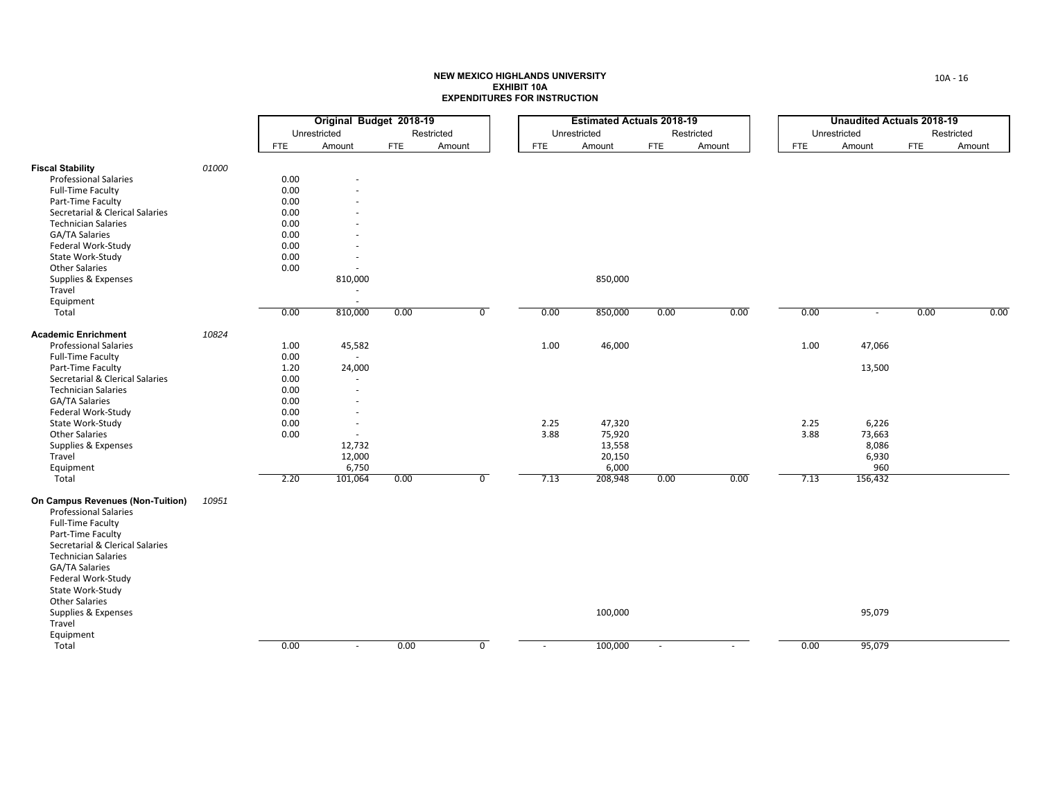**NEW MEXICO HIGHLANDS UNIVERSITY**
**EXHIBIT 10A**
**EXPENDITURES FOR INSTRUCTION**

| | | Original Budget 2018-19 | | | | Estimated Actuals 2018-19 | | | | Unaudited Actuals 2018-19 | | | |
|---|---|---|---|---|---|---|---|---|---|---|---|---|---|
| | | Unrestricted | | Restricted | | Unrestricted | | Restricted | | Unrestricted | | Restricted | |
| | | FTE | Amount | FTE | Amount | FTE | Amount | FTE | Amount | FTE | Amount | FTE | Amount |
| **Fiscal Stability** | *01000* | | | | | | | | | | | | |
| Professional Salaries | | 0.00 | - | | | | | | | | | | |
| Full-Time Faculty | | 0.00 | - | | | | | | | | | | |
| Part-Time Faculty | | 0.00 | - | | | | | | | | | | |
| Secretarial & Clerical Salaries | | 0.00 | - | | | | | | | | | | |
| Technician Salaries | | 0.00 | - | | | | | | | | | | |
| GA/TA Salaries | | 0.00 | - | | | | | | | | | | |
| Federal Work-Study | | 0.00 | - | | | | | | | | | | |
| State Work-Study | | 0.00 | - | | | | | | | | | | |
| Other Salaries | | 0.00 | - | | | | | | | | | | |
| Supplies & Expenses | | | 810,000 | | | | 850,000 | | | | | | |
| Travel | | | - | | | | | | | | | | |
| Equipment | | | - | | | | | | | | | | |
| Total | | 0.00 | 810,000 | 0.00 | 0 | 0.00 | 850,000 | 0.00 | 0.00 | 0.00 | - | 0.00 | 0.00 |
| **Academic Enrichment** | *10824* | | | | | | | | | | | | |
| Professional Salaries | | 1.00 | 45,582 | | | 1.00 | 46,000 | | | 1.00 | 47,066 | | |
| Full-Time Faculty | | 0.00 | - | | | | | | | | | | |
| Part-Time Faculty | | 1.20 | 24,000 | | | | | | | | 13,500 | | |
| Secretarial & Clerical Salaries | | 0.00 | - | | | | | | | | | | |
| Technician Salaries | | 0.00 | - | | | | | | | | | | |
| GA/TA Salaries | | 0.00 | - | | | | | | | | | | |
| Federal Work-Study | | 0.00 | - | | | | | | | | | | |
| State Work-Study | | 0.00 | - | | | 2.25 | 47,320 | | | 2.25 | 6,226 | | |
| Other Salaries | | 0.00 | - | | | 3.88 | 75,920 | | | 3.88 | 73,663 | | |
| Supplies & Expenses | | | 12,732 | | | | 13,558 | | | | 8,086 | | |
| Travel | | | 12,000 | | | | 20,150 | | | | 6,930 | | |
| Equipment | | | 6,750 | | | | 6,000 | | | | 960 | | |
| Total | | 2.20 | 101,064 | 0.00 | 0 | 7.13 | 208,948 | 0.00 | 0.00 | 7.13 | 156,432 | | |
| **On Campus Revenues (Non-Tuition)** | *10951* | | | | | | | | | | | | |
| Professional Salaries | | | | | | | | | | | | | |
| Full-Time Faculty | | | | | | | | | | | | | |
| Part-Time Faculty | | | | | | | | | | | | | |
| Secretarial & Clerical Salaries | | | | | | | | | | | | | |
| Technician Salaries | | | | | | | | | | | | | |
| GA/TA Salaries | | | | | | | | | | | | | |
| Federal Work-Study | | | | | | | | | | | | | |
| State Work-Study | | | | | | | | | | | | | |
| Other Salaries | | | | | | | | | | | | | |
| Supplies & Expenses | | | | | | | 100,000 | | | | 95,079 | | |
| Travel | | | | | | | | | | | | | |
| Equipment | | | | | | | | | | | | | |
| Total | | 0.00 | - | 0.00 | 0 | - | 100,000 | - | - | 0.00 | 95,079 | | |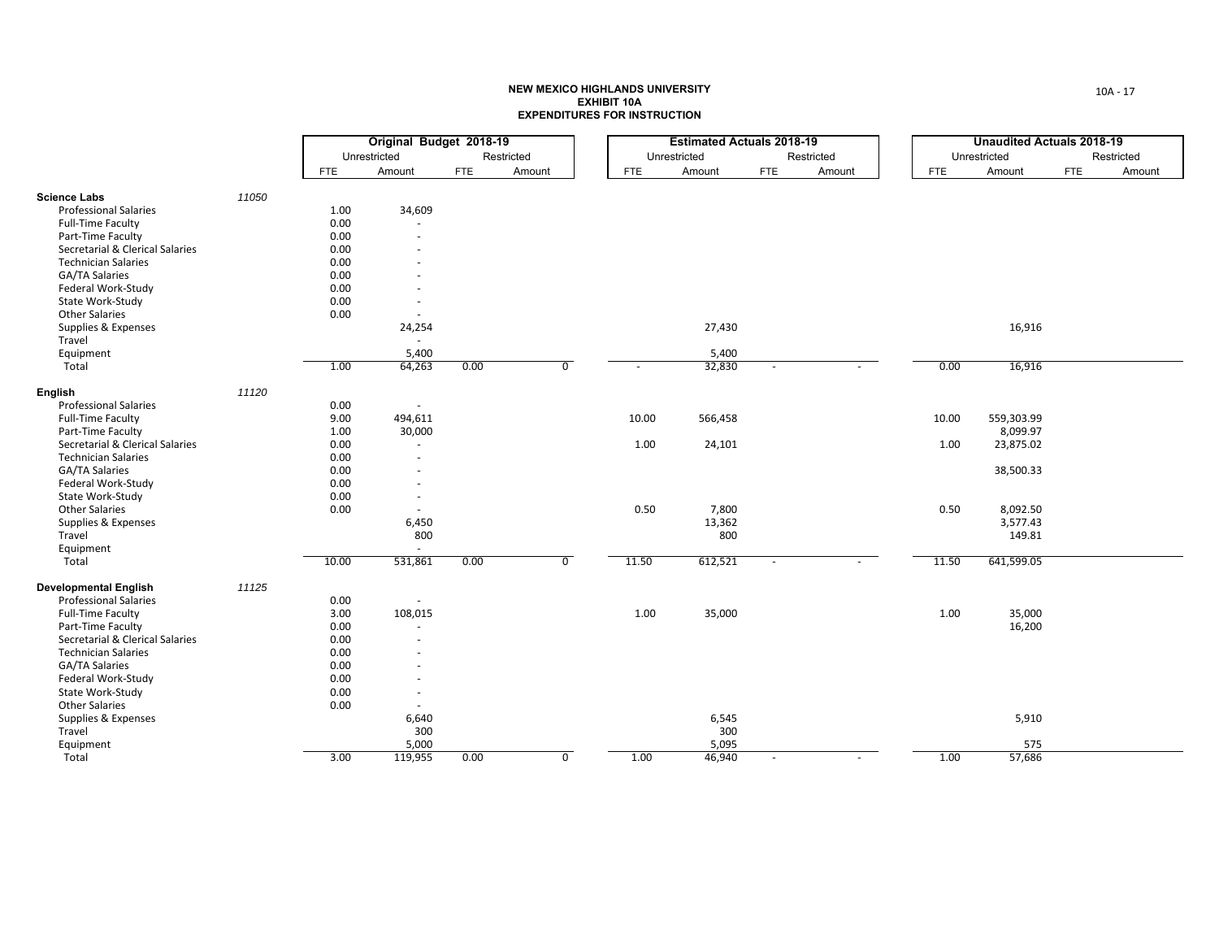**NEW MEXICO HIGHLANDS UNIVERSITY**
**EXHIBIT 10A**
**EXPENDITURES FOR INSTRUCTION**

| | | Original Budget 2018-19 | | | | Estimated Actuals 2018-19 | | | | Unaudited Actuals 2018-19 | | | |
|---|---|---|---|---|---|---|---|---|---|---|---|---|---|
| | | Unrestricted | | Restricted | | Unrestricted | | Restricted | | Unrestricted | | Restricted | |
| | | FTE | Amount | FTE | Amount | FTE | Amount | FTE | Amount | FTE | Amount | FTE | Amount |
| **Science Labs** | *11050* | | | | | | | | | | | | |
| Professional Salaries | | 1.00 | 34,609 | | | | | | | | | | |
| Full-Time Faculty | | 0.00 | - | | | | | | | | | | |
| Part-Time Faculty | | 0.00 | - | | | | | | | | | | |
| Secretarial & Clerical Salaries | | 0.00 | - | | | | | | | | | | |
| Technician Salaries | | 0.00 | - | | | | | | | | | | |
| GA/TA Salaries | | 0.00 | - | | | | | | | | | | |
| Federal Work-Study | | 0.00 | - | | | | | | | | | | |
| State Work-Study | | 0.00 | - | | | | | | | | | | |
| Other Salaries | | 0.00 | - | | | | | | | | | | |
| Supplies & Expenses | | | 24,254 | | | | 27,430 | | | | 16,916 | | |
| Travel | | | - | | | | | | | | | | |
| Equipment | | | 5,400 | | | | 5,400 | | | | | | |
| Total | | 1.00 | 64,263 | 0.00 | 0 | - | 32,830 | - | - | 0.00 | 16,916 | | |
| **English** | *11120* | | | | | | | | | | | | |
| Professional Salaries | | 0.00 | - | | | | | | | | | | |
| Full-Time Faculty | | 9.00 | 494,611 | | | 10.00 | 566,458 | | | 10.00 | 559,303.99 | | |
| Part-Time Faculty | | 1.00 | 30,000 | | | | | | | | 8,099.97 | | |
| Secretarial & Clerical Salaries | | 0.00 | - | | | 1.00 | 24,101 | | | 1.00 | 23,875.02 | | |
| Technician Salaries | | 0.00 | - | | | | | | | | | | |
| GA/TA Salaries | | 0.00 | - | | | | | | | | 38,500.33 | | |
| Federal Work-Study | | 0.00 | - | | | | | | | | | | |
| State Work-Study | | 0.00 | - | | | | | | | | | | |
| Other Salaries | | 0.00 | - | | | 0.50 | 7,800 | | | 0.50 | 8,092.50 | | |
| Supplies & Expenses | | | 6,450 | | | | 13,362 | | | | 3,577.43 | | |
| Travel | | | 800 | | | | 800 | | | | 149.81 | | |
| Equipment | | | - | | | | | | | | | | |
| Total | | 10.00 | 531,861 | 0.00 | 0 | 11.50 | 612,521 | - | - | 11.50 | 641,599.05 | | |
| **Developmental English** | *11125* | | | | | | | | | | | | |
| Professional Salaries | | 0.00 | - | | | | | | | | | | |
| Full-Time Faculty | | 3.00 | 108,015 | | | 1.00 | 35,000 | | | 1.00 | 35,000 | | |
| Part-Time Faculty | | 0.00 | - | | | | | | | | 16,200 | | |
| Secretarial & Clerical Salaries | | 0.00 | - | | | | | | | | | | |
| Technician Salaries | | 0.00 | - | | | | | | | | | | |
| GA/TA Salaries | | 0.00 | - | | | | | | | | | | |
| Federal Work-Study | | 0.00 | - | | | | | | | | | | |
| State Work-Study | | 0.00 | - | | | | | | | | | | |
| Other Salaries | | 0.00 | - | | | | | | | | | | |
| Supplies & Expenses | | | 6,640 | | | | 6,545 | | | | 5,910 | | |
| Travel | | | 300 | | | | 300 | | | | | | |
| Equipment | | | 5,000 | | | | 5,095 | | | | 575 | | |
| Total | | 3.00 | 119,955 | 0.00 | 0 | 1.00 | 46,940 | - | - | 1.00 | 57,686 | | |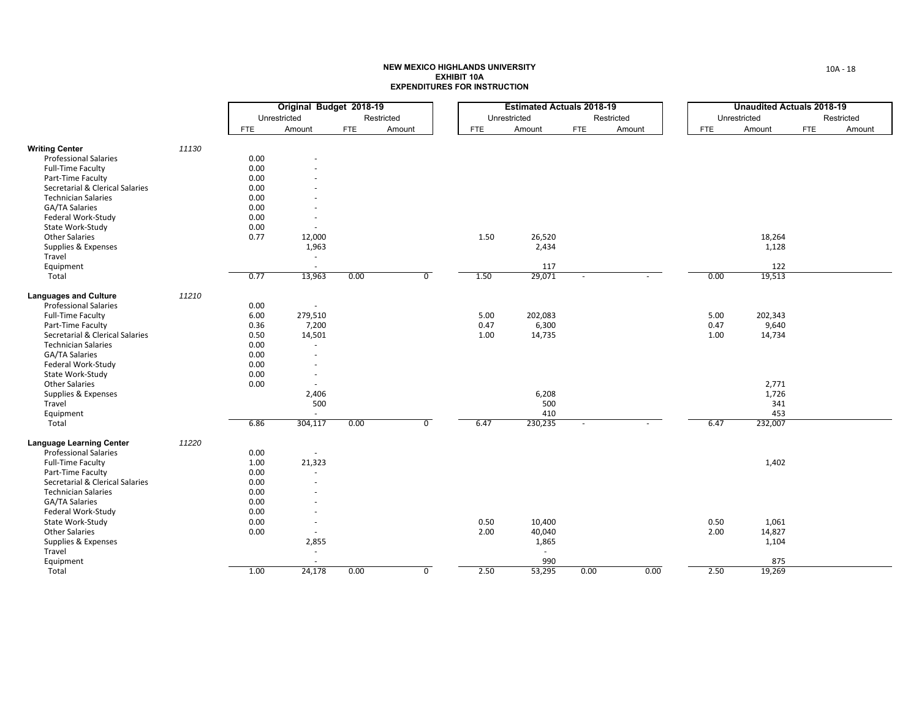**NEW MEXICO HIGHLANDS UNIVERSITY**
**EXHIBIT 10A**
**EXPENDITURES FOR INSTRUCTION**

| | | Original Budget 2018-19 | | | | Estimated Actuals 2018-19 | | | | Unaudited Actuals 2018-19 | | | |
|---|---|---|---|---|---|---|---|---|---|---|---|---|---|
| | | Unrestricted | | Restricted | | Unrestricted | | Restricted | | Unrestricted | | Restricted | |
| | | FTE | Amount | FTE | Amount | FTE | Amount | FTE | Amount | FTE | Amount | FTE | Amount |
| **Writing Center** | *11130* | | | | | | | | | | | | |
| Professional Salaries | | 0.00 | - | | | | | | | | | | |
| Full-Time Faculty | | 0.00 | - | | | | | | | | | | |
| Part-Time Faculty | | 0.00 | - | | | | | | | | | | |
| Secretarial & Clerical Salaries | | 0.00 | - | | | | | | | | | | |
| Technician Salaries | | 0.00 | - | | | | | | | | | | |
| GA/TA Salaries | | 0.00 | - | | | | | | | | | | |
| Federal Work-Study | | 0.00 | - | | | | | | | | | | |
| State Work-Study | | 0.00 | - | | | | | | | | | | |
| Other Salaries | | 0.77 | 12,000 | | | 1.50 | 26,520 | | | | 18,264 | | |
| Supplies & Expenses | | | 1,963 | | | | 2,434 | | | | 1,128 | | |
| Travel | | | - | | | | | | | | | | |
| Equipment | | | - | | | | 117 | | | | 122 | | |
| Total | | 0.77 | 13,963 | 0.00 | 0 | 1.50 | 29,071 | - | - | 0.00 | 19,513 | | |
| **Languages and Culture** | *11210* | | | | | | | | | | | | |
| Professional Salaries | | 0.00 | - | | | | | | | | | | |
| Full-Time Faculty | | 6.00 | 279,510 | | | 5.00 | 202,083 | | | 5.00 | 202,343 | | |
| Part-Time Faculty | | 0.36 | 7,200 | | | 0.47 | 6,300 | | | 0.47 | 9,640 | | |
| Secretarial & Clerical Salaries | | 0.50 | 14,501 | | | 1.00 | 14,735 | | | 1.00 | 14,734 | | |
| Technician Salaries | | 0.00 | - | | | | | | | | | | |
| GA/TA Salaries | | 0.00 | - | | | | | | | | | | |
| Federal Work-Study | | 0.00 | - | | | | | | | | | | |
| State Work-Study | | 0.00 | - | | | | | | | | | | |
| Other Salaries | | 0.00 | - | | | | | | | | 2,771 | | |
| Supplies & Expenses | | | 2,406 | | | | 6,208 | | | | 1,726 | | |
| Travel | | | 500 | | | | 500 | | | | 341 | | |
| Equipment | | | - | | | | 410 | | | | 453 | | |
| Total | | 6.86 | 304,117 | 0.00 | 0 | 6.47 | 230,235 | - | - | 6.47 | 232,007 | | |
| **Language Learning Center** | *11220* | | | | | | | | | | | | |
| Professional Salaries | | 0.00 | - | | | | | | | | | | |
| Full-Time Faculty | | 1.00 | 21,323 | | | | | | | | 1,402 | | |
| Part-Time Faculty | | 0.00 | - | | | | | | | | | | |
| Secretarial & Clerical Salaries | | 0.00 | - | | | | | | | | | | |
| Technician Salaries | | 0.00 | - | | | | | | | | | | |
| GA/TA Salaries | | 0.00 | - | | | | | | | | | | |
| Federal Work-Study | | 0.00 | - | | | | | | | | | | |
| State Work-Study | | 0.00 | - | | | 0.50 | 10,400 | | | 0.50 | 1,061 | | |
| Other Salaries | | 0.00 | - | | | 2.00 | 40,040 | | | 2.00 | 14,827 | | |
| Supplies & Expenses | | | 2,855 | | | | 1,865 | | | | 1,104 | | |
| Travel | | | - | | | | - | | | | | | |
| Equipment | | | - | | | | 990 | | | | 875 | | |
| Total | | 1.00 | 24,178 | 0.00 | 0 | 2.50 | 53,295 | 0.00 | 0.00 | 2.50 | 19,269 | | |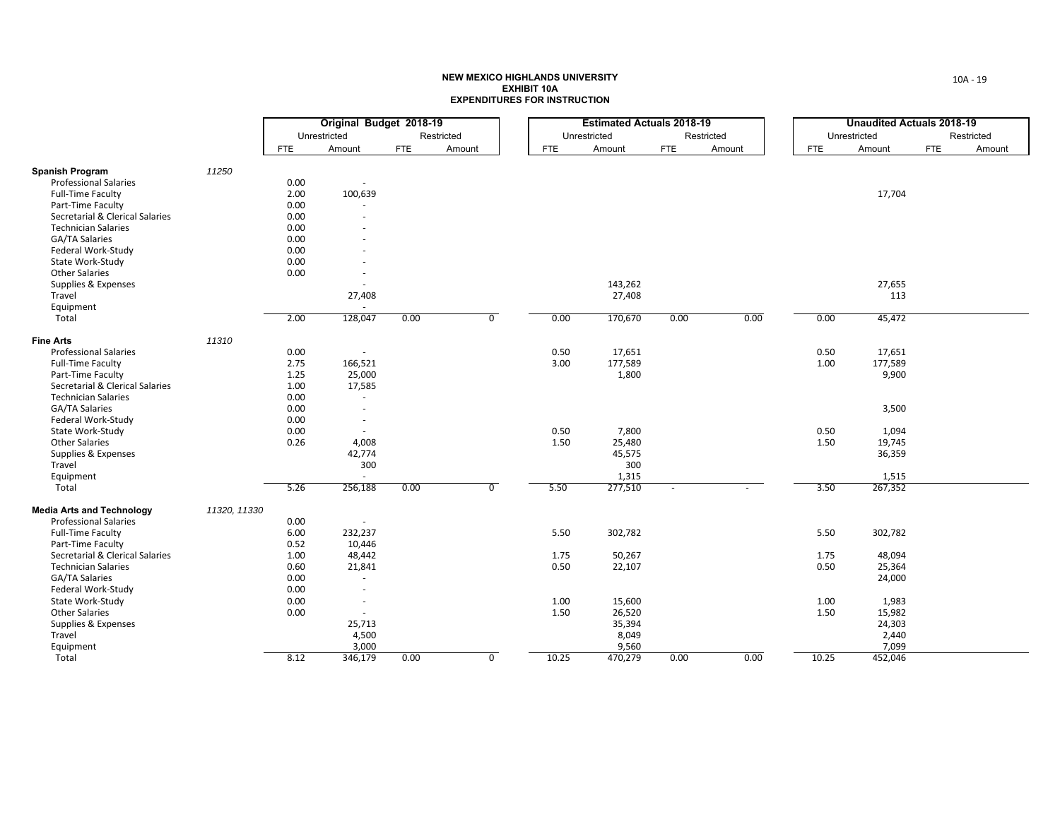# NEW MEXICO HIGHLANDS UNIVERSITY
## EXHIBIT 10A
## EXPENDITURES FOR INSTRUCTION

| | | Original Budget 2018-19 | | | | Estimated Actuals 2018-19 | | | | Unaudited Actuals 2018-19 | | | |
|---|---|---|---|---|---|---|---|---|---|---|---|---|---|
| | | Unrestricted | | Restricted | | Unrestricted | | Restricted | | Unrestricted | | Restricted | |
| | | FTE | Amount | FTE | Amount | FTE | Amount | FTE | Amount | FTE | Amount | FTE | Amount |
| **Spanish Program** | *11250* | | | | | | | | | | | | |
| Professional Salaries | | 0.00 | - | | | | | | | | | | |
| Full-Time Faculty | | 2.00 | 100,639 | | | | | | | | 17,704 | | |
| Part-Time Faculty | | 0.00 | - | | | | | | | | | | |
| Secretarial & Clerical Salaries | | 0.00 | - | | | | | | | | | | |
| Technician Salaries | | 0.00 | - | | | | | | | | | | |
| GA/TA Salaries | | 0.00 | - | | | | | | | | | | |
| Federal Work-Study | | 0.00 | - | | | | | | | | | | |
| State Work-Study | | 0.00 | - | | | | | | | | | | |
| Other Salaries | | 0.00 | - | | | | | | | | | | |
| Supplies & Expenses | | | - | | | | 143,262 | | | | 27,655 | | |
| Travel | | | 27,408 | | | | 27,408 | | | | 113 | | |
| Equipment | | | - | | | | | | | | | | |
| Total | | 2.00 | 128,047 | 0.00 | 0 | 0.00 | 170,670 | 0.00 | 0.00 | 0.00 | 45,472 | | |
| **Fine Arts** | *11310* | | | | | | | | | | | | |
| Professional Salaries | | 0.00 | - | | | 0.50 | 17,651 | | | 0.50 | 17,651 | | |
| Full-Time Faculty | | 2.75 | 166,521 | | | 3.00 | 177,589 | | | 1.00 | 177,589 | | |
| Part-Time Faculty | | 1.25 | 25,000 | | | | 1,800 | | | | 9,900 | | |
| Secretarial & Clerical Salaries | | 1.00 | 17,585 | | | | | | | | | | |
| Technician Salaries | | 0.00 | - | | | | | | | | | | |
| GA/TA Salaries | | 0.00 | - | | | | | | | | 3,500 | | |
| Federal Work-Study | | 0.00 | - | | | | | | | | | | |
| State Work-Study | | 0.00 | - | | | 0.50 | 7,800 | | | 0.50 | 1,094 | | |
| Other Salaries | | 0.26 | 4,008 | | | 1.50 | 25,480 | | | 1.50 | 19,745 | | |
| Supplies & Expenses | | | 42,774 | | | | 45,575 | | | | 36,359 | | |
| Travel | | | 300 | | | | 300 | | | | | | |
| Equipment | | | - | | | | 1,315 | | | | 1,515 | | |
| Total | | 5.26 | 256,188 | 0.00 | 0 | 5.50 | 277,510 | - | - | 3.50 | 267,352 | | |
| **Media Arts and Technology** | *11320, 11330* | | | | | | | | | | | | |
| Professional Salaries | | 0.00 | - | | | | | | | | | | |
| Full-Time Faculty | | 6.00 | 232,237 | | | 5.50 | 302,782 | | | 5.50 | 302,782 | | |
| Part-Time Faculty | | 0.52 | 10,446 | | | | | | | | | | |
| Secretarial & Clerical Salaries | | 1.00 | 48,442 | | | 1.75 | 50,267 | | | 1.75 | 48,094 | | |
| Technician Salaries | | 0.60 | 21,841 | | | 0.50 | 22,107 | | | 0.50 | 25,364 | | |
| GA/TA Salaries | | 0.00 | - | | | | | | | | 24,000 | | |
| Federal Work-Study | | 0.00 | - | | | | | | | | | | |
| State Work-Study | | 0.00 | - | | | 1.00 | 15,600 | | | 1.00 | 1,983 | | |
| Other Salaries | | 0.00 | - | | | 1.50 | 26,520 | | | 1.50 | 15,982 | | |
| Supplies & Expenses | | | 25,713 | | | | 35,394 | | | | 24,303 | | |
| Travel | | | 4,500 | | | | 8,049 | | | | 2,440 | | |
| Equipment | | | 3,000 | | | | 9,560 | | | | 7,099 | | |
| Total | | 8.12 | 346,179 | 0.00 | 0 | 10.25 | 470,279 | 0.00 | 0.00 | 10.25 | 452,046 | | |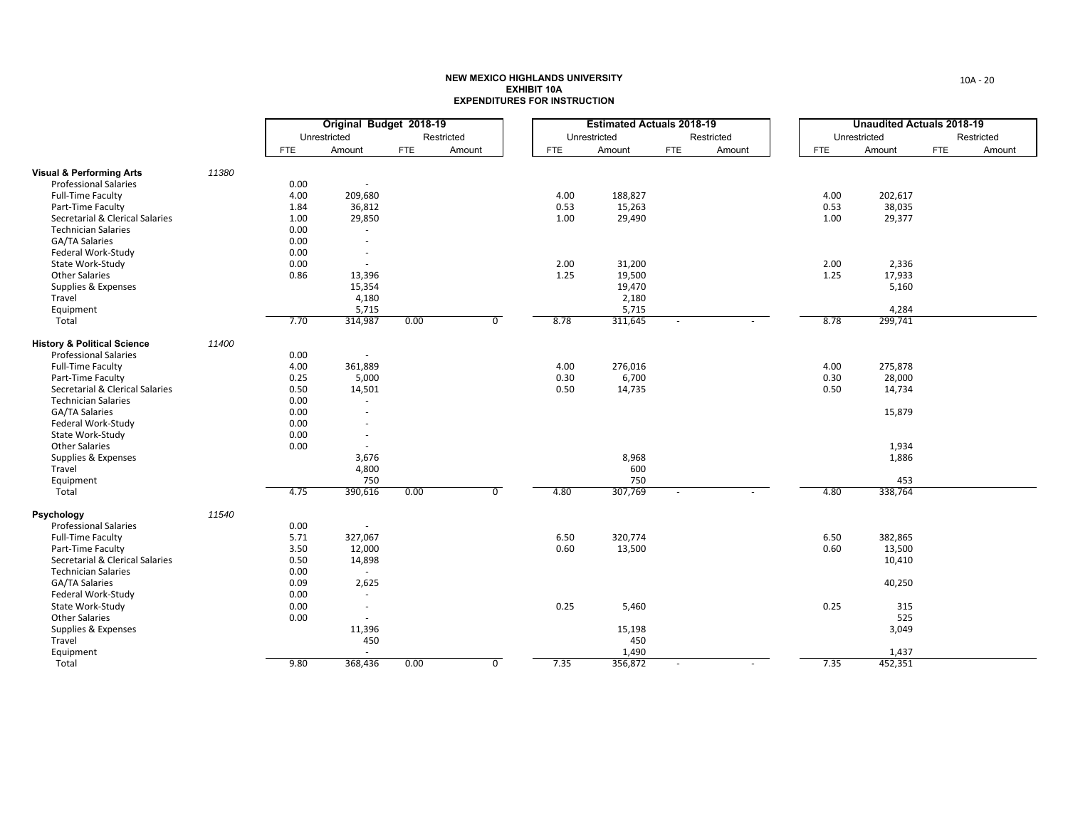# NEW MEXICO HIGHLANDS UNIVERSITY
## EXHIBIT 10A
## EXPENDITURES FOR INSTRUCTION

| | | Original Budget 2018-19 | | | | Estimated Actuals 2018-19 | | | | Unaudited Actuals 2018-19 | | | |
|---|---|---|---|---|---|---|---|---|---|---|---|---|---|
| | | Unrestricted | | Restricted | | Unrestricted | | Restricted | | Unrestricted | | Restricted | |
| | | FTE | Amount | FTE | Amount | FTE | Amount | FTE | Amount | FTE | Amount | FTE | Amount |
| **Visual & Performing Arts** | *11380* | | | | | | | | | | | | |
| Professional Salaries | | 0.00 | - | | | | | | | | | | |
| Full-Time Faculty | | 4.00 | 209,680 | | | 4.00 | 188,827 | | | 4.00 | 202,617 | | |
| Part-Time Faculty | | 1.84 | 36,812 | | | 0.53 | 15,263 | | | 0.53 | 38,035 | | |
| Secretarial & Clerical Salaries | | 1.00 | 29,850 | | | 1.00 | 29,490 | | | 1.00 | 29,377 | | |
| Technician Salaries | | 0.00 | - | | | | | | | | | | |
| GA/TA Salaries | | 0.00 | - | | | | | | | | | | |
| Federal Work-Study | | 0.00 | - | | | | | | | | | | |
| State Work-Study | | 0.00 | - | | | 2.00 | 31,200 | | | 2.00 | 2,336 | | |
| Other Salaries | | 0.86 | 13,396 | | | 1.25 | 19,500 | | | 1.25 | 17,933 | | |
| Supplies & Expenses | | | 15,354 | | | | 19,470 | | | | 5,160 | | |
| Travel | | | 4,180 | | | | 2,180 | | | | | | |
| Equipment | | | 5,715 | | | | 5,715 | | | | 4,284 | | |
| Total | | 7.70 | 314,987 | 0.00 | 0 | 8.78 | 311,645 | - | - | 8.78 | 299,741 | | |
| **History & Political Science** | *11400* | | | | | | | | | | | | |
| Professional Salaries | | 0.00 | - | | | | | | | | | | |
| Full-Time Faculty | | 4.00 | 361,889 | | | 4.00 | 276,016 | | | 4.00 | 275,878 | | |
| Part-Time Faculty | | 0.25 | 5,000 | | | 0.30 | 6,700 | | | 0.30 | 28,000 | | |
| Secretarial & Clerical Salaries | | 0.50 | 14,501 | | | 0.50 | 14,735 | | | 0.50 | 14,734 | | |
| Technician Salaries | | 0.00 | - | | | | | | | | | | |
| GA/TA Salaries | | 0.00 | - | | | | | | | | 15,879 | | |
| Federal Work-Study | | 0.00 | - | | | | | | | | | | |
| State Work-Study | | 0.00 | - | | | | | | | | | | |
| Other Salaries | | 0.00 | - | | | | | | | | 1,934 | | |
| Supplies & Expenses | | | 3,676 | | | | 8,968 | | | | 1,886 | | |
| Travel | | | 4,800 | | | | 600 | | | | | | |
| Equipment | | | 750 | | | | 750 | | | | 453 | | |
| Total | | 4.75 | 390,616 | 0.00 | 0 | 4.80 | 307,769 | - | - | 4.80 | 338,764 | | |
| **Psychology** | *11540* | | | | | | | | | | | | |
| Professional Salaries | | 0.00 | - | | | | | | | | | | |
| Full-Time Faculty | | 5.71 | 327,067 | | | 6.50 | 320,774 | | | 6.50 | 382,865 | | |
| Part-Time Faculty | | 3.50 | 12,000 | | | 0.60 | 13,500 | | | 0.60 | 13,500 | | |
| Secretarial & Clerical Salaries | | 0.50 | 14,898 | | | | | | | | 10,410 | | |
| Technician Salaries | | 0.00 | - | | | | | | | | | | |
| GA/TA Salaries | | 0.09 | 2,625 | | | | | | | | 40,250 | | |
| Federal Work-Study | | 0.00 | - | | | | | | | | | | |
| State Work-Study | | 0.00 | - | | | 0.25 | 5,460 | | | 0.25 | 315 | | |
| Other Salaries | | 0.00 | - | | | | | | | | 525 | | |
| Supplies & Expenses | | | 11,396 | | | | 15,198 | | | | 3,049 | | |
| Travel | | | 450 | | | | 450 | | | | | | |
| Equipment | | | - | | | | 1,490 | | | | 1,437 | | |
| Total | | 9.80 | 368,436 | 0.00 | 0 | 7.35 | 356,872 | - | - | 7.35 | 452,351 | | |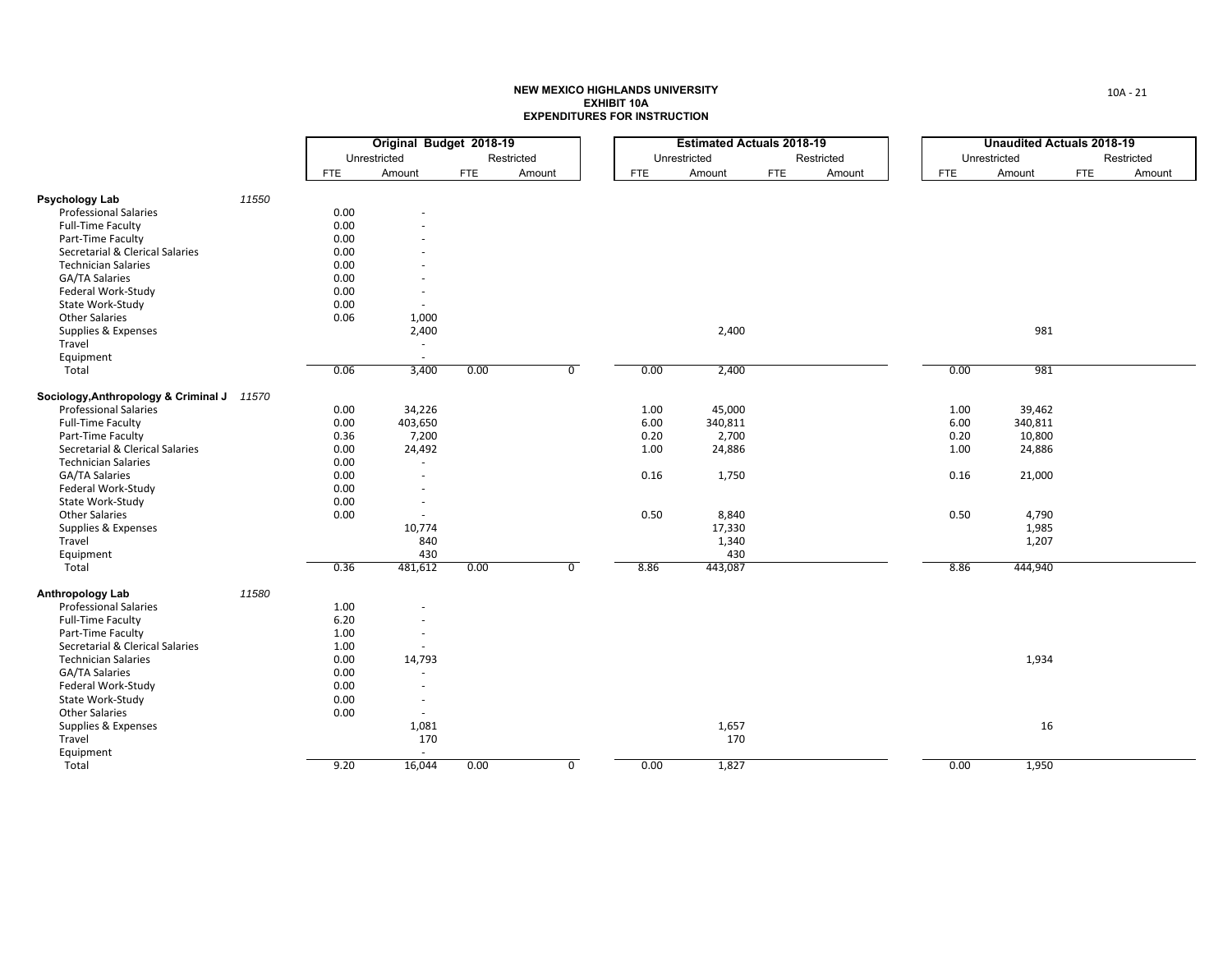**NEW MEXICO HIGHLANDS UNIVERSITY**
**EXHIBIT 10A**
**EXPENDITURES FOR INSTRUCTION**

| | | Original Budget 2018-19 | | | | Estimated Actuals 2018-19 | | | | Unaudited Actuals 2018-19 | | | |
|---|---|---|---|---|---|---|---|---|---|---|---|---|---|
| | | Unrestricted | | Restricted | | Unrestricted | | Restricted | | Unrestricted | | Restricted | |
| | | FTE | Amount | FTE | Amount | FTE | Amount | FTE | Amount | FTE | Amount | FTE | Amount |
| **Psychology Lab** | 11550 | | | | | | | | | | | | |
| Professional Salaries | | 0.00 | - | | | | | | | | | | |
| Full-Time Faculty | | 0.00 | - | | | | | | | | | | |
| Part-Time Faculty | | 0.00 | - | | | | | | | | | | |
| Secretarial & Clerical Salaries | | 0.00 | - | | | | | | | | | | |
| Technician Salaries | | 0.00 | - | | | | | | | | | | |
| GA/TA Salaries | | 0.00 | - | | | | | | | | | | |
| Federal Work-Study | | 0.00 | - | | | | | | | | | | |
| State Work-Study | | 0.00 | - | | | | | | | | | | |
| Other Salaries | | 0.06 | 1,000 | | | | | | | | | | |
| Supplies & Expenses | | | 2,400 | | | | 2,400 | | | | 981 | | |
| Travel | | | - | | | | | | | | | | |
| Equipment | | | - | | | | | | | | | | |
| Total | | 0.06 | 3,400 | 0.00 | 0 | 0.00 | 2,400 | | | 0.00 | 981 | | |
| **Sociology,Anthropology & Criminal J** | 11570 | | | | | | | | | | | | |
| Professional Salaries | | 0.00 | 34,226 | | | 1.00 | 45,000 | | | 1.00 | 39,462 | | |
| Full-Time Faculty | | 0.00 | 403,650 | | | 6.00 | 340,811 | | | 6.00 | 340,811 | | |
| Part-Time Faculty | | 0.36 | 7,200 | | | 0.20 | 2,700 | | | 0.20 | 10,800 | | |
| Secretarial & Clerical Salaries | | 0.00 | 24,492 | | | 1.00 | 24,886 | | | 1.00 | 24,886 | | |
| Technician Salaries | | 0.00 | - | | | | | | | | | | |
| GA/TA Salaries | | 0.00 | - | | | 0.16 | 1,750 | | | 0.16 | 21,000 | | |
| Federal Work-Study | | 0.00 | - | | | | | | | | | | |
| State Work-Study | | 0.00 | - | | | | | | | | | | |
| Other Salaries | | 0.00 | - | | | 0.50 | 8,840 | | | 0.50 | 4,790 | | |
| Supplies & Expenses | | | 10,774 | | | | 17,330 | | | | 1,985 | | |
| Travel | | | 840 | | | | 1,340 | | | | 1,207 | | |
| Equipment | | | 430 | | | | 430 | | | | | | |
| Total | | 0.36 | 481,612 | 0.00 | 0 | 8.86 | 443,087 | | | 8.86 | 444,940 | | |
| **Anthropology Lab** | 11580 | | | | | | | | | | | | |
| Professional Salaries | | 1.00 | - | | | | | | | | | | |
| Full-Time Faculty | | 6.20 | - | | | | | | | | | | |
| Part-Time Faculty | | 1.00 | - | | | | | | | | | | |
| Secretarial & Clerical Salaries | | 1.00 | - | | | | | | | | | | |
| Technician Salaries | | 0.00 | 14,793 | | | | | | | | 1,934 | | |
| GA/TA Salaries | | 0.00 | - | | | | | | | | | | |
| Federal Work-Study | | 0.00 | - | | | | | | | | | | |
| State Work-Study | | 0.00 | - | | | | | | | | | | |
| Other Salaries | | 0.00 | - | | | | | | | | | | |
| Supplies & Expenses | | | 1,081 | | | | 1,657 | | | | 16 | | |
| Travel | | | 170 | | | | 170 | | | | | | |
| Equipment | | | - | | | | | | | | | | |
| Total | | 9.20 | 16,044 | 0.00 | 0 | 0.00 | 1,827 | | | 0.00 | 1,950 | | |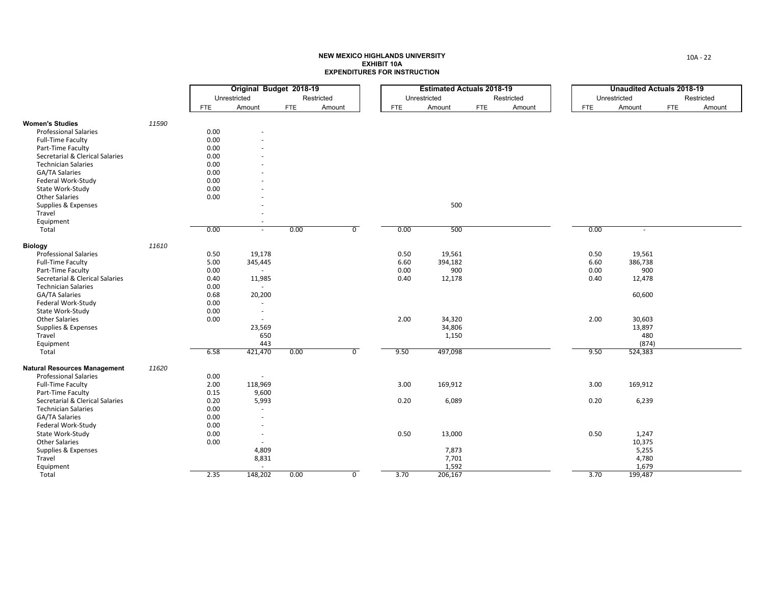**NEW MEXICO HIGHLANDS UNIVERSITY**
**EXHIBIT 10A**
**EXPENDITURES FOR INSTRUCTION**

| | | Original Budget 2018-19 | | | | Estimated Actuals 2018-19 | | | | Unaudited Actuals 2018-19 | | | |
|---|---|---|---|---|---|---|---|---|---|---|---|---|---|
| | | Unrestricted | | Restricted | | Unrestricted | | Restricted | | Unrestricted | | Restricted | |
| | | FTE | Amount | FTE | Amount | FTE | Amount | FTE | Amount | FTE | Amount | FTE | Amount |
| **Women's Studies** | *11590* | | | | | | | | | | | | |
| Professional Salaries | | 0.00 | - | | | | | | | | | | |
| Full-Time Faculty | | 0.00 | - | | | | | | | | | | |
| Part-Time Faculty | | 0.00 | - | | | | | | | | | | |
| Secretarial & Clerical Salaries | | 0.00 | - | | | | | | | | | | |
| Technician Salaries | | 0.00 | - | | | | | | | | | | |
| GA/TA Salaries | | 0.00 | - | | | | | | | | | | |
| Federal Work-Study | | 0.00 | - | | | | | | | | | | |
| State Work-Study | | 0.00 | - | | | | | | | | | | |
| Other Salaries | | 0.00 | - | | | | | | | | | | |
| Supplies & Expenses | | | - | | | | 500 | | | | | | |
| Travel | | | - | | | | | | | | | | |
| Equipment | | | - | | | | | | | | | | |
| Total | | 0.00 | - | 0.00 | 0 | 0.00 | 500 | | | 0.00 | - | | |
| **Biology** | *11610* | | | | | | | | | | | | |
| Professional Salaries | | 0.50 | 19,178 | | | 0.50 | 19,561 | | | 0.50 | 19,561 | | |
| Full-Time Faculty | | 5.00 | 345,445 | | | 6.60 | 394,182 | | | 6.60 | 386,738 | | |
| Part-Time Faculty | | 0.00 | - | | | 0.00 | 900 | | | 0.00 | 900 | | |
| Secretarial & Clerical Salaries | | 0.40 | 11,985 | | | 0.40 | 12,178 | | | 0.40 | 12,478 | | |
| Technician Salaries | | 0.00 | - | | | | | | | | | | |
| GA/TA Salaries | | 0.68 | 20,200 | | | | | | | | 60,600 | | |
| Federal Work-Study | | 0.00 | - | | | | | | | | | | |
| State Work-Study | | 0.00 | - | | | | | | | | | | |
| Other Salaries | | 0.00 | - | | | 2.00 | 34,320 | | | 2.00 | 30,603 | | |
| Supplies & Expenses | | | 23,569 | | | | 34,806 | | | | 13,897 | | |
| Travel | | | 650 | | | | 1,150 | | | | 480 | | |
| Equipment | | | 443 | | | | | | | | (874) | | |
| Total | | 6.58 | 421,470 | 0.00 | 0 | 9.50 | 497,098 | | | 9.50 | 524,383 | | |
| **Natural Resources Management** | *11620* | | | | | | | | | | | | |
| Professional Salaries | | 0.00 | - | | | | | | | | | | |
| Full-Time Faculty | | 2.00 | 118,969 | | | 3.00 | 169,912 | | | 3.00 | 169,912 | | |
| Part-Time Faculty | | 0.15 | 9,600 | | | | | | | | | | |
| Secretarial & Clerical Salaries | | 0.20 | 5,993 | | | 0.20 | 6,089 | | | 0.20 | 6,239 | | |
| Technician Salaries | | 0.00 | - | | | | | | | | | | |
| GA/TA Salaries | | 0.00 | - | | | | | | | | | | |
| Federal Work-Study | | 0.00 | - | | | | | | | | | | |
| State Work-Study | | 0.00 | - | | | 0.50 | 13,000 | | | 0.50 | 1,247 | | |
| Other Salaries | | 0.00 | - | | | | | | | | 10,375 | | |
| Supplies & Expenses | | | 4,809 | | | | 7,873 | | | | 5,255 | | |
| Travel | | | 8,831 | | | | 7,701 | | | | 4,780 | | |
| Equipment | | | - | | | | 1,592 | | | | 1,679 | | |
| Total | | 2.35 | 148,202 | 0.00 | 0 | 3.70 | 206,167 | | | 3.70 | 199,487 | | |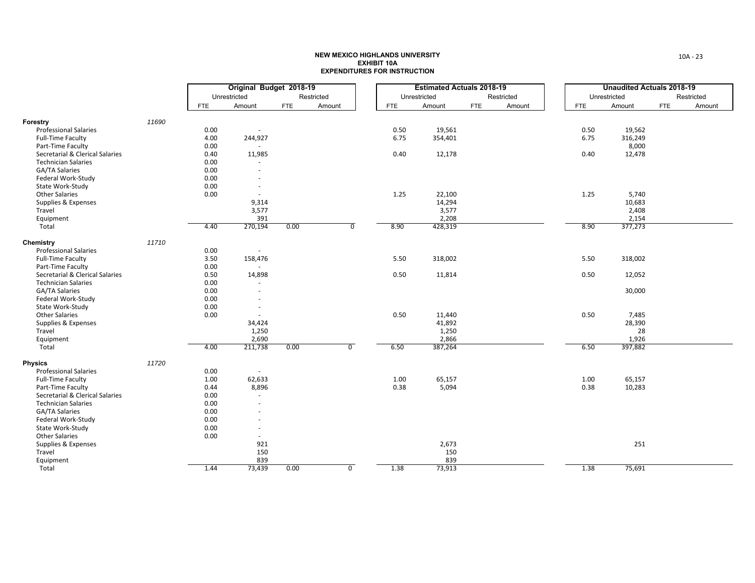# NEW MEXICO HIGHLANDS UNIVERSITY
## EXHIBIT 10A
## EXPENDITURES FOR INSTRUCTION

| | | Original Budget 2018-19 | | | | Estimated Actuals 2018-19 | | | | Unaudited Actuals 2018-19 | | | |
|---|---|---|---|---|---|---|---|---|---|---|---|---|---|
| | | Unrestricted | | Restricted | | Unrestricted | | Restricted | | Unrestricted | | Restricted | |
| | | FTE | Amount | FTE | Amount | FTE | Amount | FTE | Amount | FTE | Amount | FTE | Amount |
| **Forestry** | *11690* | | | | | | | | | | | | |
| Professional Salaries | | 0.00 | - | | | 0.50 | 19,561 | | | 0.50 | 19,562 | | |
| Full-Time Faculty | | 4.00 | 244,927 | | | 6.75 | 354,401 | | | 6.75 | 316,249 | | |
| Part-Time Faculty | | 0.00 | - | | | | | | | | 8,000 | | |
| Secretarial & Clerical Salaries | | 0.40 | 11,985 | | | 0.40 | 12,178 | | | 0.40 | 12,478 | | |
| Technician Salaries | | 0.00 | - | | | | | | | | | | |
| GA/TA Salaries | | 0.00 | - | | | | | | | | | | |
| Federal Work-Study | | 0.00 | - | | | | | | | | | | |
| State Work-Study | | 0.00 | - | | | | | | | | | | |
| Other Salaries | | 0.00 | - | | | 1.25 | 22,100 | | | 1.25 | 5,740 | | |
| Supplies & Expenses | | | 9,314 | | | | 14,294 | | | | 10,683 | | |
| Travel | | | 3,577 | | | | 3,577 | | | | 2,408 | | |
| Equipment | | | 391 | | | | 2,208 | | | | 2,154 | | |
| Total | | 4.40 | 270,194 | 0.00 | 0 | 8.90 | 428,319 | | | 8.90 | 377,273 | | |
| **Chemistry** | *11710* | | | | | | | | | | | | |
| Professional Salaries | | 0.00 | - | | | | | | | | | | |
| Full-Time Faculty | | 3.50 | 158,476 | | | 5.50 | 318,002 | | | 5.50 | 318,002 | | |
| Part-Time Faculty | | 0.00 | - | | | | | | | | | | |
| Secretarial & Clerical Salaries | | 0.50 | 14,898 | | | 0.50 | 11,814 | | | 0.50 | 12,052 | | |
| Technician Salaries | | 0.00 | - | | | | | | | | | | |
| GA/TA Salaries | | 0.00 | - | | | | | | | | 30,000 | | |
| Federal Work-Study | | 0.00 | - | | | | | | | | | | |
| State Work-Study | | 0.00 | - | | | | | | | | | | |
| Other Salaries | | 0.00 | - | | | 0.50 | 11,440 | | | 0.50 | 7,485 | | |
| Supplies & Expenses | | | 34,424 | | | | 41,892 | | | | 28,390 | | |
| Travel | | | 1,250 | | | | 1,250 | | | | 28 | | |
| Equipment | | | 2,690 | | | | 2,866 | | | | 1,926 | | |
| Total | | 4.00 | 211,738 | 0.00 | 0 | 6.50 | 387,264 | | | 6.50 | 397,882 | | |
| **Physics** | *11720* | | | | | | | | | | | | |
| Professional Salaries | | 0.00 | - | | | | | | | | | | |
| Full-Time Faculty | | 1.00 | 62,633 | | | 1.00 | 65,157 | | | 1.00 | 65,157 | | |
| Part-Time Faculty | | 0.44 | 8,896 | | | 0.38 | 5,094 | | | 0.38 | 10,283 | | |
| Secretarial & Clerical Salaries | | 0.00 | - | | | | | | | | | | |
| Technician Salaries | | 0.00 | - | | | | | | | | | | |
| GA/TA Salaries | | 0.00 | - | | | | | | | | | | |
| Federal Work-Study | | 0.00 | - | | | | | | | | | | |
| State Work-Study | | 0.00 | - | | | | | | | | | | |
| Other Salaries | | 0.00 | - | | | | | | | | | | |
| Supplies & Expenses | | | 921 | | | | 2,673 | | | | 251 | | |
| Travel | | | 150 | | | | 150 | | | | | | |
| Equipment | | | 839 | | | | 839 | | | | | | |
| Total | | 1.44 | 73,439 | 0.00 | 0 | 1.38 | 73,913 | | | 1.38 | 75,691 | | |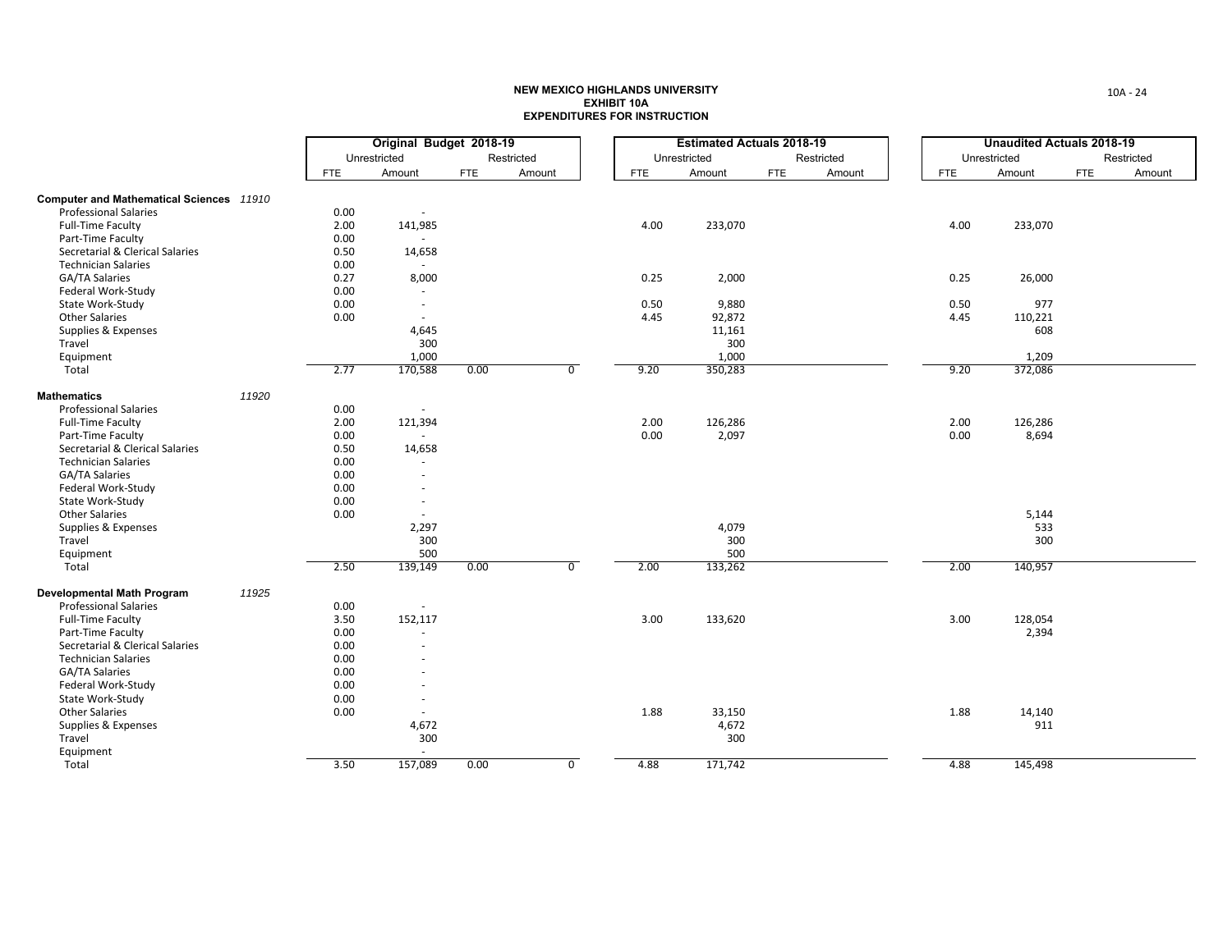**NEW MEXICO HIGHLANDS UNIVERSITY**
**EXHIBIT 10A**
**EXPENDITURES FOR INSTRUCTION**

| | | Original Budget 2018-19 | | | | Estimated Actuals 2018-19 | | | | Unaudited Actuals 2018-19 | | | |
|---|---|---|---|---|---|---|---|---|---|---|---|---|---|
| | | Unrestricted | | Restricted | | Unrestricted | | Restricted | | Unrestricted | | Restricted | |
| | | FTE | Amount | FTE | Amount | FTE | Amount | FTE | Amount | FTE | Amount | FTE | Amount |
| **Computer and Mathematical Sciences** | 11910 | | | | | | | | | | | | |
| Professional Salaries | | 0.00 | - | | | | | | | | | | |
| Full-Time Faculty | | 2.00 | 141,985 | | | 4.00 | 233,070 | | | 4.00 | 233,070 | | |
| Part-Time Faculty | | 0.00 | - | | | | | | | | | | |
| Secretarial & Clerical Salaries | | 0.50 | 14,658 | | | | | | | | | | |
| Technician Salaries | | 0.00 | - | | | | | | | | | | |
| GA/TA Salaries | | 0.27 | 8,000 | | | 0.25 | 2,000 | | | 0.25 | 26,000 | | |
| Federal Work-Study | | 0.00 | - | | | | | | | | | | |
| State Work-Study | | 0.00 | - | | | 0.50 | 9,880 | | | 0.50 | 977 | | |
| Other Salaries | | 0.00 | - | | | 4.45 | 92,872 | | | 4.45 | 110,221 | | |
| Supplies & Expenses | | | 4,645 | | | | 11,161 | | | | 608 | | |
| Travel | | | 300 | | | | 300 | | | | | | |
| Equipment | | | 1,000 | | | | 1,000 | | | | 1,209 | | |
| Total | | 2.77 | 170,588 | 0.00 | 0 | 9.20 | 350,283 | | | 9.20 | 372,086 | | |
| **Mathematics** | 11920 | | | | | | | | | | | | |
| Professional Salaries | | 0.00 | - | | | | | | | | | | |
| Full-Time Faculty | | 2.00 | 121,394 | | | 2.00 | 126,286 | | | 2.00 | 126,286 | | |
| Part-Time Faculty | | 0.00 | - | | | 0.00 | 2,097 | | | 0.00 | 8,694 | | |
| Secretarial & Clerical Salaries | | 0.50 | 14,658 | | | | | | | | | | |
| Technician Salaries | | 0.00 | - | | | | | | | | | | |
| GA/TA Salaries | | 0.00 | - | | | | | | | | | | |
| Federal Work-Study | | 0.00 | - | | | | | | | | | | |
| State Work-Study | | 0.00 | - | | | | | | | | | | |
| Other Salaries | | 0.00 | - | | | | | | | | 5,144 | | |
| Supplies & Expenses | | | 2,297 | | | | 4,079 | | | | 533 | | |
| Travel | | | 300 | | | | 300 | | | | 300 | | |
| Equipment | | | 500 | | | | 500 | | | | | | |
| Total | | 2.50 | 139,149 | 0.00 | 0 | 2.00 | 133,262 | | | 2.00 | 140,957 | | |
| **Developmental Math Program** | 11925 | | | | | | | | | | | | |
| Professional Salaries | | 0.00 | - | | | | | | | | | | |
| Full-Time Faculty | | 3.50 | 152,117 | | | 3.00 | 133,620 | | | 3.00 | 128,054 | | |
| Part-Time Faculty | | 0.00 | - | | | | | | | | 2,394 | | |
| Secretarial & Clerical Salaries | | 0.00 | - | | | | | | | | | | |
| Technician Salaries | | 0.00 | - | | | | | | | | | | |
| GA/TA Salaries | | 0.00 | - | | | | | | | | | | |
| Federal Work-Study | | 0.00 | - | | | | | | | | | | |
| State Work-Study | | 0.00 | - | | | | | | | | | | |
| Other Salaries | | 0.00 | - | | | 1.88 | 33,150 | | | 1.88 | 14,140 | | |
| Supplies & Expenses | | | 4,672 | | | | 4,672 | | | | 911 | | |
| Travel | | | 300 | | | | 300 | | | | | | |
| Equipment | | | - | | | | | | | | | | |
| Total | | 3.50 | 157,089 | 0.00 | 0 | 4.88 | 171,742 | | | 4.88 | 145,498 | | |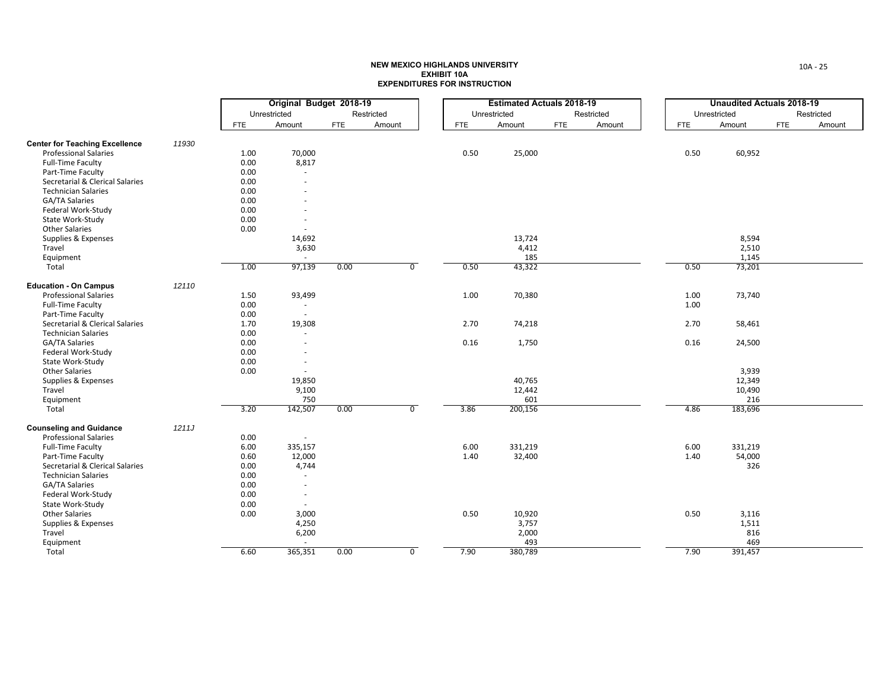**NEW MEXICO HIGHLANDS UNIVERSITY**
**EXHIBIT 10A**
**EXPENDITURES FOR INSTRUCTION**

| | | Original Budget 2018-19 | | | | Estimated Actuals 2018-19 | | | | Unaudited Actuals 2018-19 | | | |
|---|---|---|---|---|---|---|---|---|---|---|---|---|---|
| | | Unrestricted | | Restricted | | Unrestricted | | Restricted | | Unrestricted | | Restricted | |
| | | FTE | Amount | FTE | Amount | FTE | Amount | FTE | Amount | FTE | Amount | FTE | Amount |
| **Center for Teaching Excellence** | *11930* | | | | | | | | | | | | |
| Professional Salaries | | 1.00 | 70,000 | | | 0.50 | 25,000 | | | 0.50 | 60,952 | | |
| Full-Time Faculty | | 0.00 | 8,817 | | | | | | | | | | |
| Part-Time Faculty | | 0.00 | - | | | | | | | | | | |
| Secretarial & Clerical Salaries | | 0.00 | - | | | | | | | | | | |
| Technician Salaries | | 0.00 | - | | | | | | | | | | |
| GA/TA Salaries | | 0.00 | - | | | | | | | | | | |
| Federal Work-Study | | 0.00 | - | | | | | | | | | | |
| State Work-Study | | 0.00 | - | | | | | | | | | | |
| Other Salaries | | 0.00 | - | | | | | | | | | | |
| Supplies & Expenses | | | 14,692 | | | | 13,724 | | | | 8,594 | | |
| Travel | | | 3,630 | | | | 4,412 | | | | 2,510 | | |
| Equipment | | | - | | | | 185 | | | | 1,145 | | |
| Total | | 1.00 | 97,139 | 0.00 | 0 | 0.50 | 43,322 | | | 0.50 | 73,201 | | |
| **Education - On Campus** | *12110* | | | | | | | | | | | | |
| Professional Salaries | | 1.50 | 93,499 | | | 1.00 | 70,380 | | | 1.00 | 73,740 | | |
| Full-Time Faculty | | 0.00 | - | | | | | | | 1.00 | | | |
| Part-Time Faculty | | 0.00 | - | | | | | | | | | | |
| Secretarial & Clerical Salaries | | 1.70 | 19,308 | | | 2.70 | 74,218 | | | 2.70 | 58,461 | | |
| Technician Salaries | | 0.00 | - | | | | | | | | | | |
| GA/TA Salaries | | 0.00 | - | | | 0.16 | 1,750 | | | 0.16 | 24,500 | | |
| Federal Work-Study | | 0.00 | - | | | | | | | | | | |
| State Work-Study | | 0.00 | - | | | | | | | | | | |
| Other Salaries | | 0.00 | - | | | | | | | | 3,939 | | |
| Supplies & Expenses | | | 19,850 | | | | 40,765 | | | | 12,349 | | |
| Travel | | | 9,100 | | | | 12,442 | | | | 10,490 | | |
| Equipment | | | 750 | | | | 601 | | | | 216 | | |
| Total | | 3.20 | 142,507 | 0.00 | 0 | 3.86 | 200,156 | | | 4.86 | 183,696 | | |
| **Counseling and Guidance** | *1211J* | | | | | | | | | | | | |
| Professional Salaries | | 0.00 | - | | | | | | | | | | |
| Full-Time Faculty | | 6.00 | 335,157 | | | 6.00 | 331,219 | | | 6.00 | 331,219 | | |
| Part-Time Faculty | | 0.60 | 12,000 | | | 1.40 | 32,400 | | | 1.40 | 54,000 | | |
| Secretarial & Clerical Salaries | | 0.00 | 4,744 | | | | | | | | 326 | | |
| Technician Salaries | | 0.00 | - | | | | | | | | | | |
| GA/TA Salaries | | 0.00 | - | | | | | | | | | | |
| Federal Work-Study | | 0.00 | - | | | | | | | | | | |
| State Work-Study | | 0.00 | - | | | | | | | | | | |
| Other Salaries | | 0.00 | 3,000 | | | 0.50 | 10,920 | | | 0.50 | 3,116 | | |
| Supplies & Expenses | | | 4,250 | | | | 3,757 | | | | 1,511 | | |
| Travel | | | 6,200 | | | | 2,000 | | | | 816 | | |
| Equipment | | | - | | | | 493 | | | | 469 | | |
| Total | | 6.60 | 365,351 | 0.00 | 0 | 7.90 | 380,789 | | | 7.90 | 391,457 | | |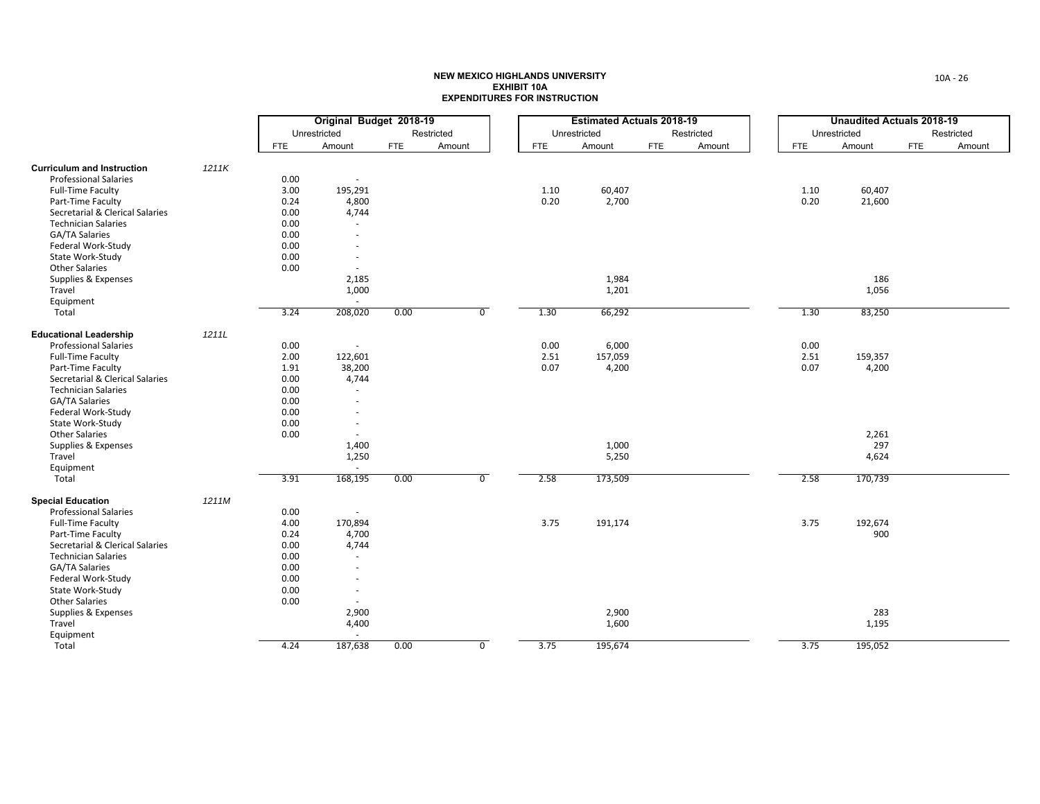**NEW MEXICO HIGHLANDS UNIVERSITY**
**EXHIBIT 10A**
**EXPENDITURES FOR INSTRUCTION**

| | | Original Budget 2018-19 | | | | Estimated Actuals 2018-19 | | | | Unaudited Actuals 2018-19 | | | |
|---|---|---|---|---|---|---|---|---|---|---|---|---|---|
| | | Unrestricted | | Restricted | | Unrestricted | | Restricted | | Unrestricted | | Restricted | |
| | | FTE | Amount | FTE | Amount | FTE | Amount | FTE | Amount | FTE | Amount | FTE | Amount |
| **Curriculum and Instruction** | *1211K* | | | | | | | | | | | | |
| Professional Salaries | | 0.00 | - | | | | | | | | | | |
| Full-Time Faculty | | 3.00 | 195,291 | | | 1.10 | 60,407 | | | 1.10 | 60,407 | | |
| Part-Time Faculty | | 0.24 | 4,800 | | | 0.20 | 2,700 | | | 0.20 | 21,600 | | |
| Secretarial & Clerical Salaries | | 0.00 | 4,744 | | | | | | | | | | |
| Technician Salaries | | 0.00 | - | | | | | | | | | | |
| GA/TA Salaries | | 0.00 | - | | | | | | | | | | |
| Federal Work-Study | | 0.00 | - | | | | | | | | | | |
| State Work-Study | | 0.00 | - | | | | | | | | | | |
| Other Salaries | | 0.00 | - | | | | | | | | | | |
| Supplies & Expenses | | | 2,185 | | | | 1,984 | | | | 186 | | |
| Travel | | | 1,000 | | | | 1,201 | | | | 1,056 | | |
| Equipment | | | - | | | | | | | | | | |
| Total | | 3.24 | 208,020 | 0.00 | 0 | 1.30 | 66,292 | | | 1.30 | 83,250 | | |
| **Educational Leadership** | *1211L* | | | | | | | | | | | | |
| Professional Salaries | | 0.00 | - | | | 0.00 | 6,000 | | | 0.00 | | | |
| Full-Time Faculty | | 2.00 | 122,601 | | | 2.51 | 157,059 | | | 2.51 | 159,357 | | |
| Part-Time Faculty | | 1.91 | 38,200 | | | 0.07 | 4,200 | | | 0.07 | 4,200 | | |
| Secretarial & Clerical Salaries | | 0.00 | 4,744 | | | | | | | | | | |
| Technician Salaries | | 0.00 | - | | | | | | | | | | |
| GA/TA Salaries | | 0.00 | - | | | | | | | | | | |
| Federal Work-Study | | 0.00 | - | | | | | | | | | | |
| State Work-Study | | 0.00 | - | | | | | | | | | | |
| Other Salaries | | 0.00 | - | | | | | | | | 2,261 | | |
| Supplies & Expenses | | | 1,400 | | | | 1,000 | | | | 297 | | |
| Travel | | | 1,250 | | | | 5,250 | | | | 4,624 | | |
| Equipment | | | - | | | | | | | | | | |
| Total | | 3.91 | 168,195 | 0.00 | 0 | 2.58 | 173,509 | | | 2.58 | 170,739 | | |
| **Special Education** | *1211M* | | | | | | | | | | | | |
| Professional Salaries | | 0.00 | - | | | | | | | | | | |
| Full-Time Faculty | | 4.00 | 170,894 | | | 3.75 | 191,174 | | | 3.75 | 192,674 | | |
| Part-Time Faculty | | 0.24 | 4,700 | | | | | | | | 900 | | |
| Secretarial & Clerical Salaries | | 0.00 | 4,744 | | | | | | | | | | |
| Technician Salaries | | 0.00 | - | | | | | | | | | | |
| GA/TA Salaries | | 0.00 | - | | | | | | | | | | |
| Federal Work-Study | | 0.00 | - | | | | | | | | | | |
| State Work-Study | | 0.00 | - | | | | | | | | | | |
| Other Salaries | | 0.00 | - | | | | | | | | | | |
| Supplies & Expenses | | | 2,900 | | | | 2,900 | | | | 283 | | |
| Travel | | | 4,400 | | | | 1,600 | | | | 1,195 | | |
| Equipment | | | - | | | | | | | | | | |
| Total | | 4.24 | 187,638 | 0.00 | 0 | 3.75 | 195,674 | | | 3.75 | 195,052 | | |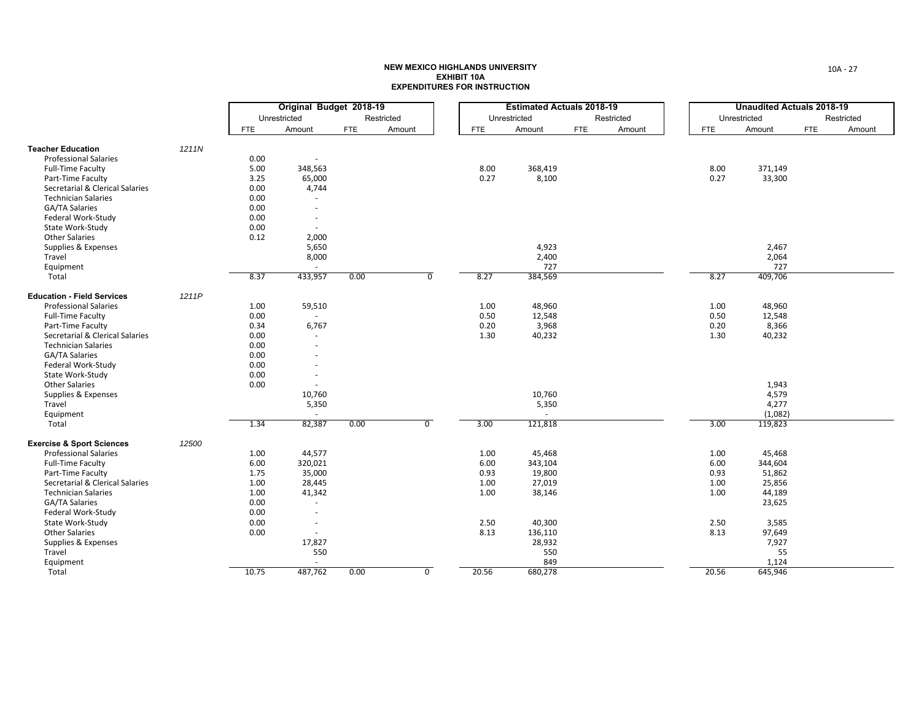# NEW MEXICO HIGHLANDS UNIVERSITY
## EXHIBIT 10A
## EXPENDITURES FOR INSTRUCTION

| | | Original Budget 2018-19 | | | | Estimated Actuals 2018-19 | | | | Unaudited Actuals 2018-19 | | | |
|---|---|---|---|---|---|---|---|---|---|---|---|---|---|
| | | Unrestricted | | Restricted | | Unrestricted | | Restricted | | Unrestricted | | Restricted | |
| | | FTE | Amount | FTE | Amount | FTE | Amount | FTE | Amount | FTE | Amount | FTE | Amount |
| **Teacher Education** | *1211N* | | | | | | | | | | | | |
| Professional Salaries | | 0.00 | - | | | | | | | | | | |
| Full-Time Faculty | | 5.00 | 348,563 | | | 8.00 | 368,419 | | | 8.00 | 371,149 | | |
| Part-Time Faculty | | 3.25 | 65,000 | | | 0.27 | 8,100 | | | 0.27 | 33,300 | | |
| Secretarial & Clerical Salaries | | 0.00 | 4,744 | | | | | | | | | | |
| Technician Salaries | | 0.00 | - | | | | | | | | | | |
| GA/TA Salaries | | 0.00 | - | | | | | | | | | | |
| Federal Work-Study | | 0.00 | - | | | | | | | | | | |
| State Work-Study | | 0.00 | - | | | | | | | | | | |
| Other Salaries | | 0.12 | 2,000 | | | | | | | | | | |
| Supplies & Expenses | | | 5,650 | | | | 4,923 | | | | 2,467 | | |
| Travel | | | 8,000 | | | | 2,400 | | | | 2,064 | | |
| Equipment | | | - | | | | 727 | | | | 727 | | |
| Total | | 8.37 | 433,957 | 0.00 | 0 | 8.27 | 384,569 | | | 8.27 | 409,706 | | |
| **Education - Field Services** | *1211P* | | | | | | | | | | | | |
| Professional Salaries | | 1.00 | 59,510 | | | 1.00 | 48,960 | | | 1.00 | 48,960 | | |
| Full-Time Faculty | | 0.00 | - | | | 0.50 | 12,548 | | | 0.50 | 12,548 | | |
| Part-Time Faculty | | 0.34 | 6,767 | | | 0.20 | 3,968 | | | 0.20 | 8,366 | | |
| Secretarial & Clerical Salaries | | 0.00 | - | | | 1.30 | 40,232 | | | 1.30 | 40,232 | | |
| Technician Salaries | | 0.00 | - | | | | | | | | | | |
| GA/TA Salaries | | 0.00 | - | | | | | | | | | | |
| Federal Work-Study | | 0.00 | - | | | | | | | | | | |
| State Work-Study | | 0.00 | - | | | | | | | | | | |
| Other Salaries | | 0.00 | - | | | | | | | | 1,943 | | |
| Supplies & Expenses | | | 10,760 | | | | 10,760 | | | | 4,579 | | |
| Travel | | | 5,350 | | | | 5,350 | | | | 4,277 | | |
| Equipment | | | - | | | | - | | | | (1,082) | | |
| Total | | 1.34 | 82,387 | 0.00 | 0 | 3.00 | 121,818 | | | 3.00 | 119,823 | | |
| **Exercise & Sport Sciences** | *12500* | | | | | | | | | | | | |
| Professional Salaries | | 1.00 | 44,577 | | | 1.00 | 45,468 | | | 1.00 | 45,468 | | |
| Full-Time Faculty | | 6.00 | 320,021 | | | 6.00 | 343,104 | | | 6.00 | 344,604 | | |
| Part-Time Faculty | | 1.75 | 35,000 | | | 0.93 | 19,800 | | | 0.93 | 51,862 | | |
| Secretarial & Clerical Salaries | | 1.00 | 28,445 | | | 1.00 | 27,019 | | | 1.00 | 25,856 | | |
| Technician Salaries | | 1.00 | 41,342 | | | 1.00 | 38,146 | | | 1.00 | 44,189 | | |
| GA/TA Salaries | | 0.00 | - | | | | | | | | 23,625 | | |
| Federal Work-Study | | 0.00 | - | | | | | | | | | | |
| State Work-Study | | 0.00 | - | | | 2.50 | 40,300 | | | 2.50 | 3,585 | | |
| Other Salaries | | 0.00 | - | | | 8.13 | 136,110 | | | 8.13 | 97,649 | | |
| Supplies & Expenses | | | 17,827 | | | | 28,932 | | | | 7,927 | | |
| Travel | | | 550 | | | | 550 | | | | 55 | | |
| Equipment | | | - | | | | 849 | | | | 1,124 | | |
| Total | | 10.75 | 487,762 | 0.00 | 0 | 20.56 | 680,278 | | | 20.56 | 645,946 | | |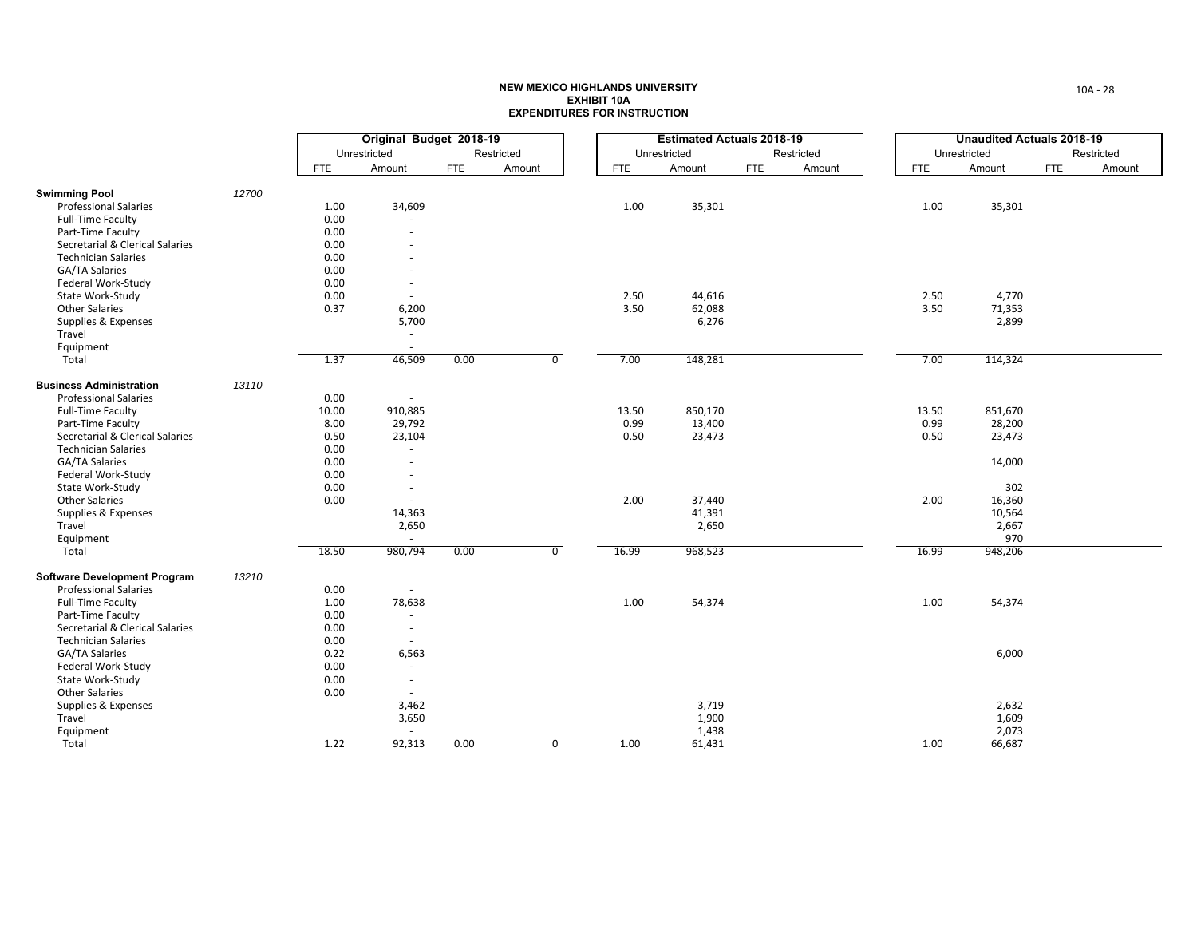**NEW MEXICO HIGHLANDS UNIVERSITY**
**EXHIBIT 10A**
**EXPENDITURES FOR INSTRUCTION**

| | | Original Budget 2018-19 | | | | Estimated Actuals 2018-19 | | | | Unaudited Actuals 2018-19 | | | |
|---|---|---|---|---|---|---|---|---|---|---|---|---|---|
| | | Unrestricted | | Restricted | | Unrestricted | | Restricted | | Unrestricted | | Restricted | |
| | | FTE | Amount | FTE | Amount | FTE | Amount | FTE | Amount | FTE | Amount | FTE | Amount |
| **Swimming Pool** | *12700* | | | | | | | | | | | | |
| Professional Salaries | | 1.00 | 34,609 | | | 1.00 | 35,301 | | | 1.00 | 35,301 | | |
| Full-Time Faculty | | 0.00 | - | | | | | | | | | | |
| Part-Time Faculty | | 0.00 | - | | | | | | | | | | |
| Secretarial & Clerical Salaries | | 0.00 | - | | | | | | | | | | |
| Technician Salaries | | 0.00 | - | | | | | | | | | | |
| GA/TA Salaries | | 0.00 | - | | | | | | | | | | |
| Federal Work-Study | | 0.00 | - | | | | | | | | | | |
| State Work-Study | | 0.00 | - | | | 2.50 | 44,616 | | | 2.50 | 4,770 | | |
| Other Salaries | | 0.37 | 6,200 | | | 3.50 | 62,088 | | | 3.50 | 71,353 | | |
| Supplies & Expenses | | | 5,700 | | | | 6,276 | | | | 2,899 | | |
| Travel | | | - | | | | | | | | | | |
| Equipment | | | - | | | | | | | | | | |
| Total | | 1.37 | 46,509 | 0.00 | 0 | 7.00 | 148,281 | | | 7.00 | 114,324 | | |
| **Business Administration** | *13110* | | | | | | | | | | | | |
| Professional Salaries | | 0.00 | - | | | | | | | | | | |
| Full-Time Faculty | | 10.00 | 910,885 | | | 13.50 | 850,170 | | | 13.50 | 851,670 | | |
| Part-Time Faculty | | 8.00 | 29,792 | | | 0.99 | 13,400 | | | 0.99 | 28,200 | | |
| Secretarial & Clerical Salaries | | 0.50 | 23,104 | | | 0.50 | 23,473 | | | 0.50 | 23,473 | | |
| Technician Salaries | | 0.00 | - | | | | | | | | | | |
| GA/TA Salaries | | 0.00 | - | | | | | | | | 14,000 | | |
| Federal Work-Study | | 0.00 | - | | | | | | | | | | |
| State Work-Study | | 0.00 | - | | | | | | | | 302 | | |
| Other Salaries | | 0.00 | - | | | 2.00 | 37,440 | | | 2.00 | 16,360 | | |
| Supplies & Expenses | | | 14,363 | | | | 41,391 | | | | 10,564 | | |
| Travel | | | 2,650 | | | | 2,650 | | | | 2,667 | | |
| Equipment | | | - | | | | | | | | 970 | | |
| Total | | 18.50 | 980,794 | 0.00 | 0 | 16.99 | 968,523 | | | 16.99 | 948,206 | | |
| **Software Development Program** | *13210* | | | | | | | | | | | | |
| Professional Salaries | | 0.00 | - | | | | | | | | | | |
| Full-Time Faculty | | 1.00 | 78,638 | | | 1.00 | 54,374 | | | 1.00 | 54,374 | | |
| Part-Time Faculty | | 0.00 | - | | | | | | | | | | |
| Secretarial & Clerical Salaries | | 0.00 | - | | | | | | | | | | |
| Technician Salaries | | 0.00 | - | | | | | | | | | | |
| GA/TA Salaries | | 0.22 | 6,563 | | | | | | | | 6,000 | | |
| Federal Work-Study | | 0.00 | - | | | | | | | | | | |
| State Work-Study | | 0.00 | - | | | | | | | | | | |
| Other Salaries | | 0.00 | - | | | | | | | | | | |
| Supplies & Expenses | | | 3,462 | | | | 3,719 | | | | 2,632 | | |
| Travel | | | 3,650 | | | | 1,900 | | | | 1,609 | | |
| Equipment | | | - | | | | 1,438 | | | | 2,073 | | |
| Total | | 1.22 | 92,313 | 0.00 | 0 | 1.00 | 61,431 | | | 1.00 | 66,687 | | |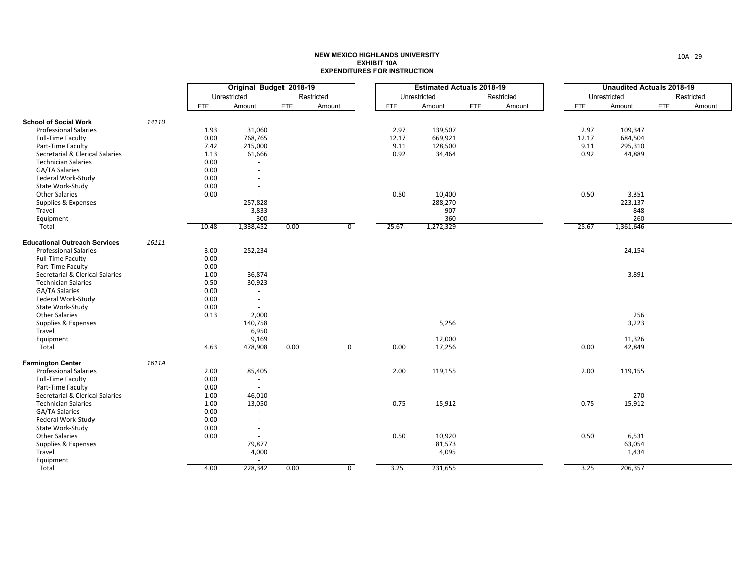**NEW MEXICO HIGHLANDS UNIVERSITY**
**EXHIBIT 10A**
**EXPENDITURES FOR INSTRUCTION**

| | | Original Budget 2018-19 | | | | Estimated Actuals 2018-19 | | | | Unaudited Actuals 2018-19 | | | |
|---|---|---|---|---|---|---|---|---|---|---|---|---|---|
| | | Unrestricted | | Restricted | | Unrestricted | | Restricted | | Unrestricted | | Restricted | |
| | | FTE | Amount | FTE | Amount | FTE | Amount | FTE | Amount | FTE | Amount | FTE | Amount |
| **School of Social Work** | *14110* | | | | | | | | | | | | |
| Professional Salaries | | 1.93 | 31,060 | | | 2.97 | 139,507 | | | 2.97 | 109,347 | | |
| Full-Time Faculty | | 0.00 | 768,765 | | | 12.17 | 669,921 | | | 12.17 | 684,504 | | |
| Part-Time Faculty | | 7.42 | 215,000 | | | 9.11 | 128,500 | | | 9.11 | 295,310 | | |
| Secretarial & Clerical Salaries | | 1.13 | 61,666 | | | 0.92 | 34,464 | | | 0.92 | 44,889 | | |
| Technician Salaries | | 0.00 | - | | | | | | | | | | |
| GA/TA Salaries | | 0.00 | - | | | | | | | | | | |
| Federal Work-Study | | 0.00 | - | | | | | | | | | | |
| State Work-Study | | 0.00 | - | | | | | | | | | | |
| Other Salaries | | 0.00 | - | | | 0.50 | 10,400 | | | 0.50 | 3,351 | | |
| Supplies & Expenses | | | 257,828 | | | | 288,270 | | | | 223,137 | | |
| Travel | | | 3,833 | | | | 907 | | | | 848 | | |
| Equipment | | | 300 | | | | 360 | | | | 260 | | |
| Total | | 10.48 | 1,338,452 | 0.00 | 0 | 25.67 | 1,272,329 | | | 25.67 | 1,361,646 | | |
| **Educational Outreach Services** | *16111* | | | | | | | | | | | | |
| Professional Salaries | | 3.00 | 252,234 | | | | | | | | 24,154 | | |
| Full-Time Faculty | | 0.00 | - | | | | | | | | | | |
| Part-Time Faculty | | 0.00 | - | | | | | | | | | | |
| Secretarial & Clerical Salaries | | 1.00 | 36,874 | | | | | | | | 3,891 | | |
| Technician Salaries | | 0.50 | 30,923 | | | | | | | | | | |
| GA/TA Salaries | | 0.00 | - | | | | | | | | | | |
| Federal Work-Study | | 0.00 | - | | | | | | | | | | |
| State Work-Study | | 0.00 | - | | | | | | | | | | |
| Other Salaries | | 0.13 | 2,000 | | | | | | | | 256 | | |
| Supplies & Expenses | | | 140,758 | | | | 5,256 | | | | 3,223 | | |
| Travel | | | 6,950 | | | | | | | | | | |
| Equipment | | | 9,169 | | | | 12,000 | | | | 11,326 | | |
| Total | | 4.63 | 478,908 | 0.00 | 0 | 0.00 | 17,256 | | | 0.00 | 42,849 | | |
| **Farmington Center** | *1611A* | | | | | | | | | | | | |
| Professional Salaries | | 2.00 | 85,405 | | | 2.00 | 119,155 | | | 2.00 | 119,155 | | |
| Full-Time Faculty | | 0.00 | - | | | | | | | | | | |
| Part-Time Faculty | | 0.00 | - | | | | | | | | | | |
| Secretarial & Clerical Salaries | | 1.00 | 46,010 | | | | | | | | 270 | | |
| Technician Salaries | | 1.00 | 13,050 | | | 0.75 | 15,912 | | | 0.75 | 15,912 | | |
| GA/TA Salaries | | 0.00 | - | | | | | | | | | | |
| Federal Work-Study | | 0.00 | - | | | | | | | | | | |
| State Work-Study | | 0.00 | - | | | | | | | | | | |
| Other Salaries | | 0.00 | - | | | 0.50 | 10,920 | | | 0.50 | 6,531 | | |
| Supplies & Expenses | | | 79,877 | | | | 81,573 | | | | 63,054 | | |
| Travel | | | 4,000 | | | | 4,095 | | | | 1,434 | | |
| Equipment | | | - | | | | | | | | | | |
| Total | | 4.00 | 228,342 | 0.00 | 0 | 3.25 | 231,655 | | | 3.25 | 206,357 | | |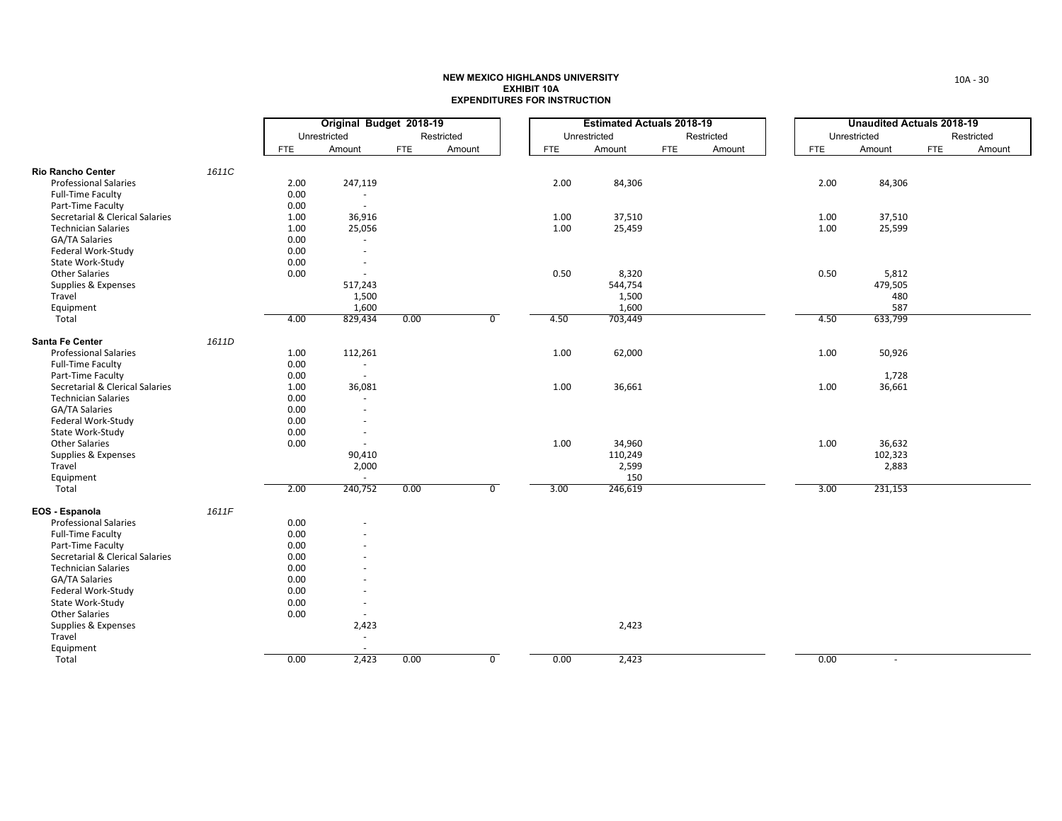**NEW MEXICO HIGHLANDS UNIVERSITY**
**EXHIBIT 10A**
**EXPENDITURES FOR INSTRUCTION**

| | | Original Budget 2018-19 | | | | Estimated Actuals 2018-19 | | | | Unaudited Actuals 2018-19 | | | |
|---|---|---|---|---|---|---|---|---|---|---|---|---|---|
| | | Unrestricted | | Restricted | | Unrestricted | | Restricted | | Unrestricted | | Restricted | |
| | | FTE | Amount | FTE | Amount | FTE | Amount | FTE | Amount | FTE | Amount | FTE | Amount |
| **Rio Rancho Center** | *1611C* | | | | | | | | | | | | |
| Professional Salaries | | 2.00 | 247,119 | | | 2.00 | 84,306 | | | 2.00 | 84,306 | | |
| Full-Time Faculty | | 0.00 | - | | | | | | | | | | |
| Part-Time Faculty | | 0.00 | - | | | | | | | | | | |
| Secretarial & Clerical Salaries | | 1.00 | 36,916 | | | 1.00 | 37,510 | | | 1.00 | 37,510 | | |
| Technician Salaries | | 1.00 | 25,056 | | | 1.00 | 25,459 | | | 1.00 | 25,599 | | |
| GA/TA Salaries | | 0.00 | - | | | | | | | | | | |
| Federal Work-Study | | 0.00 | - | | | | | | | | | | |
| State Work-Study | | 0.00 | - | | | | | | | | | | |
| Other Salaries | | 0.00 | - | | | 0.50 | 8,320 | | | 0.50 | 5,812 | | |
| Supplies & Expenses | | | 517,243 | | | | 544,754 | | | | 479,505 | | |
| Travel | | | 1,500 | | | | 1,500 | | | | 480 | | |
| Equipment | | | 1,600 | | | | 1,600 | | | | 587 | | |
| Total | | 4.00 | 829,434 | 0.00 | 0 | 4.50 | 703,449 | | | 4.50 | 633,799 | | |
| **Santa Fe Center** | *1611D* | | | | | | | | | | | | |
| Professional Salaries | | 1.00 | 112,261 | | | 1.00 | 62,000 | | | 1.00 | 50,926 | | |
| Full-Time Faculty | | 0.00 | - | | | | | | | | | | |
| Part-Time Faculty | | 0.00 | - | | | | | | | | 1,728 | | |
| Secretarial & Clerical Salaries | | 1.00 | 36,081 | | | 1.00 | 36,661 | | | 1.00 | 36,661 | | |
| Technician Salaries | | 0.00 | - | | | | | | | | | | |
| GA/TA Salaries | | 0.00 | - | | | | | | | | | | |
| Federal Work-Study | | 0.00 | - | | | | | | | | | | |
| State Work-Study | | 0.00 | - | | | | | | | | | | |
| Other Salaries | | 0.00 | - | | | 1.00 | 34,960 | | | 1.00 | 36,632 | | |
| Supplies & Expenses | | | 90,410 | | | | 110,249 | | | | 102,323 | | |
| Travel | | | 2,000 | | | | 2,599 | | | | 2,883 | | |
| Equipment | | | - | | | | 150 | | | | | | |
| Total | | 2.00 | 240,752 | 0.00 | 0 | 3.00 | 246,619 | | | 3.00 | 231,153 | | |
| **EOS - Espanola** | *1611F* | | | | | | | | | | | | |
| Professional Salaries | | 0.00 | - | | | | | | | | | | |
| Full-Time Faculty | | 0.00 | - | | | | | | | | | | |
| Part-Time Faculty | | 0.00 | - | | | | | | | | | | |
| Secretarial & Clerical Salaries | | 0.00 | - | | | | | | | | | | |
| Technician Salaries | | 0.00 | - | | | | | | | | | | |
| GA/TA Salaries | | 0.00 | - | | | | | | | | | | |
| Federal Work-Study | | 0.00 | - | | | | | | | | | | |
| State Work-Study | | 0.00 | - | | | | | | | | | | |
| Other Salaries | | 0.00 | - | | | | | | | | | | |
| Supplies & Expenses | | | 2,423 | | | | 2,423 | | | | | | |
| Travel | | | - | | | | | | | | | | |
| Equipment | | | - | | | | | | | | | | |
| Total | | 0.00 | 2,423 | 0.00 | 0 | 0.00 | 2,423 | | | 0.00 | - | | |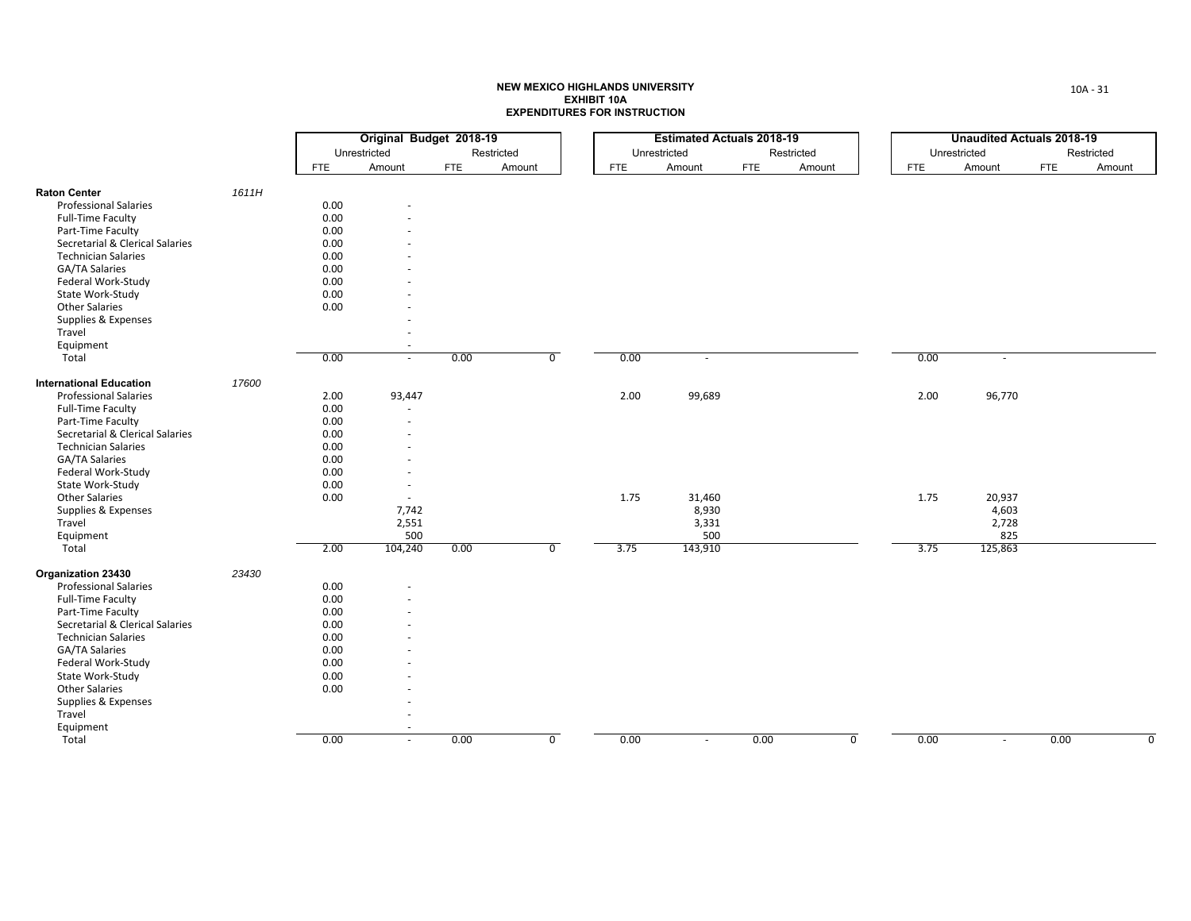**NEW MEXICO HIGHLANDS UNIVERSITY**
**EXHIBIT 10A**
**EXPENDITURES FOR INSTRUCTION**

| | | Original Budget 2018-19 | | | | Estimated Actuals 2018-19 | | | | Unaudited Actuals 2018-19 | | | |
|---|---|---|---|---|---|---|---|---|---|---|---|---|---|
| | | Unrestricted | | Restricted | | Unrestricted | | Restricted | | Unrestricted | | Restricted | |
| | | FTE | Amount | FTE | Amount | FTE | Amount | FTE | Amount | FTE | Amount | FTE | Amount |
| **Raton Center** | *1611H* | | | | | | | | | | | | |
| Professional Salaries | | 0.00 | - | | | | | | | | | | |
| Full-Time Faculty | | 0.00 | - | | | | | | | | | | |
| Part-Time Faculty | | 0.00 | - | | | | | | | | | | |
| Secretarial & Clerical Salaries | | 0.00 | - | | | | | | | | | | |
| Technician Salaries | | 0.00 | - | | | | | | | | | | |
| GA/TA Salaries | | 0.00 | - | | | | | | | | | | |
| Federal Work-Study | | 0.00 | - | | | | | | | | | | |
| State Work-Study | | 0.00 | - | | | | | | | | | | |
| Other Salaries | | 0.00 | - | | | | | | | | | | |
| Supplies & Expenses | | | - | | | | | | | | | | |
| Travel | | | - | | | | | | | | | | |
| Equipment | | | - | | | | | | | | | | |
| Total | | 0.00 | - | 0.00 | 0 | 0.00 | - | | | 0.00 | - | | |
| **International Education** | *17600* | | | | | | | | | | | | |
| Professional Salaries | | 2.00 | 93,447 | | | 2.00 | 99,689 | | | 2.00 | 96,770 | | |
| Full-Time Faculty | | 0.00 | - | | | | | | | | | | |
| Part-Time Faculty | | 0.00 | - | | | | | | | | | | |
| Secretarial & Clerical Salaries | | 0.00 | - | | | | | | | | | | |
| Technician Salaries | | 0.00 | - | | | | | | | | | | |
| GA/TA Salaries | | 0.00 | - | | | | | | | | | | |
| Federal Work-Study | | 0.00 | - | | | | | | | | | | |
| State Work-Study | | 0.00 | - | | | | | | | | | | |
| Other Salaries | | 0.00 | - | | | 1.75 | 31,460 | | | 1.75 | 20,937 | | |
| Supplies & Expenses | | | 7,742 | | | | 8,930 | | | | 4,603 | | |
| Travel | | | 2,551 | | | | 3,331 | | | | 2,728 | | |
| Equipment | | | 500 | | | | 500 | | | | 825 | | |
| Total | | 2.00 | 104,240 | 0.00 | 0 | 3.75 | 143,910 | | | 3.75 | 125,863 | | |
| **Organization 23430** | *23430* | | | | | | | | | | | | |
| Professional Salaries | | 0.00 | - | | | | | | | | | | |
| Full-Time Faculty | | 0.00 | - | | | | | | | | | | |
| Part-Time Faculty | | 0.00 | - | | | | | | | | | | |
| Secretarial & Clerical Salaries | | 0.00 | - | | | | | | | | | | |
| Technician Salaries | | 0.00 | - | | | | | | | | | | |
| GA/TA Salaries | | 0.00 | - | | | | | | | | | | |
| Federal Work-Study | | 0.00 | - | | | | | | | | | | |
| State Work-Study | | 0.00 | - | | | | | | | | | | |
| Other Salaries | | 0.00 | - | | | | | | | | | | |
| Supplies & Expenses | | | - | | | | | | | | | | |
| Travel | | | - | | | | | | | | | | |
| Equipment | | | - | | | | | | | | | | |
| Total | | 0.00 | - | 0.00 | 0 | 0.00 | - | 0.00 | 0 | 0.00 | - | 0.00 | 0 |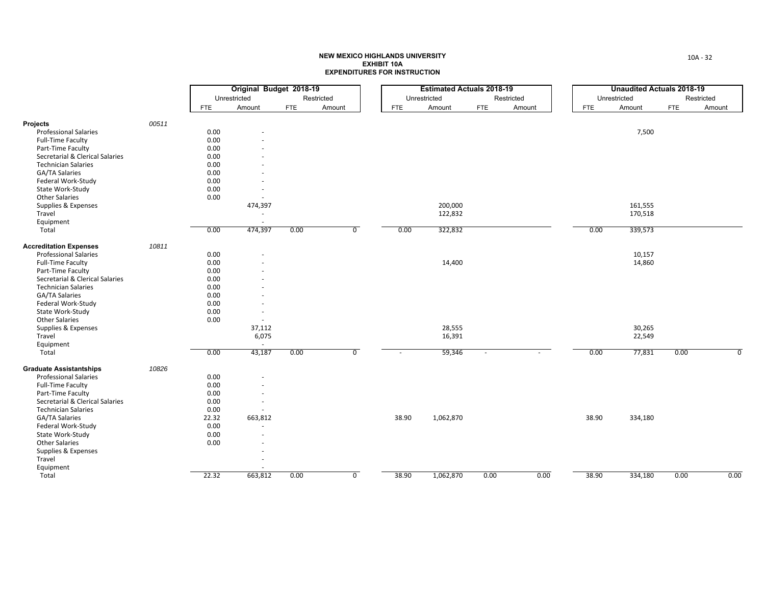**NEW MEXICO HIGHLANDS UNIVERSITY**
**EXHIBIT 10A**
**EXPENDITURES FOR INSTRUCTION**

| | | Original Budget 2018-19 | | | | Estimated Actuals 2018-19 | | | | Unaudited Actuals 2018-19 | | | |
|---|---|---|---|---|---|---|---|---|---|---|---|---|---|
| | | Unrestricted | | Restricted | | Unrestricted | | Restricted | | Unrestricted | | Restricted | |
| | | FTE | Amount | FTE | Amount | FTE | Amount | FTE | Amount | FTE | Amount | FTE | Amount |
| **Projects** | 00511 | | | | | | | | | | | | |
| Professional Salaries | | 0.00 | - | | | | | | | | 7,500 | | |
| Full-Time Faculty | | 0.00 | - | | | | | | | | | | |
| Part-Time Faculty | | 0.00 | - | | | | | | | | | | |
| Secretarial & Clerical Salaries | | 0.00 | - | | | | | | | | | | |
| Technician Salaries | | 0.00 | - | | | | | | | | | | |
| GA/TA Salaries | | 0.00 | - | | | | | | | | | | |
| Federal Work-Study | | 0.00 | - | | | | | | | | | | |
| State Work-Study | | 0.00 | - | | | | | | | | | | |
| Other Salaries | | 0.00 | - | | | | | | | | | | |
| Supplies & Expenses | | | 474,397 | | | | 200,000 | | | | 161,555 | | |
| Travel | | | - | | | | 122,832 | | | | 170,518 | | |
| Equipment | | | - | | | | | | | | | | |
| Total | | 0.00 | 474,397 | 0.00 | 0 | 0.00 | 322,832 | | | 0.00 | 339,573 | | |
| **Accreditation Expenses** | 10811 | | | | | | | | | | | | |
| Professional Salaries | | 0.00 | - | | | | | | | | 10,157 | | |
| Full-Time Faculty | | 0.00 | - | | | | 14,400 | | | | 14,860 | | |
| Part-Time Faculty | | 0.00 | - | | | | | | | | | | |
| Secretarial & Clerical Salaries | | 0.00 | - | | | | | | | | | | |
| Technician Salaries | | 0.00 | - | | | | | | | | | | |
| GA/TA Salaries | | 0.00 | - | | | | | | | | | | |
| Federal Work-Study | | 0.00 | - | | | | | | | | | | |
| State Work-Study | | 0.00 | - | | | | | | | | | | |
| Other Salaries | | 0.00 | - | | | | | | | | | | |
| Supplies & Expenses | | | 37,112 | | | | 28,555 | | | | 30,265 | | |
| Travel | | | 6,075 | | | | 16,391 | | | | 22,549 | | |
| Equipment | | | - | | | | | | | | | | |
| Total | | 0.00 | 43,187 | 0.00 | 0 | - | 59,346 | - | - | 0.00 | 77,831 | 0.00 | 0 |
| **Graduate Assistantships** | 10826 | | | | | | | | | | | | |
| Professional Salaries | | 0.00 | - | | | | | | | | | | |
| Full-Time Faculty | | 0.00 | - | | | | | | | | | | |
| Part-Time Faculty | | 0.00 | - | | | | | | | | | | |
| Secretarial & Clerical Salaries | | 0.00 | - | | | | | | | | | | |
| Technician Salaries | | 0.00 | - | | | | | | | | | | |
| GA/TA Salaries | | 22.32 | 663,812 | | | 38.90 | 1,062,870 | | | 38.90 | 334,180 | | |
| Federal Work-Study | | 0.00 | - | | | | | | | | | | |
| State Work-Study | | 0.00 | - | | | | | | | | | | |
| Other Salaries | | 0.00 | - | | | | | | | | | | |
| Supplies & Expenses | | | - | | | | | | | | | | |
| Travel | | | - | | | | | | | | | | |
| Equipment | | | - | | | | | | | | | | |
| Total | | 22.32 | 663,812 | 0.00 | 0 | 38.90 | 1,062,870 | 0.00 | 0.00 | 38.90 | 334,180 | 0.00 | 0.00 |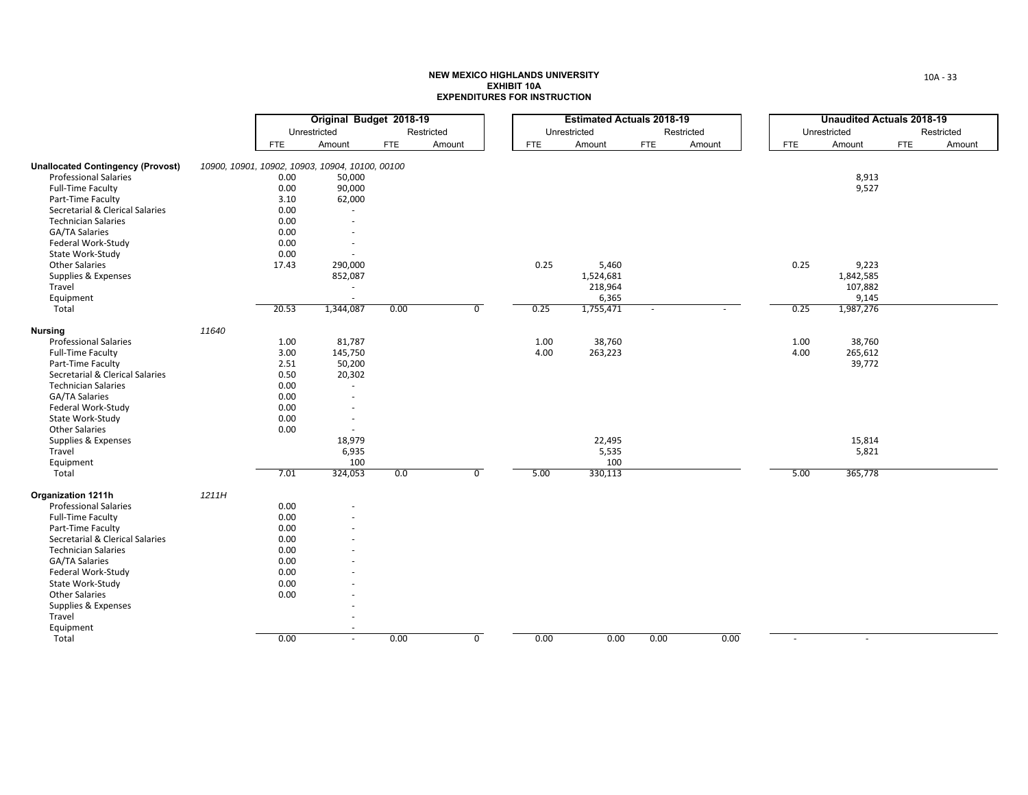**NEW MEXICO HIGHLANDS UNIVERSITY**
**EXHIBIT 10A**
**EXPENDITURES FOR INSTRUCTION**

| | | Original Budget 2018-19 | | | | Estimated Actuals 2018-19 | | | | Unaudited Actuals 2018-19 | | | |
|---|---|---|---|---|---|---|---|---|---|---|---|---|---|
| | | Unrestricted | | Restricted | | Unrestricted | | Restricted | | Unrestricted | | Restricted | |
| | | FTE | Amount | FTE | Amount | FTE | Amount | FTE | Amount | FTE | Amount | FTE | Amount |
| **Unallocated Contingency (Provost)** | *10900, 10901, 10902, 10903, 10904, 10100, 00100* | | | | | | | | | | | | |
| Professional Salaries | | 0.00 | 50,000 | | | | | | | | 8,913 | | |
| Full-Time Faculty | | 0.00 | 90,000 | | | | | | | | 9,527 | | |
| Part-Time Faculty | | 3.10 | 62,000 | | | | | | | | | | |
| Secretarial & Clerical Salaries | | 0.00 | - | | | | | | | | | | |
| Technician Salaries | | 0.00 | - | | | | | | | | | | |
| GA/TA Salaries | | 0.00 | - | | | | | | | | | | |
| Federal Work-Study | | 0.00 | - | | | | | | | | | | |
| State Work-Study | | 0.00 | - | | | | | | | | | | |
| Other Salaries | | 17.43 | 290,000 | | | 0.25 | 5,460 | | | 0.25 | 9,223 | | |
| Supplies & Expenses | | | 852,087 | | | | 1,524,681 | | | | 1,842,585 | | |
| Travel | | | - | | | | 218,964 | | | | 107,882 | | |
| Equipment | | | - | | | | 6,365 | | | | 9,145 | | |
| Total | | 20.53 | 1,344,087 | 0.00 | 0 | 0.25 | 1,755,471 | - | - | 0.25 | 1,987,276 | | |
| **Nursing** | *11640* | | | | | | | | | | | | |
| Professional Salaries | | 1.00 | 81,787 | | | 1.00 | 38,760 | | | 1.00 | 38,760 | | |
| Full-Time Faculty | | 3.00 | 145,750 | | | 4.00 | 263,223 | | | 4.00 | 265,612 | | |
| Part-Time Faculty | | 2.51 | 50,200 | | | | | | | | 39,772 | | |
| Secretarial & Clerical Salaries | | 0.50 | 20,302 | | | | | | | | | | |
| Technician Salaries | | 0.00 | - | | | | | | | | | | |
| GA/TA Salaries | | 0.00 | - | | | | | | | | | | |
| Federal Work-Study | | 0.00 | - | | | | | | | | | | |
| State Work-Study | | 0.00 | - | | | | | | | | | | |
| Other Salaries | | 0.00 | - | | | | | | | | | | |
| Supplies & Expenses | | | 18,979 | | | | 22,495 | | | | 15,814 | | |
| Travel | | | 6,935 | | | | 5,535 | | | | 5,821 | | |
| Equipment | | | 100 | | | | 100 | | | | | | |
| Total | | 7.01 | 324,053 | 0.0 | 0 | 5.00 | 330,113 | | | 5.00 | 365,778 | | |
| **Organization 1211h** | *1211H* | | | | | | | | | | | | |
| Professional Salaries | | 0.00 | - | | | | | | | | | | |
| Full-Time Faculty | | 0.00 | - | | | | | | | | | | |
| Part-Time Faculty | | 0.00 | - | | | | | | | | | | |
| Secretarial & Clerical Salaries | | 0.00 | - | | | | | | | | | | |
| Technician Salaries | | 0.00 | - | | | | | | | | | | |
| GA/TA Salaries | | 0.00 | - | | | | | | | | | | |
| Federal Work-Study | | 0.00 | - | | | | | | | | | | |
| State Work-Study | | 0.00 | - | | | | | | | | | | |
| Other Salaries | | 0.00 | - | | | | | | | | | | |
| Supplies & Expenses | | | - | | | | | | | | | | |
| Travel | | | - | | | | | | | | | | |
| Equipment | | | - | | | | | | | | | | |
| Total | | 0.00 | - | 0.00 | 0 | 0.00 | 0.00 | 0.00 | 0.00 | - | - | | |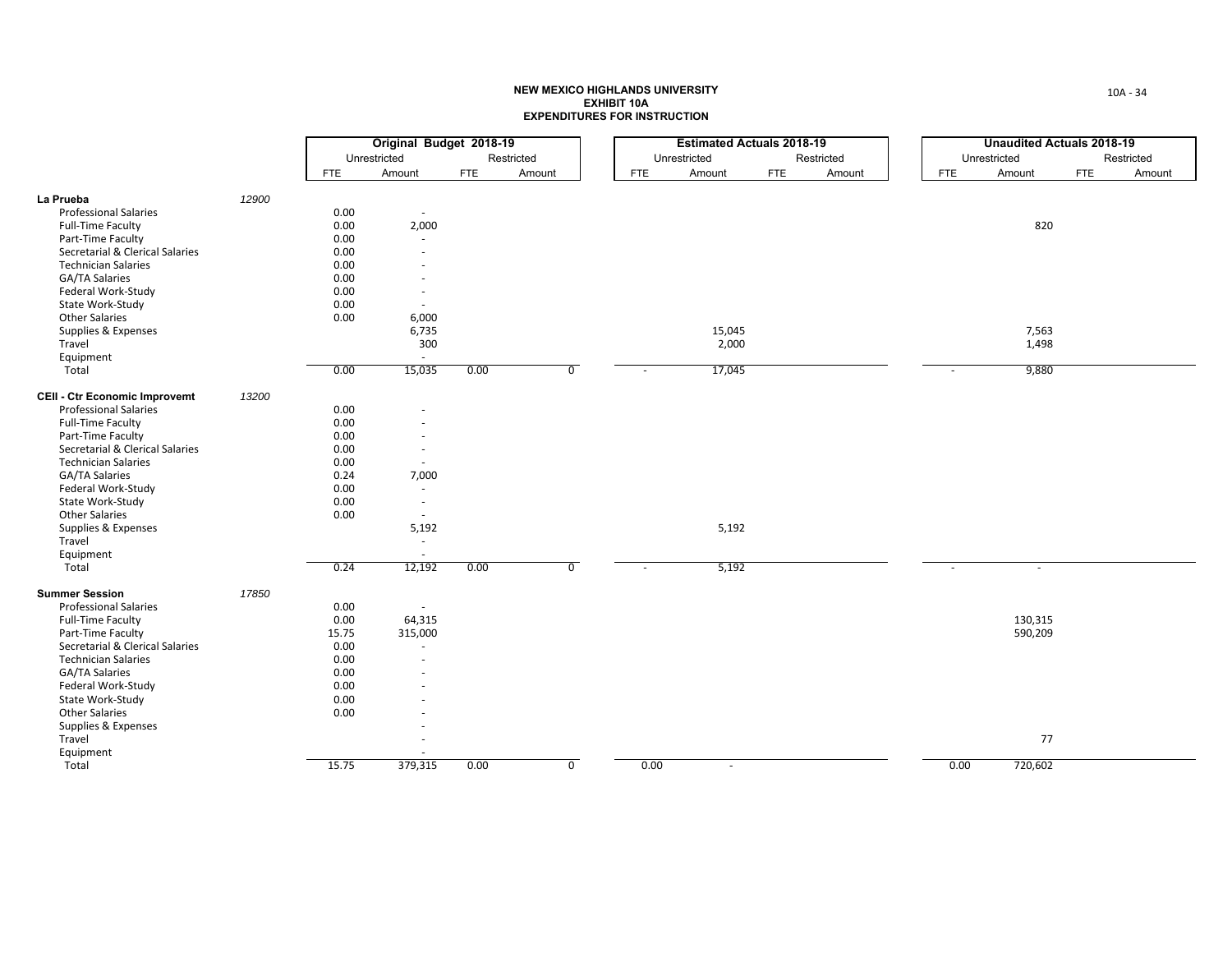**NEW MEXICO HIGHLANDS UNIVERSITY**
**EXHIBIT 10A**
**EXPENDITURES FOR INSTRUCTION**

| | | Original Budget 2018-19 | | | | Estimated Actuals 2018-19 | | | | Unaudited Actuals 2018-19 | | | |
|---|---|---|---|---|---|---|---|---|---|---|---|---|---|
| | | Unrestricted | | Restricted | | Unrestricted | | Restricted | | Unrestricted | | Restricted | |
| | | FTE | Amount | FTE | Amount | FTE | Amount | FTE | Amount | FTE | Amount | FTE | Amount |
| **La Prueba** | *12900* | | | | | | | | | | | | |
| Professional Salaries | | 0.00 | - | | | | | | | | | | |
| Full-Time Faculty | | 0.00 | 2,000 | | | | | | | | 820 | | |
| Part-Time Faculty | | 0.00 | - | | | | | | | | | | |
| Secretarial & Clerical Salaries | | 0.00 | - | | | | | | | | | | |
| Technician Salaries | | 0.00 | - | | | | | | | | | | |
| GA/TA Salaries | | 0.00 | - | | | | | | | | | | |
| Federal Work-Study | | 0.00 | - | | | | | | | | | | |
| State Work-Study | | 0.00 | - | | | | | | | | | | |
| Other Salaries | | 0.00 | 6,000 | | | | | | | | | | |
| Supplies & Expenses | | | 6,735 | | | | 15,045 | | | | 7,563 | | |
| Travel | | | 300 | | | | 2,000 | | | | 1,498 | | |
| Equipment | | | - | | | | | | | | | | |
| Total | | 0.00 | 15,035 | 0.00 | 0 | - | 17,045 | | | - | 9,880 | | |
| **CEII - Ctr Economic Improvemt** | *13200* | | | | | | | | | | | | |
| Professional Salaries | | 0.00 | - | | | | | | | | | | |
| Full-Time Faculty | | 0.00 | - | | | | | | | | | | |
| Part-Time Faculty | | 0.00 | - | | | | | | | | | | |
| Secretarial & Clerical Salaries | | 0.00 | - | | | | | | | | | | |
| Technician Salaries | | 0.00 | - | | | | | | | | | | |
| GA/TA Salaries | | 0.24 | 7,000 | | | | | | | | | | |
| Federal Work-Study | | 0.00 | - | | | | | | | | | | |
| State Work-Study | | 0.00 | - | | | | | | | | | | |
| Other Salaries | | 0.00 | - | | | | | | | | | | |
| Supplies & Expenses | | | 5,192 | | | | 5,192 | | | | | | |
| Travel | | | - | | | | | | | | | | |
| Equipment | | | - | | | | | | | | | | |
| Total | | 0.24 | 12,192 | 0.00 | 0 | - | 5,192 | | | - | - | | |
| **Summer Session** | *17850* | | | | | | | | | | | | |
| Professional Salaries | | 0.00 | - | | | | | | | | | | |
| Full-Time Faculty | | 0.00 | 64,315 | | | | | | | | 130,315 | | |
| Part-Time Faculty | | 15.75 | 315,000 | | | | | | | | 590,209 | | |
| Secretarial & Clerical Salaries | | 0.00 | - | | | | | | | | | | |
| Technician Salaries | | 0.00 | - | | | | | | | | | | |
| GA/TA Salaries | | 0.00 | - | | | | | | | | | | |
| Federal Work-Study | | 0.00 | - | | | | | | | | | | |
| State Work-Study | | 0.00 | - | | | | | | | | | | |
| Other Salaries | | 0.00 | - | | | | | | | | | | |
| Supplies & Expenses | | | - | | | | | | | | | | |
| Travel | | | - | | | | | | | | 77 | | |
| Equipment | | | - | | | | | | | | | | |
| Total | | 15.75 | 379,315 | 0.00 | 0 | 0.00 | - | | | 0.00 | 720,602 | | |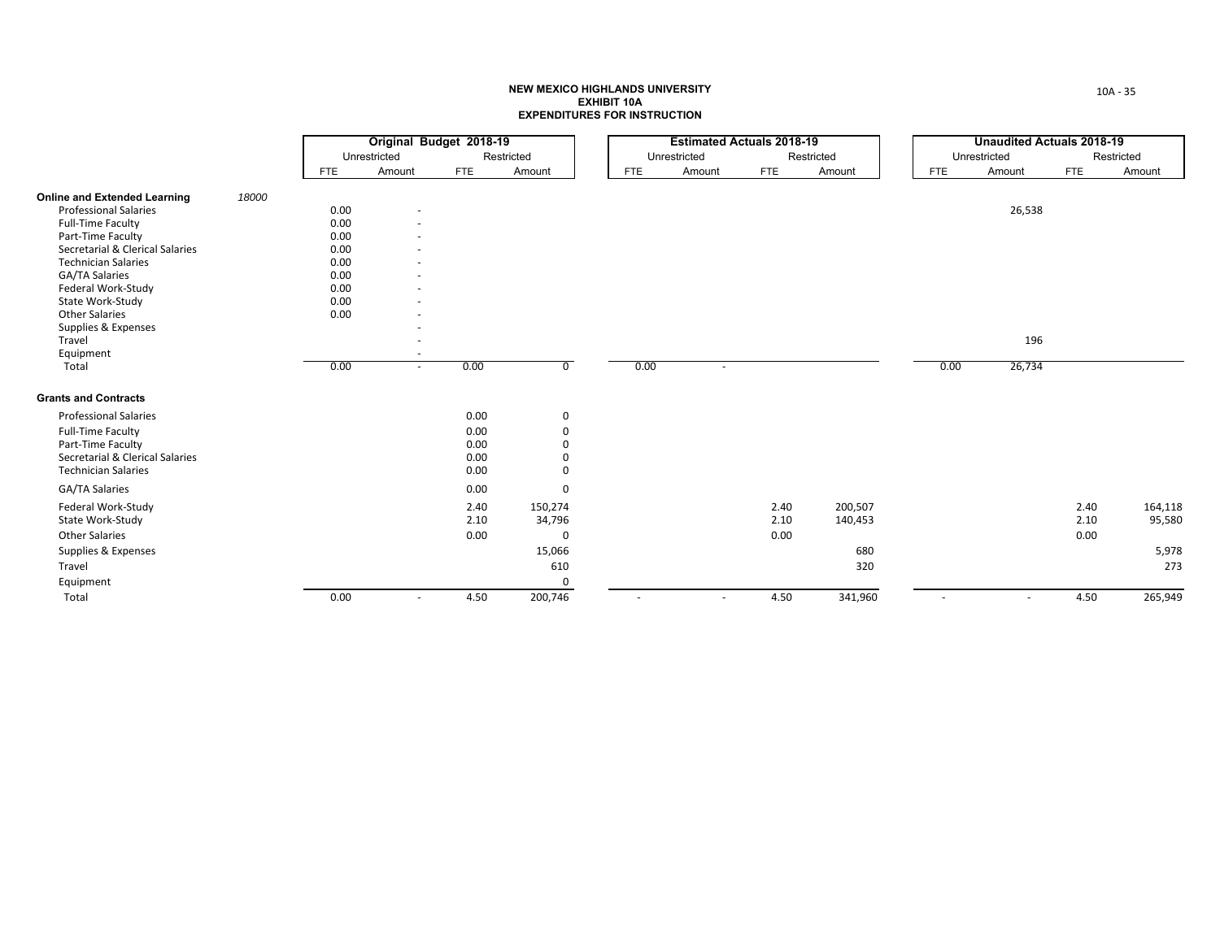**NEW MEXICO HIGHLANDS UNIVERSITY**
**EXHIBIT 10A**
**EXPENDITURES FOR INSTRUCTION**

| | | Original Budget 2018-19 | | | | Estimated Actuals 2018-19 | | | | Unaudited Actuals 2018-19 | | | |
|---|---|---|---|---|---|---|---|---|---|---|---|---|---|
| | | Unrestricted | | Restricted | | Unrestricted | | Restricted | | Unrestricted | | Restricted | |
| | | FTE | Amount | FTE | Amount | FTE | Amount | FTE | Amount | FTE | Amount | FTE | Amount |
| **Online and Extended Learning** | *18000* | | | | | | | | | | | | |
| Professional Salaries | | 0.00 | - | | | | | | | | 26,538 | | |
| Full-Time Faculty | | 0.00 | - | | | | | | | | | | |
| Part-Time Faculty | | 0.00 | - | | | | | | | | | | |
| Secretarial & Clerical Salaries | | 0.00 | - | | | | | | | | | | |
| Technician Salaries | | 0.00 | - | | | | | | | | | | |
| GA/TA Salaries | | 0.00 | - | | | | | | | | | | |
| Federal Work-Study | | 0.00 | - | | | | | | | | | | |
| State Work-Study | | 0.00 | - | | | | | | | | | | |
| Other Salaries | | 0.00 | - | | | | | | | | | | |
| Supplies & Expenses | | | - | | | | | | | | | | |
| Travel | | | - | | | | | | | | 196 | | |
| Equipment | | | - | | | | | | | | | | |
| Total | | 0.00 | - | 0.00 | 0 | 0.00 | - | | | 0.00 | 26,734 | | |
| **Grants and Contracts** | | | | | | | | | | | | | |
| Professional Salaries | | | | 0.00 | 0 | | | | | | | | |
| Full-Time Faculty | | | | 0.00 | 0 | | | | | | | | |
| Part-Time Faculty | | | | 0.00 | 0 | | | | | | | | |
| Secretarial & Clerical Salaries | | | | 0.00 | 0 | | | | | | | | |
| Technician Salaries | | | | 0.00 | 0 | | | | | | | | |
| GA/TA Salaries | | | | 0.00 | 0 | | | | | | | | |
| Federal Work-Study | | | | 2.40 | 150,274 | | | 2.40 | 200,507 | | | 2.40 | 164,118 |
| State Work-Study | | | | 2.10 | 34,796 | | | 2.10 | 140,453 | | | 2.10 | 95,580 |
| Other Salaries | | | | 0.00 | 0 | | | 0.00 | | | | 0.00 | |
| Supplies & Expenses | | | | | 15,066 | | | | 680 | | | | 5,978 |
| Travel | | | | | 610 | | | | 320 | | | | 273 |
| Equipment | | | | | 0 | | | | | | | | |
| Total | | 0.00 | - | 4.50 | 200,746 | - | - | 4.50 | 341,960 | - | - | 4.50 | 265,949 |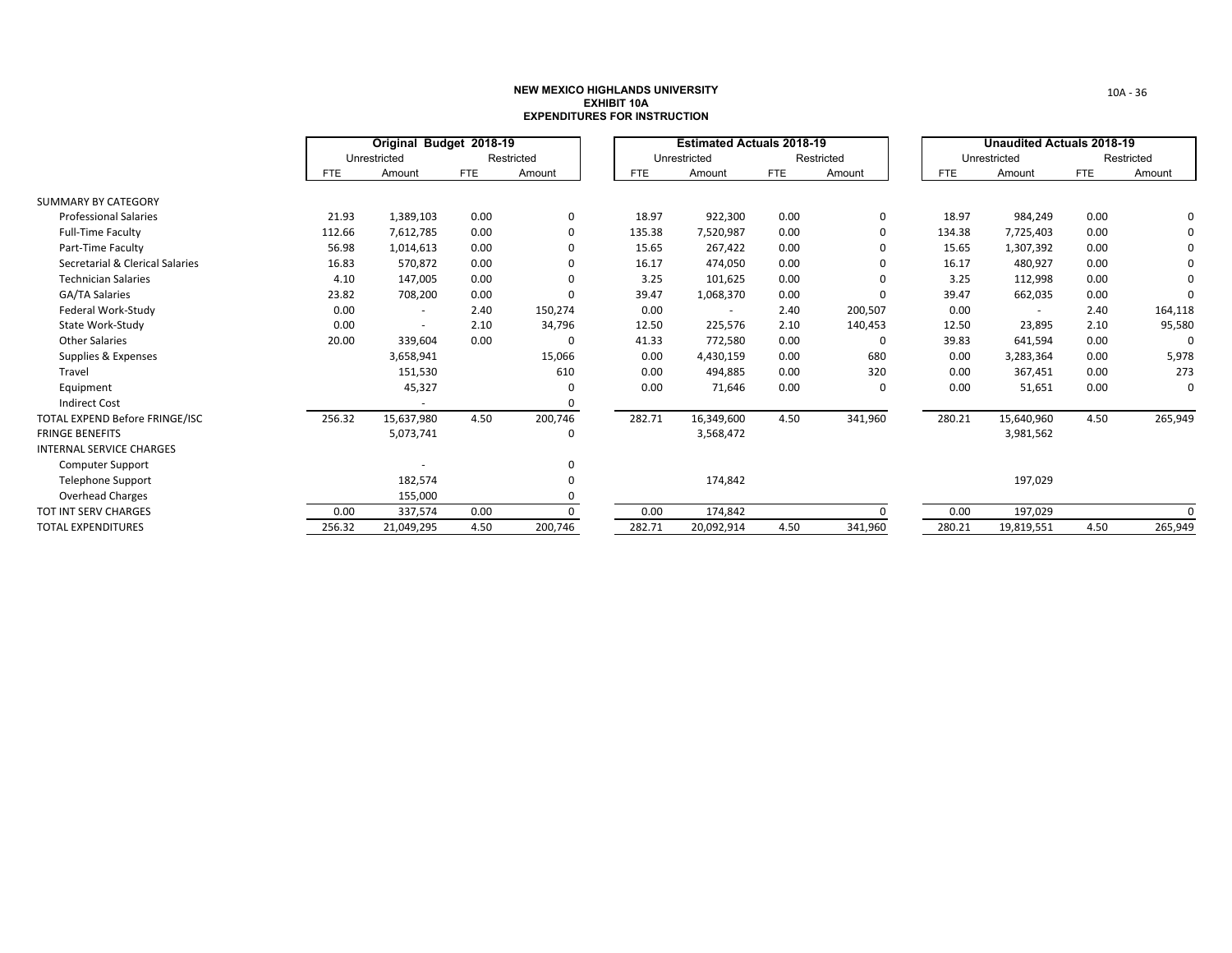**NEW MEXICO HIGHLANDS UNIVERSITY**
**EXHIBIT 10A**
**EXPENDITURES FOR INSTRUCTION**

| | Original Budget 2018-19 | | | | Estimated Actuals 2018-19 | | | | Unaudited Actuals 2018-19 | | | |
|---|---|---|---|---|---|---|---|---|---|---|---|---|
| | Unrestricted | | Restricted | | Unrestricted | | Restricted | | Unrestricted | | Restricted | |
| | FTE | Amount | FTE | Amount | FTE | Amount | FTE | Amount | FTE | Amount | FTE | Amount |
| SUMMARY BY CATEGORY | | | | | | | | | | | | |
| Professional Salaries | 21.93 | 1,389,103 | 0.00 | 0 | 18.97 | 922,300 | 0.00 | 0 | 18.97 | 984,249 | 0.00 | 0 |
| Full-Time Faculty | 112.66 | 7,612,785 | 0.00 | 0 | 135.38 | 7,520,987 | 0.00 | 0 | 134.38 | 7,725,403 | 0.00 | 0 |
| Part-Time Faculty | 56.98 | 1,014,613 | 0.00 | 0 | 15.65 | 267,422 | 0.00 | 0 | 15.65 | 1,307,392 | 0.00 | 0 |
| Secretarial & Clerical Salaries | 16.83 | 570,872 | 0.00 | 0 | 16.17 | 474,050 | 0.00 | 0 | 16.17 | 480,927 | 0.00 | 0 |
| Technician Salaries | 4.10 | 147,005 | 0.00 | 0 | 3.25 | 101,625 | 0.00 | 0 | 3.25 | 112,998 | 0.00 | 0 |
| GA/TA Salaries | 23.82 | 708,200 | 0.00 | 0 | 39.47 | 1,068,370 | 0.00 | 0 | 39.47 | 662,035 | 0.00 | 0 |
| Federal Work-Study | 0.00 | - | 2.40 | 150,274 | 0.00 | - | 2.40 | 200,507 | 0.00 | - | 2.40 | 164,118 |
| State Work-Study | 0.00 | - | 2.10 | 34,796 | 12.50 | 225,576 | 2.10 | 140,453 | 12.50 | 23,895 | 2.10 | 95,580 |
| Other Salaries | 20.00 | 339,604 | 0.00 | 0 | 41.33 | 772,580 | 0.00 | 0 | 39.83 | 641,594 | 0.00 | 0 |
| Supplies & Expenses | | 3,658,941 | | 15,066 | 0.00 | 4,430,159 | 0.00 | 680 | 0.00 | 3,283,364 | 0.00 | 5,978 |
| Travel | | 151,530 | | 610 | 0.00 | 494,885 | 0.00 | 320 | 0.00 | 367,451 | 0.00 | 273 |
| Equipment | | 45,327 | | 0 | 0.00 | 71,646 | 0.00 | 0 | 0.00 | 51,651 | 0.00 | 0 |
| Indirect Cost | | - | | 0 | | | | | | | | |
| TOTAL EXPEND Before FRINGE/ISC | 256.32 | 15,637,980 | 4.50 | 200,746 | 282.71 | 16,349,600 | 4.50 | 341,960 | 280.21 | 15,640,960 | 4.50 | 265,949 |
| FRINGE BENEFITS | | 5,073,741 | | 0 | | 3,568,472 | | | | 3,981,562 | | |
| INTERNAL SERVICE CHARGES | | | | | | | | | | | | |
| Computer Support | | - | | 0 | | | | | | | | |
| Telephone Support | | 182,574 | | 0 | | 174,842 | | | | 197,029 | | |
| Overhead Charges | | 155,000 | | 0 | | | | | | | | |
| TOT INT SERV CHARGES | 0.00 | 337,574 | 0.00 | 0 | 0.00 | 174,842 | | 0 | 0.00 | 197,029 | | 0 |
| TOTAL EXPENDITURES | 256.32 | 21,049,295 | 4.50 | 200,746 | 282.71 | 20,092,914 | 4.50 | 341,960 | 280.21 | 19,819,551 | 4.50 | 265,949 |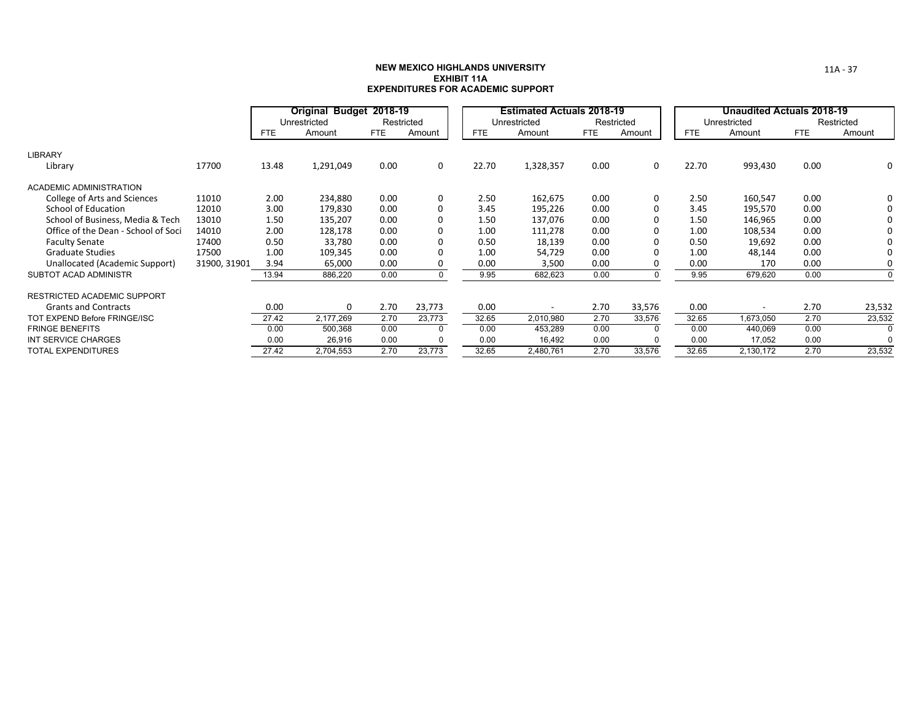**NEW MEXICO HIGHLANDS UNIVERSITY**
**EXHIBIT 11A**
**EXPENDITURES FOR ACADEMIC SUPPORT**

| | | Original Budget 2018-19 | | | | Estimated Actuals 2018-19 | | | | Unaudited Actuals 2018-19 | | | |
|---|---|---|---|---|---|---|---|---|---|---|---|---|---|
| | | Unrestricted | | Restricted | | Unrestricted | | Restricted | | Unrestricted | | Restricted | |
| | | FTE | Amount | FTE | Amount | FTE | Amount | FTE | Amount | FTE | Amount | FTE | Amount |
| LIBRARY | | | | | | | | | | | | | |
| Library | 17700 | 13.48 | 1,291,049 | 0.00 | 0 | 22.70 | 1,328,357 | 0.00 | 0 | 22.70 | 993,430 | 0.00 | 0 |
| ACADEMIC ADMINISTRATION | | | | | | | | | | | | | |
| College of Arts and Sciences | 11010 | 2.00 | 234,880 | 0.00 | 0 | 2.50 | 162,675 | 0.00 | 0 | 2.50 | 160,547 | 0.00 | 0 |
| School of Education | 12010 | 3.00 | 179,830 | 0.00 | 0 | 3.45 | 195,226 | 0.00 | 0 | 3.45 | 195,570 | 0.00 | 0 |
| School of Business, Media & Tech | 13010 | 1.50 | 135,207 | 0.00 | 0 | 1.50 | 137,076 | 0.00 | 0 | 1.50 | 146,965 | 0.00 | 0 |
| Office of the Dean - School of Soci | 14010 | 2.00 | 128,178 | 0.00 | 0 | 1.00 | 111,278 | 0.00 | 0 | 1.00 | 108,534 | 0.00 | 0 |
| Faculty Senate | 17400 | 0.50 | 33,780 | 0.00 | 0 | 0.50 | 18,139 | 0.00 | 0 | 0.50 | 19,692 | 0.00 | 0 |
| Graduate Studies | 17500 | 1.00 | 109,345 | 0.00 | 0 | 1.00 | 54,729 | 0.00 | 0 | 1.00 | 48,144 | 0.00 | 0 |
| Unallocated (Academic Support) | 31900, 31901 | 3.94 | 65,000 | 0.00 | 0 | 0.00 | 3,500 | 0.00 | 0 | 0.00 | 170 | 0.00 | 0 |
| SUBTOT ACAD ADMINISTR | | 13.94 | 886,220 | 0.00 | 0 | 9.95 | 682,623 | 0.00 | 0 | 9.95 | 679,620 | 0.00 | 0 |
| RESTRICTED ACADEMIC SUPPORT | | | | | | | | | | | | | |
| Grants and Contracts | | 0.00 | 0 | 2.70 | 23,773 | 0.00 | - | 2.70 | 33,576 | 0.00 | - | 2.70 | 23,532 |
| TOT EXPEND Before FRINGE/ISC | | 27.42 | 2,177,269 | 2.70 | 23,773 | 32.65 | 2,010,980 | 2.70 | 33,576 | 32.65 | 1,673,050 | 2.70 | 23,532 |
| FRINGE BENEFITS | | 0.00 | 500,368 | 0.00 | 0 | 0.00 | 453,289 | 0.00 | 0 | 0.00 | 440,069 | 0.00 | 0 |
| INT SERVICE CHARGES | | 0.00 | 26,916 | 0.00 | 0 | 0.00 | 16,492 | 0.00 | 0 | 0.00 | 17,052 | 0.00 | 0 |
| TOTAL EXPENDITURES | | 27.42 | 2,704,553 | 2.70 | 23,773 | 32.65 | 2,480,761 | 2.70 | 33,576 | 32.65 | 2,130,172 | 2.70 | 23,532 |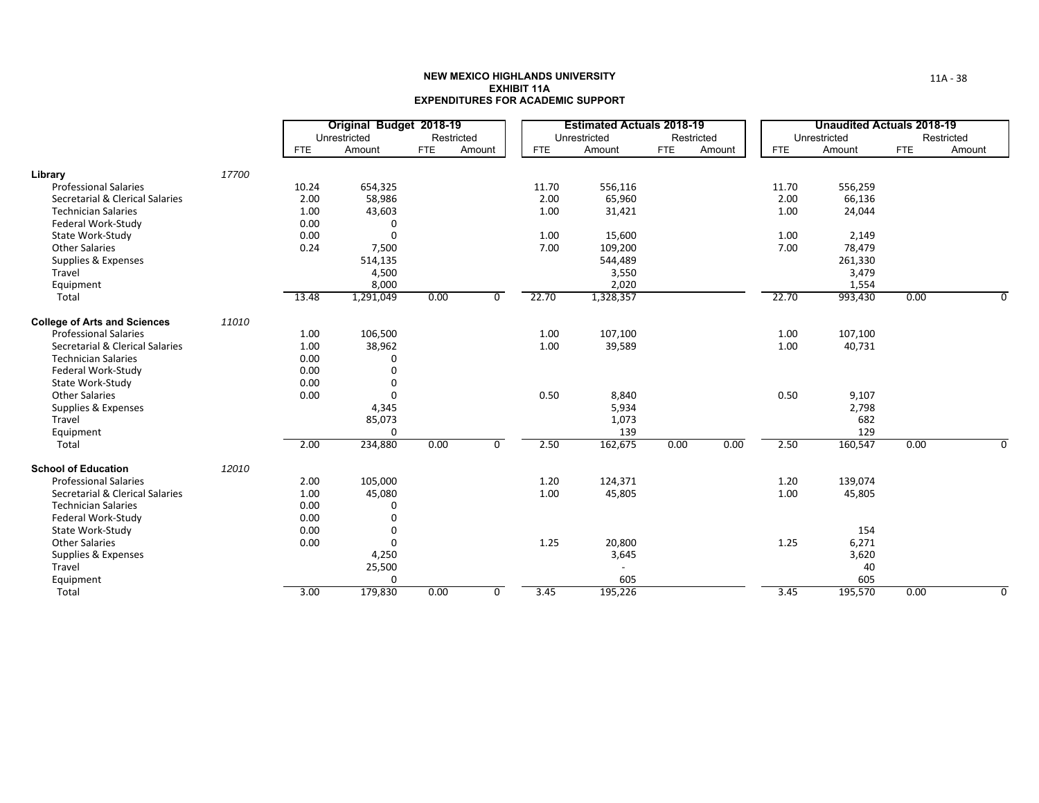**NEW MEXICO HIGHLANDS UNIVERSITY**
**EXHIBIT 11A**
**EXPENDITURES FOR ACADEMIC SUPPORT**

| | | Original Budget 2018-19 | | | | Estimated Actuals 2018-19 | | | | Unaudited Actuals 2018-19 | | | |
|---|---|---|---|---|---|---|---|---|---|---|---|---|---|
| | | Unrestricted | | Restricted | | Unrestricted | | Restricted | | Unrestricted | | Restricted | |
| | | FTE | Amount | FTE | Amount | FTE | Amount | FTE | Amount | FTE | Amount | FTE | Amount |
| **Library** | *17700* | | | | | | | | | | | | |
| Professional Salaries | | 10.24 | 654,325 | | | 11.70 | 556,116 | | | 11.70 | 556,259 | | |
| Secretarial & Clerical Salaries | | 2.00 | 58,986 | | | 2.00 | 65,960 | | | 2.00 | 66,136 | | |
| Technician Salaries | | 1.00 | 43,603 | | | 1.00 | 31,421 | | | 1.00 | 24,044 | | |
| Federal Work-Study | | 0.00 | 0 | | | | | | | | | | |
| State Work-Study | | 0.00 | 0 | | | 1.00 | 15,600 | | | 1.00 | 2,149 | | |
| Other Salaries | | 0.24 | 7,500 | | | 7.00 | 109,200 | | | 7.00 | 78,479 | | |
| Supplies & Expenses | | | 514,135 | | | | 544,489 | | | | 261,330 | | |
| Travel | | | 4,500 | | | | 3,550 | | | | 3,479 | | |
| Equipment | | | 8,000 | | | | 2,020 | | | | 1,554 | | |
| Total | | 13.48 | 1,291,049 | 0.00 | 0 | 22.70 | 1,328,357 | | | 22.70 | 993,430 | 0.00 | 0 |
| **College of Arts and Sciences** | *11010* | | | | | | | | | | | | |
| Professional Salaries | | 1.00 | 106,500 | | | 1.00 | 107,100 | | | 1.00 | 107,100 | | |
| Secretarial & Clerical Salaries | | 1.00 | 38,962 | | | 1.00 | 39,589 | | | 1.00 | 40,731 | | |
| Technician Salaries | | 0.00 | 0 | | | | | | | | | | |
| Federal Work-Study | | 0.00 | 0 | | | | | | | | | | |
| State Work-Study | | 0.00 | 0 | | | | | | | | | | |
| Other Salaries | | 0.00 | 0 | | | 0.50 | 8,840 | | | 0.50 | 9,107 | | |
| Supplies & Expenses | | | 4,345 | | | | 5,934 | | | | 2,798 | | |
| Travel | | | 85,073 | | | | 1,073 | | | | 682 | | |
| Equipment | | | 0 | | | | 139 | | | | 129 | | |
| Total | | 2.00 | 234,880 | 0.00 | 0 | 2.50 | 162,675 | 0.00 | 0.00 | 2.50 | 160,547 | 0.00 | 0 |
| **School of Education** | *12010* | | | | | | | | | | | | |
| Professional Salaries | | 2.00 | 105,000 | | | 1.20 | 124,371 | | | 1.20 | 139,074 | | |
| Secretarial & Clerical Salaries | | 1.00 | 45,080 | | | 1.00 | 45,805 | | | 1.00 | 45,805 | | |
| Technician Salaries | | 0.00 | 0 | | | | | | | | | | |
| Federal Work-Study | | 0.00 | 0 | | | | | | | | | | |
| State Work-Study | | 0.00 | 0 | | | | | | | | 154 | | |
| Other Salaries | | 0.00 | 0 | | | 1.25 | 20,800 | | | 1.25 | 6,271 | | |
| Supplies & Expenses | | | 4,250 | | | | 3,645 | | | | 3,620 | | |
| Travel | | | 25,500 | | | | - | | | | 40 | | |
| Equipment | | | 0 | | | | 605 | | | | 605 | | |
| Total | | 3.00 | 179,830 | 0.00 | 0 | 3.45 | 195,226 | | | 3.45 | 195,570 | 0.00 | 0 |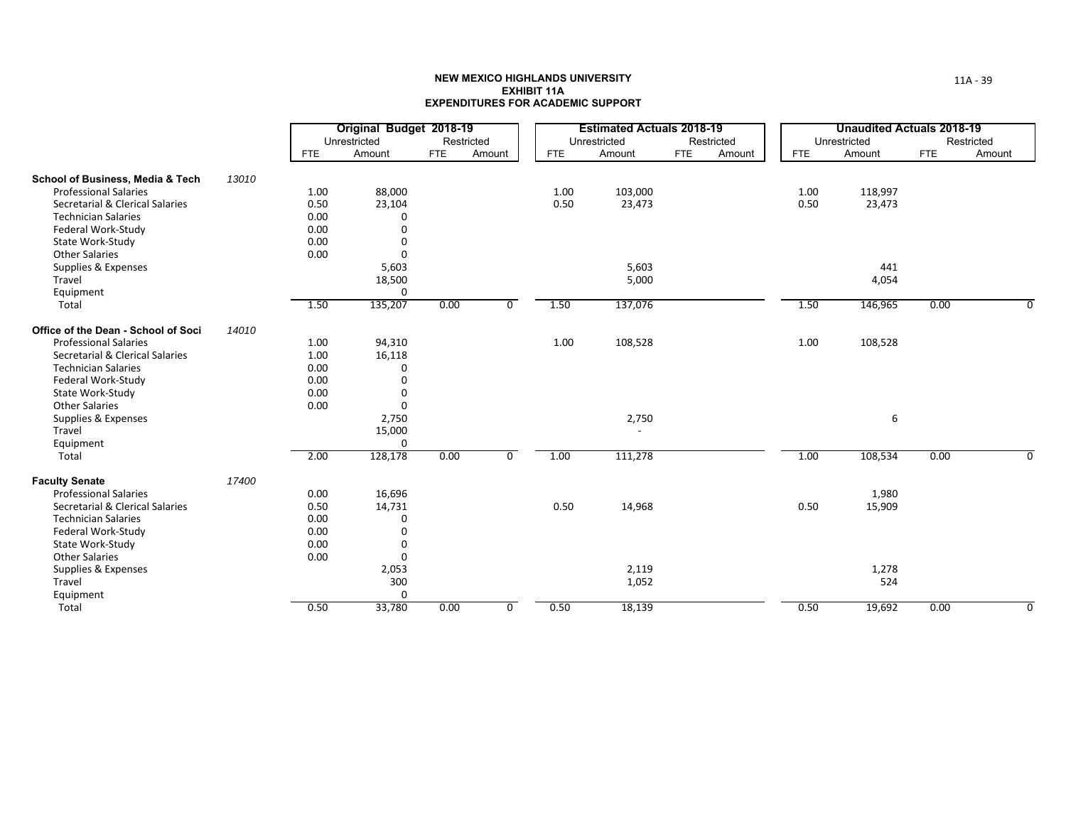**NEW MEXICO HIGHLANDS UNIVERSITY**
**EXHIBIT 11A**
**EXPENDITURES FOR ACADEMIC SUPPORT**

| | | Original Budget 2018-19 | | | | Estimated Actuals 2018-19 | | | | Unaudited Actuals 2018-19 | | | |
|---|---|---|---|---|---|---|---|---|---|---|---|---|---|
| | | Unrestricted | | Restricted | | Unrestricted | | Restricted | | Unrestricted | | Restricted | |
| | | FTE | Amount | FTE | Amount | FTE | Amount | FTE | Amount | FTE | Amount | FTE | Amount |
| **School of Business, Media & Tech** | *13010* | | | | | | | | | | | | |
| Professional Salaries | | 1.00 | 88,000 | | | 1.00 | 103,000 | | | 1.00 | 118,997 | | |
| Secretarial & Clerical Salaries | | 0.50 | 23,104 | | | 0.50 | 23,473 | | | 0.50 | 23,473 | | |
| Technician Salaries | | 0.00 | 0 | | | | | | | | | | |
| Federal Work-Study | | 0.00 | 0 | | | | | | | | | | |
| State Work-Study | | 0.00 | 0 | | | | | | | | | | |
| Other Salaries | | 0.00 | 0 | | | | | | | | | | |
| Supplies & Expenses | | | 5,603 | | | | 5,603 | | | | 441 | | |
| Travel | | | 18,500 | | | | 5,000 | | | | 4,054 | | |
| Equipment | | | 0 | | | | | | | | | | |
| Total | | 1.50 | 135,207 | 0.00 | 0 | 1.50 | 137,076 | | | 1.50 | 146,965 | 0.00 | 0 |
| **Office of the Dean - School of Soci** | *14010* | | | | | | | | | | | | |
| Professional Salaries | | 1.00 | 94,310 | | | 1.00 | 108,528 | | | 1.00 | 108,528 | | |
| Secretarial & Clerical Salaries | | 1.00 | 16,118 | | | | | | | | | | |
| Technician Salaries | | 0.00 | 0 | | | | | | | | | | |
| Federal Work-Study | | 0.00 | 0 | | | | | | | | | | |
| State Work-Study | | 0.00 | 0 | | | | | | | | | | |
| Other Salaries | | 0.00 | 0 | | | | | | | | | | |
| Supplies & Expenses | | | 2,750 | | | | 2,750 | | | | 6 | | |
| Travel | | | 15,000 | | | | - | | | | | | |
| Equipment | | | 0 | | | | | | | | | | |
| Total | | 2.00 | 128,178 | 0.00 | 0 | 1.00 | 111,278 | | | 1.00 | 108,534 | 0.00 | 0 |
| **Faculty Senate** | *17400* | | | | | | | | | | | | |
| Professional Salaries | | 0.00 | 16,696 | | | | | | | | 1,980 | | |
| Secretarial & Clerical Salaries | | 0.50 | 14,731 | | | 0.50 | 14,968 | | | 0.50 | 15,909 | | |
| Technician Salaries | | 0.00 | 0 | | | | | | | | | | |
| Federal Work-Study | | 0.00 | 0 | | | | | | | | | | |
| State Work-Study | | 0.00 | 0 | | | | | | | | | | |
| Other Salaries | | 0.00 | 0 | | | | | | | | | | |
| Supplies & Expenses | | | 2,053 | | | | 2,119 | | | | 1,278 | | |
| Travel | | | 300 | | | | 1,052 | | | | 524 | | |
| Equipment | | | 0 | | | | | | | | | | |
| Total | | 0.50 | 33,780 | 0.00 | 0 | 0.50 | 18,139 | | | 0.50 | 19,692 | 0.00 | 0 |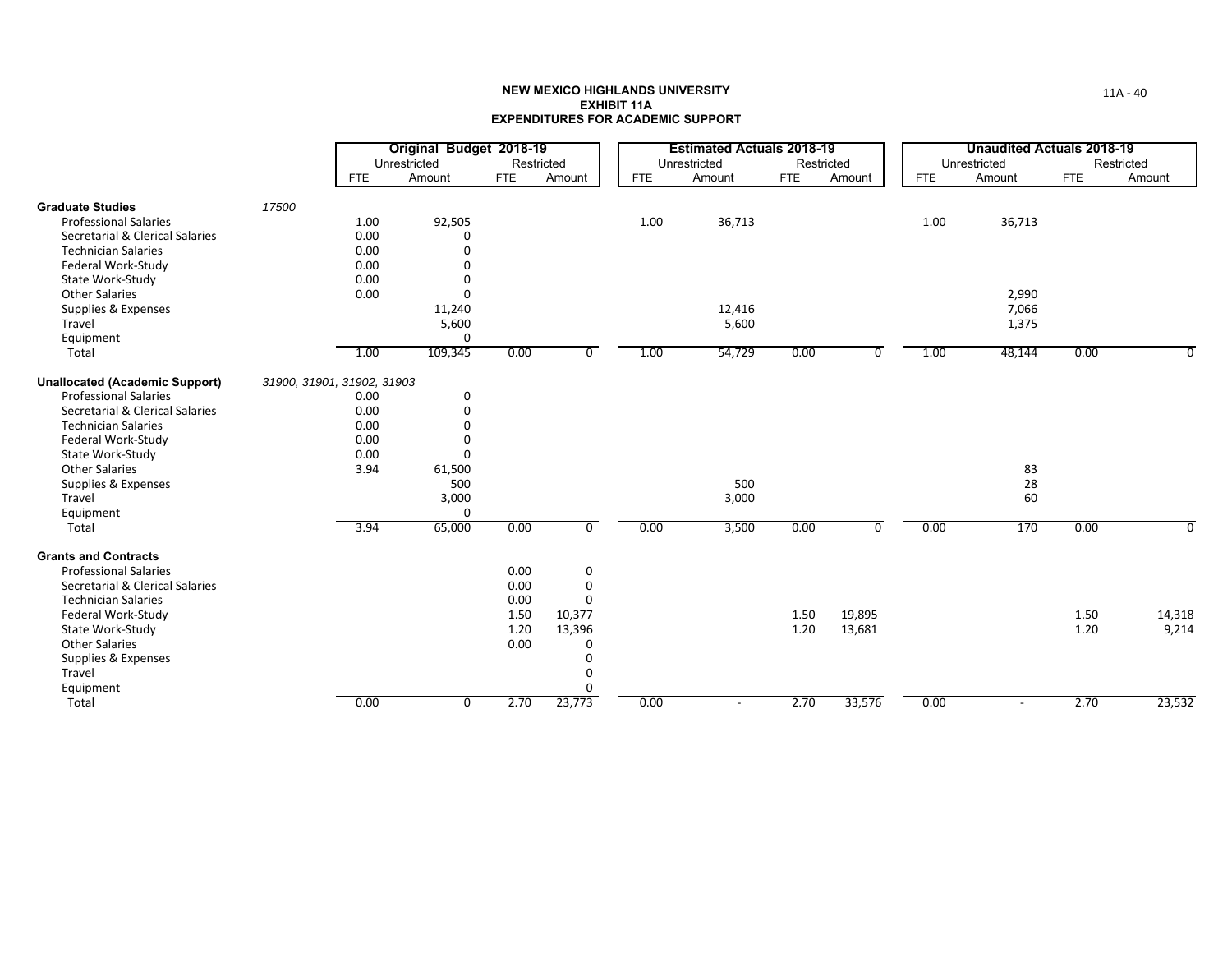**NEW MEXICO HIGHLANDS UNIVERSITY**
**EXHIBIT 11A**
**EXPENDITURES FOR ACADEMIC SUPPORT**

| | | Original Budget 2018-19 | | | | Estimated Actuals 2018-19 | | | | Unaudited Actuals 2018-19 | | | |
|---|---|---|---|---|---|---|---|---|---|---|---|---|---|
| | | Unrestricted | | Restricted | | Unrestricted | | Restricted | | Unrestricted | | Restricted | |
| | | FTE | Amount | FTE | Amount | FTE | Amount | FTE | Amount | FTE | Amount | FTE | Amount |
| **Graduate Studies** | *17500* | | | | | | | | | | | | |
| Professional Salaries | | 1.00 | 92,505 | | | 1.00 | 36,713 | | | 1.00 | 36,713 | | |
| Secretarial & Clerical Salaries | | 0.00 | 0 | | | | | | | | | | |
| Technician Salaries | | 0.00 | 0 | | | | | | | | | | |
| Federal Work-Study | | 0.00 | 0 | | | | | | | | | | |
| State Work-Study | | 0.00 | 0 | | | | | | | | | | |
| Other Salaries | | 0.00 | 0 | | | | | | | | 2,990 | | |
| Supplies & Expenses | | | 11,240 | | | | 12,416 | | | | 7,066 | | |
| Travel | | | 5,600 | | | | 5,600 | | | | 1,375 | | |
| Equipment | | | 0 | | | | | | | | | | |
| Total | | 1.00 | 109,345 | 0.00 | 0 | 1.00 | 54,729 | 0.00 | 0 | 1.00 | 48,144 | 0.00 | 0 |
| **Unallocated (Academic Support)** | *31900, 31901, 31902, 31903* | | | | | | | | | | | | |
| Professional Salaries | | 0.00 | 0 | | | | | | | | | | |
| Secretarial & Clerical Salaries | | 0.00 | 0 | | | | | | | | | | |
| Technician Salaries | | 0.00 | 0 | | | | | | | | | | |
| Federal Work-Study | | 0.00 | 0 | | | | | | | | | | |
| State Work-Study | | 0.00 | 0 | | | | | | | | | | |
| Other Salaries | | 3.94 | 61,500 | | | | | | | | 83 | | |
| Supplies & Expenses | | | 500 | | | | 500 | | | | 28 | | |
| Travel | | | 3,000 | | | | 3,000 | | | | 60 | | |
| Equipment | | | 0 | | | | | | | | | | |
| Total | | 3.94 | 65,000 | 0.00 | 0 | 0.00 | 3,500 | 0.00 | 0 | 0.00 | 170 | 0.00 | 0 |
| **Grants and Contracts** | | | | | | | | | | | | | |
| Professional Salaries | | | | 0.00 | 0 | | | | | | | | |
| Secretarial & Clerical Salaries | | | | 0.00 | 0 | | | | | | | | |
| Technician Salaries | | | | 0.00 | 0 | | | | | | | | |
| Federal Work-Study | | | | 1.50 | 10,377 | | | 1.50 | 19,895 | | | 1.50 | 14,318 |
| State Work-Study | | | | 1.20 | 13,396 | | | 1.20 | 13,681 | | | 1.20 | 9,214 |
| Other Salaries | | | | 0.00 | 0 | | | | | | | | |
| Supplies & Expenses | | | | | 0 | | | | | | | | |
| Travel | | | | | 0 | | | | | | | | |
| Equipment | | | | | 0 | | | | | | | | |
| Total | | 0.00 | 0 | 2.70 | 23,773 | 0.00 | - | 2.70 | 33,576 | 0.00 | - | 2.70 | 23,532 |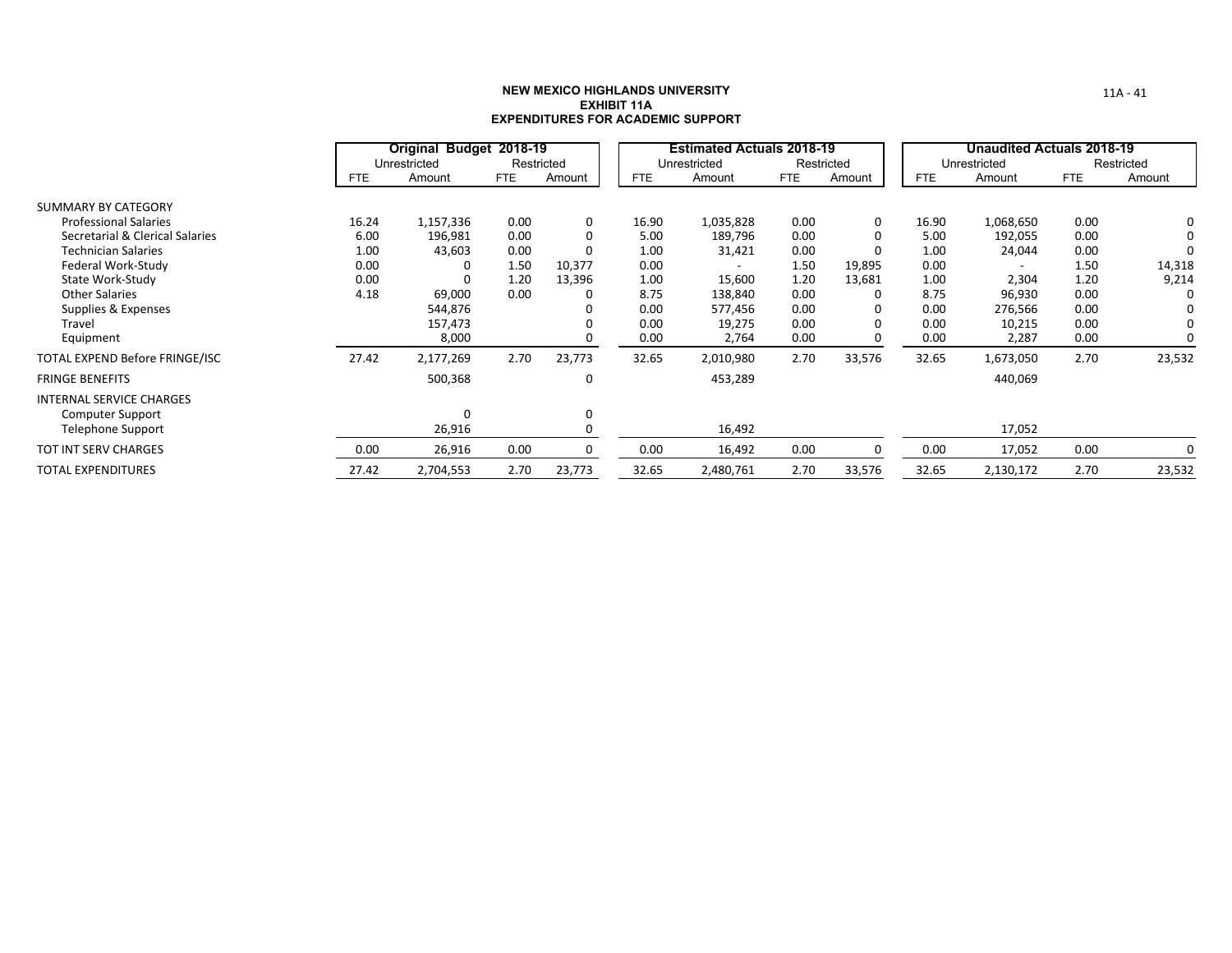**NEW MEXICO HIGHLANDS UNIVERSITY**
**EXHIBIT 11A**
**EXPENDITURES FOR ACADEMIC SUPPORT**

| | Original Budget 2018-19 | | | | Estimated Actuals 2018-19 | | | | Unaudited Actuals 2018-19 | | | |
|---|---|---|---|---|---|---|---|---|---|---|---|---|
| | Unrestricted | | Restricted | | Unrestricted | | Restricted | | Unrestricted | | Restricted | |
| | FTE | Amount | FTE | Amount | FTE | Amount | FTE | Amount | FTE | Amount | FTE | Amount |
| SUMMARY BY CATEGORY | | | | | | | | | | | | |
| Professional Salaries | 16.24 | 1,157,336 | 0.00 | 0 | 16.90 | 1,035,828 | 0.00 | 0 | 16.90 | 1,068,650 | 0.00 | 0 |
| Secretarial & Clerical Salaries | 6.00 | 196,981 | 0.00 | 0 | 5.00 | 189,796 | 0.00 | 0 | 5.00 | 192,055 | 0.00 | 0 |
| Technician Salaries | 1.00 | 43,603 | 0.00 | 0 | 1.00 | 31,421 | 0.00 | 0 | 1.00 | 24,044 | 0.00 | 0 |
| Federal Work-Study | 0.00 | 0 | 1.50 | 10,377 | 0.00 | - | 1.50 | 19,895 | 0.00 | - | 1.50 | 14,318 |
| State Work-Study | 0.00 | 0 | 1.20 | 13,396 | 1.00 | 15,600 | 1.20 | 13,681 | 1.00 | 2,304 | 1.20 | 9,214 |
| Other Salaries | 4.18 | 69,000 | 0.00 | 0 | 8.75 | 138,840 | 0.00 | 0 | 8.75 | 96,930 | 0.00 | 0 |
| Supplies & Expenses | | 544,876 | | 0 | 0.00 | 577,456 | 0.00 | 0 | 0.00 | 276,566 | 0.00 | 0 |
| Travel | | 157,473 | | 0 | 0.00 | 19,275 | 0.00 | 0 | 0.00 | 10,215 | 0.00 | 0 |
| Equipment | | 8,000 | | 0 | 0.00 | 2,764 | 0.00 | 0 | 0.00 | 2,287 | 0.00 | 0 |
| TOTAL EXPEND Before FRINGE/ISC | 27.42 | 2,177,269 | 2.70 | 23,773 | 32.65 | 2,010,980 | 2.70 | 33,576 | 32.65 | 1,673,050 | 2.70 | 23,532 |
| FRINGE BENEFITS | | 500,368 | | 0 | | 453,289 | | | | 440,069 | | |
| INTERNAL SERVICE CHARGES | | | | | | | | | | | | |
| Computer Support | | 0 | | 0 | | | | | | | | |
| Telephone Support | | 26,916 | | 0 | | 16,492 | | | | 17,052 | | |
| TOT INT SERV CHARGES | 0.00 | 26,916 | 0.00 | 0 | 0.00 | 16,492 | 0.00 | 0 | 0.00 | 17,052 | 0.00 | 0 |
| TOTAL EXPENDITURES | 27.42 | 2,704,553 | 2.70 | 23,773 | 32.65 | 2,480,761 | 2.70 | 33,576 | 32.65 | 2,130,172 | 2.70 | 23,532 |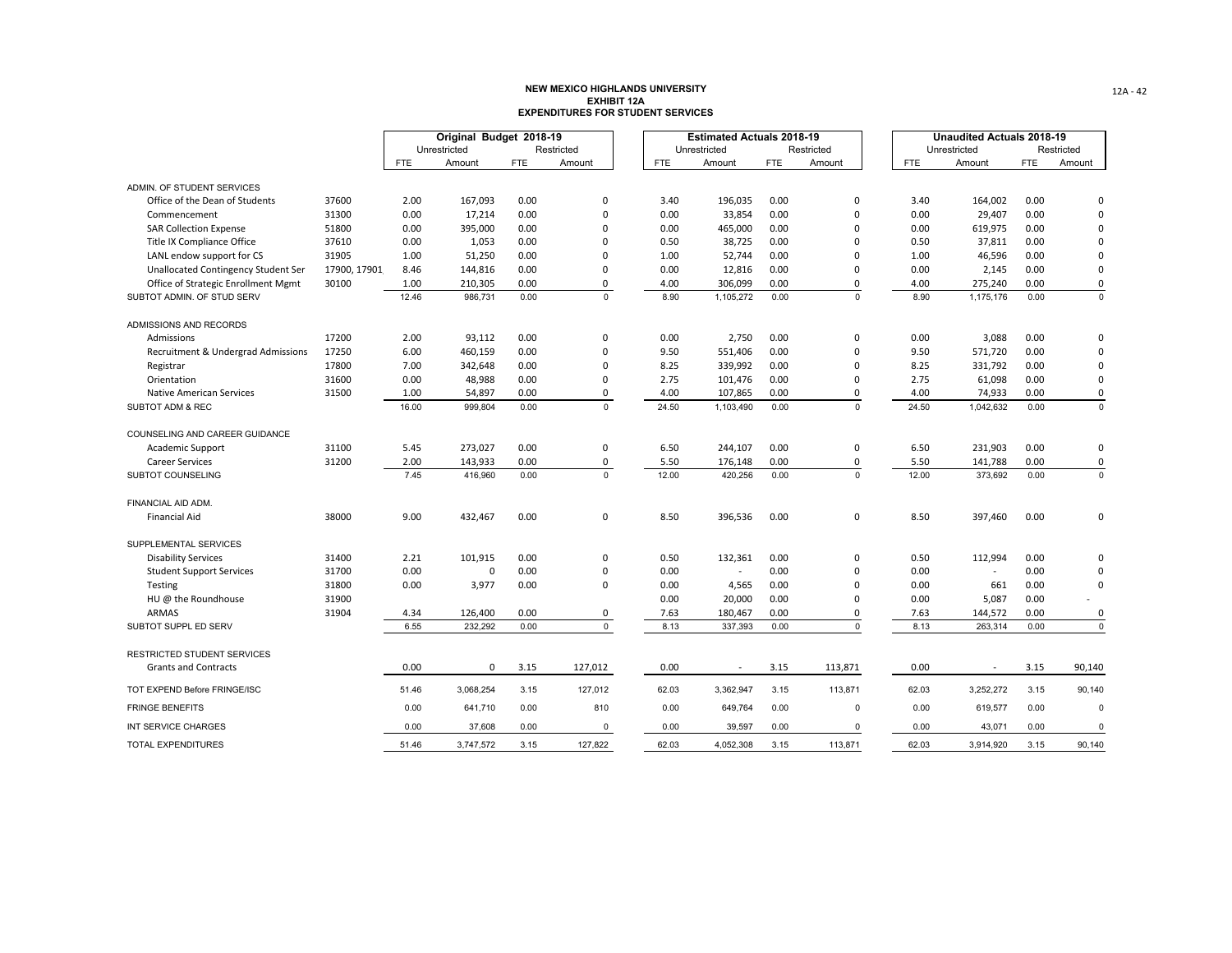# NEW MEXICO HIGHLANDS UNIVERSITY
## EXHIBIT 12A
## EXPENDITURES FOR STUDENT SERVICES

| | | Original Budget 2018-19 | | | | Estimated Actuals 2018-19 | | | | Unaudited Actuals 2018-19 | | | |
|---|---|---|---|---|---|---|---|---|---|---|---|---|---|
| | | Unrestricted | | Restricted | | Unrestricted | | Restricted | | Unrestricted | | Restricted | |
| | | FTE | Amount | FTE | Amount | FTE | Amount | FTE | Amount | FTE | Amount | FTE | Amount |
| ADMIN. OF STUDENT SERVICES | | | | | | | | | | | | | |
| Office of the Dean of Students | 37600 | 2.00 | 167,093 | 0.00 | 0 | 3.40 | 196,035 | 0.00 | 0 | 3.40 | 164,002 | 0.00 | 0 |
| Commencement | 31300 | 0.00 | 17,214 | 0.00 | 0 | 0.00 | 33,854 | 0.00 | 0 | 0.00 | 29,407 | 0.00 | 0 |
| SAR Collection Expense | 51800 | 0.00 | 395,000 | 0.00 | 0 | 0.00 | 465,000 | 0.00 | 0 | 0.00 | 619,975 | 0.00 | 0 |
| Title IX Compliance Office | 37610 | 0.00 | 1,053 | 0.00 | 0 | 0.50 | 38,725 | 0.00 | 0 | 0.50 | 37,811 | 0.00 | 0 |
| LANL endow support for CS | 31905 | 1.00 | 51,250 | 0.00 | 0 | 1.00 | 52,744 | 0.00 | 0 | 1.00 | 46,596 | 0.00 | 0 |
| Unallocated Contingency Student Ser | 17900, 17901 | 8.46 | 144,816 | 0.00 | 0 | 0.00 | 12,816 | 0.00 | 0 | 0.00 | 2,145 | 0.00 | 0 |
| Office of Strategic Enrollment Mgmt | 30100 | 1.00 | 210,305 | 0.00 | 0 | 4.00 | 306,099 | 0.00 | 0 | 4.00 | 275,240 | 0.00 | 0 |
| SUBTOT ADMIN. OF STUD SERV | | 12.46 | 986,731 | 0.00 | 0 | 8.90 | 1,105,272 | 0.00 | 0 | 8.90 | 1,175,176 | 0.00 | 0 |
| ADMISSIONS AND RECORDS | | | | | | | | | | | | | |
| Admissions | 17200 | 2.00 | 93,112 | 0.00 | 0 | 0.00 | 2,750 | 0.00 | 0 | 0.00 | 3,088 | 0.00 | 0 |
| Recruitment & Undergrad Admissions | 17250 | 6.00 | 460,159 | 0.00 | 0 | 9.50 | 551,406 | 0.00 | 0 | 9.50 | 571,720 | 0.00 | 0 |
| Registrar | 17800 | 7.00 | 342,648 | 0.00 | 0 | 8.25 | 339,992 | 0.00 | 0 | 8.25 | 331,792 | 0.00 | 0 |
| Orientation | 31600 | 0.00 | 48,988 | 0.00 | 0 | 2.75 | 101,476 | 0.00 | 0 | 2.75 | 61,098 | 0.00 | 0 |
| Native American Services | 31500 | 1.00 | 54,897 | 0.00 | 0 | 4.00 | 107,865 | 0.00 | 0 | 4.00 | 74,933 | 0.00 | 0 |
| SUBTOT ADM & REC | | 16.00 | 999,804 | 0.00 | 0 | 24.50 | 1,103,490 | 0.00 | 0 | 24.50 | 1,042,632 | 0.00 | 0 |
| COUNSELING AND CAREER GUIDANCE | | | | | | | | | | | | | |
| Academic Support | 31100 | 5.45 | 273,027 | 0.00 | 0 | 6.50 | 244,107 | 0.00 | 0 | 6.50 | 231,903 | 0.00 | 0 |
| Career Services | 31200 | 2.00 | 143,933 | 0.00 | 0 | 5.50 | 176,148 | 0.00 | 0 | 5.50 | 141,788 | 0.00 | 0 |
| SUBTOT COUNSELING | | 7.45 | 416,960 | 0.00 | 0 | 12.00 | 420,256 | 0.00 | 0 | 12.00 | 373,692 | 0.00 | 0 |
| FINANCIAL AID ADM. | | | | | | | | | | | | | |
| Financial Aid | 38000 | 9.00 | 432,467 | 0.00 | 0 | 8.50 | 396,536 | 0.00 | 0 | 8.50 | 397,460 | 0.00 | 0 |
| SUPPLEMENTAL SERVICES | | | | | | | | | | | | | |
| Disability Services | 31400 | 2.21 | 101,915 | 0.00 | 0 | 0.50 | 132,361 | 0.00 | 0 | 0.50 | 112,994 | 0.00 | 0 |
| Student Support Services | 31700 | 0.00 | 0 | 0.00 | 0 | 0.00 | - | 0.00 | 0 | 0.00 | - | 0.00 | 0 |
| Testing | 31800 | 0.00 | 3,977 | 0.00 | 0 | 0.00 | 4,565 | 0.00 | 0 | 0.00 | 661 | 0.00 | 0 |
| HU @ the Roundhouse | 31900 | | | | | 0.00 | 20,000 | 0.00 | 0 | 0.00 | 5,087 | 0.00 | - |
| ARMAS | 31904 | 4.34 | 126,400 | 0.00 | 0 | 7.63 | 180,467 | 0.00 | 0 | 7.63 | 144,572 | 0.00 | 0 |
| SUBTOT SUPPL ED SERV | | 6.55 | 232,292 | 0.00 | 0 | 8.13 | 337,393 | 0.00 | 0 | 8.13 | 263,314 | 0.00 | 0 |
| RESTRICTED STUDENT SERVICES | | | | | | | | | | | | | |
| Grants and Contracts | | 0.00 | 0 | 3.15 | 127,012 | 0.00 | - | 3.15 | 113,871 | 0.00 | - | 3.15 | 90,140 |
| TOT EXPEND Before FRINGE/ISC | | 51.46 | 3,068,254 | 3.15 | 127,012 | 62.03 | 3,362,947 | 3.15 | 113,871 | 62.03 | 3,252,272 | 3.15 | 90,140 |
| FRINGE BENEFITS | | 0.00 | 641,710 | 0.00 | 810 | 0.00 | 649,764 | 0.00 | 0 | 0.00 | 619,577 | 0.00 | 0 |
| INT SERVICE CHARGES | | 0.00 | 37,608 | 0.00 | 0 | 0.00 | 39,597 | 0.00 | 0 | 0.00 | 43,071 | 0.00 | 0 |
| TOTAL EXPENDITURES | | 51.46 | 3,747,572 | 3.15 | 127,822 | 62.03 | 4,052,308 | 3.15 | 113,871 | 62.03 | 3,914,920 | 3.15 | 90,140 |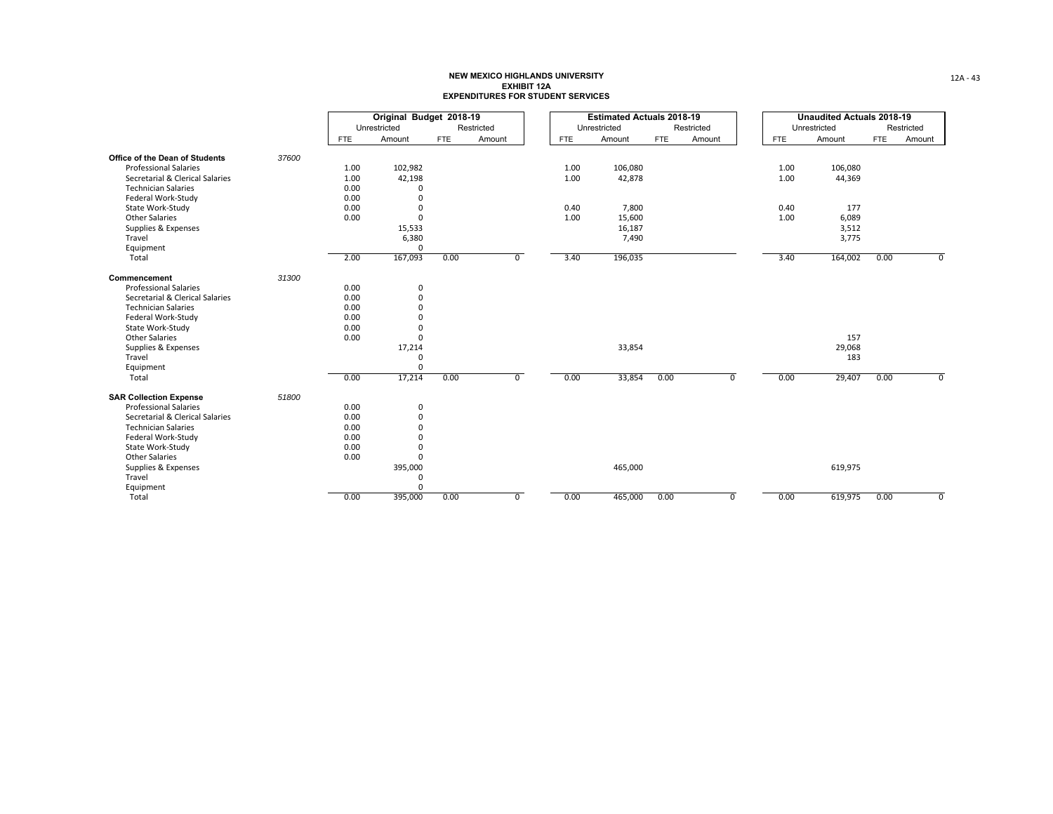# NEW MEXICO HIGHLANDS UNIVERSITY
## EXHIBIT 12A
## EXPENDITURES FOR STUDENT SERVICES

| | | Original Budget 2018-19 | | | | Estimated Actuals 2018-19 | | | | Unaudited Actuals 2018-19 | | | |
|---|---|---|---|---|---|---|---|---|---|---|---|---|---|
| | | Unrestricted | | Restricted | | Unrestricted | | Restricted | | Unrestricted | | Restricted | |
| | | FTE | Amount | FTE | Amount | FTE | Amount | FTE | Amount | FTE | Amount | FTE | Amount |
| **Office of the Dean of Students** | *37600* | | | | | | | | | | | | |
| Professional Salaries | | 1.00 | 102,982 | | | 1.00 | 106,080 | | | 1.00 | 106,080 | | |
| Secretarial & Clerical Salaries | | 1.00 | 42,198 | | | 1.00 | 42,878 | | | 1.00 | 44,369 | | |
| Technician Salaries | | 0.00 | 0 | | | | | | | | | | |
| Federal Work-Study | | 0.00 | 0 | | | | | | | | | | |
| State Work-Study | | 0.00 | 0 | | | 0.40 | 7,800 | | | 0.40 | 177 | | |
| Other Salaries | | 0.00 | 0 | | | 1.00 | 15,600 | | | 1.00 | 6,089 | | |
| Supplies & Expenses | | | 15,533 | | | | 16,187 | | | | 3,512 | | |
| Travel | | | 6,380 | | | | 7,490 | | | | 3,775 | | |
| Equipment | | | 0 | | | | | | | | | | |
| Total | | 2.00 | 167,093 | 0.00 | 0 | 3.40 | 196,035 | | | 3.40 | 164,002 | 0.00 | 0 |
| **Commencement** | *31300* | | | | | | | | | | | | |
| Professional Salaries | | 0.00 | 0 | | | | | | | | | | |
| Secretarial & Clerical Salaries | | 0.00 | 0 | | | | | | | | | | |
| Technician Salaries | | 0.00 | 0 | | | | | | | | | | |
| Federal Work-Study | | 0.00 | 0 | | | | | | | | | | |
| State Work-Study | | 0.00 | 0 | | | | | | | | | | |
| Other Salaries | | 0.00 | 0 | | | | | | | | 157 | | |
| Supplies & Expenses | | | 17,214 | | | | 33,854 | | | | 29,068 | | |
| Travel | | | 0 | | | | | | | | 183 | | |
| Equipment | | | 0 | | | | | | | | | | |
| Total | | 0.00 | 17,214 | 0.00 | 0 | 0.00 | 33,854 | 0.00 | 0 | 0.00 | 29,407 | 0.00 | 0 |
| **SAR Collection Expense** | *51800* | | | | | | | | | | | | |
| Professional Salaries | | 0.00 | 0 | | | | | | | | | | |
| Secretarial & Clerical Salaries | | 0.00 | 0 | | | | | | | | | | |
| Technician Salaries | | 0.00 | 0 | | | | | | | | | | |
| Federal Work-Study | | 0.00 | 0 | | | | | | | | | | |
| State Work-Study | | 0.00 | 0 | | | | | | | | | | |
| Other Salaries | | 0.00 | 0 | | | | | | | | | | |
| Supplies & Expenses | | | 395,000 | | | | 465,000 | | | | 619,975 | | |
| Travel | | | 0 | | | | | | | | | | |
| Equipment | | | 0 | | | | | | | | | | |
| Total | | 0.00 | 395,000 | 0.00 | 0 | 0.00 | 465,000 | 0.00 | 0 | 0.00 | 619,975 | 0.00 | 0 |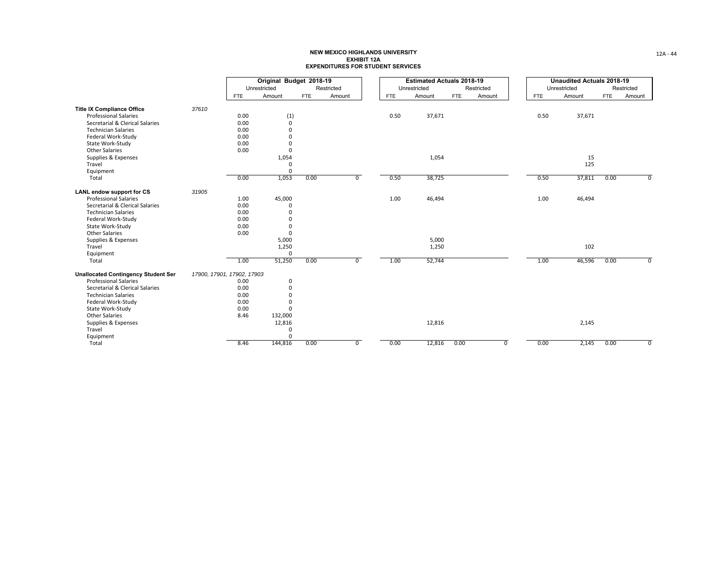**NEW MEXICO HIGHLANDS UNIVERSITY**
**EXHIBIT 12A**
**EXPENDITURES FOR STUDENT SERVICES**

| | | Original Budget 2018-19 | | | | Estimated Actuals 2018-19 | | | | Unaudited Actuals 2018-19 | | | |
|---|---|---|---|---|---|---|---|---|---|---|---|---|---|
| | | Unrestricted | | Restricted | | Unrestricted | | Restricted | | Unrestricted | | Restricted | |
| | | FTE | Amount | FTE | Amount | FTE | Amount | FTE | Amount | FTE | Amount | FTE | Amount |
| **Title IX Compliance Office** | 37610 | | | | | | | | | | | | |
| Professional Salaries | | 0.00 | (1) | | | 0.50 | 37,671 | | | 0.50 | 37,671 | | |
| Secretarial & Clerical Salaries | | 0.00 | 0 | | | | | | | | | | |
| Technician Salaries | | 0.00 | 0 | | | | | | | | | | |
| Federal Work-Study | | 0.00 | 0 | | | | | | | | | | |
| State Work-Study | | 0.00 | 0 | | | | | | | | | | |
| Other Salaries | | 0.00 | 0 | | | | | | | | | | |
| Supplies & Expenses | | | 1,054 | | | | 1,054 | | | | 15 | | |
| Travel | | | 0 | | | | | | | | 125 | | |
| Equipment | | | 0 | | | | | | | | | | |
| Total | | 0.00 | 1,053 | 0.00 | 0 | 0.50 | 38,725 | | | 0.50 | 37,811 | 0.00 | 0 |
| **LANL endow support for CS** | 31905 | | | | | | | | | | | | |
| Professional Salaries | | 1.00 | 45,000 | | | 1.00 | 46,494 | | | 1.00 | 46,494 | | |
| Secretarial & Clerical Salaries | | 0.00 | 0 | | | | | | | | | | |
| Technician Salaries | | 0.00 | 0 | | | | | | | | | | |
| Federal Work-Study | | 0.00 | 0 | | | | | | | | | | |
| State Work-Study | | 0.00 | 0 | | | | | | | | | | |
| Other Salaries | | 0.00 | 0 | | | | | | | | | | |
| Supplies & Expenses | | | 5,000 | | | | 5,000 | | | | | | |
| Travel | | | 1,250 | | | | 1,250 | | | | 102 | | |
| Equipment | | | 0 | | | | | | | | | | |
| Total | | 1.00 | 51,250 | 0.00 | 0 | 1.00 | 52,744 | | | 1.00 | 46,596 | 0.00 | 0 |
| **Unallocated Contingency Student Ser** | 17900, 17901, 17902, 17903 | | | | | | | | | | | | |
| Professional Salaries | | 0.00 | 0 | | | | | | | | | | |
| Secretarial & Clerical Salaries | | 0.00 | 0 | | | | | | | | | | |
| Technician Salaries | | 0.00 | 0 | | | | | | | | | | |
| Federal Work-Study | | 0.00 | 0 | | | | | | | | | | |
| State Work-Study | | 0.00 | 0 | | | | | | | | | | |
| Other Salaries | | 8.46 | 132,000 | | | | | | | | | | |
| Supplies & Expenses | | | 12,816 | | | | 12,816 | | | | 2,145 | | |
| Travel | | | 0 | | | | | | | | | | |
| Equipment | | | 0 | | | | | | | | | | |
| Total | | 8.46 | 144,816 | 0.00 | 0 | 0.00 | 12,816 | 0.00 | 0 | 0.00 | 2,145 | 0.00 | 0 |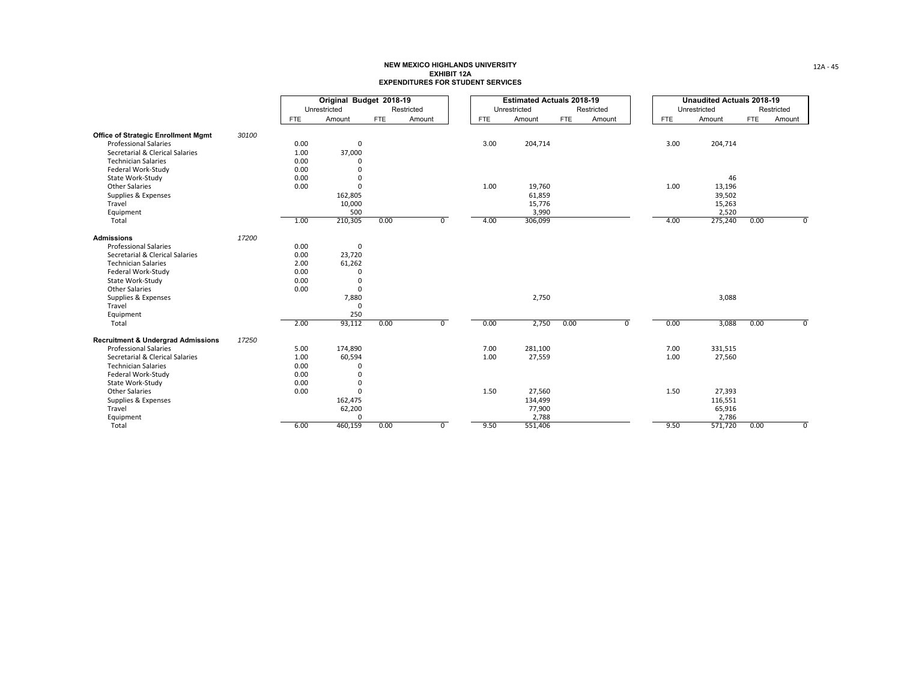**NEW MEXICO HIGHLANDS UNIVERSITY**
**EXHIBIT 12A**
**EXPENDITURES FOR STUDENT SERVICES**

| | | Original Budget 2018-19 | | | | Estimated Actuals 2018-19 | | | | Unaudited Actuals 2018-19 | | | |
|---|---|---|---|---|---|---|---|---|---|---|---|---|---|
| | | Unrestricted | | Restricted | | Unrestricted | | Restricted | | Unrestricted | | Restricted | |
| | | FTE | Amount | FTE | Amount | FTE | Amount | FTE | Amount | FTE | Amount | FTE | Amount |
| **Office of Strategic Enrollment Mgmt** | *30100* | | | | | | | | | | | | |
| Professional Salaries | | 0.00 | 0 | | | 3.00 | 204,714 | | | 3.00 | 204,714 | | |
| Secretarial & Clerical Salaries | | 1.00 | 37,000 | | | | | | | | | | |
| Technician Salaries | | 0.00 | 0 | | | | | | | | | | |
| Federal Work-Study | | 0.00 | 0 | | | | | | | | | | |
| State Work-Study | | 0.00 | 0 | | | | | | | | 46 | | |
| Other Salaries | | 0.00 | 0 | | | 1.00 | 19,760 | | | 1.00 | 13,196 | | |
| Supplies & Expenses | | | 162,805 | | | | 61,859 | | | | 39,502 | | |
| Travel | | | 10,000 | | | | 15,776 | | | | 15,263 | | |
| Equipment | | | 500 | | | | 3,990 | | | | 2,520 | | |
| Total | | 1.00 | 210,305 | 0.00 | 0 | 4.00 | 306,099 | | | 4.00 | 275,240 | 0.00 | 0 |
| **Admissions** | *17200* | | | | | | | | | | | | |
| Professional Salaries | | 0.00 | 0 | | | | | | | | | | |
| Secretarial & Clerical Salaries | | 0.00 | 23,720 | | | | | | | | | | |
| Technician Salaries | | 2.00 | 61,262 | | | | | | | | | | |
| Federal Work-Study | | 0.00 | 0 | | | | | | | | | | |
| State Work-Study | | 0.00 | 0 | | | | | | | | | | |
| Other Salaries | | 0.00 | 0 | | | | | | | | | | |
| Supplies & Expenses | | | 7,880 | | | | 2,750 | | | | 3,088 | | |
| Travel | | | 0 | | | | | | | | | | |
| Equipment | | | 250 | | | | | | | | | | |
| Total | | 2.00 | 93,112 | 0.00 | 0 | 0.00 | 2,750 | 0.00 | 0 | 0.00 | 3,088 | 0.00 | 0 |
| **Recruitment & Undergrad Admissions** | *17250* | | | | | | | | | | | | |
| Professional Salaries | | 5.00 | 174,890 | | | 7.00 | 281,100 | | | 7.00 | 331,515 | | |
| Secretarial & Clerical Salaries | | 1.00 | 60,594 | | | 1.00 | 27,559 | | | 1.00 | 27,560 | | |
| Technician Salaries | | 0.00 | 0 | | | | | | | | | | |
| Federal Work-Study | | 0.00 | 0 | | | | | | | | | | |
| State Work-Study | | 0.00 | 0 | | | | | | | | | | |
| Other Salaries | | 0.00 | 0 | | | 1.50 | 27,560 | | | 1.50 | 27,393 | | |
| Supplies & Expenses | | | 162,475 | | | | 134,499 | | | | 116,551 | | |
| Travel | | | 62,200 | | | | 77,900 | | | | 65,916 | | |
| Equipment | | | 0 | | | | 2,788 | | | | 2,786 | | |
| Total | | 6.00 | 460,159 | 0.00 | 0 | 9.50 | 551,406 | | | 9.50 | 571,720 | 0.00 | 0 |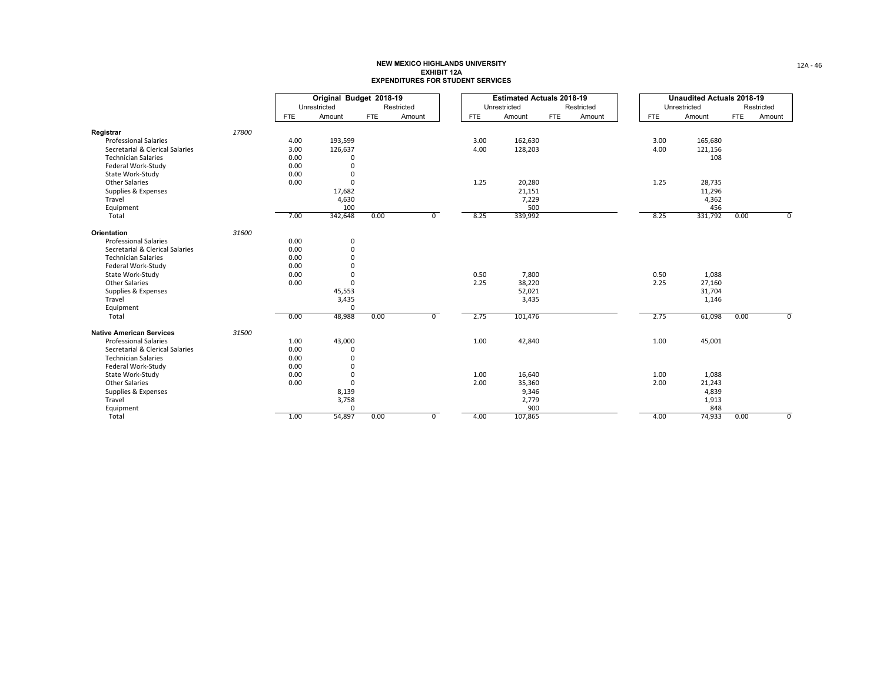**NEW MEXICO HIGHLANDS UNIVERSITY**
**EXHIBIT 12A**
**EXPENDITURES FOR STUDENT SERVICES**

| | | Original Budget 2018-19 | | | | Estimated Actuals 2018-19 | | | | Unaudited Actuals 2018-19 | | | |
|---|---|---|---|---|---|---|---|---|---|---|---|---|---|
| | | Unrestricted | | Restricted | | Unrestricted | | Restricted | | Unrestricted | | Restricted | |
| | | FTE | Amount | FTE | Amount | FTE | Amount | FTE | Amount | FTE | Amount | FTE | Amount |
| **Registrar** | *17800* | | | | | | | | | | | | |
| Professional Salaries | | 4.00 | 193,599 | | | 3.00 | 162,630 | | | 3.00 | 165,680 | | |
| Secretarial & Clerical Salaries | | 3.00 | 126,637 | | | 4.00 | 128,203 | | | 4.00 | 121,156 | | |
| Technician Salaries | | 0.00 | 0 | | | | | | | | 108 | | |
| Federal Work-Study | | 0.00 | 0 | | | | | | | | | | |
| State Work-Study | | 0.00 | 0 | | | | | | | | | | |
| Other Salaries | | 0.00 | 0 | | | 1.25 | 20,280 | | | 1.25 | 28,735 | | |
| Supplies & Expenses | | | 17,682 | | | | 21,151 | | | | 11,296 | | |
| Travel | | | 4,630 | | | | 7,229 | | | | 4,362 | | |
| Equipment | | | 100 | | | | 500 | | | | 456 | | |
| Total | | 7.00 | 342,648 | 0.00 | 0 | 8.25 | 339,992 | | | 8.25 | 331,792 | 0.00 | 0 |
| **Orientation** | *31600* | | | | | | | | | | | | |
| Professional Salaries | | 0.00 | 0 | | | | | | | | | | |
| Secretarial & Clerical Salaries | | 0.00 | 0 | | | | | | | | | | |
| Technician Salaries | | 0.00 | 0 | | | | | | | | | | |
| Federal Work-Study | | 0.00 | 0 | | | | | | | | | | |
| State Work-Study | | 0.00 | 0 | | | 0.50 | 7,800 | | | 0.50 | 1,088 | | |
| Other Salaries | | 0.00 | 0 | | | 2.25 | 38,220 | | | 2.25 | 27,160 | | |
| Supplies & Expenses | | | 45,553 | | | | 52,021 | | | | 31,704 | | |
| Travel | | | 3,435 | | | | 3,435 | | | | 1,146 | | |
| Equipment | | | 0 | | | | | | | | | | |
| Total | | 0.00 | 48,988 | 0.00 | 0 | 2.75 | 101,476 | | | 2.75 | 61,098 | 0.00 | 0 |
| **Native American Services** | *31500* | | | | | | | | | | | | |
| Professional Salaries | | 1.00 | 43,000 | | | 1.00 | 42,840 | | | 1.00 | 45,001 | | |
| Secretarial & Clerical Salaries | | 0.00 | 0 | | | | | | | | | | |
| Technician Salaries | | 0.00 | 0 | | | | | | | | | | |
| Federal Work-Study | | 0.00 | 0 | | | | | | | | | | |
| State Work-Study | | 0.00 | 0 | | | 1.00 | 16,640 | | | 1.00 | 1,088 | | |
| Other Salaries | | 0.00 | 0 | | | 2.00 | 35,360 | | | 2.00 | 21,243 | | |
| Supplies & Expenses | | | 8,139 | | | | 9,346 | | | | 4,839 | | |
| Travel | | | 3,758 | | | | 2,779 | | | | 1,913 | | |
| Equipment | | | 0 | | | | 900 | | | | 848 | | |
| Total | | 1.00 | 54,897 | 0.00 | 0 | 4.00 | 107,865 | | | 4.00 | 74,933 | 0.00 | 0 |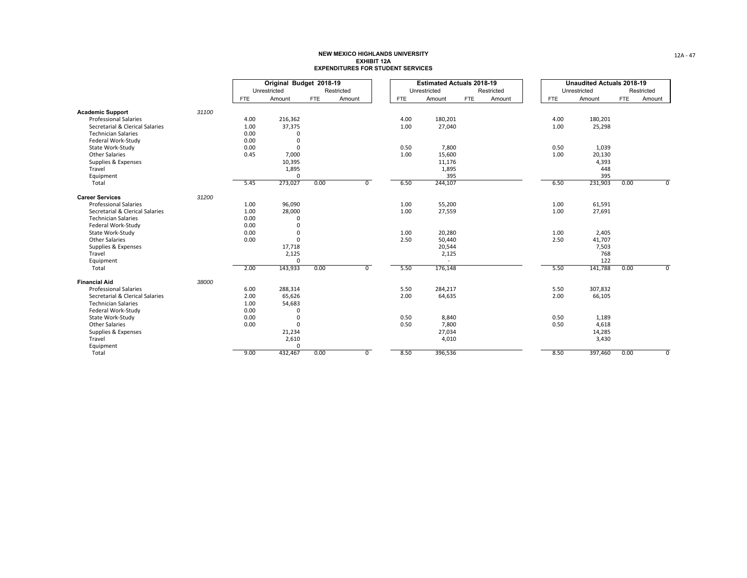**NEW MEXICO HIGHLANDS UNIVERSITY**
**EXHIBIT 12A**
**EXPENDITURES FOR STUDENT SERVICES**

| | | Original Budget 2018-19 | | | | Estimated Actuals 2018-19 | | | | Unaudited Actuals 2018-19 | | | |
|---|---|---|---|---|---|---|---|---|---|---|---|---|---|
| | | Unrestricted | | Restricted | | Unrestricted | | Restricted | | Unrestricted | | Restricted | |
| | | FTE | Amount | FTE | Amount | FTE | Amount | FTE | Amount | FTE | Amount | FTE | Amount |
| **Academic Support** | 31100 | | | | | | | | | | | | |
| Professional Salaries | | 4.00 | 216,362 | | | 4.00 | 180,201 | | | 4.00 | 180,201 | | |
| Secretarial & Clerical Salaries | | 1.00 | 37,375 | | | 1.00 | 27,040 | | | 1.00 | 25,298 | | |
| Technician Salaries | | 0.00 | 0 | | | | | | | | | | |
| Federal Work-Study | | 0.00 | 0 | | | | | | | | | | |
| State Work-Study | | 0.00 | 0 | | | 0.50 | 7,800 | | | 0.50 | 1,039 | | |
| Other Salaries | | 0.45 | 7,000 | | | 1.00 | 15,600 | | | 1.00 | 20,130 | | |
| Supplies & Expenses | | | 10,395 | | | | 11,176 | | | | 4,393 | | |
| Travel | | | 1,895 | | | | 1,895 | | | | 448 | | |
| Equipment | | | 0 | | | | 395 | | | | 395 | | |
| Total | | 5.45 | 273,027 | 0.00 | 0 | 6.50 | 244,107 | | | 6.50 | 231,903 | 0.00 | 0 |
| **Career Services** | 31200 | | | | | | | | | | | | |
| Professional Salaries | | 1.00 | 96,090 | | | 1.00 | 55,200 | | | 1.00 | 61,591 | | |
| Secretarial & Clerical Salaries | | 1.00 | 28,000 | | | 1.00 | 27,559 | | | 1.00 | 27,691 | | |
| Technician Salaries | | 0.00 | 0 | | | | | | | | | | |
| Federal Work-Study | | 0.00 | 0 | | | | | | | | | | |
| State Work-Study | | 0.00 | 0 | | | 1.00 | 20,280 | | | 1.00 | 2,405 | | |
| Other Salaries | | 0.00 | 0 | | | 2.50 | 50,440 | | | 2.50 | 41,707 | | |
| Supplies & Expenses | | | 17,718 | | | | 20,544 | | | | 7,503 | | |
| Travel | | | 2,125 | | | | 2,125 | | | | 768 | | |
| Equipment | | | 0 | | | | - | | | | 122 | | |
| Total | | 2.00 | 143,933 | 0.00 | 0 | 5.50 | 176,148 | | | 5.50 | 141,788 | 0.00 | 0 |
| **Financial Aid** | 38000 | | | | | | | | | | | | |
| Professional Salaries | | 6.00 | 288,314 | | | 5.50 | 284,217 | | | 5.50 | 307,832 | | |
| Secretarial & Clerical Salaries | | 2.00 | 65,626 | | | 2.00 | 64,635 | | | 2.00 | 66,105 | | |
| Technician Salaries | | 1.00 | 54,683 | | | | | | | | | | |
| Federal Work-Study | | 0.00 | 0 | | | | | | | | | | |
| State Work-Study | | 0.00 | 0 | | | 0.50 | 8,840 | | | 0.50 | 1,189 | | |
| Other Salaries | | 0.00 | 0 | | | 0.50 | 7,800 | | | 0.50 | 4,618 | | |
| Supplies & Expenses | | | 21,234 | | | | 27,034 | | | | 14,285 | | |
| Travel | | | 2,610 | | | | 4,010 | | | | 3,430 | | |
| Equipment | | | 0 | | | | | | | | | | |
| Total | | 9.00 | 432,467 | 0.00 | 0 | 8.50 | 396,536 | | | 8.50 | 397,460 | 0.00 | 0 |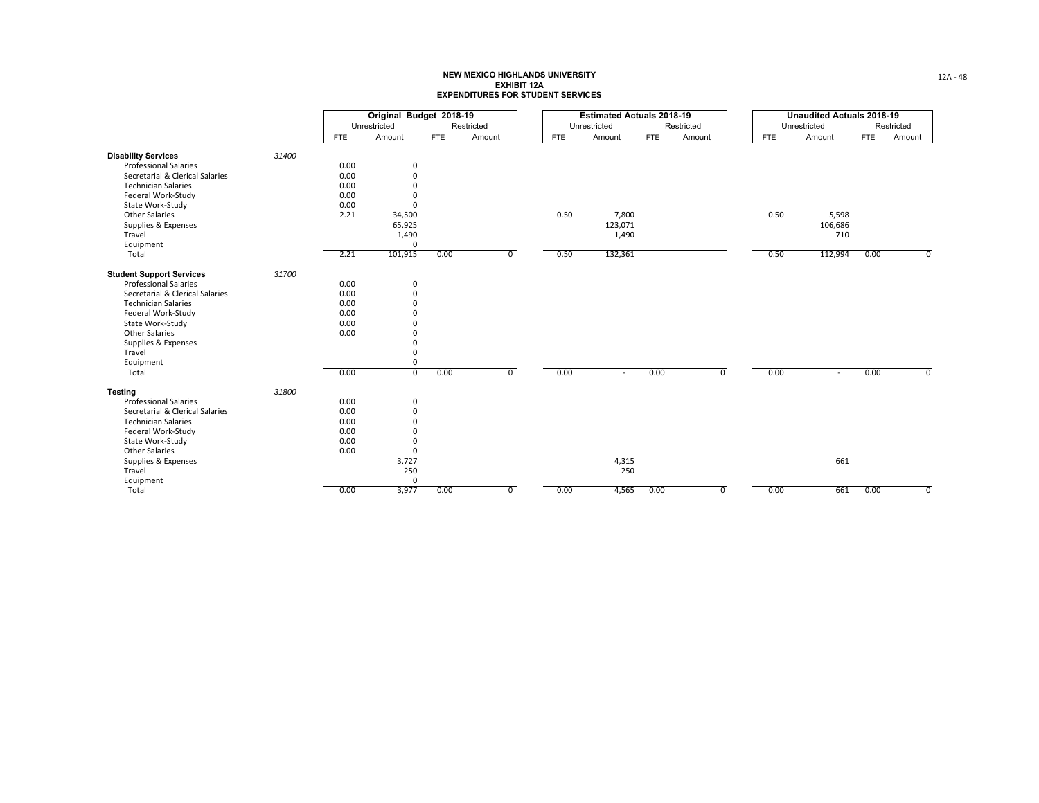**NEW MEXICO HIGHLANDS UNIVERSITY**
**EXHIBIT 12A**
**EXPENDITURES FOR STUDENT SERVICES**

| | | Original Budget 2018-19 | | | | Estimated Actuals 2018-19 | | | | Unaudited Actuals 2018-19 | | | |
|---|---|---|---|---|---|---|---|---|---|---|---|---|---|
| | | Unrestricted | | Restricted | | Unrestricted | | Restricted | | Unrestricted | | Restricted | |
| | | FTE | Amount | FTE | Amount | FTE | Amount | FTE | Amount | FTE | Amount | FTE | Amount |
| **Disability Services** | *31400* | | | | | | | | | | | | |
| Professional Salaries | | 0.00 | 0 | | | | | | | | | | |
| Secretarial & Clerical Salaries | | 0.00 | 0 | | | | | | | | | | |
| Technician Salaries | | 0.00 | 0 | | | | | | | | | | |
| Federal Work-Study | | 0.00 | 0 | | | | | | | | | | |
| State Work-Study | | 0.00 | 0 | | | | | | | | | | |
| Other Salaries | | 2.21 | 34,500 | | | 0.50 | 7,800 | | | 0.50 | 5,598 | | |
| Supplies & Expenses | | | 65,925 | | | | 123,071 | | | | 106,686 | | |
| Travel | | | 1,490 | | | | 1,490 | | | | 710 | | |
| Equipment | | | 0 | | | | | | | | | | |
| Total | | 2.21 | 101,915 | 0.00 | 0 | 0.50 | 132,361 | | | 0.50 | 112,994 | 0.00 | 0 |
| **Student Support Services** | *31700* | | | | | | | | | | | | |
| Professional Salaries | | 0.00 | 0 | | | | | | | | | | |
| Secretarial & Clerical Salaries | | 0.00 | 0 | | | | | | | | | | |
| Technician Salaries | | 0.00 | 0 | | | | | | | | | | |
| Federal Work-Study | | 0.00 | 0 | | | | | | | | | | |
| State Work-Study | | 0.00 | 0 | | | | | | | | | | |
| Other Salaries | | 0.00 | 0 | | | | | | | | | | |
| Supplies & Expenses | | | 0 | | | | | | | | | | |
| Travel | | | 0 | | | | | | | | | | |
| Equipment | | | 0 | | | | | | | | | | |
| Total | | 0.00 | 0 | 0.00 | 0 | 0.00 | - | 0.00 | 0 | 0.00 | - | 0.00 | 0 |
| **Testing** | *31800* | | | | | | | | | | | | |
| Professional Salaries | | 0.00 | 0 | | | | | | | | | | |
| Secretarial & Clerical Salaries | | 0.00 | 0 | | | | | | | | | | |
| Technician Salaries | | 0.00 | 0 | | | | | | | | | | |
| Federal Work-Study | | 0.00 | 0 | | | | | | | | | | |
| State Work-Study | | 0.00 | 0 | | | | | | | | | | |
| Other Salaries | | 0.00 | 0 | | | | | | | | | | |
| Supplies & Expenses | | | 3,727 | | | | 4,315 | | | | 661 | | |
| Travel | | | 250 | | | | 250 | | | | | | |
| Equipment | | | 0 | | | | | | | | | | |
| Total | | 0.00 | 3,977 | 0.00 | 0 | 0.00 | 4,565 | 0.00 | 0 | 0.00 | 661 | 0.00 | 0 |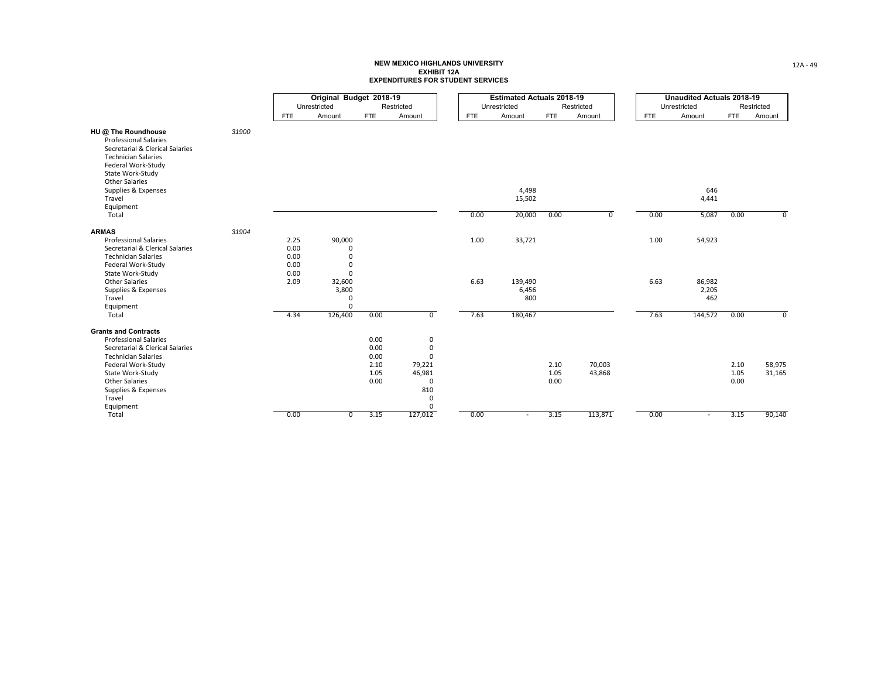**NEW MEXICO HIGHLANDS UNIVERSITY**
**EXHIBIT 12A**
**EXPENDITURES FOR STUDENT SERVICES**

| | | Original Budget 2018-19 | | | | Estimated Actuals 2018-19 | | | | Unaudited Actuals 2018-19 | | | |
|---|---|---|---|---|---|---|---|---|---|---|---|---|---|
| | | Unrestricted | | Restricted | | Unrestricted | | Restricted | | Unrestricted | | Restricted | |
| | | FTE | Amount | FTE | Amount | FTE | Amount | FTE | Amount | FTE | Amount | FTE | Amount |
| **HU @ The Roundhouse** | 31900 | | | | | | | | | | | | |
| Professional Salaries | | | | | | | | | | | | | |
| Secretarial & Clerical Salaries | | | | | | | | | | | | | |
| Technician Salaries | | | | | | | | | | | | | |
| Federal Work-Study | | | | | | | | | | | | | |
| State Work-Study | | | | | | | | | | | | | |
| Other Salaries | | | | | | | | | | | | | |
| Supplies & Expenses | | | | | | | 4,498 | | | | 646 | | |
| Travel | | | | | | | 15,502 | | | | 4,441 | | |
| Equipment | | | | | | | | | | | | | |
| Total | | | | | | 0.00 | 20,000 | 0.00 | 0 | 0.00 | 5,087 | 0.00 | 0 |
| **ARMAS** | 31904 | | | | | | | | | | | | |
| Professional Salaries | | 2.25 | 90,000 | | | 1.00 | 33,721 | | | 1.00 | 54,923 | | |
| Secretarial & Clerical Salaries | | 0.00 | 0 | | | | | | | | | | |
| Technician Salaries | | 0.00 | 0 | | | | | | | | | | |
| Federal Work-Study | | 0.00 | 0 | | | | | | | | | | |
| State Work-Study | | 0.00 | 0 | | | | | | | | | | |
| Other Salaries | | 2.09 | 32,600 | | | 6.63 | 139,490 | | | 6.63 | 86,982 | | |
| Supplies & Expenses | | | 3,800 | | | | 6,456 | | | | 2,205 | | |
| Travel | | | 0 | | | | 800 | | | | 462 | | |
| Equipment | | | 0 | | | | | | | | | | |
| Total | | 4.34 | 126,400 | 0.00 | 0 | 7.63 | 180,467 | | | 7.63 | 144,572 | 0.00 | 0 |
| **Grants and Contracts** | | | | | | | | | | | | | |
| Professional Salaries | | | | 0.00 | 0 | | | | | | | | |
| Secretarial & Clerical Salaries | | | | 0.00 | 0 | | | | | | | | |
| Technician Salaries | | | | 0.00 | 0 | | | | | | | | |
| Federal Work-Study | | | | 2.10 | 79,221 | | | 2.10 | 70,003 | | | 2.10 | 58,975 |
| State Work-Study | | | | 1.05 | 46,981 | | | 1.05 | 43,868 | | | 1.05 | 31,165 |
| Other Salaries | | | | 0.00 | 0 | | | 0.00 | | | | 0.00 | |
| Supplies & Expenses | | | | | 810 | | | | | | | | |
| Travel | | | | | 0 | | | | | | | | |
| Equipment | | | | | 0 | | | | | | | | |
| Total | | 0.00 | 0 | 3.15 | 127,012 | 0.00 | - | 3.15 | 113,871 | 0.00 | - | 3.15 | 90,140 |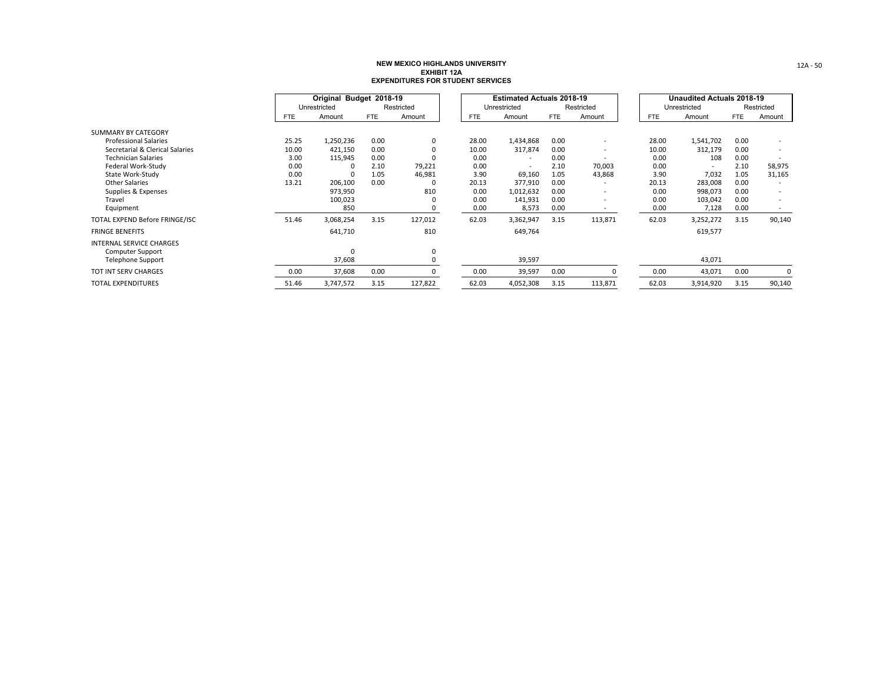# NEW MEXICO HIGHLANDS UNIVERSITY
## EXHIBIT 12A
## EXPENDITURES FOR STUDENT SERVICES

| | Original Budget 2018-19 | | | | Estimated Actuals 2018-19 | | | | Unaudited Actuals 2018-19 | | | |
|---|---|---|---|---|---|---|---|---|---|---|---|---|
| | Unrestricted | | Restricted | | Unrestricted | | Restricted | | Unrestricted | | Restricted | |
| | FTE | Amount | FTE | Amount | FTE | Amount | FTE | Amount | FTE | Amount | FTE | Amount |
| SUMMARY BY CATEGORY | | | | | | | | | | | | |
| Professional Salaries | 25.25 | 1,250,236 | 0.00 | 0 | 28.00 | 1,434,868 | 0.00 | - | 28.00 | 1,541,702 | 0.00 | - |
| Secretarial & Clerical Salaries | 10.00 | 421,150 | 0.00 | 0 | 10.00 | 317,874 | 0.00 | - | 10.00 | 312,179 | 0.00 | - |
| Technician Salaries | 3.00 | 115,945 | 0.00 | 0 | 0.00 | - | 0.00 | - | 0.00 | 108 | 0.00 | - |
| Federal Work-Study | 0.00 | 0 | 2.10 | 79,221 | 0.00 | - | 2.10 | 70,003 | 0.00 | - | 2.10 | 58,975 |
| State Work-Study | 0.00 | 0 | 1.05 | 46,981 | 3.90 | 69,160 | 1.05 | 43,868 | 3.90 | 7,032 | 1.05 | 31,165 |
| Other Salaries | 13.21 | 206,100 | 0.00 | 0 | 20.13 | 377,910 | 0.00 | - | 20.13 | 283,008 | 0.00 | - |
| Supplies & Expenses | | 973,950 | | 810 | 0.00 | 1,012,632 | 0.00 | - | 0.00 | 998,073 | 0.00 | - |
| Travel | | 100,023 | | 0 | 0.00 | 141,931 | 0.00 | - | 0.00 | 103,042 | 0.00 | - |
| Equipment | | 850 | | 0 | 0.00 | 8,573 | 0.00 | - | 0.00 | 7,128 | 0.00 | - |
| TOTAL EXPEND Before FRINGE/ISC | 51.46 | 3,068,254 | 3.15 | 127,012 | 62.03 | 3,362,947 | 3.15 | 113,871 | 62.03 | 3,252,272 | 3.15 | 90,140 |
| FRINGE BENEFITS | | 641,710 | | 810 | | 649,764 | | | | 619,577 | | |
| INTERNAL SERVICE CHARGES | | | | | | | | | | | | |
| Computer Support | | 0 | | 0 | | | | | | | | |
| Telephone Support | | 37,608 | | 0 | | 39,597 | | | | 43,071 | | |
| TOT INT SERV CHARGES | 0.00 | 37,608 | 0.00 | 0 | 0.00 | 39,597 | 0.00 | 0 | 0.00 | 43,071 | 0.00 | 0 |
| TOTAL EXPENDITURES | 51.46 | 3,747,572 | 3.15 | 127,822 | 62.03 | 4,052,308 | 3.15 | 113,871 | 62.03 | 3,914,920 | 3.15 | 90,140 |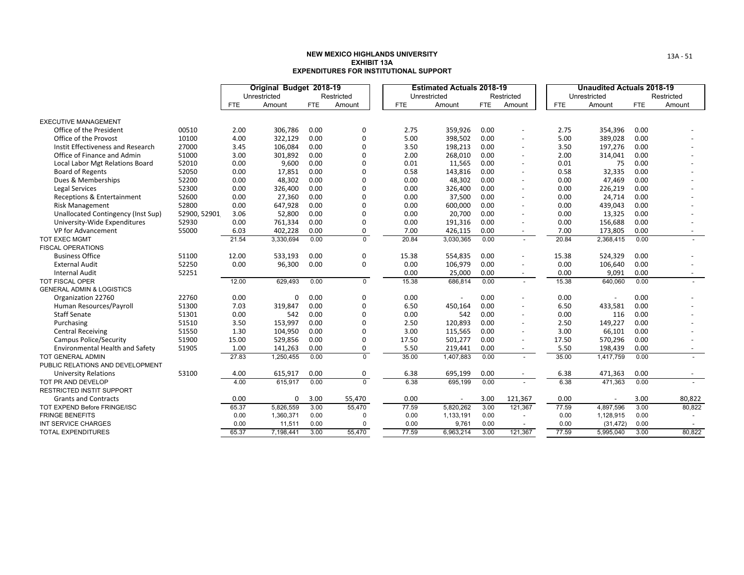# NEW MEXICO HIGHLANDS UNIVERSITY
## EXHIBIT 13A
## EXPENDITURES FOR INSTITUTIONAL SUPPORT

| | | Original Budget 2018-19 | | | | Estimated Actuals 2018-19 | | | | Unaudited Actuals 2018-19 | | | |
|---|---|---|---|---|---|---|---|---|---|---|---|---|---|
| | | Unrestricted | | Restricted | | Unrestricted | | Restricted | | Unrestricted | | Restricted | |
| | | FTE | Amount | FTE | Amount | FTE | Amount | FTE | Amount | FTE | Amount | FTE | Amount |
| EXECUTIVE MANAGEMENT | | | | | | | | | | | | | |
| Office of the President | 00510 | 2.00 | 306,786 | 0.00 | 0 | 2.75 | 359,926 | 0.00 | - | 2.75 | 354,396 | 0.00 | - |
| Office of the Provost | 10100 | 4.00 | 322,129 | 0.00 | 0 | 5.00 | 398,502 | 0.00 | - | 5.00 | 389,028 | 0.00 | - |
| Instit Effectiveness and Research | 27000 | 3.45 | 106,084 | 0.00 | 0 | 3.50 | 198,213 | 0.00 | - | 3.50 | 197,276 | 0.00 | - |
| Office of Finance and Admin | 51000 | 3.00 | 301,892 | 0.00 | 0 | 2.00 | 268,010 | 0.00 | - | 2.00 | 314,041 | 0.00 | - |
| Local Labor Mgt Relations Board | 52010 | 0.00 | 9,600 | 0.00 | 0 | 0.01 | 11,565 | 0.00 | - | 0.01 | 75 | 0.00 | - |
| Board of Regents | 52050 | 0.00 | 17,851 | 0.00 | 0 | 0.58 | 143,816 | 0.00 | - | 0.58 | 32,335 | 0.00 | - |
| Dues & Memberships | 52200 | 0.00 | 48,302 | 0.00 | 0 | 0.00 | 48,302 | 0.00 | - | 0.00 | 47,469 | 0.00 | - |
| Legal Services | 52300 | 0.00 | 326,400 | 0.00 | 0 | 0.00 | 326,400 | 0.00 | - | 0.00 | 226,219 | 0.00 | - |
| Receptions & Entertainment | 52600 | 0.00 | 27,360 | 0.00 | 0 | 0.00 | 37,500 | 0.00 | - | 0.00 | 24,714 | 0.00 | - |
| Risk Management | 52800 | 0.00 | 647,928 | 0.00 | 0 | 0.00 | 600,000 | 0.00 | - | 0.00 | 439,043 | 0.00 | - |
| Unallocated Contingency (Inst Sup) | 52900, 52901 | 3.06 | 52,800 | 0.00 | 0 | 0.00 | 20,700 | 0.00 | - | 0.00 | 13,325 | 0.00 | - |
| University-Wide Expenditures | 52930 | 0.00 | 761,334 | 0.00 | 0 | 0.00 | 191,316 | 0.00 | - | 0.00 | 156,688 | 0.00 | - |
| VP for Advancement | 55000 | 6.03 | 402,228 | 0.00 | 0 | 7.00 | 426,115 | 0.00 | - | 7.00 | 173,805 | 0.00 | - |
| TOT EXEC MGMT | | 21.54 | 3,330,694 | 0.00 | 0 | 20.84 | 3,030,365 | 0.00 | - | 20.84 | 2,368,415 | 0.00 | - |
| FISCAL OPERATIONS | | | | | | | | | | | | | |
| Business Office | 51100 | 12.00 | 533,193 | 0.00 | 0 | 15.38 | 554,835 | 0.00 | - | 15.38 | 524,329 | 0.00 | - |
| External Audit | 52250 | 0.00 | 96,300 | 0.00 | 0 | 0.00 | 106,979 | 0.00 | - | 0.00 | 106,640 | 0.00 | - |
| Internal Audit | 52251 | | | | | 0.00 | 25,000 | 0.00 | - | 0.00 | 9,091 | 0.00 | - |
| TOT FISCAL OPER | | 12.00 | 629,493 | 0.00 | 0 | 15.38 | 686,814 | 0.00 | - | 15.38 | 640,060 | 0.00 | - |
| GENERAL ADMIN & LOGISTICS | | | | | | | | | | | | | |
| Organization 22760 | 22760 | 0.00 | 0 | 0.00 | 0 | 0.00 | - | 0.00 | - | 0.00 | - | 0.00 | - |
| Human Resources/Payroll | 51300 | 7.03 | 319,847 | 0.00 | 0 | 6.50 | 450,164 | 0.00 | - | 6.50 | 433,581 | 0.00 | - |
| Staff Senate | 51301 | 0.00 | 542 | 0.00 | 0 | 0.00 | 542 | 0.00 | - | 0.00 | 116 | 0.00 | - |
| Purchasing | 51510 | 3.50 | 153,997 | 0.00 | 0 | 2.50 | 120,893 | 0.00 | - | 2.50 | 149,227 | 0.00 | - |
| Central Receiving | 51550 | 1.30 | 104,950 | 0.00 | 0 | 3.00 | 115,565 | 0.00 | - | 3.00 | 66,101 | 0.00 | - |
| Campus Police/Security | 51900 | 15.00 | 529,856 | 0.00 | 0 | 17.50 | 501,277 | 0.00 | - | 17.50 | 570,296 | 0.00 | - |
| Environmental Health and Safety | 51905 | 1.00 | 141,263 | 0.00 | 0 | 5.50 | 219,441 | 0.00 | - | 5.50 | 198,439 | 0.00 | - |
| TOT GENERAL ADMIN | | 27.83 | 1,250,455 | 0.00 | 0 | 35.00 | 1,407,883 | 0.00 | - | 35.00 | 1,417,759 | 0.00 | - |
| PUBLIC RELATIONS AND DEVELOPMENT | | | | | | | | | | | | | |
| University Relations | 53100 | 4.00 | 615,917 | 0.00 | 0 | 6.38 | 695,199 | 0.00 | - | 6.38 | 471,363 | 0.00 | - |
| TOT PR AND DEVELOP | | 4.00 | 615,917 | 0.00 | 0 | 6.38 | 695,199 | 0.00 | - | 6.38 | 471,363 | 0.00 | - |
| RESTRICTED INSTIT SUPPORT | | | | | | | | | | | | | |
| Grants and Contracts | | 0.00 | 0 | 3.00 | 55,470 | 0.00 | - | 3.00 | 121,367 | 0.00 | - | 3.00 | 80,822 |
| TOT EXPEND Before FRINGE/ISC | | 65.37 | 5,826,559 | 3.00 | 55,470 | 77.59 | 5,820,262 | 3.00 | 121,367 | 77.59 | 4,897,596 | 3.00 | 80,822 |
| FRINGE BENEFITS | | 0.00 | 1,360,371 | 0.00 | 0 | 0.00 | 1,133,191 | 0.00 | - | 0.00 | 1,128,915 | 0.00 | - |
| INT SERVICE CHARGES | | 0.00 | 11,511 | 0.00 | 0 | 0.00 | 9,761 | 0.00 | - | 0.00 | (31,472) | 0.00 | - |
| TOTAL EXPENDITURES | | 65.37 | 7,198,441 | 3.00 | 55,470 | 77.59 | 6,963,214 | 3.00 | 121,367 | 77.59 | 5,995,040 | 3.00 | 80,822 |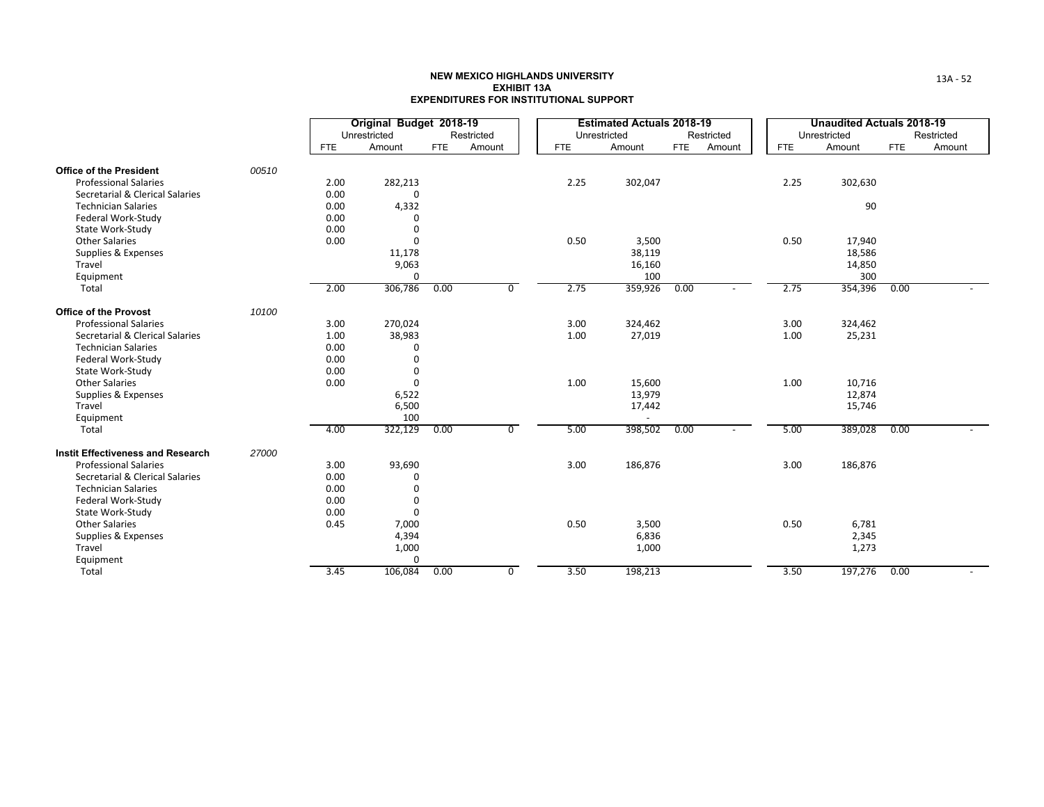**NEW MEXICO HIGHLANDS UNIVERSITY**
**EXHIBIT 13A**
**EXPENDITURES FOR INSTITUTIONAL SUPPORT**

| | | Original Budget 2018-19 | | | | Estimated Actuals 2018-19 | | | | Unaudited Actuals 2018-19 | | | |
|---|---|---|---|---|---|---|---|---|---|---|---|---|---|
| | | Unrestricted | | Restricted | | Unrestricted | | Restricted | | Unrestricted | | Restricted | |
| | | FTE | Amount | FTE | Amount | FTE | Amount | FTE | Amount | FTE | Amount | FTE | Amount |
| **Office of the President** | *00510* | | | | | | | | | | | | |
| Professional Salaries | | 2.00 | 282,213 | | | 2.25 | 302,047 | | | 2.25 | 302,630 | | |
| Secretarial & Clerical Salaries | | 0.00 | 0 | | | | | | | | | | |
| Technician Salaries | | 0.00 | 4,332 | | | | | | | | 90 | | |
| Federal Work-Study | | 0.00 | 0 | | | | | | | | | | |
| State Work-Study | | 0.00 | 0 | | | | | | | | | | |
| Other Salaries | | 0.00 | 0 | | | 0.50 | 3,500 | | | 0.50 | 17,940 | | |
| Supplies & Expenses | | | 11,178 | | | | 38,119 | | | | 18,586 | | |
| Travel | | | 9,063 | | | | 16,160 | | | | 14,850 | | |
| Equipment | | | 0 | | | | 100 | | | | 300 | | |
| Total | | 2.00 | 306,786 | 0.00 | 0 | 2.75 | 359,926 | 0.00 | - | 2.75 | 354,396 | 0.00 | - |
| **Office of the Provost** | *10100* | | | | | | | | | | | | |
| Professional Salaries | | 3.00 | 270,024 | | | 3.00 | 324,462 | | | 3.00 | 324,462 | | |
| Secretarial & Clerical Salaries | | 1.00 | 38,983 | | | 1.00 | 27,019 | | | 1.00 | 25,231 | | |
| Technician Salaries | | 0.00 | 0 | | | | | | | | | | |
| Federal Work-Study | | 0.00 | 0 | | | | | | | | | | |
| State Work-Study | | 0.00 | 0 | | | | | | | | | | |
| Other Salaries | | 0.00 | 0 | | | 1.00 | 15,600 | | | 1.00 | 10,716 | | |
| Supplies & Expenses | | | 6,522 | | | | 13,979 | | | | 12,874 | | |
| Travel | | | 6,500 | | | | 17,442 | | | | 15,746 | | |
| Equipment | | | 100 | | | | - | | | | | | |
| Total | | 4.00 | 322,129 | 0.00 | 0 | 5.00 | 398,502 | 0.00 | - | 5.00 | 389,028 | 0.00 | - |
| **Instit Effectiveness and Research** | *27000* | | | | | | | | | | | | |
| Professional Salaries | | 3.00 | 93,690 | | | 3.00 | 186,876 | | | 3.00 | 186,876 | | |
| Secretarial & Clerical Salaries | | 0.00 | 0 | | | | | | | | | | |
| Technician Salaries | | 0.00 | 0 | | | | | | | | | | |
| Federal Work-Study | | 0.00 | 0 | | | | | | | | | | |
| State Work-Study | | 0.00 | 0 | | | | | | | | | | |
| Other Salaries | | 0.45 | 7,000 | | | 0.50 | 3,500 | | | 0.50 | 6,781 | | |
| Supplies & Expenses | | | 4,394 | | | | 6,836 | | | | 2,345 | | |
| Travel | | | 1,000 | | | | 1,000 | | | | 1,273 | | |
| Equipment | | | 0 | | | | | | | | | | |
| Total | | 3.45 | 106,084 | 0.00 | 0 | 3.50 | 198,213 | | | 3.50 | 197,276 | 0.00 | - |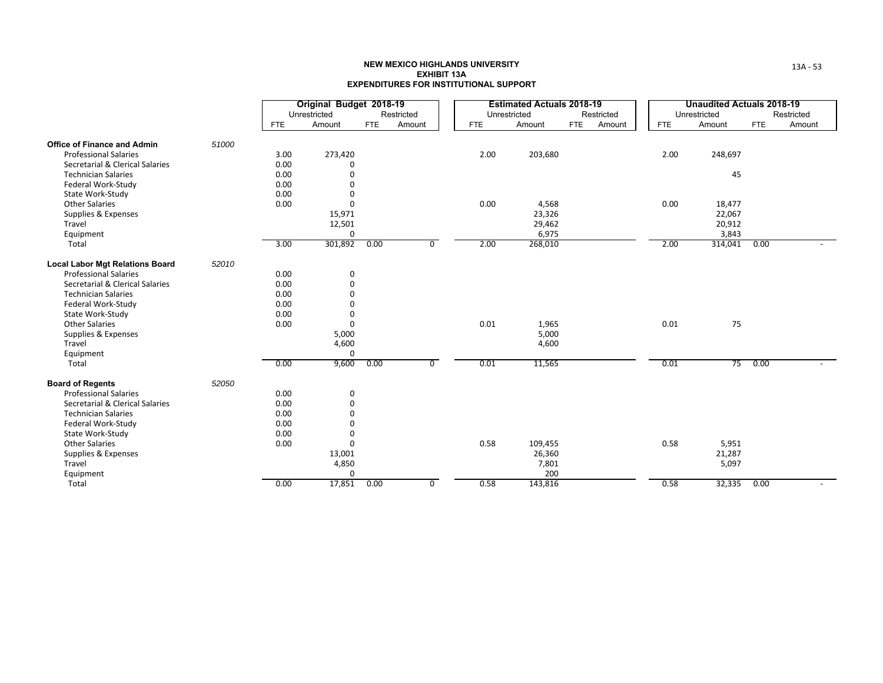**NEW MEXICO HIGHLANDS UNIVERSITY**
**EXHIBIT 13A**
**EXPENDITURES FOR INSTITUTIONAL SUPPORT**

| | | Original Budget 2018-19 | | | | Estimated Actuals 2018-19 | | | | Unaudited Actuals 2018-19 | | | |
|---|---|---|---|---|---|---|---|---|---|---|---|---|---|
| | | Unrestricted | | Restricted | | Unrestricted | | Restricted | | Unrestricted | | Restricted | |
| | | FTE | Amount | FTE | Amount | FTE | Amount | FTE | Amount | FTE | Amount | FTE | Amount |
| **Office of Finance and Admin** | *51000* | | | | | | | | | | | | |
| Professional Salaries | | 3.00 | 273,420 | | | 2.00 | 203,680 | | | 2.00 | 248,697 | | |
| Secretarial & Clerical Salaries | | 0.00 | 0 | | | | | | | | | | |
| Technician Salaries | | 0.00 | 0 | | | | | | | | 45 | | |
| Federal Work-Study | | 0.00 | 0 | | | | | | | | | | |
| State Work-Study | | 0.00 | 0 | | | | | | | | | | |
| Other Salaries | | 0.00 | 0 | | | 0.00 | 4,568 | | | 0.00 | 18,477 | | |
| Supplies & Expenses | | | 15,971 | | | | 23,326 | | | | 22,067 | | |
| Travel | | | 12,501 | | | | 29,462 | | | | 20,912 | | |
| Equipment | | | 0 | | | | 6,975 | | | | 3,843 | | |
| Total | | 3.00 | 301,892 | 0.00 | 0 | 2.00 | 268,010 | | | 2.00 | 314,041 | 0.00 | - |
| **Local Labor Mgt Relations Board** | *52010* | | | | | | | | | | | | |
| Professional Salaries | | 0.00 | 0 | | | | | | | | | | |
| Secretarial & Clerical Salaries | | 0.00 | 0 | | | | | | | | | | |
| Technician Salaries | | 0.00 | 0 | | | | | | | | | | |
| Federal Work-Study | | 0.00 | 0 | | | | | | | | | | |
| State Work-Study | | 0.00 | 0 | | | | | | | | | | |
| Other Salaries | | 0.00 | 0 | | | 0.01 | 1,965 | | | 0.01 | 75 | | |
| Supplies & Expenses | | | 5,000 | | | | 5,000 | | | | | | |
| Travel | | | 4,600 | | | | 4,600 | | | | | | |
| Equipment | | | 0 | | | | | | | | | | |
| Total | | 0.00 | 9,600 | 0.00 | 0 | 0.01 | 11,565 | | | 0.01 | 75 | 0.00 | - |
| **Board of Regents** | *52050* | | | | | | | | | | | | |
| Professional Salaries | | 0.00 | 0 | | | | | | | | | | |
| Secretarial & Clerical Salaries | | 0.00 | 0 | | | | | | | | | | |
| Technician Salaries | | 0.00 | 0 | | | | | | | | | | |
| Federal Work-Study | | 0.00 | 0 | | | | | | | | | | |
| State Work-Study | | 0.00 | 0 | | | | | | | | | | |
| Other Salaries | | 0.00 | 0 | | | 0.58 | 109,455 | | | 0.58 | 5,951 | | |
| Supplies & Expenses | | | 13,001 | | | | 26,360 | | | | 21,287 | | |
| Travel | | | 4,850 | | | | 7,801 | | | | 5,097 | | |
| Equipment | | | 0 | | | | 200 | | | | | | |
| Total | | 0.00 | 17,851 | 0.00 | 0 | 0.58 | 143,816 | | | 0.58 | 32,335 | 0.00 | - |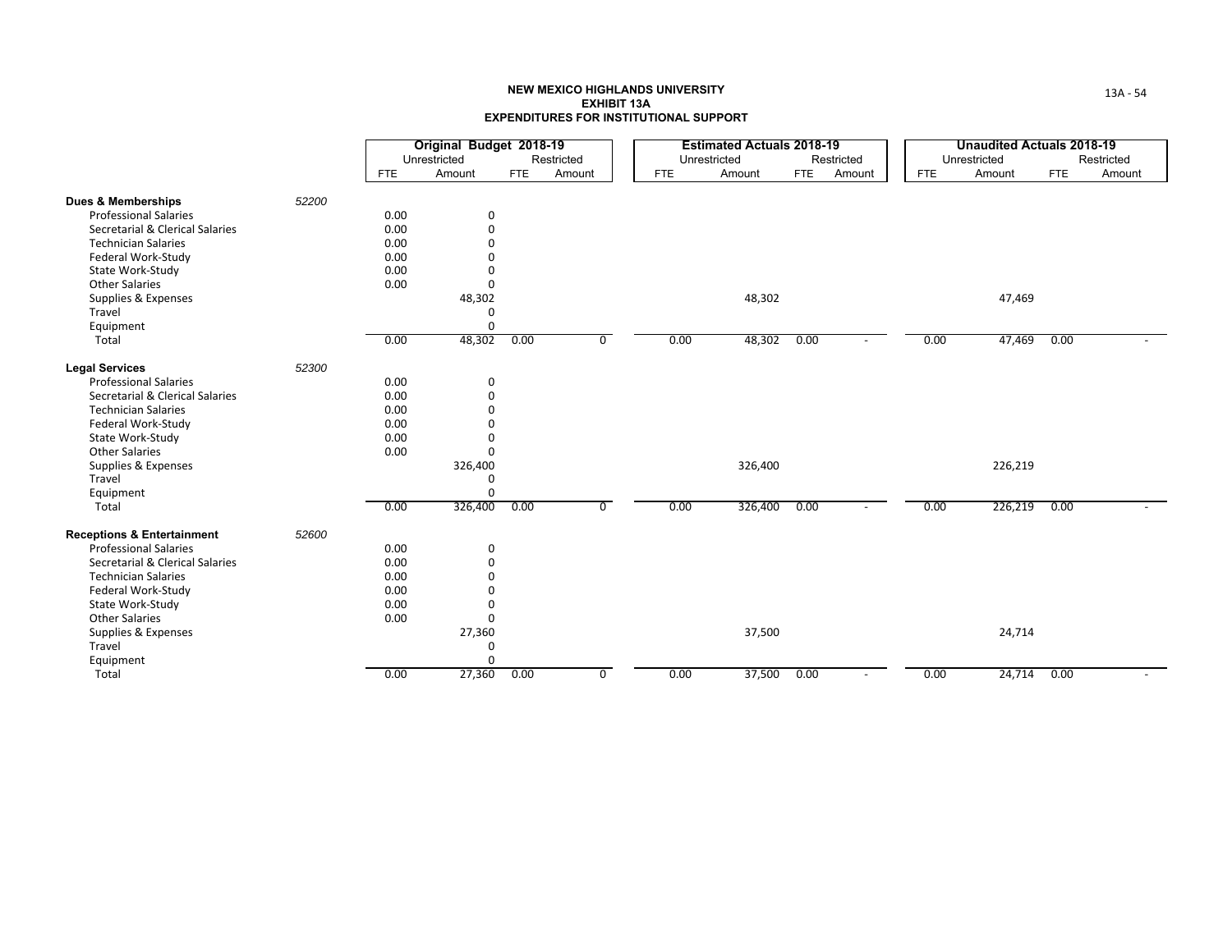**NEW MEXICO HIGHLANDS UNIVERSITY**
**EXHIBIT 13A**
**EXPENDITURES FOR INSTITUTIONAL SUPPORT**

| | | Original Budget 2018-19 | | | | Estimated Actuals 2018-19 | | | | Unaudited Actuals 2018-19 | | | |
|---|---|---|---|---|---|---|---|---|---|---|---|---|---|
| | | Unrestricted | | Restricted | | Unrestricted | | Restricted | | Unrestricted | | Restricted | |
| | | FTE | Amount | FTE | Amount | FTE | Amount | FTE | Amount | FTE | Amount | FTE | Amount |
| **Dues & Memberships** | *52200* | | | | | | | | | | | | |
| Professional Salaries | | 0.00 | 0 | | | | | | | | | | |
| Secretarial & Clerical Salaries | | 0.00 | 0 | | | | | | | | | | |
| Technician Salaries | | 0.00 | 0 | | | | | | | | | | |
| Federal Work-Study | | 0.00 | 0 | | | | | | | | | | |
| State Work-Study | | 0.00 | 0 | | | | | | | | | | |
| Other Salaries | | 0.00 | 0 | | | | | | | | | | |
| Supplies & Expenses | | | 48,302 | | | | 48,302 | | | | 47,469 | | |
| Travel | | | 0 | | | | | | | | | | |
| Equipment | | | 0 | | | | | | | | | | |
| Total | | 0.00 | 48,302 | 0.00 | 0 | 0.00 | 48,302 | 0.00 | - | 0.00 | 47,469 | 0.00 | - |
| **Legal Services** | *52300* | | | | | | | | | | | | |
| Professional Salaries | | 0.00 | 0 | | | | | | | | | | |
| Secretarial & Clerical Salaries | | 0.00 | 0 | | | | | | | | | | |
| Technician Salaries | | 0.00 | 0 | | | | | | | | | | |
| Federal Work-Study | | 0.00 | 0 | | | | | | | | | | |
| State Work-Study | | 0.00 | 0 | | | | | | | | | | |
| Other Salaries | | 0.00 | 0 | | | | | | | | | | |
| Supplies & Expenses | | | 326,400 | | | | 326,400 | | | | 226,219 | | |
| Travel | | | 0 | | | | | | | | | | |
| Equipment | | | 0 | | | | | | | | | | |
| Total | | 0.00 | 326,400 | 0.00 | 0 | 0.00 | 326,400 | 0.00 | - | 0.00 | 226,219 | 0.00 | - |
| **Receptions & Entertainment** | *52600* | | | | | | | | | | | | |
| Professional Salaries | | 0.00 | 0 | | | | | | | | | | |
| Secretarial & Clerical Salaries | | 0.00 | 0 | | | | | | | | | | |
| Technician Salaries | | 0.00 | 0 | | | | | | | | | | |
| Federal Work-Study | | 0.00 | 0 | | | | | | | | | | |
| State Work-Study | | 0.00 | 0 | | | | | | | | | | |
| Other Salaries | | 0.00 | 0 | | | | | | | | | | |
| Supplies & Expenses | | | 27,360 | | | | 37,500 | | | | 24,714 | | |
| Travel | | | 0 | | | | | | | | | | |
| Equipment | | | 0 | | | | | | | | | | |
| Total | | 0.00 | 27,360 | 0.00 | 0 | 0.00 | 37,500 | 0.00 | - | 0.00 | 24,714 | 0.00 | - |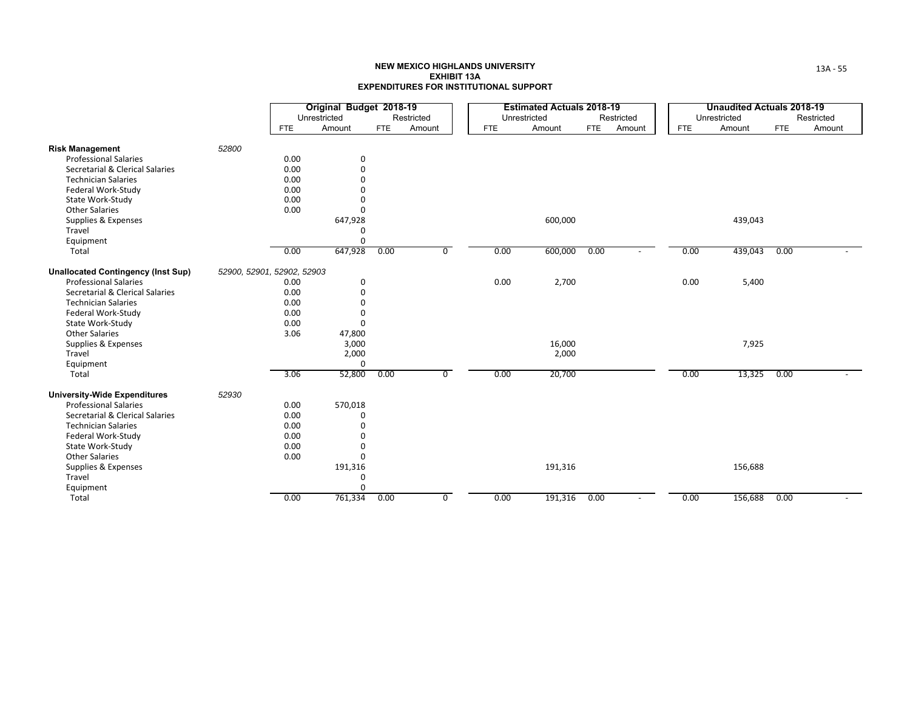# NEW MEXICO HIGHLANDS UNIVERSITY
## EXHIBIT 13A
## EXPENDITURES FOR INSTITUTIONAL SUPPORT

| | | Original Budget 2018-19 | | | | Estimated Actuals 2018-19 | | | | Unaudited Actuals 2018-19 | | | |
|---|---|---|---|---|---|---|---|---|---|---|---|---|---|
| | | Unrestricted | | Restricted | | Unrestricted | | Restricted | | Unrestricted | | Restricted | |
| | | FTE | Amount | FTE | Amount | FTE | Amount | FTE | Amount | FTE | Amount | FTE | Amount |
| **Risk Management** | *52800* | | | | | | | | | | | | |
| Professional Salaries | | 0.00 | 0 | | | | | | | | | | |
| Secretarial & Clerical Salaries | | 0.00 | 0 | | | | | | | | | | |
| Technician Salaries | | 0.00 | 0 | | | | | | | | | | |
| Federal Work-Study | | 0.00 | 0 | | | | | | | | | | |
| State Work-Study | | 0.00 | 0 | | | | | | | | | | |
| Other Salaries | | 0.00 | 0 | | | | | | | | | | |
| Supplies & Expenses | | | 647,928 | | | | 600,000 | | | | 439,043 | | |
| Travel | | | 0 | | | | | | | | | | |
| Equipment | | | 0 | | | | | | | | | | |
| Total | | 0.00 | 647,928 | 0.00 | 0 | 0.00 | 600,000 | 0.00 | - | 0.00 | 439,043 | 0.00 | - |
| **Unallocated Contingency (Inst Sup)** | *52900, 52901, 52902, 52903* | | | | | | | | | | | | |
| Professional Salaries | | 0.00 | 0 | | | 0.00 | 2,700 | | | 0.00 | 5,400 | | |
| Secretarial & Clerical Salaries | | 0.00 | 0 | | | | | | | | | | |
| Technician Salaries | | 0.00 | 0 | | | | | | | | | | |
| Federal Work-Study | | 0.00 | 0 | | | | | | | | | | |
| State Work-Study | | 0.00 | 0 | | | | | | | | | | |
| Other Salaries | | 3.06 | 47,800 | | | | | | | | | | |
| Supplies & Expenses | | | 3,000 | | | | 16,000 | | | | 7,925 | | |
| Travel | | | 2,000 | | | | 2,000 | | | | | | |
| Equipment | | | 0 | | | | | | | | | | |
| Total | | 3.06 | 52,800 | 0.00 | 0 | 0.00 | 20,700 | | | 0.00 | 13,325 | 0.00 | - |
| **University-Wide Expenditures** | *52930* | | | | | | | | | | | | |
| Professional Salaries | | 0.00 | 570,018 | | | | | | | | | | |
| Secretarial & Clerical Salaries | | 0.00 | 0 | | | | | | | | | | |
| Technician Salaries | | 0.00 | 0 | | | | | | | | | | |
| Federal Work-Study | | 0.00 | 0 | | | | | | | | | | |
| State Work-Study | | 0.00 | 0 | | | | | | | | | | |
| Other Salaries | | 0.00 | 0 | | | | | | | | | | |
| Supplies & Expenses | | | 191,316 | | | | 191,316 | | | | 156,688 | | |
| Travel | | | 0 | | | | | | | | | | |
| Equipment | | | 0 | | | | | | | | | | |
| Total | | 0.00 | 761,334 | 0.00 | 0 | 0.00 | 191,316 | 0.00 | - | 0.00 | 156,688 | 0.00 | - |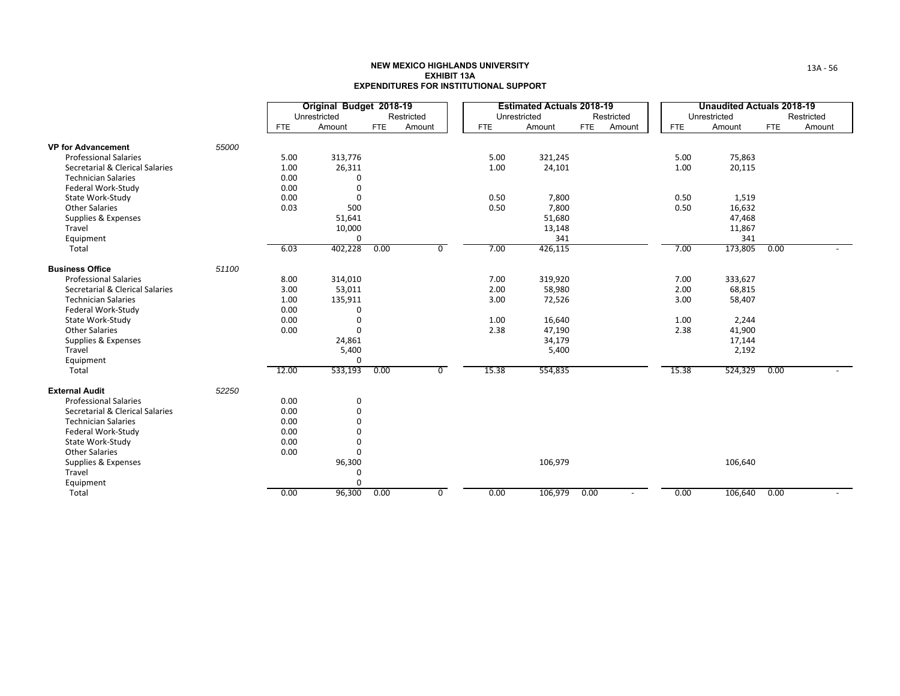**NEW MEXICO HIGHLANDS UNIVERSITY**
**EXHIBIT 13A**
**EXPENDITURES FOR INSTITUTIONAL SUPPORT**

| | | Original Budget 2018-19 | | | | Estimated Actuals 2018-19 | | | | Unaudited Actuals 2018-19 | | | |
|---|---|---|---|---|---|---|---|---|---|---|---|---|---|
| | | Unrestricted | | Restricted | | Unrestricted | | Restricted | | Unrestricted | | Restricted | |
| | | FTE | Amount | FTE | Amount | FTE | Amount | FTE | Amount | FTE | Amount | FTE | Amount |
| **VP for Advancement** | *55000* | | | | | | | | | | | | |
| Professional Salaries | | 5.00 | 313,776 | | | 5.00 | 321,245 | | | 5.00 | 75,863 | | |
| Secretarial & Clerical Salaries | | 1.00 | 26,311 | | | 1.00 | 24,101 | | | 1.00 | 20,115 | | |
| Technician Salaries | | 0.00 | 0 | | | | | | | | | | |
| Federal Work-Study | | 0.00 | 0 | | | | | | | | | | |
| State Work-Study | | 0.00 | 0 | | | 0.50 | 7,800 | | | 0.50 | 1,519 | | |
| Other Salaries | | 0.03 | 500 | | | 0.50 | 7,800 | | | 0.50 | 16,632 | | |
| Supplies & Expenses | | | 51,641 | | | | 51,680 | | | | 47,468 | | |
| Travel | | | 10,000 | | | | 13,148 | | | | 11,867 | | |
| Equipment | | | 0 | | | | 341 | | | | 341 | | |
| Total | | 6.03 | 402,228 | 0.00 | 0 | 7.00 | 426,115 | | | 7.00 | 173,805 | 0.00 | - |
| **Business Office** | *51100* | | | | | | | | | | | | |
| Professional Salaries | | 8.00 | 314,010 | | | 7.00 | 319,920 | | | 7.00 | 333,627 | | |
| Secretarial & Clerical Salaries | | 3.00 | 53,011 | | | 2.00 | 58,980 | | | 2.00 | 68,815 | | |
| Technician Salaries | | 1.00 | 135,911 | | | 3.00 | 72,526 | | | 3.00 | 58,407 | | |
| Federal Work-Study | | 0.00 | 0 | | | | | | | | | | |
| State Work-Study | | 0.00 | 0 | | | 1.00 | 16,640 | | | 1.00 | 2,244 | | |
| Other Salaries | | 0.00 | 0 | | | 2.38 | 47,190 | | | 2.38 | 41,900 | | |
| Supplies & Expenses | | | 24,861 | | | | 34,179 | | | | 17,144 | | |
| Travel | | | 5,400 | | | | 5,400 | | | | 2,192 | | |
| Equipment | | | 0 | | | | | | | | | | |
| Total | | 12.00 | 533,193 | 0.00 | 0 | 15.38 | 554,835 | | | 15.38 | 524,329 | 0.00 | - |
| **External Audit** | *52250* | | | | | | | | | | | | |
| Professional Salaries | | 0.00 | 0 | | | | | | | | | | |
| Secretarial & Clerical Salaries | | 0.00 | 0 | | | | | | | | | | |
| Technician Salaries | | 0.00 | 0 | | | | | | | | | | |
| Federal Work-Study | | 0.00 | 0 | | | | | | | | | | |
| State Work-Study | | 0.00 | 0 | | | | | | | | | | |
| Other Salaries | | 0.00 | 0 | | | | | | | | | | |
| Supplies & Expenses | | | 96,300 | | | | 106,979 | | | | 106,640 | | |
| Travel | | | 0 | | | | | | | | | | |
| Equipment | | | 0 | | | | | | | | | | |
| Total | | 0.00 | 96,300 | 0.00 | 0 | 0.00 | 106,979 | 0.00 | - | 0.00 | 106,640 | 0.00 | - |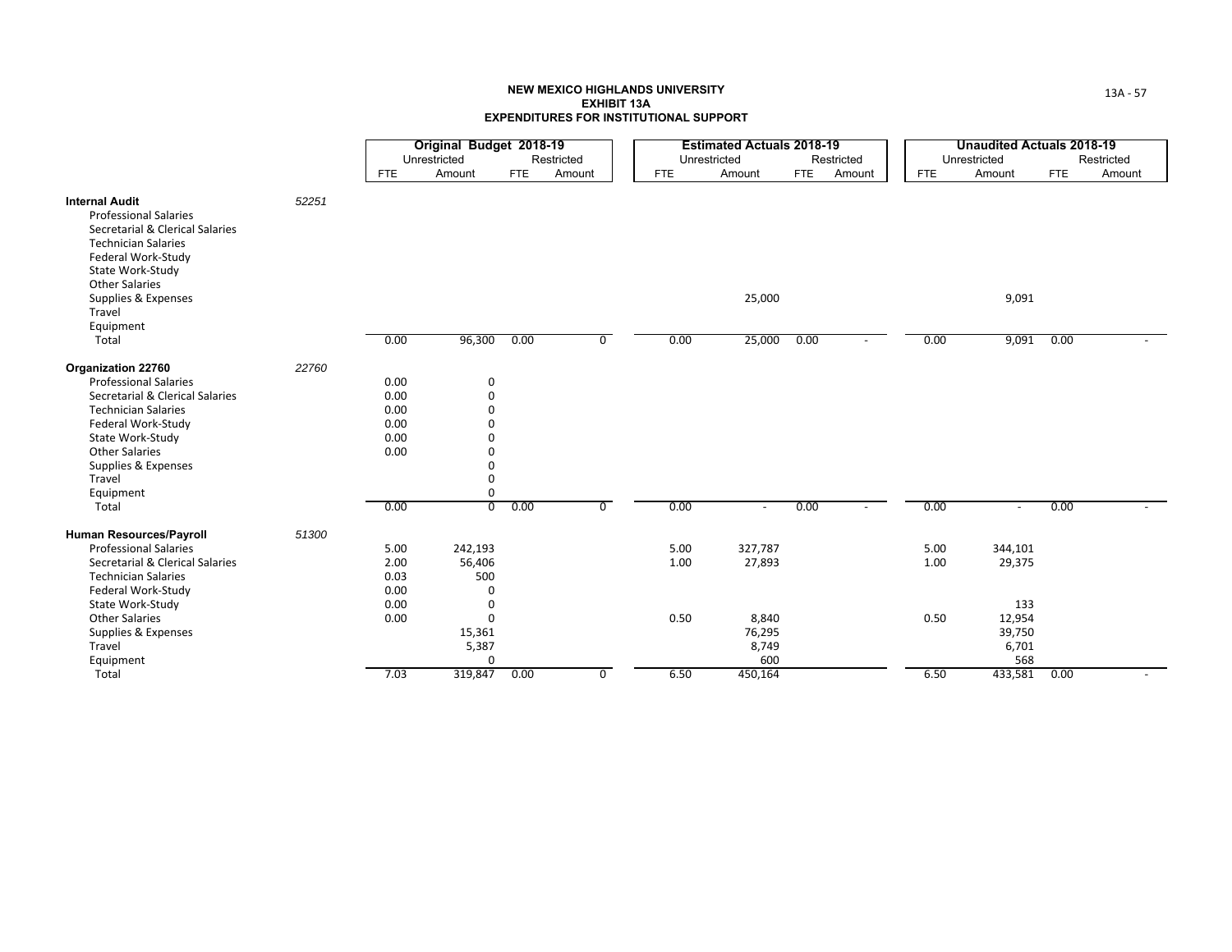**NEW MEXICO HIGHLANDS UNIVERSITY**
**EXHIBIT 13A**
**EXPENDITURES FOR INSTITUTIONAL SUPPORT**

| | | Original Budget 2018-19 | | | | Estimated Actuals 2018-19 | | | | Unaudited Actuals 2018-19 | | | |
|---|---|---|---|---|---|---|---|---|---|---|---|---|---|
| | | Unrestricted | | Restricted | | Unrestricted | | Restricted | | Unrestricted | | Restricted | |
| | | FTE | Amount | FTE | Amount | FTE | Amount | FTE | Amount | FTE | Amount | FTE | Amount |
| **Internal Audit** | *52251* | | | | | | | | | | | | |
| Professional Salaries | | | | | | | | | | | | | |
| Secretarial & Clerical Salaries | | | | | | | | | | | | | |
| Technician Salaries | | | | | | | | | | | | | |
| Federal Work-Study | | | | | | | | | | | | | |
| State Work-Study | | | | | | | | | | | | | |
| Other Salaries | | | | | | | | | | | | | |
| Supplies & Expenses | | | | | | | 25,000 | | | | 9,091 | | |
| Travel | | | | | | | | | | | | | |
| Equipment | | | | | | | | | | | | | |
| Total | | 0.00 | 96,300 | 0.00 | 0 | 0.00 | 25,000 | 0.00 | - | 0.00 | 9,091 | 0.00 | - |
| **Organization 22760** | *22760* | | | | | | | | | | | | |
| Professional Salaries | | 0.00 | 0 | | | | | | | | | | |
| Secretarial & Clerical Salaries | | 0.00 | 0 | | | | | | | | | | |
| Technician Salaries | | 0.00 | 0 | | | | | | | | | | |
| Federal Work-Study | | 0.00 | 0 | | | | | | | | | | |
| State Work-Study | | 0.00 | 0 | | | | | | | | | | |
| Other Salaries | | 0.00 | 0 | | | | | | | | | | |
| Supplies & Expenses | | | 0 | | | | | | | | | | |
| Travel | | | 0 | | | | | | | | | | |
| Equipment | | | 0 | | | | | | | | | | |
| Total | | 0.00 | 0 | 0.00 | 0 | 0.00 | - | 0.00 | - | 0.00 | - | 0.00 | - |
| **Human Resources/Payroll** | *51300* | | | | | | | | | | | | |
| Professional Salaries | | 5.00 | 242,193 | | | 5.00 | 327,787 | | | 5.00 | 344,101 | | |
| Secretarial & Clerical Salaries | | 2.00 | 56,406 | | | 1.00 | 27,893 | | | 1.00 | 29,375 | | |
| Technician Salaries | | 0.03 | 500 | | | | | | | | | | |
| Federal Work-Study | | 0.00 | 0 | | | | | | | | | | |
| State Work-Study | | 0.00 | 0 | | | | | | | | 133 | | |
| Other Salaries | | 0.00 | 0 | | | 0.50 | 8,840 | | | 0.50 | 12,954 | | |
| Supplies & Expenses | | | 15,361 | | | | 76,295 | | | | 39,750 | | |
| Travel | | | 5,387 | | | | 8,749 | | | | 6,701 | | |
| Equipment | | | 0 | | | | 600 | | | | 568 | | |
| Total | | 7.03 | 319,847 | 0.00 | 0 | 6.50 | 450,164 | | | 6.50 | 433,581 | 0.00 | - |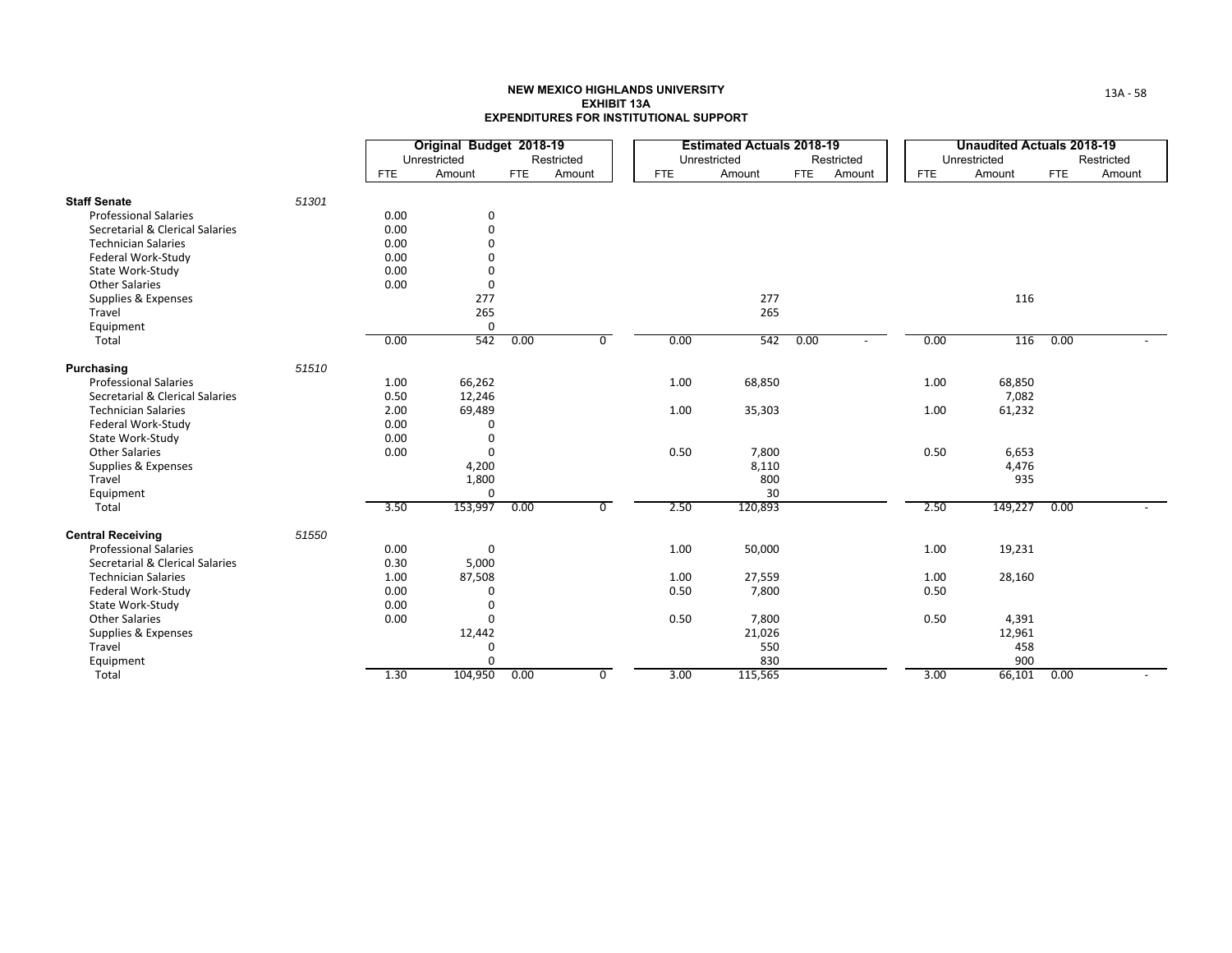# NEW MEXICO HIGHLANDS UNIVERSITY
## EXHIBIT 13A
## EXPENDITURES FOR INSTITUTIONAL SUPPORT

| | | Original Budget 2018-19 | | | | Estimated Actuals 2018-19 | | | | Unaudited Actuals 2018-19 | | | |
|---|---|---|---|---|---|---|---|---|---|---|---|---|---|
| | | Unrestricted | | Restricted | | Unrestricted | | Restricted | | Unrestricted | | Restricted | |
| | | FTE | Amount | FTE | Amount | FTE | Amount | FTE | Amount | FTE | Amount | FTE | Amount |
| **Staff Senate** | 51301 | | | | | | | | | | | | |
| Professional Salaries | | 0.00 | 0 | | | | | | | | | | |
| Secretarial & Clerical Salaries | | 0.00 | 0 | | | | | | | | | | |
| Technician Salaries | | 0.00 | 0 | | | | | | | | | | |
| Federal Work-Study | | 0.00 | 0 | | | | | | | | | | |
| State Work-Study | | 0.00 | 0 | | | | | | | | | | |
| Other Salaries | | 0.00 | 0 | | | | | | | | | | |
| Supplies & Expenses | | | 277 | | | | 277 | | | | 116 | | |
| Travel | | | 265 | | | | 265 | | | | | | |
| Equipment | | | 0 | | | | | | | | | | |
| Total | | 0.00 | 542 | 0.00 | 0 | 0.00 | 542 | 0.00 | - | 0.00 | 116 | 0.00 | - |
| **Purchasing** | 51510 | | | | | | | | | | | | |
| Professional Salaries | | 1.00 | 66,262 | | | 1.00 | 68,850 | | | 1.00 | 68,850 | | |
| Secretarial & Clerical Salaries | | 0.50 | 12,246 | | | | | | | | 7,082 | | |
| Technician Salaries | | 2.00 | 69,489 | | | 1.00 | 35,303 | | | 1.00 | 61,232 | | |
| Federal Work-Study | | 0.00 | 0 | | | | | | | | | | |
| State Work-Study | | 0.00 | 0 | | | | | | | | | | |
| Other Salaries | | 0.00 | 0 | | | 0.50 | 7,800 | | | 0.50 | 6,653 | | |
| Supplies & Expenses | | | 4,200 | | | | 8,110 | | | | 4,476 | | |
| Travel | | | 1,800 | | | | 800 | | | | 935 | | |
| Equipment | | | 0 | | | | 30 | | | | | | |
| Total | | 3.50 | 153,997 | 0.00 | 0 | 2.50 | 120,893 | | | 2.50 | 149,227 | 0.00 | - |
| **Central Receiving** | 51550 | | | | | | | | | | | | |
| Professional Salaries | | 0.00 | 0 | | | 1.00 | 50,000 | | | 1.00 | 19,231 | | |
| Secretarial & Clerical Salaries | | 0.30 | 5,000 | | | | | | | | | | |
| Technician Salaries | | 1.00 | 87,508 | | | 1.00 | 27,559 | | | 1.00 | 28,160 | | |
| Federal Work-Study | | 0.00 | 0 | | | 0.50 | 7,800 | | | 0.50 | | | |
| State Work-Study | | 0.00 | 0 | | | | | | | | | | |
| Other Salaries | | 0.00 | 0 | | | 0.50 | 7,800 | | | 0.50 | 4,391 | | |
| Supplies & Expenses | | | 12,442 | | | | 21,026 | | | | 12,961 | | |
| Travel | | | 0 | | | | 550 | | | | 458 | | |
| Equipment | | | 0 | | | | 830 | | | | 900 | | |
| Total | | 1.30 | 104,950 | 0.00 | 0 | 3.00 | 115,565 | | | 3.00 | 66,101 | 0.00 | - |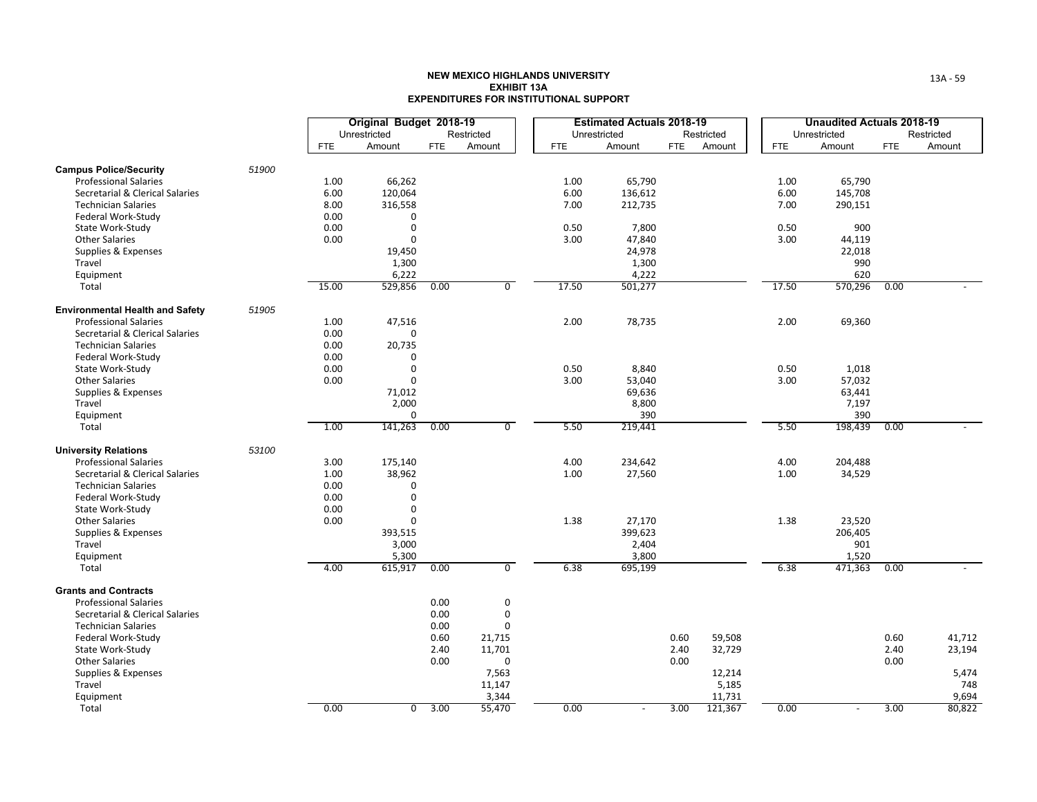# NEW MEXICO HIGHLANDS UNIVERSITY
## EXHIBIT 13A
## EXPENDITURES FOR INSTITUTIONAL SUPPORT

| | | Original Budget 2018-19 | | | | Estimated Actuals 2018-19 | | | | Unaudited Actuals 2018-19 | | | |
|---|---|---|---|---|---|---|---|---|---|---|---|---|---|
| | | Unrestricted | | Restricted | | Unrestricted | | Restricted | | Unrestricted | | Restricted | |
| | | FTE | Amount | FTE | Amount | FTE | Amount | FTE | Amount | FTE | Amount | FTE | Amount |
| **Campus Police/Security** | *51900* | | | | | | | | | | | | |
| Professional Salaries | | 1.00 | 66,262 | | | 1.00 | 65,790 | | | 1.00 | 65,790 | | |
| Secretarial & Clerical Salaries | | 6.00 | 120,064 | | | 6.00 | 136,612 | | | 6.00 | 145,708 | | |
| Technician Salaries | | 8.00 | 316,558 | | | 7.00 | 212,735 | | | 7.00 | 290,151 | | |
| Federal Work-Study | | 0.00 | 0 | | | | | | | | | | |
| State Work-Study | | 0.00 | 0 | | | 0.50 | 7,800 | | | 0.50 | 900 | | |
| Other Salaries | | 0.00 | 0 | | | 3.00 | 47,840 | | | 3.00 | 44,119 | | |
| Supplies & Expenses | | | 19,450 | | | | 24,978 | | | | 22,018 | | |
| Travel | | | 1,300 | | | | 1,300 | | | | 990 | | |
| Equipment | | | 6,222 | | | | 4,222 | | | | 620 | | |
| Total | | 15.00 | 529,856 | 0.00 | 0 | 17.50 | 501,277 | | | 17.50 | 570,296 | 0.00 | - |
| **Environmental Health and Safety** | *51905* | | | | | | | | | | | | |
| Professional Salaries | | 1.00 | 47,516 | | | 2.00 | 78,735 | | | 2.00 | 69,360 | | |
| Secretarial & Clerical Salaries | | 0.00 | 0 | | | | | | | | | | |
| Technician Salaries | | 0.00 | 20,735 | | | | | | | | | | |
| Federal Work-Study | | 0.00 | 0 | | | | | | | | | | |
| State Work-Study | | 0.00 | 0 | | | 0.50 | 8,840 | | | 0.50 | 1,018 | | |
| Other Salaries | | 0.00 | 0 | | | 3.00 | 53,040 | | | 3.00 | 57,032 | | |
| Supplies & Expenses | | | 71,012 | | | | 69,636 | | | | 63,441 | | |
| Travel | | | 2,000 | | | | 8,800 | | | | 7,197 | | |
| Equipment | | | 0 | | | | 390 | | | | 390 | | |
| Total | | 1.00 | 141,263 | 0.00 | 0 | 5.50 | 219,441 | | | 5.50 | 198,439 | 0.00 | - |
| **University Relations** | *53100* | | | | | | | | | | | | |
| Professional Salaries | | 3.00 | 175,140 | | | 4.00 | 234,642 | | | 4.00 | 204,488 | | |
| Secretarial & Clerical Salaries | | 1.00 | 38,962 | | | 1.00 | 27,560 | | | 1.00 | 34,529 | | |
| Technician Salaries | | 0.00 | 0 | | | | | | | | | | |
| Federal Work-Study | | 0.00 | 0 | | | | | | | | | | |
| State Work-Study | | 0.00 | 0 | | | | | | | | | | |
| Other Salaries | | 0.00 | 0 | | | 1.38 | 27,170 | | | 1.38 | 23,520 | | |
| Supplies & Expenses | | | 393,515 | | | | 399,623 | | | | 206,405 | | |
| Travel | | | 3,000 | | | | 2,404 | | | | 901 | | |
| Equipment | | | 5,300 | | | | 3,800 | | | | 1,520 | | |
| Total | | 4.00 | 615,917 | 0.00 | 0 | 6.38 | 695,199 | | | 6.38 | 471,363 | 0.00 | - |
| **Grants and Contracts** | | | | | | | | | | | | | |
| Professional Salaries | | | | 0.00 | 0 | | | | | | | | |
| Secretarial & Clerical Salaries | | | | 0.00 | 0 | | | | | | | | |
| Technician Salaries | | | | 0.00 | 0 | | | | | | | | |
| Federal Work-Study | | | | 0.60 | 21,715 | | | 0.60 | 59,508 | | | 0.60 | 41,712 |
| State Work-Study | | | | 2.40 | 11,701 | | | 2.40 | 32,729 | | | 2.40 | 23,194 |
| Other Salaries | | | | 0.00 | 0 | | | 0.00 | | | | 0.00 | |
| Supplies & Expenses | | | | | 7,563 | | | | 12,214 | | | | 5,474 |
| Travel | | | | | 11,147 | | | | 5,185 | | | | 748 |
| Equipment | | | | | 3,344 | | | | 11,731 | | | | 9,694 |
| Total | | 0.00 | 0 | 3.00 | 55,470 | 0.00 | - | 3.00 | 121,367 | 0.00 | - | 3.00 | 80,822 |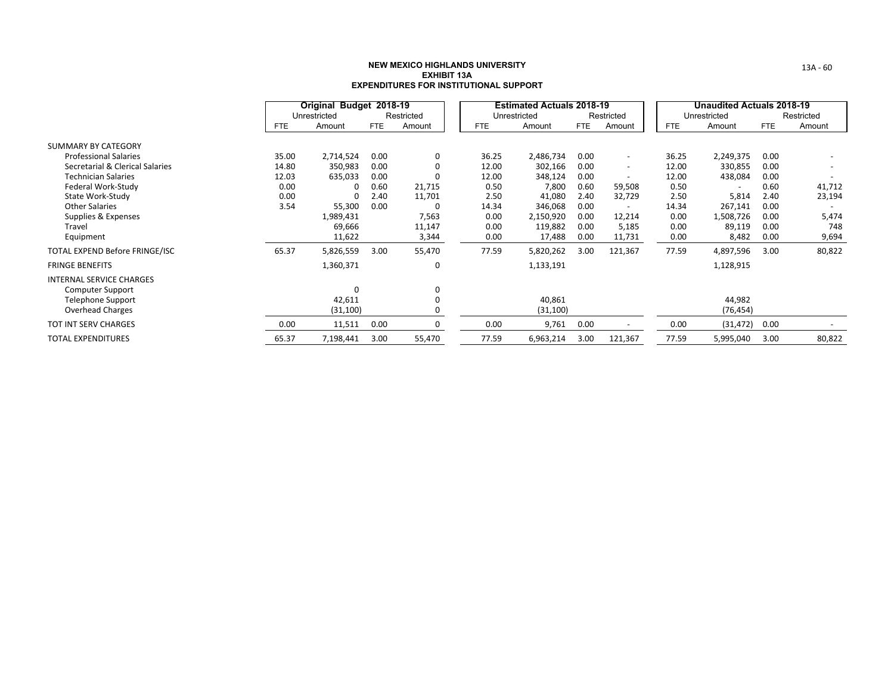# NEW MEXICO HIGHLANDS UNIVERSITY
## EXHIBIT 13A
## EXPENDITURES FOR INSTITUTIONAL SUPPORT

| | Original Budget 2018-19 | | | | Estimated Actuals 2018-19 | | | | Unaudited Actuals 2018-19 | | | |
|---|---|---|---|---|---|---|---|---|---|---|---|---|
| | Unrestricted | | Restricted | | Unrestricted | | Restricted | | Unrestricted | | Restricted | |
| | FTE | Amount | FTE | Amount | FTE | Amount | FTE | Amount | FTE | Amount | FTE | Amount |
| SUMMARY BY CATEGORY | | | | | | | | | | | | |
| Professional Salaries | 35.00 | 2,714,524 | 0.00 | 0 | 36.25 | 2,486,734 | 0.00 | - | 36.25 | 2,249,375 | 0.00 | - |
| Secretarial & Clerical Salaries | 14.80 | 350,983 | 0.00 | 0 | 12.00 | 302,166 | 0.00 | - | 12.00 | 330,855 | 0.00 | - |
| Technician Salaries | 12.03 | 635,033 | 0.00 | 0 | 12.00 | 348,124 | 0.00 | - | 12.00 | 438,084 | 0.00 | - |
| Federal Work-Study | 0.00 | 0 | 0.60 | 21,715 | 0.50 | 7,800 | 0.60 | 59,508 | 0.50 | - | 0.60 | 41,712 |
| State Work-Study | 0.00 | 0 | 2.40 | 11,701 | 2.50 | 41,080 | 2.40 | 32,729 | 2.50 | 5,814 | 2.40 | 23,194 |
| Other Salaries | 3.54 | 55,300 | 0.00 | 0 | 14.34 | 346,068 | 0.00 | - | 14.34 | 267,141 | 0.00 | - |
| Supplies & Expenses | | 1,989,431 | | 7,563 | 0.00 | 2,150,920 | 0.00 | 12,214 | 0.00 | 1,508,726 | 0.00 | 5,474 |
| Travel | | 69,666 | | 11,147 | 0.00 | 119,882 | 0.00 | 5,185 | 0.00 | 89,119 | 0.00 | 748 |
| Equipment | | 11,622 | | 3,344 | 0.00 | 17,488 | 0.00 | 11,731 | 0.00 | 8,482 | 0.00 | 9,694 |
| TOTAL EXPEND Before FRINGE/ISC | 65.37 | 5,826,559 | 3.00 | 55,470 | 77.59 | 5,820,262 | 3.00 | 121,367 | 77.59 | 4,897,596 | 3.00 | 80,822 |
| FRINGE BENEFITS | | 1,360,371 | | 0 | | 1,133,191 | | | | 1,128,915 | | |
| INTERNAL SERVICE CHARGES | | | | | | | | | | | | |
| Computer Support | | 0 | | 0 | | | | | | | | |
| Telephone Support | | 42,611 | | 0 | | 40,861 | | | | 44,982 | | |
| Overhead Charges | | (31,100) | | 0 | | (31,100) | | | | (76,454) | | |
| TOT INT SERV CHARGES | 0.00 | 11,511 | 0.00 | 0 | 0.00 | 9,761 | 0.00 | - | 0.00 | (31,472) | 0.00 | - |
| TOTAL EXPENDITURES | 65.37 | 7,198,441 | 3.00 | 55,470 | 77.59 | 6,963,214 | 3.00 | 121,367 | 77.59 | 5,995,040 | 3.00 | 80,822 |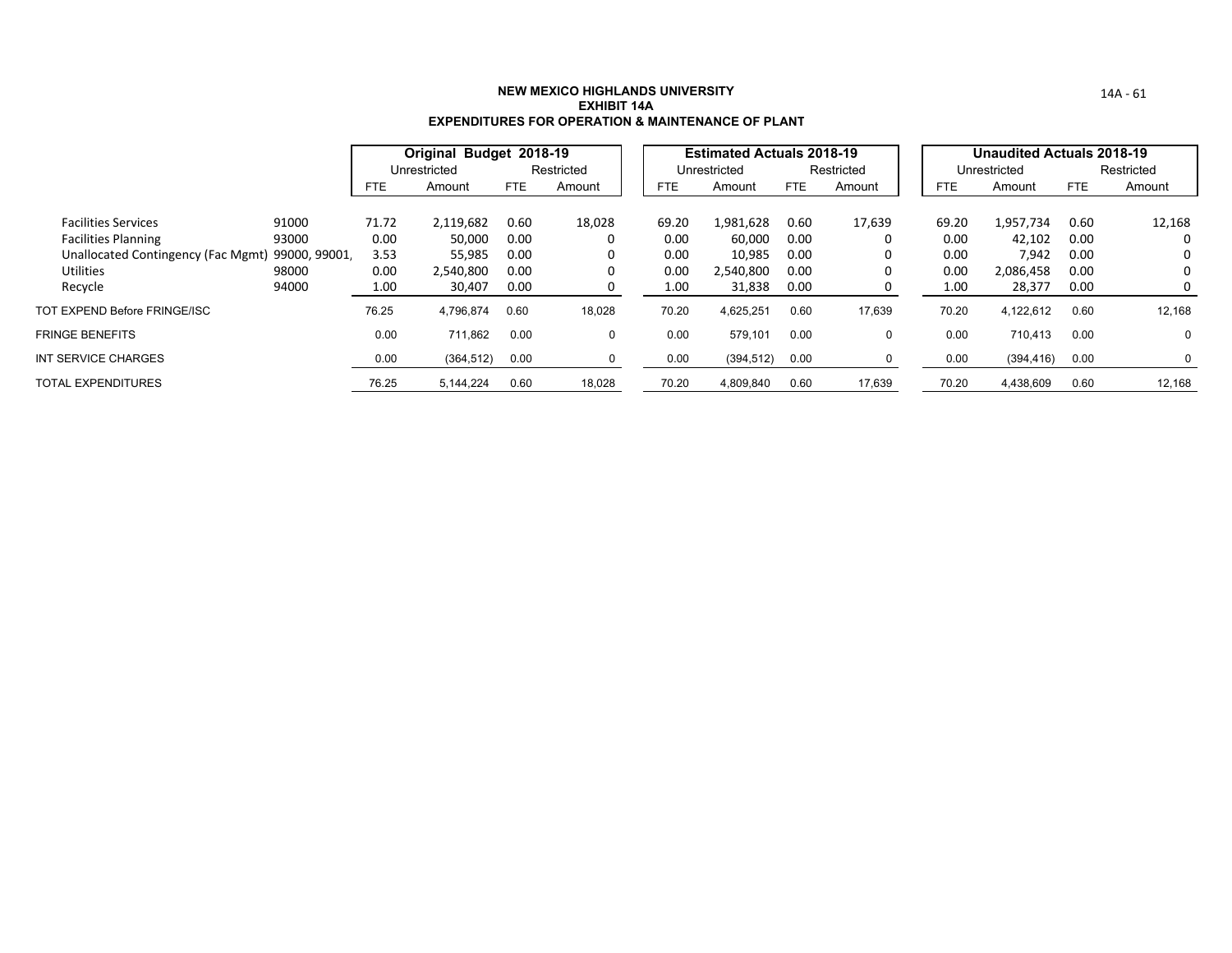**NEW MEXICO HIGHLANDS UNIVERSITY**
**EXHIBIT 14A**
**EXPENDITURES FOR OPERATION & MAINTENANCE OF PLANT**

| | | Original Budget 2018-19 | | | | Estimated Actuals 2018-19 | | | | Unaudited Actuals 2018-19 | | | |
|---|---|---|---|---|---|---|---|---|---|---|---|---|---|
| | | Unrestricted | | Restricted | | Unrestricted | | Restricted | | Unrestricted | | Restricted | |
| | | FTE | Amount | FTE | Amount | FTE | Amount | FTE | Amount | FTE | Amount | FTE | Amount |
| Facilities Services | 91000 | 71.72 | 2,119,682 | 0.60 | 18,028 | 69.20 | 1,981,628 | 0.60 | 17,639 | 69.20 | 1,957,734 | 0.60 | 12,168 |
| Facilities Planning | 93000 | 0.00 | 50,000 | 0.00 | 0 | 0.00 | 60,000 | 0.00 | 0 | 0.00 | 42,102 | 0.00 | 0 |
| Unallocated Contingency (Fac Mgmt) | 99000, 99001, | 3.53 | 55,985 | 0.00 | 0 | 0.00 | 10,985 | 0.00 | 0 | 0.00 | 7,942 | 0.00 | 0 |
| Utilities | 98000 | 0.00 | 2,540,800 | 0.00 | 0 | 0.00 | 2,540,800 | 0.00 | 0 | 0.00 | 2,086,458 | 0.00 | 0 |
| Recycle | 94000 | 1.00 | 30,407 | 0.00 | 0 | 1.00 | 31,838 | 0.00 | 0 | 1.00 | 28,377 | 0.00 | 0 |
| TOT EXPEND Before FRINGE/ISC | | 76.25 | 4,796,874 | 0.60 | 18,028 | 70.20 | 4,625,251 | 0.60 | 17,639 | 70.20 | 4,122,612 | 0.60 | 12,168 |
| FRINGE BENEFITS | | 0.00 | 711,862 | 0.00 | 0 | 0.00 | 579,101 | 0.00 | 0 | 0.00 | 710,413 | 0.00 | 0 |
| INT SERVICE CHARGES | | 0.00 | (364,512) | 0.00 | 0 | 0.00 | (394,512) | 0.00 | 0 | 0.00 | (394,416) | 0.00 | 0 |
| TOTAL EXPENDITURES | | 76.25 | 5,144,224 | 0.60 | 18,028 | 70.20 | 4,809,840 | 0.60 | 17,639 | 70.20 | 4,438,609 | 0.60 | 12,168 |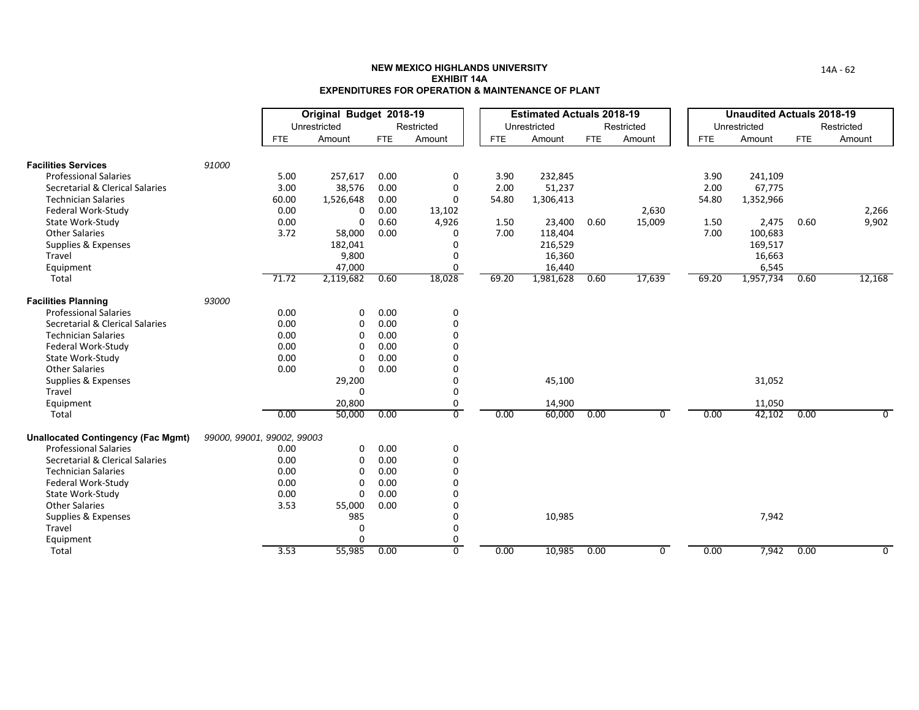**NEW MEXICO HIGHLANDS UNIVERSITY**
**EXHIBIT 14A**
**EXPENDITURES FOR OPERATION & MAINTENANCE OF PLANT**

| | | Original Budget 2018-19 | | | | Estimated Actuals 2018-19 | | | | Unaudited Actuals 2018-19 | | | |
|---|---|---|---|---|---|---|---|---|---|---|---|---|---|
| | | Unrestricted | | Restricted | | Unrestricted | | Restricted | | Unrestricted | | Restricted | |
| | | FTE | Amount | FTE | Amount | FTE | Amount | FTE | Amount | FTE | Amount | FTE | Amount |
| **Facilities Services** | *91000* | | | | | | | | | | | | |
| Professional Salaries | | 5.00 | 257,617 | 0.00 | 0 | 3.90 | 232,845 | | | 3.90 | 241,109 | | |
| Secretarial & Clerical Salaries | | 3.00 | 38,576 | 0.00 | 0 | 2.00 | 51,237 | | | 2.00 | 67,775 | | |
| Technician Salaries | | 60.00 | 1,526,648 | 0.00 | 0 | 54.80 | 1,306,413 | | | 54.80 | 1,352,966 | | |
| Federal Work-Study | | 0.00 | 0 | 0.00 | 13,102 | | | | 2,630 | | | | 2,266 |
| State Work-Study | | 0.00 | 0 | 0.60 | 4,926 | 1.50 | 23,400 | 0.60 | 15,009 | 1.50 | 2,475 | 0.60 | 9,902 |
| Other Salaries | | 3.72 | 58,000 | 0.00 | 0 | 7.00 | 118,404 | | | 7.00 | 100,683 | | |
| Supplies & Expenses | | | 182,041 | | 0 | | 216,529 | | | | 169,517 | | |
| Travel | | | 9,800 | | 0 | | 16,360 | | | | 16,663 | | |
| Equipment | | | 47,000 | | 0 | | 16,440 | | | | 6,545 | | |
| Total | | 71.72 | 2,119,682 | 0.60 | 18,028 | 69.20 | 1,981,628 | 0.60 | 17,639 | 69.20 | 1,957,734 | 0.60 | 12,168 |
| **Facilities Planning** | *93000* | | | | | | | | | | | | |
| Professional Salaries | | 0.00 | 0 | 0.00 | 0 | | | | | | | | |
| Secretarial & Clerical Salaries | | 0.00 | 0 | 0.00 | 0 | | | | | | | | |
| Technician Salaries | | 0.00 | 0 | 0.00 | 0 | | | | | | | | |
| Federal Work-Study | | 0.00 | 0 | 0.00 | 0 | | | | | | | | |
| State Work-Study | | 0.00 | 0 | 0.00 | 0 | | | | | | | | |
| Other Salaries | | 0.00 | 0 | 0.00 | 0 | | | | | | | | |
| Supplies & Expenses | | | 29,200 | | 0 | | 45,100 | | | | 31,052 | | |
| Travel | | | 0 | | 0 | | | | | | | | |
| Equipment | | | 20,800 | | 0 | | 14,900 | | | | 11,050 | | |
| Total | | 0.00 | 50,000 | 0.00 | 0 | 0.00 | 60,000 | 0.00 | 0 | 0.00 | 42,102 | 0.00 | 0 |
| **Unallocated Contingency (Fac Mgmt)** | *99000, 99001, 99002, 99003* | | | | | | | | | | | | |
| Professional Salaries | | 0.00 | 0 | 0.00 | 0 | | | | | | | | |
| Secretarial & Clerical Salaries | | 0.00 | 0 | 0.00 | 0 | | | | | | | | |
| Technician Salaries | | 0.00 | 0 | 0.00 | 0 | | | | | | | | |
| Federal Work-Study | | 0.00 | 0 | 0.00 | 0 | | | | | | | | |
| State Work-Study | | 0.00 | 0 | 0.00 | 0 | | | | | | | | |
| Other Salaries | | 3.53 | 55,000 | 0.00 | 0 | | | | | | | | |
| Supplies & Expenses | | | 985 | | 0 | | 10,985 | | | | 7,942 | | |
| Travel | | | 0 | | 0 | | | | | | | | |
| Equipment | | | 0 | | 0 | | | | | | | | |
| Total | | 3.53 | 55,985 | 0.00 | 0 | 0.00 | 10,985 | 0.00 | 0 | 0.00 | 7,942 | 0.00 | 0 |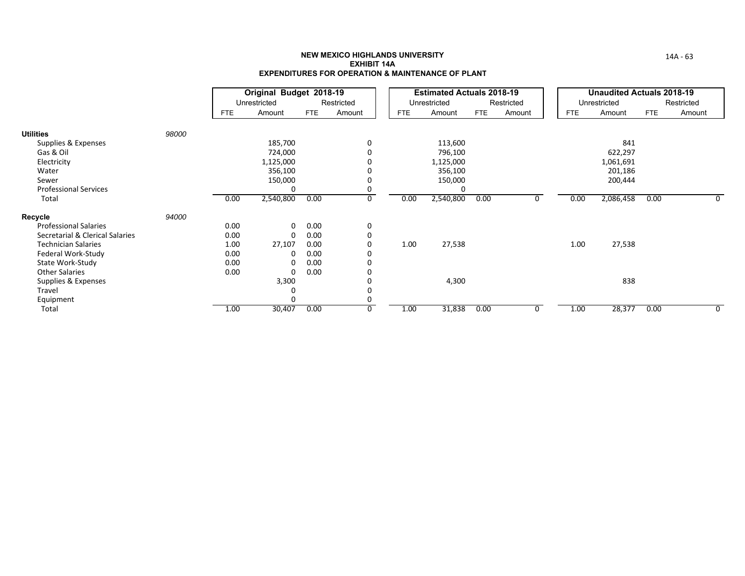**NEW MEXICO HIGHLANDS UNIVERSITY**
**EXHIBIT 14A**
**EXPENDITURES FOR OPERATION & MAINTENANCE OF PLANT**

| | | Original Budget 2018-19 | | | | Estimated Actuals 2018-19 | | | | Unaudited Actuals 2018-19 | | | |
|---|---|---|---|---|---|---|---|---|---|---|---|---|---|
| | | Unrestricted | | Restricted | | Unrestricted | | Restricted | | Unrestricted | | Restricted | |
| | | FTE | Amount | FTE | Amount | FTE | Amount | FTE | Amount | FTE | Amount | FTE | Amount |
| **Utilities** | *98000* | | | | | | | | | | | | |
| Supplies & Expenses | | | 185,700 | | 0 | | 113,600 | | | | 841 | | |
| Gas & Oil | | | 724,000 | | 0 | | 796,100 | | | | 622,297 | | |
| Electricity | | | 1,125,000 | | 0 | | 1,125,000 | | | | 1,061,691 | | |
| Water | | | 356,100 | | 0 | | 356,100 | | | | 201,186 | | |
| Sewer | | | 150,000 | | 0 | | 150,000 | | | | 200,444 | | |
| Professional Services | | | 0 | | 0 | | 0 | | | | | | |
| Total | | 0.00 | 2,540,800 | 0.00 | 0 | 0.00 | 2,540,800 | 0.00 | 0 | 0.00 | 2,086,458 | 0.00 | 0 |
| **Recycle** | *94000* | | | | | | | | | | | | |
| Professional Salaries | | 0.00 | 0 | 0.00 | 0 | | | | | | | | |
| Secretarial & Clerical Salaries | | 0.00 | 0 | 0.00 | 0 | | | | | | | | |
| Technician Salaries | | 1.00 | 27,107 | 0.00 | 0 | 1.00 | 27,538 | | | 1.00 | 27,538 | | |
| Federal Work-Study | | 0.00 | 0 | 0.00 | 0 | | | | | | | | |
| State Work-Study | | 0.00 | 0 | 0.00 | 0 | | | | | | | | |
| Other Salaries | | 0.00 | 0 | 0.00 | 0 | | | | | | | | |
| Supplies & Expenses | | | 3,300 | | 0 | | 4,300 | | | | 838 | | |
| Travel | | | 0 | | 0 | | | | | | | | |
| Equipment | | | 0 | | 0 | | | | | | | | |
| Total | | 1.00 | 30,407 | 0.00 | 0 | 1.00 | 31,838 | 0.00 | 0 | 1.00 | 28,377 | 0.00 | 0 |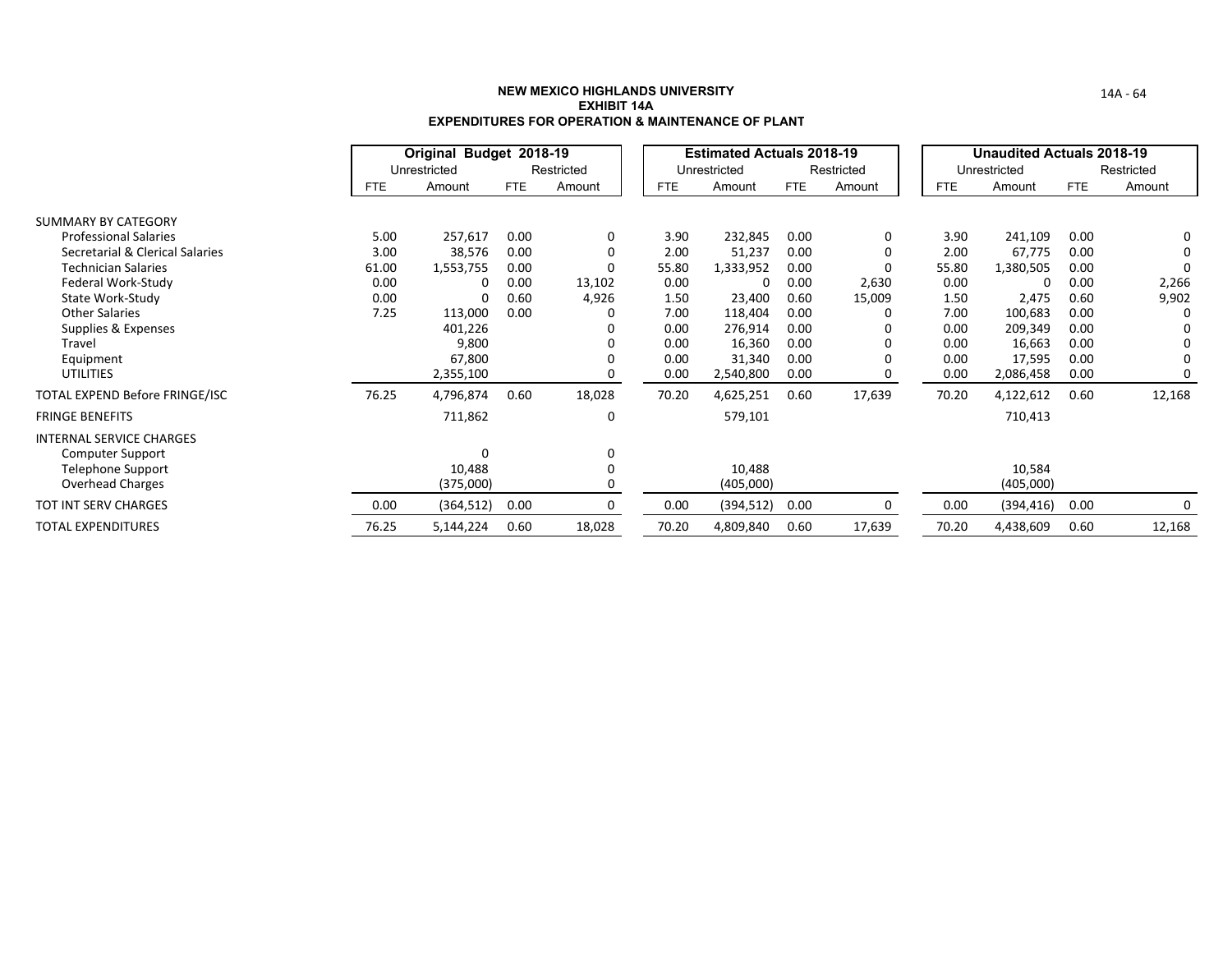# NEW MEXICO HIGHLANDS UNIVERSITY
## EXHIBIT 14A
## EXPENDITURES FOR OPERATION & MAINTENANCE OF PLANT

| | Original Budget 2018-19 | | | | Estimated Actuals 2018-19 | | | | Unaudited Actuals 2018-19 | | | |
|---|---|---|---|---|---|---|---|---|---|---|---|---|
| | Unrestricted | | Restricted | | Unrestricted | | Restricted | | Unrestricted | | Restricted | |
| | FTE | Amount | FTE | Amount | FTE | Amount | FTE | Amount | FTE | Amount | FTE | Amount |
| SUMMARY BY CATEGORY | | | | | | | | | | | | |
| Professional Salaries | 5.00 | 257,617 | 0.00 | 0 | 3.90 | 232,845 | 0.00 | 0 | 3.90 | 241,109 | 0.00 | 0 |
| Secretarial & Clerical Salaries | 3.00 | 38,576 | 0.00 | 0 | 2.00 | 51,237 | 0.00 | 0 | 2.00 | 67,775 | 0.00 | 0 |
| Technician Salaries | 61.00 | 1,553,755 | 0.00 | 0 | 55.80 | 1,333,952 | 0.00 | 0 | 55.80 | 1,380,505 | 0.00 | 0 |
| Federal Work-Study | 0.00 | 0 | 0.00 | 13,102 | 0.00 | 0 | 0.00 | 2,630 | 0.00 | 0 | 0.00 | 2,266 |
| State Work-Study | 0.00 | 0 | 0.60 | 4,926 | 1.50 | 23,400 | 0.60 | 15,009 | 1.50 | 2,475 | 0.60 | 9,902 |
| Other Salaries | 7.25 | 113,000 | 0.00 | 0 | 7.00 | 118,404 | 0.00 | 0 | 7.00 | 100,683 | 0.00 | 0 |
| Supplies & Expenses | | 401,226 | | 0 | 0.00 | 276,914 | 0.00 | 0 | 0.00 | 209,349 | 0.00 | 0 |
| Travel | | 9,800 | | 0 | 0.00 | 16,360 | 0.00 | 0 | 0.00 | 16,663 | 0.00 | 0 |
| Equipment | | 67,800 | | 0 | 0.00 | 31,340 | 0.00 | 0 | 0.00 | 17,595 | 0.00 | 0 |
| UTILITIES | | 2,355,100 | | 0 | 0.00 | 2,540,800 | 0.00 | 0 | 0.00 | 2,086,458 | 0.00 | 0 |
| TOTAL EXPEND Before FRINGE/ISC | 76.25 | 4,796,874 | 0.60 | 18,028 | 70.20 | 4,625,251 | 0.60 | 17,639 | 70.20 | 4,122,612 | 0.60 | 12,168 |
| FRINGE BENEFITS | | 711,862 | | 0 | | 579,101 | | | | 710,413 | | |
| INTERNAL SERVICE CHARGES | | | | | | | | | | | | |
| Computer Support | | 0 | | 0 | | | | | | | | |
| Telephone Support | | 10,488 | | 0 | | 10,488 | | | | 10,584 | | |
| Overhead Charges | | (375,000) | | 0 | | (405,000) | | | | (405,000) | | |
| TOT INT SERV CHARGES | 0.00 | (364,512) | 0.00 | 0 | 0.00 | (394,512) | 0.00 | 0 | 0.00 | (394,416) | 0.00 | 0 |
| TOTAL EXPENDITURES | 76.25 | 5,144,224 | 0.60 | 18,028 | 70.20 | 4,809,840 | 0.60 | 17,639 | 70.20 | 4,438,609 | 0.60 | 12,168 |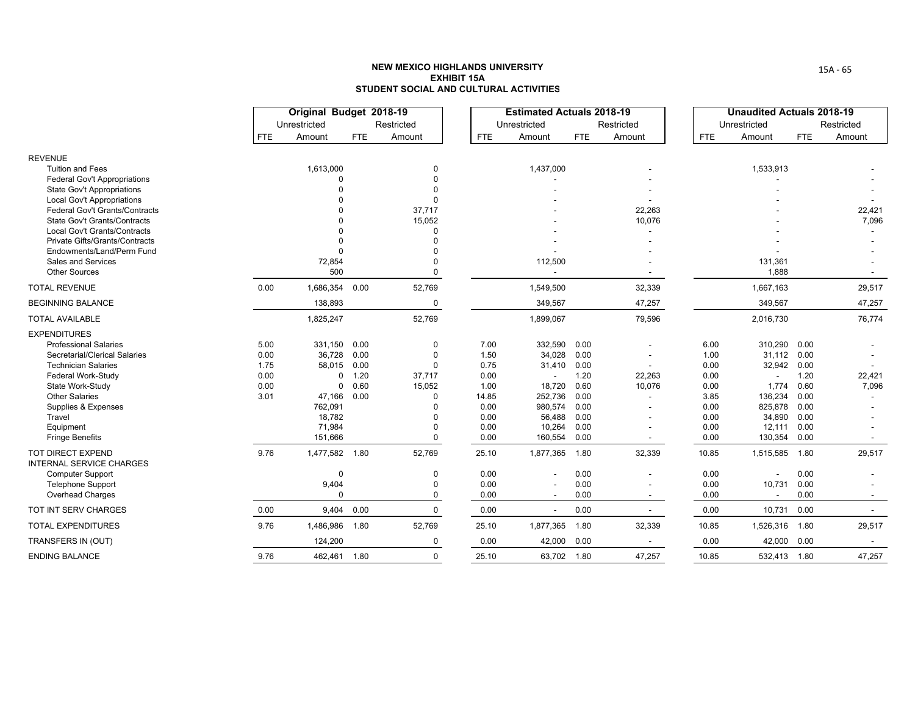# NEW MEXICO HIGHLANDS UNIVERSITY
## EXHIBIT 15A
## STUDENT SOCIAL AND CULTURAL ACTIVITIES

| | Original Budget 2018-19 | | | | Estimated Actuals 2018-19 | | | | Unaudited Actuals 2018-19 | | | |
|---|---|---|---|---|---|---|---|---|---|---|---|---|
| | Unrestricted | | Restricted | | Unrestricted | | Restricted | | Unrestricted | | Restricted | |
| | FTE | Amount | FTE | Amount | FTE | Amount | FTE | Amount | FTE | Amount | FTE | Amount |
| REVENUE | | | | | | | | | | | | |
| Tuition and Fees | | 1,613,000 | | 0 | | 1,437,000 | | - | | 1,533,913 | | - |
| Federal Gov't Appropriations | | 0 | | 0 | | - | | - | | - | | - |
| State Gov't Appropriations | | 0 | | 0 | | - | | - | | - | | - |
| Local Gov't Appropriations | | 0 | | 0 | | - | | - | | - | | - |
| Federal Gov't Grants/Contracts | | 0 | | 37,717 | | - | | 22,263 | | - | | 22,421 |
| State Gov't Grants/Contracts | | 0 | | 15,052 | | - | | 10,076 | | - | | 7,096 |
| Local Gov't Grants/Contracts | | 0 | | 0 | | - | | - | | - | | - |
| Private Gifts/Grants/Contracts | | 0 | | 0 | | - | | - | | - | | - |
| Endowments/Land/Perm Fund | | 0 | | 0 | | - | | - | | - | | - |
| Sales and Services | | 72,854 | | 0 | | 112,500 | | - | | 131,361 | | - |
| Other Sources | | 500 | | 0 | | - | | - | | 1,888 | | - |
| TOTAL REVENUE | 0.00 | 1,686,354 | 0.00 | 52,769 | | 1,549,500 | | 32,339 | | 1,667,163 | | 29,517 |
| BEGINNING BALANCE | | 138,893 | | 0 | | 349,567 | | 47,257 | | 349,567 | | 47,257 |
| TOTAL AVAILABLE | | 1,825,247 | | 52,769 | | 1,899,067 | | 79,596 | | 2,016,730 | | 76,774 |
| EXPENDITURES | | | | | | | | | | | | |
| Professional Salaries | 5.00 | 331,150 | 0.00 | 0 | 7.00 | 332,590 | 0.00 | - | 6.00 | 310,290 | 0.00 | - |
| Secretarial/Clerical Salaries | 0.00 | 36,728 | 0.00 | 0 | 1.50 | 34,028 | 0.00 | - | 1.00 | 31,112 | 0.00 | - |
| Technician Salaries | 1.75 | 58,015 | 0.00 | 0 | 0.75 | 31,410 | 0.00 | - | 0.00 | 32,942 | 0.00 | - |
| Federal Work-Study | 0.00 | 0 | 1.20 | 37,717 | 0.00 | - | 1.20 | 22,263 | 0.00 | - | 1.20 | 22,421 |
| State Work-Study | 0.00 | 0 | 0.60 | 15,052 | 1.00 | 18,720 | 0.60 | 10,076 | 0.00 | 1,774 | 0.60 | 7,096 |
| Other Salaries | 3.01 | 47,166 | 0.00 | 0 | 14.85 | 252,736 | 0.00 | - | 3.85 | 136,234 | 0.00 | - |
| Supplies & Expenses | | 762,091 | | 0 | 0.00 | 980,574 | 0.00 | - | 0.00 | 825,878 | 0.00 | - |
| Travel | | 18,782 | | 0 | 0.00 | 56,488 | 0.00 | - | 0.00 | 34,890 | 0.00 | - |
| Equipment | | 71,984 | | 0 | 0.00 | 10,264 | 0.00 | - | 0.00 | 12,111 | 0.00 | - |
| Fringe Benefits | | 151,666 | | 0 | 0.00 | 160,554 | 0.00 | - | 0.00 | 130,354 | 0.00 | - |
| TOT DIRECT EXPEND | 9.76 | 1,477,582 | 1.80 | 52,769 | 25.10 | 1,877,365 | 1.80 | 32,339 | 10.85 | 1,515,585 | 1.80 | 29,517 |
| INTERNAL SERVICE CHARGES | | | | | | | | | | | | |
| Computer Support | | 0 | | 0 | 0.00 | - | 0.00 | - | 0.00 | - | 0.00 | - |
| Telephone Support | | 9,404 | | 0 | 0.00 | - | 0.00 | - | 0.00 | 10,731 | 0.00 | - |
| Overhead Charges | | 0 | | 0 | 0.00 | - | 0.00 | - | 0.00 | - | 0.00 | - |
| TOT INT SERV CHARGES | 0.00 | 9,404 | 0.00 | 0 | 0.00 | - | 0.00 | - | 0.00 | 10,731 | 0.00 | - |
| TOTAL EXPENDITURES | 9.76 | 1,486,986 | 1.80 | 52,769 | 25.10 | 1,877,365 | 1.80 | 32,339 | 10.85 | 1,526,316 | 1.80 | 29,517 |
| TRANSFERS IN (OUT) | | 124,200 | | 0 | 0.00 | 42,000 | 0.00 | - | 0.00 | 42,000 | 0.00 | - |
| ENDING BALANCE | 9.76 | 462,461 | 1.80 | 0 | 25.10 | 63,702 | 1.80 | 47,257 | 10.85 | 532,413 | 1.80 | 47,257 |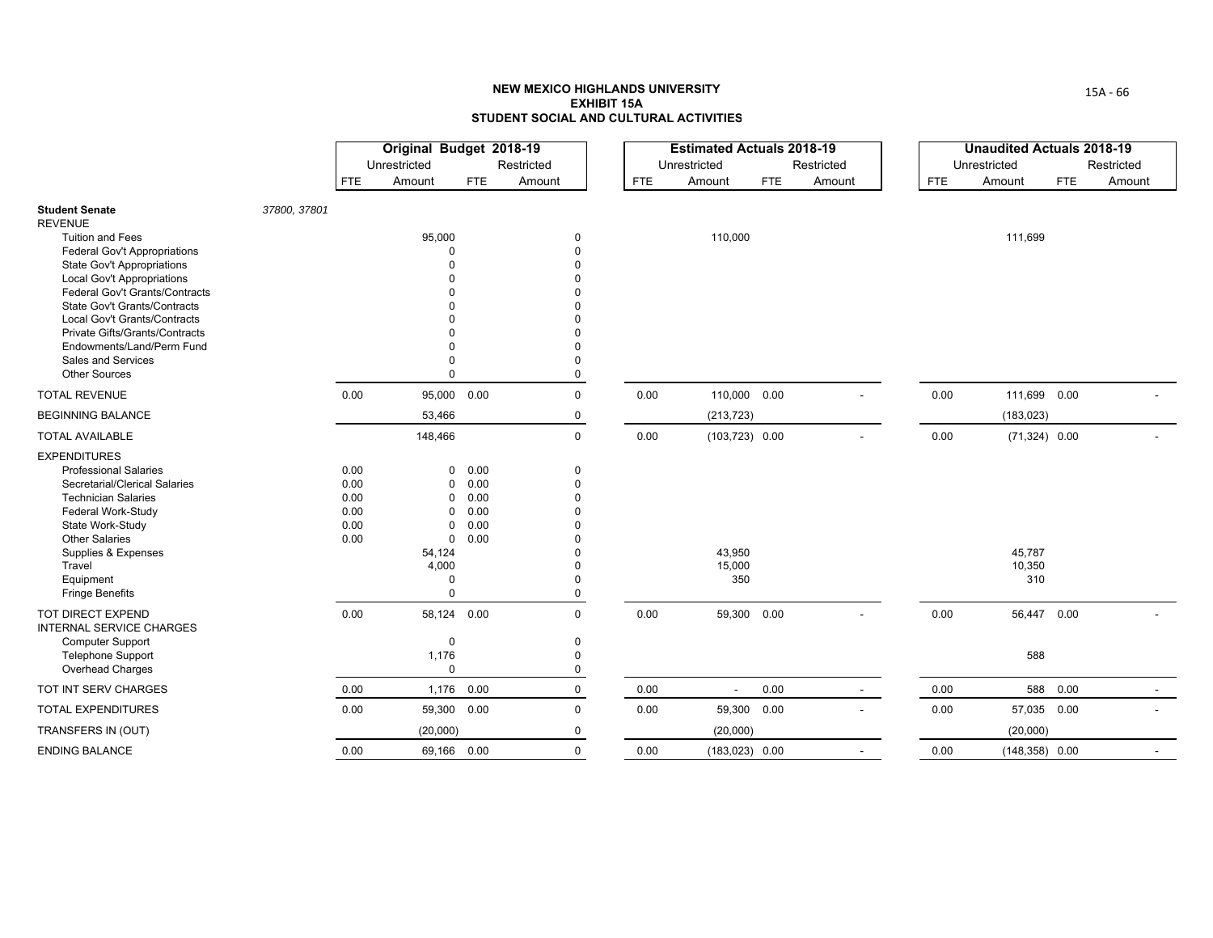**NEW MEXICO HIGHLANDS UNIVERSITY**
**EXHIBIT 15A**
**STUDENT SOCIAL AND CULTURAL ACTIVITIES**

| | | Original Budget 2018-19 | | | | Estimated Actuals 2018-19 | | | | Unaudited Actuals 2018-19 | | | |
|---|---|---|---|---|---|---|---|---|---|---|---|---|---|
| | | Unrestricted | | Restricted | | Unrestricted | | Restricted | | Unrestricted | | Restricted | |
| | | FTE | Amount | FTE | Amount | FTE | Amount | FTE | Amount | FTE | Amount | FTE | Amount |
| **Student Senate** | *37800, 37801* | | | | | | | | | | | | |
| REVENUE | | | | | | | | | | | | | |
| Tuition and Fees | | | 95,000 | | 0 | | 110,000 | | | | 111,699 | | |
| Federal Gov't Appropriations | | | 0 | | 0 | | | | | | | | |
| State Gov't Appropriations | | | 0 | | 0 | | | | | | | | |
| Local Gov't Appropriations | | | 0 | | 0 | | | | | | | | |
| Federal Gov't Grants/Contracts | | | 0 | | 0 | | | | | | | | |
| State Gov't Grants/Contracts | | | 0 | | 0 | | | | | | | | |
| Local Gov't Grants/Contracts | | | 0 | | 0 | | | | | | | | |
| Private Gifts/Grants/Contracts | | | 0 | | 0 | | | | | | | | |
| Endowments/Land/Perm Fund | | | 0 | | 0 | | | | | | | | |
| Sales and Services | | | 0 | | 0 | | | | | | | | |
| Other Sources | | | 0 | | 0 | | | | | | | | |
| TOTAL REVENUE | | 0.00 | 95,000 | 0.00 | 0 | 0.00 | 110,000 | 0.00 | - | 0.00 | 111,699 | 0.00 | - |
| BEGINNING BALANCE | | | 53,466 | | 0 | | (213,723) | | | | (183,023) | | |
| TOTAL AVAILABLE | | | 148,466 | | 0 | 0.00 | (103,723) | 0.00 | - | 0.00 | (71,324) | 0.00 | - |
| EXPENDITURES | | | | | | | | | | | | | |
| Professional Salaries | | 0.00 | 0 | 0.00 | 0 | | | | | | | | |
| Secretarial/Clerical Salaries | | 0.00 | 0 | 0.00 | 0 | | | | | | | | |
| Technician Salaries | | 0.00 | 0 | 0.00 | 0 | | | | | | | | |
| Federal Work-Study | | 0.00 | 0 | 0.00 | 0 | | | | | | | | |
| State Work-Study | | 0.00 | 0 | 0.00 | 0 | | | | | | | | |
| Other Salaries | | 0.00 | 0 | 0.00 | 0 | | | | | | | | |
| Supplies & Expenses | | | 54,124 | | 0 | | 43,950 | | | | 45,787 | | |
| Travel | | | 4,000 | | 0 | | 15,000 | | | | 10,350 | | |
| Equipment | | | 0 | | 0 | | 350 | | | | 310 | | |
| Fringe Benefits | | | 0 | | 0 | | | | | | | | |
| TOT DIRECT EXPEND | | 0.00 | 58,124 | 0.00 | 0 | 0.00 | 59,300 | 0.00 | - | 0.00 | 56,447 | 0.00 | - |
| INTERNAL SERVICE CHARGES | | | | | | | | | | | | | |
| Computer Support | | | 0 | | 0 | | | | | | | | |
| Telephone Support | | | 1,176 | | 0 | | | | | | 588 | | |
| Overhead Charges | | | 0 | | 0 | | | | | | | | |
| TOT INT SERV CHARGES | | 0.00 | 1,176 | 0.00 | 0 | 0.00 | - | 0.00 | - | 0.00 | 588 | 0.00 | - |
| TOTAL EXPENDITURES | | 0.00 | 59,300 | 0.00 | 0 | 0.00 | 59,300 | 0.00 | - | 0.00 | 57,035 | 0.00 | - |
| TRANSFERS IN (OUT) | | | (20,000) | | 0 | | (20,000) | | | | (20,000) | | |
| ENDING BALANCE | | 0.00 | 69,166 | 0.00 | 0 | 0.00 | (183,023) | 0.00 | - | 0.00 | (148,358) | 0.00 | - |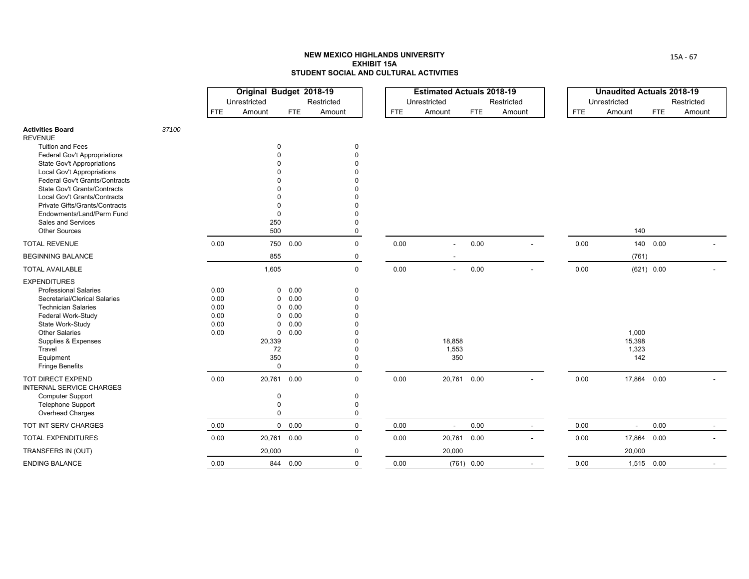# NEW MEXICO HIGHLANDS UNIVERSITY
## EXHIBIT 15A
## STUDENT SOCIAL AND CULTURAL ACTIVITIES

| | | Original Budget 2018-19 | | | | Estimated Actuals 2018-19 | | | | Unaudited Actuals 2018-19 | | | |
|---|---|---|---|---|---|---|---|---|---|---|---|---|---|
| | | Unrestricted | | Restricted | | Unrestricted | | Restricted | | Unrestricted | | Restricted | |
| | | FTE | Amount | FTE | Amount | FTE | Amount | FTE | Amount | FTE | Amount | FTE | Amount |
| **Activities Board** | *37100* | | | | | | | | | | | | |
| REVENUE | | | | | | | | | | | | | |
| Tuition and Fees | | | 0 | | 0 | | | | | | | | |
| Federal Gov't Appropriations | | | 0 | | 0 | | | | | | | | |
| State Gov't Appropriations | | | 0 | | 0 | | | | | | | | |
| Local Gov't Appropriations | | | 0 | | 0 | | | | | | | | |
| Federal Gov't Grants/Contracts | | | 0 | | 0 | | | | | | | | |
| State Gov't Grants/Contracts | | | 0 | | 0 | | | | | | | | |
| Local Gov't Grants/Contracts | | | 0 | | 0 | | | | | | | | |
| Private Gifts/Grants/Contracts | | | 0 | | 0 | | | | | | | | |
| Endowments/Land/Perm Fund | | | 0 | | 0 | | | | | | | | |
| Sales and Services | | | 250 | | 0 | | | | | | | | |
| Other Sources | | | 500 | | 0 | | | | | | 140 | | |
| TOTAL REVENUE | | 0.00 | 750 | 0.00 | 0 | 0.00 | - | 0.00 | - | 0.00 | 140 | 0.00 | - |
| BEGINNING BALANCE | | | 855 | | 0 | | - | | | | (761) | | |
| TOTAL AVAILABLE | | | 1,605 | | 0 | 0.00 | - | 0.00 | - | 0.00 | (621) | 0.00 | - |
| EXPENDITURES | | | | | | | | | | | | | |
| Professional Salaries | | 0.00 | 0 | 0.00 | 0 | | | | | | | | |
| Secretarial/Clerical Salaries | | 0.00 | 0 | 0.00 | 0 | | | | | | | | |
| Technician Salaries | | 0.00 | 0 | 0.00 | 0 | | | | | | | | |
| Federal Work-Study | | 0.00 | 0 | 0.00 | 0 | | | | | | | | |
| State Work-Study | | 0.00 | 0 | 0.00 | 0 | | | | | | | | |
| Other Salaries | | 0.00 | 0 | 0.00 | 0 | | | | | | 1,000 | | |
| Supplies & Expenses | | | 20,339 | | 0 | | 18,858 | | | | 15,398 | | |
| Travel | | | 72 | | 0 | | 1,553 | | | | 1,323 | | |
| Equipment | | | 350 | | 0 | | 350 | | | | 142 | | |
| Fringe Benefits | | | 0 | | 0 | | | | | | | | |
| TOT DIRECT EXPEND | | 0.00 | 20,761 | 0.00 | 0 | 0.00 | 20,761 | 0.00 | - | 0.00 | 17,864 | 0.00 | - |
| INTERNAL SERVICE CHARGES | | | | | | | | | | | | | |
| Computer Support | | | 0 | | 0 | | | | | | | | |
| Telephone Support | | | 0 | | 0 | | | | | | | | |
| Overhead Charges | | | 0 | | 0 | | | | | | | | |
| TOT INT SERV CHARGES | | 0.00 | 0 | 0.00 | 0 | 0.00 | - | 0.00 | - | 0.00 | - | 0.00 | - |
| TOTAL EXPENDITURES | | 0.00 | 20,761 | 0.00 | 0 | 0.00 | 20,761 | 0.00 | - | 0.00 | 17,864 | 0.00 | - |
| TRANSFERS IN (OUT) | | | 20,000 | | 0 | | 20,000 | | | | 20,000 | | |
| ENDING BALANCE | | 0.00 | 844 | 0.00 | 0 | 0.00 | (761) | 0.00 | - | 0.00 | 1,515 | 0.00 | - |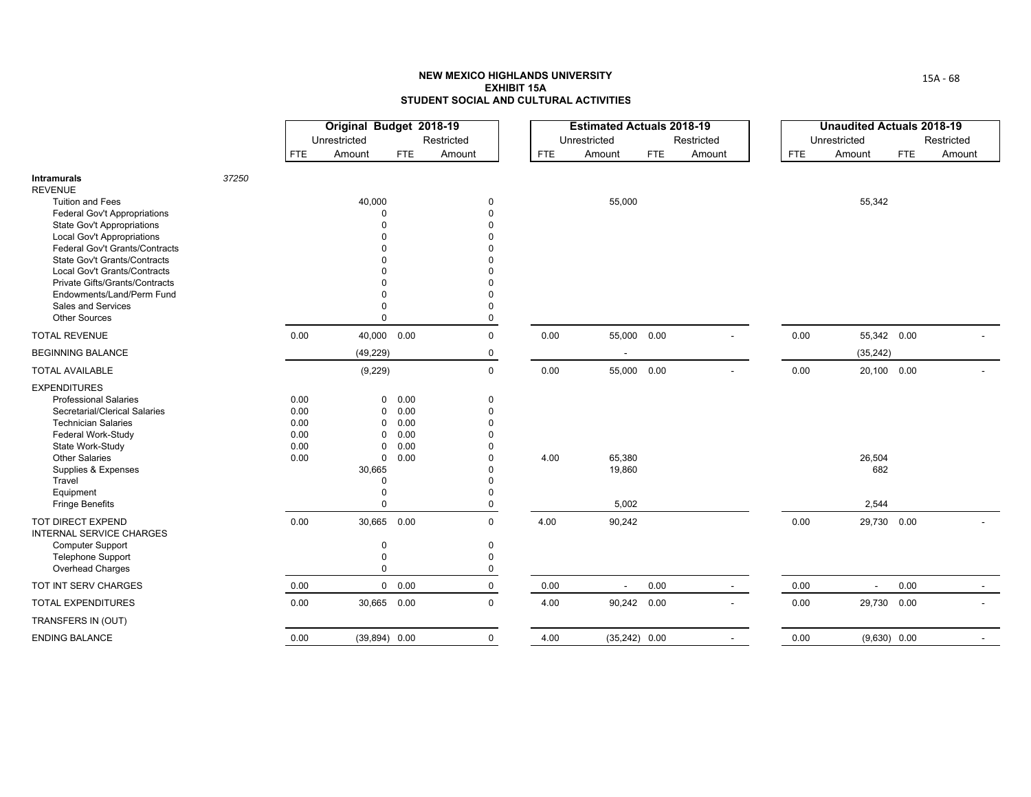# NEW MEXICO HIGHLANDS UNIVERSITY
## EXHIBIT 15A
## STUDENT SOCIAL AND CULTURAL ACTIVITIES

| | | Original Budget 2018-19 | | | | Estimated Actuals 2018-19 | | | | Unaudited Actuals 2018-19 | | | |
|---|---|---|---|---|---|---|---|---|---|---|---|---|---|
| | | Unrestricted | | Restricted | | Unrestricted | | Restricted | | Unrestricted | | Restricted | |
| | | FTE | Amount | FTE | Amount | FTE | Amount | FTE | Amount | FTE | Amount | FTE | Amount |
| **Intramurals** | *37250* | | | | | | | | | | | | |
| REVENUE | | | | | | | | | | | | | |
| Tuition and Fees | | | 40,000 | | 0 | | 55,000 | | | | 55,342 | | |
| Federal Gov't Appropriations | | | 0 | | 0 | | | | | | | | |
| State Gov't Appropriations | | | 0 | | 0 | | | | | | | | |
| Local Gov't Appropriations | | | 0 | | 0 | | | | | | | | |
| Federal Gov't Grants/Contracts | | | 0 | | 0 | | | | | | | | |
| State Gov't Grants/Contracts | | | 0 | | 0 | | | | | | | | |
| Local Gov't Grants/Contracts | | | 0 | | 0 | | | | | | | | |
| Private Gifts/Grants/Contracts | | | 0 | | 0 | | | | | | | | |
| Endowments/Land/Perm Fund | | | 0 | | 0 | | | | | | | | |
| Sales and Services | | | 0 | | 0 | | | | | | | | |
| Other Sources | | | 0 | | 0 | | | | | | | | |
| TOTAL REVENUE | | 0.00 | 40,000 | 0.00 | 0 | 0.00 | 55,000 | 0.00 | - | 0.00 | 55,342 | 0.00 | - |
| BEGINNING BALANCE | | | (49,229) | | 0 | | - | | | | (35,242) | | |
| TOTAL AVAILABLE | | | (9,229) | | 0 | 0.00 | 55,000 | 0.00 | - | 0.00 | 20,100 | 0.00 | - |
| EXPENDITURES | | | | | | | | | | | | | |
| Professional Salaries | | 0.00 | 0 | 0.00 | 0 | | | | | | | | |
| Secretarial/Clerical Salaries | | 0.00 | 0 | 0.00 | 0 | | | | | | | | |
| Technician Salaries | | 0.00 | 0 | 0.00 | 0 | | | | | | | | |
| Federal Work-Study | | 0.00 | 0 | 0.00 | 0 | | | | | | | | |
| State Work-Study | | 0.00 | 0 | 0.00 | 0 | | | | | | | | |
| Other Salaries | | 0.00 | 0 | 0.00 | 0 | 4.00 | 65,380 | | | | 26,504 | | |
| Supplies & Expenses | | | 30,665 | | 0 | | 19,860 | | | | 682 | | |
| Travel | | | 0 | | 0 | | | | | | | | |
| Equipment | | | 0 | | 0 | | | | | | | | |
| Fringe Benefits | | | 0 | | 0 | | 5,002 | | | | 2,544 | | |
| TOT DIRECT EXPEND | | 0.00 | 30,665 | 0.00 | 0 | 4.00 | 90,242 | | | 0.00 | 29,730 | 0.00 | - |
| INTERNAL SERVICE CHARGES | | | | | | | | | | | | | |
| Computer Support | | | 0 | | 0 | | | | | | | | |
| Telephone Support | | | 0 | | 0 | | | | | | | | |
| Overhead Charges | | | 0 | | 0 | | | | | | | | |
| TOT INT SERV CHARGES | | 0.00 | 0 | 0.00 | 0 | 0.00 | - | 0.00 | - | 0.00 | - | 0.00 | - |
| TOTAL EXPENDITURES | | 0.00 | 30,665 | 0.00 | 0 | 4.00 | 90,242 | 0.00 | - | 0.00 | 29,730 | 0.00 | - |
| TRANSFERS IN (OUT) | | | | | | | | | | | | | |
| ENDING BALANCE | | 0.00 | (39,894) | 0.00 | 0 | 4.00 | (35,242) | 0.00 | - | 0.00 | (9,630) | 0.00 | - |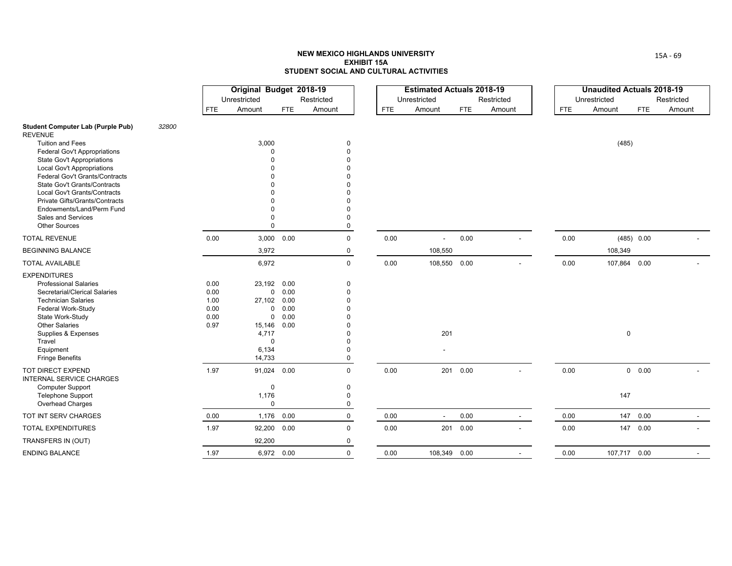**NEW MEXICO HIGHLANDS UNIVERSITY**
**EXHIBIT 15A**
**STUDENT SOCIAL AND CULTURAL ACTIVITIES**

| | | Original Budget 2018-19 | | | | Estimated Actuals 2018-19 | | | | Unaudited Actuals 2018-19 | | | |
|---|---|---|---|---|---|---|---|---|---|---|---|---|---|
| | | Unrestricted | | Restricted | | Unrestricted | | Restricted | | Unrestricted | | Restricted | |
| | | FTE | Amount | FTE | Amount | FTE | Amount | FTE | Amount | FTE | Amount | FTE | Amount |
| **Student Computer Lab (Purple Pub)** | *32800* | | | | | | | | | | | | |
| REVENUE | | | | | | | | | | | | | |
| Tuition and Fees | | | 3,000 | | 0 | | | | | | (485) | | |
| Federal Gov't Appropriations | | | 0 | | 0 | | | | | | | | |
| State Gov't Appropriations | | | 0 | | 0 | | | | | | | | |
| Local Gov't Appropriations | | | 0 | | 0 | | | | | | | | |
| Federal Gov't Grants/Contracts | | | 0 | | 0 | | | | | | | | |
| State Gov't Grants/Contracts | | | 0 | | 0 | | | | | | | | |
| Local Gov't Grants/Contracts | | | 0 | | 0 | | | | | | | | |
| Private Gifts/Grants/Contracts | | | 0 | | 0 | | | | | | | | |
| Endowments/Land/Perm Fund | | | 0 | | 0 | | | | | | | | |
| Sales and Services | | | 0 | | 0 | | | | | | | | |
| Other Sources | | | 0 | | 0 | | | | | | | | |
| TOTAL REVENUE | | 0.00 | 3,000 | 0.00 | 0 | 0.00 | - | 0.00 | - | 0.00 | (485) | 0.00 | - |
| BEGINNING BALANCE | | | 3,972 | | 0 | | 108,550 | | | | 108,349 | | |
| TOTAL AVAILABLE | | | 6,972 | | 0 | 0.00 | 108,550 | 0.00 | - | 0.00 | 107,864 | 0.00 | - |
| EXPENDITURES | | | | | | | | | | | | | |
| Professional Salaries | | 0.00 | 23,192 | 0.00 | 0 | | | | | | | | |
| Secretarial/Clerical Salaries | | 0.00 | 0 | 0.00 | 0 | | | | | | | | |
| Technician Salaries | | 1.00 | 27,102 | 0.00 | 0 | | | | | | | | |
| Federal Work-Study | | 0.00 | 0 | 0.00 | 0 | | | | | | | | |
| State Work-Study | | 0.00 | 0 | 0.00 | 0 | | | | | | | | |
| Other Salaries | | 0.97 | 15,146 | 0.00 | 0 | | | | | | | | |
| Supplies & Expenses | | | 4,717 | | 0 | | 201 | | | | 0 | | |
| Travel | | | 0 | | 0 | | | | | | | | |
| Equipment | | | 6,134 | | 0 | | - | | | | | | |
| Fringe Benefits | | | 14,733 | | 0 | | | | | | | | |
| TOT DIRECT EXPEND | | 1.97 | 91,024 | 0.00 | 0 | 0.00 | 201 | 0.00 | - | 0.00 | 0 | 0.00 | - |
| INTERNAL SERVICE CHARGES | | | | | | | | | | | | | |
| Computer Support | | | 0 | | 0 | | | | | | | | |
| Telephone Support | | | 1,176 | | 0 | | | | | | 147 | | |
| Overhead Charges | | | 0 | | 0 | | | | | | | | |
| TOT INT SERV CHARGES | | 0.00 | 1,176 | 0.00 | 0 | 0.00 | - | 0.00 | - | 0.00 | 147 | 0.00 | - |
| TOTAL EXPENDITURES | | 1.97 | 92,200 | 0.00 | 0 | 0.00 | 201 | 0.00 | - | 0.00 | 147 | 0.00 | - |
| TRANSFERS IN (OUT) | | | 92,200 | | 0 | | | | | | | | |
| ENDING BALANCE | | 1.97 | 6,972 | 0.00 | 0 | 0.00 | 108,349 | 0.00 | - | 0.00 | 107,717 | 0.00 | - |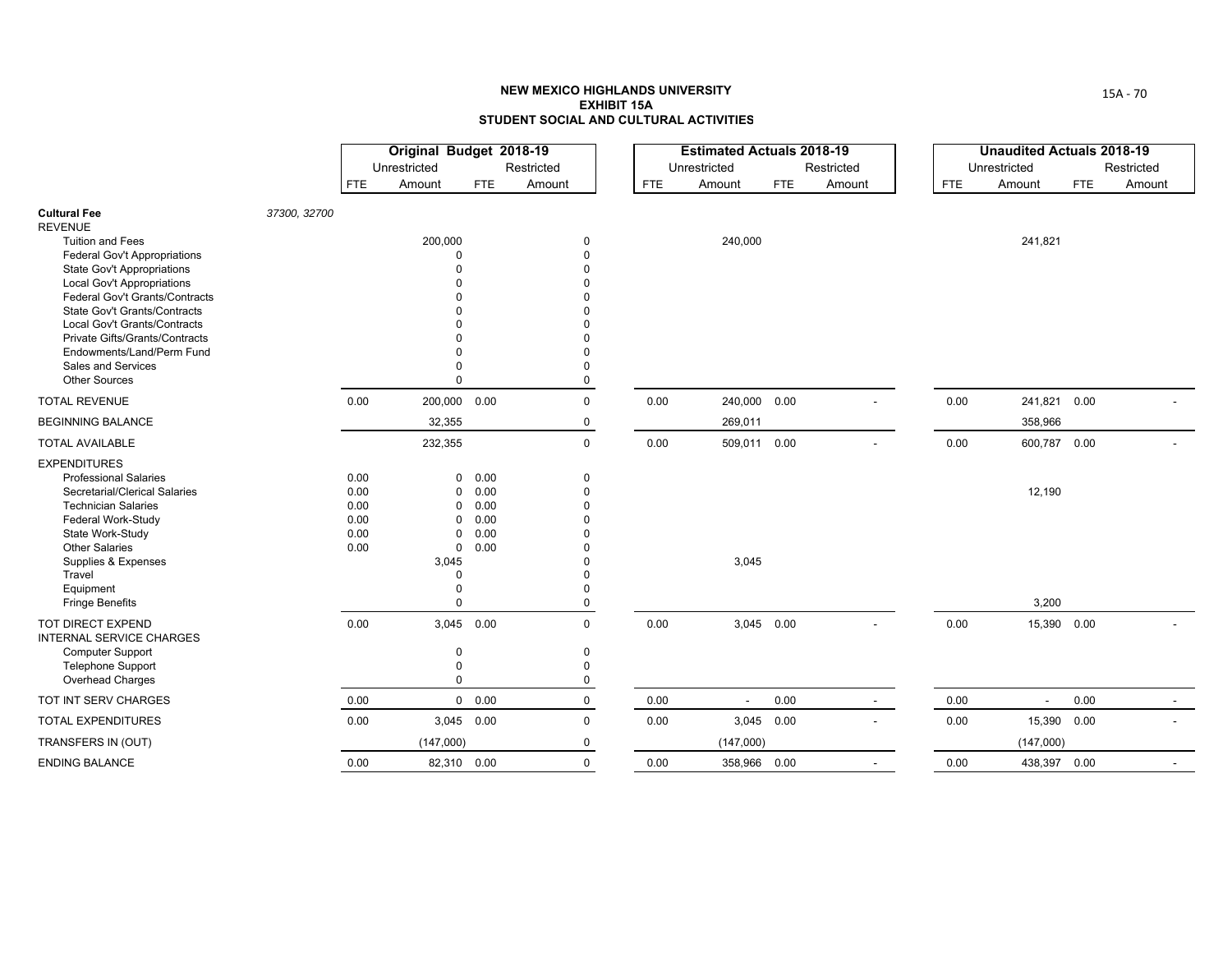**NEW MEXICO HIGHLANDS UNIVERSITY**
**EXHIBIT 15A**
**STUDENT SOCIAL AND CULTURAL ACTIVITIES**

| | | Original Budget 2018-19 | | | | Estimated Actuals 2018-19 | | | | Unaudited Actuals 2018-19 | | | |
|---|---|---|---|---|---|---|---|---|---|---|---|---|---|
| | | Unrestricted | | Restricted | | Unrestricted | | Restricted | | Unrestricted | | Restricted | |
| | | FTE | Amount | FTE | Amount | FTE | Amount | FTE | Amount | FTE | Amount | FTE | Amount |
| **Cultural Fee** | *37300, 32700* | | | | | | | | | | | | |
| REVENUE | | | | | | | | | | | | | |
| Tuition and Fees | | | 200,000 | | 0 | | 240,000 | | | | 241,821 | | |
| Federal Gov't Appropriations | | | 0 | | 0 | | | | | | | | |
| State Gov't Appropriations | | | 0 | | 0 | | | | | | | | |
| Local Gov't Appropriations | | | 0 | | 0 | | | | | | | | |
| Federal Gov't Grants/Contracts | | | 0 | | 0 | | | | | | | | |
| State Gov't Grants/Contracts | | | 0 | | 0 | | | | | | | | |
| Local Gov't Grants/Contracts | | | 0 | | 0 | | | | | | | | |
| Private Gifts/Grants/Contracts | | | 0 | | 0 | | | | | | | | |
| Endowments/Land/Perm Fund | | | 0 | | 0 | | | | | | | | |
| Sales and Services | | | 0 | | 0 | | | | | | | | |
| Other Sources | | | 0 | | 0 | | | | | | | | |
| TOTAL REVENUE | | 0.00 | 200,000 | 0.00 | 0 | 0.00 | 240,000 | 0.00 | - | 0.00 | 241,821 | 0.00 | - |
| BEGINNING BALANCE | | | 32,355 | | 0 | | 269,011 | | | | 358,966 | | |
| TOTAL AVAILABLE | | | 232,355 | | 0 | 0.00 | 509,011 | 0.00 | - | 0.00 | 600,787 | 0.00 | - |
| EXPENDITURES | | | | | | | | | | | | | |
| Professional Salaries | | 0.00 | 0 | 0.00 | 0 | | | | | | | | |
| Secretarial/Clerical Salaries | | 0.00 | 0 | 0.00 | 0 | | | | | | 12,190 | | |
| Technician Salaries | | 0.00 | 0 | 0.00 | 0 | | | | | | | | |
| Federal Work-Study | | 0.00 | 0 | 0.00 | 0 | | | | | | | | |
| State Work-Study | | 0.00 | 0 | 0.00 | 0 | | | | | | | | |
| Other Salaries | | 0.00 | 0 | 0.00 | 0 | | | | | | | | |
| Supplies & Expenses | | | 3,045 | | 0 | | 3,045 | | | | | | |
| Travel | | | 0 | | 0 | | | | | | | | |
| Equipment | | | 0 | | 0 | | | | | | | | |
| Fringe Benefits | | | 0 | | 0 | | | | | | 3,200 | | |
| TOT DIRECT EXPEND | | 0.00 | 3,045 | 0.00 | 0 | 0.00 | 3,045 | 0.00 | - | 0.00 | 15,390 | 0.00 | - |
| INTERNAL SERVICE CHARGES | | | | | | | | | | | | | |
| Computer Support | | | 0 | | 0 | | | | | | | | |
| Telephone Support | | | 0 | | 0 | | | | | | | | |
| Overhead Charges | | | 0 | | 0 | | | | | | | | |
| TOT INT SERV CHARGES | | 0.00 | 0 | 0.00 | 0 | 0.00 | - | 0.00 | - | 0.00 | - | 0.00 | - |
| TOTAL EXPENDITURES | | 0.00 | 3,045 | 0.00 | 0 | 0.00 | 3,045 | 0.00 | - | 0.00 | 15,390 | 0.00 | - |
| TRANSFERS IN (OUT) | | | (147,000) | | 0 | | (147,000) | | | | (147,000) | | |
| ENDING BALANCE | | 0.00 | 82,310 | 0.00 | 0 | 0.00 | 358,966 | 0.00 | - | 0.00 | 438,397 | 0.00 | - |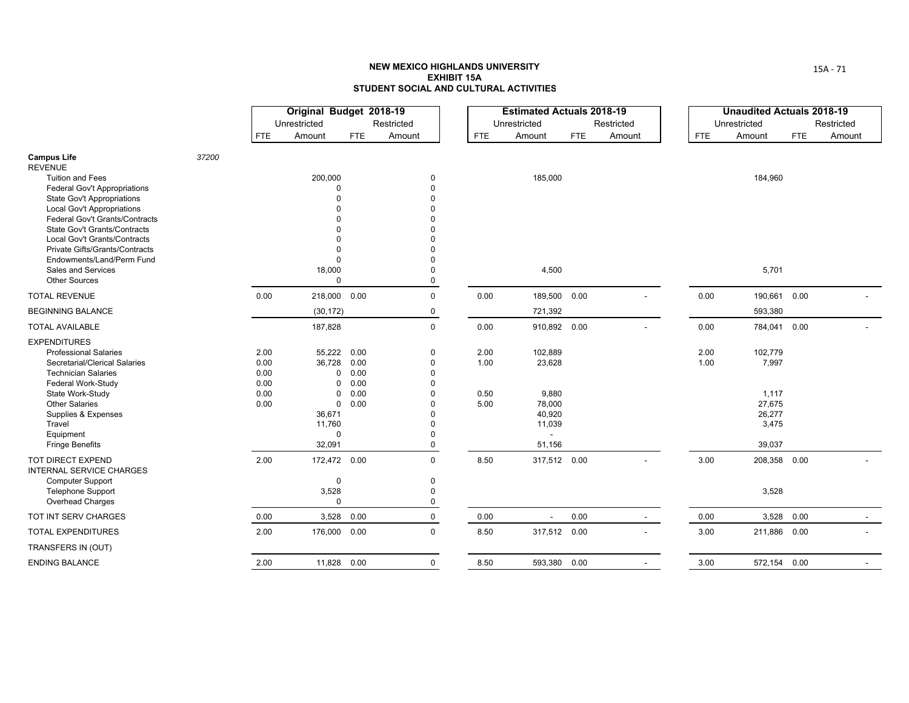# NEW MEXICO HIGHLANDS UNIVERSITY
## EXHIBIT 15A
## STUDENT SOCIAL AND CULTURAL ACTIVITIES

| | | Original Budget 2018-19 | | | | Estimated Actuals 2018-19 | | | | Unaudited Actuals 2018-19 | | | |
|---|---|---|---|---|---|---|---|---|---|---|---|---|---|
| | | Unrestricted | | Restricted | | Unrestricted | | Restricted | | Unrestricted | | Restricted | |
| | | FTE | Amount | FTE | Amount | FTE | Amount | FTE | Amount | FTE | Amount | FTE | Amount |
| **Campus Life** | 37200 | | | | | | | | | | | | |
| REVENUE | | | | | | | | | | | | | |
| Tuition and Fees | | | 200,000 | | 0 | | 185,000 | | | | 184,960 | | |
| Federal Gov't Appropriations | | | 0 | | 0 | | | | | | | | |
| State Gov't Appropriations | | | 0 | | 0 | | | | | | | | |
| Local Gov't Appropriations | | | 0 | | 0 | | | | | | | | |
| Federal Gov't Grants/Contracts | | | 0 | | 0 | | | | | | | | |
| State Gov't Grants/Contracts | | | 0 | | 0 | | | | | | | | |
| Local Gov't Grants/Contracts | | | 0 | | 0 | | | | | | | | |
| Private Gifts/Grants/Contracts | | | 0 | | 0 | | | | | | | | |
| Endowments/Land/Perm Fund | | | 0 | | 0 | | | | | | | | |
| Sales and Services | | | 18,000 | | 0 | | 4,500 | | | | 5,701 | | |
| Other Sources | | | 0 | | 0 | | | | | | | | |
| TOTAL REVENUE | | 0.00 | 218,000 | 0.00 | 0 | 0.00 | 189,500 | 0.00 | - | 0.00 | 190,661 | 0.00 | - |
| BEGINNING BALANCE | | | (30,172) | | 0 | | 721,392 | | | | 593,380 | | |
| TOTAL AVAILABLE | | | 187,828 | | 0 | 0.00 | 910,892 | 0.00 | - | 0.00 | 784,041 | 0.00 | - |
| EXPENDITURES | | | | | | | | | | | | | |
| Professional Salaries | | 2.00 | 55,222 | 0.00 | 0 | 2.00 | 102,889 | | | 2.00 | 102,779 | | |
| Secretarial/Clerical Salaries | | 0.00 | 36,728 | 0.00 | 0 | 1.00 | 23,628 | | | 1.00 | 7,997 | | |
| Technician Salaries | | 0.00 | 0 | 0.00 | 0 | | | | | | | | |
| Federal Work-Study | | 0.00 | 0 | 0.00 | 0 | | | | | | | | |
| State Work-Study | | 0.00 | 0 | 0.00 | 0 | 0.50 | 9,880 | | | | 1,117 | | |
| Other Salaries | | 0.00 | 0 | 0.00 | 0 | 5.00 | 78,000 | | | | 27,675 | | |
| Supplies & Expenses | | | 36,671 | | 0 | | 40,920 | | | | 26,277 | | |
| Travel | | | 11,760 | | 0 | | 11,039 | | | | 3,475 | | |
| Equipment | | | 0 | | 0 | | - | | | | | | |
| Fringe Benefits | | | 32,091 | | 0 | | 51,156 | | | | 39,037 | | |
| TOT DIRECT EXPEND | | 2.00 | 172,472 | 0.00 | 0 | 8.50 | 317,512 | 0.00 | - | 3.00 | 208,358 | 0.00 | - |
| INTERNAL SERVICE CHARGES | | | | | | | | | | | | | |
| Computer Support | | | 0 | | 0 | | | | | | | | |
| Telephone Support | | | 3,528 | | 0 | | | | | | 3,528 | | |
| Overhead Charges | | | 0 | | 0 | | | | | | | | |
| TOT INT SERV CHARGES | | 0.00 | 3,528 | 0.00 | 0 | 0.00 | - | 0.00 | - | 0.00 | 3,528 | 0.00 | - |
| TOTAL EXPENDITURES | | 2.00 | 176,000 | 0.00 | 0 | 8.50 | 317,512 | 0.00 | - | 3.00 | 211,886 | 0.00 | - |
| TRANSFERS IN (OUT) | | | | | | | | | | | | | |
| ENDING BALANCE | | 2.00 | 11,828 | 0.00 | 0 | 8.50 | 593,380 | 0.00 | - | 3.00 | 572,154 | 0.00 | - |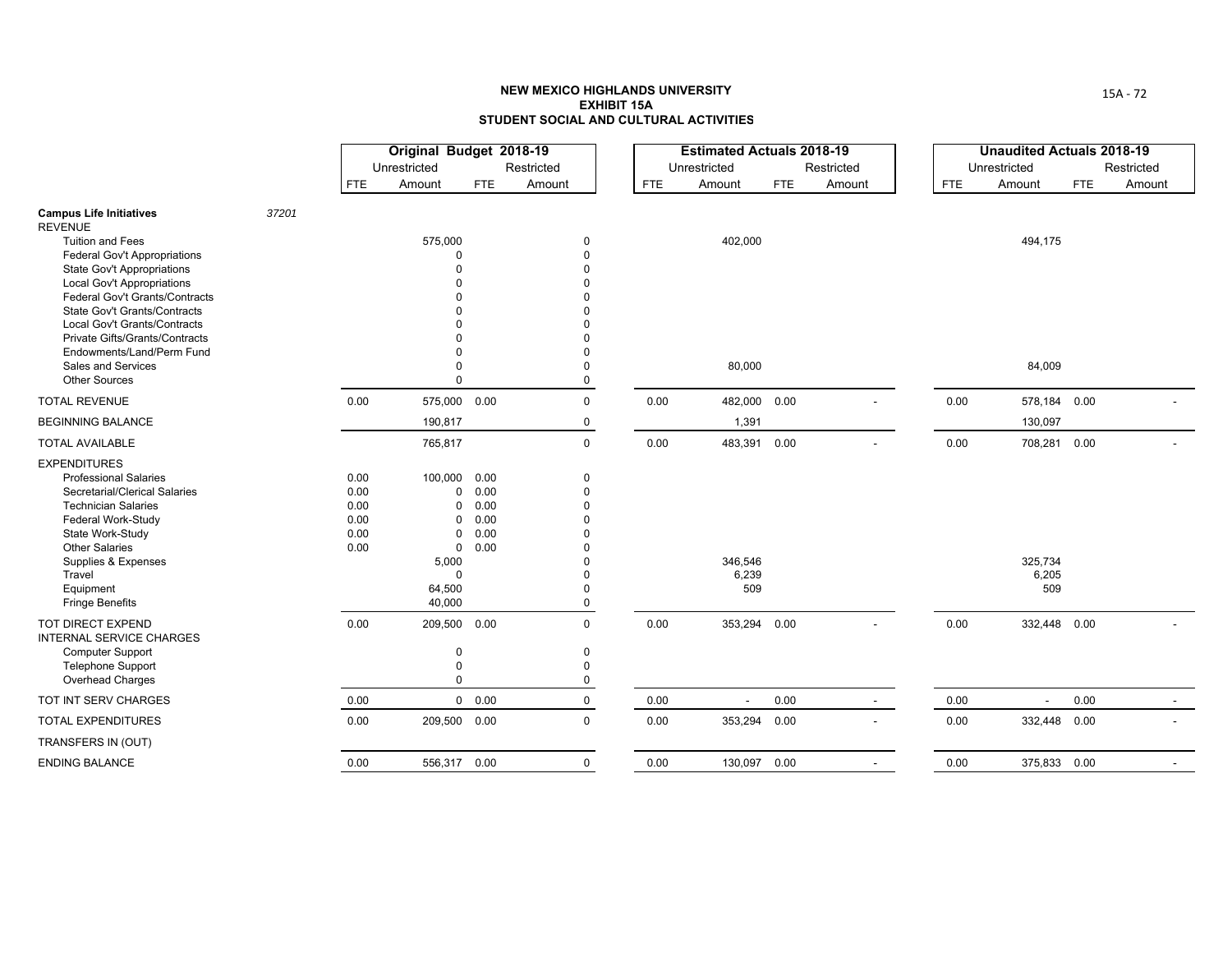**NEW MEXICO HIGHLANDS UNIVERSITY**
**EXHIBIT 15A**
**STUDENT SOCIAL AND CULTURAL ACTIVITIES**

| | | Original Budget 2018-19 | | | | Estimated Actuals 2018-19 | | | | Unaudited Actuals 2018-19 | | | |
|---|---|---|---|---|---|---|---|---|---|---|---|---|---|
| | | Unrestricted | | Restricted | | Unrestricted | | Restricted | | Unrestricted | | Restricted | |
| | | FTE | Amount | FTE | Amount | FTE | Amount | FTE | Amount | FTE | Amount | FTE | Amount |
| **Campus Life Initiatives** | *37201* | | | | | | | | | | | | |
| REVENUE | | | | | | | | | | | | | |
| Tuition and Fees | | | 575,000 | | 0 | | 402,000 | | | | 494,175 | | |
| Federal Gov't Appropriations | | | 0 | | 0 | | | | | | | | |
| State Gov't Appropriations | | | 0 | | 0 | | | | | | | | |
| Local Gov't Appropriations | | | 0 | | 0 | | | | | | | | |
| Federal Gov't Grants/Contracts | | | 0 | | 0 | | | | | | | | |
| State Gov't Grants/Contracts | | | 0 | | 0 | | | | | | | | |
| Local Gov't Grants/Contracts | | | 0 | | 0 | | | | | | | | |
| Private Gifts/Grants/Contracts | | | 0 | | 0 | | | | | | | | |
| Endowments/Land/Perm Fund | | | 0 | | 0 | | | | | | | | |
| Sales and Services | | | 0 | | 0 | | 80,000 | | | | 84,009 | | |
| Other Sources | | | 0 | | 0 | | | | | | | | |
| TOTAL REVENUE | | 0.00 | 575,000 | 0.00 | 0 | 0.00 | 482,000 | 0.00 | - | 0.00 | 578,184 | 0.00 | - |
| BEGINNING BALANCE | | | 190,817 | | 0 | | 1,391 | | | | 130,097 | | |
| TOTAL AVAILABLE | | | 765,817 | | 0 | 0.00 | 483,391 | 0.00 | - | 0.00 | 708,281 | 0.00 | - |
| EXPENDITURES | | | | | | | | | | | | | |
| Professional Salaries | | 0.00 | 100,000 | 0.00 | 0 | | | | | | | | |
| Secretarial/Clerical Salaries | | 0.00 | 0 | 0.00 | 0 | | | | | | | | |
| Technician Salaries | | 0.00 | 0 | 0.00 | 0 | | | | | | | | |
| Federal Work-Study | | 0.00 | 0 | 0.00 | 0 | | | | | | | | |
| State Work-Study | | 0.00 | 0 | 0.00 | 0 | | | | | | | | |
| Other Salaries | | 0.00 | 0 | 0.00 | 0 | | | | | | | | |
| Supplies & Expenses | | | 5,000 | | 0 | | 346,546 | | | | 325,734 | | |
| Travel | | | 0 | | 0 | | 6,239 | | | | 6,205 | | |
| Equipment | | | 64,500 | | 0 | | 509 | | | | 509 | | |
| Fringe Benefits | | | 40,000 | | 0 | | | | | | | | |
| TOT DIRECT EXPEND | | 0.00 | 209,500 | 0.00 | 0 | 0.00 | 353,294 | 0.00 | - | 0.00 | 332,448 | 0.00 | - |
| INTERNAL SERVICE CHARGES | | | | | | | | | | | | | |
| Computer Support | | | 0 | | 0 | | | | | | | | |
| Telephone Support | | | 0 | | 0 | | | | | | | | |
| Overhead Charges | | | 0 | | 0 | | | | | | | | |
| TOT INT SERV CHARGES | | 0.00 | 0 | 0.00 | 0 | 0.00 | - | 0.00 | - | 0.00 | - | 0.00 | - |
| TOTAL EXPENDITURES | | 0.00 | 209,500 | 0.00 | 0 | 0.00 | 353,294 | 0.00 | - | 0.00 | 332,448 | 0.00 | - |
| TRANSFERS IN (OUT) | | | | | | | | | | | | | |
| ENDING BALANCE | | 0.00 | 556,317 | 0.00 | 0 | 0.00 | 130,097 | 0.00 | - | 0.00 | 375,833 | 0.00 | - |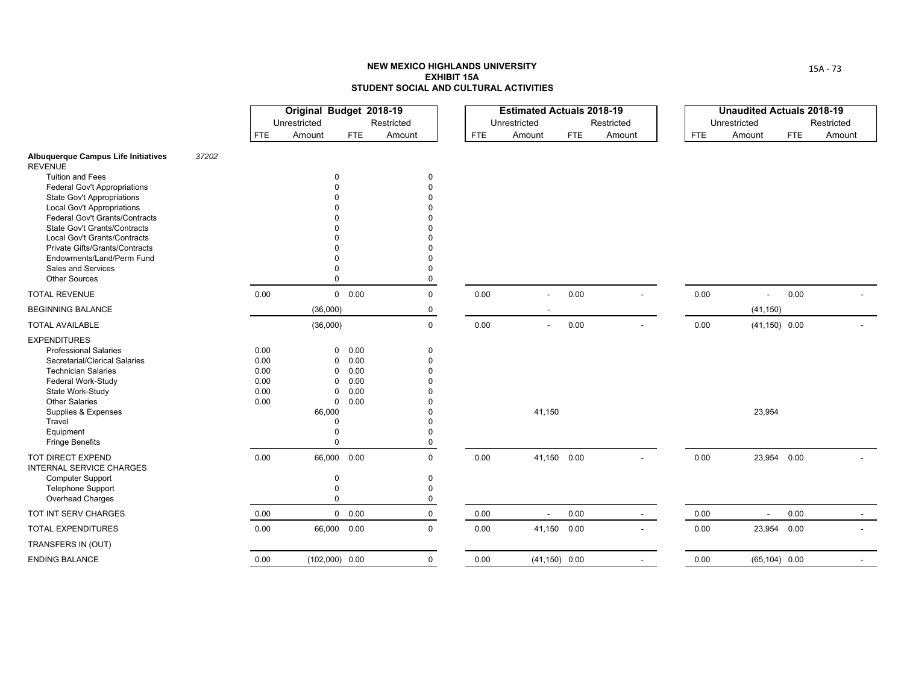# NEW MEXICO HIGHLANDS UNIVERSITY
## EXHIBIT 15A
## STUDENT SOCIAL AND CULTURAL ACTIVITIES

| | | Original Budget 2018-19 | | | | Estimated Actuals 2018-19 | | | | Unaudited Actuals 2018-19 | | | |
|---|---|---|---|---|---|---|---|---|---|---|---|---|---|
| | | Unrestricted | | Restricted | | Unrestricted | | Restricted | | Unrestricted | | Restricted | |
| | | FTE | Amount | FTE | Amount | FTE | Amount | FTE | Amount | FTE | Amount | FTE | Amount |
| **Albuquerque Campus Life Initiatives** | *37202* | | | | | | | | | | | | |
| REVENUE | | | | | | | | | | | | | |
| Tuition and Fees | | | 0 | | 0 | | | | | | | | |
| Federal Gov't Appropriations | | | 0 | | 0 | | | | | | | | |
| State Gov't Appropriations | | | 0 | | 0 | | | | | | | | |
| Local Gov't Appropriations | | | 0 | | 0 | | | | | | | | |
| Federal Gov't Grants/Contracts | | | 0 | | 0 | | | | | | | | |
| State Gov't Grants/Contracts | | | 0 | | 0 | | | | | | | | |
| Local Gov't Grants/Contracts | | | 0 | | 0 | | | | | | | | |
| Private Gifts/Grants/Contracts | | | 0 | | 0 | | | | | | | | |
| Endowments/Land/Perm Fund | | | 0 | | 0 | | | | | | | | |
| Sales and Services | | | 0 | | 0 | | | | | | | | |
| Other Sources | | | 0 | | 0 | | | | | | | | |
| TOTAL REVENUE | | 0.00 | 0 | 0.00 | 0 | 0.00 | - | 0.00 | - | 0.00 | - | 0.00 | - |
| BEGINNING BALANCE | | | (36,000) | | 0 | | - | | | | (41,150) | | |
| TOTAL AVAILABLE | | | (36,000) | | 0 | 0.00 | - | 0.00 | - | 0.00 | (41,150) | 0.00 | - |
| EXPENDITURES | | | | | | | | | | | | | |
| Professional Salaries | | 0.00 | 0 | 0.00 | 0 | | | | | | | | |
| Secretarial/Clerical Salaries | | 0.00 | 0 | 0.00 | 0 | | | | | | | | |
| Technician Salaries | | 0.00 | 0 | 0.00 | 0 | | | | | | | | |
| Federal Work-Study | | 0.00 | 0 | 0.00 | 0 | | | | | | | | |
| State Work-Study | | 0.00 | 0 | 0.00 | 0 | | | | | | | | |
| Other Salaries | | 0.00 | 0 | 0.00 | 0 | | | | | | | | |
| Supplies & Expenses | | | 66,000 | | 0 | | 41,150 | | | | 23,954 | | |
| Travel | | | 0 | | 0 | | | | | | | | |
| Equipment | | | 0 | | 0 | | | | | | | | |
| Fringe Benefits | | | 0 | | 0 | | | | | | | | |
| TOT DIRECT EXPEND | | 0.00 | 66,000 | 0.00 | 0 | 0.00 | 41,150 | 0.00 | - | 0.00 | 23,954 | 0.00 | - |
| INTERNAL SERVICE CHARGES | | | | | | | | | | | | | |
| Computer Support | | | 0 | | 0 | | | | | | | | |
| Telephone Support | | | 0 | | 0 | | | | | | | | |
| Overhead Charges | | | 0 | | 0 | | | | | | | | |
| TOT INT SERV CHARGES | | 0.00 | 0 | 0.00 | 0 | 0.00 | - | 0.00 | - | 0.00 | - | 0.00 | - |
| TOTAL EXPENDITURES | | 0.00 | 66,000 | 0.00 | 0 | 0.00 | 41,150 | 0.00 | - | 0.00 | 23,954 | 0.00 | - |
| TRANSFERS IN (OUT) | | | | | | | | | | | | | |
| ENDING BALANCE | | 0.00 | (102,000) | 0.00 | 0 | 0.00 | (41,150) | 0.00 | - | 0.00 | (65,104) | 0.00 | - |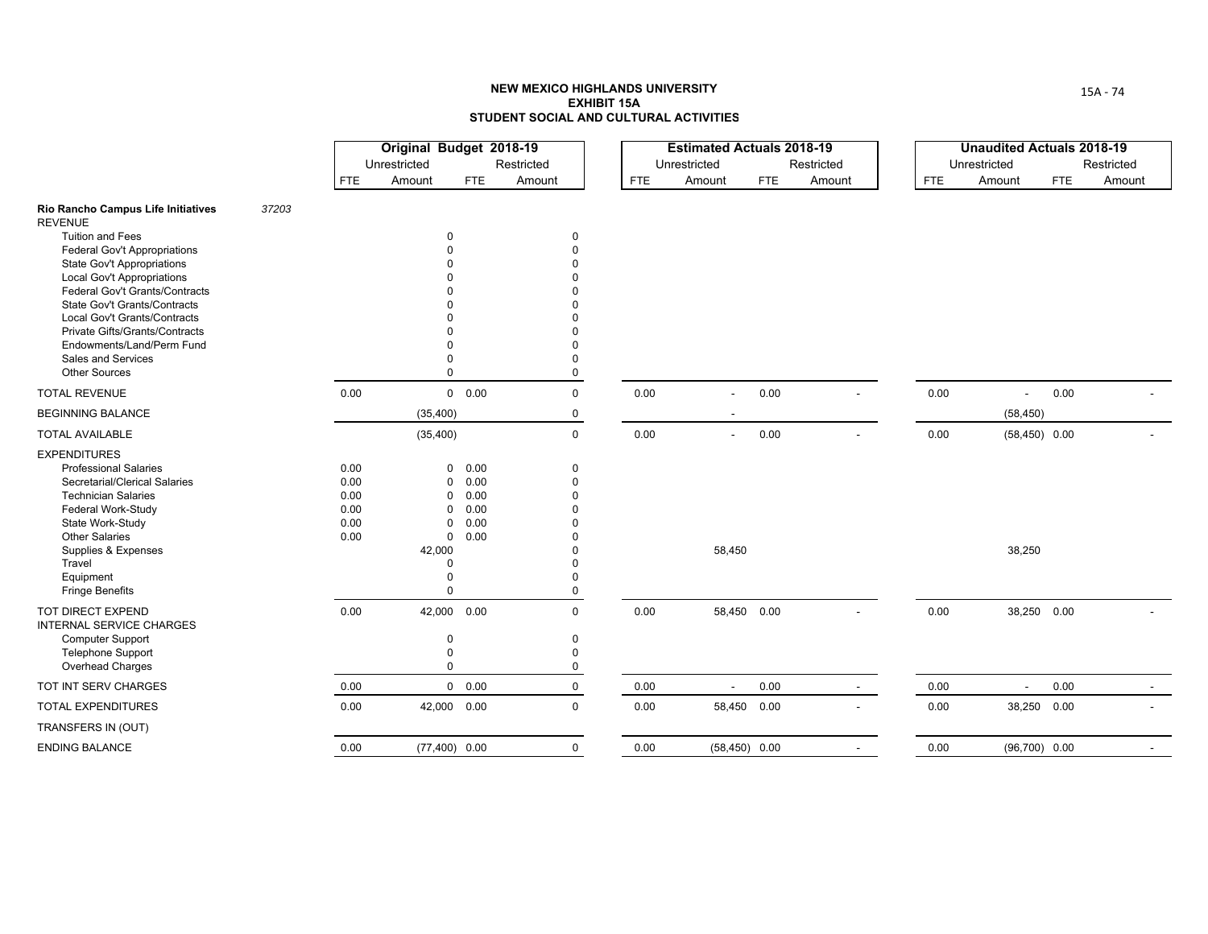**NEW MEXICO HIGHLANDS UNIVERSITY**
**EXHIBIT 15A**
**STUDENT SOCIAL AND CULTURAL ACTIVITIES**

| | | Original Budget 2018-19 | | | | Estimated Actuals 2018-19 | | | | Unaudited Actuals 2018-19 | | | |
|---|---|---|---|---|---|---|---|---|---|---|---|---|---|
| | | Unrestricted | | Restricted | | Unrestricted | | Restricted | | Unrestricted | | Restricted | |
| | | FTE | Amount | FTE | Amount | FTE | Amount | FTE | Amount | FTE | Amount | FTE | Amount |
| **Rio Rancho Campus Life Initiatives** | *37203* | | | | | | | | | | | | |
| REVENUE | | | | | | | | | | | | | |
| Tuition and Fees | | | 0 | | 0 | | | | | | | | |
| Federal Gov't Appropriations | | | 0 | | 0 | | | | | | | | |
| State Gov't Appropriations | | | 0 | | 0 | | | | | | | | |
| Local Gov't Appropriations | | | 0 | | 0 | | | | | | | | |
| Federal Gov't Grants/Contracts | | | 0 | | 0 | | | | | | | | |
| State Gov't Grants/Contracts | | | 0 | | 0 | | | | | | | | |
| Local Gov't Grants/Contracts | | | 0 | | 0 | | | | | | | | |
| Private Gifts/Grants/Contracts | | | 0 | | 0 | | | | | | | | |
| Endowments/Land/Perm Fund | | | 0 | | 0 | | | | | | | | |
| Sales and Services | | | 0 | | 0 | | | | | | | | |
| Other Sources | | | 0 | | 0 | | | | | | | | |
| TOTAL REVENUE | | 0.00 | 0 | 0.00 | 0 | 0.00 | - | 0.00 | - | 0.00 | - | 0.00 | - |
| BEGINNING BALANCE | | | (35,400) | | 0 | | - | | | | (58,450) | | |
| TOTAL AVAILABLE | | | (35,400) | | 0 | 0.00 | - | 0.00 | - | 0.00 | (58,450) | 0.00 | - |
| EXPENDITURES | | | | | | | | | | | | | |
| Professional Salaries | | 0.00 | 0 | 0.00 | 0 | | | | | | | | |
| Secretarial/Clerical Salaries | | 0.00 | 0 | 0.00 | 0 | | | | | | | | |
| Technician Salaries | | 0.00 | 0 | 0.00 | 0 | | | | | | | | |
| Federal Work-Study | | 0.00 | 0 | 0.00 | 0 | | | | | | | | |
| State Work-Study | | 0.00 | 0 | 0.00 | 0 | | | | | | | | |
| Other Salaries | | 0.00 | 0 | 0.00 | 0 | | | | | | | | |
| Supplies & Expenses | | | 42,000 | | 0 | | 58,450 | | | | 38,250 | | |
| Travel | | | 0 | | 0 | | | | | | | | |
| Equipment | | | 0 | | 0 | | | | | | | | |
| Fringe Benefits | | | 0 | | 0 | | | | | | | | |
| TOT DIRECT EXPEND | | 0.00 | 42,000 | 0.00 | 0 | 0.00 | 58,450 | 0.00 | - | 0.00 | 38,250 | 0.00 | - |
| INTERNAL SERVICE CHARGES | | | | | | | | | | | | | |
| Computer Support | | | 0 | | 0 | | | | | | | | |
| Telephone Support | | | 0 | | 0 | | | | | | | | |
| Overhead Charges | | | 0 | | 0 | | | | | | | | |
| TOT INT SERV CHARGES | | 0.00 | 0 | 0.00 | 0 | 0.00 | - | 0.00 | - | 0.00 | - | 0.00 | - |
| TOTAL EXPENDITURES | | 0.00 | 42,000 | 0.00 | 0 | 0.00 | 58,450 | 0.00 | - | 0.00 | 38,250 | 0.00 | - |
| TRANSFERS IN (OUT) | | | | | | | | | | | | | |
| ENDING BALANCE | | 0.00 | (77,400) | 0.00 | 0 | 0.00 | (58,450) | 0.00 | - | 0.00 | (96,700) | 0.00 | - |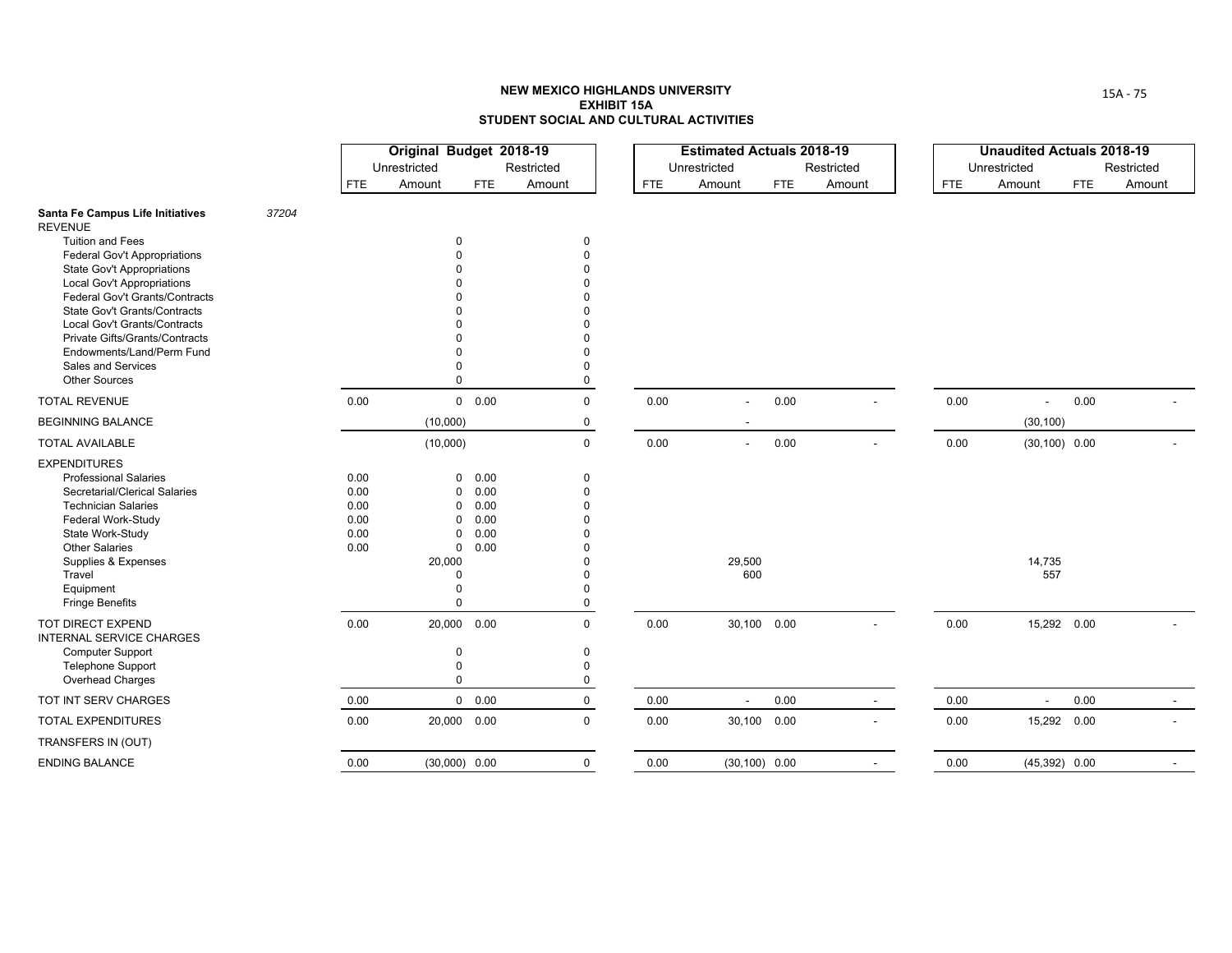**NEW MEXICO HIGHLANDS UNIVERSITY**
**EXHIBIT 15A**
**STUDENT SOCIAL AND CULTURAL ACTIVITIES**

| | | Original Budget 2018-19 | | | | Estimated Actuals 2018-19 | | | | Unaudited Actuals 2018-19 | | | |
|---|---|---|---|---|---|---|---|---|---|---|---|---|---|
| | | Unrestricted | | Restricted | | Unrestricted | | Restricted | | Unrestricted | | Restricted | |
| | | FTE | Amount | FTE | Amount | FTE | Amount | FTE | Amount | FTE | Amount | FTE | Amount |
| **Santa Fe Campus Life Initiatives** | *37204* | | | | | | | | | | | | |
| REVENUE | | | | | | | | | | | | | |
| Tuition and Fees | | | 0 | | 0 | | | | | | | | |
| Federal Gov't Appropriations | | | 0 | | 0 | | | | | | | | |
| State Gov't Appropriations | | | 0 | | 0 | | | | | | | | |
| Local Gov't Appropriations | | | 0 | | 0 | | | | | | | | |
| Federal Gov't Grants/Contracts | | | 0 | | 0 | | | | | | | | |
| State Gov't Grants/Contracts | | | 0 | | 0 | | | | | | | | |
| Local Gov't Grants/Contracts | | | 0 | | 0 | | | | | | | | |
| Private Gifts/Grants/Contracts | | | 0 | | 0 | | | | | | | | |
| Endowments/Land/Perm Fund | | | 0 | | 0 | | | | | | | | |
| Sales and Services | | | 0 | | 0 | | | | | | | | |
| Other Sources | | | 0 | | 0 | | | | | | | | |
| TOTAL REVENUE | | 0.00 | 0 | 0.00 | 0 | 0.00 | - | 0.00 | - | 0.00 | - | 0.00 | - |
| BEGINNING BALANCE | | | (10,000) | | 0 | | - | | | | (30,100) | | |
| TOTAL AVAILABLE | | | (10,000) | | 0 | 0.00 | - | 0.00 | - | 0.00 | (30,100) | 0.00 | - |
| EXPENDITURES | | | | | | | | | | | | | |
| Professional Salaries | | 0.00 | 0 | 0.00 | 0 | | | | | | | | |
| Secretarial/Clerical Salaries | | 0.00 | 0 | 0.00 | 0 | | | | | | | | |
| Technician Salaries | | 0.00 | 0 | 0.00 | 0 | | | | | | | | |
| Federal Work-Study | | 0.00 | 0 | 0.00 | 0 | | | | | | | | |
| State Work-Study | | 0.00 | 0 | 0.00 | 0 | | | | | | | | |
| Other Salaries | | 0.00 | 0 | 0.00 | 0 | | | | | | | | |
| Supplies & Expenses | | | 20,000 | | 0 | | 29,500 | | | | 14,735 | | |
| Travel | | | 0 | | 0 | | 600 | | | | 557 | | |
| Equipment | | | 0 | | 0 | | | | | | | | |
| Fringe Benefits | | | 0 | | 0 | | | | | | | | |
| TOT DIRECT EXPEND | | 0.00 | 20,000 | 0.00 | 0 | 0.00 | 30,100 | 0.00 | - | 0.00 | 15,292 | 0.00 | - |
| INTERNAL SERVICE CHARGES | | | | | | | | | | | | | |
| Computer Support | | | 0 | | 0 | | | | | | | | |
| Telephone Support | | | 0 | | 0 | | | | | | | | |
| Overhead Charges | | | 0 | | 0 | | | | | | | | |
| TOT INT SERV CHARGES | | 0.00 | 0 | 0.00 | 0 | 0.00 | - | 0.00 | - | 0.00 | - | 0.00 | - |
| TOTAL EXPENDITURES | | 0.00 | 20,000 | 0.00 | 0 | 0.00 | 30,100 | 0.00 | - | 0.00 | 15,292 | 0.00 | - |
| TRANSFERS IN (OUT) | | | | | | | | | | | | | |
| ENDING BALANCE | | 0.00 | (30,000) | 0.00 | 0 | 0.00 | (30,100) | 0.00 | - | 0.00 | (45,392) | 0.00 | - |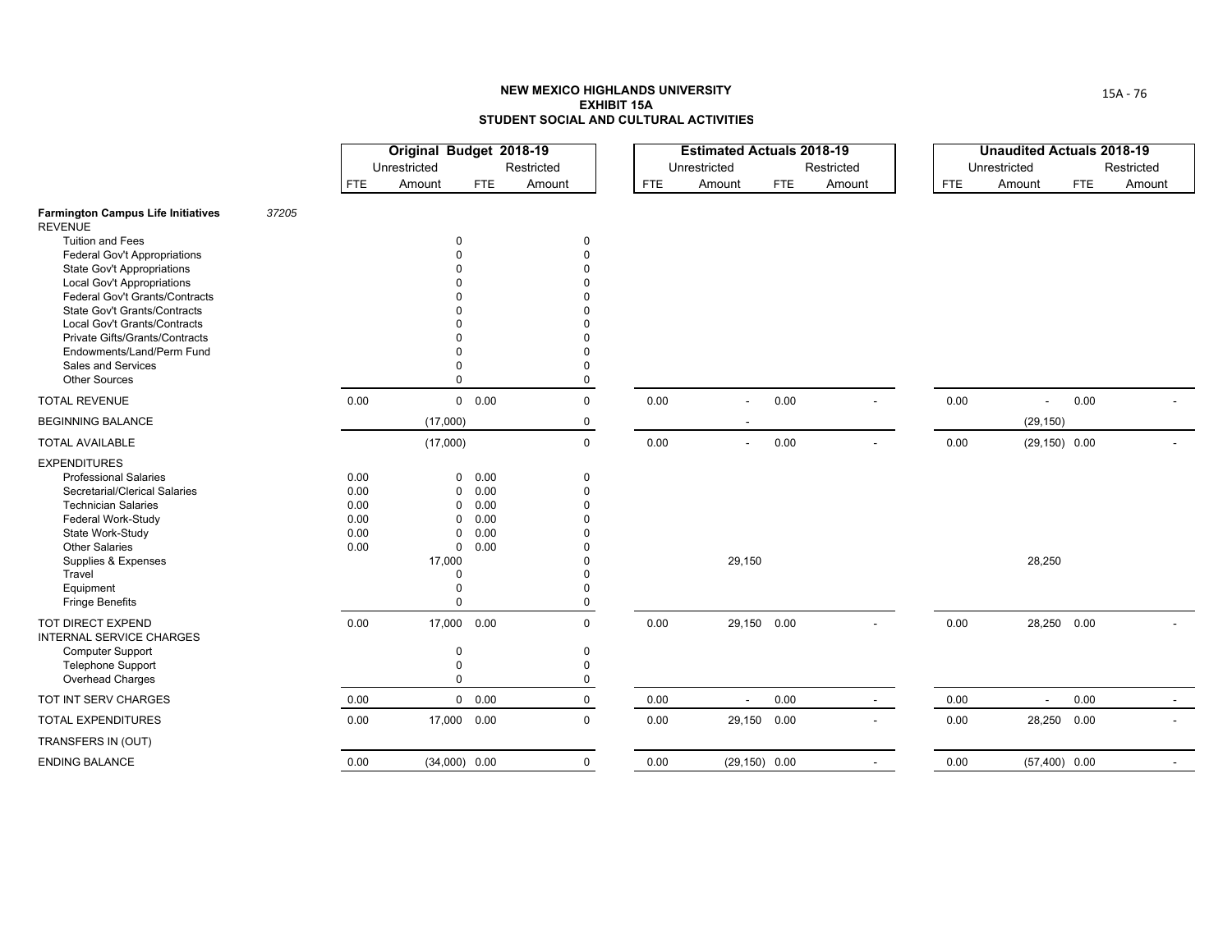**NEW MEXICO HIGHLANDS UNIVERSITY**
**EXHIBIT 15A**
**STUDENT SOCIAL AND CULTURAL ACTIVITIES**

| | | Original Budget 2018-19 | | | | Estimated Actuals 2018-19 | | | | Unaudited Actuals 2018-19 | | | |
|---|---|---|---|---|---|---|---|---|---|---|---|---|---|
| | | Unrestricted | | Restricted | | Unrestricted | | Restricted | | Unrestricted | | Restricted | |
| | | FTE | Amount | FTE | Amount | FTE | Amount | FTE | Amount | FTE | Amount | FTE | Amount |
| **Farmington Campus Life Initiatives** | *37205* | | | | | | | | | | | | |
| REVENUE | | | | | | | | | | | | | |
| Tuition and Fees | | | 0 | | 0 | | | | | | | | |
| Federal Gov't Appropriations | | | 0 | | 0 | | | | | | | | |
| State Gov't Appropriations | | | 0 | | 0 | | | | | | | | |
| Local Gov't Appropriations | | | 0 | | 0 | | | | | | | | |
| Federal Gov't Grants/Contracts | | | 0 | | 0 | | | | | | | | |
| State Gov't Grants/Contracts | | | 0 | | 0 | | | | | | | | |
| Local Gov't Grants/Contracts | | | 0 | | 0 | | | | | | | | |
| Private Gifts/Grants/Contracts | | | 0 | | 0 | | | | | | | | |
| Endowments/Land/Perm Fund | | | 0 | | 0 | | | | | | | | |
| Sales and Services | | | 0 | | 0 | | | | | | | | |
| Other Sources | | | 0 | | 0 | | | | | | | | |
| TOTAL REVENUE | | 0.00 | 0 | 0.00 | 0 | 0.00 | - | 0.00 | - | 0.00 | - | 0.00 | - |
| BEGINNING BALANCE | | | (17,000) | | 0 | | - | | | | (29,150) | | |
| TOTAL AVAILABLE | | | (17,000) | | 0 | 0.00 | - | 0.00 | - | 0.00 | (29,150) | 0.00 | - |
| EXPENDITURES | | | | | | | | | | | | | |
| Professional Salaries | | 0.00 | 0 | 0.00 | 0 | | | | | | | | |
| Secretarial/Clerical Salaries | | 0.00 | 0 | 0.00 | 0 | | | | | | | | |
| Technician Salaries | | 0.00 | 0 | 0.00 | 0 | | | | | | | | |
| Federal Work-Study | | 0.00 | 0 | 0.00 | 0 | | | | | | | | |
| State Work-Study | | 0.00 | 0 | 0.00 | 0 | | | | | | | | |
| Other Salaries | | 0.00 | 0 | 0.00 | 0 | | | | | | | | |
| Supplies & Expenses | | | 17,000 | | 0 | | 29,150 | | | | 28,250 | | |
| Travel | | | 0 | | 0 | | | | | | | | |
| Equipment | | | 0 | | 0 | | | | | | | | |
| Fringe Benefits | | | 0 | | 0 | | | | | | | | |
| TOT DIRECT EXPEND | | 0.00 | 17,000 | 0.00 | 0 | 0.00 | 29,150 | 0.00 | - | 0.00 | 28,250 | 0.00 | - |
| INTERNAL SERVICE CHARGES | | | | | | | | | | | | | |
| Computer Support | | | 0 | | 0 | | | | | | | | |
| Telephone Support | | | 0 | | 0 | | | | | | | | |
| Overhead Charges | | | 0 | | 0 | | | | | | | | |
| TOT INT SERV CHARGES | | 0.00 | 0 | 0.00 | 0 | 0.00 | - | 0.00 | - | 0.00 | - | 0.00 | - |
| TOTAL EXPENDITURES | | 0.00 | 17,000 | 0.00 | 0 | 0.00 | 29,150 | 0.00 | - | 0.00 | 28,250 | 0.00 | - |
| TRANSFERS IN (OUT) | | | | | | | | | | | | | |
| ENDING BALANCE | | 0.00 | (34,000) | 0.00 | 0 | 0.00 | (29,150) | 0.00 | - | 0.00 | (57,400) | 0.00 | - |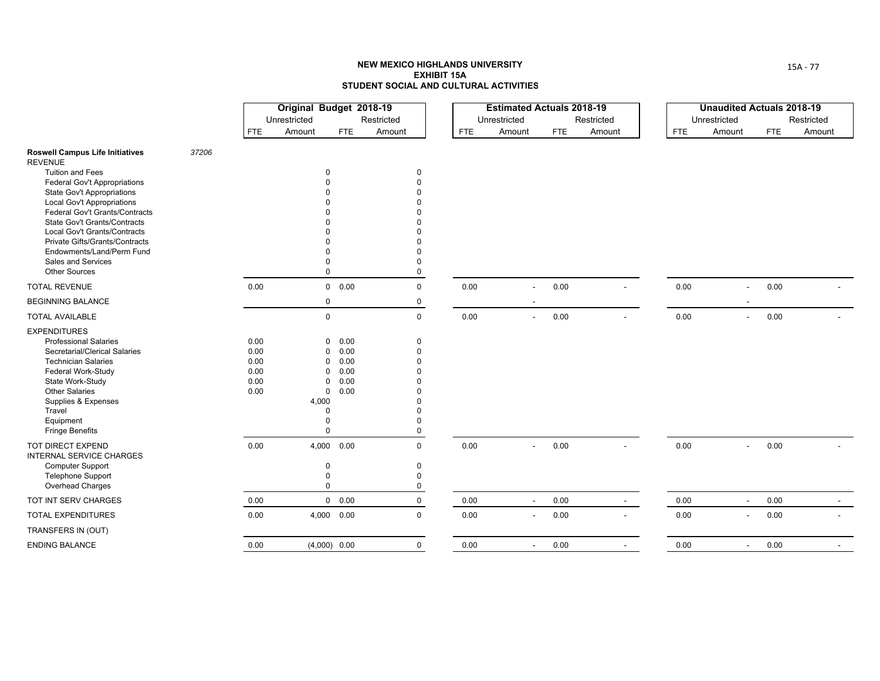# NEW MEXICO HIGHLANDS UNIVERSITY
## EXHIBIT 15A
## STUDENT SOCIAL AND CULTURAL ACTIVITIES

| | | Original Budget 2018-19 | | | | Estimated Actuals 2018-19 | | | | Unaudited Actuals 2018-19 | | | |
|---|---|---|---|---|---|---|---|---|---|---|---|---|---|
| | | Unrestricted | | Restricted | | Unrestricted | | Restricted | | Unrestricted | | Restricted | |
| | | FTE | Amount | FTE | Amount | FTE | Amount | FTE | Amount | FTE | Amount | FTE | Amount |
| **Roswell Campus Life Initiatives** | *37206* | | | | | | | | | | | | |
| REVENUE | | | | | | | | | | | | | |
| Tuition and Fees | | | 0 | | 0 | | | | | | | | |
| Federal Gov't Appropriations | | | 0 | | 0 | | | | | | | | |
| State Gov't Appropriations | | | 0 | | 0 | | | | | | | | |
| Local Gov't Appropriations | | | 0 | | 0 | | | | | | | | |
| Federal Gov't Grants/Contracts | | | 0 | | 0 | | | | | | | | |
| State Gov't Grants/Contracts | | | 0 | | 0 | | | | | | | | |
| Local Gov't Grants/Contracts | | | 0 | | 0 | | | | | | | | |
| Private Gifts/Grants/Contracts | | | 0 | | 0 | | | | | | | | |
| Endowments/Land/Perm Fund | | | 0 | | 0 | | | | | | | | |
| Sales and Services | | | 0 | | 0 | | | | | | | | |
| Other Sources | | | 0 | | 0 | | | | | | | | |
| TOTAL REVENUE | | 0.00 | 0 | 0.00 | 0 | 0.00 | - | 0.00 | - | 0.00 | - | 0.00 | - |
| BEGINNING BALANCE | | | 0 | | 0 | | - | | | | - | | |
| TOTAL AVAILABLE | | | 0 | | 0 | 0.00 | - | 0.00 | - | 0.00 | - | 0.00 | - |
| EXPENDITURES | | | | | | | | | | | | | |
| Professional Salaries | | 0.00 | 0 | 0.00 | 0 | | | | | | | | |
| Secretarial/Clerical Salaries | | 0.00 | 0 | 0.00 | 0 | | | | | | | | |
| Technician Salaries | | 0.00 | 0 | 0.00 | 0 | | | | | | | | |
| Federal Work-Study | | 0.00 | 0 | 0.00 | 0 | | | | | | | | |
| State Work-Study | | 0.00 | 0 | 0.00 | 0 | | | | | | | | |
| Other Salaries | | 0.00 | 0 | 0.00 | 0 | | | | | | | | |
| Supplies & Expenses | | | 4,000 | | 0 | | | | | | | | |
| Travel | | | 0 | | 0 | | | | | | | | |
| Equipment | | | 0 | | 0 | | | | | | | | |
| Fringe Benefits | | | 0 | | 0 | | | | | | | | |
| TOT DIRECT EXPEND | | 0.00 | 4,000 | 0.00 | 0 | 0.00 | - | 0.00 | - | 0.00 | - | 0.00 | - |
| INTERNAL SERVICE CHARGES | | | | | | | | | | | | | |
| Computer Support | | | 0 | | 0 | | | | | | | | |
| Telephone Support | | | 0 | | 0 | | | | | | | | |
| Overhead Charges | | | 0 | | 0 | | | | | | | | |
| TOT INT SERV CHARGES | | 0.00 | 0 | 0.00 | 0 | 0.00 | - | 0.00 | - | 0.00 | - | 0.00 | - |
| TOTAL EXPENDITURES | | 0.00 | 4,000 | 0.00 | 0 | 0.00 | - | 0.00 | - | 0.00 | - | 0.00 | - |
| TRANSFERS IN (OUT) | | | | | | | | | | | | | |
| ENDING BALANCE | | 0.00 | (4,000) | 0.00 | 0 | 0.00 | - | 0.00 | - | 0.00 | - | 0.00 | - |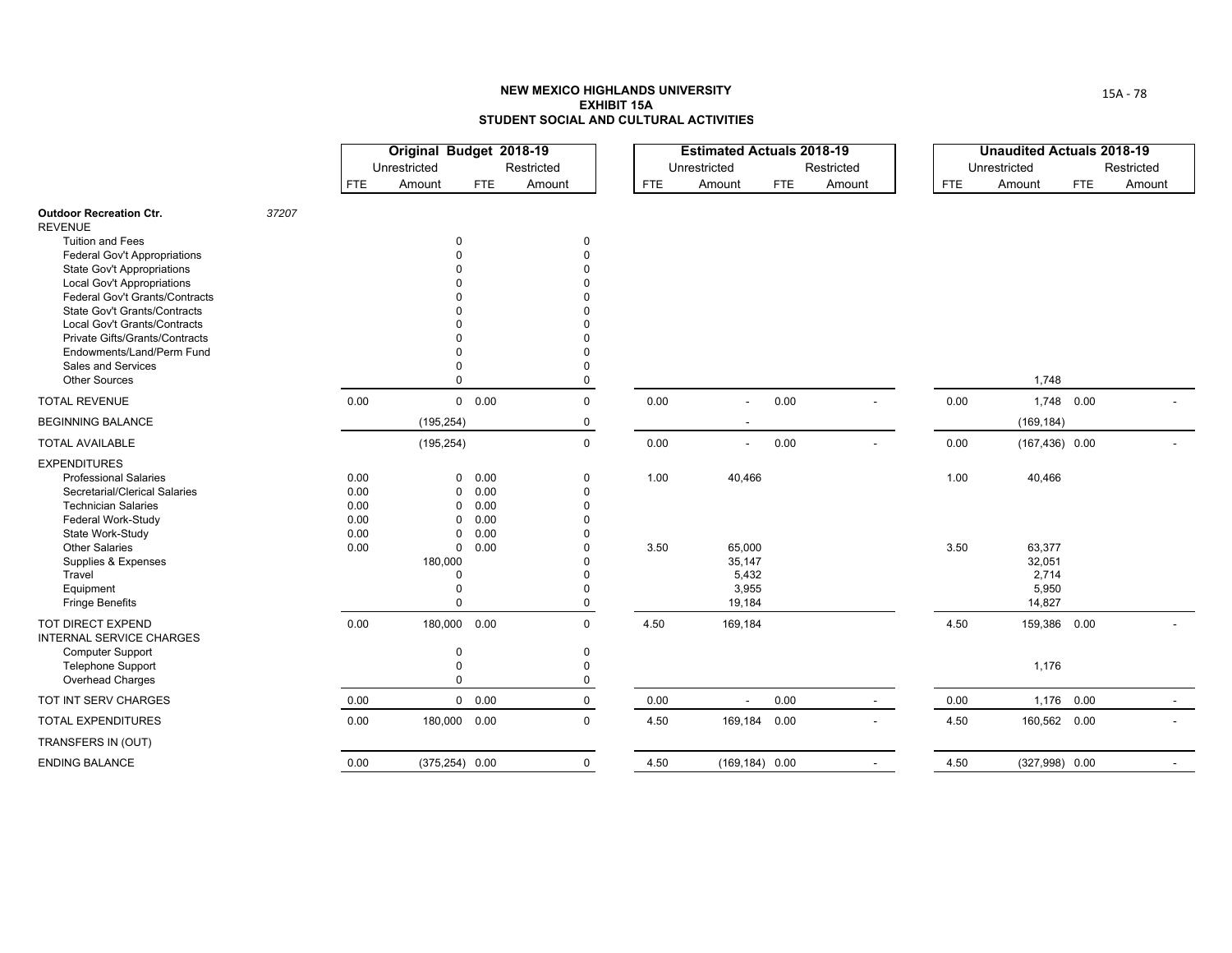**NEW MEXICO HIGHLANDS UNIVERSITY**
**EXHIBIT 15A**
**STUDENT SOCIAL AND CULTURAL ACTIVITIES**

| | | Original Budget 2018-19 | | | | Estimated Actuals 2018-19 | | | | Unaudited Actuals 2018-19 | | | |
|---|---|---|---|---|---|---|---|---|---|---|---|---|---|
| | | Unrestricted | | Restricted | | Unrestricted | | Restricted | | Unrestricted | | Restricted | |
| | | FTE | Amount | FTE | Amount | FTE | Amount | FTE | Amount | FTE | Amount | FTE | Amount |
| **Outdoor Recreation Ctr.** | *37207* | | | | | | | | | | | | |
| REVENUE | | | | | | | | | | | | | |
| Tuition and Fees | | | 0 | | 0 | | | | | | | | |
| Federal Gov't Appropriations | | | 0 | | 0 | | | | | | | | |
| State Gov't Appropriations | | | 0 | | 0 | | | | | | | | |
| Local Gov't Appropriations | | | 0 | | 0 | | | | | | | | |
| Federal Gov't Grants/Contracts | | | 0 | | 0 | | | | | | | | |
| State Gov't Grants/Contracts | | | 0 | | 0 | | | | | | | | |
| Local Gov't Grants/Contracts | | | 0 | | 0 | | | | | | | | |
| Private Gifts/Grants/Contracts | | | 0 | | 0 | | | | | | | | |
| Endowments/Land/Perm Fund | | | 0 | | 0 | | | | | | | | |
| Sales and Services | | | 0 | | 0 | | | | | | | | |
| Other Sources | | | 0 | | 0 | | | | | | 1,748 | | |
| TOTAL REVENUE | | 0.00 | 0 | 0.00 | 0 | 0.00 | - | 0.00 | - | 0.00 | 1,748 | 0.00 | - |
| BEGINNING BALANCE | | | (195,254) | | 0 | | - | | | | (169,184) | | |
| TOTAL AVAILABLE | | | (195,254) | | 0 | 0.00 | - | 0.00 | - | 0.00 | (167,436) | 0.00 | - |
| EXPENDITURES | | | | | | | | | | | | | |
| Professional Salaries | | 0.00 | 0 | 0.00 | 0 | 1.00 | 40,466 | | | 1.00 | 40,466 | | |
| Secretarial/Clerical Salaries | | 0.00 | 0 | 0.00 | 0 | | | | | | | | |
| Technician Salaries | | 0.00 | 0 | 0.00 | 0 | | | | | | | | |
| Federal Work-Study | | 0.00 | 0 | 0.00 | 0 | | | | | | | | |
| State Work-Study | | 0.00 | 0 | 0.00 | 0 | | | | | | | | |
| Other Salaries | | 0.00 | 0 | 0.00 | 0 | 3.50 | 65,000 | | | 3.50 | 63,377 | | |
| Supplies & Expenses | | | 180,000 | | 0 | | 35,147 | | | | 32,051 | | |
| Travel | | | 0 | | 0 | | 5,432 | | | | 2,714 | | |
| Equipment | | | 0 | | 0 | | 3,955 | | | | 5,950 | | |
| Fringe Benefits | | | 0 | | 0 | | 19,184 | | | | 14,827 | | |
| TOT DIRECT EXPEND | | 0.00 | 180,000 | 0.00 | 0 | 4.50 | 169,184 | | | 4.50 | 159,386 | 0.00 | - |
| INTERNAL SERVICE CHARGES | | | | | | | | | | | | | |
| Computer Support | | | 0 | | 0 | | | | | | | | |
| Telephone Support | | | 0 | | 0 | | | | | | 1,176 | | |
| Overhead Charges | | | 0 | | 0 | | | | | | | | |
| TOT INT SERV CHARGES | | 0.00 | 0 | 0.00 | 0 | 0.00 | - | 0.00 | - | 0.00 | 1,176 | 0.00 | - |
| TOTAL EXPENDITURES | | 0.00 | 180,000 | 0.00 | 0 | 4.50 | 169,184 | 0.00 | - | 4.50 | 160,562 | 0.00 | - |
| TRANSFERS IN (OUT) | | | | | | | | | | | | | |
| ENDING BALANCE | | 0.00 | (375,254) | 0.00 | 0 | 4.50 | (169,184) | 0.00 | - | 4.50 | (327,998) | 0.00 | - |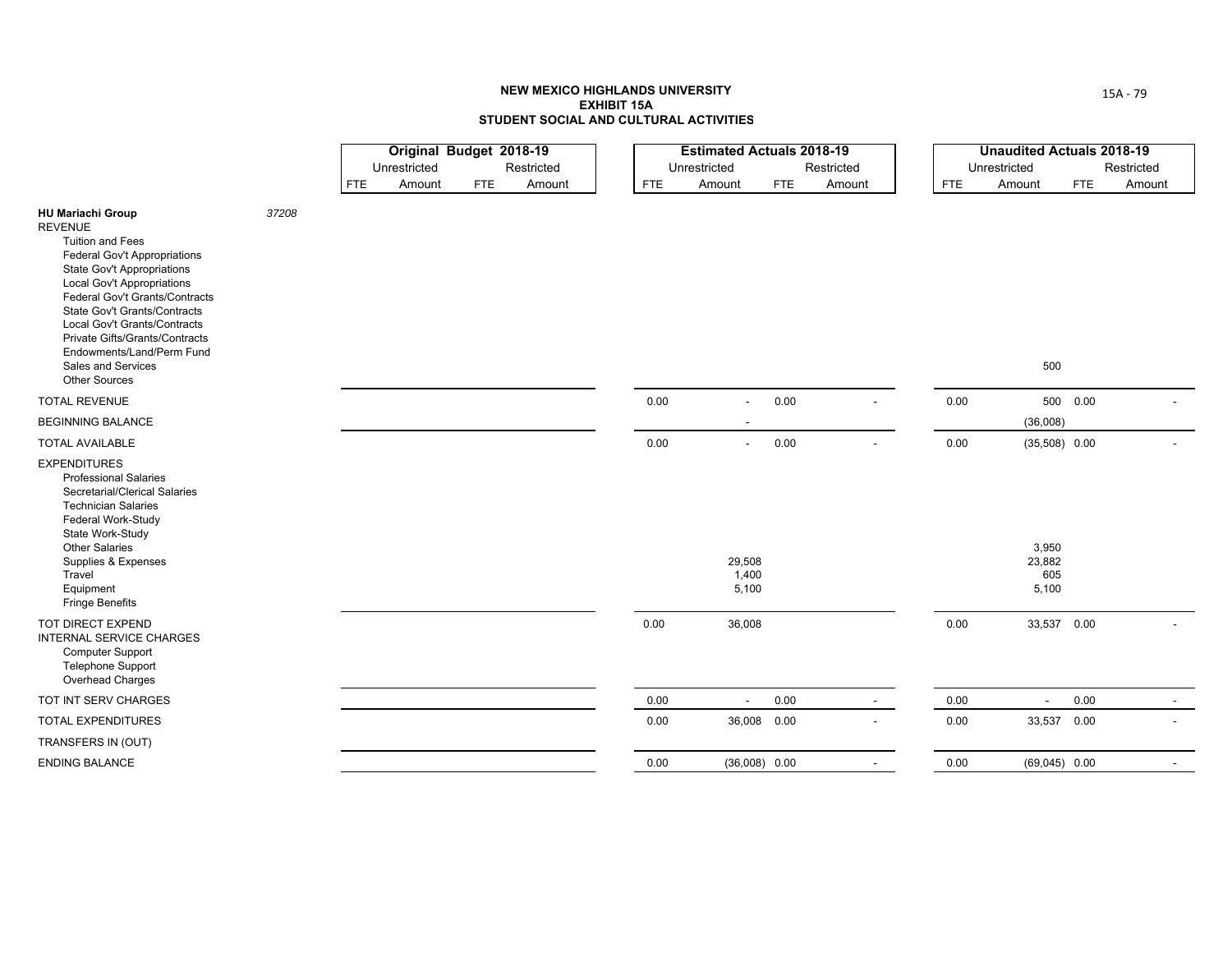**NEW MEXICO HIGHLANDS UNIVERSITY**
**EXHIBIT 15A**
**STUDENT SOCIAL AND CULTURAL ACTIVITIES**

| | | Original Budget 2018-19 | | | | Estimated Actuals 2018-19 | | | | Unaudited Actuals 2018-19 | | | |
|---|---|---|---|---|---|---|---|---|---|---|---|---|---|
| | | Unrestricted | | Restricted | | Unrestricted | | Restricted | | Unrestricted | | Restricted | |
| | | FTE | Amount | FTE | Amount | FTE | Amount | FTE | Amount | FTE | Amount | FTE | Amount |
| **HU Mariachi Group** | *37208* | | | | | | | | | | | | |
| REVENUE | | | | | | | | | | | | | |
| Tuition and Fees | | | | | | | | | | | | | |
| Federal Gov't Appropriations | | | | | | | | | | | | | |
| State Gov't Appropriations | | | | | | | | | | | | | |
| Local Gov't Appropriations | | | | | | | | | | | | | |
| Federal Gov't Grants/Contracts | | | | | | | | | | | | | |
| State Gov't Grants/Contracts | | | | | | | | | | | | | |
| Local Gov't Grants/Contracts | | | | | | | | | | | | | |
| Private Gifts/Grants/Contracts | | | | | | | | | | | | | |
| Endowments/Land/Perm Fund | | | | | | | | | | | | | |
| Sales and Services | | | | | | | | | | | 500 | | |
| Other Sources | | | | | | | | | | | | | |
| TOTAL REVENUE | | | | | | 0.00 | - | 0.00 | - | 0.00 | 500 | 0.00 | - |
| BEGINNING BALANCE | | | | | | | - | | | | (36,008) | | |
| TOTAL AVAILABLE | | | | | | 0.00 | - | 0.00 | - | 0.00 | (35,508) | 0.00 | - |
| EXPENDITURES | | | | | | | | | | | | | |
| Professional Salaries | | | | | | | | | | | | | |
| Secretarial/Clerical Salaries | | | | | | | | | | | | | |
| Technician Salaries | | | | | | | | | | | | | |
| Federal Work-Study | | | | | | | | | | | | | |
| State Work-Study | | | | | | | | | | | | | |
| Other Salaries | | | | | | | | | | | 3,950 | | |
| Supplies & Expenses | | | | | | | 29,508 | | | | 23,882 | | |
| Travel | | | | | | | 1,400 | | | | 605 | | |
| Equipment | | | | | | | 5,100 | | | | 5,100 | | |
| Fringe Benefits | | | | | | | | | | | | | |
| TOT DIRECT EXPEND | | | | | | 0.00 | 36,008 | | | 0.00 | 33,537 | 0.00 | - |
| INTERNAL SERVICE CHARGES | | | | | | | | | | | | | |
| Computer Support | | | | | | | | | | | | | |
| Telephone Support | | | | | | | | | | | | | |
| Overhead Charges | | | | | | | | | | | | | |
| TOT INT SERV CHARGES | | | | | | 0.00 | - | 0.00 | - | 0.00 | - | 0.00 | - |
| TOTAL EXPENDITURES | | | | | | 0.00 | 36,008 | 0.00 | - | 0.00 | 33,537 | 0.00 | - |
| TRANSFERS IN (OUT) | | | | | | | | | | | | | |
| ENDING BALANCE | | | | | | 0.00 | (36,008) | 0.00 | - | 0.00 | (69,045) | 0.00 | - |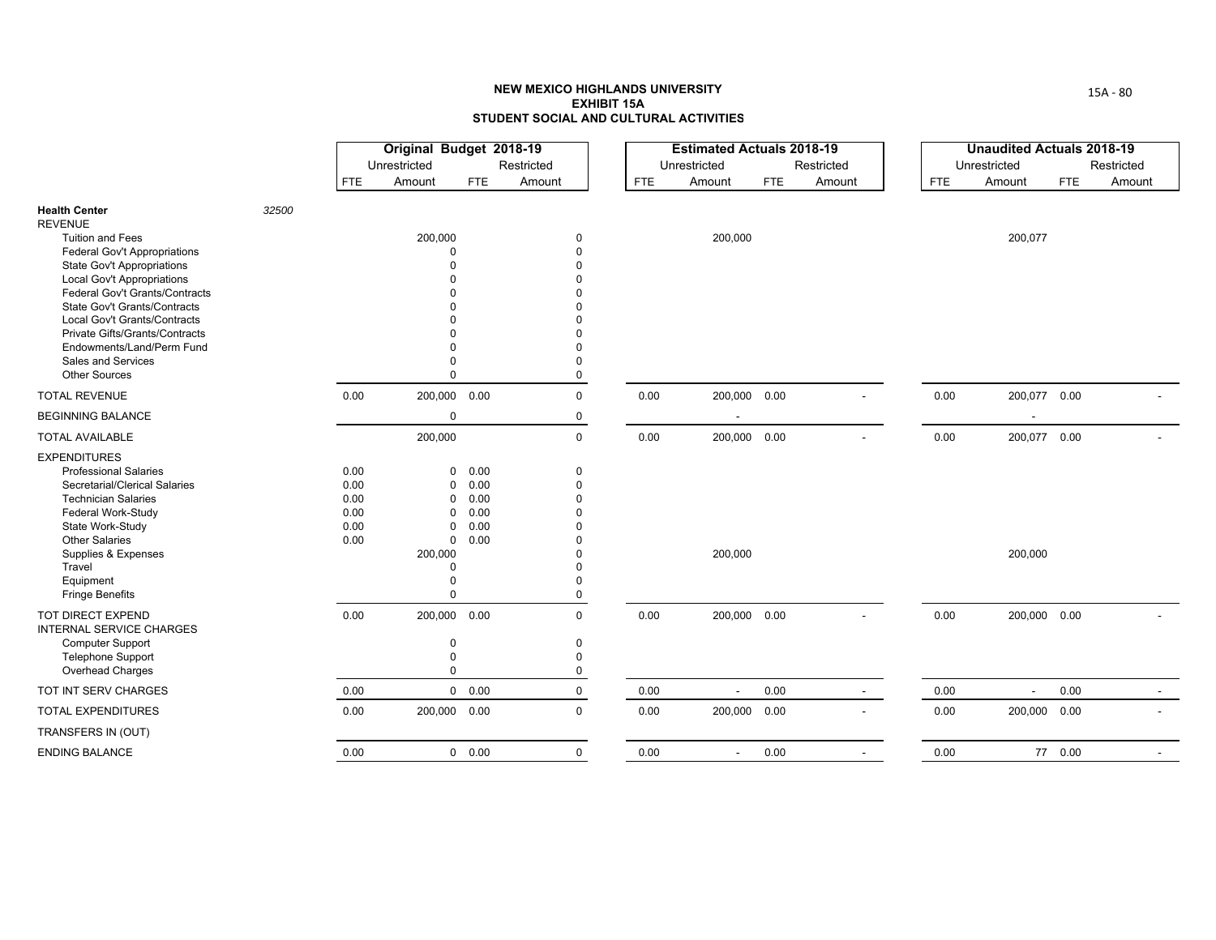**NEW MEXICO HIGHLANDS UNIVERSITY**
**EXHIBIT 15A**
**STUDENT SOCIAL AND CULTURAL ACTIVITIES**

| | | Original Budget 2018-19 | | | | Estimated Actuals 2018-19 | | | | Unaudited Actuals 2018-19 | | | |
|---|---|---|---|---|---|---|---|---|---|---|---|---|---|
| | | Unrestricted | | Restricted | | Unrestricted | | Restricted | | Unrestricted | | Restricted | |
| | | FTE | Amount | FTE | Amount | FTE | Amount | FTE | Amount | FTE | Amount | FTE | Amount |
| **Health Center** | *32500* | | | | | | | | | | | | |
| REVENUE | | | | | | | | | | | | | |
| Tuition and Fees | | | 200,000 | | 0 | | 200,000 | | | | 200,077 | | |
| Federal Gov't Appropriations | | | 0 | | 0 | | | | | | | | |
| State Gov't Appropriations | | | 0 | | 0 | | | | | | | | |
| Local Gov't Appropriations | | | 0 | | 0 | | | | | | | | |
| Federal Gov't Grants/Contracts | | | 0 | | 0 | | | | | | | | |
| State Gov't Grants/Contracts | | | 0 | | 0 | | | | | | | | |
| Local Gov't Grants/Contracts | | | 0 | | 0 | | | | | | | | |
| Private Gifts/Grants/Contracts | | | 0 | | 0 | | | | | | | | |
| Endowments/Land/Perm Fund | | | 0 | | 0 | | | | | | | | |
| Sales and Services | | | 0 | | 0 | | | | | | | | |
| Other Sources | | | 0 | | 0 | | | | | | | | |
| TOTAL REVENUE | | 0.00 | 200,000 | 0.00 | 0 | 0.00 | 200,000 | 0.00 | - | 0.00 | 200,077 | 0.00 | - |
| BEGINNING BALANCE | | | 0 | | 0 | | - | | | | - | | |
| TOTAL AVAILABLE | | | 200,000 | | 0 | 0.00 | 200,000 | 0.00 | - | 0.00 | 200,077 | 0.00 | - |
| EXPENDITURES | | | | | | | | | | | | | |
| Professional Salaries | | 0.00 | 0 | 0.00 | 0 | | | | | | | | |
| Secretarial/Clerical Salaries | | 0.00 | 0 | 0.00 | 0 | | | | | | | | |
| Technician Salaries | | 0.00 | 0 | 0.00 | 0 | | | | | | | | |
| Federal Work-Study | | 0.00 | 0 | 0.00 | 0 | | | | | | | | |
| State Work-Study | | 0.00 | 0 | 0.00 | 0 | | | | | | | | |
| Other Salaries | | 0.00 | 0 | 0.00 | 0 | | | | | | | | |
| Supplies & Expenses | | | 200,000 | | 0 | | 200,000 | | | | 200,000 | | |
| Travel | | | 0 | | 0 | | | | | | | | |
| Equipment | | | 0 | | 0 | | | | | | | | |
| Fringe Benefits | | | 0 | | 0 | | | | | | | | |
| TOT DIRECT EXPEND | | 0.00 | 200,000 | 0.00 | 0 | 0.00 | 200,000 | 0.00 | - | 0.00 | 200,000 | 0.00 | - |
| INTERNAL SERVICE CHARGES | | | | | | | | | | | | | |
| Computer Support | | | 0 | | 0 | | | | | | | | |
| Telephone Support | | | 0 | | 0 | | | | | | | | |
| Overhead Charges | | | 0 | | 0 | | | | | | | | |
| TOT INT SERV CHARGES | | 0.00 | 0 | 0.00 | 0 | 0.00 | - | 0.00 | - | 0.00 | - | 0.00 | - |
| TOTAL EXPENDITURES | | 0.00 | 200,000 | 0.00 | 0 | 0.00 | 200,000 | 0.00 | - | 0.00 | 200,000 | 0.00 | - |
| TRANSFERS IN (OUT) | | | | | | | | | | | | | |
| ENDING BALANCE | | 0.00 | 0 | 0.00 | 0 | 0.00 | - | 0.00 | - | 0.00 | 77 | 0.00 | - |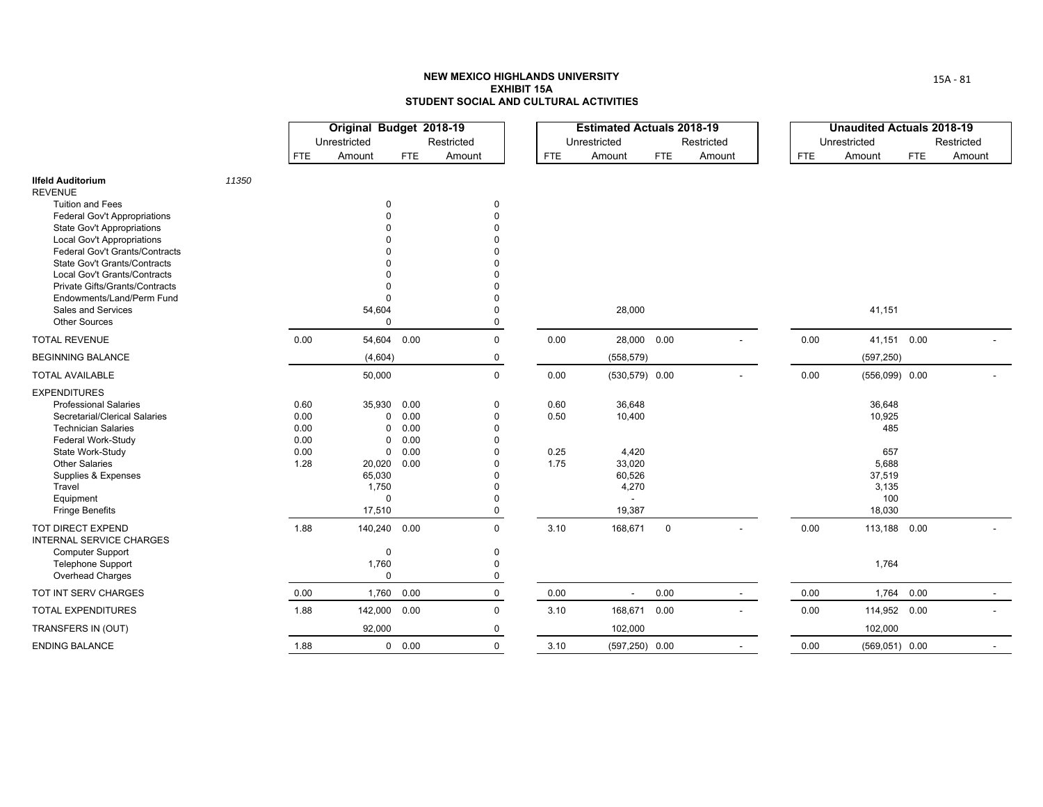# NEW MEXICO HIGHLANDS UNIVERSITY
## EXHIBIT 15A
## STUDENT SOCIAL AND CULTURAL ACTIVITIES

| | | Original Budget 2018-19 | | | | Estimated Actuals 2018-19 | | | | Unaudited Actuals 2018-19 | | | |
|---|---|---|---|---|---|---|---|---|---|---|---|---|---|
| | | Unrestricted | | Restricted | | Unrestricted | | Restricted | | Unrestricted | | Restricted | |
| | | FTE | Amount | FTE | Amount | FTE | Amount | FTE | Amount | FTE | Amount | FTE | Amount |
| **Ilfeld Auditorium** | *11350* | | | | | | | | | | | | |
| REVENUE | | | | | | | | | | | | | |
| Tuition and Fees | | | 0 | | 0 | | | | | | | | |
| Federal Gov't Appropriations | | | 0 | | 0 | | | | | | | | |
| State Gov't Appropriations | | | 0 | | 0 | | | | | | | | |
| Local Gov't Appropriations | | | 0 | | 0 | | | | | | | | |
| Federal Gov't Grants/Contracts | | | 0 | | 0 | | | | | | | | |
| State Gov't Grants/Contracts | | | 0 | | 0 | | | | | | | | |
| Local Gov't Grants/Contracts | | | 0 | | 0 | | | | | | | | |
| Private Gifts/Grants/Contracts | | | 0 | | 0 | | | | | | | | |
| Endowments/Land/Perm Fund | | | 0 | | 0 | | | | | | | | |
| Sales and Services | | | 54,604 | | 0 | | 28,000 | | | | 41,151 | | |
| Other Sources | | | 0 | | 0 | | | | | | | | |
| TOTAL REVENUE | | 0.00 | 54,604 | 0.00 | 0 | 0.00 | 28,000 | 0.00 | - | 0.00 | 41,151 | 0.00 | - |
| BEGINNING BALANCE | | | (4,604) | | 0 | | (558,579) | | | | (597,250) | | |
| TOTAL AVAILABLE | | | 50,000 | | 0 | 0.00 | (530,579) | 0.00 | - | 0.00 | (556,099) | 0.00 | - |
| EXPENDITURES | | | | | | | | | | | | | |
| Professional Salaries | | 0.60 | 35,930 | 0.00 | 0 | 0.60 | 36,648 | | | | 36,648 | | |
| Secretarial/Clerical Salaries | | 0.00 | 0 | 0.00 | 0 | 0.50 | 10,400 | | | | 10,925 | | |
| Technician Salaries | | 0.00 | 0 | 0.00 | 0 | | | | | | 485 | | |
| Federal Work-Study | | 0.00 | 0 | 0.00 | 0 | | | | | | | | |
| State Work-Study | | 0.00 | 0 | 0.00 | 0 | 0.25 | 4,420 | | | | 657 | | |
| Other Salaries | | 1.28 | 20,020 | 0.00 | 0 | 1.75 | 33,020 | | | | 5,688 | | |
| Supplies & Expenses | | | 65,030 | | 0 | | 60,526 | | | | 37,519 | | |
| Travel | | | 1,750 | | 0 | | 4,270 | | | | 3,135 | | |
| Equipment | | | 0 | | 0 | | - | | | | 100 | | |
| Fringe Benefits | | | 17,510 | | 0 | | 19,387 | | | | 18,030 | | |
| TOT DIRECT EXPEND | | 1.88 | 140,240 | 0.00 | 0 | 3.10 | 168,671 | 0 | - | 0.00 | 113,188 | 0.00 | - |
| INTERNAL SERVICE CHARGES | | | | | | | | | | | | | |
| Computer Support | | | 0 | | 0 | | | | | | | | |
| Telephone Support | | | 1,760 | | 0 | | | | | | 1,764 | | |
| Overhead Charges | | | 0 | | 0 | | | | | | | | |
| TOT INT SERV CHARGES | | 0.00 | 1,760 | 0.00 | 0 | 0.00 | - | 0.00 | - | 0.00 | 1,764 | 0.00 | - |
| TOTAL EXPENDITURES | | 1.88 | 142,000 | 0.00 | 0 | 3.10 | 168,671 | 0.00 | - | 0.00 | 114,952 | 0.00 | - |
| TRANSFERS IN (OUT) | | | 92,000 | | 0 | | 102,000 | | | | 102,000 | | |
| ENDING BALANCE | | 1.88 | 0 | 0.00 | 0 | 3.10 | (597,250) | 0.00 | - | 0.00 | (569,051) | 0.00 | - |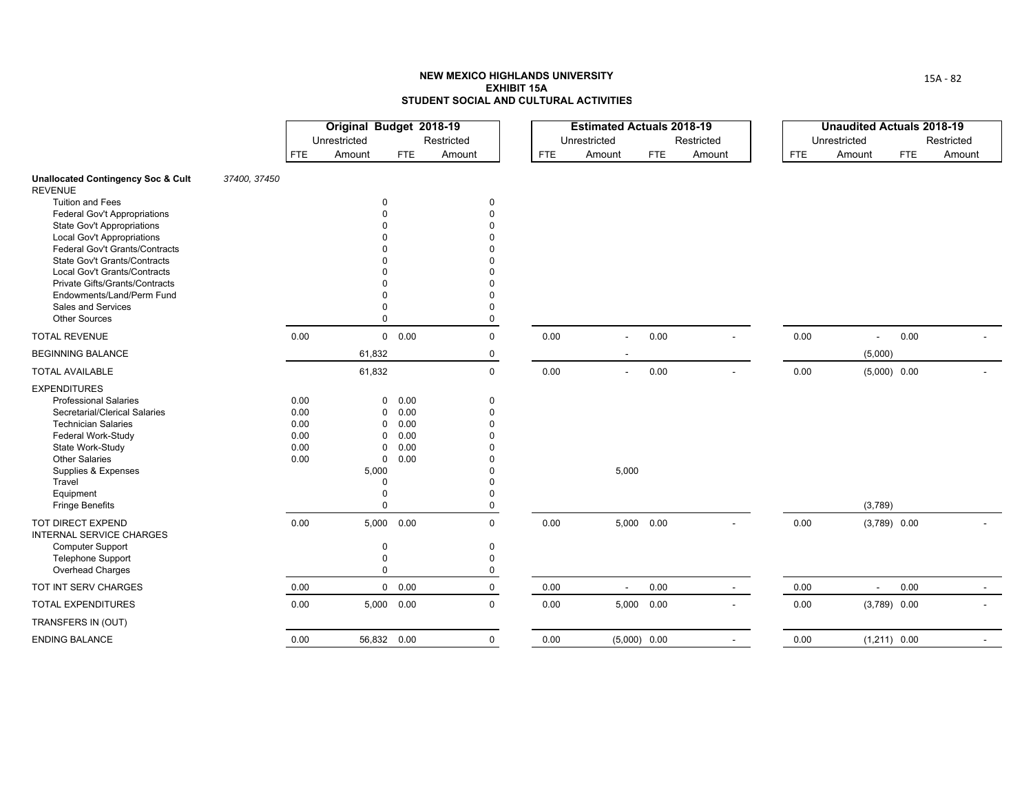**NEW MEXICO HIGHLANDS UNIVERSITY**
**EXHIBIT 15A**
**STUDENT SOCIAL AND CULTURAL ACTIVITIES**

| | Original Budget 2018-19 | | | | Estimated Actuals 2018-19 | | | | Unaudited Actuals 2018-19 | | | |
|---|---|---|---|---|---|---|---|---|---|---|---|---|
| | Unrestricted | | Restricted | | Unrestricted | | Restricted | | Unrestricted | | Restricted | |
| | FTE | Amount | FTE | Amount | FTE | Amount | FTE | Amount | FTE | Amount | FTE | Amount |
| **Unallocated Contingency Soc & Cult** *37400, 37450* | | | | | | | | | | | | |
| REVENUE | | | | | | | | | | | | |
| Tuition and Fees | | 0 | | 0 | | | | | | | | |
| Federal Gov't Appropriations | | 0 | | 0 | | | | | | | | |
| State Gov't Appropriations | | 0 | | 0 | | | | | | | | |
| Local Gov't Appropriations | | 0 | | 0 | | | | | | | | |
| Federal Gov't Grants/Contracts | | 0 | | 0 | | | | | | | | |
| State Gov't Grants/Contracts | | 0 | | 0 | | | | | | | | |
| Local Gov't Grants/Contracts | | 0 | | 0 | | | | | | | | |
| Private Gifts/Grants/Contracts | | 0 | | 0 | | | | | | | | |
| Endowments/Land/Perm Fund | | 0 | | 0 | | | | | | | | |
| Sales and Services | | 0 | | 0 | | | | | | | | |
| Other Sources | | 0 | | 0 | | | | | | | | |
| TOTAL REVENUE | 0.00 | 0 | 0.00 | 0 | 0.00 | - | 0.00 | - | 0.00 | - | 0.00 | - |
| BEGINNING BALANCE | | 61,832 | | 0 | | - | | | | (5,000) | | |
| TOTAL AVAILABLE | | 61,832 | | 0 | 0.00 | - | 0.00 | - | 0.00 | (5,000) | 0.00 | - |
| EXPENDITURES | | | | | | | | | | | | |
| Professional Salaries | 0.00 | 0 | 0.00 | 0 | | | | | | | | |
| Secretarial/Clerical Salaries | 0.00 | 0 | 0.00 | 0 | | | | | | | | |
| Technician Salaries | 0.00 | 0 | 0.00 | 0 | | | | | | | | |
| Federal Work-Study | 0.00 | 0 | 0.00 | 0 | | | | | | | | |
| State Work-Study | 0.00 | 0 | 0.00 | 0 | | | | | | | | |
| Other Salaries | 0.00 | 0 | 0.00 | 0 | | | | | | | | |
| Supplies & Expenses | | 5,000 | | 0 | | 5,000 | | | | | | |
| Travel | | 0 | | 0 | | | | | | | | |
| Equipment | | 0 | | 0 | | | | | | | | |
| Fringe Benefits | | 0 | | 0 | | | | | | (3,789) | | |
| TOT DIRECT EXPEND | 0.00 | 5,000 | 0.00 | 0 | 0.00 | 5,000 | 0.00 | - | 0.00 | (3,789) | 0.00 | - |
| INTERNAL SERVICE CHARGES | | | | | | | | | | | | |
| Computer Support | | 0 | | 0 | | | | | | | | |
| Telephone Support | | 0 | | 0 | | | | | | | | |
| Overhead Charges | | 0 | | 0 | | | | | | | | |
| TOT INT SERV CHARGES | 0.00 | 0 | 0.00 | 0 | 0.00 | - | 0.00 | - | 0.00 | - | 0.00 | - |
| TOTAL EXPENDITURES | 0.00 | 5,000 | 0.00 | 0 | 0.00 | 5,000 | 0.00 | - | 0.00 | (3,789) | 0.00 | - |
| TRANSFERS IN (OUT) | | | | | | | | | | | | |
| ENDING BALANCE | 0.00 | 56,832 | 0.00 | 0 | 0.00 | (5,000) | 0.00 | - | 0.00 | (1,211) | 0.00 | - |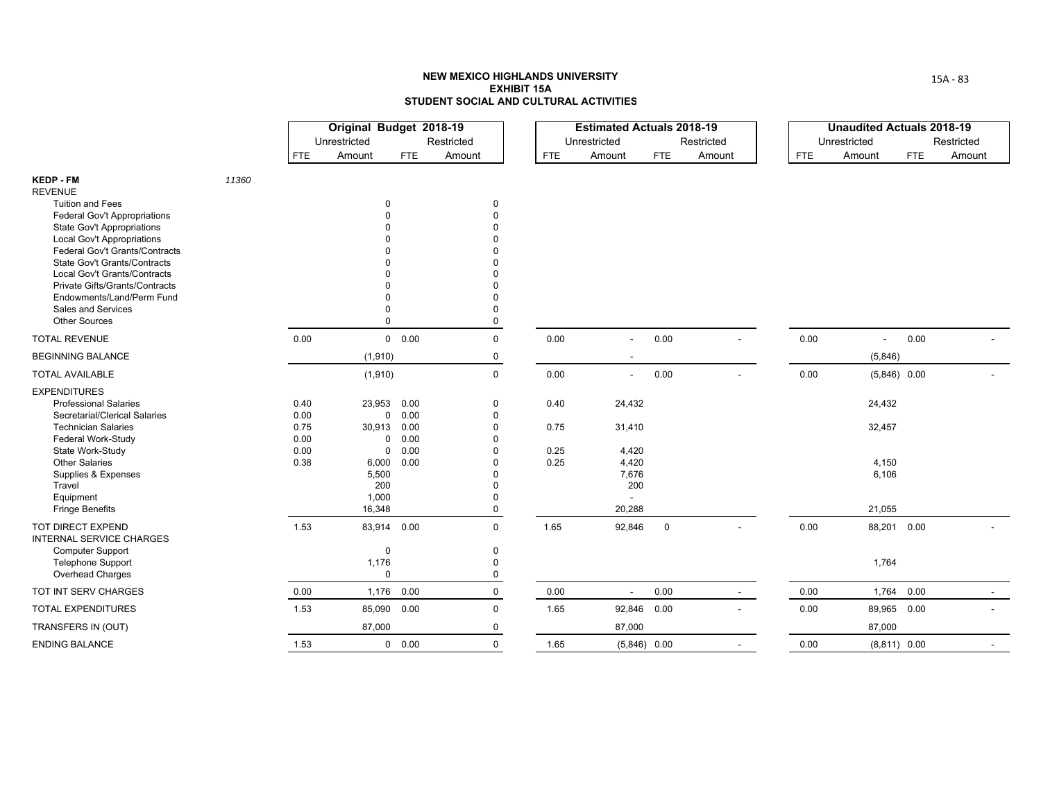**NEW MEXICO HIGHLANDS UNIVERSITY**
**EXHIBIT 15A**
**STUDENT SOCIAL AND CULTURAL ACTIVITIES**

| | | Original Budget 2018-19 | | | | Estimated Actuals 2018-19 | | | | Unaudited Actuals 2018-19 | | | |
|---|---|---|---|---|---|---|---|---|---|---|---|---|---|
| | | Unrestricted | | Restricted | | Unrestricted | | Restricted | | Unrestricted | | Restricted | |
| | | FTE | Amount | FTE | Amount | FTE | Amount | FTE | Amount | FTE | Amount | FTE | Amount |
| **KEDP - FM** | *11360* | | | | | | | | | | | | |
| REVENUE | | | | | | | | | | | | | |
| Tuition and Fees | | | 0 | | 0 | | | | | | | | |
| Federal Gov't Appropriations | | | 0 | | 0 | | | | | | | | |
| State Gov't Appropriations | | | 0 | | 0 | | | | | | | | |
| Local Gov't Appropriations | | | 0 | | 0 | | | | | | | | |
| Federal Gov't Grants/Contracts | | | 0 | | 0 | | | | | | | | |
| State Gov't Grants/Contracts | | | 0 | | 0 | | | | | | | | |
| Local Gov't Grants/Contracts | | | 0 | | 0 | | | | | | | | |
| Private Gifts/Grants/Contracts | | | 0 | | 0 | | | | | | | | |
| Endowments/Land/Perm Fund | | | 0 | | 0 | | | | | | | | |
| Sales and Services | | | 0 | | 0 | | | | | | | | |
| Other Sources | | | 0 | | 0 | | | | | | | | |
| TOTAL REVENUE | | 0.00 | 0 | 0.00 | 0 | 0.00 | - | 0.00 | - | 0.00 | - | 0.00 | - |
| BEGINNING BALANCE | | | (1,910) | | 0 | | - | | | | (5,846) | | |
| TOTAL AVAILABLE | | | (1,910) | | 0 | 0.00 | - | 0.00 | - | 0.00 | (5,846) | 0.00 | - |
| EXPENDITURES | | | | | | | | | | | | | |
| Professional Salaries | | 0.40 | 23,953 | 0.00 | 0 | 0.40 | 24,432 | | | | 24,432 | | |
| Secretarial/Clerical Salaries | | 0.00 | 0 | 0.00 | 0 | | | | | | | | |
| Technician Salaries | | 0.75 | 30,913 | 0.00 | 0 | 0.75 | 31,410 | | | | 32,457 | | |
| Federal Work-Study | | 0.00 | 0 | 0.00 | 0 | | | | | | | | |
| State Work-Study | | 0.00 | 0 | 0.00 | 0 | 0.25 | 4,420 | | | | | | |
| Other Salaries | | 0.38 | 6,000 | 0.00 | 0 | 0.25 | 4,420 | | | | 4,150 | | |
| Supplies & Expenses | | | 5,500 | | 0 | | 7,676 | | | | 6,106 | | |
| Travel | | | 200 | | 0 | | 200 | | | | | | |
| Equipment | | | 1,000 | | 0 | | - | | | | | | |
| Fringe Benefits | | | 16,348 | | 0 | | 20,288 | | | | 21,055 | | |
| TOT DIRECT EXPEND | | 1.53 | 83,914 | 0.00 | 0 | 1.65 | 92,846 | 0 | - | 0.00 | 88,201 | 0.00 | - |
| INTERNAL SERVICE CHARGES | | | | | | | | | | | | | |
| Computer Support | | | 0 | | 0 | | | | | | | | |
| Telephone Support | | | 1,176 | | 0 | | | | | | 1,764 | | |
| Overhead Charges | | | 0 | | 0 | | | | | | | | |
| TOT INT SERV CHARGES | | 0.00 | 1,176 | 0.00 | 0 | 0.00 | - | 0.00 | - | 0.00 | 1,764 | 0.00 | - |
| TOTAL EXPENDITURES | | 1.53 | 85,090 | 0.00 | 0 | 1.65 | 92,846 | 0.00 | - | 0.00 | 89,965 | 0.00 | - |
| TRANSFERS IN (OUT) | | | 87,000 | | 0 | | 87,000 | | | | 87,000 | | |
| ENDING BALANCE | | 1.53 | 0 | 0.00 | 0 | 1.65 | (5,846) | 0.00 | - | 0.00 | (8,811) | 0.00 | - |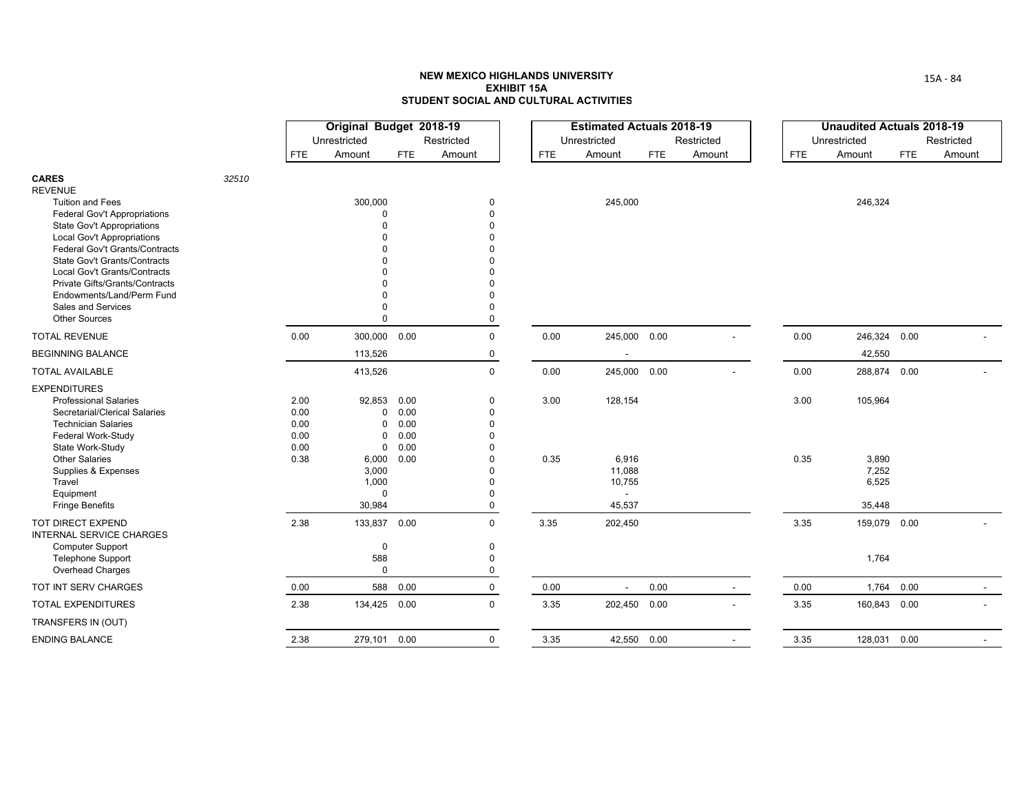**NEW MEXICO HIGHLANDS UNIVERSITY**
**EXHIBIT 15A**
**STUDENT SOCIAL AND CULTURAL ACTIVITIES**

| | Original Budget 2018-19 | | | | Estimated Actuals 2018-19 | | | | Unaudited Actuals 2018-19 | | | |
|---|---|---|---|---|---|---|---|---|---|---|---|---|
| | Unrestricted | | Restricted | | Unrestricted | | Restricted | | Unrestricted | | Restricted | |
| | FTE | Amount | FTE | Amount | FTE | Amount | FTE | Amount | FTE | Amount | FTE | Amount |
| **CARES** *32510* | | | | | | | | | | | | |
| REVENUE | | | | | | | | | | | | |
| Tuition and Fees | | 300,000 | | 0 | | 245,000 | | | | 246,324 | | |
| Federal Gov't Appropriations | | 0 | | 0 | | | | | | | | |
| State Gov't Appropriations | | 0 | | 0 | | | | | | | | |
| Local Gov't Appropriations | | 0 | | 0 | | | | | | | | |
| Federal Gov't Grants/Contracts | | 0 | | 0 | | | | | | | | |
| State Gov't Grants/Contracts | | 0 | | 0 | | | | | | | | |
| Local Gov't Grants/Contracts | | 0 | | 0 | | | | | | | | |
| Private Gifts/Grants/Contracts | | 0 | | 0 | | | | | | | | |
| Endowments/Land/Perm Fund | | 0 | | 0 | | | | | | | | |
| Sales and Services | | 0 | | 0 | | | | | | | | |
| Other Sources | | 0 | | 0 | | | | | | | | |
| TOTAL REVENUE | 0.00 | 300,000 | 0.00 | 0 | 0.00 | 245,000 | 0.00 | - | 0.00 | 246,324 | 0.00 | - |
| BEGINNING BALANCE | | 113,526 | | 0 | | - | | | | 42,550 | | |
| TOTAL AVAILABLE | | 413,526 | | 0 | 0.00 | 245,000 | 0.00 | - | 0.00 | 288,874 | 0.00 | - |
| EXPENDITURES | | | | | | | | | | | | |
| Professional Salaries | 2.00 | 92,853 | 0.00 | 0 | 3.00 | 128,154 | | | 3.00 | 105,964 | | |
| Secretarial/Clerical Salaries | 0.00 | 0 | 0.00 | 0 | | | | | | | | |
| Technician Salaries | 0.00 | 0 | 0.00 | 0 | | | | | | | | |
| Federal Work-Study | 0.00 | 0 | 0.00 | 0 | | | | | | | | |
| State Work-Study | 0.00 | 0 | 0.00 | 0 | | | | | | | | |
| Other Salaries | 0.38 | 6,000 | 0.00 | 0 | 0.35 | 6,916 | | | 0.35 | 3,890 | | |
| Supplies & Expenses | | 3,000 | | 0 | | 11,088 | | | | 7,252 | | |
| Travel | | 1,000 | | 0 | | 10,755 | | | | 6,525 | | |
| Equipment | | 0 | | 0 | | - | | | | | | |
| Fringe Benefits | | 30,984 | | 0 | | 45,537 | | | | 35,448 | | |
| TOT DIRECT EXPEND | 2.38 | 133,837 | 0.00 | 0 | 3.35 | 202,450 | | | 3.35 | 159,079 | 0.00 | - |
| INTERNAL SERVICE CHARGES | | | | | | | | | | | | |
| Computer Support | | 0 | | 0 | | | | | | | | |
| Telephone Support | | 588 | | 0 | | | | | | 1,764 | | |
| Overhead Charges | | 0 | | 0 | | | | | | | | |
| TOT INT SERV CHARGES | 0.00 | 588 | 0.00 | 0 | 0.00 | - | 0.00 | - | 0.00 | 1,764 | 0.00 | - |
| TOTAL EXPENDITURES | 2.38 | 134,425 | 0.00 | 0 | 3.35 | 202,450 | 0.00 | - | 3.35 | 160,843 | 0.00 | - |
| TRANSFERS IN (OUT) | | | | | | | | | | | | |
| ENDING BALANCE | 2.38 | 279,101 | 0.00 | 0 | 3.35 | 42,550 | 0.00 | - | 3.35 | 128,031 | 0.00 | - |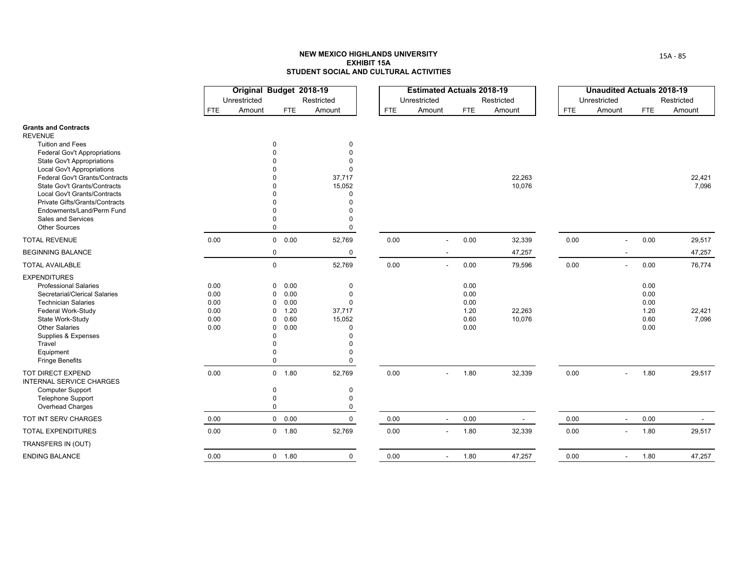**NEW MEXICO HIGHLANDS UNIVERSITY**
**EXHIBIT 15A**
**STUDENT SOCIAL AND CULTURAL ACTIVITIES**

| | Original Budget 2018-19 | | | | Estimated Actuals 2018-19 | | | | Unaudited Actuals 2018-19 | | | |
|---|---|---|---|---|---|---|---|---|---|---|---|---|
| | Unrestricted | | Restricted | | Unrestricted | | Restricted | | Unrestricted | | Restricted | |
| | FTE | Amount | FTE | Amount | FTE | Amount | FTE | Amount | FTE | Amount | FTE | Amount |
| **Grants and Contracts** | | | | | | | | | | | | |
| REVENUE | | | | | | | | | | | | |
| Tuition and Fees | | 0 | | 0 | | | | | | | | |
| Federal Gov't Appropriations | | 0 | | 0 | | | | | | | | |
| State Gov't Appropriations | | 0 | | 0 | | | | | | | | |
| Local Gov't Appropriations | | 0 | | 0 | | | | | | | | |
| Federal Gov't Grants/Contracts | | 0 | | 37,717 | | | | 22,263 | | | | 22,421 |
| State Gov't Grants/Contracts | | 0 | | 15,052 | | | | 10,076 | | | | 7,096 |
| Local Gov't Grants/Contracts | | 0 | | 0 | | | | | | | | |
| Private Gifts/Grants/Contracts | | 0 | | 0 | | | | | | | | |
| Endowments/Land/Perm Fund | | 0 | | 0 | | | | | | | | |
| Sales and Services | | 0 | | 0 | | | | | | | | |
| Other Sources | | 0 | | 0 | | | | | | | | |
| TOTAL REVENUE | 0.00 | 0 | 0.00 | 52,769 | 0.00 | - | 0.00 | 32,339 | 0.00 | - | 0.00 | 29,517 |
| BEGINNING BALANCE | | 0 | | 0 | | - | | 47,257 | | - | | 47,257 |
| TOTAL AVAILABLE | | 0 | | 52,769 | 0.00 | - | 0.00 | 79,596 | 0.00 | - | 0.00 | 76,774 |
| EXPENDITURES | | | | | | | | | | | | |
| Professional Salaries | 0.00 | 0 | 0.00 | 0 | | | 0.00 | | | | 0.00 | |
| Secretarial/Clerical Salaries | 0.00 | 0 | 0.00 | 0 | | | 0.00 | | | | 0.00 | |
| Technician Salaries | 0.00 | 0 | 0.00 | 0 | | | 0.00 | | | | 0.00 | |
| Federal Work-Study | 0.00 | 0 | 1.20 | 37,717 | | | 1.20 | 22,263 | | | 1.20 | 22,421 |
| State Work-Study | 0.00 | 0 | 0.60 | 15,052 | | | 0.60 | 10,076 | | | 0.60 | 7,096 |
| Other Salaries | 0.00 | 0 | 0.00 | 0 | | | 0.00 | | | | 0.00 | |
| Supplies & Expenses | | 0 | | 0 | | | | | | | | |
| Travel | | 0 | | 0 | | | | | | | | |
| Equipment | | 0 | | 0 | | | | | | | | |
| Fringe Benefits | | 0 | | 0 | | | | | | | | |
| TOT DIRECT EXPEND | 0.00 | 0 | 1.80 | 52,769 | 0.00 | - | 1.80 | 32,339 | 0.00 | - | 1.80 | 29,517 |
| INTERNAL SERVICE CHARGES | | | | | | | | | | | | |
| Computer Support | | 0 | | 0 | | | | | | | | |
| Telephone Support | | 0 | | 0 | | | | | | | | |
| Overhead Charges | | 0 | | 0 | | | | | | | | |
| TOT INT SERV CHARGES | 0.00 | 0 | 0.00 | 0 | 0.00 | - | 0.00 | - | 0.00 | - | 0.00 | - |
| TOTAL EXPENDITURES | 0.00 | 0 | 1.80 | 52,769 | 0.00 | - | 1.80 | 32,339 | 0.00 | - | 1.80 | 29,517 |
| TRANSFERS IN (OUT) | | | | | | | | | | | | |
| ENDING BALANCE | 0.00 | 0 | 1.80 | 0 | 0.00 | - | 1.80 | 47,257 | 0.00 | - | 1.80 | 47,257 |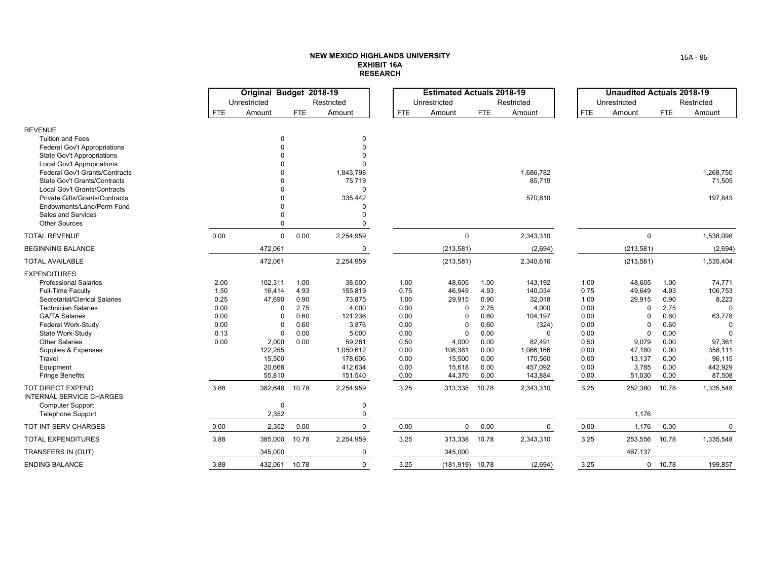**NEW MEXICO HIGHLANDS UNIVERSITY**
**EXHIBIT 16A**
**RESEARCH**

| | Original Budget 2018-19 | | | | Estimated Actuals 2018-19 | | | | Unaudited Actuals 2018-19 | | | |
|---|---|---|---|---|---|---|---|---|---|---|---|---|
| | Unrestricted | | Restricted | | Unrestricted | | Restricted | | Unrestricted | | Restricted | |
| | FTE | Amount | FTE | Amount | FTE | Amount | FTE | Amount | FTE | Amount | FTE | Amount |
| REVENUE | | | | | | | | | | | | |
| Tuition and Fees | | 0 | | 0 | | | | | | | | |
| Federal Gov't Appropriations | | 0 | | 0 | | | | | | | | |
| State Gov't Appropriations | | 0 | | 0 | | | | | | | | |
| Local Gov't Appropriations | | 0 | | 0 | | | | | | | | |
| Federal Gov't Grants/Contracts | | 0 | | 1,843,798 | | | | 1,686,782 | | | | 1,268,750 |
| State Gov't Grants/Contracts | | 0 | | 75,719 | | | | 85,719 | | | | 71,505 |
| Local Gov't Grants/Contracts | | 0 | | 0 | | | | | | | | |
| Private Gifts/Grants/Contracts | | 0 | | 335,442 | | | | 570,810 | | | | 197,843 |
| Endowments/Land/Perm Fund | | 0 | | 0 | | | | | | | | |
| Sales and Services | | 0 | | 0 | | | | | | | | |
| Other Sources | | 0 | | 0 | | | | | | | | |
| TOTAL REVENUE | 0.00 | 0 | 0.00 | 2,254,959 | | 0 | | 2,343,310 | | 0 | | 1,538,098 |
| BEGINNING BALANCE | | 472,061 | | 0 | | (213,581) | | (2,694) | | (213,581) | | (2,694) |
| TOTAL AVAILABLE | | 472,061 | | 2,254,959 | | (213,581) | | 2,340,616 | | (213,581) | | 1,535,404 |
| EXPENDITURES | | | | | | | | | | | | |
| Professional Salaries | 2.00 | 102,311 | 1.00 | 38,500 | 1.00 | 48,605 | 1.00 | 143,192 | 1.00 | 48,605 | 1.00 | 74,771 |
| Full-Time Faculty | 1.50 | 16,414 | 4.93 | 155,819 | 0.75 | 46,949 | 4.93 | 140,034 | 0.75 | 49,649 | 4.93 | 106,753 |
| Secretarial/Clerical Salaries | 0.25 | 47,690 | 0.90 | 73,875 | 1.00 | 29,915 | 0.90 | 32,018 | 1.00 | 29,915 | 0.90 | 8,223 |
| Technician Salaries | 0.00 | 0 | 2.75 | 4,000 | 0.00 | 0 | 2.75 | 4,000 | 0.00 | 0 | 2.75 | 0 |
| GA/TA Salaries | 0.00 | 0 | 0.60 | 121,236 | 0.00 | 0 | 0.60 | 104,197 | 0.00 | 0 | 0.60 | 63,778 |
| Federal Work-Study | 0.00 | 0 | 0.60 | 3,876 | 0.00 | 0 | 0.60 | (324) | 0.00 | 0 | 0.60 | 0 |
| State Work-Study | 0.13 | 0 | 0.00 | 5,000 | 0.00 | 0 | 0.00 | 0 | 0.00 | 0 | 0.00 | 0 |
| Other Salaries | 0.00 | 2,000 | 0.00 | 59,261 | 0.50 | 4,000 | 0.00 | 82,491 | 0.50 | 9,079 | 0.00 | 97,361 |
| Supplies & Expenses | | 122,255 | | 1,050,612 | 0.00 | 108,381 | 0.00 | 1,066,166 | 0.00 | 47,180 | 0.00 | 358,111 |
| Travel | | 15,500 | | 178,606 | 0.00 | 15,500 | 0.00 | 170,560 | 0.00 | 13,137 | 0.00 | 96,115 |
| Equipment | | 20,668 | | 412,634 | 0.00 | 15,618 | 0.00 | 457,092 | 0.00 | 3,785 | 0.00 | 442,929 |
| Fringe Benefits | | 55,810 | | 151,540 | 0.00 | 44,370 | 0.00 | 143,884 | 0.00 | 51,030 | 0.00 | 87,508 |
| TOT DIRECT EXPEND | 3.88 | 382,648 | 10.78 | 2,254,959 | 3.25 | 313,338 | 10.78 | 2,343,310 | 3.25 | 252,380 | 10.78 | 1,335,548 |
| INTERNAL SERVICE CHARGES | | | | | | | | | | | | |
| Computer Support | | 0 | | 0 | | | | | | | | |
| Telephone Support | | 2,352 | | 0 | | | | | | 1,176 | | |
| TOT INT SERV CHARGES | 0.00 | 2,352 | 0.00 | 0 | 0.00 | 0 | 0.00 | 0 | 0.00 | 1,176 | 0.00 | 0 |
| TOTAL EXPENDITURES | 3.88 | 385,000 | 10.78 | 2,254,959 | 3.25 | 313,338 | 10.78 | 2,343,310 | 3.25 | 253,556 | 10.78 | 1,335,548 |
| TRANSFERS IN (OUT) | | 345,000 | | 0 | | 345,000 | | | | 467,137 | | |
| ENDING BALANCE | 3.88 | 432,061 | 10.78 | 0 | 3.25 | (181,919) | 10.78 | (2,694) | 3.25 | 0 | 10.78 | 199,857 |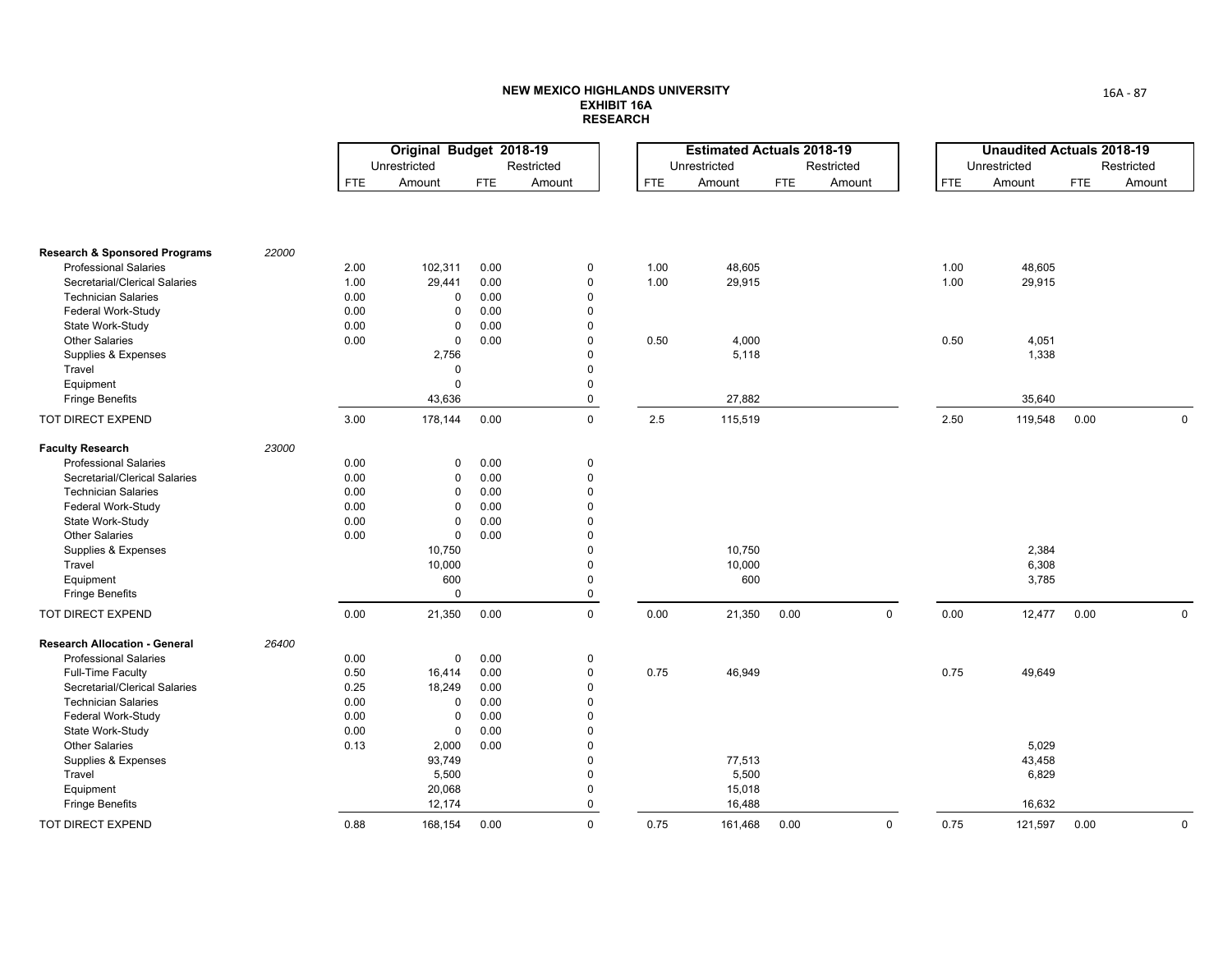**NEW MEXICO HIGHLANDS UNIVERSITY**
**EXHIBIT 16A**
**RESEARCH**

| | | Original Budget 2018-19 | | | | Estimated Actuals 2018-19 | | | | Unaudited Actuals 2018-19 | | | |
|---|---|---|---|---|---|---|---|---|---|---|---|---|---|
| | | Unrestricted | | Restricted | | Unrestricted | | Restricted | | Unrestricted | | Restricted | |
| | | FTE | Amount | FTE | Amount | FTE | Amount | FTE | Amount | FTE | Amount | FTE | Amount |
| **Research & Sponsored Programs** | 22000 | | | | | | | | | | | | |
| Professional Salaries | | 2.00 | 102,311 | 0.00 | 0 | 1.00 | 48,605 | | | 1.00 | 48,605 | | |
| Secretarial/Clerical Salaries | | 1.00 | 29,441 | 0.00 | 0 | 1.00 | 29,915 | | | 1.00 | 29,915 | | |
| Technician Salaries | | 0.00 | 0 | 0.00 | 0 | | | | | | | | |
| Federal Work-Study | | 0.00 | 0 | 0.00 | 0 | | | | | | | | |
| State Work-Study | | 0.00 | 0 | 0.00 | 0 | | | | | | | | |
| Other Salaries | | 0.00 | 0 | 0.00 | 0 | 0.50 | 4,000 | | | 0.50 | 4,051 | | |
| Supplies & Expenses | | | 2,756 | | 0 | | 5,118 | | | | 1,338 | | |
| Travel | | | 0 | | 0 | | | | | | | | |
| Equipment | | | 0 | | 0 | | | | | | | | |
| Fringe Benefits | | | 43,636 | | 0 | | 27,882 | | | | 35,640 | | |
| TOT DIRECT EXPEND | | 3.00 | 178,144 | 0.00 | 0 | 2.5 | 115,519 | | | 2.50 | 119,548 | 0.00 | 0 |
| **Faculty Research** | 23000 | | | | | | | | | | | | |
| Professional Salaries | | 0.00 | 0 | 0.00 | 0 | | | | | | | | |
| Secretarial/Clerical Salaries | | 0.00 | 0 | 0.00 | 0 | | | | | | | | |
| Technician Salaries | | 0.00 | 0 | 0.00 | 0 | | | | | | | | |
| Federal Work-Study | | 0.00 | 0 | 0.00 | 0 | | | | | | | | |
| State Work-Study | | 0.00 | 0 | 0.00 | 0 | | | | | | | | |
| Other Salaries | | 0.00 | 0 | 0.00 | 0 | | | | | | | | |
| Supplies & Expenses | | | 10,750 | | 0 | | 10,750 | | | | 2,384 | | |
| Travel | | | 10,000 | | 0 | | 10,000 | | | | 6,308 | | |
| Equipment | | | 600 | | 0 | | 600 | | | | 3,785 | | |
| Fringe Benefits | | | 0 | | 0 | | | | | | | | |
| TOT DIRECT EXPEND | | 0.00 | 21,350 | 0.00 | 0 | 0.00 | 21,350 | 0.00 | 0 | 0.00 | 12,477 | 0.00 | 0 |
| **Research Allocation - General** | 26400 | | | | | | | | | | | | |
| Professional Salaries | | 0.00 | 0 | 0.00 | 0 | | | | | | | | |
| Full-Time Faculty | | 0.50 | 16,414 | 0.00 | 0 | 0.75 | 46,949 | | | 0.75 | 49,649 | | |
| Secretarial/Clerical Salaries | | 0.25 | 18,249 | 0.00 | 0 | | | | | | | | |
| Technician Salaries | | 0.00 | 0 | 0.00 | 0 | | | | | | | | |
| Federal Work-Study | | 0.00 | 0 | 0.00 | 0 | | | | | | | | |
| State Work-Study | | 0.00 | 0 | 0.00 | 0 | | | | | | | | |
| Other Salaries | | 0.13 | 2,000 | 0.00 | 0 | | | | | | 5,029 | | |
| Supplies & Expenses | | | 93,749 | | 0 | | 77,513 | | | | 43,458 | | |
| Travel | | | 5,500 | | 0 | | 5,500 | | | | 6,829 | | |
| Equipment | | | 20,068 | | 0 | | 15,018 | | | | | | |
| Fringe Benefits | | | 12,174 | | 0 | | 16,488 | | | | 16,632 | | |
| TOT DIRECT EXPEND | | 0.88 | 168,154 | 0.00 | 0 | 0.75 | 161,468 | 0.00 | 0 | 0.75 | 121,597 | 0.00 | 0 |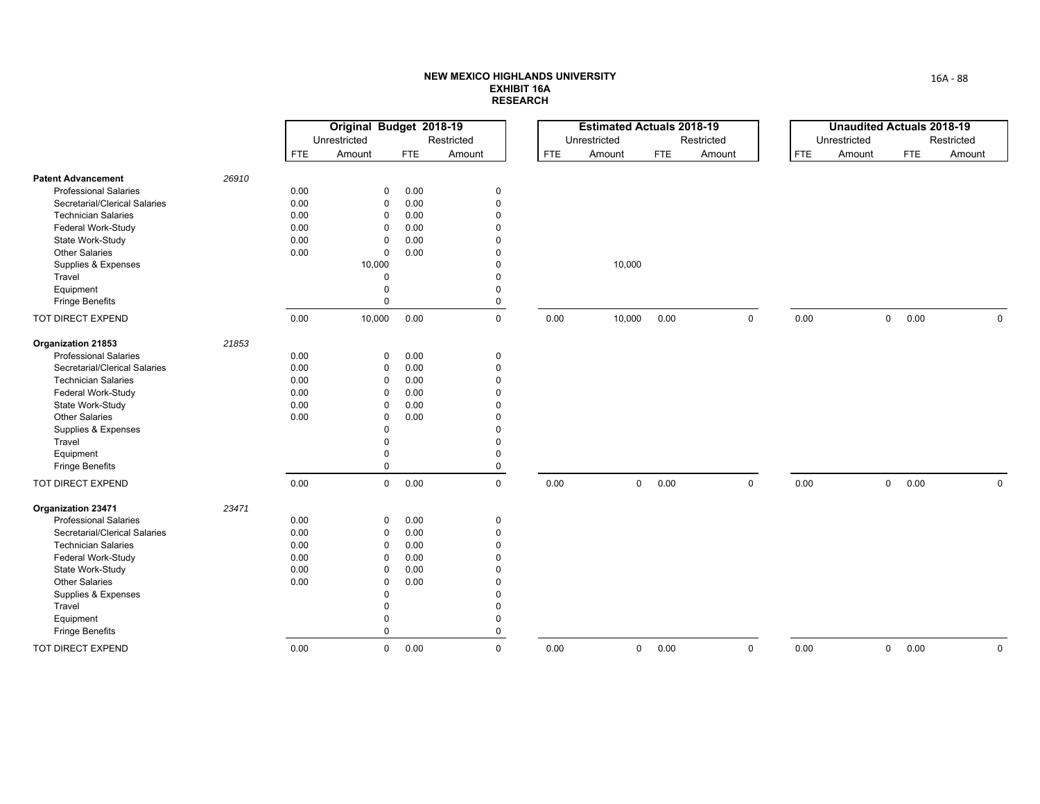**NEW MEXICO HIGHLANDS UNIVERSITY**
**EXHIBIT 16A**
**RESEARCH**

| | | Original Budget 2018-19 | | | | Estimated Actuals 2018-19 | | | | Unaudited Actuals 2018-19 | | | |
|---|---|---|---|---|---|---|---|---|---|---|---|---|---|
| | | Unrestricted | | Restricted | | Unrestricted | | Restricted | | Unrestricted | | Restricted | |
| | | FTE | Amount | FTE | Amount | FTE | Amount | FTE | Amount | FTE | Amount | FTE | Amount |
| **Patent Advancement** | *26910* | | | | | | | | | | | | |
| Professional Salaries | | 0.00 | 0 | 0.00 | 0 | | | | | | | | |
| Secretarial/Clerical Salaries | | 0.00 | 0 | 0.00 | 0 | | | | | | | | |
| Technician Salaries | | 0.00 | 0 | 0.00 | 0 | | | | | | | | |
| Federal Work-Study | | 0.00 | 0 | 0.00 | 0 | | | | | | | | |
| State Work-Study | | 0.00 | 0 | 0.00 | 0 | | | | | | | | |
| Other Salaries | | 0.00 | 0 | 0.00 | 0 | | | | | | | | |
| Supplies & Expenses | | | 10,000 | | 0 | | 10,000 | | | | | | |
| Travel | | | 0 | | 0 | | | | | | | | |
| Equipment | | | 0 | | 0 | | | | | | | | |
| Fringe Benefits | | | 0 | | 0 | | | | | | | | |
| TOT DIRECT EXPEND | | 0.00 | 10,000 | 0.00 | 0 | 0.00 | 10,000 | 0.00 | 0 | 0.00 | 0 | 0.00 | 0 |
| **Organization 21853** | *21853* | | | | | | | | | | | | |
| Professional Salaries | | 0.00 | 0 | 0.00 | 0 | | | | | | | | |
| Secretarial/Clerical Salaries | | 0.00 | 0 | 0.00 | 0 | | | | | | | | |
| Technician Salaries | | 0.00 | 0 | 0.00 | 0 | | | | | | | | |
| Federal Work-Study | | 0.00 | 0 | 0.00 | 0 | | | | | | | | |
| State Work-Study | | 0.00 | 0 | 0.00 | 0 | | | | | | | | |
| Other Salaries | | 0.00 | 0 | 0.00 | 0 | | | | | | | | |
| Supplies & Expenses | | | 0 | | 0 | | | | | | | | |
| Travel | | | 0 | | 0 | | | | | | | | |
| Equipment | | | 0 | | 0 | | | | | | | | |
| Fringe Benefits | | | 0 | | 0 | | | | | | | | |
| TOT DIRECT EXPEND | | 0.00 | 0 | 0.00 | 0 | 0.00 | 0 | 0.00 | 0 | 0.00 | 0 | 0.00 | 0 |
| **Organization 23471** | *23471* | | | | | | | | | | | | |
| Professional Salaries | | 0.00 | 0 | 0.00 | 0 | | | | | | | | |
| Secretarial/Clerical Salaries | | 0.00 | 0 | 0.00 | 0 | | | | | | | | |
| Technician Salaries | | 0.00 | 0 | 0.00 | 0 | | | | | | | | |
| Federal Work-Study | | 0.00 | 0 | 0.00 | 0 | | | | | | | | |
| State Work-Study | | 0.00 | 0 | 0.00 | 0 | | | | | | | | |
| Other Salaries | | 0.00 | 0 | 0.00 | 0 | | | | | | | | |
| Supplies & Expenses | | | 0 | | 0 | | | | | | | | |
| Travel | | | 0 | | 0 | | | | | | | | |
| Equipment | | | 0 | | 0 | | | | | | | | |
| Fringe Benefits | | | 0 | | 0 | | | | | | | | |
| TOT DIRECT EXPEND | | 0.00 | 0 | 0.00 | 0 | 0.00 | 0 | 0.00 | 0 | 0.00 | 0 | 0.00 | 0 |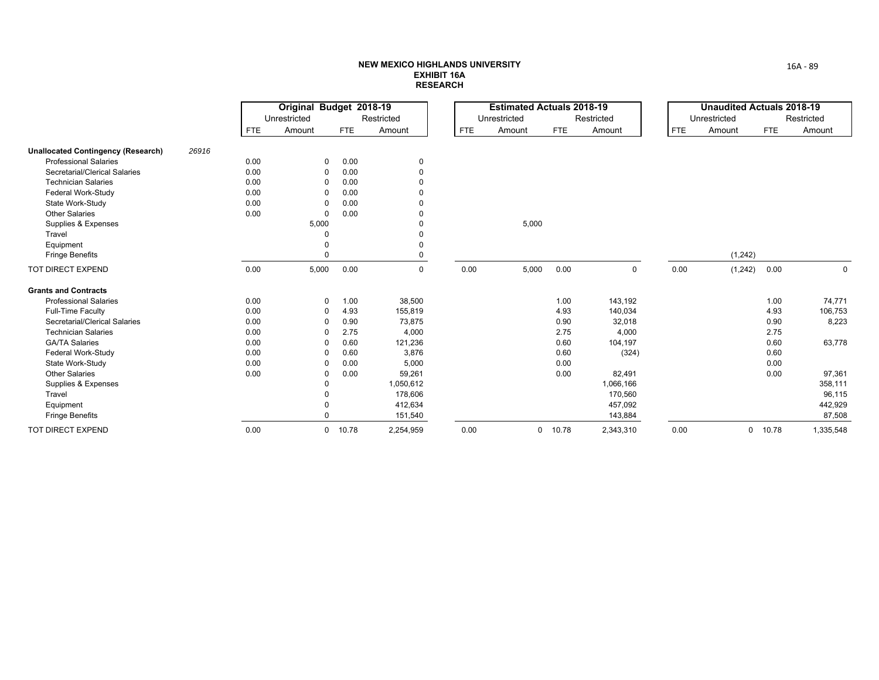# NEW MEXICO HIGHLANDS UNIVERSITY
## EXHIBIT 16A
## RESEARCH

| | | Original Budget 2018-19 | | | | Estimated Actuals 2018-19 | | | | Unaudited Actuals 2018-19 | | | |
|---|---|---|---|---|---|---|---|---|---|---|---|---|---|
| | | Unrestricted | | Restricted | | Unrestricted | | Restricted | | Unrestricted | | Restricted | |
| | | FTE | Amount | FTE | Amount | FTE | Amount | FTE | Amount | FTE | Amount | FTE | Amount |
| **Unallocated Contingency (Research)** | 26916 | | | | | | | | | | | | |
| Professional Salaries | | 0.00 | 0 | 0.00 | 0 | | | | | | | | |
| Secretarial/Clerical Salaries | | 0.00 | 0 | 0.00 | 0 | | | | | | | | |
| Technician Salaries | | 0.00 | 0 | 0.00 | 0 | | | | | | | | |
| Federal Work-Study | | 0.00 | 0 | 0.00 | 0 | | | | | | | | |
| State Work-Study | | 0.00 | 0 | 0.00 | 0 | | | | | | | | |
| Other Salaries | | 0.00 | 0 | 0.00 | 0 | | | | | | | | |
| Supplies & Expenses | | | 5,000 | | 0 | | 5,000 | | | | | | |
| Travel | | | 0 | | 0 | | | | | | | | |
| Equipment | | | 0 | | 0 | | | | | | | | |
| Fringe Benefits | | | 0 | | 0 | | | | | | (1,242) | | |
| TOT DIRECT EXPEND | | 0.00 | 5,000 | 0.00 | 0 | 0.00 | 5,000 | 0.00 | 0 | 0.00 | (1,242) | 0.00 | 0 |
| **Grants and Contracts** | | | | | | | | | | | | | |
| Professional Salaries | | 0.00 | 0 | 1.00 | 38,500 | | | 1.00 | 143,192 | | | 1.00 | 74,771 |
| Full-Time Faculty | | 0.00 | 0 | 4.93 | 155,819 | | | 4.93 | 140,034 | | | 4.93 | 106,753 |
| Secretarial/Clerical Salaries | | 0.00 | 0 | 0.90 | 73,875 | | | 0.90 | 32,018 | | | 0.90 | 8,223 |
| Technician Salaries | | 0.00 | 0 | 2.75 | 4,000 | | | 2.75 | 4,000 | | | 2.75 | |
| GA/TA Salaries | | 0.00 | 0 | 0.60 | 121,236 | | | 0.60 | 104,197 | | | 0.60 | 63,778 |
| Federal Work-Study | | 0.00 | 0 | 0.60 | 3,876 | | | 0.60 | (324) | | | 0.60 | |
| State Work-Study | | 0.00 | 0 | 0.00 | 5,000 | | | 0.00 | | | | 0.00 | |
| Other Salaries | | 0.00 | 0 | 0.00 | 59,261 | | | 0.00 | 82,491 | | | 0.00 | 97,361 |
| Supplies & Expenses | | | 0 | | 1,050,612 | | | | 1,066,166 | | | | 358,111 |
| Travel | | | 0 | | 178,606 | | | | 170,560 | | | | 96,115 |
| Equipment | | | 0 | | 412,634 | | | | 457,092 | | | | 442,929 |
| Fringe Benefits | | | 0 | | 151,540 | | | | 143,884 | | | | 87,508 |
| TOT DIRECT EXPEND | | 0.00 | 0 | 10.78 | 2,254,959 | 0.00 | 0 | 10.78 | 2,343,310 | 0.00 | 0 | 10.78 | 1,335,548 |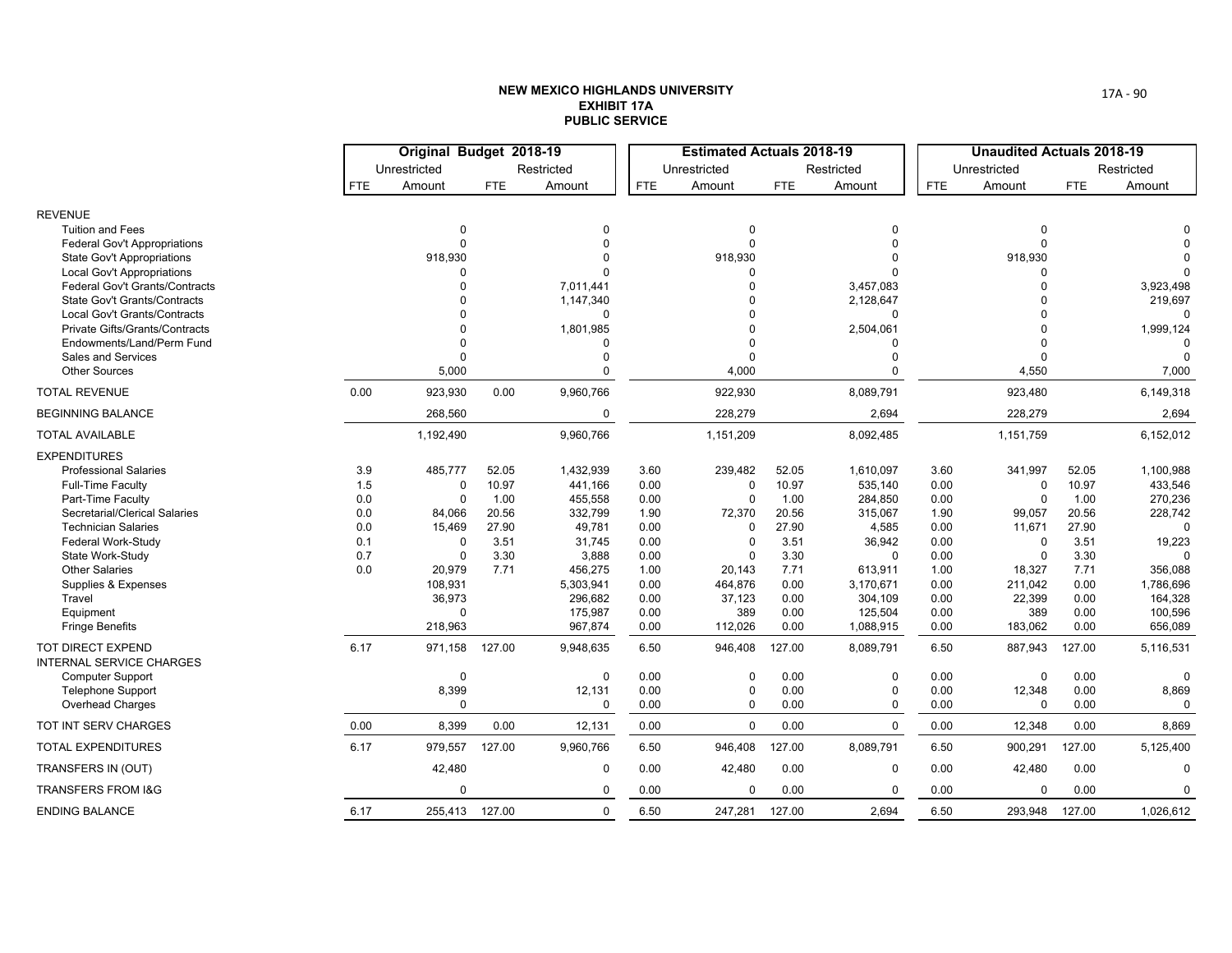**NEW MEXICO HIGHLANDS UNIVERSITY**
**EXHIBIT 17A**
**PUBLIC SERVICE**

| | Original Budget 2018-19 | | | | Estimated Actuals 2018-19 | | | | Unaudited Actuals 2018-19 | | | |
|---|---|---|---|---|---|---|---|---|---|---|---|---|
| | Unrestricted | | Restricted | | Unrestricted | | Restricted | | Unrestricted | | Restricted | |
| | FTE | Amount | FTE | Amount | FTE | Amount | FTE | Amount | FTE | Amount | FTE | Amount |
| REVENUE | | | | | | | | | | | | |
| Tuition and Fees | | 0 | | 0 | | 0 | | 0 | | 0 | | 0 |
| Federal Gov't Appropriations | | 0 | | 0 | | 0 | | 0 | | 0 | | 0 |
| State Gov't Appropriations | | 918,930 | | 0 | | 918,930 | | 0 | | 918,930 | | 0 |
| Local Gov't Appropriations | | 0 | | 0 | | 0 | | 0 | | 0 | | 0 |
| Federal Gov't Grants/Contracts | | 0 | | 7,011,441 | | 0 | | 3,457,083 | | 0 | | 3,923,498 |
| State Gov't Grants/Contracts | | 0 | | 1,147,340 | | 0 | | 2,128,647 | | 0 | | 219,697 |
| Local Gov't Grants/Contracts | | 0 | | 0 | | 0 | | 0 | | 0 | | 0 |
| Private Gifts/Grants/Contracts | | 0 | | 1,801,985 | | 0 | | 2,504,061 | | 0 | | 1,999,124 |
| Endowments/Land/Perm Fund | | 0 | | 0 | | 0 | | 0 | | 0 | | 0 |
| Sales and Services | | 0 | | 0 | | 0 | | 0 | | 0 | | 0 |
| Other Sources | | 5,000 | | 0 | | 4,000 | | 0 | | 4,550 | | 7,000 |
| TOTAL REVENUE | 0.00 | 923,930 | 0.00 | 9,960,766 | | 922,930 | | 8,089,791 | | 923,480 | | 6,149,318 |
| BEGINNING BALANCE | | 268,560 | | 0 | | 228,279 | | 2,694 | | 228,279 | | 2,694 |
| TOTAL AVAILABLE | | 1,192,490 | | 9,960,766 | | 1,151,209 | | 8,092,485 | | 1,151,759 | | 6,152,012 |
| EXPENDITURES | | | | | | | | | | | | |
| Professional Salaries | 3.9 | 485,777 | 52.05 | 1,432,939 | 3.60 | 239,482 | 52.05 | 1,610,097 | 3.60 | 341,997 | 52.05 | 1,100,988 |
| Full-Time Faculty | 1.5 | 0 | 10.97 | 441,166 | 0.00 | 0 | 10.97 | 535,140 | 0.00 | 0 | 10.97 | 433,546 |
| Part-Time Faculty | 0.0 | 0 | 1.00 | 455,558 | 0.00 | 0 | 1.00 | 284,850 | 0.00 | 0 | 1.00 | 270,236 |
| Secretarial/Clerical Salaries | 0.0 | 84,066 | 20.56 | 332,799 | 1.90 | 72,370 | 20.56 | 315,067 | 1.90 | 99,057 | 20.56 | 228,742 |
| Technician Salaries | 0.0 | 15,469 | 27.90 | 49,781 | 0.00 | 0 | 27.90 | 4,585 | 0.00 | 11,671 | 27.90 | 0 |
| Federal Work-Study | 0.1 | 0 | 3.51 | 31,745 | 0.00 | 0 | 3.51 | 36,942 | 0.00 | 0 | 3.51 | 19,223 |
| State Work-Study | 0.7 | 0 | 3.30 | 3,888 | 0.00 | 0 | 3.30 | 0 | 0.00 | 0 | 3.30 | 0 |
| Other Salaries | 0.0 | 20,979 | 7.71 | 456,275 | 1.00 | 20,143 | 7.71 | 613,911 | 1.00 | 18,327 | 7.71 | 356,088 |
| Supplies & Expenses | | 108,931 | | 5,303,941 | 0.00 | 464,876 | 0.00 | 3,170,671 | 0.00 | 211,042 | 0.00 | 1,786,696 |
| Travel | | 36,973 | | 296,682 | 0.00 | 37,123 | 0.00 | 304,109 | 0.00 | 22,399 | 0.00 | 164,328 |
| Equipment | | 0 | | 175,987 | 0.00 | 389 | 0.00 | 125,504 | 0.00 | 389 | 0.00 | 100,596 |
| Fringe Benefits | | 218,963 | | 967,874 | 0.00 | 112,026 | 0.00 | 1,088,915 | 0.00 | 183,062 | 0.00 | 656,089 |
| TOT DIRECT EXPEND | 6.17 | 971,158 | 127.00 | 9,948,635 | 6.50 | 946,408 | 127.00 | 8,089,791 | 6.50 | 887,943 | 127.00 | 5,116,531 |
| INTERNAL SERVICE CHARGES | | | | | | | | | | | | |
| Computer Support | | 0 | | 0 | 0.00 | 0 | 0.00 | 0 | 0.00 | 0 | 0.00 | 0 |
| Telephone Support | | 8,399 | | 12,131 | 0.00 | 0 | 0.00 | 0 | 0.00 | 12,348 | 0.00 | 8,869 |
| Overhead Charges | | 0 | | 0 | 0.00 | 0 | 0.00 | 0 | 0.00 | 0 | 0.00 | 0 |
| TOT INT SERV CHARGES | 0.00 | 8,399 | 0.00 | 12,131 | 0.00 | 0 | 0.00 | 0 | 0.00 | 12,348 | 0.00 | 8,869 |
| TOTAL EXPENDITURES | 6.17 | 979,557 | 127.00 | 9,960,766 | 6.50 | 946,408 | 127.00 | 8,089,791 | 6.50 | 900,291 | 127.00 | 5,125,400 |
| TRANSFERS IN (OUT) | | 42,480 | | 0 | 0.00 | 42,480 | 0.00 | 0 | 0.00 | 42,480 | 0.00 | 0 |
| TRANSFERS FROM I&G | | 0 | | 0 | 0.00 | 0 | 0.00 | 0 | 0.00 | 0 | 0.00 | 0 |
| ENDING BALANCE | 6.17 | 255,413 | 127.00 | 0 | 6.50 | 247,281 | 127.00 | 2,694 | 6.50 | 293,948 | 127.00 | 1,026,612 |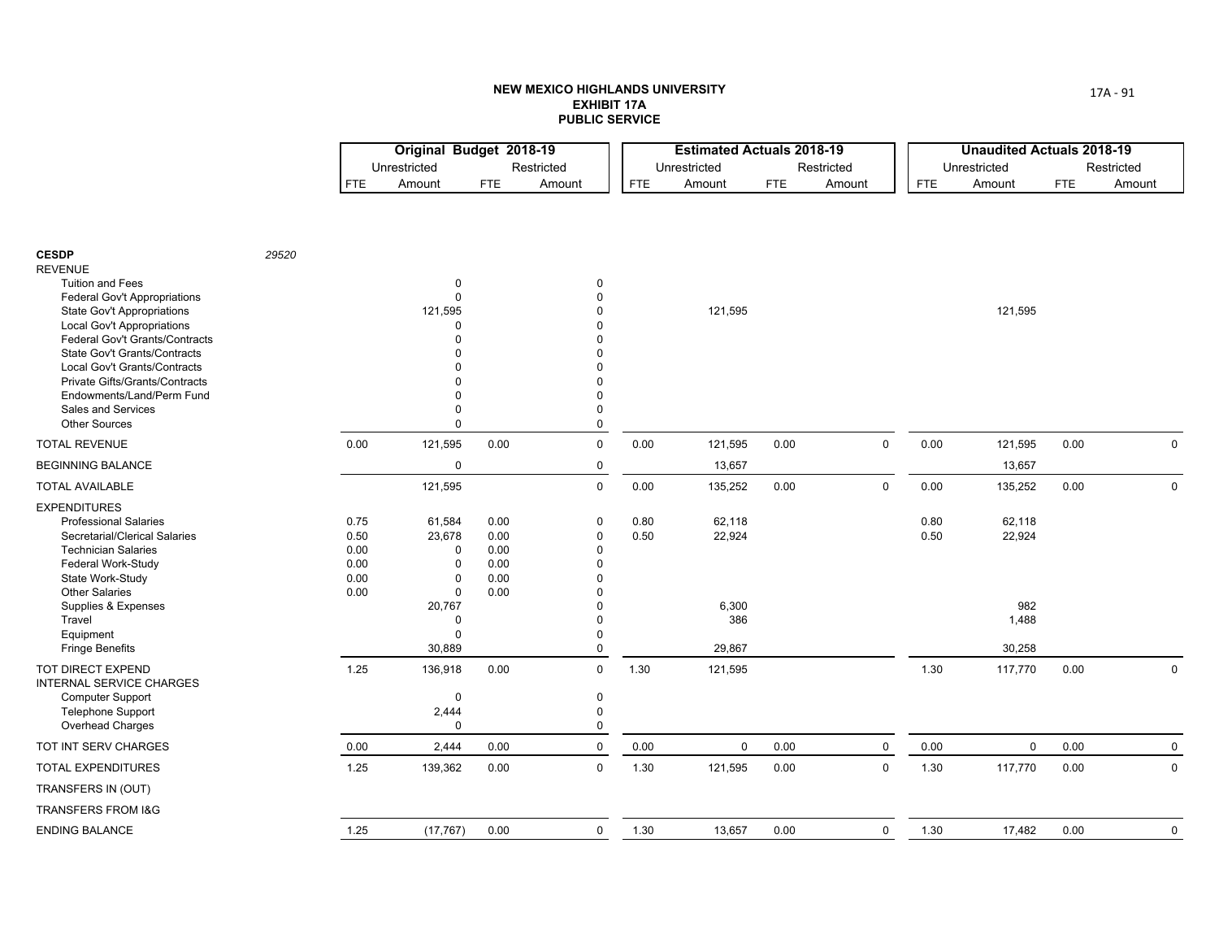**NEW MEXICO HIGHLANDS UNIVERSITY**
**EXHIBIT 17A**
**PUBLIC SERVICE**

| | | Original Budget 2018-19 | | | | Estimated Actuals 2018-19 | | | | Unaudited Actuals 2018-19 | | | |
|---|---|---|---|---|---|---|---|---|---|---|---|---|---|
| | | Unrestricted | | Restricted | | Unrestricted | | Restricted | | Unrestricted | | Restricted | |
| | | FTE | Amount | FTE | Amount | FTE | Amount | FTE | Amount | FTE | Amount | FTE | Amount |
| **CESDP** | *29520* | | | | | | | | | | | | |
| REVENUE | | | | | | | | | | | | | |
| Tuition and Fees | | | 0 | | 0 | | | | | | | | |
| Federal Gov't Appropriations | | | 0 | | 0 | | | | | | | | |
| State Gov't Appropriations | | | 121,595 | | 0 | | 121,595 | | | | 121,595 | | |
| Local Gov't Appropriations | | | 0 | | 0 | | | | | | | | |
| Federal Gov't Grants/Contracts | | | 0 | | 0 | | | | | | | | |
| State Gov't Grants/Contracts | | | 0 | | 0 | | | | | | | | |
| Local Gov't Grants/Contracts | | | 0 | | 0 | | | | | | | | |
| Private Gifts/Grants/Contracts | | | 0 | | 0 | | | | | | | | |
| Endowments/Land/Perm Fund | | | 0 | | 0 | | | | | | | | |
| Sales and Services | | | 0 | | 0 | | | | | | | | |
| Other Sources | | | 0 | | 0 | | | | | | | | |
| TOTAL REVENUE | | 0.00 | 121,595 | 0.00 | 0 | 0.00 | 121,595 | 0.00 | 0 | 0.00 | 121,595 | 0.00 | 0 |
| BEGINNING BALANCE | | | 0 | | 0 | | 13,657 | | | | 13,657 | | |
| TOTAL AVAILABLE | | | 121,595 | | 0 | 0.00 | 135,252 | 0.00 | 0 | 0.00 | 135,252 | 0.00 | 0 |
| EXPENDITURES | | | | | | | | | | | | | |
| Professional Salaries | | 0.75 | 61,584 | 0.00 | 0 | 0.80 | 62,118 | | | 0.80 | 62,118 | | |
| Secretarial/Clerical Salaries | | 0.50 | 23,678 | 0.00 | 0 | 0.50 | 22,924 | | | 0.50 | 22,924 | | |
| Technician Salaries | | 0.00 | 0 | 0.00 | 0 | | | | | | | | |
| Federal Work-Study | | 0.00 | 0 | 0.00 | 0 | | | | | | | | |
| State Work-Study | | 0.00 | 0 | 0.00 | 0 | | | | | | | | |
| Other Salaries | | 0.00 | 0 | 0.00 | 0 | | | | | | | | |
| Supplies & Expenses | | | 20,767 | | 0 | | 6,300 | | | | 982 | | |
| Travel | | | 0 | | 0 | | 386 | | | | 1,488 | | |
| Equipment | | | 0 | | 0 | | | | | | | | |
| Fringe Benefits | | | 30,889 | | 0 | | 29,867 | | | | 30,258 | | |
| TOT DIRECT EXPEND | | 1.25 | 136,918 | 0.00 | 0 | 1.30 | 121,595 | | | 1.30 | 117,770 | 0.00 | 0 |
| INTERNAL SERVICE CHARGES | | | | | | | | | | | | | |
| Computer Support | | | 0 | | 0 | | | | | | | | |
| Telephone Support | | | 2,444 | | 0 | | | | | | | | |
| Overhead Charges | | | 0 | | 0 | | | | | | | | |
| TOT INT SERV CHARGES | | 0.00 | 2,444 | 0.00 | 0 | 0.00 | 0 | 0.00 | 0 | 0.00 | 0 | 0.00 | 0 |
| TOTAL EXPENDITURES | | 1.25 | 139,362 | 0.00 | 0 | 1.30 | 121,595 | 0.00 | 0 | 1.30 | 117,770 | 0.00 | 0 |
| TRANSFERS IN (OUT) | | | | | | | | | | | | | |
| TRANSFERS FROM I&G | | | | | | | | | | | | | |
| ENDING BALANCE | | 1.25 | (17,767) | 0.00 | 0 | 1.30 | 13,657 | 0.00 | 0 | 1.30 | 17,482 | 0.00 | 0 |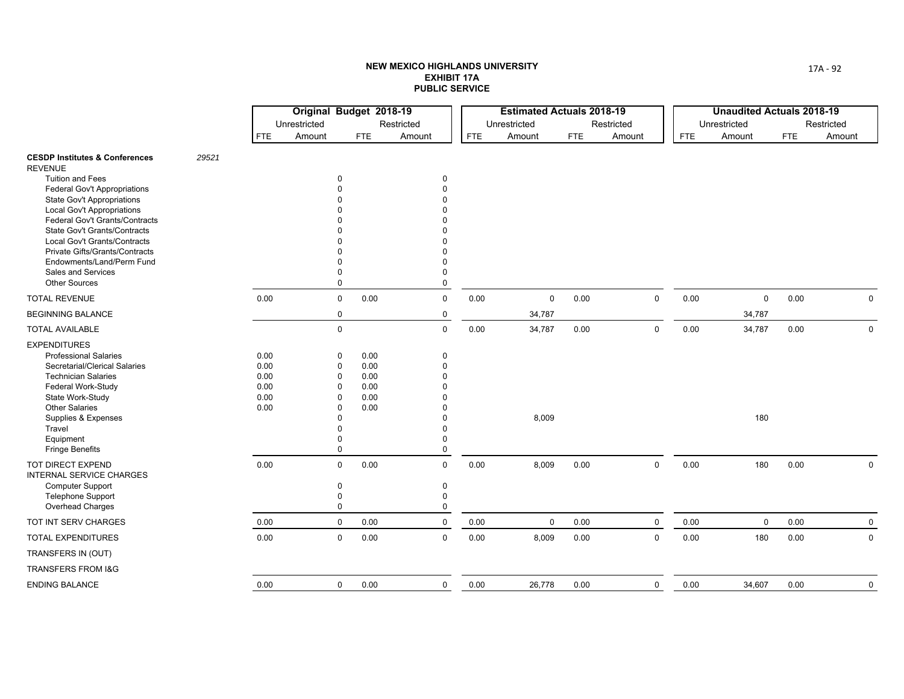**NEW MEXICO HIGHLANDS UNIVERSITY**
**EXHIBIT 17A**
**PUBLIC SERVICE**

| | | Original Budget 2018-19 | | | | Estimated Actuals 2018-19 | | | | Unaudited Actuals 2018-19 | | | |
|---|---|---|---|---|---|---|---|---|---|---|---|---|---|
| | | Unrestricted | | Restricted | | Unrestricted | | Restricted | | Unrestricted | | Restricted | |
| | | FTE | Amount | FTE | Amount | FTE | Amount | FTE | Amount | FTE | Amount | FTE | Amount |
| **CESDP Institutes & Conferences** | *29521* | | | | | | | | | | | | |
| REVENUE | | | | | | | | | | | | | |
| Tuition and Fees | | | 0 | | 0 | | | | | | | | |
| Federal Gov't Appropriations | | | 0 | | 0 | | | | | | | | |
| State Gov't Appropriations | | | 0 | | 0 | | | | | | | | |
| Local Gov't Appropriations | | | 0 | | 0 | | | | | | | | |
| Federal Gov't Grants/Contracts | | | 0 | | 0 | | | | | | | | |
| State Gov't Grants/Contracts | | | 0 | | 0 | | | | | | | | |
| Local Gov't Grants/Contracts | | | 0 | | 0 | | | | | | | | |
| Private Gifts/Grants/Contracts | | | 0 | | 0 | | | | | | | | |
| Endowments/Land/Perm Fund | | | 0 | | 0 | | | | | | | | |
| Sales and Services | | | 0 | | 0 | | | | | | | | |
| Other Sources | | | 0 | | 0 | | | | | | | | |
| TOTAL REVENUE | | 0.00 | 0 | 0.00 | 0 | 0.00 | 0 | 0.00 | 0 | 0.00 | 0 | 0.00 | 0 |
| BEGINNING BALANCE | | | 0 | | 0 | | 34,787 | | | | 34,787 | | |
| TOTAL AVAILABLE | | | 0 | | 0 | 0.00 | 34,787 | 0.00 | 0 | 0.00 | 34,787 | 0.00 | 0 |
| EXPENDITURES | | | | | | | | | | | | | |
| Professional Salaries | | 0.00 | 0 | 0.00 | 0 | | | | | | | | |
| Secretarial/Clerical Salaries | | 0.00 | 0 | 0.00 | 0 | | | | | | | | |
| Technician Salaries | | 0.00 | 0 | 0.00 | 0 | | | | | | | | |
| Federal Work-Study | | 0.00 | 0 | 0.00 | 0 | | | | | | | | |
| State Work-Study | | 0.00 | 0 | 0.00 | 0 | | | | | | | | |
| Other Salaries | | 0.00 | 0 | 0.00 | 0 | | | | | | | | |
| Supplies & Expenses | | | 0 | | 0 | | 8,009 | | | | 180 | | |
| Travel | | | 0 | | 0 | | | | | | | | |
| Equipment | | | 0 | | 0 | | | | | | | | |
| Fringe Benefits | | | 0 | | 0 | | | | | | | | |
| TOT DIRECT EXPEND | | 0.00 | 0 | 0.00 | 0 | 0.00 | 8,009 | 0.00 | 0 | 0.00 | 180 | 0.00 | 0 |
| INTERNAL SERVICE CHARGES | | | | | | | | | | | | | |
| Computer Support | | | 0 | | 0 | | | | | | | | |
| Telephone Support | | | 0 | | 0 | | | | | | | | |
| Overhead Charges | | | 0 | | 0 | | | | | | | | |
| TOT INT SERV CHARGES | | 0.00 | 0 | 0.00 | 0 | 0.00 | 0 | 0.00 | 0 | 0.00 | 0 | 0.00 | 0 |
| TOTAL EXPENDITURES | | 0.00 | 0 | 0.00 | 0 | 0.00 | 8,009 | 0.00 | 0 | 0.00 | 180 | 0.00 | 0 |
| TRANSFERS IN (OUT) | | | | | | | | | | | | | |
| TRANSFERS FROM I&G | | | | | | | | | | | | | |
| ENDING BALANCE | | 0.00 | 0 | 0.00 | 0 | 0.00 | 26,778 | 0.00 | 0 | 0.00 | 34,607 | 0.00 | 0 |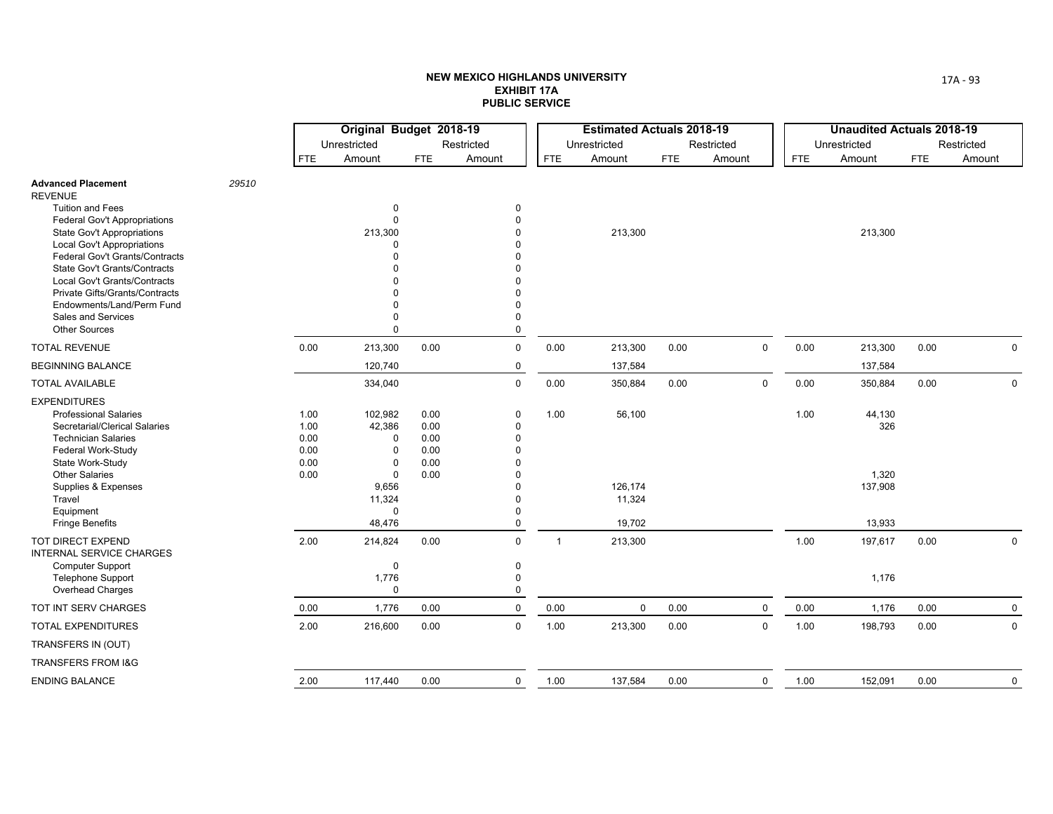**NEW MEXICO HIGHLANDS UNIVERSITY**
**EXHIBIT 17A**
**PUBLIC SERVICE**

| | | Original Budget 2018-19 | | | | Estimated Actuals 2018-19 | | | | Unaudited Actuals 2018-19 | | | |
|---|---|---|---|---|---|---|---|---|---|---|---|---|---|
| | | Unrestricted | | Restricted | | Unrestricted | | Restricted | | Unrestricted | | Restricted | |
| | | FTE | Amount | FTE | Amount | FTE | Amount | FTE | Amount | FTE | Amount | FTE | Amount |
| **Advanced Placement** | *29510* | | | | | | | | | | | | |
| REVENUE | | | | | | | | | | | | | |
| Tuition and Fees | | | 0 | | 0 | | | | | | | | |
| Federal Gov't Appropriations | | | 0 | | 0 | | | | | | | | |
| State Gov't Appropriations | | | 213,300 | | 0 | | 213,300 | | | | 213,300 | | |
| Local Gov't Appropriations | | | 0 | | 0 | | | | | | | | |
| Federal Gov't Grants/Contracts | | | 0 | | 0 | | | | | | | | |
| State Gov't Grants/Contracts | | | 0 | | 0 | | | | | | | | |
| Local Gov't Grants/Contracts | | | 0 | | 0 | | | | | | | | |
| Private Gifts/Grants/Contracts | | | 0 | | 0 | | | | | | | | |
| Endowments/Land/Perm Fund | | | 0 | | 0 | | | | | | | | |
| Sales and Services | | | 0 | | 0 | | | | | | | | |
| Other Sources | | | 0 | | 0 | | | | | | | | |
| TOTAL REVENUE | | 0.00 | 213,300 | 0.00 | 0 | 0.00 | 213,300 | 0.00 | 0 | 0.00 | 213,300 | 0.00 | 0 |
| BEGINNING BALANCE | | | 120,740 | | 0 | | 137,584 | | | | 137,584 | | |
| TOTAL AVAILABLE | | | 334,040 | | 0 | 0.00 | 350,884 | 0.00 | 0 | 0.00 | 350,884 | 0.00 | 0 |
| EXPENDITURES | | | | | | | | | | | | | |
| Professional Salaries | | 1.00 | 102,982 | 0.00 | 0 | 1.00 | 56,100 | | | 1.00 | 44,130 | | |
| Secretarial/Clerical Salaries | | 1.00 | 42,386 | 0.00 | 0 | | | | | | 326 | | |
| Technician Salaries | | 0.00 | 0 | 0.00 | 0 | | | | | | | | |
| Federal Work-Study | | 0.00 | 0 | 0.00 | 0 | | | | | | | | |
| State Work-Study | | 0.00 | 0 | 0.00 | 0 | | | | | | | | |
| Other Salaries | | 0.00 | 0 | 0.00 | 0 | | | | | | 1,320 | | |
| Supplies & Expenses | | | 9,656 | | 0 | | 126,174 | | | | 137,908 | | |
| Travel | | | 11,324 | | 0 | | 11,324 | | | | | | |
| Equipment | | | 0 | | 0 | | | | | | | | |
| Fringe Benefits | | | 48,476 | | 0 | | 19,702 | | | | 13,933 | | |
| TOT DIRECT EXPEND | | 2.00 | 214,824 | 0.00 | 0 | 1 | 213,300 | | | 1.00 | 197,617 | 0.00 | 0 |
| INTERNAL SERVICE CHARGES | | | | | | | | | | | | | |
| Computer Support | | | 0 | | 0 | | | | | | | | |
| Telephone Support | | | 1,776 | | 0 | | | | | | 1,176 | | |
| Overhead Charges | | | 0 | | 0 | | | | | | | | |
| TOT INT SERV CHARGES | | 0.00 | 1,776 | 0.00 | 0 | 0.00 | 0 | 0.00 | 0 | 0.00 | 1,176 | 0.00 | 0 |
| TOTAL EXPENDITURES | | 2.00 | 216,600 | 0.00 | 0 | 1.00 | 213,300 | 0.00 | 0 | 1.00 | 198,793 | 0.00 | 0 |
| TRANSFERS IN (OUT) | | | | | | | | | | | | | |
| TRANSFERS FROM I&G | | | | | | | | | | | | | |
| ENDING BALANCE | | 2.00 | 117,440 | 0.00 | 0 | 1.00 | 137,584 | 0.00 | 0 | 1.00 | 152,091 | 0.00 | 0 |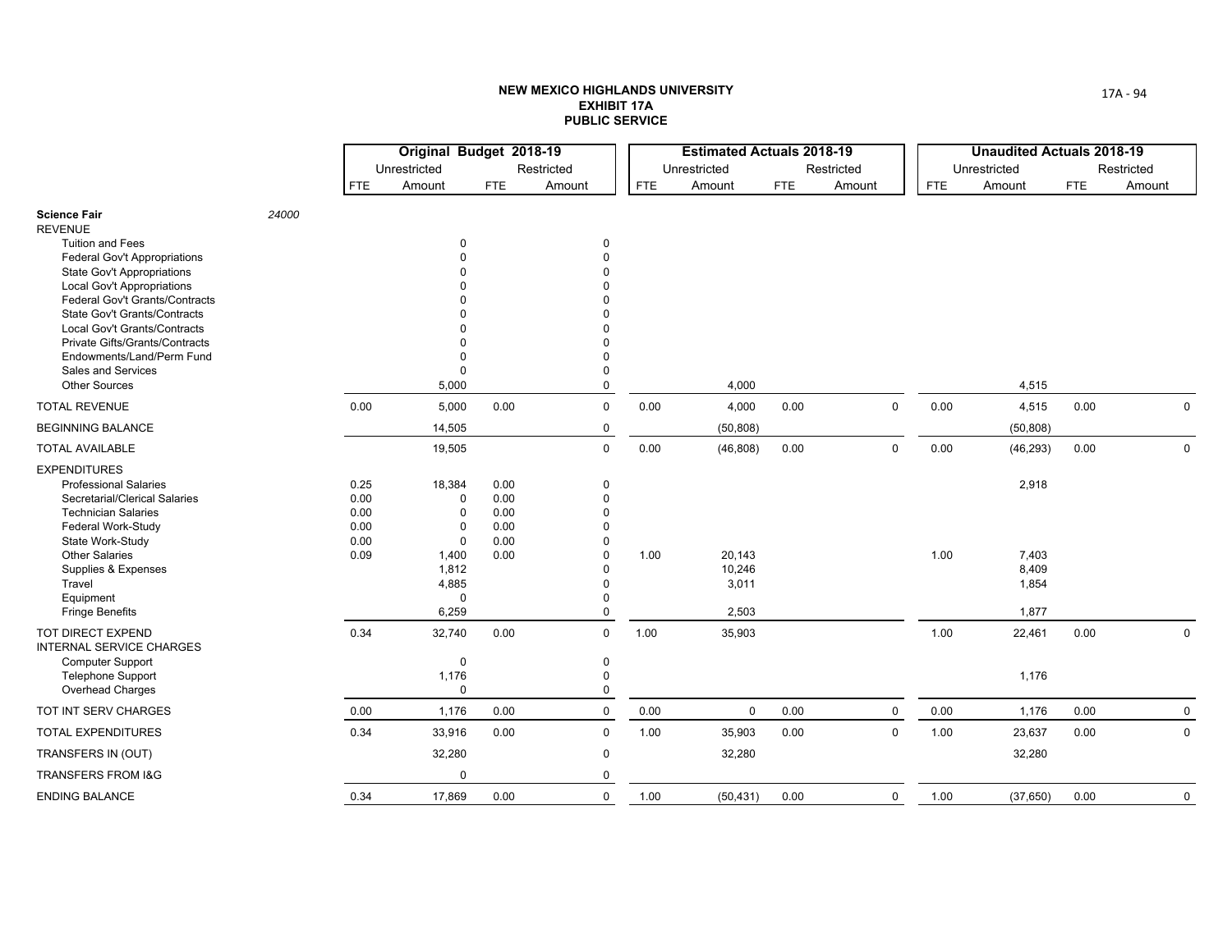**NEW MEXICO HIGHLANDS UNIVERSITY**
**EXHIBIT 17A**
**PUBLIC SERVICE**

| | | Original Budget 2018-19 | | | | Estimated Actuals 2018-19 | | | | Unaudited Actuals 2018-19 | | | |
|---|---|---|---|---|---|---|---|---|---|---|---|---|---|
| | | Unrestricted | | Restricted | | Unrestricted | | Restricted | | Unrestricted | | Restricted | |
| | | FTE | Amount | FTE | Amount | FTE | Amount | FTE | Amount | FTE | Amount | FTE | Amount |
| **Science Fair** | 24000 | | | | | | | | | | | | |
| REVENUE | | | | | | | | | | | | | |
| Tuition and Fees | | | 0 | | 0 | | | | | | | | |
| Federal Gov't Appropriations | | | 0 | | 0 | | | | | | | | |
| State Gov't Appropriations | | | 0 | | 0 | | | | | | | | |
| Local Gov't Appropriations | | | 0 | | 0 | | | | | | | | |
| Federal Gov't Grants/Contracts | | | 0 | | 0 | | | | | | | | |
| State Gov't Grants/Contracts | | | 0 | | 0 | | | | | | | | |
| Local Gov't Grants/Contracts | | | 0 | | 0 | | | | | | | | |
| Private Gifts/Grants/Contracts | | | 0 | | 0 | | | | | | | | |
| Endowments/Land/Perm Fund | | | 0 | | 0 | | | | | | | | |
| Sales and Services | | | 0 | | 0 | | | | | | | | |
| Other Sources | | | 5,000 | | 0 | | 4,000 | | | | 4,515 | | |
| TOTAL REVENUE | | 0.00 | 5,000 | 0.00 | 0 | 0.00 | 4,000 | 0.00 | 0 | 0.00 | 4,515 | 0.00 | 0 |
| BEGINNING BALANCE | | | 14,505 | | 0 | | (50,808) | | | | (50,808) | | |
| TOTAL AVAILABLE | | | 19,505 | | 0 | 0.00 | (46,808) | 0.00 | 0 | 0.00 | (46,293) | 0.00 | 0 |
| EXPENDITURES | | | | | | | | | | | | | |
| Professional Salaries | | 0.25 | 18,384 | 0.00 | 0 | | | | | | 2,918 | | |
| Secretarial/Clerical Salaries | | 0.00 | 0 | 0.00 | 0 | | | | | | | | |
| Technician Salaries | | 0.00 | 0 | 0.00 | 0 | | | | | | | | |
| Federal Work-Study | | 0.00 | 0 | 0.00 | 0 | | | | | | | | |
| State Work-Study | | 0.00 | 0 | 0.00 | 0 | | | | | | | | |
| Other Salaries | | 0.09 | 1,400 | 0.00 | 0 | 1.00 | 20,143 | | | 1.00 | 7,403 | | |
| Supplies & Expenses | | | 1,812 | | 0 | | 10,246 | | | | 8,409 | | |
| Travel | | | 4,885 | | 0 | | 3,011 | | | | 1,854 | | |
| Equipment | | | 0 | | 0 | | | | | | | | |
| Fringe Benefits | | | 6,259 | | 0 | | 2,503 | | | | 1,877 | | |
| TOT DIRECT EXPEND | | 0.34 | 32,740 | 0.00 | 0 | 1.00 | 35,903 | | | 1.00 | 22,461 | 0.00 | 0 |
| INTERNAL SERVICE CHARGES | | | | | | | | | | | | | |
| Computer Support | | | 0 | | 0 | | | | | | | | |
| Telephone Support | | | 1,176 | | 0 | | | | | | 1,176 | | |
| Overhead Charges | | | 0 | | 0 | | | | | | | | |
| TOT INT SERV CHARGES | | 0.00 | 1,176 | 0.00 | 0 | 0.00 | 0 | 0.00 | 0 | 0.00 | 1,176 | 0.00 | 0 |
| TOTAL EXPENDITURES | | 0.34 | 33,916 | 0.00 | 0 | 1.00 | 35,903 | 0.00 | 0 | 1.00 | 23,637 | 0.00 | 0 |
| TRANSFERS IN (OUT) | | | 32,280 | | 0 | | 32,280 | | | | 32,280 | | |
| TRANSFERS FROM I&G | | | 0 | | 0 | | | | | | | | |
| ENDING BALANCE | | 0.34 | 17,869 | 0.00 | 0 | 1.00 | (50,431) | 0.00 | 0 | 1.00 | (37,650) | 0.00 | 0 |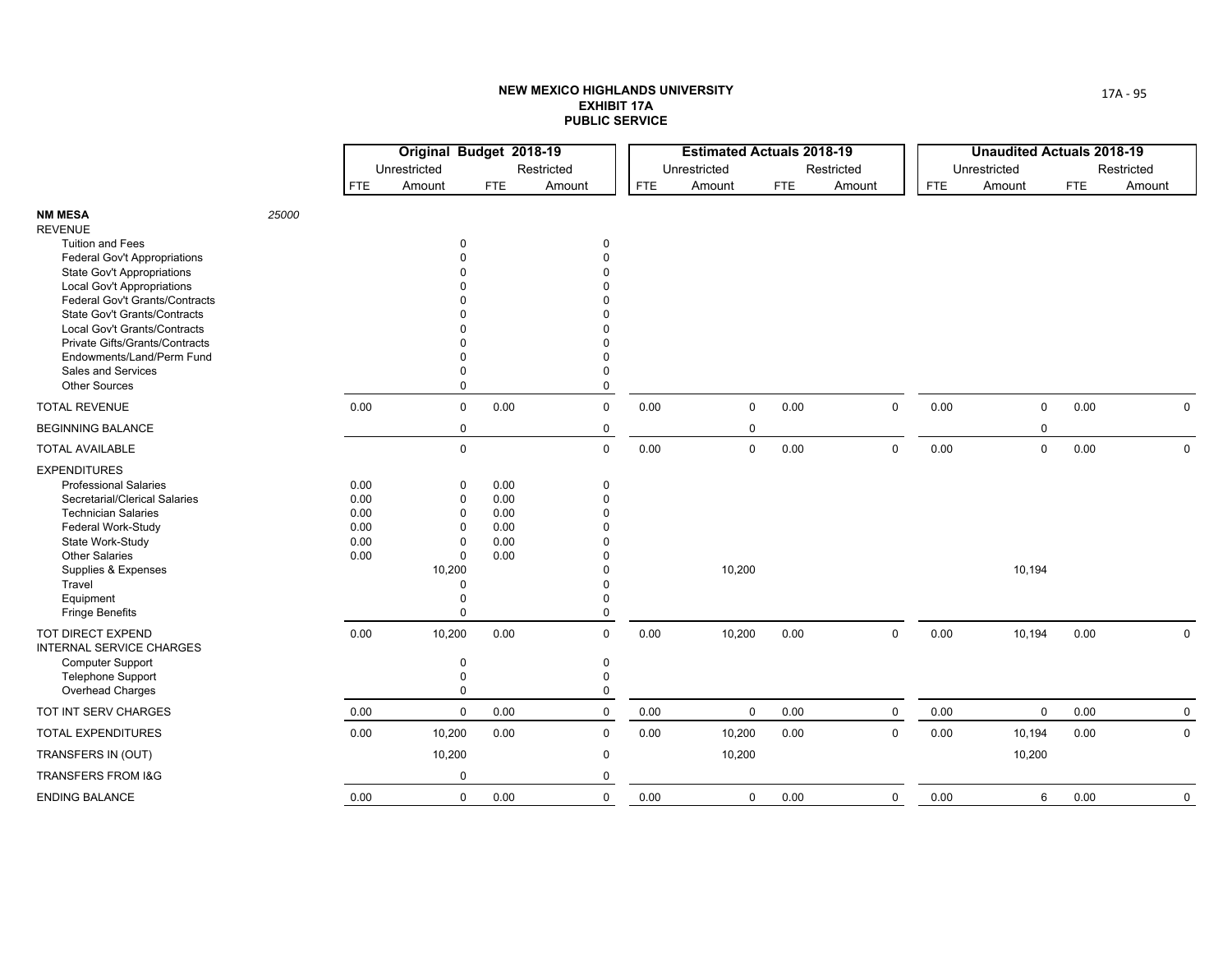**NEW MEXICO HIGHLANDS UNIVERSITY**
**EXHIBIT 17A**
**PUBLIC SERVICE**

| | | Original Budget 2018-19 | | | | Estimated Actuals 2018-19 | | | | Unaudited Actuals 2018-19 | | | |
|---|---|---|---|---|---|---|---|---|---|---|---|---|---|
| | | Unrestricted | | Restricted | | Unrestricted | | Restricted | | Unrestricted | | Restricted | |
| | | FTE | Amount | FTE | Amount | FTE | Amount | FTE | Amount | FTE | Amount | FTE | Amount |
| **NM MESA** | *25000* | | | | | | | | | | | | |
| REVENUE | | | | | | | | | | | | | |
| Tuition and Fees | | | 0 | | 0 | | | | | | | | |
| Federal Gov't Appropriations | | | 0 | | 0 | | | | | | | | |
| State Gov't Appropriations | | | 0 | | 0 | | | | | | | | |
| Local Gov't Appropriations | | | 0 | | 0 | | | | | | | | |
| Federal Gov't Grants/Contracts | | | 0 | | 0 | | | | | | | | |
| State Gov't Grants/Contracts | | | 0 | | 0 | | | | | | | | |
| Local Gov't Grants/Contracts | | | 0 | | 0 | | | | | | | | |
| Private Gifts/Grants/Contracts | | | 0 | | 0 | | | | | | | | |
| Endowments/Land/Perm Fund | | | 0 | | 0 | | | | | | | | |
| Sales and Services | | | 0 | | 0 | | | | | | | | |
| Other Sources | | | 0 | | 0 | | | | | | | | |
| TOTAL REVENUE | | 0.00 | 0 | 0.00 | 0 | 0.00 | 0 | 0.00 | 0 | 0.00 | 0 | 0.00 | 0 |
| BEGINNING BALANCE | | | 0 | | 0 | | 0 | | | | 0 | | |
| TOTAL AVAILABLE | | | 0 | | 0 | 0.00 | 0 | 0.00 | 0 | 0.00 | 0 | 0.00 | 0 |
| EXPENDITURES | | | | | | | | | | | | | |
| Professional Salaries | | 0.00 | 0 | 0.00 | 0 | | | | | | | | |
| Secretarial/Clerical Salaries | | 0.00 | 0 | 0.00 | 0 | | | | | | | | |
| Technician Salaries | | 0.00 | 0 | 0.00 | 0 | | | | | | | | |
| Federal Work-Study | | 0.00 | 0 | 0.00 | 0 | | | | | | | | |
| State Work-Study | | 0.00 | 0 | 0.00 | 0 | | | | | | | | |
| Other Salaries | | 0.00 | 0 | 0.00 | 0 | | | | | | | | |
| Supplies & Expenses | | | 10,200 | | 0 | | 10,200 | | | | 10,194 | | |
| Travel | | | 0 | | 0 | | | | | | | | |
| Equipment | | | 0 | | 0 | | | | | | | | |
| Fringe Benefits | | | 0 | | 0 | | | | | | | | |
| TOT DIRECT EXPEND | | 0.00 | 10,200 | 0.00 | 0 | 0.00 | 10,200 | 0.00 | 0 | 0.00 | 10,194 | 0.00 | 0 |
| INTERNAL SERVICE CHARGES | | | | | | | | | | | | | |
| Computer Support | | | 0 | | 0 | | | | | | | | |
| Telephone Support | | | 0 | | 0 | | | | | | | | |
| Overhead Charges | | | 0 | | 0 | | | | | | | | |
| TOT INT SERV CHARGES | | 0.00 | 0 | 0.00 | 0 | 0.00 | 0 | 0.00 | 0 | 0.00 | 0 | 0.00 | 0 |
| TOTAL EXPENDITURES | | 0.00 | 10,200 | 0.00 | 0 | 0.00 | 10,200 | 0.00 | 0 | 0.00 | 10,194 | 0.00 | 0 |
| TRANSFERS IN (OUT) | | | 10,200 | | 0 | | 10,200 | | | | 10,200 | | |
| TRANSFERS FROM I&G | | | 0 | | 0 | | | | | | | | |
| ENDING BALANCE | | 0.00 | 0 | 0.00 | 0 | 0.00 | 0 | 0.00 | 0 | 0.00 | 6 | 0.00 | 0 |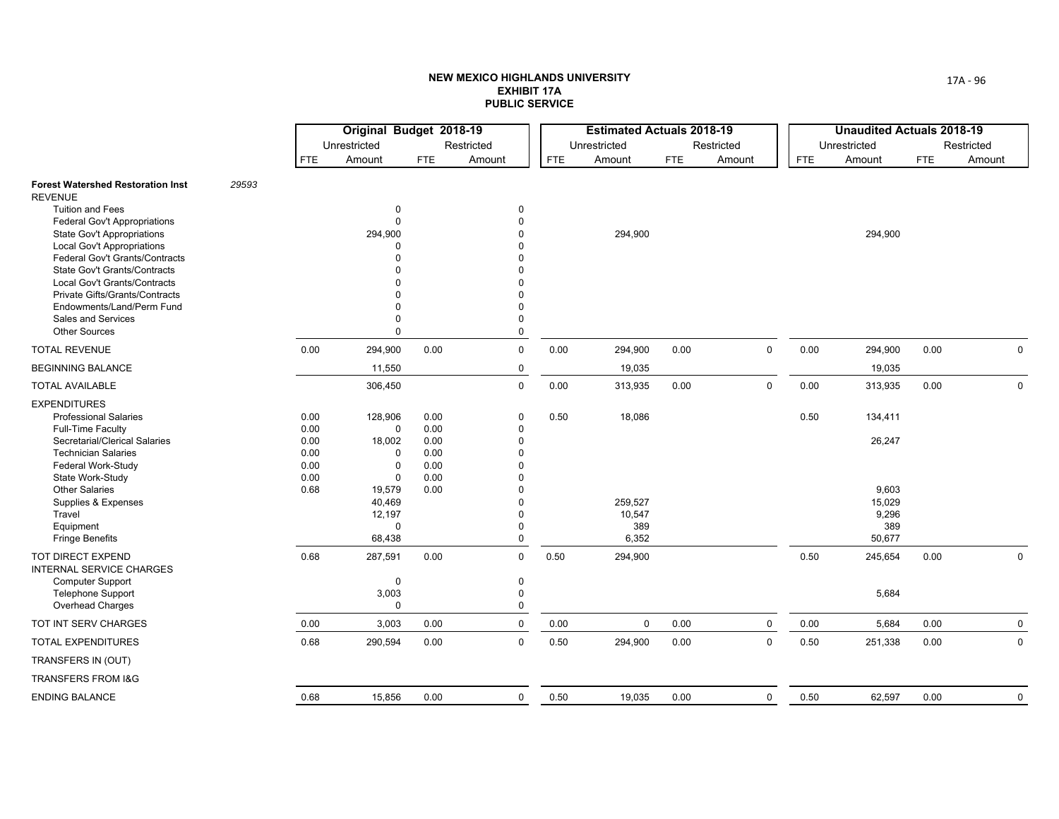**NEW MEXICO HIGHLANDS UNIVERSITY**
**EXHIBIT 17A**
**PUBLIC SERVICE**

| | | Original Budget 2018-19 | | | | Estimated Actuals 2018-19 | | | | Unaudited Actuals 2018-19 | | | |
|---|---|---|---|---|---|---|---|---|---|---|---|---|---|
| | | Unrestricted | | Restricted | | Unrestricted | | Restricted | | Unrestricted | | Restricted | |
| | | FTE | Amount | FTE | Amount | FTE | Amount | FTE | Amount | FTE | Amount | FTE | Amount |
| **Forest Watershed Restoration Inst** | 29593 | | | | | | | | | | | | |
| REVENUE | | | | | | | | | | | | | |
| Tuition and Fees | | | 0 | | 0 | | | | | | | | |
| Federal Gov't Appropriations | | | 0 | | 0 | | | | | | | | |
| State Gov't Appropriations | | | 294,900 | | 0 | | 294,900 | | | | 294,900 | | |
| Local Gov't Appropriations | | | 0 | | 0 | | | | | | | | |
| Federal Gov't Grants/Contracts | | | 0 | | 0 | | | | | | | | |
| State Gov't Grants/Contracts | | | 0 | | 0 | | | | | | | | |
| Local Gov't Grants/Contracts | | | 0 | | 0 | | | | | | | | |
| Private Gifts/Grants/Contracts | | | 0 | | 0 | | | | | | | | |
| Endowments/Land/Perm Fund | | | 0 | | 0 | | | | | | | | |
| Sales and Services | | | 0 | | 0 | | | | | | | | |
| Other Sources | | | 0 | | 0 | | | | | | | | |
| TOTAL REVENUE | | 0.00 | 294,900 | 0.00 | 0 | 0.00 | 294,900 | 0.00 | 0 | 0.00 | 294,900 | 0.00 | 0 |
| BEGINNING BALANCE | | | 11,550 | | 0 | | 19,035 | | | | 19,035 | | |
| TOTAL AVAILABLE | | | 306,450 | | 0 | 0.00 | 313,935 | 0.00 | 0 | 0.00 | 313,935 | 0.00 | 0 |
| EXPENDITURES | | | | | | | | | | | | | |
| Professional Salaries | | 0.00 | 128,906 | 0.00 | 0 | 0.50 | 18,086 | | | 0.50 | 134,411 | | |
| Full-Time Faculty | | 0.00 | 0 | 0.00 | 0 | | | | | | | | |
| Secretarial/Clerical Salaries | | 0.00 | 18,002 | 0.00 | 0 | | | | | | 26,247 | | |
| Technician Salaries | | 0.00 | 0 | 0.00 | 0 | | | | | | | | |
| Federal Work-Study | | 0.00 | 0 | 0.00 | 0 | | | | | | | | |
| State Work-Study | | 0.00 | 0 | 0.00 | 0 | | | | | | | | |
| Other Salaries | | 0.68 | 19,579 | 0.00 | 0 | | | | | | 9,603 | | |
| Supplies & Expenses | | | 40,469 | | 0 | | 259,527 | | | | 15,029 | | |
| Travel | | | 12,197 | | 0 | | 10,547 | | | | 9,296 | | |
| Equipment | | | 0 | | 0 | | 389 | | | | 389 | | |
| Fringe Benefits | | | 68,438 | | 0 | | 6,352 | | | | 50,677 | | |
| TOT DIRECT EXPEND | | 0.68 | 287,591 | 0.00 | 0 | 0.50 | 294,900 | | | 0.50 | 245,654 | 0.00 | 0 |
| INTERNAL SERVICE CHARGES | | | | | | | | | | | | | |
| Computer Support | | | 0 | | 0 | | | | | | | | |
| Telephone Support | | | 3,003 | | 0 | | | | | | 5,684 | | |
| Overhead Charges | | | 0 | | 0 | | | | | | | | |
| TOT INT SERV CHARGES | | 0.00 | 3,003 | 0.00 | 0 | 0.00 | 0 | 0.00 | 0 | 0.00 | 5,684 | 0.00 | 0 |
| TOTAL EXPENDITURES | | 0.68 | 290,594 | 0.00 | 0 | 0.50 | 294,900 | 0.00 | 0 | 0.50 | 251,338 | 0.00 | 0 |
| TRANSFERS IN (OUT) | | | | | | | | | | | | | |
| TRANSFERS FROM I&G | | | | | | | | | | | | | |
| ENDING BALANCE | | 0.68 | 15,856 | 0.00 | 0 | 0.50 | 19,035 | 0.00 | 0 | 0.50 | 62,597 | 0.00 | 0 |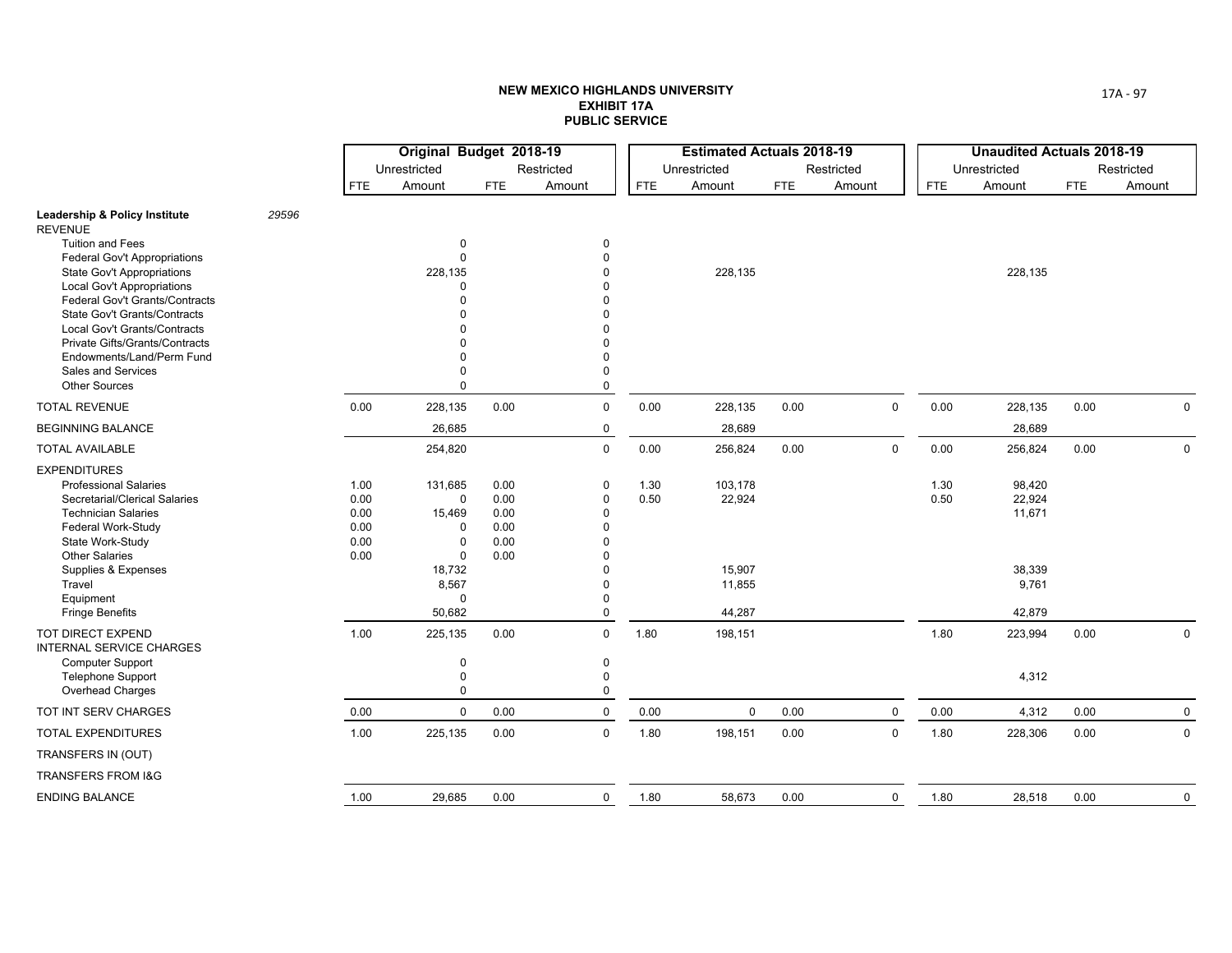**NEW MEXICO HIGHLANDS UNIVERSITY**
**EXHIBIT 17A**
**PUBLIC SERVICE**

| | | Original Budget 2018-19 | | | | Estimated Actuals 2018-19 | | | | Unaudited Actuals 2018-19 | | | |
|---|---|---|---|---|---|---|---|---|---|---|---|---|---|
| | | Unrestricted | | Restricted | | Unrestricted | | Restricted | | Unrestricted | | Restricted | |
| | | FTE | Amount | FTE | Amount | FTE | Amount | FTE | Amount | FTE | Amount | FTE | Amount |
| **Leadership & Policy Institute** | *29596* | | | | | | | | | | | | |
| REVENUE | | | | | | | | | | | | | |
| Tuition and Fees | | | 0 | | 0 | | | | | | | | |
| Federal Gov't Appropriations | | | 0 | | 0 | | | | | | | | |
| State Gov't Appropriations | | | 228,135 | | 0 | | 228,135 | | | | 228,135 | | |
| Local Gov't Appropriations | | | 0 | | 0 | | | | | | | | |
| Federal Gov't Grants/Contracts | | | 0 | | 0 | | | | | | | | |
| State Gov't Grants/Contracts | | | 0 | | 0 | | | | | | | | |
| Local Gov't Grants/Contracts | | | 0 | | 0 | | | | | | | | |
| Private Gifts/Grants/Contracts | | | 0 | | 0 | | | | | | | | |
| Endowments/Land/Perm Fund | | | 0 | | 0 | | | | | | | | |
| Sales and Services | | | 0 | | 0 | | | | | | | | |
| Other Sources | | | 0 | | 0 | | | | | | | | |
| TOTAL REVENUE | | 0.00 | 228,135 | 0.00 | 0 | 0.00 | 228,135 | 0.00 | 0 | 0.00 | 228,135 | 0.00 | 0 |
| BEGINNING BALANCE | | | 26,685 | | 0 | | 28,689 | | | | 28,689 | | |
| TOTAL AVAILABLE | | | 254,820 | | 0 | 0.00 | 256,824 | 0.00 | 0 | 0.00 | 256,824 | 0.00 | 0 |
| EXPENDITURES | | | | | | | | | | | | | |
| Professional Salaries | | 1.00 | 131,685 | 0.00 | 0 | 1.30 | 103,178 | | | 1.30 | 98,420 | | |
| Secretarial/Clerical Salaries | | 0.00 | 0 | 0.00 | 0 | 0.50 | 22,924 | | | 0.50 | 22,924 | | |
| Technician Salaries | | 0.00 | 15,469 | 0.00 | 0 | | | | | | 11,671 | | |
| Federal Work-Study | | 0.00 | 0 | 0.00 | 0 | | | | | | | | |
| State Work-Study | | 0.00 | 0 | 0.00 | 0 | | | | | | | | |
| Other Salaries | | 0.00 | 0 | 0.00 | 0 | | | | | | | | |
| Supplies & Expenses | | | 18,732 | | 0 | | 15,907 | | | | 38,339 | | |
| Travel | | | 8,567 | | 0 | | 11,855 | | | | 9,761 | | |
| Equipment | | | 0 | | 0 | | | | | | | | |
| Fringe Benefits | | | 50,682 | | 0 | | 44,287 | | | | 42,879 | | |
| TOT DIRECT EXPEND | | 1.00 | 225,135 | 0.00 | 0 | 1.80 | 198,151 | | | 1.80 | 223,994 | 0.00 | 0 |
| INTERNAL SERVICE CHARGES | | | | | | | | | | | | | |
| Computer Support | | | 0 | | 0 | | | | | | | | |
| Telephone Support | | | 0 | | 0 | | | | | | 4,312 | | |
| Overhead Charges | | | 0 | | 0 | | | | | | | | |
| TOT INT SERV CHARGES | | 0.00 | 0 | 0.00 | 0 | 0.00 | 0 | 0.00 | 0 | 0.00 | 4,312 | 0.00 | 0 |
| TOTAL EXPENDITURES | | 1.00 | 225,135 | 0.00 | 0 | 1.80 | 198,151 | 0.00 | 0 | 1.80 | 228,306 | 0.00 | 0 |
| TRANSFERS IN (OUT) | | | | | | | | | | | | | |
| TRANSFERS FROM I&G | | | | | | | | | | | | | |
| ENDING BALANCE | | 1.00 | 29,685 | 0.00 | 0 | 1.80 | 58,673 | 0.00 | 0 | 1.80 | 28,518 | 0.00 | 0 |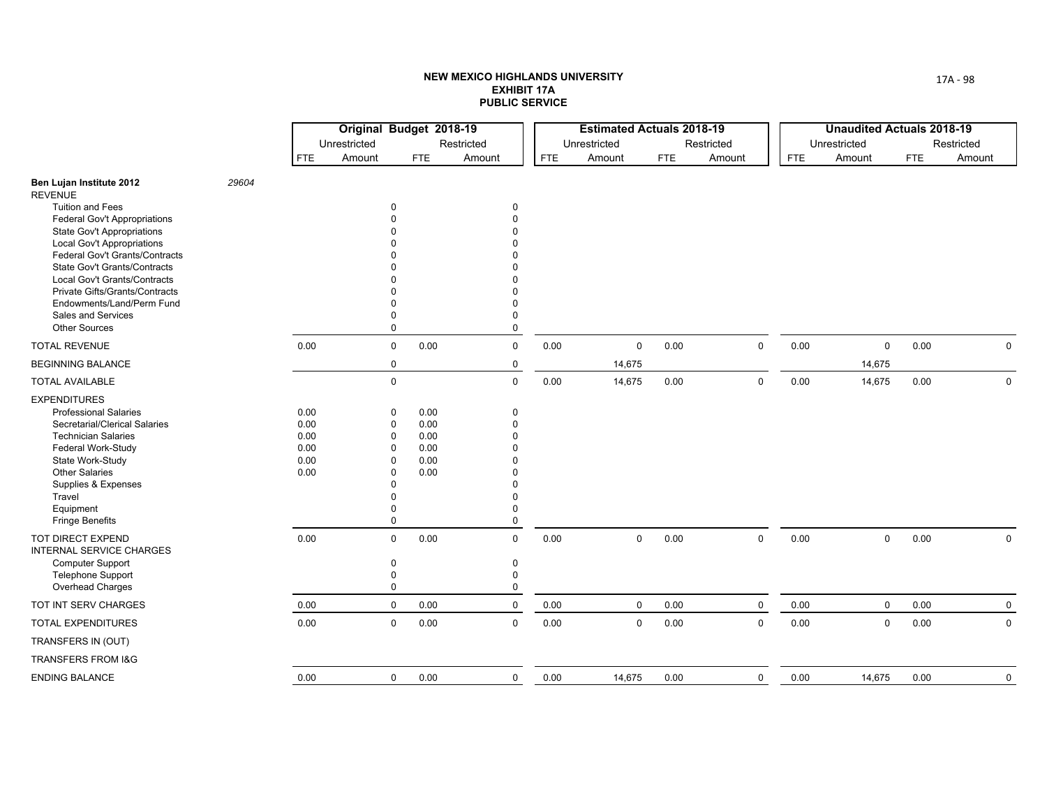**NEW MEXICO HIGHLANDS UNIVERSITY**
**EXHIBIT 17A**
**PUBLIC SERVICE**

| | | Original Budget 2018-19 | | | | Estimated Actuals 2018-19 | | | | Unaudited Actuals 2018-19 | | | |
|---|---|---|---|---|---|---|---|---|---|---|---|---|---|
| | | Unrestricted | | Restricted | | Unrestricted | | Restricted | | Unrestricted | | Restricted | |
| | | FTE | Amount | FTE | Amount | FTE | Amount | FTE | Amount | FTE | Amount | FTE | Amount |
| **Ben Lujan Institute 2012** | *29604* | | | | | | | | | | | | |
| REVENUE | | | | | | | | | | | | | |
| Tuition and Fees | | | 0 | | 0 | | | | | | | | |
| Federal Gov't Appropriations | | | 0 | | 0 | | | | | | | | |
| State Gov't Appropriations | | | 0 | | 0 | | | | | | | | |
| Local Gov't Appropriations | | | 0 | | 0 | | | | | | | | |
| Federal Gov't Grants/Contracts | | | 0 | | 0 | | | | | | | | |
| State Gov't Grants/Contracts | | | 0 | | 0 | | | | | | | | |
| Local Gov't Grants/Contracts | | | 0 | | 0 | | | | | | | | |
| Private Gifts/Grants/Contracts | | | 0 | | 0 | | | | | | | | |
| Endowments/Land/Perm Fund | | | 0 | | 0 | | | | | | | | |
| Sales and Services | | | 0 | | 0 | | | | | | | | |
| Other Sources | | | 0 | | 0 | | | | | | | | |
| TOTAL REVENUE | | 0.00 | 0 | 0.00 | 0 | 0.00 | 0 | 0.00 | 0 | 0.00 | 0 | 0.00 | 0 |
| BEGINNING BALANCE | | | 0 | | 0 | | 14,675 | | | | 14,675 | | |
| TOTAL AVAILABLE | | | 0 | | 0 | 0.00 | 14,675 | 0.00 | 0 | 0.00 | 14,675 | 0.00 | 0 |
| EXPENDITURES | | | | | | | | | | | | | |
| Professional Salaries | | 0.00 | 0 | 0.00 | 0 | | | | | | | | |
| Secretarial/Clerical Salaries | | 0.00 | 0 | 0.00 | 0 | | | | | | | | |
| Technician Salaries | | 0.00 | 0 | 0.00 | 0 | | | | | | | | |
| Federal Work-Study | | 0.00 | 0 | 0.00 | 0 | | | | | | | | |
| State Work-Study | | 0.00 | 0 | 0.00 | 0 | | | | | | | | |
| Other Salaries | | 0.00 | 0 | 0.00 | 0 | | | | | | | | |
| Supplies & Expenses | | | 0 | | 0 | | | | | | | | |
| Travel | | | 0 | | 0 | | | | | | | | |
| Equipment | | | 0 | | 0 | | | | | | | | |
| Fringe Benefits | | | 0 | | 0 | | | | | | | | |
| TOT DIRECT EXPEND | | 0.00 | 0 | 0.00 | 0 | 0.00 | 0 | 0.00 | 0 | 0.00 | 0 | 0.00 | 0 |
| INTERNAL SERVICE CHARGES | | | | | | | | | | | | | |
| Computer Support | | | 0 | | 0 | | | | | | | | |
| Telephone Support | | | 0 | | 0 | | | | | | | | |
| Overhead Charges | | | 0 | | 0 | | | | | | | | |
| TOT INT SERV CHARGES | | 0.00 | 0 | 0.00 | 0 | 0.00 | 0 | 0.00 | 0 | 0.00 | 0 | 0.00 | 0 |
| TOTAL EXPENDITURES | | 0.00 | 0 | 0.00 | 0 | 0.00 | 0 | 0.00 | 0 | 0.00 | 0 | 0.00 | 0 |
| TRANSFERS IN (OUT) | | | | | | | | | | | | | |
| TRANSFERS FROM I&G | | | | | | | | | | | | | |
| ENDING BALANCE | | 0.00 | 0 | 0.00 | 0 | 0.00 | 14,675 | 0.00 | 0 | 0.00 | 14,675 | 0.00 | 0 |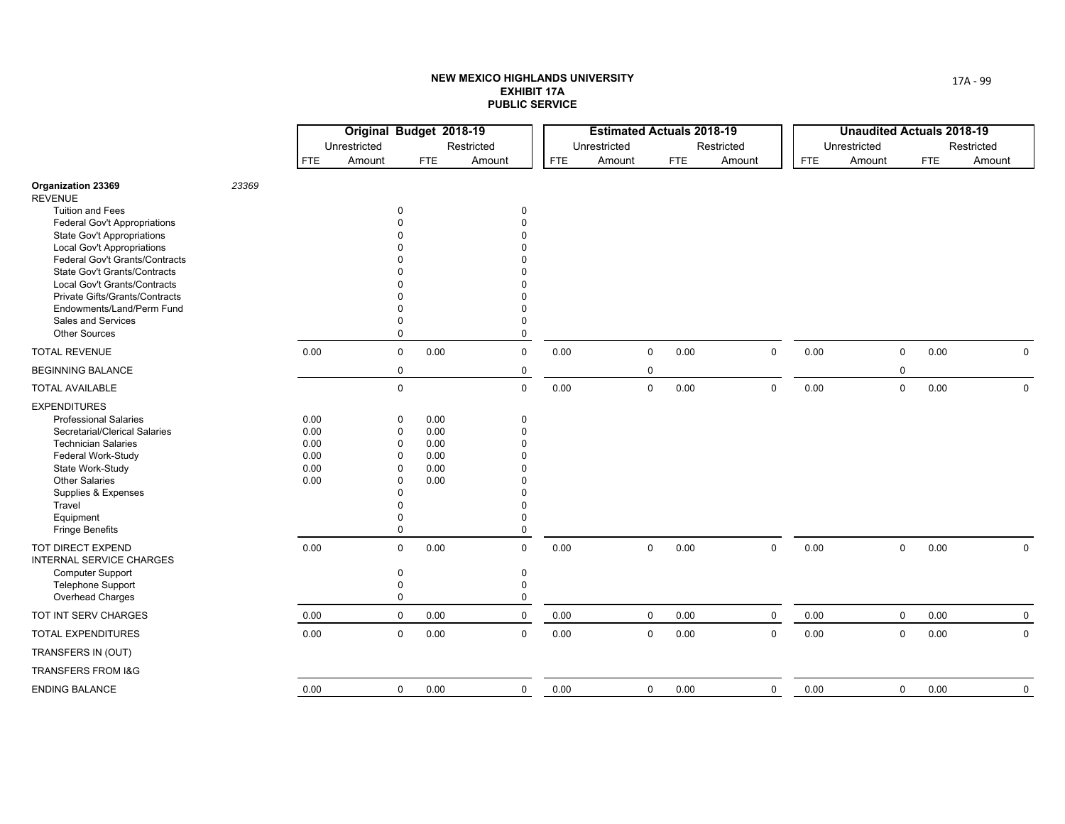**NEW MEXICO HIGHLANDS UNIVERSITY**
**EXHIBIT 17A**
**PUBLIC SERVICE**

| | | Original Budget 2018-19 | | | | Estimated Actuals 2018-19 | | | | Unaudited Actuals 2018-19 | | | |
|---|---|---|---|---|---|---|---|---|---|---|---|---|---|
| | | Unrestricted | | Restricted | | Unrestricted | | Restricted | | Unrestricted | | Restricted | |
| | | FTE | Amount | FTE | Amount | FTE | Amount | FTE | Amount | FTE | Amount | FTE | Amount |
| **Organization 23369** | *23369* | | | | | | | | | | | | |
| REVENUE | | | | | | | | | | | | | |
| Tuition and Fees | | | 0 | | 0 | | | | | | | | |
| Federal Gov't Appropriations | | | 0 | | 0 | | | | | | | | |
| State Gov't Appropriations | | | 0 | | 0 | | | | | | | | |
| Local Gov't Appropriations | | | 0 | | 0 | | | | | | | | |
| Federal Gov't Grants/Contracts | | | 0 | | 0 | | | | | | | | |
| State Gov't Grants/Contracts | | | 0 | | 0 | | | | | | | | |
| Local Gov't Grants/Contracts | | | 0 | | 0 | | | | | | | | |
| Private Gifts/Grants/Contracts | | | 0 | | 0 | | | | | | | | |
| Endowments/Land/Perm Fund | | | 0 | | 0 | | | | | | | | |
| Sales and Services | | | 0 | | 0 | | | | | | | | |
| Other Sources | | | 0 | | 0 | | | | | | | | |
| TOTAL REVENUE | | 0.00 | 0 | 0.00 | 0 | 0.00 | 0 | 0.00 | 0 | 0.00 | 0 | 0.00 | 0 |
| BEGINNING BALANCE | | | 0 | | 0 | | 0 | | | | 0 | | |
| TOTAL AVAILABLE | | | 0 | | 0 | 0.00 | 0 | 0.00 | 0 | 0.00 | 0 | 0.00 | 0 |
| EXPENDITURES | | | | | | | | | | | | | |
| Professional Salaries | | 0.00 | 0 | 0.00 | 0 | | | | | | | | |
| Secretarial/Clerical Salaries | | 0.00 | 0 | 0.00 | 0 | | | | | | | | |
| Technician Salaries | | 0.00 | 0 | 0.00 | 0 | | | | | | | | |
| Federal Work-Study | | 0.00 | 0 | 0.00 | 0 | | | | | | | | |
| State Work-Study | | 0.00 | 0 | 0.00 | 0 | | | | | | | | |
| Other Salaries | | 0.00 | 0 | 0.00 | 0 | | | | | | | | |
| Supplies & Expenses | | | 0 | | 0 | | | | | | | | |
| Travel | | | 0 | | 0 | | | | | | | | |
| Equipment | | | 0 | | 0 | | | | | | | | |
| Fringe Benefits | | | 0 | | 0 | | | | | | | | |
| TOT DIRECT EXPEND | | 0.00 | 0 | 0.00 | 0 | 0.00 | 0 | 0.00 | 0 | 0.00 | 0 | 0.00 | 0 |
| INTERNAL SERVICE CHARGES | | | | | | | | | | | | | |
| Computer Support | | | 0 | | 0 | | | | | | | | |
| Telephone Support | | | 0 | | 0 | | | | | | | | |
| Overhead Charges | | | 0 | | 0 | | | | | | | | |
| TOT INT SERV CHARGES | | 0.00 | 0 | 0.00 | 0 | 0.00 | 0 | 0.00 | 0 | 0.00 | 0 | 0.00 | 0 |
| TOTAL EXPENDITURES | | 0.00 | 0 | 0.00 | 0 | 0.00 | 0 | 0.00 | 0 | 0.00 | 0 | 0.00 | 0 |
| TRANSFERS IN (OUT) | | | | | | | | | | | | | |
| TRANSFERS FROM I&G | | | | | | | | | | | | | |
| ENDING BALANCE | | 0.00 | 0 | 0.00 | 0 | 0.00 | 0 | 0.00 | 0 | 0.00 | 0 | 0.00 | 0 |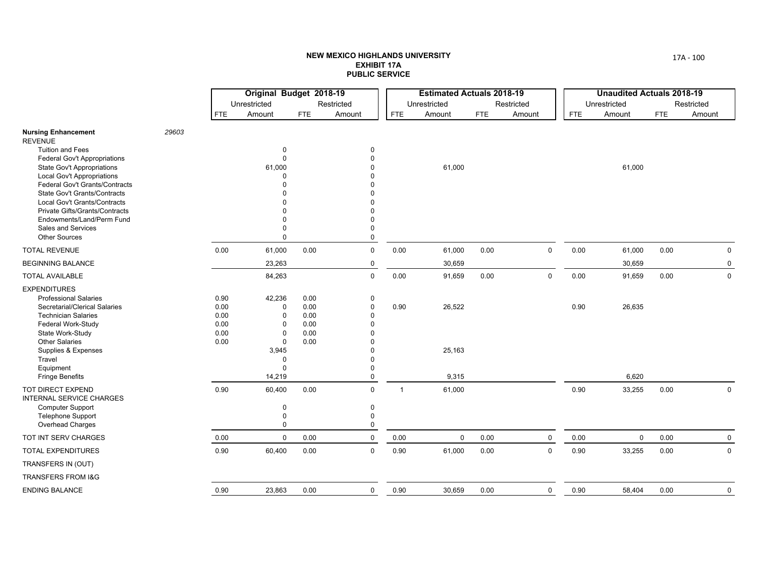**NEW MEXICO HIGHLANDS UNIVERSITY**
**EXHIBIT 17A**
**PUBLIC SERVICE**

| | | Original Budget 2018-19 | | | | Estimated Actuals 2018-19 | | | | Unaudited Actuals 2018-19 | | | |
|---|---|---|---|---|---|---|---|---|---|---|---|---|---|
| | | Unrestricted | | Restricted | | Unrestricted | | Restricted | | Unrestricted | | Restricted | |
| | | FTE | Amount | FTE | Amount | FTE | Amount | FTE | Amount | FTE | Amount | FTE | Amount |
| **Nursing Enhancement** | 29603 | | | | | | | | | | | | |
| REVENUE | | | | | | | | | | | | | |
| Tuition and Fees | | | 0 | | 0 | | | | | | | | |
| Federal Gov't Appropriations | | | 0 | | 0 | | | | | | | | |
| State Gov't Appropriations | | | 61,000 | | 0 | | 61,000 | | | | 61,000 | | |
| Local Gov't Appropriations | | | 0 | | 0 | | | | | | | | |
| Federal Gov't Grants/Contracts | | | 0 | | 0 | | | | | | | | |
| State Gov't Grants/Contracts | | | 0 | | 0 | | | | | | | | |
| Local Gov't Grants/Contracts | | | 0 | | 0 | | | | | | | | |
| Private Gifts/Grants/Contracts | | | 0 | | 0 | | | | | | | | |
| Endowments/Land/Perm Fund | | | 0 | | 0 | | | | | | | | |
| Sales and Services | | | 0 | | 0 | | | | | | | | |
| Other Sources | | | 0 | | 0 | | | | | | | | |
| TOTAL REVENUE | | 0.00 | 61,000 | 0.00 | 0 | 0.00 | 61,000 | 0.00 | 0 | 0.00 | 61,000 | 0.00 | 0 |
| BEGINNING BALANCE | | | 23,263 | | 0 | | 30,659 | | | | 30,659 | | 0 |
| TOTAL AVAILABLE | | | 84,263 | | 0 | 0.00 | 91,659 | 0.00 | 0 | 0.00 | 91,659 | 0.00 | 0 |
| EXPENDITURES | | | | | | | | | | | | | |
| Professional Salaries | | 0.90 | 42,236 | 0.00 | 0 | | | | | | | | |
| Secretarial/Clerical Salaries | | 0.00 | 0 | 0.00 | 0 | 0.90 | 26,522 | | | 0.90 | 26,635 | | |
| Technician Salaries | | 0.00 | 0 | 0.00 | 0 | | | | | | | | |
| Federal Work-Study | | 0.00 | 0 | 0.00 | 0 | | | | | | | | |
| State Work-Study | | 0.00 | 0 | 0.00 | 0 | | | | | | | | |
| Other Salaries | | 0.00 | 0 | 0.00 | 0 | | | | | | | | |
| Supplies & Expenses | | | 3,945 | | 0 | | 25,163 | | | | | | |
| Travel | | | 0 | | 0 | | | | | | | | |
| Equipment | | | 0 | | 0 | | | | | | | | |
| Fringe Benefits | | | 14,219 | | 0 | | 9,315 | | | | 6,620 | | |
| TOT DIRECT EXPEND | | 0.90 | 60,400 | 0.00 | 0 | 1 | 61,000 | | | 0.90 | 33,255 | 0.00 | 0 |
| INTERNAL SERVICE CHARGES | | | | | | | | | | | | | |
| Computer Support | | | 0 | | 0 | | | | | | | | |
| Telephone Support | | | 0 | | 0 | | | | | | | | |
| Overhead Charges | | | 0 | | 0 | | | | | | | | |
| TOT INT SERV CHARGES | | 0.00 | 0 | 0.00 | 0 | 0.00 | 0 | 0.00 | 0 | 0.00 | 0 | 0.00 | 0 |
| TOTAL EXPENDITURES | | 0.90 | 60,400 | 0.00 | 0 | 0.90 | 61,000 | 0.00 | 0 | 0.90 | 33,255 | 0.00 | 0 |
| TRANSFERS IN (OUT) | | | | | | | | | | | | | |
| TRANSFERS FROM I&G | | | | | | | | | | | | | |
| ENDING BALANCE | | 0.90 | 23,863 | 0.00 | 0 | 0.90 | 30,659 | 0.00 | 0 | 0.90 | 58,404 | 0.00 | 0 |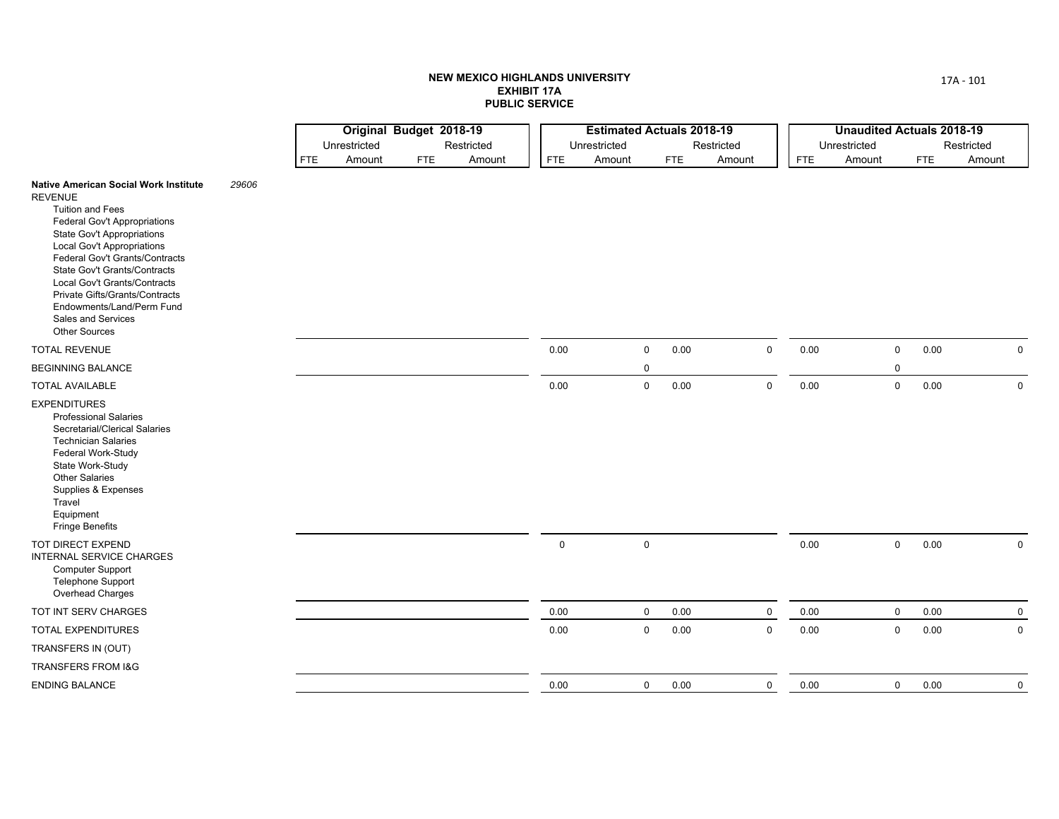# NEW MEXICO HIGHLANDS UNIVERSITY
## EXHIBIT 17A
## PUBLIC SERVICE

| | | Original Budget 2018-19 | | | | Estimated Actuals 2018-19 | | | | Unaudited Actuals 2018-19 | | | |
|---|---|---|---|---|---|---|---|---|---|---|---|---|---|
| | | Unrestricted | | Restricted | | Unrestricted | | Restricted | | Unrestricted | | Restricted | |
| | | FTE | Amount | FTE | Amount | FTE | Amount | FTE | Amount | FTE | Amount | FTE | Amount |
| **Native American Social Work Institute** | *29606* | | | | | | | | | | | | |
| REVENUE | | | | | | | | | | | | | |
| Tuition and Fees | | | | | | | | | | | | | |
| Federal Gov't Appropriations | | | | | | | | | | | | | |
| State Gov't Appropriations | | | | | | | | | | | | | |
| Local Gov't Appropriations | | | | | | | | | | | | | |
| Federal Gov't Grants/Contracts | | | | | | | | | | | | | |
| State Gov't Grants/Contracts | | | | | | | | | | | | | |
| Local Gov't Grants/Contracts | | | | | | | | | | | | | |
| Private Gifts/Grants/Contracts | | | | | | | | | | | | | |
| Endowments/Land/Perm Fund | | | | | | | | | | | | | |
| Sales and Services | | | | | | | | | | | | | |
| Other Sources | | | | | | | | | | | | | |
| TOTAL REVENUE | | | | | | 0.00 | 0 | 0.00 | 0 | 0.00 | 0 | 0.00 | 0 |
| BEGINNING BALANCE | | | | | | | 0 | | | | 0 | | |
| TOTAL AVAILABLE | | | | | | 0.00 | 0 | 0.00 | 0 | 0.00 | 0 | 0.00 | 0 |
| EXPENDITURES | | | | | | | | | | | | | |
| Professional Salaries | | | | | | | | | | | | | |
| Secretarial/Clerical Salaries | | | | | | | | | | | | | |
| Technician Salaries | | | | | | | | | | | | | |
| Federal Work-Study | | | | | | | | | | | | | |
| State Work-Study | | | | | | | | | | | | | |
| Other Salaries | | | | | | | | | | | | | |
| Supplies & Expenses | | | | | | | | | | | | | |
| Travel | | | | | | | | | | | | | |
| Equipment | | | | | | | | | | | | | |
| Fringe Benefits | | | | | | | | | | | | | |
| TOT DIRECT EXPEND | | | | | | 0 | 0 | | | 0.00 | 0 | 0.00 | 0 |
| INTERNAL SERVICE CHARGES | | | | | | | | | | | | | |
| Computer Support | | | | | | | | | | | | | |
| Telephone Support | | | | | | | | | | | | | |
| Overhead Charges | | | | | | | | | | | | | |
| TOT INT SERV CHARGES | | | | | | 0.00 | 0 | 0.00 | 0 | 0.00 | 0 | 0.00 | 0 |
| TOTAL EXPENDITURES | | | | | | 0.00 | 0 | 0.00 | 0 | 0.00 | 0 | 0.00 | 0 |
| TRANSFERS IN (OUT) | | | | | | | | | | | | | |
| TRANSFERS FROM I&G | | | | | | | | | | | | | |
| ENDING BALANCE | | | | | | 0.00 | 0 | 0.00 | 0 | 0.00 | 0 | 0.00 | 0 |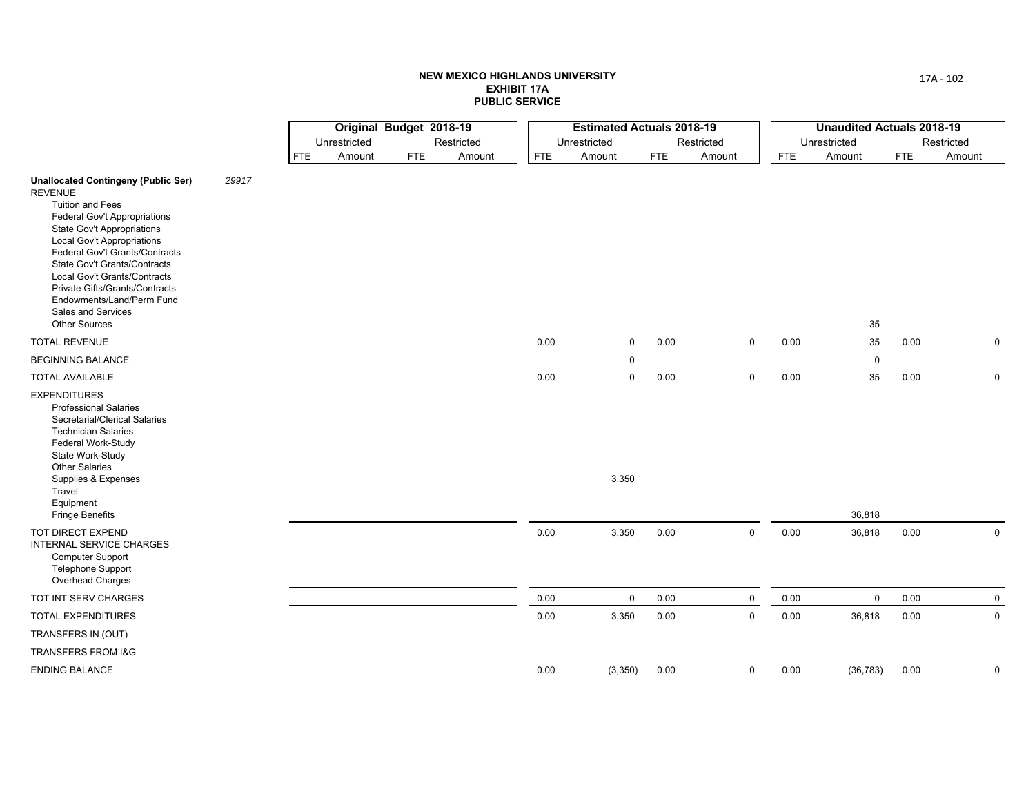# NEW MEXICO HIGHLANDS UNIVERSITY
## EXHIBIT 17A
## PUBLIC SERVICE

| | | Original Budget 2018-19 | | | | Estimated Actuals 2018-19 | | | | Unaudited Actuals 2018-19 | | | |
|---|---|---|---|---|---|---|---|---|---|---|---|---|---|
| | | Unrestricted | | Restricted | | Unrestricted | | Restricted | | Unrestricted | | Restricted | |
| | | FTE | Amount | FTE | Amount | FTE | Amount | FTE | Amount | FTE | Amount | FTE | Amount |
| **Unallocated Contingeny (Public Ser)** | *29917* | | | | | | | | | | | | |
| REVENUE | | | | | | | | | | | | | |
| Tuition and Fees | | | | | | | | | | | | | |
| Federal Gov't Appropriations | | | | | | | | | | | | | |
| State Gov't Appropriations | | | | | | | | | | | | | |
| Local Gov't Appropriations | | | | | | | | | | | | | |
| Federal Gov't Grants/Contracts | | | | | | | | | | | | | |
| State Gov't Grants/Contracts | | | | | | | | | | | | | |
| Local Gov't Grants/Contracts | | | | | | | | | | | | | |
| Private Gifts/Grants/Contracts | | | | | | | | | | | | | |
| Endowments/Land/Perm Fund | | | | | | | | | | | | | |
| Sales and Services | | | | | | | | | | | | | |
| Other Sources | | | | | | | | | | | 35 | | |
| TOTAL REVENUE | | | | | | 0.00 | 0 | 0.00 | 0 | 0.00 | 35 | 0.00 | 0 |
| BEGINNING BALANCE | | | | | | | 0 | | | | 0 | | |
| TOTAL AVAILABLE | | | | | | 0.00 | 0 | 0.00 | 0 | 0.00 | 35 | 0.00 | 0 |
| EXPENDITURES | | | | | | | | | | | | | |
| Professional Salaries | | | | | | | | | | | | | |
| Secretarial/Clerical Salaries | | | | | | | | | | | | | |
| Technician Salaries | | | | | | | | | | | | | |
| Federal Work-Study | | | | | | | | | | | | | |
| State Work-Study | | | | | | | | | | | | | |
| Other Salaries | | | | | | | | | | | | | |
| Supplies & Expenses | | | | | | | 3,350 | | | | | | |
| Travel | | | | | | | | | | | | | |
| Equipment | | | | | | | | | | | | | |
| Fringe Benefits | | | | | | | | | | | 36,818 | | |
| TOT DIRECT EXPEND | | | | | | 0.00 | 3,350 | 0.00 | 0 | 0.00 | 36,818 | 0.00 | 0 |
| INTERNAL SERVICE CHARGES | | | | | | | | | | | | | |
| Computer Support | | | | | | | | | | | | | |
| Telephone Support | | | | | | | | | | | | | |
| Overhead Charges | | | | | | | | | | | | | |
| TOT INT SERV CHARGES | | | | | | 0.00 | 0 | 0.00 | 0 | 0.00 | 0 | 0.00 | 0 |
| TOTAL EXPENDITURES | | | | | | 0.00 | 3,350 | 0.00 | 0 | 0.00 | 36,818 | 0.00 | 0 |
| TRANSFERS IN (OUT) | | | | | | | | | | | | | |
| TRANSFERS FROM I&G | | | | | | | | | | | | | |
| ENDING BALANCE | | | | | | 0.00 | (3,350) | 0.00 | 0 | 0.00 | (36,783) | 0.00 | 0 |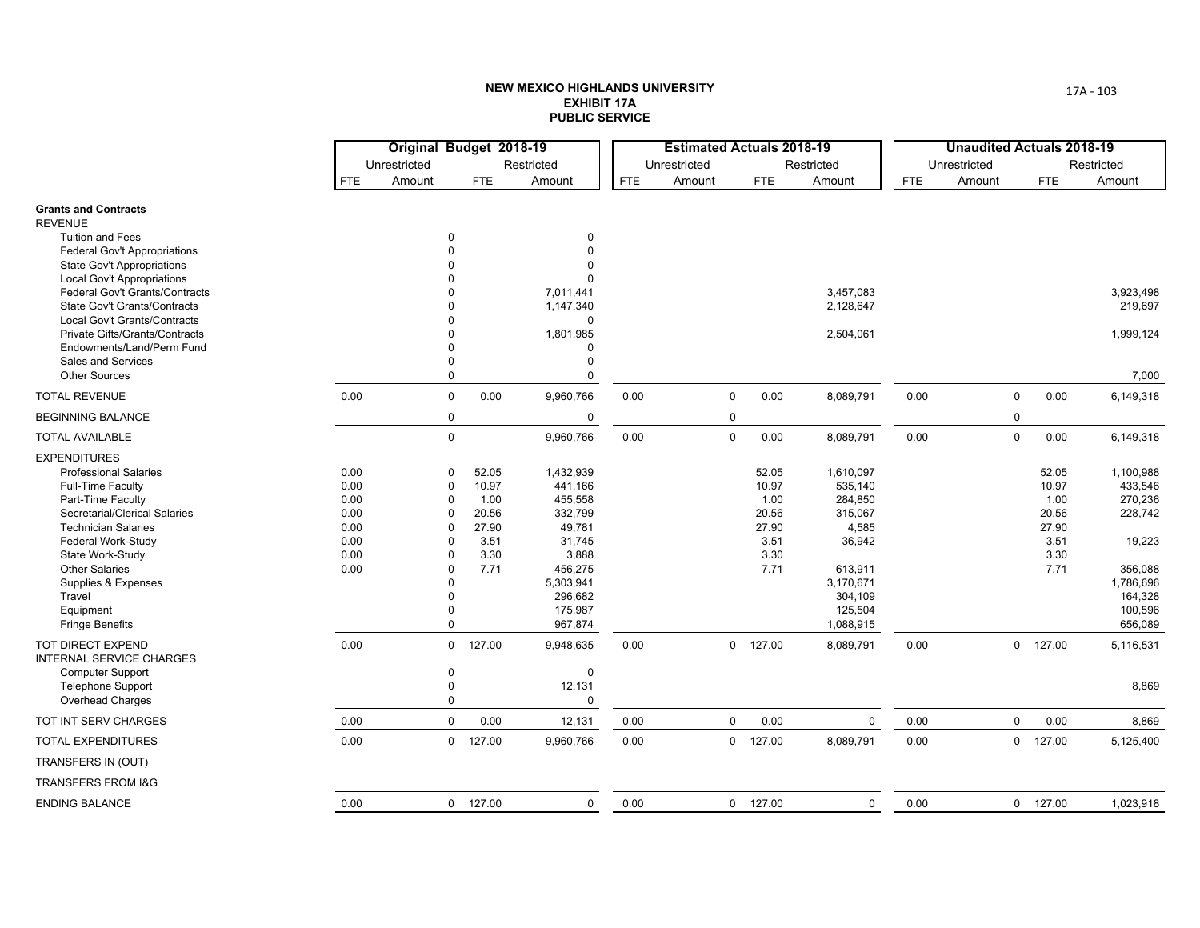**NEW MEXICO HIGHLANDS UNIVERSITY**
**EXHIBIT 17A**
**PUBLIC SERVICE**

| | Original Budget 2018-19 | | | | Estimated Actuals 2018-19 | | | | Unaudited Actuals 2018-19 | | | |
|---|---|---|---|---|---|---|---|---|---|---|---|---|
| | Unrestricted | | Restricted | | Unrestricted | | Restricted | | Unrestricted | | Restricted | |
| | FTE | Amount | FTE | Amount | FTE | Amount | FTE | Amount | FTE | Amount | FTE | Amount |
| **Grants and Contracts** | | | | | | | | | | | | |
| REVENUE | | | | | | | | | | | | |
| Tuition and Fees | | 0 | | 0 | | | | | | | | |
| Federal Gov't Appropriations | | 0 | | 0 | | | | | | | | |
| State Gov't Appropriations | | 0 | | 0 | | | | | | | | |
| Local Gov't Appropriations | | 0 | | 0 | | | | | | | | |
| Federal Gov't Grants/Contracts | | 0 | | 7,011,441 | | | | 3,457,083 | | | | 3,923,498 |
| State Gov't Grants/Contracts | | 0 | | 1,147,340 | | | | 2,128,647 | | | | 219,697 |
| Local Gov't Grants/Contracts | | 0 | | 0 | | | | | | | | |
| Private Gifts/Grants/Contracts | | 0 | | 1,801,985 | | | | 2,504,061 | | | | 1,999,124 |
| Endowments/Land/Perm Fund | | 0 | | 0 | | | | | | | | |
| Sales and Services | | 0 | | 0 | | | | | | | | |
| Other Sources | | 0 | | 0 | | | | | | | | 7,000 |
| TOTAL REVENUE | 0.00 | 0 | 0.00 | 9,960,766 | 0.00 | 0 | 0.00 | 8,089,791 | 0.00 | 0 | 0.00 | 6,149,318 |
| BEGINNING BALANCE | | 0 | | 0 | | 0 | | | | 0 | | |
| TOTAL AVAILABLE | | 0 | | 9,960,766 | 0.00 | 0 | 0.00 | 8,089,791 | 0.00 | 0 | 0.00 | 6,149,318 |
| EXPENDITURES | | | | | | | | | | | | |
| Professional Salaries | 0.00 | 0 | 52.05 | 1,432,939 | | | 52.05 | 1,610,097 | | | 52.05 | 1,100,988 |
| Full-Time Faculty | 0.00 | 0 | 10.97 | 441,166 | | | 10.97 | 535,140 | | | 10.97 | 433,546 |
| Part-Time Faculty | 0.00 | 0 | 1.00 | 455,558 | | | 1.00 | 284,850 | | | 1.00 | 270,236 |
| Secretarial/Clerical Salaries | 0.00 | 0 | 20.56 | 332,799 | | | 20.56 | 315,067 | | | 20.56 | 228,742 |
| Technician Salaries | 0.00 | 0 | 27.90 | 49,781 | | | 27.90 | 4,585 | | | 27.90 | |
| Federal Work-Study | 0.00 | 0 | 3.51 | 31,745 | | | 3.51 | 36,942 | | | 3.51 | 19,223 |
| State Work-Study | 0.00 | 0 | 3.30 | 3,888 | | | 3.30 | | | | 3.30 | |
| Other Salaries | 0.00 | 0 | 7.71 | 456,275 | | | 7.71 | 613,911 | | | 7.71 | 356,088 |
| Supplies & Expenses | | 0 | | 5,303,941 | | | | 3,170,671 | | | | 1,786,696 |
| Travel | | 0 | | 296,682 | | | | 304,109 | | | | 164,328 |
| Equipment | | 0 | | 175,987 | | | | 125,504 | | | | 100,596 |
| Fringe Benefits | | 0 | | 967,874 | | | | 1,088,915 | | | | 656,089 |
| TOT DIRECT EXPEND | 0.00 | 0 | 127.00 | 9,948,635 | 0.00 | 0 | 127.00 | 8,089,791 | 0.00 | 0 | 127.00 | 5,116,531 |
| INTERNAL SERVICE CHARGES | | | | | | | | | | | | |
| Computer Support | | 0 | | 0 | | | | | | | | |
| Telephone Support | | 0 | | 12,131 | | | | | | | | 8,869 |
| Overhead Charges | | 0 | | 0 | | | | | | | | |
| TOT INT SERV CHARGES | 0.00 | 0 | 0.00 | 12,131 | 0.00 | 0 | 0.00 | 0 | 0.00 | 0 | 0.00 | 8,869 |
| TOTAL EXPENDITURES | 0.00 | 0 | 127.00 | 9,960,766 | 0.00 | 0 | 127.00 | 8,089,791 | 0.00 | 0 | 127.00 | 5,125,400 |
| TRANSFERS IN (OUT) | | | | | | | | | | | | |
| TRANSFERS FROM I&G | | | | | | | | | | | | |
| ENDING BALANCE | 0.00 | 0 | 127.00 | 0 | 0.00 | 0 | 127.00 | 0 | 0.00 | 0 | 127.00 | 1,023,918 |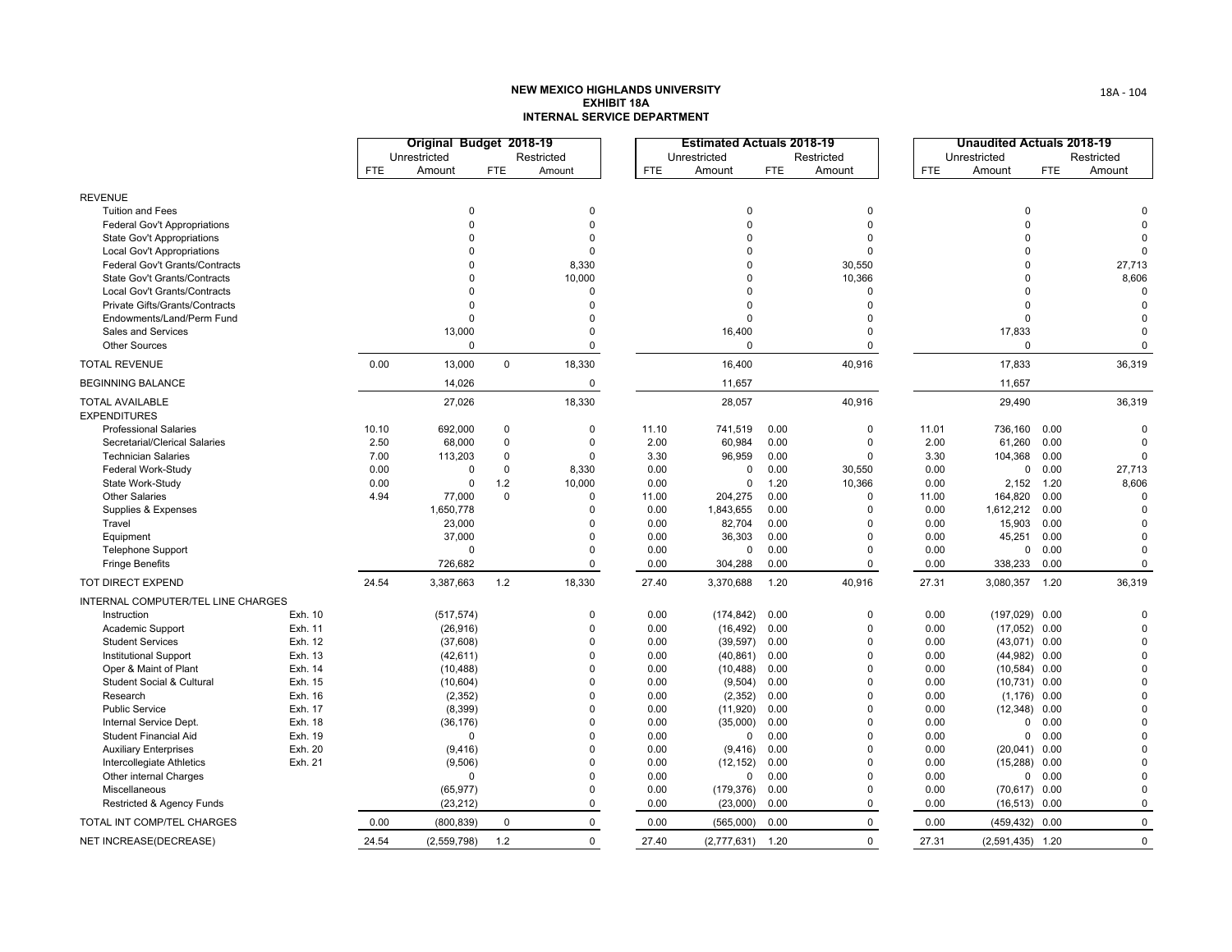# NEW MEXICO HIGHLANDS UNIVERSITY
## EXHIBIT 18A
## INTERNAL SERVICE DEPARTMENT

| | | Original Budget 2018-19 | | | | Estimated Actuals 2018-19 | | | | Unaudited Actuals 2018-19 | | | |
|---|---|---|---|---|---|---|---|---|---|---|---|---|---|
| | | Unrestricted | | Restricted | | Unrestricted | | Restricted | | Unrestricted | | Restricted | |
| | | FTE | Amount | FTE | Amount | FTE | Amount | FTE | Amount | FTE | Amount | FTE | Amount |
| **REVENUE** | | | | | | | | | | | | | |
| Tuition and Fees | | | 0 | | 0 | | 0 | | 0 | | 0 | | 0 |
| Federal Gov't Appropriations | | | 0 | | 0 | | 0 | | 0 | | 0 | | 0 |
| State Gov't Appropriations | | | 0 | | 0 | | 0 | | 0 | | 0 | | 0 |
| Local Gov't Appropriations | | | 0 | | 0 | | 0 | | 0 | | 0 | | 0 |
| Federal Gov't Grants/Contracts | | | 0 | | 8,330 | | 0 | | 30,550 | | 0 | | 27,713 |
| State Gov't Grants/Contracts | | | 0 | | 10,000 | | 0 | | 10,366 | | 0 | | 8,606 |
| Local Gov't Grants/Contracts | | | 0 | | 0 | | 0 | | 0 | | 0 | | 0 |
| Private Gifts/Grants/Contracts | | | 0 | | 0 | | 0 | | 0 | | 0 | | 0 |
| Endowments/Land/Perm Fund | | | 0 | | 0 | | 0 | | 0 | | 0 | | 0 |
| Sales and Services | | | 13,000 | | 0 | | 16,400 | | 0 | | 17,833 | | 0 |
| Other Sources | | | 0 | | 0 | | 0 | | 0 | | 0 | | 0 |
| TOTAL REVENUE | | 0.00 | 13,000 | 0 | 18,330 | | 16,400 | | 40,916 | | 17,833 | | 36,319 |
| BEGINNING BALANCE | | | 14,026 | | 0 | | 11,657 | | | | 11,657 | | |
| TOTAL AVAILABLE | | | 27,026 | | 18,330 | | 28,057 | | 40,916 | | 29,490 | | 36,319 |
| **EXPENDITURES** | | | | | | | | | | | | | |
| Professional Salaries | | 10.10 | 692,000 | 0 | 0 | 11.10 | 741,519 | 0.00 | 0 | 11.01 | 736,160 | 0.00 | 0 |
| Secretarial/Clerical Salaries | | 2.50 | 68,000 | 0 | 0 | 2.00 | 60,984 | 0.00 | 0 | 2.00 | 61,260 | 0.00 | 0 |
| Technician Salaries | | 7.00 | 113,203 | 0 | 0 | 3.30 | 96,959 | 0.00 | 0 | 3.30 | 104,368 | 0.00 | 0 |
| Federal Work-Study | | 0.00 | 0 | 0 | 8,330 | 0.00 | 0 | 0.00 | 30,550 | 0.00 | 0 | 0.00 | 27,713 |
| State Work-Study | | 0.00 | 0 | 1.2 | 10,000 | 0.00 | 0 | 1.20 | 10,366 | 0.00 | 2,152 | 1.20 | 8,606 |
| Other Salaries | | 4.94 | 77,000 | 0 | 0 | 11.00 | 204,275 | 0.00 | 0 | 11.00 | 164,820 | 0.00 | 0 |
| Supplies & Expenses | | | 1,650,778 | | 0 | 0.00 | 1,843,655 | 0.00 | 0 | 0.00 | 1,612,212 | 0.00 | 0 |
| Travel | | | 23,000 | | 0 | 0.00 | 82,704 | 0.00 | 0 | 0.00 | 15,903 | 0.00 | 0 |
| Equipment | | | 37,000 | | 0 | 0.00 | 36,303 | 0.00 | 0 | 0.00 | 45,251 | 0.00 | 0 |
| Telephone Support | | | 0 | | 0 | 0.00 | 0 | 0.00 | 0 | 0.00 | 0 | 0.00 | 0 |
| Fringe Benefits | | | 726,682 | | 0 | 0.00 | 304,288 | 0.00 | 0 | 0.00 | 338,233 | 0.00 | 0 |
| TOT DIRECT EXPEND | | 24.54 | 3,387,663 | 1.2 | 18,330 | 27.40 | 3,370,688 | 1.20 | 40,916 | 27.31 | 3,080,357 | 1.20 | 36,319 |
| **INTERNAL COMPUTER/TEL LINE CHARGES** | | | | | | | | | | | | | |
| Instruction | Exh. 10 | | (517,574) | | 0 | 0.00 | (174,842) | 0.00 | 0 | 0.00 | (197,029) | 0.00 | 0 |
| Academic Support | Exh. 11 | | (26,916) | | 0 | 0.00 | (16,492) | 0.00 | 0 | 0.00 | (17,052) | 0.00 | 0 |
| Student Services | Exh. 12 | | (37,608) | | 0 | 0.00 | (39,597) | 0.00 | 0 | 0.00 | (43,071) | 0.00 | 0 |
| Institutional Support | Exh. 13 | | (42,611) | | 0 | 0.00 | (40,861) | 0.00 | 0 | 0.00 | (44,982) | 0.00 | 0 |
| Oper & Maint of Plant | Exh. 14 | | (10,488) | | 0 | 0.00 | (10,488) | 0.00 | 0 | 0.00 | (10,584) | 0.00 | 0 |
| Student Social & Cultural | Exh. 15 | | (10,604) | | 0 | 0.00 | (9,504) | 0.00 | 0 | 0.00 | (10,731) | 0.00 | 0 |
| Research | Exh. 16 | | (2,352) | | 0 | 0.00 | (2,352) | 0.00 | 0 | 0.00 | (1,176) | 0.00 | 0 |
| Public Service | Exh. 17 | | (8,399) | | 0 | 0.00 | (11,920) | 0.00 | 0 | 0.00 | (12,348) | 0.00 | 0 |
| Internal Service Dept. | Exh. 18 | | (36,176) | | 0 | 0.00 | (35,000) | 0.00 | 0 | 0.00 | 0 | 0.00 | 0 |
| Student Financial Aid | Exh. 19 | | 0 | | 0 | 0.00 | 0 | 0.00 | 0 | 0.00 | 0 | 0.00 | 0 |
| Auxiliary Enterprises | Exh. 20 | | (9,416) | | 0 | 0.00 | (9,416) | 0.00 | 0 | 0.00 | (20,041) | 0.00 | 0 |
| Intercollegiate Athletics | Exh. 21 | | (9,506) | | 0 | 0.00 | (12,152) | 0.00 | 0 | 0.00 | (15,288) | 0.00 | 0 |
| Other internal Charges | | | 0 | | 0 | 0.00 | 0 | 0.00 | 0 | 0.00 | 0 | 0.00 | 0 |
| Miscellaneous | | | (65,977) | | 0 | 0.00 | (179,376) | 0.00 | 0 | 0.00 | (70,617) | 0.00 | 0 |
| Restricted & Agency Funds | | | (23,212) | | 0 | 0.00 | (23,000) | 0.00 | 0 | 0.00 | (16,513) | 0.00 | 0 |
| TOTAL INT COMP/TEL CHARGES | | 0.00 | (800,839) | 0 | 0 | 0.00 | (565,000) | 0.00 | 0 | 0.00 | (459,432) | 0.00 | 0 |
| NET INCREASE(DECREASE) | | 24.54 | (2,559,798) | 1.2 | 0 | 27.40 | (2,777,631) | 1.20 | 0 | 27.31 | (2,591,435) | 1.20 | 0 |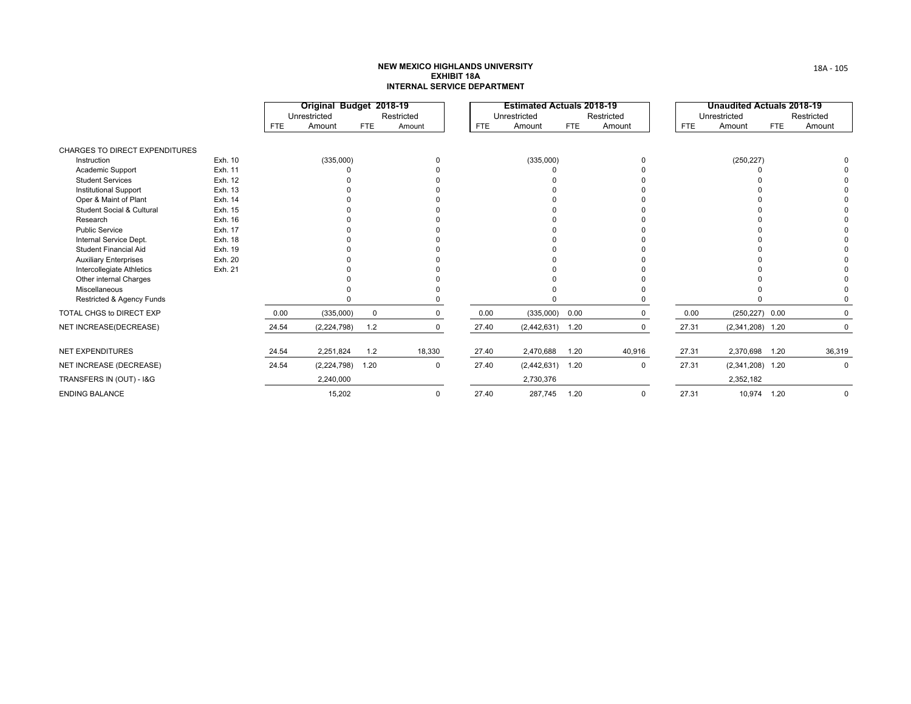**NEW MEXICO HIGHLANDS UNIVERSITY**
**EXHIBIT 18A**
**INTERNAL SERVICE DEPARTMENT**

| | | Original Budget 2018-19 | | | | Estimated Actuals 2018-19 | | | | Unaudited Actuals 2018-19 | | | |
|---|---|---|---|---|---|---|---|---|---|---|---|---|---|
| | | Unrestricted | | Restricted | | Unrestricted | | Restricted | | Unrestricted | | Restricted | |
| | | FTE | Amount | FTE | Amount | FTE | Amount | FTE | Amount | FTE | Amount | FTE | Amount |
| CHARGES TO DIRECT EXPENDITURES | | | | | | | | | | | | | |
| Instruction | Exh. 10 | | (335,000) | | 0 | | (335,000) | | 0 | | (250,227) | | 0 |
| Academic Support | Exh. 11 | | 0 | | 0 | | 0 | | 0 | | 0 | | 0 |
| Student Services | Exh. 12 | | 0 | | 0 | | 0 | | 0 | | 0 | | 0 |
| Institutional Support | Exh. 13 | | 0 | | 0 | | 0 | | 0 | | 0 | | 0 |
| Oper & Maint of Plant | Exh. 14 | | 0 | | 0 | | 0 | | 0 | | 0 | | 0 |
| Student Social & Cultural | Exh. 15 | | 0 | | 0 | | 0 | | 0 | | 0 | | 0 |
| Research | Exh. 16 | | 0 | | 0 | | 0 | | 0 | | 0 | | 0 |
| Public Service | Exh. 17 | | 0 | | 0 | | 0 | | 0 | | 0 | | 0 |
| Internal Service Dept. | Exh. 18 | | 0 | | 0 | | 0 | | 0 | | 0 | | 0 |
| Student Financial Aid | Exh. 19 | | 0 | | 0 | | 0 | | 0 | | 0 | | 0 |
| Auxiliary Enterprises | Exh. 20 | | 0 | | 0 | | 0 | | 0 | | 0 | | 0 |
| Intercollegiate Athletics | Exh. 21 | | 0 | | 0 | | 0 | | 0 | | 0 | | 0 |
| Other internal Charges | | | 0 | | 0 | | 0 | | 0 | | 0 | | 0 |
| Miscellaneous | | | 0 | | 0 | | 0 | | 0 | | 0 | | 0 |
| Restricted & Agency Funds | | | 0 | | 0 | | 0 | | 0 | | 0 | | 0 |
| TOTAL CHGS to DIRECT EXP | | 0.00 | (335,000) | 0 | 0 | 0.00 | (335,000) | 0.00 | 0 | 0.00 | (250,227) | 0.00 | 0 |
| NET INCREASE(DECREASE) | | 24.54 | (2,224,798) | 1.2 | 0 | 27.40 | (2,442,631) | 1.20 | 0 | 27.31 | (2,341,208) | 1.20 | 0 |
| NET EXPENDITURES | | 24.54 | 2,251,824 | 1.2 | 18,330 | 27.40 | 2,470,688 | 1.20 | 40,916 | 27.31 | 2,370,698 | 1.20 | 36,319 |
| NET INCREASE (DECREASE) | | 24.54 | (2,224,798) | 1.20 | 0 | 27.40 | (2,442,631) | 1.20 | 0 | 27.31 | (2,341,208) | 1.20 | 0 |
| TRANSFERS IN (OUT) - I&G | | | 2,240,000 | | | | 2,730,376 | | | | 2,352,182 | | |
| ENDING BALANCE | | | 15,202 | | 0 | 27.40 | 287,745 | 1.20 | 0 | 27.31 | 10,974 | 1.20 | 0 |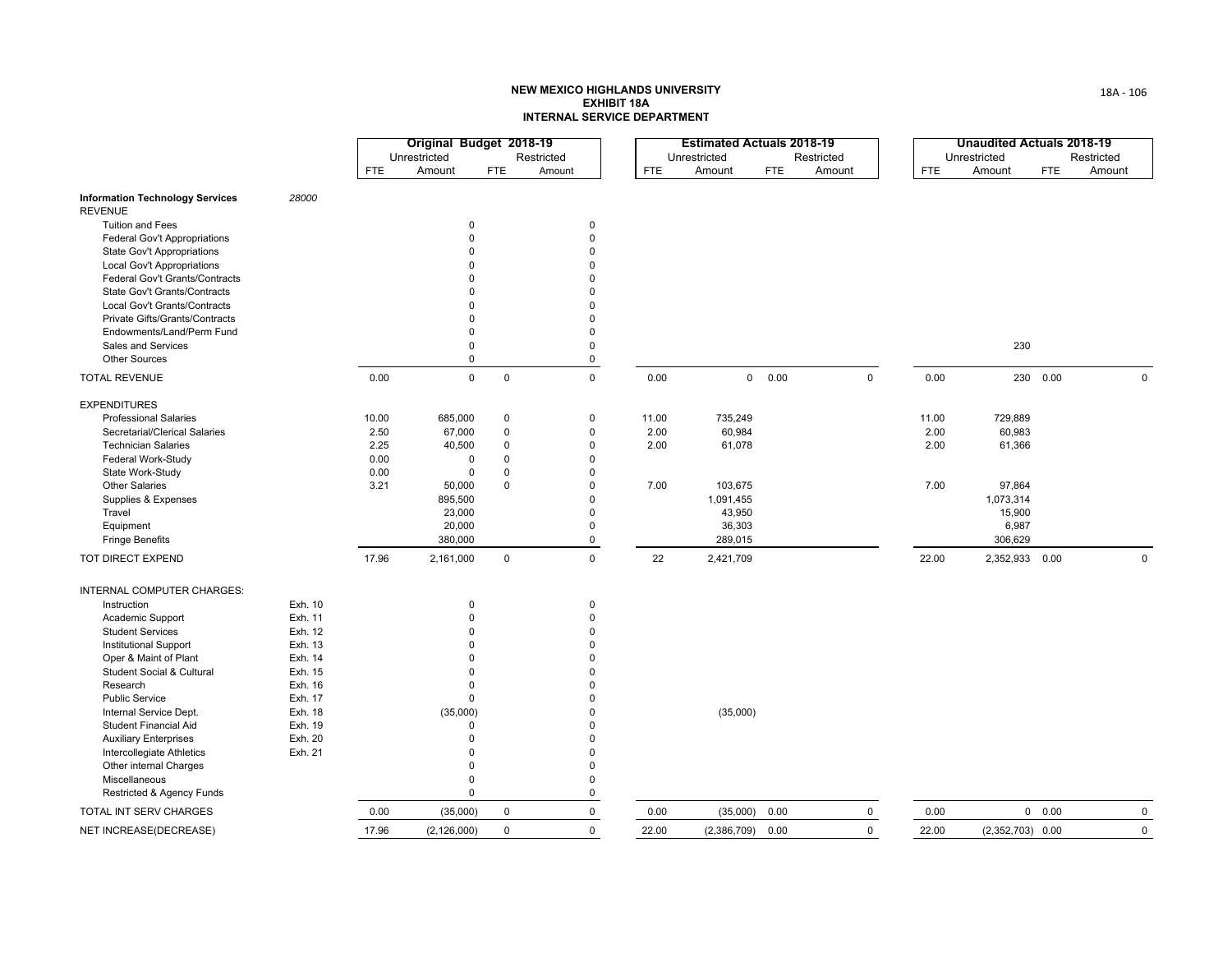# NEW MEXICO HIGHLANDS UNIVERSITY
## EXHIBIT 18A
## INTERNAL SERVICE DEPARTMENT

| | | Original Budget 2018-19 | | | | Estimated Actuals 2018-19 | | | | Unaudited Actuals 2018-19 | | | |
|---|---|---|---|---|---|---|---|---|---|---|---|---|---|
| | | Unrestricted | | Restricted | | Unrestricted | | Restricted | | Unrestricted | | Restricted | |
| | | FTE | Amount | FTE | Amount | FTE | Amount | FTE | Amount | FTE | Amount | FTE | Amount |
| **Information Technology Services** | *28000* | | | | | | | | | | | | |
| REVENUE | | | | | | | | | | | | | |
| Tuition and Fees | | | 0 | | 0 | | | | | | | | |
| Federal Gov't Appropriations | | | 0 | | 0 | | | | | | | | |
| State Gov't Appropriations | | | 0 | | 0 | | | | | | | | |
| Local Gov't Appropriations | | | 0 | | 0 | | | | | | | | |
| Federal Gov't Grants/Contracts | | | 0 | | 0 | | | | | | | | |
| State Gov't Grants/Contracts | | | 0 | | 0 | | | | | | | | |
| Local Gov't Grants/Contracts | | | 0 | | 0 | | | | | | | | |
| Private Gifts/Grants/Contracts | | | 0 | | 0 | | | | | | | | |
| Endowments/Land/Perm Fund | | | 0 | | 0 | | | | | | | | |
| Sales and Services | | | 0 | | 0 | | | | | | 230 | | |
| Other Sources | | | 0 | | 0 | | | | | | | | |
| TOTAL REVENUE | | 0.00 | 0 | 0 | 0 | 0.00 | 0 | 0.00 | 0 | 0.00 | 230 | 0.00 | 0 |
| EXPENDITURES | | | | | | | | | | | | | |
| Professional Salaries | | 10.00 | 685,000 | 0 | 0 | 11.00 | 735,249 | | | 11.00 | 729,889 | | |
| Secretarial/Clerical Salaries | | 2.50 | 67,000 | 0 | 0 | 2.00 | 60,984 | | | 2.00 | 60,983 | | |
| Technician Salaries | | 2.25 | 40,500 | 0 | 0 | 2.00 | 61,078 | | | 2.00 | 61,366 | | |
| Federal Work-Study | | 0.00 | 0 | 0 | 0 | | | | | | | | |
| State Work-Study | | 0.00 | 0 | 0 | 0 | | | | | | | | |
| Other Salaries | | 3.21 | 50,000 | 0 | 0 | 7.00 | 103,675 | | | 7.00 | 97,864 | | |
| Supplies & Expenses | | | 895,500 | | 0 | | 1,091,455 | | | | 1,073,314 | | |
| Travel | | | 23,000 | | 0 | | 43,950 | | | | 15,900 | | |
| Equipment | | | 20,000 | | 0 | | 36,303 | | | | 6,987 | | |
| Fringe Benefits | | | 380,000 | | 0 | | 289,015 | | | | 306,629 | | |
| TOT DIRECT EXPEND | | 17.96 | 2,161,000 | 0 | 0 | 22 | 2,421,709 | | | 22.00 | 2,352,933 | 0.00 | 0 |
| INTERNAL COMPUTER CHARGES: | | | | | | | | | | | | | |
| Instruction | Exh. 10 | | 0 | | 0 | | | | | | | | |
| Academic Support | Exh. 11 | | 0 | | 0 | | | | | | | | |
| Student Services | Exh. 12 | | 0 | | 0 | | | | | | | | |
| Institutional Support | Exh. 13 | | 0 | | 0 | | | | | | | | |
| Oper & Maint of Plant | Exh. 14 | | 0 | | 0 | | | | | | | | |
| Student Social & Cultural | Exh. 15 | | 0 | | 0 | | | | | | | | |
| Research | Exh. 16 | | 0 | | 0 | | | | | | | | |
| Public Service | Exh. 17 | | 0 | | 0 | | | | | | | | |
| Internal Service Dept. | Exh. 18 | | (35,000) | | 0 | | (35,000) | | | | | | |
| Student Financial Aid | Exh. 19 | | 0 | | 0 | | | | | | | | |
| Auxiliary Enterprises | Exh. 20 | | 0 | | 0 | | | | | | | | |
| Intercollegiate Athletics | Exh. 21 | | 0 | | 0 | | | | | | | | |
| Other internal Charges | | | 0 | | 0 | | | | | | | | |
| Miscellaneous | | | 0 | | 0 | | | | | | | | |
| Restricted & Agency Funds | | | 0 | | 0 | | | | | | | | |
| TOTAL INT SERV CHARGES | | 0.00 | (35,000) | 0 | 0 | 0.00 | (35,000) | 0.00 | 0 | 0.00 | 0 | 0.00 | 0 |
| NET INCREASE(DECREASE) | | 17.96 | (2,126,000) | 0 | 0 | 22.00 | (2,386,709) | 0.00 | 0 | 22.00 | (2,352,703) | 0.00 | 0 |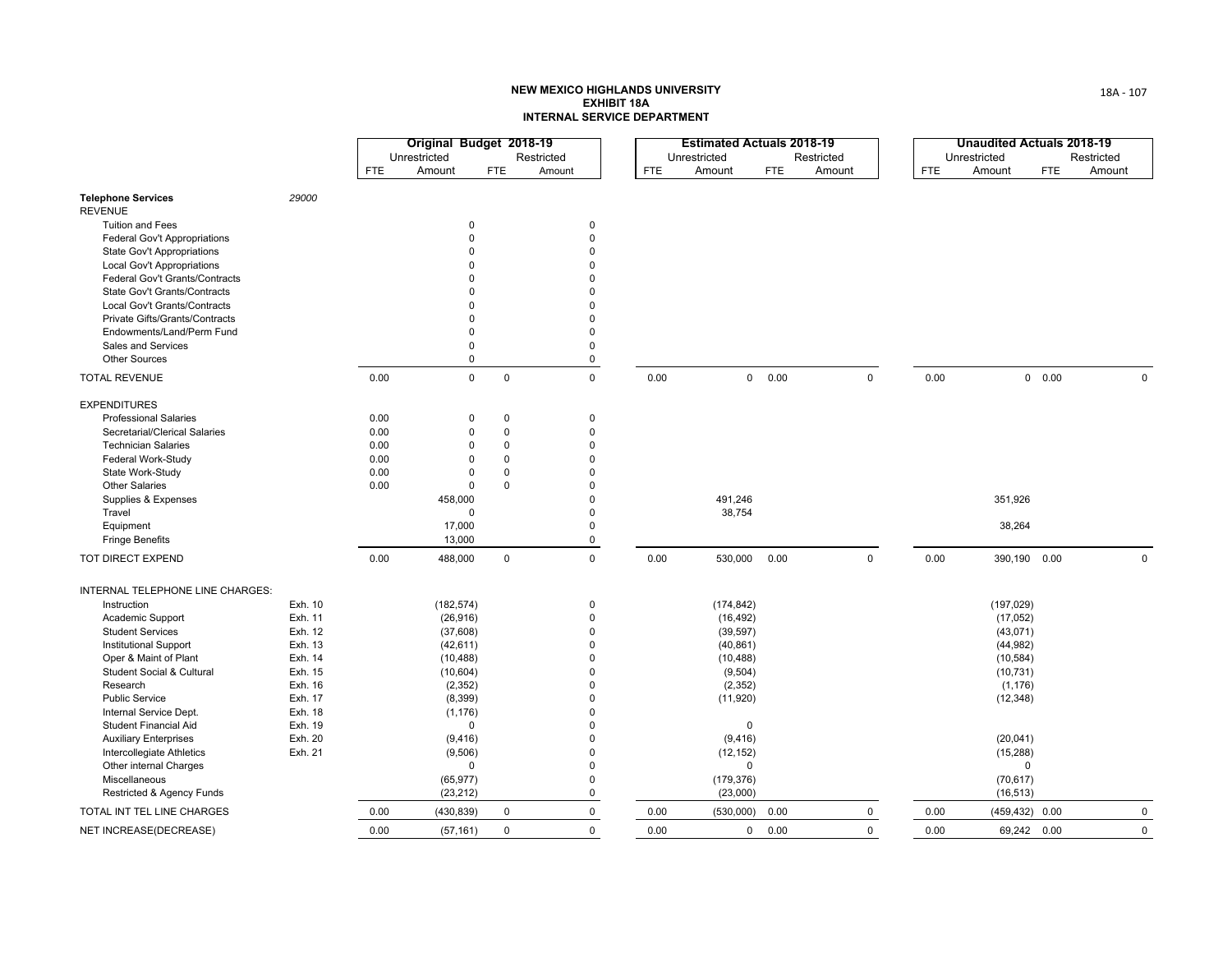**NEW MEXICO HIGHLANDS UNIVERSITY**
**EXHIBIT 18A**
**INTERNAL SERVICE DEPARTMENT**

| | | Original Budget 2018-19 | | | | Estimated Actuals 2018-19 | | | | Unaudited Actuals 2018-19 | | | |
|---|---|---|---|---|---|---|---|---|---|---|---|---|---|
| | | Unrestricted | | Restricted | | Unrestricted | | Restricted | | Unrestricted | | Restricted | |
| | | FTE | Amount | FTE | Amount | FTE | Amount | FTE | Amount | FTE | Amount | FTE | Amount |
| **Telephone Services** | *29000* | | | | | | | | | | | | |
| REVENUE | | | | | | | | | | | | | |
| Tuition and Fees | | | 0 | | 0 | | | | | | | | |
| Federal Gov't Appropriations | | | 0 | | 0 | | | | | | | | |
| State Gov't Appropriations | | | 0 | | 0 | | | | | | | | |
| Local Gov't Appropriations | | | 0 | | 0 | | | | | | | | |
| Federal Gov't Grants/Contracts | | | 0 | | 0 | | | | | | | | |
| State Gov't Grants/Contracts | | | 0 | | 0 | | | | | | | | |
| Local Gov't Grants/Contracts | | | 0 | | 0 | | | | | | | | |
| Private Gifts/Grants/Contracts | | | 0 | | 0 | | | | | | | | |
| Endowments/Land/Perm Fund | | | 0 | | 0 | | | | | | | | |
| Sales and Services | | | 0 | | 0 | | | | | | | | |
| Other Sources | | | 0 | | 0 | | | | | | | | |
| TOTAL REVENUE | | 0.00 | 0 | 0 | 0 | 0.00 | 0 | 0.00 | 0 | 0.00 | 0 | 0.00 | 0 |
| EXPENDITURES | | | | | | | | | | | | | |
| Professional Salaries | | 0.00 | 0 | 0 | 0 | | | | | | | | |
| Secretarial/Clerical Salaries | | 0.00 | 0 | 0 | 0 | | | | | | | | |
| Technician Salaries | | 0.00 | 0 | 0 | 0 | | | | | | | | |
| Federal Work-Study | | 0.00 | 0 | 0 | 0 | | | | | | | | |
| State Work-Study | | 0.00 | 0 | 0 | 0 | | | | | | | | |
| Other Salaries | | 0.00 | 0 | 0 | 0 | | | | | | | | |
| Supplies & Expenses | | | 458,000 | | 0 | | 491,246 | | | | 351,926 | | |
| Travel | | | 0 | | 0 | | 38,754 | | | | | | |
| Equipment | | | 17,000 | | 0 | | | | | | 38,264 | | |
| Fringe Benefits | | | 13,000 | | 0 | | | | | | | | |
| TOT DIRECT EXPEND | | 0.00 | 488,000 | 0 | 0 | 0.00 | 530,000 | 0.00 | 0 | 0.00 | 390,190 | 0.00 | 0 |
| INTERNAL TELEPHONE LINE CHARGES: | | | | | | | | | | | | | |
| Instruction | Exh. 10 | | (182,574) | | 0 | | (174,842) | | | | (197,029) | | |
| Academic Support | Exh. 11 | | (26,916) | | 0 | | (16,492) | | | | (17,052) | | |
| Student Services | Exh. 12 | | (37,608) | | 0 | | (39,597) | | | | (43,071) | | |
| Institutional Support | Exh. 13 | | (42,611) | | 0 | | (40,861) | | | | (44,982) | | |
| Oper & Maint of Plant | Exh. 14 | | (10,488) | | 0 | | (10,488) | | | | (10,584) | | |
| Student Social & Cultural | Exh. 15 | | (10,604) | | 0 | | (9,504) | | | | (10,731) | | |
| Research | Exh. 16 | | (2,352) | | 0 | | (2,352) | | | | (1,176) | | |
| Public Service | Exh. 17 | | (8,399) | | 0 | | (11,920) | | | | (12,348) | | |
| Internal Service Dept. | Exh. 18 | | (1,176) | | 0 | | | | | | | | |
| Student Financial Aid | Exh. 19 | | 0 | | 0 | | 0 | | | | | | |
| Auxiliary Enterprises | Exh. 20 | | (9,416) | | 0 | | (9,416) | | | | (20,041) | | |
| Intercollegiate Athletics | Exh. 21 | | (9,506) | | 0 | | (12,152) | | | | (15,288) | | |
| Other internal Charges | | | 0 | | 0 | | 0 | | | | 0 | | |
| Miscellaneous | | | (65,977) | | 0 | | (179,376) | | | | (70,617) | | |
| Restricted & Agency Funds | | | (23,212) | | 0 | | (23,000) | | | | (16,513) | | |
| TOTAL INT TEL LINE CHARGES | | 0.00 | (430,839) | 0 | 0 | 0.00 | (530,000) | 0.00 | 0 | 0.00 | (459,432) | 0.00 | 0 |
| NET INCREASE(DECREASE) | | 0.00 | (57,161) | 0 | 0 | 0.00 | 0 | 0.00 | 0 | 0.00 | 69,242 | 0.00 | 0 |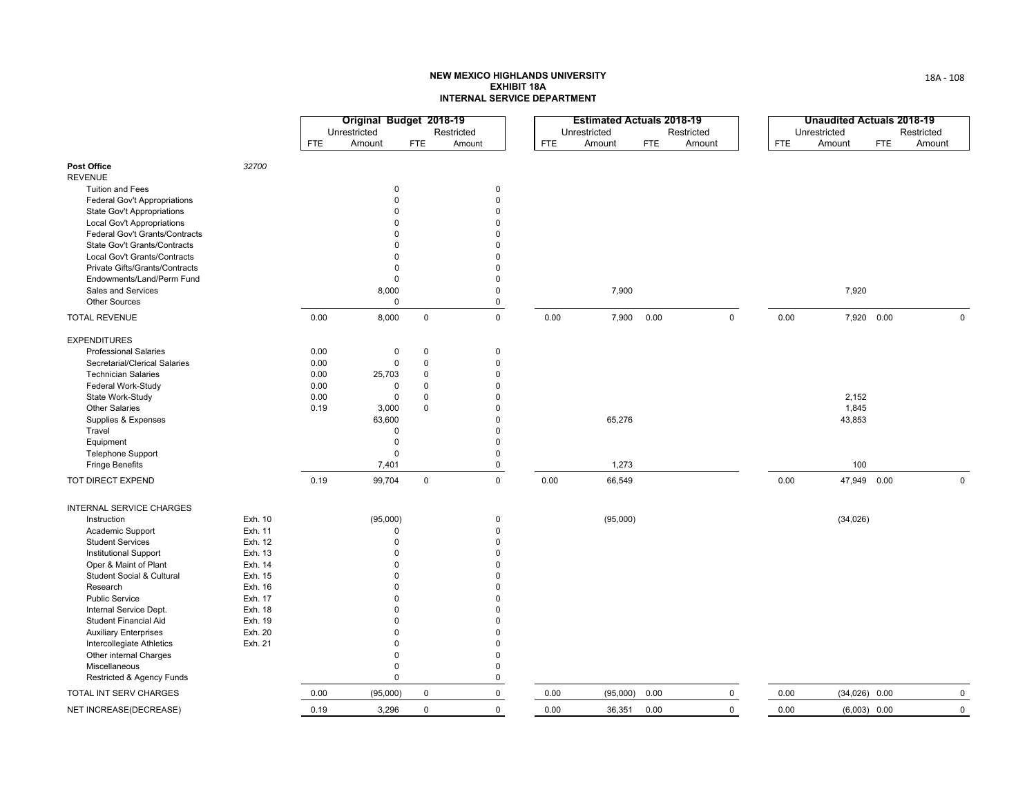**NEW MEXICO HIGHLANDS UNIVERSITY**
**EXHIBIT 18A**
**INTERNAL SERVICE DEPARTMENT**

| | | Original Budget 2018-19 | | | | Estimated Actuals 2018-19 | | | | Unaudited Actuals 2018-19 | | | |
|---|---|---|---|---|---|---|---|---|---|---|---|---|---|
| | | Unrestricted | | Restricted | | Unrestricted | | Restricted | | Unrestricted | | Restricted | |
| | | FTE | Amount | FTE | Amount | FTE | Amount | FTE | Amount | FTE | Amount | FTE | Amount |
| **Post Office** | *32700* | | | | | | | | | | | | |
| REVENUE | | | | | | | | | | | | | |
| Tuition and Fees | | | 0 | | 0 | | | | | | | | |
| Federal Gov't Appropriations | | | 0 | | 0 | | | | | | | | |
| State Gov't Appropriations | | | 0 | | 0 | | | | | | | | |
| Local Gov't Appropriations | | | 0 | | 0 | | | | | | | | |
| Federal Gov't Grants/Contracts | | | 0 | | 0 | | | | | | | | |
| State Gov't Grants/Contracts | | | 0 | | 0 | | | | | | | | |
| Local Gov't Grants/Contracts | | | 0 | | 0 | | | | | | | | |
| Private Gifts/Grants/Contracts | | | 0 | | 0 | | | | | | | | |
| Endowments/Land/Perm Fund | | | 0 | | 0 | | | | | | | | |
| Sales and Services | | | 8,000 | | 0 | | 7,900 | | | | 7,920 | | |
| Other Sources | | | 0 | | 0 | | | | | | | | |
| TOTAL REVENUE | | 0.00 | 8,000 | 0 | 0 | 0.00 | 7,900 | 0.00 | 0 | 0.00 | 7,920 | 0.00 | 0 |
| EXPENDITURES | | | | | | | | | | | | | |
| Professional Salaries | | 0.00 | 0 | 0 | 0 | | | | | | | | |
| Secretarial/Clerical Salaries | | 0.00 | 0 | 0 | 0 | | | | | | | | |
| Technician Salaries | | 0.00 | 25,703 | 0 | 0 | | | | | | | | |
| Federal Work-Study | | 0.00 | 0 | 0 | 0 | | | | | | | | |
| State Work-Study | | 0.00 | 0 | 0 | 0 | | | | | | 2,152 | | |
| Other Salaries | | 0.19 | 3,000 | 0 | 0 | | | | | | 1,845 | | |
| Supplies & Expenses | | | 63,600 | | 0 | | 65,276 | | | | 43,853 | | |
| Travel | | | 0 | | 0 | | | | | | | | |
| Equipment | | | 0 | | 0 | | | | | | | | |
| Telephone Support | | | 0 | | 0 | | | | | | | | |
| Fringe Benefits | | | 7,401 | | 0 | | 1,273 | | | | 100 | | |
| TOT DIRECT EXPEND | | 0.19 | 99,704 | 0 | 0 | 0.00 | 66,549 | | | 0.00 | 47,949 | 0.00 | 0 |
| INTERNAL SERVICE CHARGES | | | | | | | | | | | | | |
| Instruction | Exh. 10 | | (95,000) | | 0 | | (95,000) | | | | (34,026) | | |
| Academic Support | Exh. 11 | | 0 | | 0 | | | | | | | | |
| Student Services | Exh. 12 | | 0 | | 0 | | | | | | | | |
| Institutional Support | Exh. 13 | | 0 | | 0 | | | | | | | | |
| Oper & Maint of Plant | Exh. 14 | | 0 | | 0 | | | | | | | | |
| Student Social & Cultural | Exh. 15 | | 0 | | 0 | | | | | | | | |
| Research | Exh. 16 | | 0 | | 0 | | | | | | | | |
| Public Service | Exh. 17 | | 0 | | 0 | | | | | | | | |
| Internal Service Dept. | Exh. 18 | | 0 | | 0 | | | | | | | | |
| Student Financial Aid | Exh. 19 | | 0 | | 0 | | | | | | | | |
| Auxiliary Enterprises | Exh. 20 | | 0 | | 0 | | | | | | | | |
| Intercollegiate Athletics | Exh. 21 | | 0 | | 0 | | | | | | | | |
| Other internal Charges | | | 0 | | 0 | | | | | | | | |
| Miscellaneous | | | 0 | | 0 | | | | | | | | |
| Restricted & Agency Funds | | | 0 | | 0 | | | | | | | | |
| TOTAL INT SERV CHARGES | | 0.00 | (95,000) | 0 | 0 | 0.00 | (95,000) | 0.00 | 0 | 0.00 | (34,026) | 0.00 | 0 |
| NET INCREASE(DECREASE) | | 0.19 | 3,296 | 0 | 0 | 0.00 | 36,351 | 0.00 | 0 | 0.00 | (6,003) | 0.00 | 0 |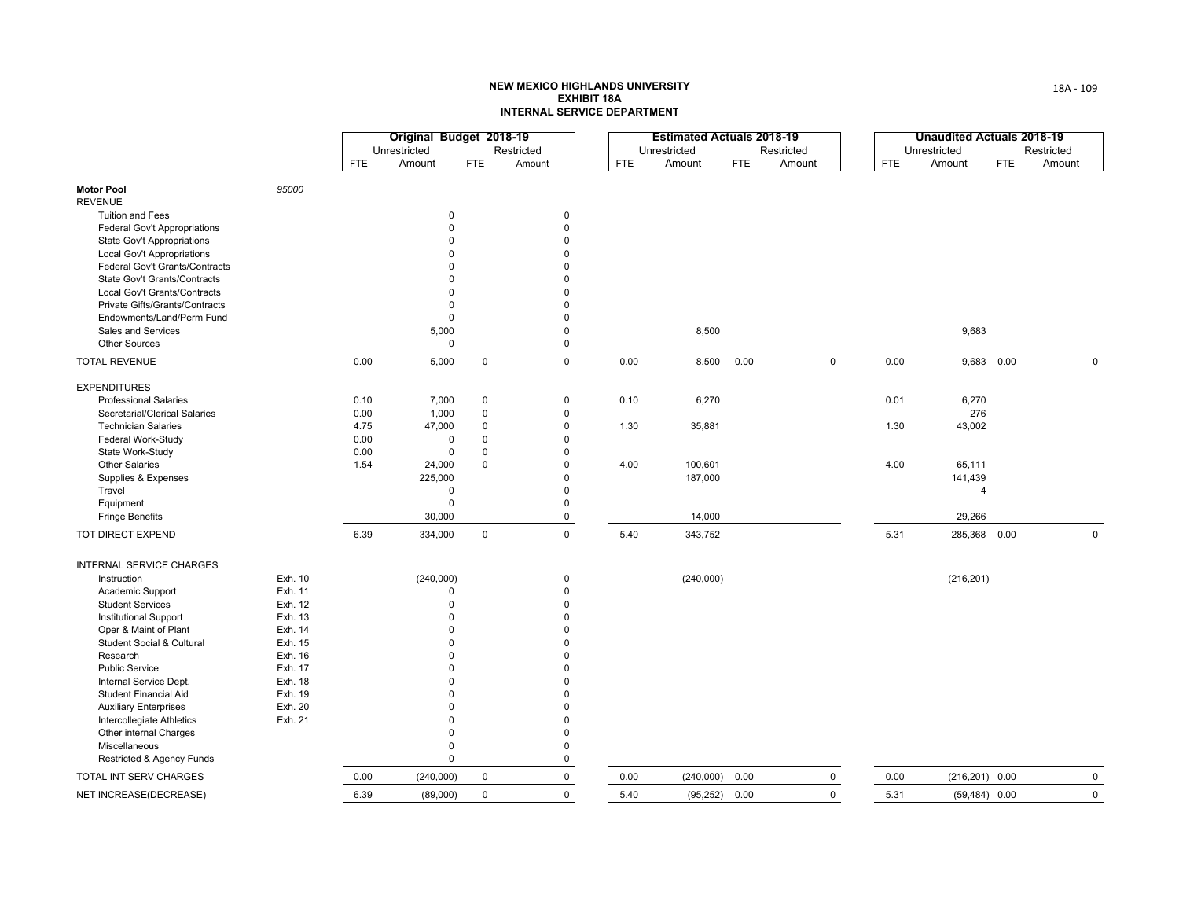**NEW MEXICO HIGHLANDS UNIVERSITY**
**EXHIBIT 18A**
**INTERNAL SERVICE DEPARTMENT**

| | | Original Budget 2018-19 | | | | Estimated Actuals 2018-19 | | | | Unaudited Actuals 2018-19 | | | |
|---|---|---|---|---|---|---|---|---|---|---|---|---|---|
| | | Unrestricted | | Restricted | | Unrestricted | | Restricted | | Unrestricted | | Restricted | |
| | | FTE | Amount | FTE | Amount | FTE | Amount | FTE | Amount | FTE | Amount | FTE | Amount |
| **Motor Pool** | *95000* | | | | | | | | | | | | |
| REVENUE | | | | | | | | | | | | | |
| Tuition and Fees | | | 0 | | 0 | | | | | | | | |
| Federal Gov't Appropriations | | | 0 | | 0 | | | | | | | | |
| State Gov't Appropriations | | | 0 | | 0 | | | | | | | | |
| Local Gov't Appropriations | | | 0 | | 0 | | | | | | | | |
| Federal Gov't Grants/Contracts | | | 0 | | 0 | | | | | | | | |
| State Gov't Grants/Contracts | | | 0 | | 0 | | | | | | | | |
| Local Gov't Grants/Contracts | | | 0 | | 0 | | | | | | | | |
| Private Gifts/Grants/Contracts | | | 0 | | 0 | | | | | | | | |
| Endowments/Land/Perm Fund | | | 0 | | 0 | | | | | | | | |
| Sales and Services | | | 5,000 | | 0 | | 8,500 | | | | 9,683 | | |
| Other Sources | | | 0 | | 0 | | | | | | | | |
| TOTAL REVENUE | | 0.00 | 5,000 | 0 | 0 | 0.00 | 8,500 | 0.00 | 0 | 0.00 | 9,683 | 0.00 | 0 |
| EXPENDITURES | | | | | | | | | | | | | |
| Professional Salaries | | 0.10 | 7,000 | 0 | 0 | 0.10 | 6,270 | | | 0.01 | 6,270 | | |
| Secretarial/Clerical Salaries | | 0.00 | 1,000 | 0 | 0 | | | | | | 276 | | |
| Technician Salaries | | 4.75 | 47,000 | 0 | 0 | 1.30 | 35,881 | | | 1.30 | 43,002 | | |
| Federal Work-Study | | 0.00 | 0 | 0 | 0 | | | | | | | | |
| State Work-Study | | 0.00 | 0 | 0 | 0 | | | | | | | | |
| Other Salaries | | 1.54 | 24,000 | 0 | 0 | 4.00 | 100,601 | | | 4.00 | 65,111 | | |
| Supplies & Expenses | | | 225,000 | | 0 | | 187,000 | | | | 141,439 | | |
| Travel | | | 0 | | 0 | | | | | | 4 | | |
| Equipment | | | 0 | | 0 | | | | | | | | |
| Fringe Benefits | | | 30,000 | | 0 | | 14,000 | | | | 29,266 | | |
| TOT DIRECT EXPEND | | 6.39 | 334,000 | 0 | 0 | 5.40 | 343,752 | | | 5.31 | 285,368 | 0.00 | 0 |
| INTERNAL SERVICE CHARGES | | | | | | | | | | | | | |
| Instruction | Exh. 10 | | (240,000) | | 0 | | (240,000) | | | | (216,201) | | |
| Academic Support | Exh. 11 | | 0 | | 0 | | | | | | | | |
| Student Services | Exh. 12 | | 0 | | 0 | | | | | | | | |
| Institutional Support | Exh. 13 | | 0 | | 0 | | | | | | | | |
| Oper & Maint of Plant | Exh. 14 | | 0 | | 0 | | | | | | | | |
| Student Social & Cultural | Exh. 15 | | 0 | | 0 | | | | | | | | |
| Research | Exh. 16 | | 0 | | 0 | | | | | | | | |
| Public Service | Exh. 17 | | 0 | | 0 | | | | | | | | |
| Internal Service Dept. | Exh. 18 | | 0 | | 0 | | | | | | | | |
| Student Financial Aid | Exh. 19 | | 0 | | 0 | | | | | | | | |
| Auxiliary Enterprises | Exh. 20 | | 0 | | 0 | | | | | | | | |
| Intercollegiate Athletics | Exh. 21 | | 0 | | 0 | | | | | | | | |
| Other internal Charges | | | 0 | | 0 | | | | | | | | |
| Miscellaneous | | | 0 | | 0 | | | | | | | | |
| Restricted & Agency Funds | | | 0 | | 0 | | | | | | | | |
| TOTAL INT SERV CHARGES | | 0.00 | (240,000) | 0 | 0 | 0.00 | (240,000) | 0.00 | 0 | 0.00 | (216,201) | 0.00 | 0 |
| NET INCREASE(DECREASE) | | 6.39 | (89,000) | 0 | 0 | 5.40 | (95,252) | 0.00 | 0 | 5.31 | (59,484) | 0.00 | 0 |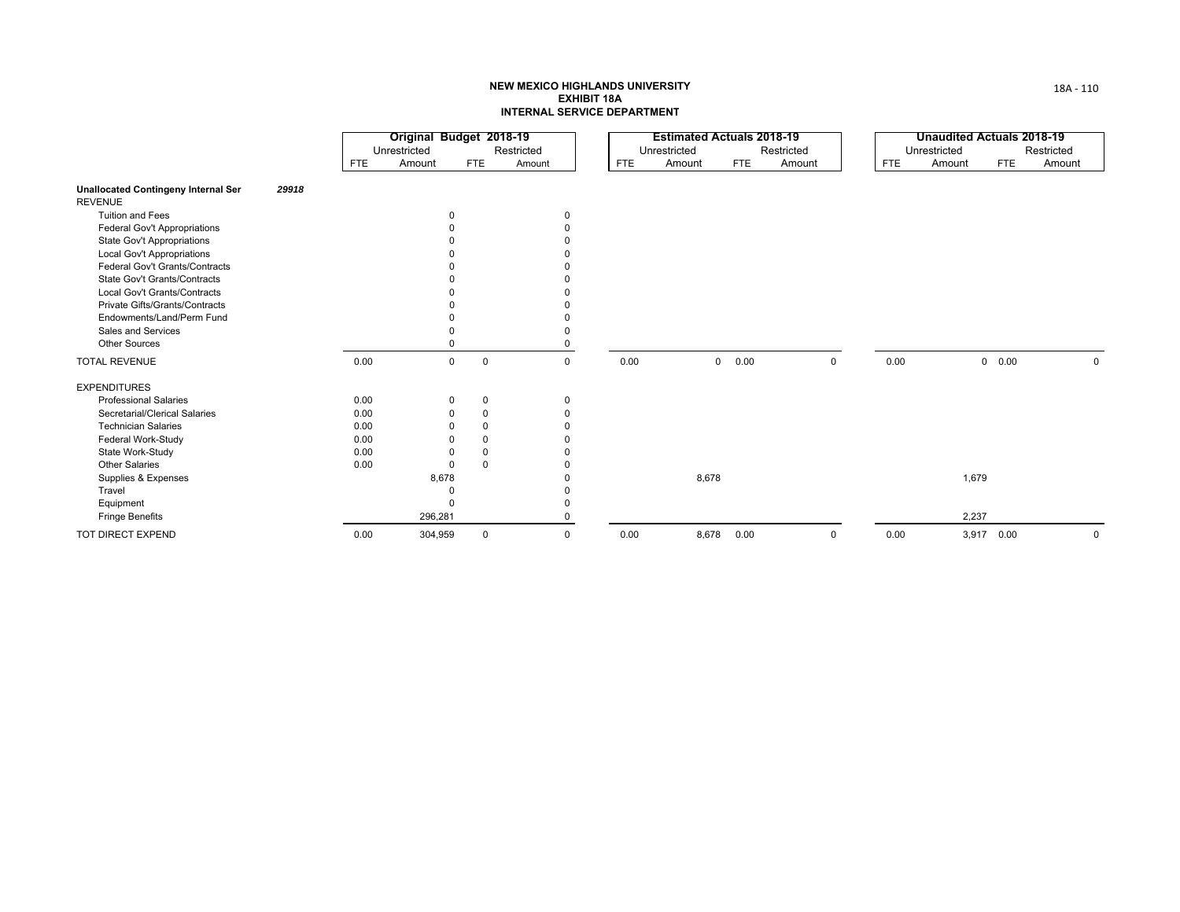**NEW MEXICO HIGHLANDS UNIVERSITY**
**EXHIBIT 18A**
**INTERNAL SERVICE DEPARTMENT**

| | | Original Budget 2018-19 | | | | Estimated Actuals 2018-19 | | | | Unaudited Actuals 2018-19 | | | |
|---|---|---|---|---|---|---|---|---|---|---|---|---|---|
| | | Unrestricted | | Restricted | | Unrestricted | | Restricted | | Unrestricted | | Restricted | |
| | | FTE | Amount | FTE | Amount | FTE | Amount | FTE | Amount | FTE | Amount | FTE | Amount |
| **Unallocated Contingeny Internal Ser** | ***29918*** | | | | | | | | | | | | |
| REVENUE | | | | | | | | | | | | | |
| Tuition and Fees | | | 0 | | 0 | | | | | | | | |
| Federal Gov't Appropriations | | | 0 | | 0 | | | | | | | | |
| State Gov't Appropriations | | | 0 | | 0 | | | | | | | | |
| Local Gov't Appropriations | | | 0 | | 0 | | | | | | | | |
| Federal Gov't Grants/Contracts | | | 0 | | 0 | | | | | | | | |
| State Gov't Grants/Contracts | | | 0 | | 0 | | | | | | | | |
| Local Gov't Grants/Contracts | | | 0 | | 0 | | | | | | | | |
| Private Gifts/Grants/Contracts | | | 0 | | 0 | | | | | | | | |
| Endowments/Land/Perm Fund | | | 0 | | 0 | | | | | | | | |
| Sales and Services | | | 0 | | 0 | | | | | | | | |
| Other Sources | | | 0 | | 0 | | | | | | | | |
| TOTAL REVENUE | | 0.00 | 0 | 0 | 0 | 0.00 | 0 | 0.00 | 0 | 0.00 | 0 | 0.00 | 0 |
| EXPENDITURES | | | | | | | | | | | | | |
| Professional Salaries | | 0.00 | 0 | 0 | 0 | | | | | | | | |
| Secretarial/Clerical Salaries | | 0.00 | 0 | 0 | 0 | | | | | | | | |
| Technician Salaries | | 0.00 | 0 | 0 | 0 | | | | | | | | |
| Federal Work-Study | | 0.00 | 0 | 0 | 0 | | | | | | | | |
| State Work-Study | | 0.00 | 0 | 0 | 0 | | | | | | | | |
| Other Salaries | | 0.00 | 0 | 0 | 0 | | | | | | | | |
| Supplies & Expenses | | | 8,678 | | 0 | | 8,678 | | | | 1,679 | | |
| Travel | | | 0 | | 0 | | | | | | | | |
| Equipment | | | 0 | | 0 | | | | | | | | |
| Fringe Benefits | | | 296,281 | | 0 | | | | | | 2,237 | | |
| TOT DIRECT EXPEND | | 0.00 | 304,959 | 0 | 0 | 0.00 | 8,678 | 0.00 | 0 | 0.00 | 3,917 | 0.00 | 0 |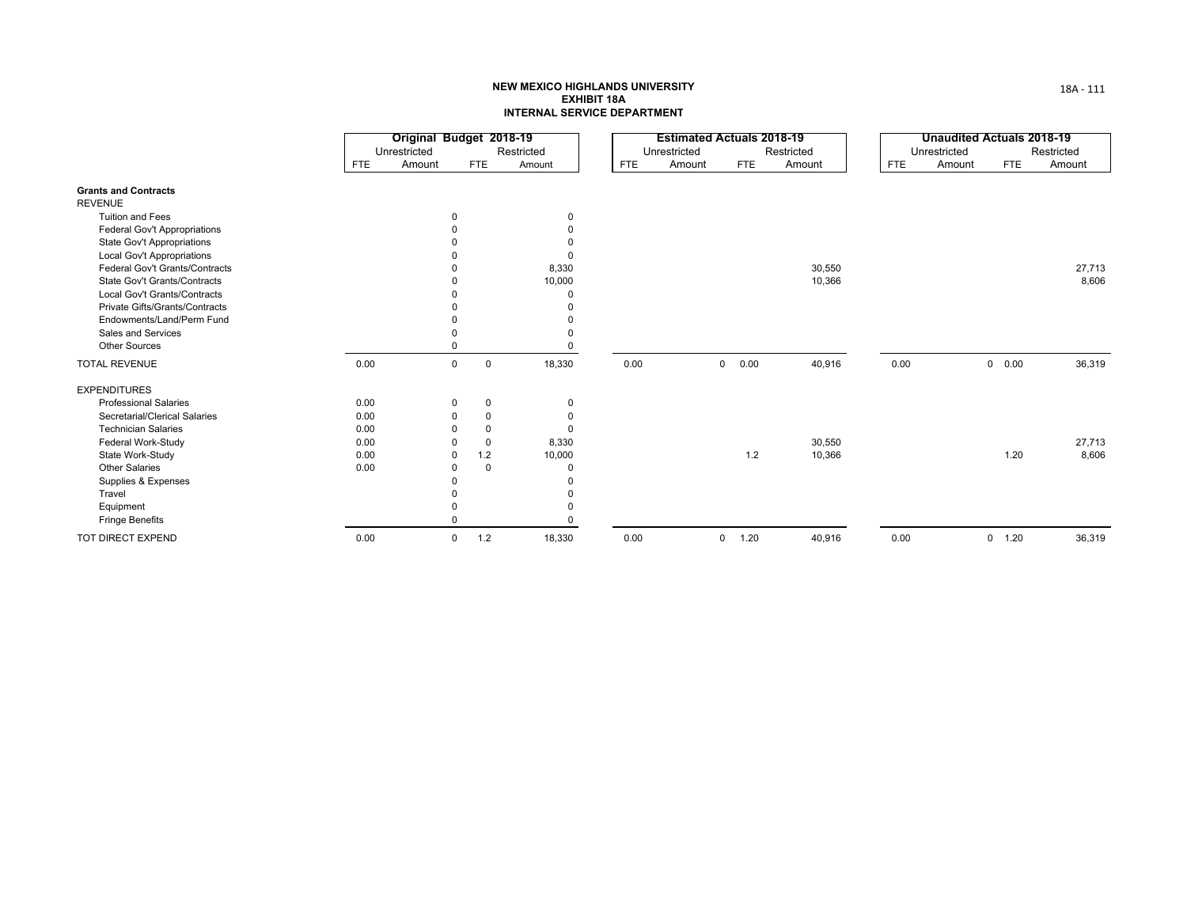**NEW MEXICO HIGHLANDS UNIVERSITY**
**EXHIBIT 18A**
**INTERNAL SERVICE DEPARTMENT**

| | Original Budget 2018-19 | | | | Estimated Actuals 2018-19 | | | | Unaudited Actuals 2018-19 | | | |
|---|---|---|---|---|---|---|---|---|---|---|---|---|
| | Unrestricted | | Restricted | | Unrestricted | | Restricted | | Unrestricted | | Restricted | |
| | FTE | Amount | FTE | Amount | FTE | Amount | FTE | Amount | FTE | Amount | FTE | Amount |
| **Grants and Contracts** | | | | | | | | | | | | |
| REVENUE | | | | | | | | | | | | |
| Tuition and Fees | | 0 | | 0 | | | | | | | | |
| Federal Gov't Appropriations | | 0 | | 0 | | | | | | | | |
| State Gov't Appropriations | | 0 | | 0 | | | | | | | | |
| Local Gov't Appropriations | | 0 | | 0 | | | | | | | | |
| Federal Gov't Grants/Contracts | | 0 | | 8,330 | | | | 30,550 | | | | 27,713 |
| State Gov't Grants/Contracts | | 0 | | 10,000 | | | | 10,366 | | | | 8,606 |
| Local Gov't Grants/Contracts | | 0 | | 0 | | | | | | | | |
| Private Gifts/Grants/Contracts | | 0 | | 0 | | | | | | | | |
| Endowments/Land/Perm Fund | | 0 | | 0 | | | | | | | | |
| Sales and Services | | 0 | | 0 | | | | | | | | |
| Other Sources | | 0 | | 0 | | | | | | | | |
| TOTAL REVENUE | 0.00 | 0 | 0 | 18,330 | 0.00 | 0 | 0.00 | 40,916 | 0.00 | 0 | 0.00 | 36,319 |
| EXPENDITURES | | | | | | | | | | | | |
| Professional Salaries | 0.00 | 0 | 0 | 0 | | | | | | | | |
| Secretarial/Clerical Salaries | 0.00 | 0 | 0 | 0 | | | | | | | | |
| Technician Salaries | 0.00 | 0 | 0 | 0 | | | | | | | | |
| Federal Work-Study | 0.00 | 0 | 0 | 8,330 | | | | 30,550 | | | | 27,713 |
| State Work-Study | 0.00 | 0 | 1.2 | 10,000 | | | 1.2 | 10,366 | | | 1.20 | 8,606 |
| Other Salaries | 0.00 | 0 | 0 | 0 | | | | | | | | |
| Supplies & Expenses | | 0 | | 0 | | | | | | | | |
| Travel | | 0 | | 0 | | | | | | | | |
| Equipment | | 0 | | 0 | | | | | | | | |
| Fringe Benefits | | 0 | | 0 | | | | | | | | |
| TOT DIRECT EXPEND | 0.00 | 0 | 1.2 | 18,330 | 0.00 | 0 | 1.20 | 40,916 | 0.00 | 0 | 1.20 | 36,319 |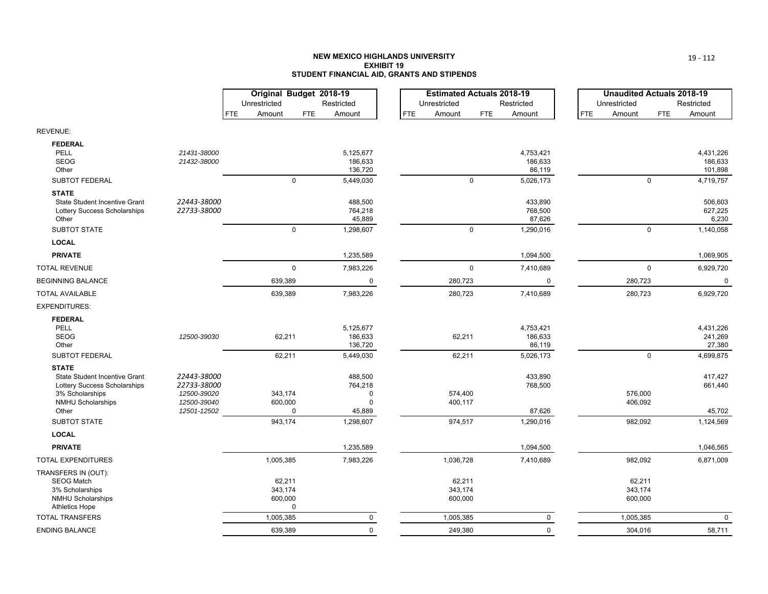# NEW MEXICO HIGHLANDS UNIVERSITY
## EXHIBIT 19
## STUDENT FINANCIAL AID, GRANTS AND STIPENDS

| | | Original Budget 2018-19 | | | | Estimated Actuals 2018-19 | | | | Unaudited Actuals 2018-19 | | | |
|---|---|---|---|---|---|---|---|---|---|---|---|---|---|
| | | Unrestricted | | Restricted | | Unrestricted | | Restricted | | Unrestricted | | Restricted | |
| | | FTE | Amount | FTE | Amount | FTE | Amount | FTE | Amount | FTE | Amount | FTE | Amount |
| REVENUE: | | | | | | | | | | | | | |
| **FEDERAL** | | | | | | | | | | | | | |
| PELL | 21431-38000 | | | | 5,125,677 | | | | 4,753,421 | | | | 4,431,226 |
| SEOG | 21432-38000 | | | | 186,633 | | | | 186,633 | | | | 186,633 |
| Other | | | | | 136,720 | | | | 86,119 | | | | 101,898 |
| SUBTOT FEDERAL | | | 0 | | 5,449,030 | | 0 | | 5,026,173 | | 0 | | 4,719,757 |
| **STATE** | | | | | | | | | | | | | |
| State Student Incentive Grant | 22443-38000 | | | | 488,500 | | | | 433,890 | | | | 506,603 |
| Lottery Success Scholarships | 22733-38000 | | | | 764,218 | | | | 768,500 | | | | 627,225 |
| Other | | | | | 45,889 | | | | 87,626 | | | | 6,230 |
| SUBTOT STATE | | | 0 | | 1,298,607 | | 0 | | 1,290,016 | | 0 | | 1,140,058 |
| **LOCAL** | | | | | | | | | | | | | |
| **PRIVATE** | | | | | 1,235,589 | | | | 1,094,500 | | | | 1,069,905 |
| TOTAL REVENUE | | | 0 | | 7,983,226 | | 0 | | 7,410,689 | | 0 | | 6,929,720 |
| BEGINNING BALANCE | | | 639,389 | | 0 | | 280,723 | | 0 | | 280,723 | | 0 |
| TOTAL AVAILABLE | | | 639,389 | | 7,983,226 | | 280,723 | | 7,410,689 | | 280,723 | | 6,929,720 |
| EXPENDITURES: | | | | | | | | | | | | | |
| **FEDERAL** | | | | | | | | | | | | | |
| PELL | | | | | 5,125,677 | | | | 4,753,421 | | | | 4,431,226 |
| SEOG | 12500-39030 | | 62,211 | | 186,633 | | 62,211 | | 186,633 | | | | 241,269 |
| Other | | | | | 136,720 | | | | 86,119 | | | | 27,380 |
| SUBTOT FEDERAL | | | 62,211 | | 5,449,030 | | 62,211 | | 5,026,173 | | 0 | | 4,699,875 |
| **STATE** | | | | | | | | | | | | | |
| State Student Incentive Grant | 22443-38000 | | | | 488,500 | | | | 433,890 | | | | 417,427 |
| Lottery Success Scholarships | 22733-38000 | | | | 764,218 | | | | 768,500 | | | | 661,440 |
| 3% Scholarships | 12500-39020 | | 343,174 | | 0 | | 574,400 | | | | 576,000 | | |
| NMHU Scholarships | 12500-39040 | | 600,000 | | 0 | | 400,117 | | | | 406,092 | | |
| Other | 12501-12502 | | 0 | | 45,889 | | | | 87,626 | | | | 45,702 |
| SUBTOT STATE | | | 943,174 | | 1,298,607 | | 974,517 | | 1,290,016 | | 982,092 | | 1,124,569 |
| **LOCAL** | | | | | | | | | | | | | |
| **PRIVATE** | | | | | 1,235,589 | | | | 1,094,500 | | | | 1,046,565 |
| TOTAL EXPENDITURES | | | 1,005,385 | | 7,983,226 | | 1,036,728 | | 7,410,689 | | 982,092 | | 6,871,009 |
| TRANSFERS IN (OUT): | | | | | | | | | | | | | |
| SEOG Match | | | 62,211 | | | | 62,211 | | | | 62,211 | | |
| 3% Scholarships | | | 343,174 | | | | 343,174 | | | | 343,174 | | |
| NMHU Scholarships | | | 600,000 | | | | 600,000 | | | | 600,000 | | |
| Athletics Hope | | | 0 | | | | | | | | | | |
| TOTAL TRANSFERS | | | 1,005,385 | | 0 | | 1,005,385 | | 0 | | 1,005,385 | | 0 |
| ENDING BALANCE | | | 639,389 | | 0 | | 249,380 | | 0 | | 304,016 | | 58,711 |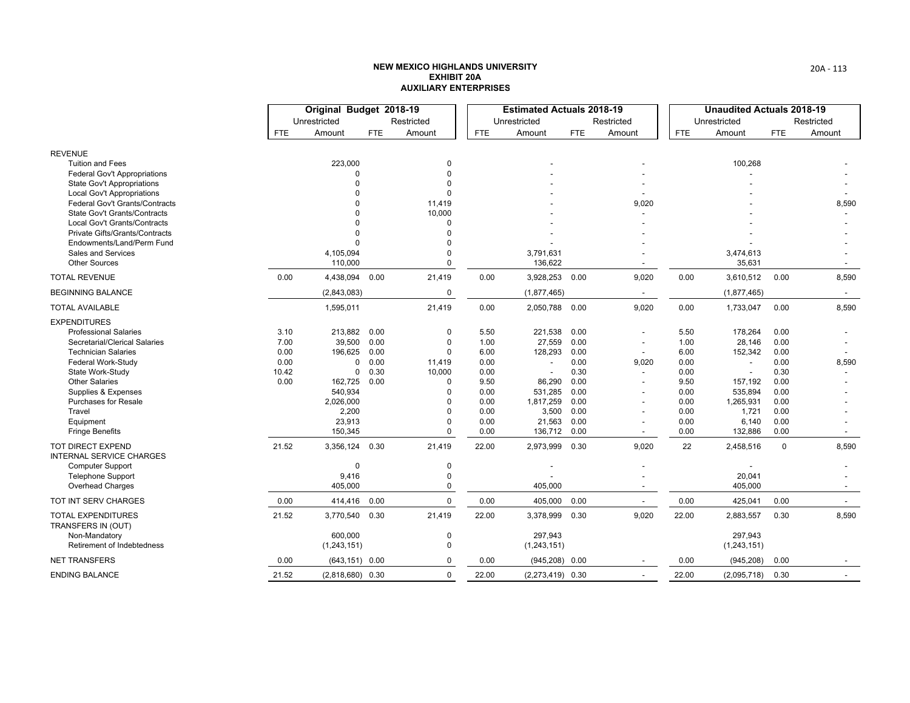**NEW MEXICO HIGHLANDS UNIVERSITY**
**EXHIBIT 20A**
**AUXILIARY ENTERPRISES**

| | Original Budget 2018-19 | | | | Estimated Actuals 2018-19 | | | | Unaudited Actuals 2018-19 | | | |
|---|---|---|---|---|---|---|---|---|---|---|---|---|
| | Unrestricted | | Restricted | | Unrestricted | | Restricted | | Unrestricted | | Restricted | |
| | FTE | Amount | FTE | Amount | FTE | Amount | FTE | Amount | FTE | Amount | FTE | Amount |
| REVENUE | | | | | | | | | | | | |
| Tuition and Fees | | 223,000 | | 0 | | - | | - | | 100,268 | | - |
| Federal Gov't Appropriations | | 0 | | 0 | | - | | - | | - | | - |
| State Gov't Appropriations | | 0 | | 0 | | - | | - | | - | | - |
| Local Gov't Appropriations | | 0 | | 0 | | - | | - | | - | | - |
| Federal Gov't Grants/Contracts | | 0 | | 11,419 | | - | | 9,020 | | - | | 8,590 |
| State Gov't Grants/Contracts | | 0 | | 10,000 | | - | | - | | - | | - |
| Local Gov't Grants/Contracts | | 0 | | 0 | | - | | - | | - | | - |
| Private Gifts/Grants/Contracts | | 0 | | 0 | | - | | - | | - | | - |
| Endowments/Land/Perm Fund | | 0 | | 0 | | - | | - | | - | | - |
| Sales and Services | | 4,105,094 | | 0 | | 3,791,631 | | - | | 3,474,613 | | - |
| Other Sources | | 110,000 | | 0 | | 136,622 | | - | | 35,631 | | - |
| TOTAL REVENUE | 0.00 | 4,438,094 | 0.00 | 21,419 | 0.00 | 3,928,253 | 0.00 | 9,020 | 0.00 | 3,610,512 | 0.00 | 8,590 |
| BEGINNING BALANCE | | (2,843,083) | | 0 | | (1,877,465) | | - | | (1,877,465) | | - |
| TOTAL AVAILABLE | | 1,595,011 | | 21,419 | 0.00 | 2,050,788 | 0.00 | 9,020 | 0.00 | 1,733,047 | 0.00 | 8,590 |
| EXPENDITURES | | | | | | | | | | | | |
| Professional Salaries | 3.10 | 213,882 | 0.00 | 0 | 5.50 | 221,538 | 0.00 | - | 5.50 | 178,264 | 0.00 | - |
| Secretarial/Clerical Salaries | 7.00 | 39,500 | 0.00 | 0 | 1.00 | 27,559 | 0.00 | - | 1.00 | 28,146 | 0.00 | - |
| Technician Salaries | 0.00 | 196,625 | 0.00 | 0 | 6.00 | 128,293 | 0.00 | - | 6.00 | 152,342 | 0.00 | - |
| Federal Work-Study | 0.00 | 0 | 0.00 | 11,419 | 0.00 | - | 0.00 | 9,020 | 0.00 | - | 0.00 | 8,590 |
| State Work-Study | 10.42 | 0 | 0.30 | 10,000 | 0.00 | - | 0.30 | - | 0.00 | - | 0.30 | - |
| Other Salaries | 0.00 | 162,725 | 0.00 | 0 | 9.50 | 86,290 | 0.00 | - | 9.50 | 157,192 | 0.00 | - |
| Supplies & Expenses | | 540,934 | | 0 | 0.00 | 531,285 | 0.00 | - | 0.00 | 535,894 | 0.00 | - |
| Purchases for Resale | | 2,026,000 | | 0 | 0.00 | 1,817,259 | 0.00 | - | 0.00 | 1,265,931 | 0.00 | - |
| Travel | | 2,200 | | 0 | 0.00 | 3,500 | 0.00 | - | 0.00 | 1,721 | 0.00 | - |
| Equipment | | 23,913 | | 0 | 0.00 | 21,563 | 0.00 | - | 0.00 | 6,140 | 0.00 | - |
| Fringe Benefits | | 150,345 | | 0 | 0.00 | 136,712 | 0.00 | - | 0.00 | 132,886 | 0.00 | - |
| TOT DIRECT EXPEND | 21.52 | 3,356,124 | 0.30 | 21,419 | 22.00 | 2,973,999 | 0.30 | 9,020 | 22 | 2,458,516 | 0 | 8,590 |
| INTERNAL SERVICE CHARGES | | | | | | | | | | | | |
| Computer Support | | 0 | | 0 | | - | | - | | - | | - |
| Telephone Support | | 9,416 | | 0 | | - | | - | | 20,041 | | - |
| Overhead Charges | | 405,000 | | 0 | | 405,000 | | - | | 405,000 | | - |
| TOT INT SERV CHARGES | 0.00 | 414,416 | 0.00 | 0 | 0.00 | 405,000 | 0.00 | - | 0.00 | 425,041 | 0.00 | - |
| TOTAL EXPENDITURES | 21.52 | 3,770,540 | 0.30 | 21,419 | 22.00 | 3,378,999 | 0.30 | 9,020 | 22.00 | 2,883,557 | 0.30 | 8,590 |
| TRANSFERS IN (OUT) | | | | | | | | | | | | |
| Non-Mandatory | | 600,000 | | 0 | | 297,943 | | | | 297,943 | | |
| Retirement of Indebtedness | | (1,243,151) | | 0 | | (1,243,151) | | | | (1,243,151) | | |
| NET TRANSFERS | 0.00 | (643,151) | 0.00 | 0 | 0.00 | (945,208) | 0.00 | - | 0.00 | (945,208) | 0.00 | - |
| ENDING BALANCE | 21.52 | (2,818,680) | 0.30 | 0 | 22.00 | (2,273,419) | 0.30 | - | 22.00 | (2,095,718) | 0.30 | - |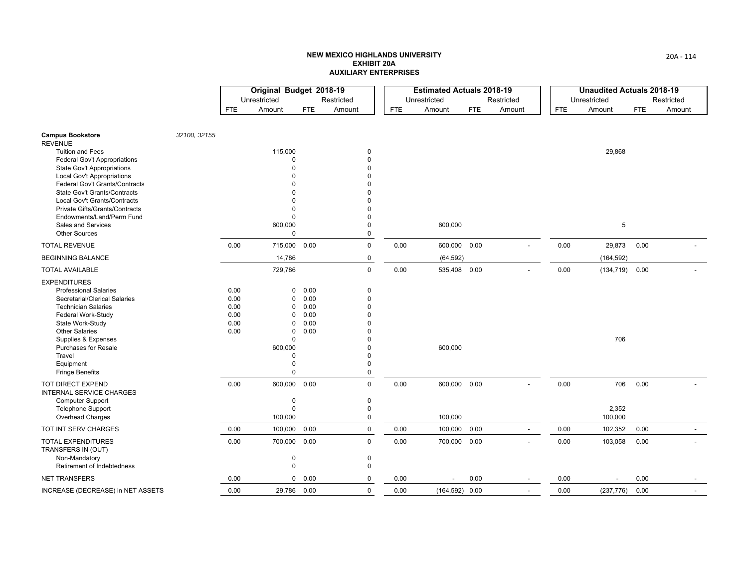**NEW MEXICO HIGHLANDS UNIVERSITY**
**EXHIBIT 20A**
**AUXILIARY ENTERPRISES**

| | | Original Budget 2018-19 | | | | Estimated Actuals 2018-19 | | | | Unaudited Actuals 2018-19 | | | |
|---|---|---|---|---|---|---|---|---|---|---|---|---|---|
| | | Unrestricted | | Restricted | | Unrestricted | | Restricted | | Unrestricted | | Restricted | |
| | | FTE | Amount | FTE | Amount | FTE | Amount | FTE | Amount | FTE | Amount | FTE | Amount |
| **Campus Bookstore** | *32100, 32155* | | | | | | | | | | | | |
| REVENUE | | | | | | | | | | | | | |
| Tuition and Fees | | | 115,000 | | 0 | | | | | | 29,868 | | |
| Federal Gov't Appropriations | | | 0 | | 0 | | | | | | | | |
| State Gov't Appropriations | | | 0 | | 0 | | | | | | | | |
| Local Gov't Appropriations | | | 0 | | 0 | | | | | | | | |
| Federal Gov't Grants/Contracts | | | 0 | | 0 | | | | | | | | |
| State Gov't Grants/Contracts | | | 0 | | 0 | | | | | | | | |
| Local Gov't Grants/Contracts | | | 0 | | 0 | | | | | | | | |
| Private Gifts/Grants/Contracts | | | 0 | | 0 | | | | | | | | |
| Endowments/Land/Perm Fund | | | 0 | | 0 | | | | | | | | |
| Sales and Services | | | 600,000 | | 0 | | 600,000 | | | | 5 | | |
| Other Sources | | | 0 | | 0 | | | | | | | | |
| TOTAL REVENUE | | 0.00 | 715,000 | 0.00 | 0 | 0.00 | 600,000 | 0.00 | - | 0.00 | 29,873 | 0.00 | - |
| BEGINNING BALANCE | | | 14,786 | | 0 | | (64,592) | | | | (164,592) | | |
| TOTAL AVAILABLE | | | 729,786 | | 0 | 0.00 | 535,408 | 0.00 | - | 0.00 | (134,719) | 0.00 | - |
| EXPENDITURES | | | | | | | | | | | | | |
| Professional Salaries | | 0.00 | 0 | 0.00 | 0 | | | | | | | | |
| Secretarial/Clerical Salaries | | 0.00 | 0 | 0.00 | 0 | | | | | | | | |
| Technician Salaries | | 0.00 | 0 | 0.00 | 0 | | | | | | | | |
| Federal Work-Study | | 0.00 | 0 | 0.00 | 0 | | | | | | | | |
| State Work-Study | | 0.00 | 0 | 0.00 | 0 | | | | | | | | |
| Other Salaries | | 0.00 | 0 | 0.00 | 0 | | | | | | | | |
| Supplies & Expenses | | | 0 | | 0 | | | | | | 706 | | |
| Purchases for Resale | | | 600,000 | | 0 | | 600,000 | | | | | | |
| Travel | | | 0 | | 0 | | | | | | | | |
| Equipment | | | 0 | | 0 | | | | | | | | |
| Fringe Benefits | | | 0 | | 0 | | | | | | | | |
| TOT DIRECT EXPEND | | 0.00 | 600,000 | 0.00 | 0 | 0.00 | 600,000 | 0.00 | - | 0.00 | 706 | 0.00 | - |
| INTERNAL SERVICE CHARGES | | | | | | | | | | | | | |
| Computer Support | | | 0 | | 0 | | | | | | | | |
| Telephone Support | | | 0 | | 0 | | | | | | 2,352 | | |
| Overhead Charges | | | 100,000 | | 0 | | 100,000 | | | | 100,000 | | |
| TOT INT SERV CHARGES | | 0.00 | 100,000 | 0.00 | 0 | 0.00 | 100,000 | 0.00 | - | 0.00 | 102,352 | 0.00 | - |
| TOTAL EXPENDITURES | | 0.00 | 700,000 | 0.00 | 0 | 0.00 | 700,000 | 0.00 | - | 0.00 | 103,058 | 0.00 | - |
| TRANSFERS IN (OUT) | | | | | | | | | | | | | |
| Non-Mandatory | | | 0 | | 0 | | | | | | | | |
| Retirement of Indebtedness | | | 0 | | 0 | | | | | | | | |
| NET TRANSFERS | | 0.00 | 0 | 0.00 | 0 | 0.00 | - | 0.00 | - | 0.00 | - | 0.00 | - |
| INCREASE (DECREASE) in NET ASSETS | | 0.00 | 29,786 | 0.00 | 0 | 0.00 | (164,592) | 0.00 | - | 0.00 | (237,776) | 0.00 | - |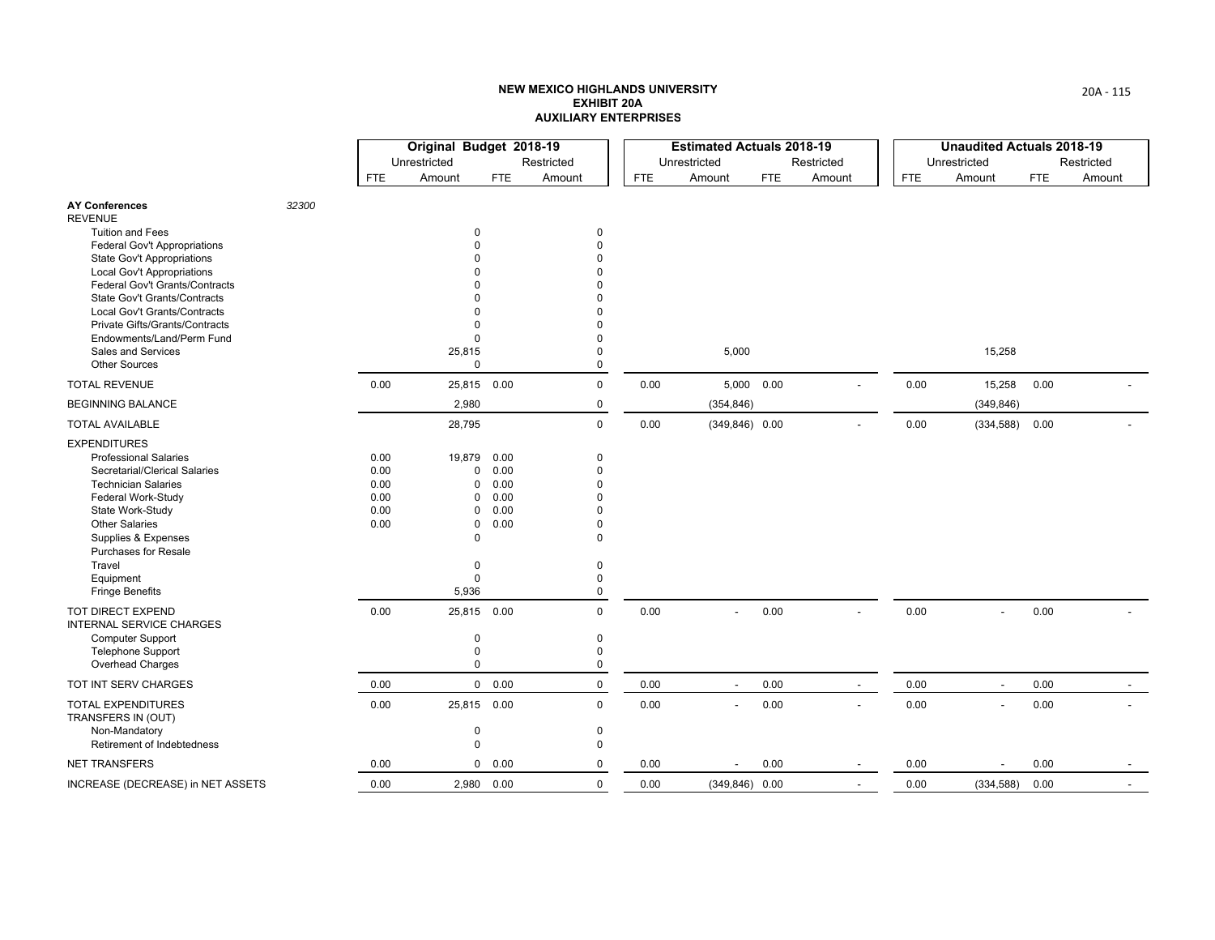# NEW MEXICO HIGHLANDS UNIVERSITY
## EXHIBIT 20A
## AUXILIARY ENTERPRISES

| | | Original Budget 2018-19 | | | | Estimated Actuals 2018-19 | | | | Unaudited Actuals 2018-19 | | | |
|---|---|---|---|---|---|---|---|---|---|---|---|---|---|
| | | Unrestricted | | Restricted | | Unrestricted | | Restricted | | Unrestricted | | Restricted | |
| | | FTE | Amount | FTE | Amount | FTE | Amount | FTE | Amount | FTE | Amount | FTE | Amount |
| **AY Conferences** | *32300* | | | | | | | | | | | | |
| REVENUE | | | | | | | | | | | | | |
| Tuition and Fees | | | 0 | | 0 | | | | | | | | |
| Federal Gov't Appropriations | | | 0 | | 0 | | | | | | | | |
| State Gov't Appropriations | | | 0 | | 0 | | | | | | | | |
| Local Gov't Appropriations | | | 0 | | 0 | | | | | | | | |
| Federal Gov't Grants/Contracts | | | 0 | | 0 | | | | | | | | |
| State Gov't Grants/Contracts | | | 0 | | 0 | | | | | | | | |
| Local Gov't Grants/Contracts | | | 0 | | 0 | | | | | | | | |
| Private Gifts/Grants/Contracts | | | 0 | | 0 | | | | | | | | |
| Endowments/Land/Perm Fund | | | 0 | | 0 | | | | | | | | |
| Sales and Services | | | 25,815 | | 0 | | 5,000 | | | | 15,258 | | |
| Other Sources | | | 0 | | 0 | | | | | | | | |
| TOTAL REVENUE | | 0.00 | 25,815 | 0.00 | 0 | 0.00 | 5,000 | 0.00 | - | 0.00 | 15,258 | 0.00 | - |
| BEGINNING BALANCE | | | 2,980 | | 0 | | (354,846) | | | | (349,846) | | |
| TOTAL AVAILABLE | | | 28,795 | | 0 | 0.00 | (349,846) | 0.00 | - | 0.00 | (334,588) | 0.00 | - |
| EXPENDITURES | | | | | | | | | | | | | |
| Professional Salaries | | 0.00 | 19,879 | 0.00 | 0 | | | | | | | | |
| Secretarial/Clerical Salaries | | 0.00 | 0 | 0.00 | 0 | | | | | | | | |
| Technician Salaries | | 0.00 | 0 | 0.00 | 0 | | | | | | | | |
| Federal Work-Study | | 0.00 | 0 | 0.00 | 0 | | | | | | | | |
| State Work-Study | | 0.00 | 0 | 0.00 | 0 | | | | | | | | |
| Other Salaries | | 0.00 | 0 | 0.00 | 0 | | | | | | | | |
| Supplies & Expenses | | | 0 | | 0 | | | | | | | | |
| Purchases for Resale | | | | | | | | | | | | | |
| Travel | | | 0 | | 0 | | | | | | | | |
| Equipment | | | 0 | | 0 | | | | | | | | |
| Fringe Benefits | | | 5,936 | | 0 | | | | | | | | |
| TOT DIRECT EXPEND | | 0.00 | 25,815 | 0.00 | 0 | 0.00 | - | 0.00 | - | 0.00 | - | 0.00 | - |
| INTERNAL SERVICE CHARGES | | | | | | | | | | | | | |
| Computer Support | | | 0 | | 0 | | | | | | | | |
| Telephone Support | | | 0 | | 0 | | | | | | | | |
| Overhead Charges | | | 0 | | 0 | | | | | | | | |
| TOT INT SERV CHARGES | | 0.00 | 0 | 0.00 | 0 | 0.00 | - | 0.00 | - | 0.00 | - | 0.00 | - |
| TOTAL EXPENDITURES | | 0.00 | 25,815 | 0.00 | 0 | 0.00 | - | 0.00 | - | 0.00 | - | 0.00 | - |
| TRANSFERS IN (OUT) | | | | | | | | | | | | | |
| Non-Mandatory | | | 0 | | 0 | | | | | | | | |
| Retirement of Indebtedness | | | 0 | | 0 | | | | | | | | |
| NET TRANSFERS | | 0.00 | 0 | 0.00 | 0 | 0.00 | - | 0.00 | - | 0.00 | - | 0.00 | - |
| INCREASE (DECREASE) in NET ASSETS | | 0.00 | 2,980 | 0.00 | 0 | 0.00 | (349,846) | 0.00 | - | 0.00 | (334,588) | 0.00 | - |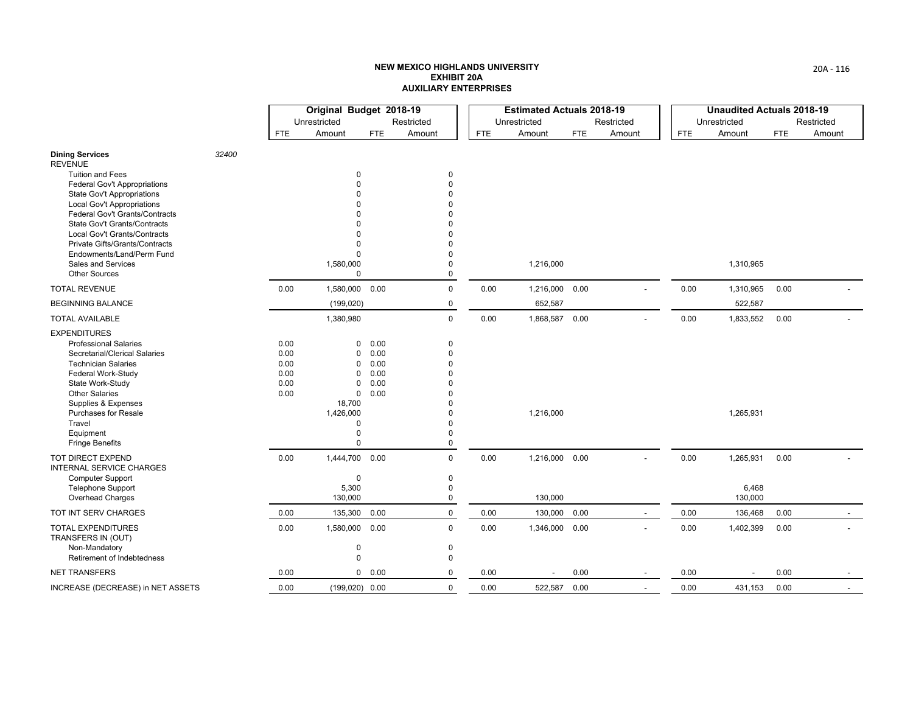**NEW MEXICO HIGHLANDS UNIVERSITY**
**EXHIBIT 20A**
**AUXILIARY ENTERPRISES**

| | | Original Budget 2018-19 | | | | Estimated Actuals 2018-19 | | | | Unaudited Actuals 2018-19 | | | |
|---|---|---|---|---|---|---|---|---|---|---|---|---|---|
| | | Unrestricted | | Restricted | | Unrestricted | | Restricted | | Unrestricted | | Restricted | |
| | | FTE | Amount | FTE | Amount | FTE | Amount | FTE | Amount | FTE | Amount | FTE | Amount |
| **Dining Services** | *32400* | | | | | | | | | | | | |
| REVENUE | | | | | | | | | | | | | |
| Tuition and Fees | | | 0 | | 0 | | | | | | | | |
| Federal Gov't Appropriations | | | 0 | | 0 | | | | | | | | |
| State Gov't Appropriations | | | 0 | | 0 | | | | | | | | |
| Local Gov't Appropriations | | | 0 | | 0 | | | | | | | | |
| Federal Gov't Grants/Contracts | | | 0 | | 0 | | | | | | | | |
| State Gov't Grants/Contracts | | | 0 | | 0 | | | | | | | | |
| Local Gov't Grants/Contracts | | | 0 | | 0 | | | | | | | | |
| Private Gifts/Grants/Contracts | | | 0 | | 0 | | | | | | | | |
| Endowments/Land/Perm Fund | | | 0 | | 0 | | | | | | | | |
| Sales and Services | | | 1,580,000 | | 0 | | 1,216,000 | | | | 1,310,965 | | |
| Other Sources | | | 0 | | 0 | | | | | | | | |
| TOTAL REVENUE | | 0.00 | 1,580,000 | 0.00 | 0 | 0.00 | 1,216,000 | 0.00 | - | 0.00 | 1,310,965 | 0.00 | - |
| BEGINNING BALANCE | | | (199,020) | | 0 | | 652,587 | | | | 522,587 | | |
| TOTAL AVAILABLE | | | 1,380,980 | | 0 | 0.00 | 1,868,587 | 0.00 | - | 0.00 | 1,833,552 | 0.00 | - |
| EXPENDITURES | | | | | | | | | | | | | |
| Professional Salaries | | 0.00 | 0 | 0.00 | 0 | | | | | | | | |
| Secretarial/Clerical Salaries | | 0.00 | 0 | 0.00 | 0 | | | | | | | | |
| Technician Salaries | | 0.00 | 0 | 0.00 | 0 | | | | | | | | |
| Federal Work-Study | | 0.00 | 0 | 0.00 | 0 | | | | | | | | |
| State Work-Study | | 0.00 | 0 | 0.00 | 0 | | | | | | | | |
| Other Salaries | | 0.00 | 0 | 0.00 | 0 | | | | | | | | |
| Supplies & Expenses | | | 18,700 | | 0 | | | | | | | | |
| Purchases for Resale | | | 1,426,000 | | 0 | | 1,216,000 | | | | 1,265,931 | | |
| Travel | | | 0 | | 0 | | | | | | | | |
| Equipment | | | 0 | | 0 | | | | | | | | |
| Fringe Benefits | | | 0 | | 0 | | | | | | | | |
| TOT DIRECT EXPEND | | 0.00 | 1,444,700 | 0.00 | 0 | 0.00 | 1,216,000 | 0.00 | - | 0.00 | 1,265,931 | 0.00 | - |
| INTERNAL SERVICE CHARGES | | | | | | | | | | | | | |
| Computer Support | | | 0 | | 0 | | | | | | | | |
| Telephone Support | | | 5,300 | | 0 | | | | | | 6,468 | | |
| Overhead Charges | | | 130,000 | | 0 | | 130,000 | | | | 130,000 | | |
| TOT INT SERV CHARGES | | 0.00 | 135,300 | 0.00 | 0 | 0.00 | 130,000 | 0.00 | - | 0.00 | 136,468 | 0.00 | - |
| TOTAL EXPENDITURES | | 0.00 | 1,580,000 | 0.00 | 0 | 0.00 | 1,346,000 | 0.00 | - | 0.00 | 1,402,399 | 0.00 | - |
| TRANSFERS IN (OUT) | | | | | | | | | | | | | |
| Non-Mandatory | | | 0 | | 0 | | | | | | | | |
| Retirement of Indebtedness | | | 0 | | 0 | | | | | | | | |
| NET TRANSFERS | | 0.00 | 0 | 0.00 | 0 | 0.00 | - | 0.00 | - | 0.00 | - | 0.00 | - |
| INCREASE (DECREASE) in NET ASSETS | | 0.00 | (199,020) | 0.00 | 0 | 0.00 | 522,587 | 0.00 | - | 0.00 | 431,153 | 0.00 | - |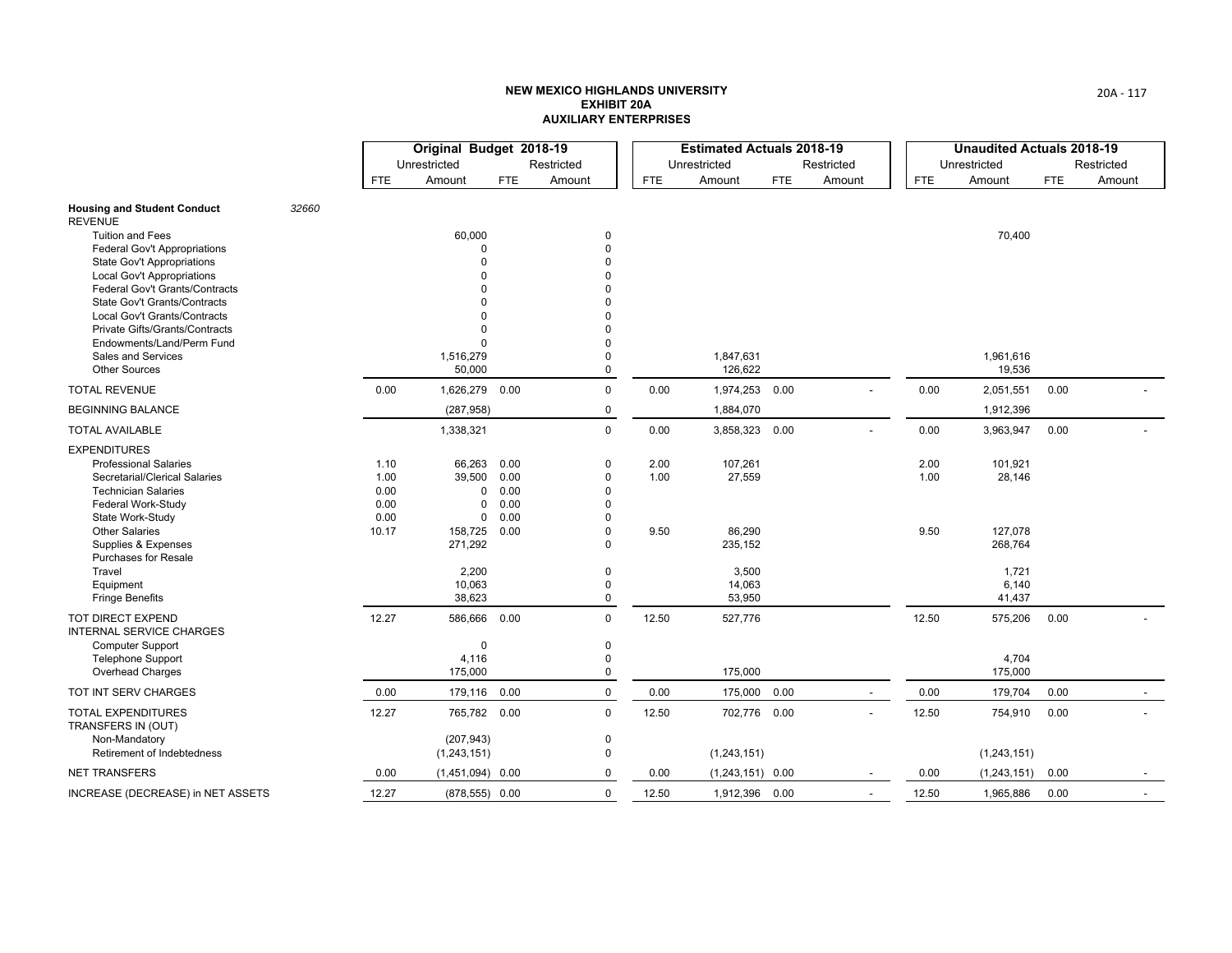## NEW MEXICO HIGHLANDS UNIVERSITY
### EXHIBIT 20A
### AUXILIARY ENTERPRISES

| | | Original Budget 2018-19 | | | | Estimated Actuals 2018-19 | | | | Unaudited Actuals 2018-19 | | | |
|---|---|---|---|---|---|---|---|---|---|---|---|---|---|
| | | Unrestricted | | Restricted | | Unrestricted | | Restricted | | Unrestricted | | Restricted | |
| | | FTE | Amount | FTE | Amount | FTE | Amount | FTE | Amount | FTE | Amount | FTE | Amount |
| **Housing and Student Conduct** | *32660* | | | | | | | | | | | | |
| REVENUE | | | | | | | | | | | | | |
| Tuition and Fees | | | 60,000 | | 0 | | | | | | 70,400 | | |
| Federal Gov't Appropriations | | | 0 | | 0 | | | | | | | | |
| State Gov't Appropriations | | | 0 | | 0 | | | | | | | | |
| Local Gov't Appropriations | | | 0 | | 0 | | | | | | | | |
| Federal Gov't Grants/Contracts | | | 0 | | 0 | | | | | | | | |
| State Gov't Grants/Contracts | | | 0 | | 0 | | | | | | | | |
| Local Gov't Grants/Contracts | | | 0 | | 0 | | | | | | | | |
| Private Gifts/Grants/Contracts | | | 0 | | 0 | | | | | | | | |
| Endowments/Land/Perm Fund | | | 0 | | 0 | | | | | | | | |
| Sales and Services | | | 1,516,279 | | 0 | | 1,847,631 | | | | 1,961,616 | | |
| Other Sources | | | 50,000 | | 0 | | 126,622 | | | | 19,536 | | |
| TOTAL REVENUE | | 0.00 | 1,626,279 | 0.00 | 0 | 0.00 | 1,974,253 | 0.00 | - | 0.00 | 2,051,551 | 0.00 | - |
| BEGINNING BALANCE | | | (287,958) | | 0 | | 1,884,070 | | | | 1,912,396 | | |
| TOTAL AVAILABLE | | | 1,338,321 | | 0 | 0.00 | 3,858,323 | 0.00 | - | 0.00 | 3,963,947 | 0.00 | - |
| EXPENDITURES | | | | | | | | | | | | | |
| Professional Salaries | | 1.10 | 66,263 | 0.00 | 0 | 2.00 | 107,261 | | | 2.00 | 101,921 | | |
| Secretarial/Clerical Salaries | | 1.00 | 39,500 | 0.00 | 0 | 1.00 | 27,559 | | | 1.00 | 28,146 | | |
| Technician Salaries | | 0.00 | 0 | 0.00 | 0 | | | | | | | | |
| Federal Work-Study | | 0.00 | 0 | 0.00 | 0 | | | | | | | | |
| State Work-Study | | 0.00 | 0 | 0.00 | 0 | | | | | | | | |
| Other Salaries | | 10.17 | 158,725 | 0.00 | 0 | 9.50 | 86,290 | | | 9.50 | 127,078 | | |
| Supplies & Expenses | | | 271,292 | | 0 | | 235,152 | | | | 268,764 | | |
| Purchases for Resale | | | | | | | | | | | | | |
| Travel | | | 2,200 | | 0 | | 3,500 | | | | 1,721 | | |
| Equipment | | | 10,063 | | 0 | | 14,063 | | | | 6,140 | | |
| Fringe Benefits | | | 38,623 | | 0 | | 53,950 | | | | 41,437 | | |
| TOT DIRECT EXPEND | | 12.27 | 586,666 | 0.00 | 0 | 12.50 | 527,776 | | | 12.50 | 575,206 | 0.00 | - |
| INTERNAL SERVICE CHARGES | | | | | | | | | | | | | |
| Computer Support | | | 0 | | 0 | | | | | | | | |
| Telephone Support | | | 4,116 | | 0 | | | | | | 4,704 | | |
| Overhead Charges | | | 175,000 | | 0 | | 175,000 | | | | 175,000 | | |
| TOT INT SERV CHARGES | | 0.00 | 179,116 | 0.00 | 0 | 0.00 | 175,000 | 0.00 | - | 0.00 | 179,704 | 0.00 | - |
| TOTAL EXPENDITURES | | 12.27 | 765,782 | 0.00 | 0 | 12.50 | 702,776 | 0.00 | - | 12.50 | 754,910 | 0.00 | - |
| TRANSFERS IN (OUT) | | | | | | | | | | | | | |
| Non-Mandatory | | | (207,943) | | 0 | | | | | | | | |
| Retirement of Indebtedness | | | (1,243,151) | | 0 | | (1,243,151) | | | | (1,243,151) | | |
| NET TRANSFERS | | 0.00 | (1,451,094) | 0.00 | 0 | 0.00 | (1,243,151) | 0.00 | - | 0.00 | (1,243,151) | 0.00 | - |
| INCREASE (DECREASE) in NET ASSETS | | 12.27 | (878,555) | 0.00 | 0 | 12.50 | 1,912,396 | 0.00 | - | 12.50 | 1,965,886 | 0.00 | - |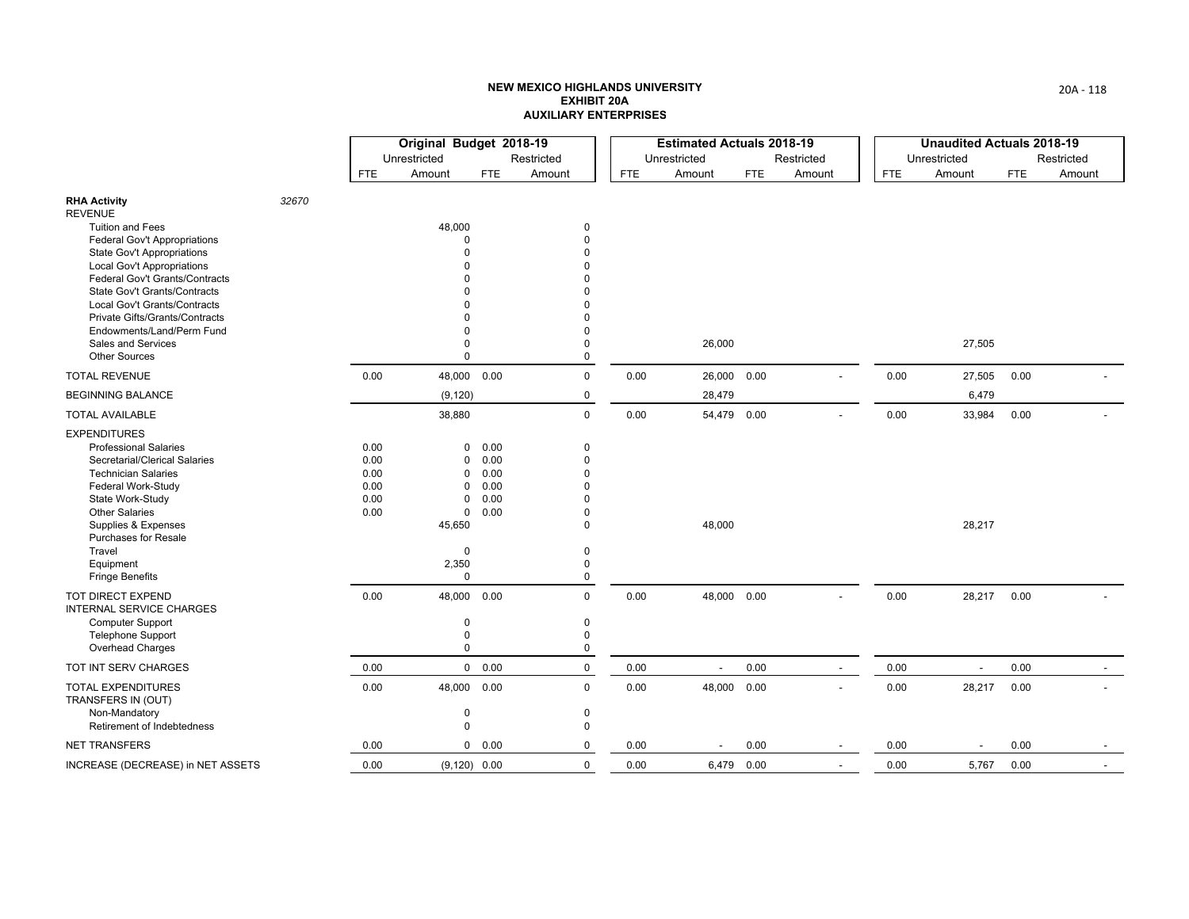# NEW MEXICO HIGHLANDS UNIVERSITY
## EXHIBIT 20A
## AUXILIARY ENTERPRISES

| | | Original Budget 2018-19 | | | | Estimated Actuals 2018-19 | | | | Unaudited Actuals 2018-19 | | | |
|---|---|---|---|---|---|---|---|---|---|---|---|---|---|
| | | Unrestricted | | Restricted | | Unrestricted | | Restricted | | Unrestricted | | Restricted | |
| | | FTE | Amount | FTE | Amount | FTE | Amount | FTE | Amount | FTE | Amount | FTE | Amount |
| **RHA Activity** | *32670* | | | | | | | | | | | | |
| REVENUE | | | | | | | | | | | | | |
| Tuition and Fees | | | 48,000 | | 0 | | | | | | | | |
| Federal Gov't Appropriations | | | 0 | | 0 | | | | | | | | |
| State Gov't Appropriations | | | 0 | | 0 | | | | | | | | |
| Local Gov't Appropriations | | | 0 | | 0 | | | | | | | | |
| Federal Gov't Grants/Contracts | | | 0 | | 0 | | | | | | | | |
| State Gov't Grants/Contracts | | | 0 | | 0 | | | | | | | | |
| Local Gov't Grants/Contracts | | | 0 | | 0 | | | | | | | | |
| Private Gifts/Grants/Contracts | | | 0 | | 0 | | | | | | | | |
| Endowments/Land/Perm Fund | | | 0 | | 0 | | | | | | | | |
| Sales and Services | | | 0 | | 0 | | 26,000 | | | | 27,505 | | |
| Other Sources | | | 0 | | 0 | | | | | | | | |
| TOTAL REVENUE | | 0.00 | 48,000 | 0.00 | 0 | 0.00 | 26,000 | 0.00 | - | 0.00 | 27,505 | 0.00 | - |
| BEGINNING BALANCE | | | (9,120) | | 0 | | 28,479 | | | | 6,479 | | |
| TOTAL AVAILABLE | | | 38,880 | | 0 | 0.00 | 54,479 | 0.00 | - | 0.00 | 33,984 | 0.00 | - |
| EXPENDITURES | | | | | | | | | | | | | |
| Professional Salaries | | 0.00 | 0 | 0.00 | 0 | | | | | | | | |
| Secretarial/Clerical Salaries | | 0.00 | 0 | 0.00 | 0 | | | | | | | | |
| Technician Salaries | | 0.00 | 0 | 0.00 | 0 | | | | | | | | |
| Federal Work-Study | | 0.00 | 0 | 0.00 | 0 | | | | | | | | |
| State Work-Study | | 0.00 | 0 | 0.00 | 0 | | | | | | | | |
| Other Salaries | | 0.00 | 0 | 0.00 | 0 | | | | | | | | |
| Supplies & Expenses | | | 45,650 | | 0 | | 48,000 | | | | 28,217 | | |
| Purchases for Resale | | | | | | | | | | | | | |
| Travel | | | 0 | | 0 | | | | | | | | |
| Equipment | | | 2,350 | | 0 | | | | | | | | |
| Fringe Benefits | | | 0 | | 0 | | | | | | | | |
| TOT DIRECT EXPEND | | 0.00 | 48,000 | 0.00 | 0 | 0.00 | 48,000 | 0.00 | - | 0.00 | 28,217 | 0.00 | - |
| INTERNAL SERVICE CHARGES | | | | | | | | | | | | | |
| Computer Support | | | 0 | | 0 | | | | | | | | |
| Telephone Support | | | 0 | | 0 | | | | | | | | |
| Overhead Charges | | | 0 | | 0 | | | | | | | | |
| TOT INT SERV CHARGES | | 0.00 | 0 | 0.00 | 0 | 0.00 | - | 0.00 | - | 0.00 | - | 0.00 | - |
| TOTAL EXPENDITURES | | 0.00 | 48,000 | 0.00 | 0 | 0.00 | 48,000 | 0.00 | - | 0.00 | 28,217 | 0.00 | - |
| TRANSFERS IN (OUT) | | | | | | | | | | | | | |
| Non-Mandatory | | | 0 | | 0 | | | | | | | | |
| Retirement of Indebtedness | | | 0 | | 0 | | | | | | | | |
| NET TRANSFERS | | 0.00 | 0 | 0.00 | 0 | 0.00 | - | 0.00 | - | 0.00 | - | 0.00 | - |
| INCREASE (DECREASE) in NET ASSETS | | 0.00 | (9,120) | 0.00 | 0 | 0.00 | 6,479 | 0.00 | - | 0.00 | 5,767 | 0.00 | - |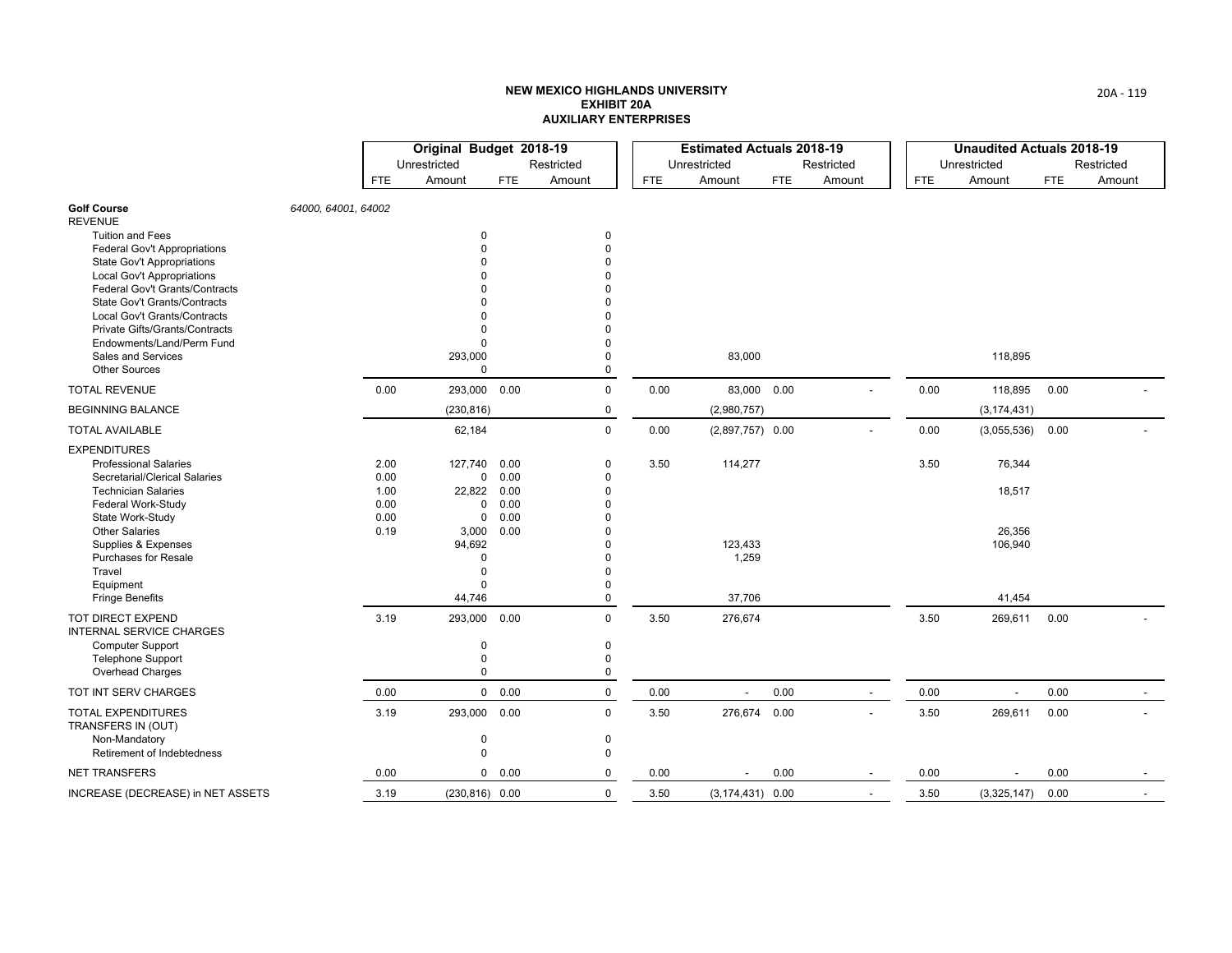**NEW MEXICO HIGHLANDS UNIVERSITY**
**EXHIBIT 20A**
**AUXILIARY ENTERPRISES**

| | | Original Budget 2018-19 | | | | Estimated Actuals 2018-19 | | | | Unaudited Actuals 2018-19 | | | |
|---|---|---|---|---|---|---|---|---|---|---|---|---|---|
| | | Unrestricted | | Restricted | | Unrestricted | | Restricted | | Unrestricted | | Restricted | |
| | | FTE | Amount | FTE | Amount | FTE | Amount | FTE | Amount | FTE | Amount | FTE | Amount |
| **Golf Course** | 64000, 64001, 64002 | | | | | | | | | | | | |
| REVENUE | | | | | | | | | | | | | |
| Tuition and Fees | | | 0 | | 0 | | | | | | | | |
| Federal Gov't Appropriations | | | 0 | | 0 | | | | | | | | |
| State Gov't Appropriations | | | 0 | | 0 | | | | | | | | |
| Local Gov't Appropriations | | | 0 | | 0 | | | | | | | | |
| Federal Gov't Grants/Contracts | | | 0 | | 0 | | | | | | | | |
| State Gov't Grants/Contracts | | | 0 | | 0 | | | | | | | | |
| Local Gov't Grants/Contracts | | | 0 | | 0 | | | | | | | | |
| Private Gifts/Grants/Contracts | | | 0 | | 0 | | | | | | | | |
| Endowments/Land/Perm Fund | | | 0 | | 0 | | | | | | | | |
| Sales and Services | | | 293,000 | | 0 | | 83,000 | | | | 118,895 | | |
| Other Sources | | | 0 | | 0 | | | | | | | | |
| TOTAL REVENUE | | 0.00 | 293,000 | 0.00 | 0 | 0.00 | 83,000 | 0.00 | - | 0.00 | 118,895 | 0.00 | - |
| BEGINNING BALANCE | | | (230,816) | | 0 | | (2,980,757) | | | | (3,174,431) | | |
| TOTAL AVAILABLE | | | 62,184 | | 0 | 0.00 | (2,897,757) | 0.00 | - | 0.00 | (3,055,536) | 0.00 | - |
| EXPENDITURES | | | | | | | | | | | | | |
| Professional Salaries | | 2.00 | 127,740 | 0.00 | 0 | 3.50 | 114,277 | | | 3.50 | 76,344 | | |
| Secretarial/Clerical Salaries | | 0.00 | 0 | 0.00 | 0 | | | | | | | | |
| Technician Salaries | | 1.00 | 22,822 | 0.00 | 0 | | | | | | 18,517 | | |
| Federal Work-Study | | 0.00 | 0 | 0.00 | 0 | | | | | | | | |
| State Work-Study | | 0.00 | 0 | 0.00 | 0 | | | | | | | | |
| Other Salaries | | 0.19 | 3,000 | 0.00 | 0 | | | | | | 26,356 | | |
| Supplies & Expenses | | | 94,692 | | 0 | | 123,433 | | | | 106,940 | | |
| Purchases for Resale | | | 0 | | 0 | | 1,259 | | | | | | |
| Travel | | | 0 | | 0 | | | | | | | | |
| Equipment | | | 0 | | 0 | | | | | | | | |
| Fringe Benefits | | | 44,746 | | 0 | | 37,706 | | | | 41,454 | | |
| TOT DIRECT EXPEND | | 3.19 | 293,000 | 0.00 | 0 | 3.50 | 276,674 | | | 3.50 | 269,611 | 0.00 | - |
| INTERNAL SERVICE CHARGES | | | | | | | | | | | | | |
| Computer Support | | | 0 | | 0 | | | | | | | | |
| Telephone Support | | | 0 | | 0 | | | | | | | | |
| Overhead Charges | | | 0 | | 0 | | | | | | | | |
| TOT INT SERV CHARGES | | 0.00 | 0 | 0.00 | 0 | 0.00 | - | 0.00 | - | 0.00 | - | 0.00 | - |
| TOTAL EXPENDITURES | | 3.19 | 293,000 | 0.00 | 0 | 3.50 | 276,674 | 0.00 | - | 3.50 | 269,611 | 0.00 | - |
| TRANSFERS IN (OUT) | | | | | | | | | | | | | |
| Non-Mandatory | | | 0 | | 0 | | | | | | | | |
| Retirement of Indebtedness | | | 0 | | 0 | | | | | | | | |
| NET TRANSFERS | | 0.00 | 0 | 0.00 | 0 | 0.00 | - | 0.00 | - | 0.00 | - | 0.00 | - |
| INCREASE (DECREASE) in NET ASSETS | | 3.19 | (230,816) | 0.00 | 0 | 3.50 | (3,174,431) | 0.00 | - | 3.50 | (3,325,147) | 0.00 | - |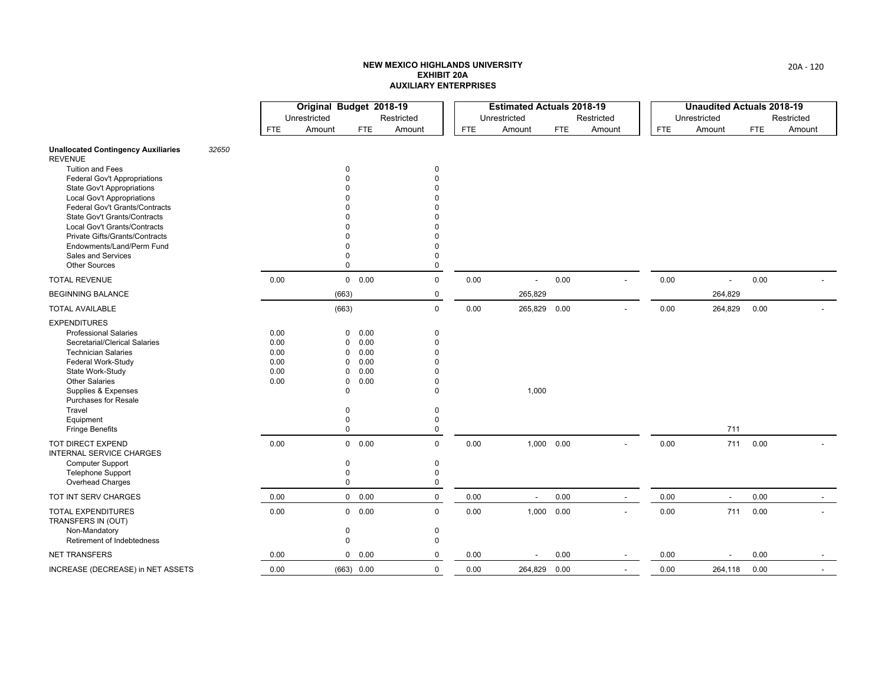# NEW MEXICO HIGHLANDS UNIVERSITY
## EXHIBIT 20A
## AUXILIARY ENTERPRISES

| | | Original Budget 2018-19 | | | | Estimated Actuals 2018-19 | | | | Unaudited Actuals 2018-19 | | | |
|---|---|---|---|---|---|---|---|---|---|---|---|---|---|
| | | Unrestricted | | Restricted | | Unrestricted | | Restricted | | Unrestricted | | Restricted | |
| | | FTE | Amount | FTE | Amount | FTE | Amount | FTE | Amount | FTE | Amount | FTE | Amount |
| **Unallocated Contingency Auxiliaries** | *32650* | | | | | | | | | | | | |
| REVENUE | | | | | | | | | | | | | |
| Tuition and Fees | | | 0 | | 0 | | | | | | | | |
| Federal Gov't Appropriations | | | 0 | | 0 | | | | | | | | |
| State Gov't Appropriations | | | 0 | | 0 | | | | | | | | |
| Local Gov't Appropriations | | | 0 | | 0 | | | | | | | | |
| Federal Gov't Grants/Contracts | | | 0 | | 0 | | | | | | | | |
| State Gov't Grants/Contracts | | | 0 | | 0 | | | | | | | | |
| Local Gov't Grants/Contracts | | | 0 | | 0 | | | | | | | | |
| Private Gifts/Grants/Contracts | | | 0 | | 0 | | | | | | | | |
| Endowments/Land/Perm Fund | | | 0 | | 0 | | | | | | | | |
| Sales and Services | | | 0 | | 0 | | | | | | | | |
| Other Sources | | | 0 | | 0 | | | | | | | | |
| TOTAL REVENUE | | 0.00 | 0 | 0.00 | 0 | 0.00 | - | 0.00 | - | 0.00 | - | 0.00 | - |
| BEGINNING BALANCE | | | (663) | | 0 | | 265,829 | | | | 264,829 | | |
| TOTAL AVAILABLE | | | (663) | | 0 | 0.00 | 265,829 | 0.00 | - | 0.00 | 264,829 | 0.00 | - |
| EXPENDITURES | | | | | | | | | | | | | |
| Professional Salaries | | 0.00 | 0 | 0.00 | 0 | | | | | | | | |
| Secretarial/Clerical Salaries | | 0.00 | 0 | 0.00 | 0 | | | | | | | | |
| Technician Salaries | | 0.00 | 0 | 0.00 | 0 | | | | | | | | |
| Federal Work-Study | | 0.00 | 0 | 0.00 | 0 | | | | | | | | |
| State Work-Study | | 0.00 | 0 | 0.00 | 0 | | | | | | | | |
| Other Salaries | | 0.00 | 0 | 0.00 | 0 | | | | | | | | |
| Supplies & Expenses | | | 0 | | 0 | | 1,000 | | | | | | |
| Purchases for Resale | | | | | | | | | | | | | |
| Travel | | | 0 | | 0 | | | | | | | | |
| Equipment | | | 0 | | 0 | | | | | | | | |
| Fringe Benefits | | | 0 | | 0 | | | | | | 711 | | |
| TOT DIRECT EXPEND | | 0.00 | 0 | 0.00 | 0 | 0.00 | 1,000 | 0.00 | - | 0.00 | 711 | 0.00 | - |
| INTERNAL SERVICE CHARGES | | | | | | | | | | | | | |
| Computer Support | | | 0 | | 0 | | | | | | | | |
| Telephone Support | | | 0 | | 0 | | | | | | | | |
| Overhead Charges | | | 0 | | 0 | | | | | | | | |
| TOT INT SERV CHARGES | | 0.00 | 0 | 0.00 | 0 | 0.00 | - | 0.00 | - | 0.00 | - | 0.00 | - |
| TOTAL EXPENDITURES | | 0.00 | 0 | 0.00 | 0 | 0.00 | 1,000 | 0.00 | - | 0.00 | 711 | 0.00 | - |
| TRANSFERS IN (OUT) | | | | | | | | | | | | | |
| Non-Mandatory | | | 0 | | 0 | | | | | | | | |
| Retirement of Indebtedness | | | 0 | | 0 | | | | | | | | |
| NET TRANSFERS | | 0.00 | 0 | 0.00 | 0 | 0.00 | - | 0.00 | - | 0.00 | - | 0.00 | - |
| INCREASE (DECREASE) in NET ASSETS | | 0.00 | (663) | 0.00 | 0 | 0.00 | 264,829 | 0.00 | - | 0.00 | 264,118 | 0.00 | - |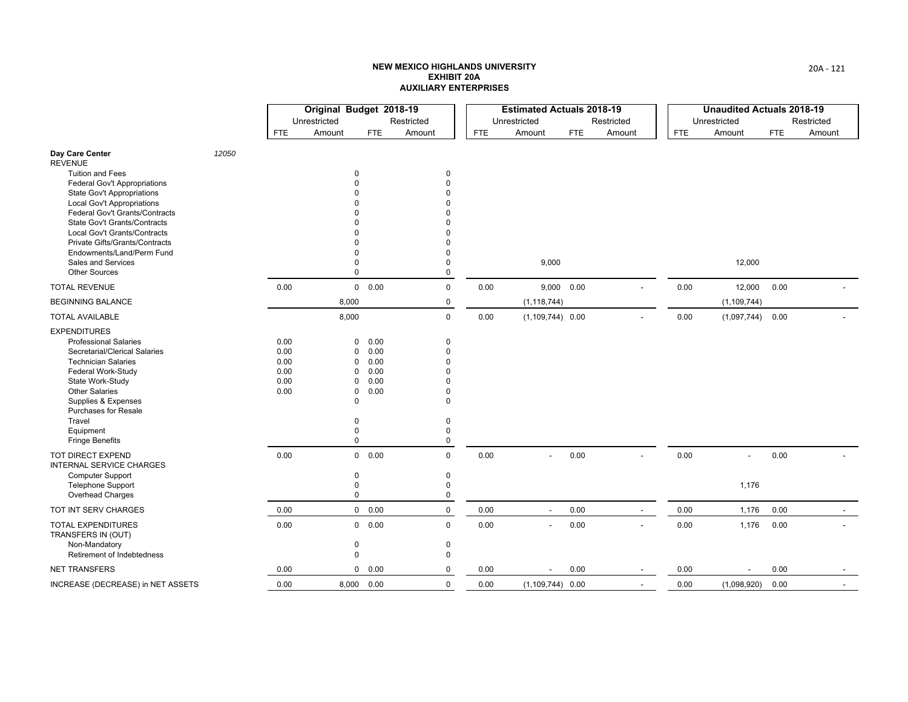**NEW MEXICO HIGHLANDS UNIVERSITY**
**EXHIBIT 20A**
**AUXILIARY ENTERPRISES**

| | | Original Budget 2018-19 | | | | Estimated Actuals 2018-19 | | | | Unaudited Actuals 2018-19 | | | |
|---|---|---|---|---|---|---|---|---|---|---|---|---|---|
| | | Unrestricted | | Restricted | | Unrestricted | | Restricted | | Unrestricted | | Restricted | |
| | | FTE | Amount | FTE | Amount | FTE | Amount | FTE | Amount | FTE | Amount | FTE | Amount |
| **Day Care Center** | *12050* | | | | | | | | | | | | |
| REVENUE | | | | | | | | | | | | | |
| Tuition and Fees | | | 0 | | 0 | | | | | | | | |
| Federal Gov't Appropriations | | | 0 | | 0 | | | | | | | | |
| State Gov't Appropriations | | | 0 | | 0 | | | | | | | | |
| Local Gov't Appropriations | | | 0 | | 0 | | | | | | | | |
| Federal Gov't Grants/Contracts | | | 0 | | 0 | | | | | | | | |
| State Gov't Grants/Contracts | | | 0 | | 0 | | | | | | | | |
| Local Gov't Grants/Contracts | | | 0 | | 0 | | | | | | | | |
| Private Gifts/Grants/Contracts | | | 0 | | 0 | | | | | | | | |
| Endowments/Land/Perm Fund | | | 0 | | 0 | | | | | | | | |
| Sales and Services | | | 0 | | 0 | | 9,000 | | | | 12,000 | | |
| Other Sources | | | 0 | | 0 | | | | | | | | |
| TOTAL REVENUE | | 0.00 | 0 | 0.00 | 0 | 0.00 | 9,000 | 0.00 | - | 0.00 | 12,000 | 0.00 | - |
| BEGINNING BALANCE | | | 8,000 | | 0 | | (1,118,744) | | | | (1,109,744) | | |
| TOTAL AVAILABLE | | | 8,000 | | 0 | 0.00 | (1,109,744) | 0.00 | - | 0.00 | (1,097,744) | 0.00 | - |
| EXPENDITURES | | | | | | | | | | | | | |
| Professional Salaries | | 0.00 | 0 | 0.00 | 0 | | | | | | | | |
| Secretarial/Clerical Salaries | | 0.00 | 0 | 0.00 | 0 | | | | | | | | |
| Technician Salaries | | 0.00 | 0 | 0.00 | 0 | | | | | | | | |
| Federal Work-Study | | 0.00 | 0 | 0.00 | 0 | | | | | | | | |
| State Work-Study | | 0.00 | 0 | 0.00 | 0 | | | | | | | | |
| Other Salaries | | 0.00 | 0 | 0.00 | 0 | | | | | | | | |
| Supplies & Expenses | | | 0 | | 0 | | | | | | | | |
| Purchases for Resale | | | | | | | | | | | | | |
| Travel | | | 0 | | 0 | | | | | | | | |
| Equipment | | | 0 | | 0 | | | | | | | | |
| Fringe Benefits | | | 0 | | 0 | | | | | | | | |
| TOT DIRECT EXPEND | | 0.00 | 0 | 0.00 | 0 | 0.00 | - | 0.00 | - | 0.00 | - | 0.00 | - |
| INTERNAL SERVICE CHARGES | | | | | | | | | | | | | |
| Computer Support | | | 0 | | 0 | | | | | | | | |
| Telephone Support | | | 0 | | 0 | | | | | | 1,176 | | |
| Overhead Charges | | | 0 | | 0 | | | | | | | | |
| TOT INT SERV CHARGES | | 0.00 | 0 | 0.00 | 0 | 0.00 | - | 0.00 | - | 0.00 | 1,176 | 0.00 | - |
| TOTAL EXPENDITURES | | 0.00 | 0 | 0.00 | 0 | 0.00 | - | 0.00 | - | 0.00 | 1,176 | 0.00 | - |
| TRANSFERS IN (OUT) | | | | | | | | | | | | | |
| Non-Mandatory | | | 0 | | 0 | | | | | | | | |
| Retirement of Indebtedness | | | 0 | | 0 | | | | | | | | |
| NET TRANSFERS | | 0.00 | 0 | 0.00 | 0 | 0.00 | - | 0.00 | - | 0.00 | - | 0.00 | - |
| INCREASE (DECREASE) in NET ASSETS | | 0.00 | 8,000 | 0.00 | 0 | 0.00 | (1,109,744) | 0.00 | - | 0.00 | (1,098,920) | 0.00 | - |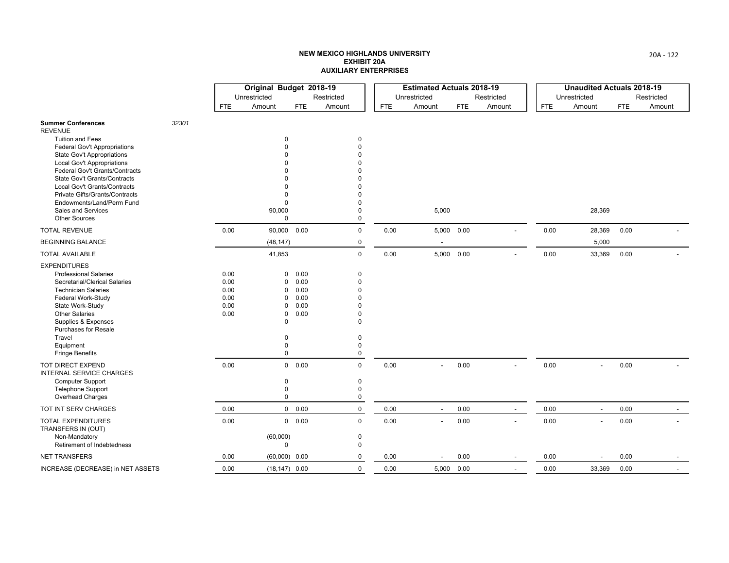**NEW MEXICO HIGHLANDS UNIVERSITY**
**EXHIBIT 20A**
**AUXILIARY ENTERPRISES**

| | | Original Budget 2018-19 | | | | Estimated Actuals 2018-19 | | | | Unaudited Actuals 2018-19 | | | |
|---|---|---|---|---|---|---|---|---|---|---|---|---|---|
| | | Unrestricted | | Restricted | | Unrestricted | | Restricted | | Unrestricted | | Restricted | |
| | | FTE | Amount | FTE | Amount | FTE | Amount | FTE | Amount | FTE | Amount | FTE | Amount |
| **Summer Conferences** | *32301* | | | | | | | | | | | | |
| REVENUE | | | | | | | | | | | | | |
| Tuition and Fees | | | 0 | | 0 | | | | | | | | |
| Federal Gov't Appropriations | | | 0 | | 0 | | | | | | | | |
| State Gov't Appropriations | | | 0 | | 0 | | | | | | | | |
| Local Gov't Appropriations | | | 0 | | 0 | | | | | | | | |
| Federal Gov't Grants/Contracts | | | 0 | | 0 | | | | | | | | |
| State Gov't Grants/Contracts | | | 0 | | 0 | | | | | | | | |
| Local Gov't Grants/Contracts | | | 0 | | 0 | | | | | | | | |
| Private Gifts/Grants/Contracts | | | 0 | | 0 | | | | | | | | |
| Endowments/Land/Perm Fund | | | 0 | | 0 | | | | | | | | |
| Sales and Services | | | 90,000 | | 0 | | 5,000 | | | | 28,369 | | |
| Other Sources | | | 0 | | 0 | | | | | | | | |
| TOTAL REVENUE | | 0.00 | 90,000 | 0.00 | 0 | 0.00 | 5,000 | 0.00 | - | 0.00 | 28,369 | 0.00 | - |
| BEGINNING BALANCE | | | (48,147) | | 0 | | - | | | | 5,000 | | |
| TOTAL AVAILABLE | | | 41,853 | | 0 | 0.00 | 5,000 | 0.00 | - | 0.00 | 33,369 | 0.00 | - |
| EXPENDITURES | | | | | | | | | | | | | |
| Professional Salaries | | 0.00 | 0 | 0.00 | 0 | | | | | | | | |
| Secretarial/Clerical Salaries | | 0.00 | 0 | 0.00 | 0 | | | | | | | | |
| Technician Salaries | | 0.00 | 0 | 0.00 | 0 | | | | | | | | |
| Federal Work-Study | | 0.00 | 0 | 0.00 | 0 | | | | | | | | |
| State Work-Study | | 0.00 | 0 | 0.00 | 0 | | | | | | | | |
| Other Salaries | | 0.00 | 0 | 0.00 | 0 | | | | | | | | |
| Supplies & Expenses | | | 0 | | 0 | | | | | | | | |
| Purchases for Resale | | | | | | | | | | | | | |
| Travel | | | 0 | | 0 | | | | | | | | |
| Equipment | | | 0 | | 0 | | | | | | | | |
| Fringe Benefits | | | 0 | | 0 | | | | | | | | |
| TOT DIRECT EXPEND | | 0.00 | 0 | 0.00 | 0 | 0.00 | - | 0.00 | - | 0.00 | - | 0.00 | - |
| INTERNAL SERVICE CHARGES | | | | | | | | | | | | | |
| Computer Support | | | 0 | | 0 | | | | | | | | |
| Telephone Support | | | 0 | | 0 | | | | | | | | |
| Overhead Charges | | | 0 | | 0 | | | | | | | | |
| TOT INT SERV CHARGES | | 0.00 | 0 | 0.00 | 0 | 0.00 | - | 0.00 | - | 0.00 | - | 0.00 | - |
| TOTAL EXPENDITURES | | 0.00 | 0 | 0.00 | 0 | 0.00 | - | 0.00 | - | 0.00 | - | 0.00 | - |
| TRANSFERS IN (OUT) | | | | | | | | | | | | | |
| Non-Mandatory | | | (60,000) | | 0 | | | | | | | | |
| Retirement of Indebtedness | | | 0 | | 0 | | | | | | | | |
| NET TRANSFERS | | 0.00 | (60,000) | 0.00 | 0 | 0.00 | - | 0.00 | - | 0.00 | - | 0.00 | - |
| INCREASE (DECREASE) in NET ASSETS | | 0.00 | (18,147) | 0.00 | 0 | 0.00 | 5,000 | 0.00 | - | 0.00 | 33,369 | 0.00 | - |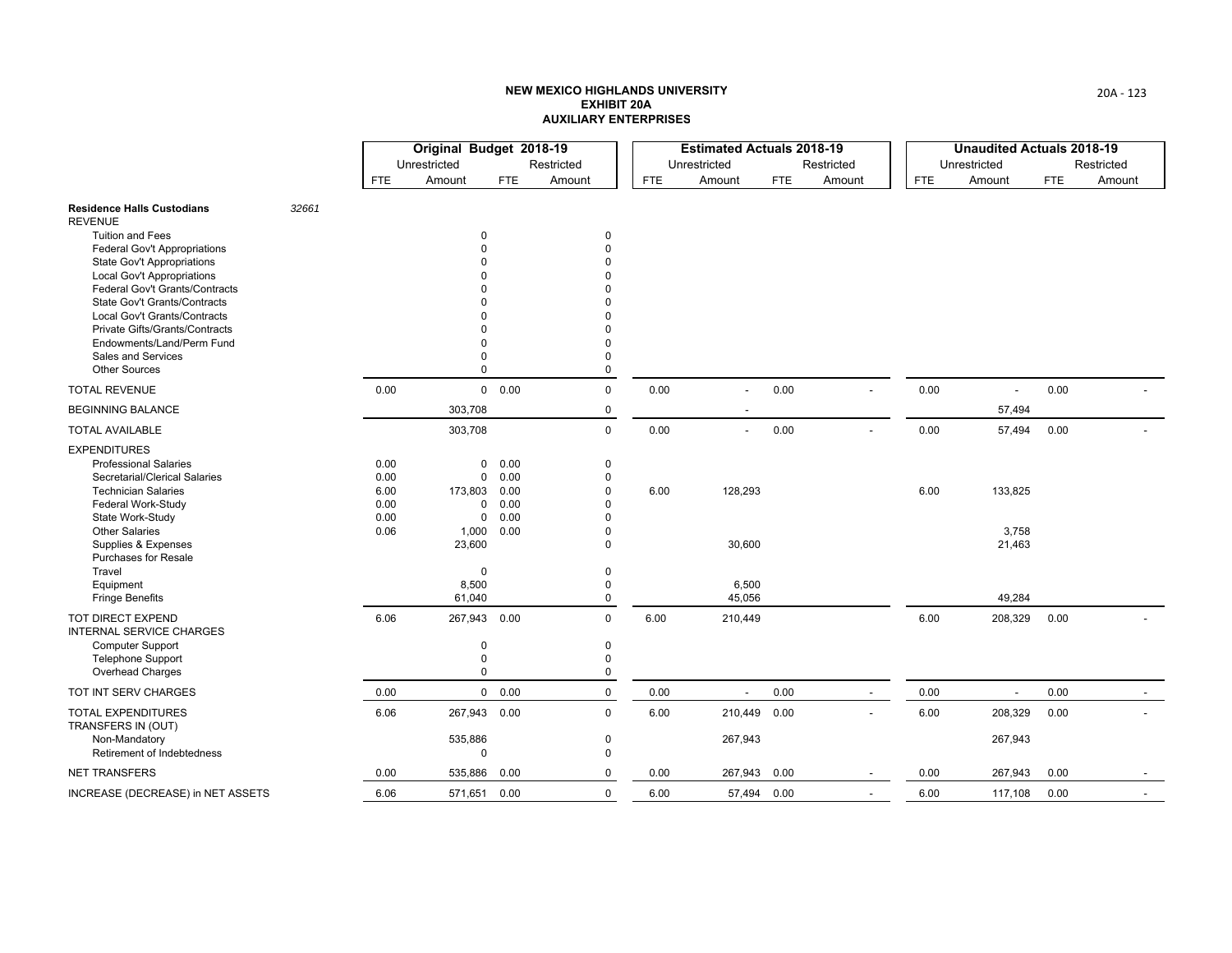**NEW MEXICO HIGHLANDS UNIVERSITY**
**EXHIBIT 20A**
**AUXILIARY ENTERPRISES**

| | Original Budget 2018-19 | | | | Estimated Actuals 2018-19 | | | | Unaudited Actuals 2018-19 | | | |
|---|---|---|---|---|---|---|---|---|---|---|---|---|
| | Unrestricted | | Restricted | | Unrestricted | | Restricted | | Unrestricted | | Restricted | |
| | FTE | Amount | FTE | Amount | FTE | Amount | FTE | Amount | FTE | Amount | FTE | Amount |
| **Residence Halls Custodians** *32661* | | | | | | | | | | | | |
| REVENUE | | | | | | | | | | | | |
| Tuition and Fees | | 0 | | 0 | | | | | | | | |
| Federal Gov't Appropriations | | 0 | | 0 | | | | | | | | |
| State Gov't Appropriations | | 0 | | 0 | | | | | | | | |
| Local Gov't Appropriations | | 0 | | 0 | | | | | | | | |
| Federal Gov't Grants/Contracts | | 0 | | 0 | | | | | | | | |
| State Gov't Grants/Contracts | | 0 | | 0 | | | | | | | | |
| Local Gov't Grants/Contracts | | 0 | | 0 | | | | | | | | |
| Private Gifts/Grants/Contracts | | 0 | | 0 | | | | | | | | |
| Endowments/Land/Perm Fund | | 0 | | 0 | | | | | | | | |
| Sales and Services | | 0 | | 0 | | | | | | | | |
| Other Sources | | 0 | | 0 | | | | | | | | |
| TOTAL REVENUE | 0.00 | 0 | 0.00 | 0 | 0.00 | - | 0.00 | - | 0.00 | - | 0.00 | - |
| BEGINNING BALANCE | | 303,708 | | 0 | | - | | | | 57,494 | | |
| TOTAL AVAILABLE | | 303,708 | | 0 | 0.00 | - | 0.00 | - | 0.00 | 57,494 | 0.00 | - |
| EXPENDITURES | | | | | | | | | | | | |
| Professional Salaries | 0.00 | 0 | 0.00 | 0 | | | | | | | | |
| Secretarial/Clerical Salaries | 0.00 | 0 | 0.00 | 0 | | | | | | | | |
| Technician Salaries | 6.00 | 173,803 | 0.00 | 0 | 6.00 | 128,293 | | | 6.00 | 133,825 | | |
| Federal Work-Study | 0.00 | 0 | 0.00 | 0 | | | | | | | | |
| State Work-Study | 0.00 | 0 | 0.00 | 0 | | | | | | | | |
| Other Salaries | 0.06 | 1,000 | 0.00 | 0 | | | | | | 3,758 | | |
| Supplies & Expenses | | 23,600 | | 0 | | 30,600 | | | | 21,463 | | |
| Purchases for Resale | | | | | | | | | | | | |
| Travel | | 0 | | 0 | | | | | | | | |
| Equipment | | 8,500 | | 0 | | 6,500 | | | | | | |
| Fringe Benefits | | 61,040 | | 0 | | 45,056 | | | | 49,284 | | |
| TOT DIRECT EXPEND | 6.06 | 267,943 | 0.00 | 0 | 6.00 | 210,449 | | | 6.00 | 208,329 | 0.00 | - |
| INTERNAL SERVICE CHARGES | | | | | | | | | | | | |
| Computer Support | | 0 | | 0 | | | | | | | | |
| Telephone Support | | 0 | | 0 | | | | | | | | |
| Overhead Charges | | 0 | | 0 | | | | | | | | |
| TOT INT SERV CHARGES | 0.00 | 0 | 0.00 | 0 | 0.00 | - | 0.00 | - | 0.00 | - | 0.00 | - |
| TOTAL EXPENDITURES | 6.06 | 267,943 | 0.00 | 0 | 6.00 | 210,449 | 0.00 | - | 6.00 | 208,329 | 0.00 | - |
| TRANSFERS IN (OUT) | | | | | | | | | | | | |
| Non-Mandatory | | 535,886 | | 0 | | 267,943 | | | | 267,943 | | |
| Retirement of Indebtedness | | 0 | | 0 | | | | | | | | |
| NET TRANSFERS | 0.00 | 535,886 | 0.00 | 0 | 0.00 | 267,943 | 0.00 | - | 0.00 | 267,943 | 0.00 | - |
| INCREASE (DECREASE) in NET ASSETS | 6.06 | 571,651 | 0.00 | 0 | 6.00 | 57,494 | 0.00 | - | 6.00 | 117,108 | 0.00 | - |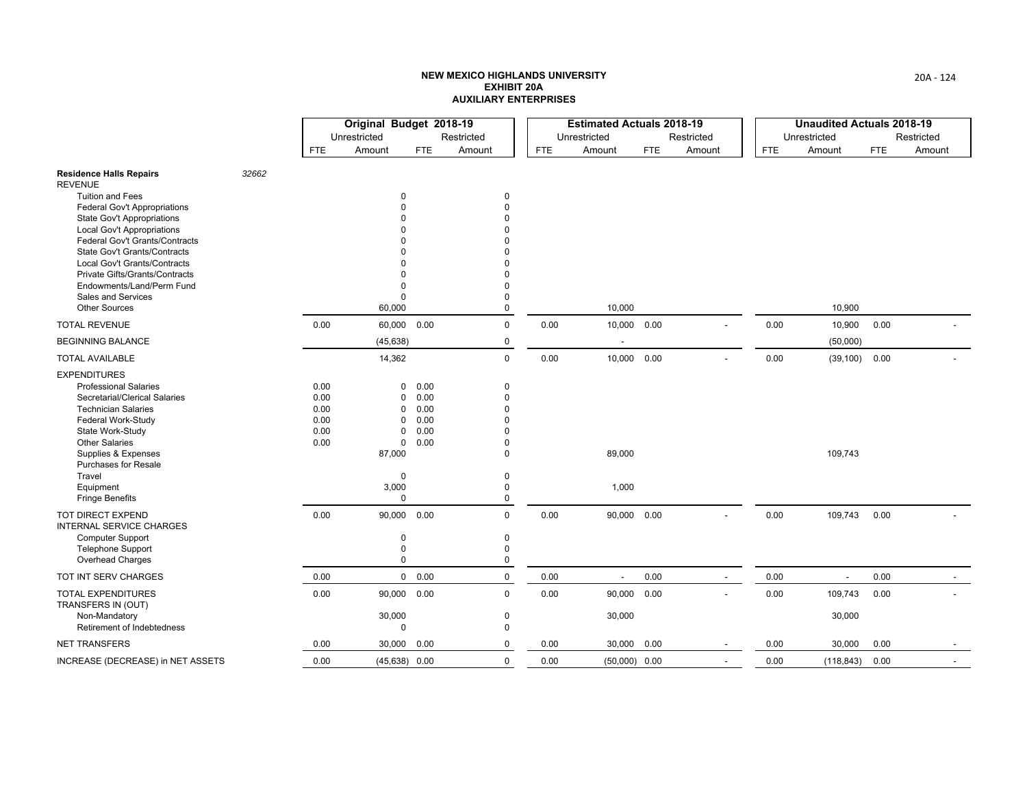**NEW MEXICO HIGHLANDS UNIVERSITY**
**EXHIBIT 20A**
**AUXILIARY ENTERPRISES**

| | Original Budget 2018-19 | | | | Estimated Actuals 2018-19 | | | | Unaudited Actuals 2018-19 | | | |
|---|---|---|---|---|---|---|---|---|---|---|---|---|
| | Unrestricted | | Restricted | | Unrestricted | | Restricted | | Unrestricted | | Restricted | |
| | FTE | Amount | FTE | Amount | FTE | Amount | FTE | Amount | FTE | Amount | FTE | Amount |
| **Residence Halls Repairs** *32662* | | | | | | | | | | | | |
| REVENUE | | | | | | | | | | | | |
| Tuition and Fees | | 0 | | 0 | | | | | | | | |
| Federal Gov't Appropriations | | 0 | | 0 | | | | | | | | |
| State Gov't Appropriations | | 0 | | 0 | | | | | | | | |
| Local Gov't Appropriations | | 0 | | 0 | | | | | | | | |
| Federal Gov't Grants/Contracts | | 0 | | 0 | | | | | | | | |
| State Gov't Grants/Contracts | | 0 | | 0 | | | | | | | | |
| Local Gov't Grants/Contracts | | 0 | | 0 | | | | | | | | |
| Private Gifts/Grants/Contracts | | 0 | | 0 | | | | | | | | |
| Endowments/Land/Perm Fund | | 0 | | 0 | | | | | | | | |
| Sales and Services | | 0 | | 0 | | | | | | | | |
| Other Sources | | 60,000 | | 0 | | 10,000 | | | | 10,900 | | |
| TOTAL REVENUE | 0.00 | 60,000 | 0.00 | 0 | 0.00 | 10,000 | 0.00 | - | 0.00 | 10,900 | 0.00 | - |
| BEGINNING BALANCE | | (45,638) | | 0 | | - | | | | (50,000) | | |
| TOTAL AVAILABLE | | 14,362 | | 0 | 0.00 | 10,000 | 0.00 | - | 0.00 | (39,100) | 0.00 | - |
| EXPENDITURES | | | | | | | | | | | | |
| Professional Salaries | 0.00 | 0 | 0.00 | 0 | | | | | | | | |
| Secretarial/Clerical Salaries | 0.00 | 0 | 0.00 | 0 | | | | | | | | |
| Technician Salaries | 0.00 | 0 | 0.00 | 0 | | | | | | | | |
| Federal Work-Study | 0.00 | 0 | 0.00 | 0 | | | | | | | | |
| State Work-Study | 0.00 | 0 | 0.00 | 0 | | | | | | | | |
| Other Salaries | 0.00 | 0 | 0.00 | 0 | | | | | | | | |
| Supplies & Expenses | | 87,000 | | 0 | | 89,000 | | | | 109,743 | | |
| Purchases for Resale | | | | | | | | | | | | |
| Travel | | 0 | | 0 | | | | | | | | |
| Equipment | | 3,000 | | 0 | | 1,000 | | | | | | |
| Fringe Benefits | | 0 | | 0 | | | | | | | | |
| TOT DIRECT EXPEND | 0.00 | 90,000 | 0.00 | 0 | 0.00 | 90,000 | 0.00 | - | 0.00 | 109,743 | 0.00 | - |
| INTERNAL SERVICE CHARGES | | | | | | | | | | | | |
| Computer Support | | 0 | | 0 | | | | | | | | |
| Telephone Support | | 0 | | 0 | | | | | | | | |
| Overhead Charges | | 0 | | 0 | | | | | | | | |
| TOT INT SERV CHARGES | 0.00 | 0 | 0.00 | 0 | 0.00 | - | 0.00 | - | 0.00 | - | 0.00 | - |
| TOTAL EXPENDITURES | 0.00 | 90,000 | 0.00 | 0 | 0.00 | 90,000 | 0.00 | - | 0.00 | 109,743 | 0.00 | - |
| TRANSFERS IN (OUT) | | | | | | | | | | | | |
| Non-Mandatory | | 30,000 | | 0 | | 30,000 | | | | 30,000 | | |
| Retirement of Indebtedness | | 0 | | 0 | | | | | | | | |
| NET TRANSFERS | 0.00 | 30,000 | 0.00 | 0 | 0.00 | 30,000 | 0.00 | - | 0.00 | 30,000 | 0.00 | - |
| INCREASE (DECREASE) in NET ASSETS | 0.00 | (45,638) | 0.00 | 0 | 0.00 | (50,000) | 0.00 | - | 0.00 | (118,843) | 0.00 | - |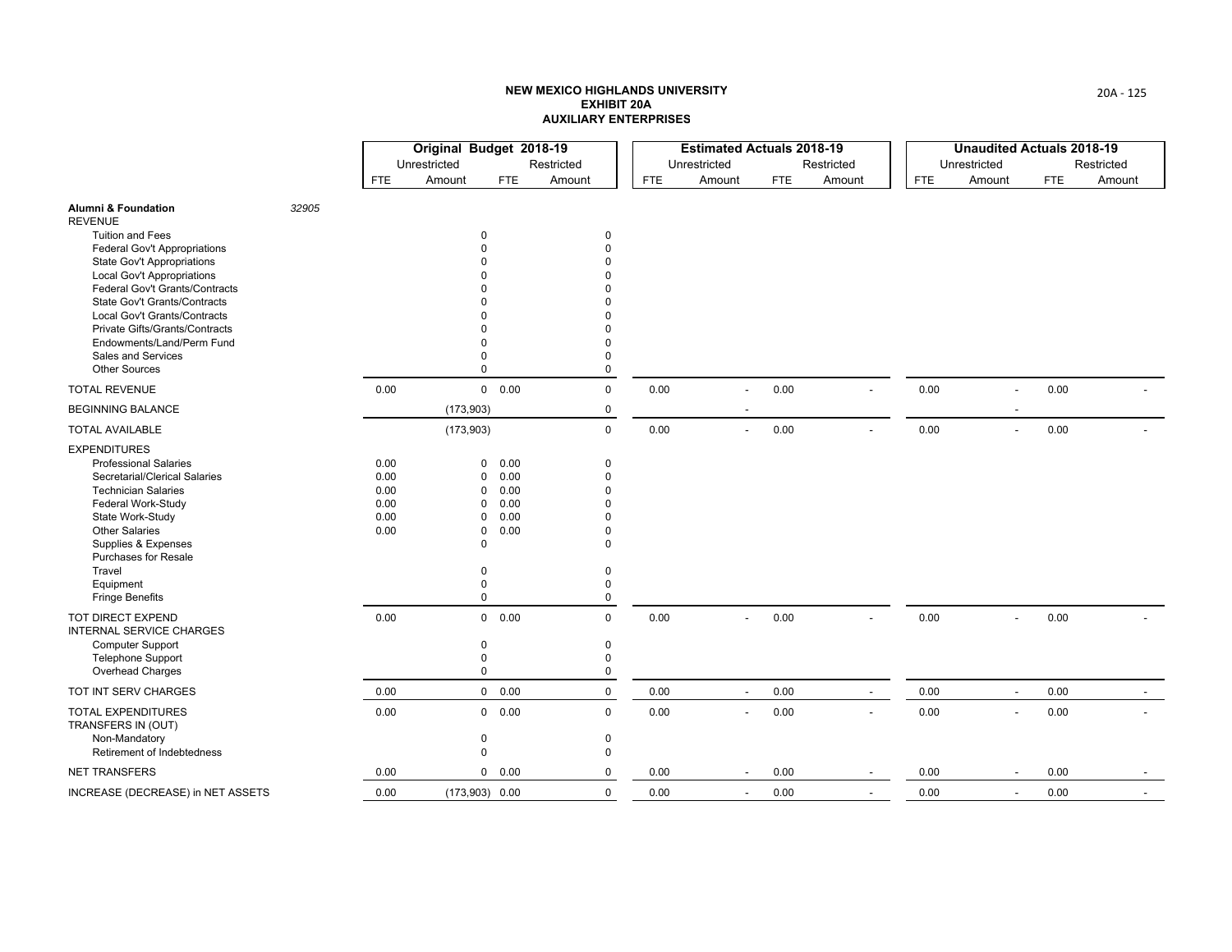**NEW MEXICO HIGHLANDS UNIVERSITY**
**EXHIBIT 20A**
**AUXILIARY ENTERPRISES**

| | Original Budget 2018-19 | | | | Estimated Actuals 2018-19 | | | | Unaudited Actuals 2018-19 | | | |
|---|---|---|---|---|---|---|---|---|---|---|---|---|
| | Unrestricted | | Restricted | | Unrestricted | | Restricted | | Unrestricted | | Restricted | |
| | FTE | Amount | FTE | Amount | FTE | Amount | FTE | Amount | FTE | Amount | FTE | Amount |
| **Alumni & Foundation** *32905* | | | | | | | | | | | | |
| REVENUE | | | | | | | | | | | | |
| Tuition and Fees | | 0 | | 0 | | | | | | | | |
| Federal Gov't Appropriations | | 0 | | 0 | | | | | | | | |
| State Gov't Appropriations | | 0 | | 0 | | | | | | | | |
| Local Gov't Appropriations | | 0 | | 0 | | | | | | | | |
| Federal Gov't Grants/Contracts | | 0 | | 0 | | | | | | | | |
| State Gov't Grants/Contracts | | 0 | | 0 | | | | | | | | |
| Local Gov't Grants/Contracts | | 0 | | 0 | | | | | | | | |
| Private Gifts/Grants/Contracts | | 0 | | 0 | | | | | | | | |
| Endowments/Land/Perm Fund | | 0 | | 0 | | | | | | | | |
| Sales and Services | | 0 | | 0 | | | | | | | | |
| Other Sources | | 0 | | 0 | | | | | | | | |
| TOTAL REVENUE | 0.00 | 0 | 0.00 | 0 | 0.00 | - | 0.00 | - | 0.00 | - | 0.00 | - |
| BEGINNING BALANCE | | (173,903) | | 0 | | - | | | | - | | |
| TOTAL AVAILABLE | | (173,903) | | 0 | 0.00 | - | 0.00 | - | 0.00 | - | 0.00 | - |
| EXPENDITURES | | | | | | | | | | | | |
| Professional Salaries | 0.00 | 0 | 0.00 | 0 | | | | | | | | |
| Secretarial/Clerical Salaries | 0.00 | 0 | 0.00 | 0 | | | | | | | | |
| Technician Salaries | 0.00 | 0 | 0.00 | 0 | | | | | | | | |
| Federal Work-Study | 0.00 | 0 | 0.00 | 0 | | | | | | | | |
| State Work-Study | 0.00 | 0 | 0.00 | 0 | | | | | | | | |
| Other Salaries | 0.00 | 0 | 0.00 | 0 | | | | | | | | |
| Supplies & Expenses | | 0 | | 0 | | | | | | | | |
| Purchases for Resale | | | | | | | | | | | | |
| Travel | | 0 | | 0 | | | | | | | | |
| Equipment | | 0 | | 0 | | | | | | | | |
| Fringe Benefits | | 0 | | 0 | | | | | | | | |
| TOT DIRECT EXPEND | 0.00 | 0 | 0.00 | 0 | 0.00 | - | 0.00 | - | 0.00 | - | 0.00 | - |
| INTERNAL SERVICE CHARGES | | | | | | | | | | | | |
| Computer Support | | 0 | | 0 | | | | | | | | |
| Telephone Support | | 0 | | 0 | | | | | | | | |
| Overhead Charges | | 0 | | 0 | | | | | | | | |
| TOT INT SERV CHARGES | 0.00 | 0 | 0.00 | 0 | 0.00 | - | 0.00 | - | 0.00 | - | 0.00 | - |
| TOTAL EXPENDITURES | 0.00 | 0 | 0.00 | 0 | 0.00 | - | 0.00 | - | 0.00 | - | 0.00 | - |
| TRANSFERS IN (OUT) | | | | | | | | | | | | |
| Non-Mandatory | | 0 | | 0 | | | | | | | | |
| Retirement of Indebtedness | | 0 | | 0 | | | | | | | | |
| NET TRANSFERS | 0.00 | 0 | 0.00 | 0 | 0.00 | - | 0.00 | - | 0.00 | - | 0.00 | - |
| INCREASE (DECREASE) in NET ASSETS | 0.00 | (173,903) | 0.00 | 0 | 0.00 | - | 0.00 | - | 0.00 | - | 0.00 | - |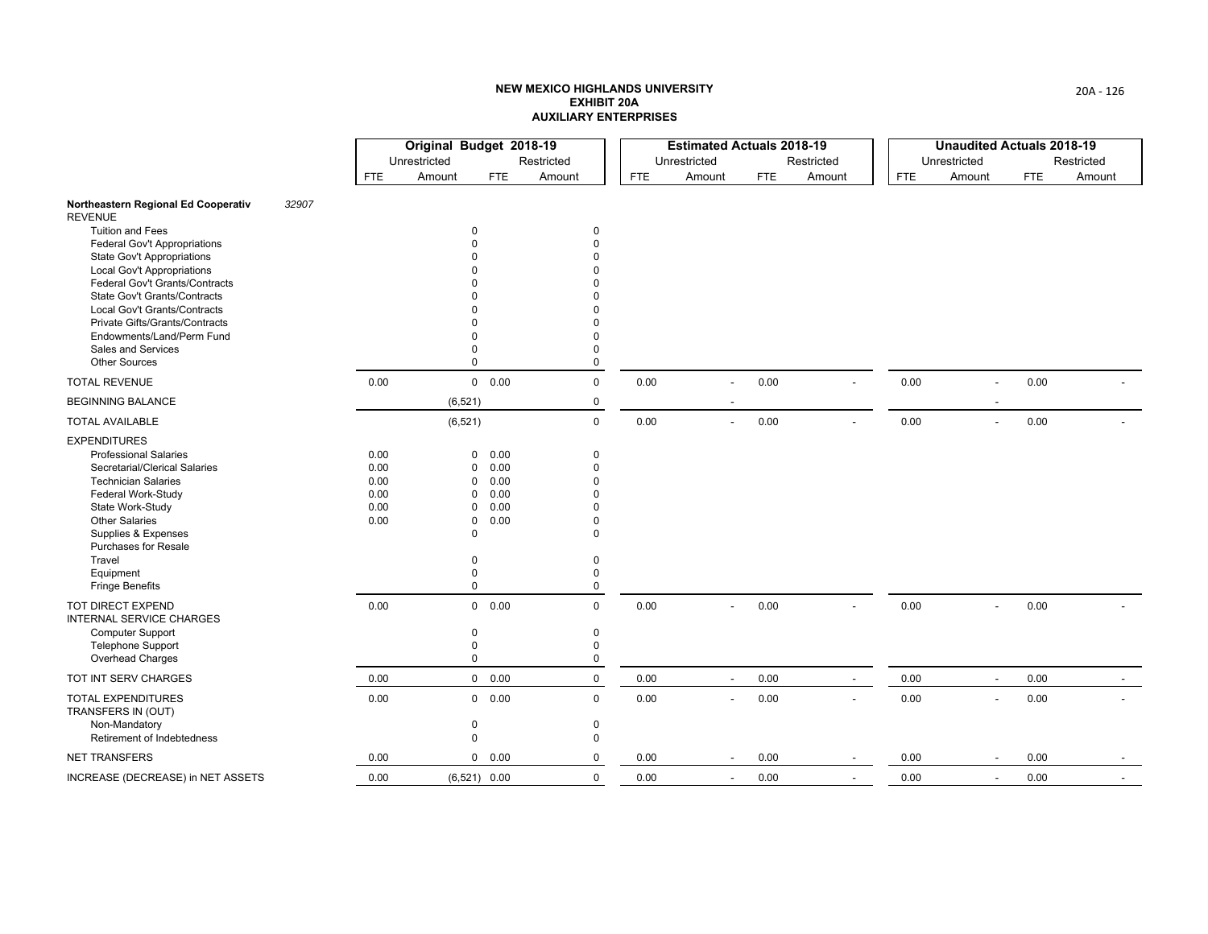# NEW MEXICO HIGHLANDS UNIVERSITY
## EXHIBIT 20A
## AUXILIARY ENTERPRISES

| | | Original Budget 2018-19 | | | | Estimated Actuals 2018-19 | | | | Unaudited Actuals 2018-19 | | | |
|---|---|---|---|---|---|---|---|---|---|---|---|---|---|
| | | Unrestricted | | Restricted | | Unrestricted | | Restricted | | Unrestricted | | Restricted | |
| | | FTE | Amount | FTE | Amount | FTE | Amount | FTE | Amount | FTE | Amount | FTE | Amount |
| **Northeastern Regional Ed Cooperativ** | *32907* | | | | | | | | | | | | |
| REVENUE | | | | | | | | | | | | | |
| Tuition and Fees | | | 0 | | 0 | | | | | | | | |
| Federal Gov't Appropriations | | | 0 | | 0 | | | | | | | | |
| State Gov't Appropriations | | | 0 | | 0 | | | | | | | | |
| Local Gov't Appropriations | | | 0 | | 0 | | | | | | | | |
| Federal Gov't Grants/Contracts | | | 0 | | 0 | | | | | | | | |
| State Gov't Grants/Contracts | | | 0 | | 0 | | | | | | | | |
| Local Gov't Grants/Contracts | | | 0 | | 0 | | | | | | | | |
| Private Gifts/Grants/Contracts | | | 0 | | 0 | | | | | | | | |
| Endowments/Land/Perm Fund | | | 0 | | 0 | | | | | | | | |
| Sales and Services | | | 0 | | 0 | | | | | | | | |
| Other Sources | | | 0 | | 0 | | | | | | | | |
| TOTAL REVENUE | | 0.00 | 0 | 0.00 | 0 | 0.00 | - | 0.00 | - | 0.00 | - | 0.00 | - |
| BEGINNING BALANCE | | | (6,521) | | 0 | | - | | | | - | | |
| TOTAL AVAILABLE | | | (6,521) | | 0 | 0.00 | - | 0.00 | - | 0.00 | - | 0.00 | - |
| EXPENDITURES | | | | | | | | | | | | | |
| Professional Salaries | | 0.00 | 0 | 0.00 | 0 | | | | | | | | |
| Secretarial/Clerical Salaries | | 0.00 | 0 | 0.00 | 0 | | | | | | | | |
| Technician Salaries | | 0.00 | 0 | 0.00 | 0 | | | | | | | | |
| Federal Work-Study | | 0.00 | 0 | 0.00 | 0 | | | | | | | | |
| State Work-Study | | 0.00 | 0 | 0.00 | 0 | | | | | | | | |
| Other Salaries | | 0.00 | 0 | 0.00 | 0 | | | | | | | | |
| Supplies & Expenses | | | 0 | | 0 | | | | | | | | |
| Purchases for Resale | | | | | | | | | | | | | |
| Travel | | | 0 | | 0 | | | | | | | | |
| Equipment | | | 0 | | 0 | | | | | | | | |
| Fringe Benefits | | | 0 | | 0 | | | | | | | | |
| TOT DIRECT EXPEND | | 0.00 | 0 | 0.00 | 0 | 0.00 | - | 0.00 | - | 0.00 | - | 0.00 | - |
| INTERNAL SERVICE CHARGES | | | | | | | | | | | | | |
| Computer Support | | | 0 | | 0 | | | | | | | | |
| Telephone Support | | | 0 | | 0 | | | | | | | | |
| Overhead Charges | | | 0 | | 0 | | | | | | | | |
| TOT INT SERV CHARGES | | 0.00 | 0 | 0.00 | 0 | 0.00 | - | 0.00 | - | 0.00 | - | 0.00 | - |
| TOTAL EXPENDITURES | | 0.00 | 0 | 0.00 | 0 | 0.00 | - | 0.00 | - | 0.00 | - | 0.00 | - |
| TRANSFERS IN (OUT) | | | | | | | | | | | | | |
| Non-Mandatory | | | 0 | | 0 | | | | | | | | |
| Retirement of Indebtedness | | | 0 | | 0 | | | | | | | | |
| NET TRANSFERS | | 0.00 | 0 | 0.00 | 0 | 0.00 | - | 0.00 | - | 0.00 | - | 0.00 | - |
| INCREASE (DECREASE) in NET ASSETS | | 0.00 | (6,521) | 0.00 | 0 | 0.00 | - | 0.00 | - | 0.00 | - | 0.00 | - |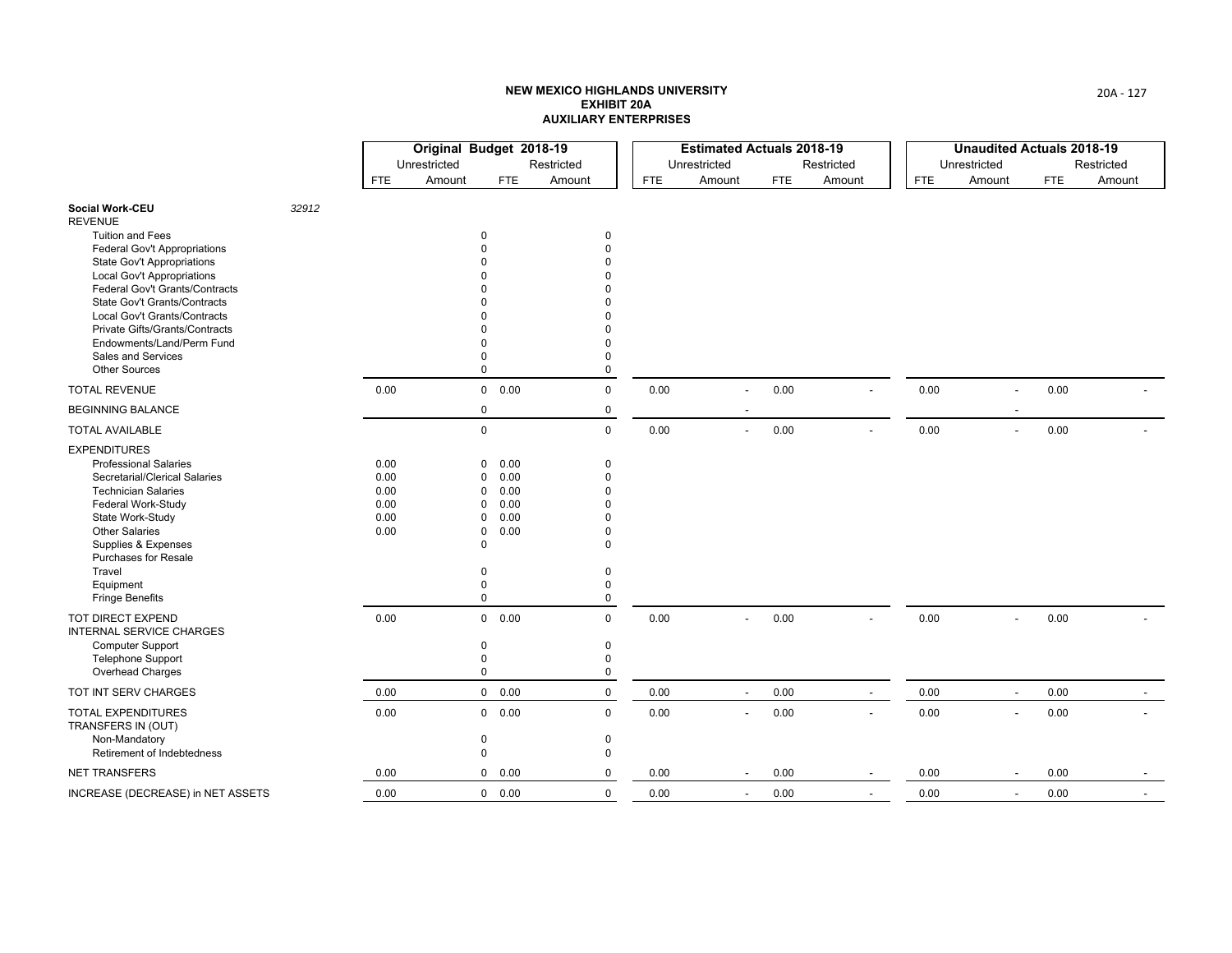**NEW MEXICO HIGHLANDS UNIVERSITY**
**EXHIBIT 20A**
**AUXILIARY ENTERPRISES**

| | | Original Budget 2018-19 | | | | Estimated Actuals 2018-19 | | | | Unaudited Actuals 2018-19 | | | |
|---|---|---|---|---|---|---|---|---|---|---|---|---|---|
| | | Unrestricted | | Restricted | | Unrestricted | | Restricted | | Unrestricted | | Restricted | |
| | | FTE | Amount | FTE | Amount | FTE | Amount | FTE | Amount | FTE | Amount | FTE | Amount |
| **Social Work-CEU** | *32912* | | | | | | | | | | | | |
| REVENUE | | | | | | | | | | | | | |
| Tuition and Fees | | | 0 | | 0 | | | | | | | | |
| Federal Gov't Appropriations | | | 0 | | 0 | | | | | | | | |
| State Gov't Appropriations | | | 0 | | 0 | | | | | | | | |
| Local Gov't Appropriations | | | 0 | | 0 | | | | | | | | |
| Federal Gov't Grants/Contracts | | | 0 | | 0 | | | | | | | | |
| State Gov't Grants/Contracts | | | 0 | | 0 | | | | | | | | |
| Local Gov't Grants/Contracts | | | 0 | | 0 | | | | | | | | |
| Private Gifts/Grants/Contracts | | | 0 | | 0 | | | | | | | | |
| Endowments/Land/Perm Fund | | | 0 | | 0 | | | | | | | | |
| Sales and Services | | | 0 | | 0 | | | | | | | | |
| Other Sources | | | 0 | | 0 | | | | | | | | |
| TOTAL REVENUE | | 0.00 | 0 | 0.00 | 0 | 0.00 | - | 0.00 | - | 0.00 | - | 0.00 | - |
| BEGINNING BALANCE | | | 0 | | 0 | | - | | | | - | | |
| TOTAL AVAILABLE | | | 0 | | 0 | 0.00 | - | 0.00 | - | 0.00 | - | 0.00 | - |
| EXPENDITURES | | | | | | | | | | | | | |
| Professional Salaries | | 0.00 | 0 | 0.00 | 0 | | | | | | | | |
| Secretarial/Clerical Salaries | | 0.00 | 0 | 0.00 | 0 | | | | | | | | |
| Technician Salaries | | 0.00 | 0 | 0.00 | 0 | | | | | | | | |
| Federal Work-Study | | 0.00 | 0 | 0.00 | 0 | | | | | | | | |
| State Work-Study | | 0.00 | 0 | 0.00 | 0 | | | | | | | | |
| Other Salaries | | 0.00 | 0 | 0.00 | 0 | | | | | | | | |
| Supplies & Expenses | | | 0 | | 0 | | | | | | | | |
| Purchases for Resale | | | | | | | | | | | | | |
| Travel | | | 0 | | 0 | | | | | | | | |
| Equipment | | | 0 | | 0 | | | | | | | | |
| Fringe Benefits | | | 0 | | 0 | | | | | | | | |
| TOT DIRECT EXPEND | | 0.00 | 0 | 0.00 | 0 | 0.00 | - | 0.00 | - | 0.00 | - | 0.00 | - |
| INTERNAL SERVICE CHARGES | | | | | | | | | | | | | |
| Computer Support | | | 0 | | 0 | | | | | | | | |
| Telephone Support | | | 0 | | 0 | | | | | | | | |
| Overhead Charges | | | 0 | | 0 | | | | | | | | |
| TOT INT SERV CHARGES | | 0.00 | 0 | 0.00 | 0 | 0.00 | - | 0.00 | - | 0.00 | - | 0.00 | - |
| TOTAL EXPENDITURES | | 0.00 | 0 | 0.00 | 0 | 0.00 | - | 0.00 | - | 0.00 | - | 0.00 | - |
| TRANSFERS IN (OUT) | | | | | | | | | | | | | |
| Non-Mandatory | | | 0 | | 0 | | | | | | | | |
| Retirement of Indebtedness | | | 0 | | 0 | | | | | | | | |
| NET TRANSFERS | | 0.00 | 0 | 0.00 | 0 | 0.00 | - | 0.00 | - | 0.00 | - | 0.00 | - |
| INCREASE (DECREASE) in NET ASSETS | | 0.00 | 0 | 0.00 | 0 | 0.00 | - | 0.00 | - | 0.00 | - | 0.00 | - |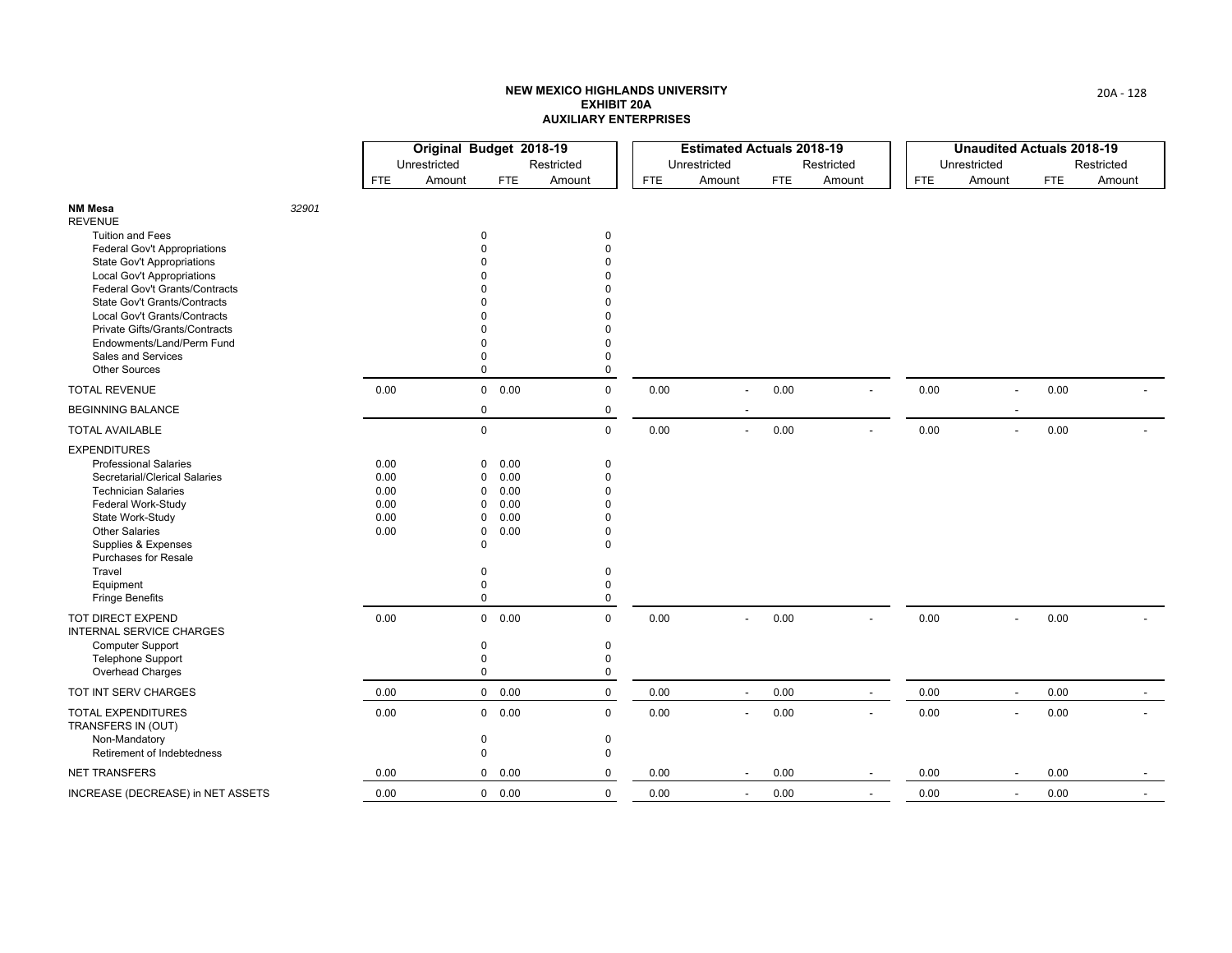**NEW MEXICO HIGHLANDS UNIVERSITY**
**EXHIBIT 20A**
**AUXILIARY ENTERPRISES**

| | Original Budget 2018-19 | | | | Estimated Actuals 2018-19 | | | | Unaudited Actuals 2018-19 | | | |
|---|---|---|---|---|---|---|---|---|---|---|---|---|
| | Unrestricted | | Restricted | | Unrestricted | | Restricted | | Unrestricted | | Restricted | |
| | FTE | Amount | FTE | Amount | FTE | Amount | FTE | Amount | FTE | Amount | FTE | Amount |
| **NM Mesa** *32901* | | | | | | | | | | | | |
| REVENUE | | | | | | | | | | | | |
| Tuition and Fees | | 0 | | 0 | | | | | | | | |
| Federal Gov't Appropriations | | 0 | | 0 | | | | | | | | |
| State Gov't Appropriations | | 0 | | 0 | | | | | | | | |
| Local Gov't Appropriations | | 0 | | 0 | | | | | | | | |
| Federal Gov't Grants/Contracts | | 0 | | 0 | | | | | | | | |
| State Gov't Grants/Contracts | | 0 | | 0 | | | | | | | | |
| Local Gov't Grants/Contracts | | 0 | | 0 | | | | | | | | |
| Private Gifts/Grants/Contracts | | 0 | | 0 | | | | | | | | |
| Endowments/Land/Perm Fund | | 0 | | 0 | | | | | | | | |
| Sales and Services | | 0 | | 0 | | | | | | | | |
| Other Sources | | 0 | | 0 | | | | | | | | |
| TOTAL REVENUE | 0.00 | 0 | 0.00 | 0 | 0.00 | - | 0.00 | - | 0.00 | - | 0.00 | - |
| BEGINNING BALANCE | | 0 | | 0 | | - | | | | - | | |
| TOTAL AVAILABLE | | 0 | | 0 | 0.00 | - | 0.00 | - | 0.00 | - | 0.00 | - |
| EXPENDITURES | | | | | | | | | | | | |
| Professional Salaries | 0.00 | 0 | 0.00 | 0 | | | | | | | | |
| Secretarial/Clerical Salaries | 0.00 | 0 | 0.00 | 0 | | | | | | | | |
| Technician Salaries | 0.00 | 0 | 0.00 | 0 | | | | | | | | |
| Federal Work-Study | 0.00 | 0 | 0.00 | 0 | | | | | | | | |
| State Work-Study | 0.00 | 0 | 0.00 | 0 | | | | | | | | |
| Other Salaries | 0.00 | 0 | 0.00 | 0 | | | | | | | | |
| Supplies & Expenses | | 0 | | 0 | | | | | | | | |
| Purchases for Resale | | | | | | | | | | | | |
| Travel | | 0 | | 0 | | | | | | | | |
| Equipment | | 0 | | 0 | | | | | | | | |
| Fringe Benefits | | 0 | | 0 | | | | | | | | |
| TOT DIRECT EXPEND | 0.00 | 0 | 0.00 | 0 | 0.00 | - | 0.00 | - | 0.00 | - | 0.00 | - |
| INTERNAL SERVICE CHARGES | | | | | | | | | | | | |
| Computer Support | | 0 | | 0 | | | | | | | | |
| Telephone Support | | 0 | | 0 | | | | | | | | |
| Overhead Charges | | 0 | | 0 | | | | | | | | |
| TOT INT SERV CHARGES | 0.00 | 0 | 0.00 | 0 | 0.00 | - | 0.00 | - | 0.00 | - | 0.00 | - |
| TOTAL EXPENDITURES | 0.00 | 0 | 0.00 | 0 | 0.00 | - | 0.00 | - | 0.00 | - | 0.00 | - |
| TRANSFERS IN (OUT) | | | | | | | | | | | | |
| Non-Mandatory | | 0 | | 0 | | | | | | | | |
| Retirement of Indebtedness | | 0 | | 0 | | | | | | | | |
| NET TRANSFERS | 0.00 | 0 | 0.00 | 0 | 0.00 | - | 0.00 | - | 0.00 | - | 0.00 | - |
| INCREASE (DECREASE) in NET ASSETS | 0.00 | 0 | 0.00 | 0 | 0.00 | - | 0.00 | - | 0.00 | - | 0.00 | - |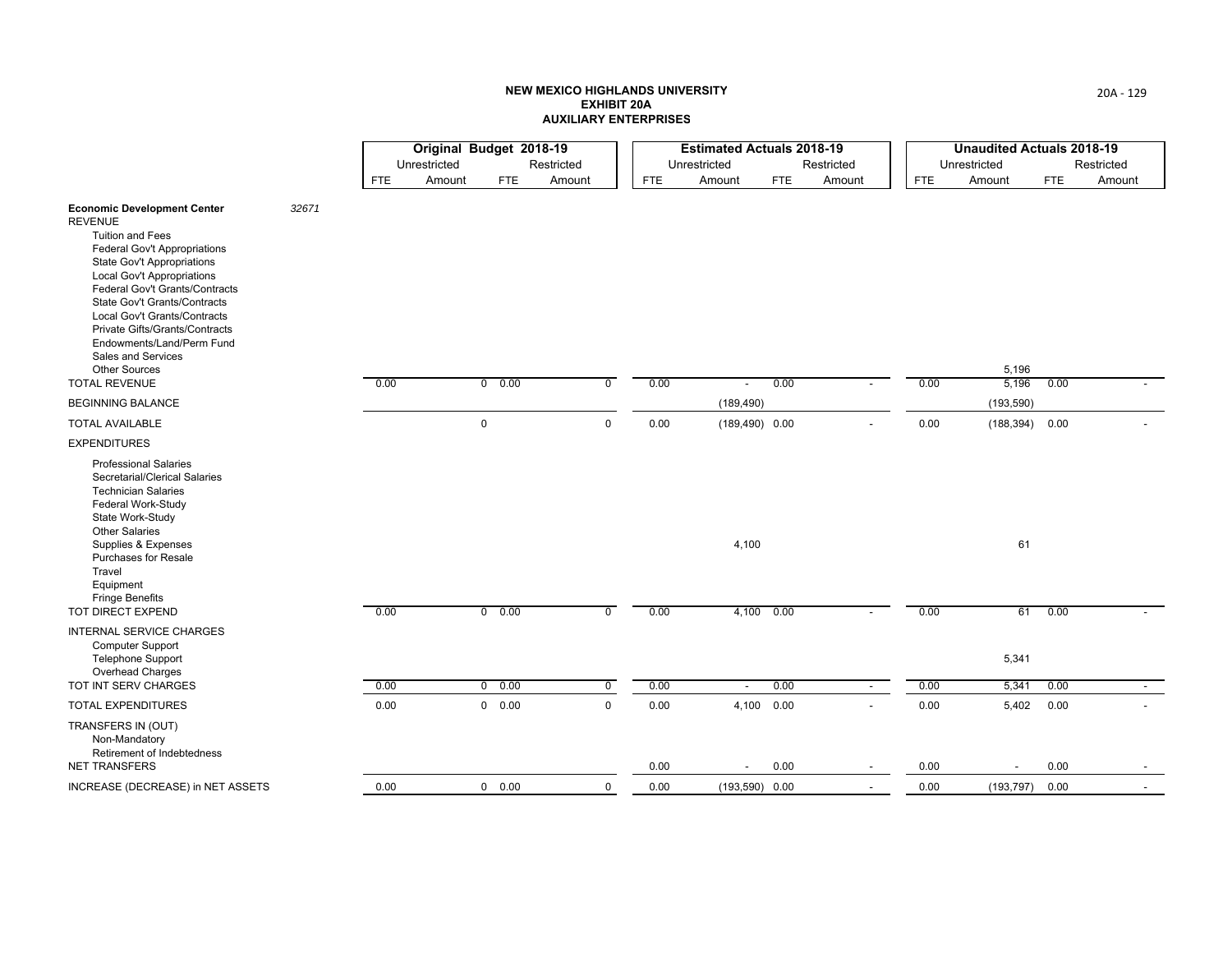**NEW MEXICO HIGHLANDS UNIVERSITY**
**EXHIBIT 20A**
**AUXILIARY ENTERPRISES**

| | | Original Budget 2018-19 | | | | Estimated Actuals 2018-19 | | | | Unaudited Actuals 2018-19 | | | |
|---|---|---|---|---|---|---|---|---|---|---|---|---|---|
| | | Unrestricted | | Restricted | | Unrestricted | | Restricted | | Unrestricted | | Restricted | |
| | | FTE | Amount | FTE | Amount | FTE | Amount | FTE | Amount | FTE | Amount | FTE | Amount |
| **Economic Development Center** | *32671* | | | | | | | | | | | | |
| REVENUE | | | | | | | | | | | | | |
| Tuition and Fees | | | | | | | | | | | | | |
| Federal Gov't Appropriations | | | | | | | | | | | | | |
| State Gov't Appropriations | | | | | | | | | | | | | |
| Local Gov't Appropriations | | | | | | | | | | | | | |
| Federal Gov't Grants/Contracts | | | | | | | | | | | | | |
| State Gov't Grants/Contracts | | | | | | | | | | | | | |
| Local Gov't Grants/Contracts | | | | | | | | | | | | | |
| Private Gifts/Grants/Contracts | | | | | | | | | | | | | |
| Endowments/Land/Perm Fund | | | | | | | | | | | | | |
| Sales and Services | | | | | | | | | | | | | |
| Other Sources | | | | | | | | | | | 5,196 | | |
| TOTAL REVENUE | | 0.00 | 0 | 0.00 | 0 | 0.00 | - | 0.00 | - | 0.00 | 5,196 | 0.00 | - |
| BEGINNING BALANCE | | | | | | | (189,490) | | | | (193,590) | | |
| TOTAL AVAILABLE | | | 0 | | 0 | 0.00 | (189,490) | 0.00 | - | 0.00 | (188,394) | 0.00 | - |
| EXPENDITURES | | | | | | | | | | | | | |
| Professional Salaries | | | | | | | | | | | | | |
| Secretarial/Clerical Salaries | | | | | | | | | | | | | |
| Technician Salaries | | | | | | | | | | | | | |
| Federal Work-Study | | | | | | | | | | | | | |
| State Work-Study | | | | | | | | | | | | | |
| Other Salaries | | | | | | | | | | | | | |
| Supplies & Expenses | | | | | | | 4,100 | | | | 61 | | |
| Purchases for Resale | | | | | | | | | | | | | |
| Travel | | | | | | | | | | | | | |
| Equipment | | | | | | | | | | | | | |
| Fringe Benefits | | | | | | | | | | | | | |
| TOT DIRECT EXPEND | | 0.00 | 0 | 0.00 | 0 | 0.00 | 4,100 | 0.00 | - | 0.00 | 61 | 0.00 | - |
| INTERNAL SERVICE CHARGES | | | | | | | | | | | | | |
| Computer Support | | | | | | | | | | | | | |
| Telephone Support | | | | | | | | | | | 5,341 | | |
| Overhead Charges | | | | | | | | | | | | | |
| TOT INT SERV CHARGES | | 0.00 | 0 | 0.00 | 0 | 0.00 | - | 0.00 | - | 0.00 | 5,341 | 0.00 | - |
| TOTAL EXPENDITURES | | 0.00 | 0 | 0.00 | 0 | 0.00 | 4,100 | 0.00 | - | 0.00 | 5,402 | 0.00 | - |
| TRANSFERS IN (OUT) | | | | | | | | | | | | | |
| Non-Mandatory | | | | | | | | | | | | | |
| Retirement of Indebtedness | | | | | | | | | | | | | |
| NET TRANSFERS | | | | | | 0.00 | - | 0.00 | - | 0.00 | - | 0.00 | - |
| INCREASE (DECREASE) in NET ASSETS | | 0.00 | 0 | 0.00 | 0 | 0.00 | (193,590) | 0.00 | - | 0.00 | (193,797) | 0.00 | - |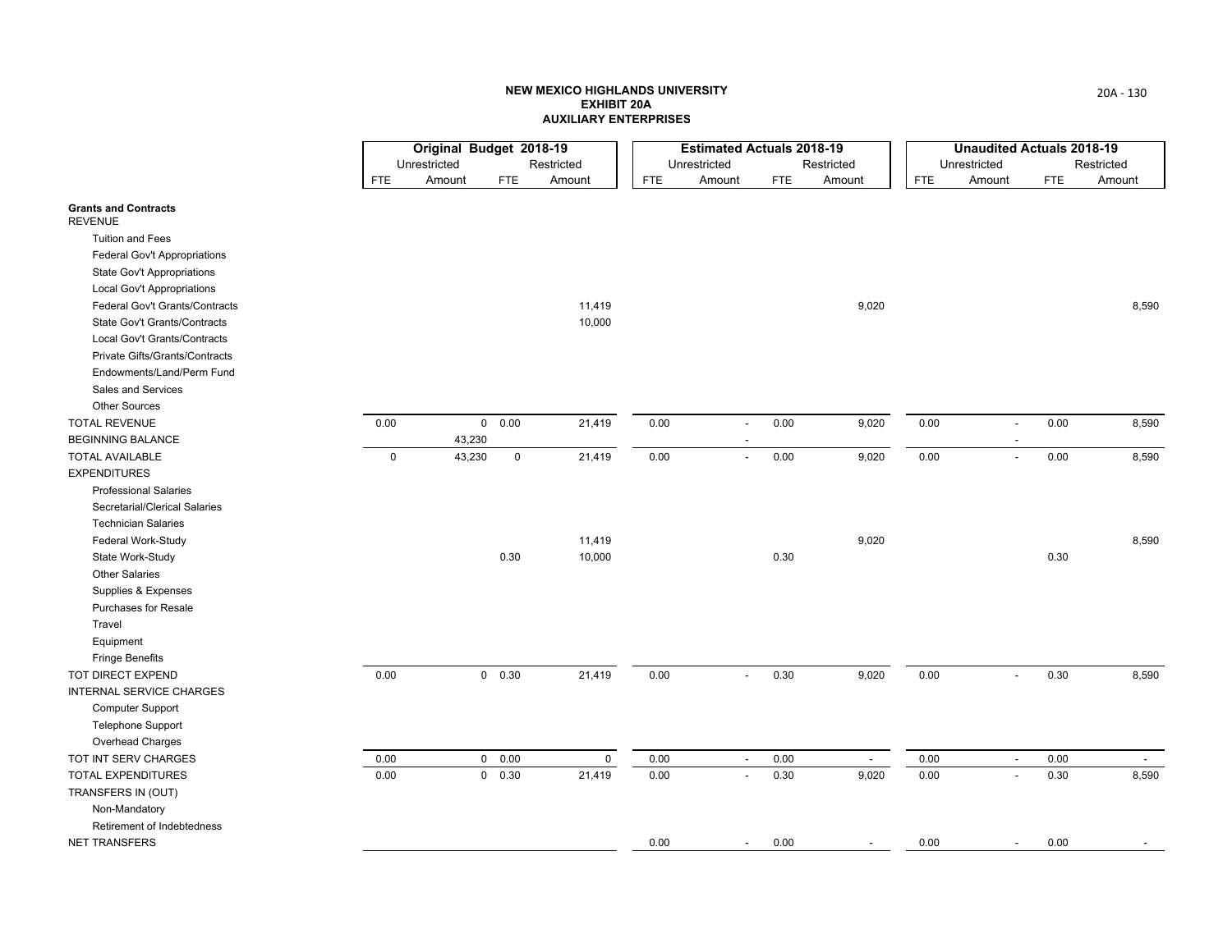# NEW MEXICO HIGHLANDS UNIVERSITY
## EXHIBIT 20A
## AUXILIARY ENTERPRISES

| | Original Budget 2018-19 | | | | Estimated Actuals 2018-19 | | | | Unaudited Actuals 2018-19 | | | |
|---|---|---|---|---|---|---|---|---|---|---|---|---|
| | Unrestricted | | Restricted | | Unrestricted | | Restricted | | Unrestricted | | Restricted | |
| | FTE | Amount | FTE | Amount | FTE | Amount | FTE | Amount | FTE | Amount | FTE | Amount |
| **Grants and Contracts** | | | | | | | | | | | | |
| REVENUE | | | | | | | | | | | | |
| Tuition and Fees | | | | | | | | | | | | |
| Federal Gov't Appropriations | | | | | | | | | | | | |
| State Gov't Appropriations | | | | | | | | | | | | |
| Local Gov't Appropriations | | | | | | | | | | | | |
| Federal Gov't Grants/Contracts | | | | 11,419 | | | | 9,020 | | | | 8,590 |
| State Gov't Grants/Contracts | | | | 10,000 | | | | | | | | |
| Local Gov't Grants/Contracts | | | | | | | | | | | | |
| Private Gifts/Grants/Contracts | | | | | | | | | | | | |
| Endowments/Land/Perm Fund | | | | | | | | | | | | |
| Sales and Services | | | | | | | | | | | | |
| Other Sources | | | | | | | | | | | | |
| TOTAL REVENUE | 0.00 | 0 | 0.00 | 21,419 | 0.00 | - | 0.00 | 9,020 | 0.00 | - | 0.00 | 8,590 |
| BEGINNING BALANCE | | 43,230 | | | | - | | | | - | | |
| TOTAL AVAILABLE | 0 | 43,230 | 0 | 21,419 | 0.00 | - | 0.00 | 9,020 | 0.00 | - | 0.00 | 8,590 |
| EXPENDITURES | | | | | | | | | | | | |
| Professional Salaries | | | | | | | | | | | | |
| Secretarial/Clerical Salaries | | | | | | | | | | | | |
| Technician Salaries | | | | | | | | | | | | |
| Federal Work-Study | | | | 11,419 | | | | 9,020 | | | | 8,590 |
| State Work-Study | | | 0.30 | 10,000 | | | 0.30 | | | | 0.30 | |
| Other Salaries | | | | | | | | | | | | |
| Supplies & Expenses | | | | | | | | | | | | |
| Purchases for Resale | | | | | | | | | | | | |
| Travel | | | | | | | | | | | | |
| Equipment | | | | | | | | | | | | |
| Fringe Benefits | | | | | | | | | | | | |
| TOT DIRECT EXPEND | 0.00 | 0 | 0.30 | 21,419 | 0.00 | - | 0.30 | 9,020 | 0.00 | - | 0.30 | 8,590 |
| INTERNAL SERVICE CHARGES | | | | | | | | | | | | |
| Computer Support | | | | | | | | | | | | |
| Telephone Support | | | | | | | | | | | | |
| Overhead Charges | | | | | | | | | | | | |
| TOT INT SERV CHARGES | 0.00 | 0 | 0.00 | 0 | 0.00 | - | 0.00 | - | 0.00 | - | 0.00 | - |
| TOTAL EXPENDITURES | 0.00 | 0 | 0.30 | 21,419 | 0.00 | - | 0.30 | 9,020 | 0.00 | - | 0.30 | 8,590 |
| TRANSFERS IN (OUT) | | | | | | | | | | | | |
| Non-Mandatory | | | | | | | | | | | | |
| Retirement of Indebtedness | | | | | | | | | | | | |
| NET TRANSFERS | | | | | 0.00 | - | 0.00 | - | 0.00 | - | 0.00 | - |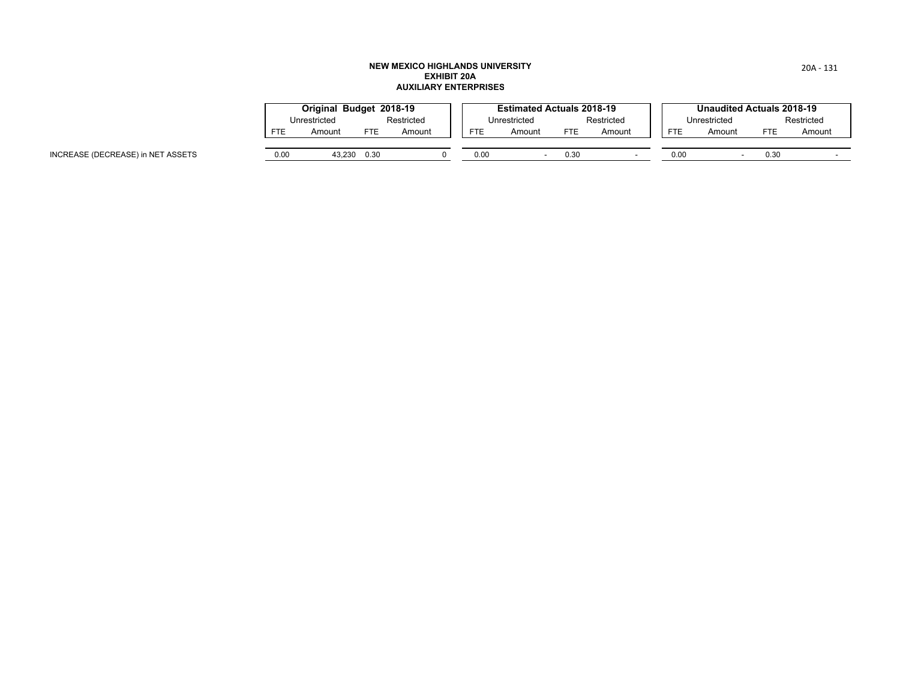**NEW MEXICO HIGHLANDS UNIVERSITY**
**EXHIBIT 20A**
**AUXILIARY ENTERPRISES**

| | **Original Budget 2018-19** | | | | **Estimated Actuals 2018-19** | | | | **Unaudited Actuals 2018-19** | | | |
|---|---|---|---|---|---|---|---|---|---|---|---|---|
| | Unrestricted | | Restricted | | Unrestricted | | Restricted | | Unrestricted | | Restricted | |
| | FTE | Amount | FTE | Amount | FTE | Amount | FTE | Amount | FTE | Amount | FTE | Amount |
| INCREASE (DECREASE) in NET ASSETS | 0.00 | 43,230 | 0.30 | 0 | 0.00 | - | 0.30 | - | 0.00 | - | 0.30 | - |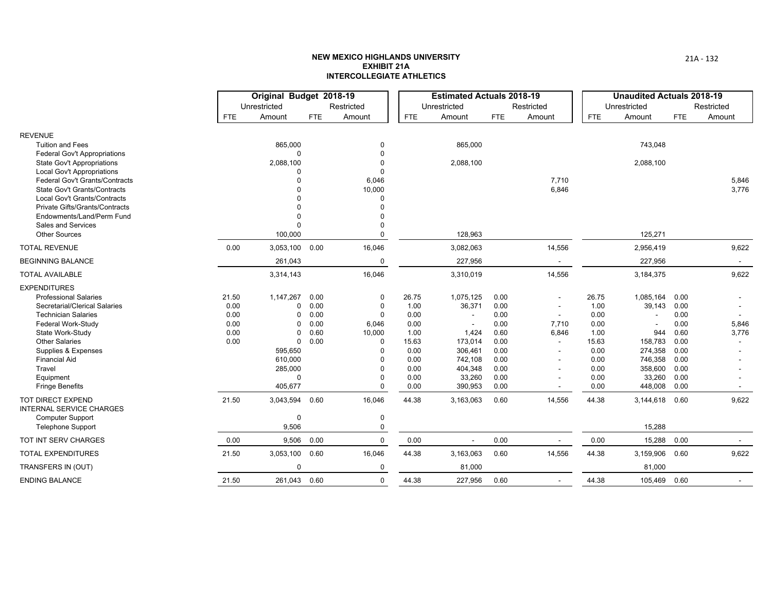**NEW MEXICO HIGHLANDS UNIVERSITY**
**EXHIBIT 21A**
**INTERCOLLEGIATE ATHLETICS**

| | Original Budget 2018-19 | | | | Estimated Actuals 2018-19 | | | | Unaudited Actuals 2018-19 | | | |
|---|---|---|---|---|---|---|---|---|---|---|---|---|
| | Unrestricted | | Restricted | | Unrestricted | | Restricted | | Unrestricted | | Restricted | |
| | FTE | Amount | FTE | Amount | FTE | Amount | FTE | Amount | FTE | Amount | FTE | Amount |
| **REVENUE** | | | | | | | | | | | | |
| Tuition and Fees | | 865,000 | | 0 | | 865,000 | | | | 743,048 | | |
| Federal Gov't Appropriations | | 0 | | 0 | | | | | | | | |
| State Gov't Appropriations | | 2,088,100 | | 0 | | 2,088,100 | | | | 2,088,100 | | |
| Local Gov't Appropriations | | 0 | | 0 | | | | | | | | |
| Federal Gov't Grants/Contracts | | 0 | | 6,046 | | | | 7,710 | | | | 5,846 |
| State Gov't Grants/Contracts | | 0 | | 10,000 | | | | 6,846 | | | | 3,776 |
| Local Gov't Grants/Contracts | | 0 | | 0 | | | | | | | | |
| Private Gifts/Grants/Contracts | | 0 | | 0 | | | | | | | | |
| Endowments/Land/Perm Fund | | 0 | | 0 | | | | | | | | |
| Sales and Services | | 0 | | 0 | | | | | | | | |
| Other Sources | | 100,000 | | 0 | | 128,963 | | | | 125,271 | | |
| TOTAL REVENUE | 0.00 | 3,053,100 | 0.00 | 16,046 | | 3,082,063 | | 14,556 | | 2,956,419 | | 9,622 |
| BEGINNING BALANCE | | 261,043 | | 0 | | 227,956 | | - | | 227,956 | | - |
| TOTAL AVAILABLE | | 3,314,143 | | 16,046 | | 3,310,019 | | 14,556 | | 3,184,375 | | 9,622 |
| **EXPENDITURES** | | | | | | | | | | | | |
| Professional Salaries | 21.50 | 1,147,267 | 0.00 | 0 | 26.75 | 1,075,125 | 0.00 | - | 26.75 | 1,085,164 | 0.00 | - |
| Secretarial/Clerical Salaries | 0.00 | 0 | 0.00 | 0 | 1.00 | 36,371 | 0.00 | - | 1.00 | 39,143 | 0.00 | - |
| Technician Salaries | 0.00 | 0 | 0.00 | 0 | 0.00 | - | 0.00 | - | 0.00 | - | 0.00 | - |
| Federal Work-Study | 0.00 | 0 | 0.00 | 6,046 | 0.00 | - | 0.00 | 7,710 | 0.00 | - | 0.00 | 5,846 |
| State Work-Study | 0.00 | 0 | 0.60 | 10,000 | 1.00 | 1,424 | 0.60 | 6,846 | 1.00 | 944 | 0.60 | 3,776 |
| Other Salaries | 0.00 | 0 | 0.00 | 0 | 15.63 | 173,014 | 0.00 | - | 15.63 | 158,783 | 0.00 | - |
| Supplies & Expenses | | 595,650 | | 0 | 0.00 | 306,461 | 0.00 | - | 0.00 | 274,358 | 0.00 | - |
| Financial Aid | | 610,000 | | 0 | 0.00 | 742,108 | 0.00 | - | 0.00 | 746,358 | 0.00 | - |
| Travel | | 285,000 | | 0 | 0.00 | 404,348 | 0.00 | - | 0.00 | 358,600 | 0.00 | - |
| Equipment | | 0 | | 0 | 0.00 | 33,260 | 0.00 | - | 0.00 | 33,260 | 0.00 | - |
| Fringe Benefits | | 405,677 | | 0 | 0.00 | 390,953 | 0.00 | - | 0.00 | 448,008 | 0.00 | - |
| TOT DIRECT EXPEND | 21.50 | 3,043,594 | 0.60 | 16,046 | 44.38 | 3,163,063 | 0.60 | 14,556 | 44.38 | 3,144,618 | 0.60 | 9,622 |
| INTERNAL SERVICE CHARGES | | | | | | | | | | | | |
| Computer Support | | 0 | | 0 | | | | | | | | |
| Telephone Support | | 9,506 | | 0 | | | | | | 15,288 | | |
| TOT INT SERV CHARGES | 0.00 | 9,506 | 0.00 | 0 | 0.00 | - | 0.00 | - | 0.00 | 15,288 | 0.00 | - |
| TOTAL EXPENDITURES | 21.50 | 3,053,100 | 0.60 | 16,046 | 44.38 | 3,163,063 | 0.60 | 14,556 | 44.38 | 3,159,906 | 0.60 | 9,622 |
| TRANSFERS IN (OUT) | | 0 | | 0 | | 81,000 | | | | 81,000 | | |
| ENDING BALANCE | 21.50 | 261,043 | 0.60 | 0 | 44.38 | 227,956 | 0.60 | - | 44.38 | 105,469 | 0.60 | - |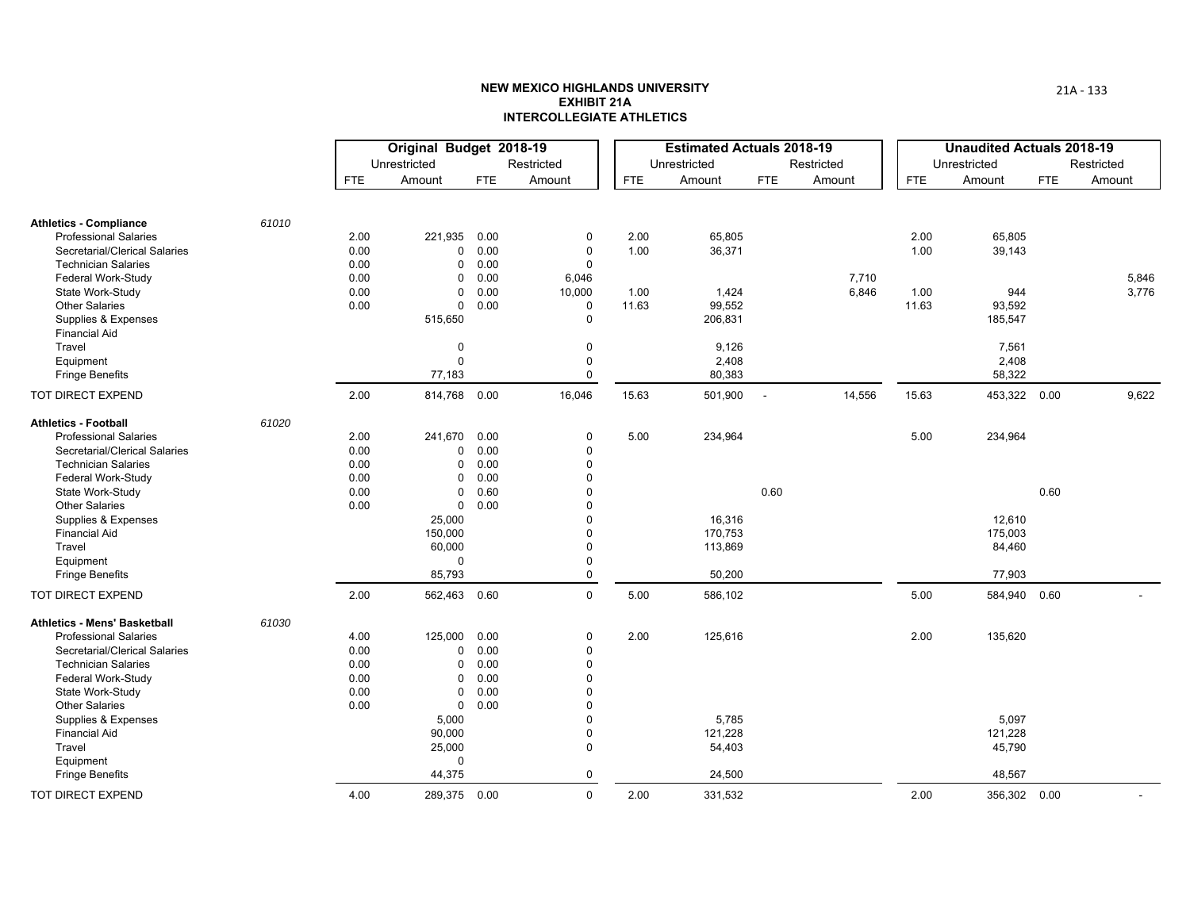**NEW MEXICO HIGHLANDS UNIVERSITY**
**EXHIBIT 21A**
**INTERCOLLEGIATE ATHLETICS**

| | | Original Budget 2018-19 | | | | Estimated Actuals 2018-19 | | | | Unaudited Actuals 2018-19 | | | |
|---|---|---|---|---|---|---|---|---|---|---|---|---|---|
| | | Unrestricted | | Restricted | | Unrestricted | | Restricted | | Unrestricted | | Restricted | |
| | | FTE | Amount | FTE | Amount | FTE | Amount | FTE | Amount | FTE | Amount | FTE | Amount |
| **Athletics - Compliance** | *61010* | | | | | | | | | | | | |
| Professional Salaries | | 2.00 | 221,935 | 0.00 | 0 | 2.00 | 65,805 | | | 2.00 | 65,805 | | |
| Secretarial/Clerical Salaries | | 0.00 | 0 | 0.00 | 0 | 1.00 | 36,371 | | | 1.00 | 39,143 | | |
| Technician Salaries | | 0.00 | 0 | 0.00 | 0 | | | | | | | | |
| Federal Work-Study | | 0.00 | 0 | 0.00 | 6,046 | | | | 7,710 | | | | 5,846 |
| State Work-Study | | 0.00 | 0 | 0.00 | 10,000 | 1.00 | 1,424 | | 6,846 | 1.00 | 944 | | 3,776 |
| Other Salaries | | 0.00 | 0 | 0.00 | 0 | 11.63 | 99,552 | | | 11.63 | 93,592 | | |
| Supplies & Expenses | | | 515,650 | | 0 | | 206,831 | | | | 185,547 | | |
| Financial Aid | | | | | | | | | | | | | |
| Travel | | | 0 | | 0 | | 9,126 | | | | 7,561 | | |
| Equipment | | | 0 | | 0 | | 2,408 | | | | 2,408 | | |
| Fringe Benefits | | | 77,183 | | 0 | | 80,383 | | | | 58,322 | | |
| TOT DIRECT EXPEND | | 2.00 | 814,768 | 0.00 | 16,046 | 15.63 | 501,900 | - | 14,556 | 15.63 | 453,322 | 0.00 | 9,622 |
| **Athletics - Football** | *61020* | | | | | | | | | | | | |
| Professional Salaries | | 2.00 | 241,670 | 0.00 | 0 | 5.00 | 234,964 | | | 5.00 | 234,964 | | |
| Secretarial/Clerical Salaries | | 0.00 | 0 | 0.00 | 0 | | | | | | | | |
| Technician Salaries | | 0.00 | 0 | 0.00 | 0 | | | | | | | | |
| Federal Work-Study | | 0.00 | 0 | 0.00 | 0 | | | | | | | | |
| State Work-Study | | 0.00 | 0 | 0.60 | 0 | | | 0.60 | | | | 0.60 | |
| Other Salaries | | 0.00 | 0 | 0.00 | 0 | | | | | | | | |
| Supplies & Expenses | | | 25,000 | | 0 | | 16,316 | | | | 12,610 | | |
| Financial Aid | | | 150,000 | | 0 | | 170,753 | | | | 175,003 | | |
| Travel | | | 60,000 | | 0 | | 113,869 | | | | 84,460 | | |
| Equipment | | | 0 | | 0 | | | | | | | | |
| Fringe Benefits | | | 85,793 | | 0 | | 50,200 | | | | 77,903 | | |
| TOT DIRECT EXPEND | | 2.00 | 562,463 | 0.60 | 0 | 5.00 | 586,102 | | | 5.00 | 584,940 | 0.60 | - |
| **Athletics - Mens' Basketball** | *61030* | | | | | | | | | | | | |
| Professional Salaries | | 4.00 | 125,000 | 0.00 | 0 | 2.00 | 125,616 | | | 2.00 | 135,620 | | |
| Secretarial/Clerical Salaries | | 0.00 | 0 | 0.00 | 0 | | | | | | | | |
| Technician Salaries | | 0.00 | 0 | 0.00 | 0 | | | | | | | | |
| Federal Work-Study | | 0.00 | 0 | 0.00 | 0 | | | | | | | | |
| State Work-Study | | 0.00 | 0 | 0.00 | 0 | | | | | | | | |
| Other Salaries | | 0.00 | 0 | 0.00 | 0 | | | | | | | | |
| Supplies & Expenses | | | 5,000 | | 0 | | 5,785 | | | | 5,097 | | |
| Financial Aid | | | 90,000 | | 0 | | 121,228 | | | | 121,228 | | |
| Travel | | | 25,000 | | 0 | | 54,403 | | | | 45,790 | | |
| Equipment | | | 0 | | | | | | | | | | |
| Fringe Benefits | | | 44,375 | | 0 | | 24,500 | | | | 48,567 | | |
| TOT DIRECT EXPEND | | 4.00 | 289,375 | 0.00 | 0 | 2.00 | 331,532 | | | 2.00 | 356,302 | 0.00 | - |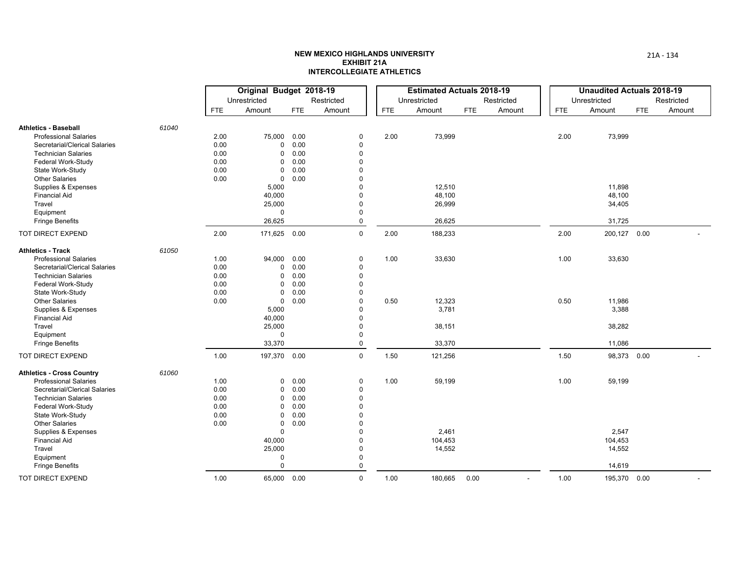**NEW MEXICO HIGHLANDS UNIVERSITY**
**EXHIBIT 21A**
**INTERCOLLEGIATE ATHLETICS**

| | | Original Budget 2018-19 | | | | Estimated Actuals 2018-19 | | | | Unaudited Actuals 2018-19 | | | |
|---|---|---|---|---|---|---|---|---|---|---|---|---|---|
| | | Unrestricted | | Restricted | | Unrestricted | | Restricted | | Unrestricted | | Restricted | |
| | | FTE | Amount | FTE | Amount | FTE | Amount | FTE | Amount | FTE | Amount | FTE | Amount |
| **Athletics - Baseball** | *61040* | | | | | | | | | | | | |
| Professional Salaries | | 2.00 | 75,000 | 0.00 | 0 | 2.00 | 73,999 | | | 2.00 | 73,999 | | |
| Secretarial/Clerical Salaries | | 0.00 | 0 | 0.00 | 0 | | | | | | | | |
| Technician Salaries | | 0.00 | 0 | 0.00 | 0 | | | | | | | | |
| Federal Work-Study | | 0.00 | 0 | 0.00 | 0 | | | | | | | | |
| State Work-Study | | 0.00 | 0 | 0.00 | 0 | | | | | | | | |
| Other Salaries | | 0.00 | 0 | 0.00 | 0 | | | | | | | | |
| Supplies & Expenses | | | 5,000 | | 0 | | 12,510 | | | | 11,898 | | |
| Financial Aid | | | 40,000 | | 0 | | 48,100 | | | | 48,100 | | |
| Travel | | | 25,000 | | 0 | | 26,999 | | | | 34,405 | | |
| Equipment | | | 0 | | 0 | | | | | | | | |
| Fringe Benefits | | | 26,625 | | 0 | | 26,625 | | | | 31,725 | | |
| TOT DIRECT EXPEND | | 2.00 | 171,625 | 0.00 | 0 | 2.00 | 188,233 | | | 2.00 | 200,127 | 0.00 | - |
| **Athletics - Track** | *61050* | | | | | | | | | | | | |
| Professional Salaries | | 1.00 | 94,000 | 0.00 | 0 | 1.00 | 33,630 | | | 1.00 | 33,630 | | |
| Secretarial/Clerical Salaries | | 0.00 | 0 | 0.00 | 0 | | | | | | | | |
| Technician Salaries | | 0.00 | 0 | 0.00 | 0 | | | | | | | | |
| Federal Work-Study | | 0.00 | 0 | 0.00 | 0 | | | | | | | | |
| State Work-Study | | 0.00 | 0 | 0.00 | 0 | | | | | | | | |
| Other Salaries | | 0.00 | 0 | 0.00 | 0 | 0.50 | 12,323 | | | 0.50 | 11,986 | | |
| Supplies & Expenses | | | 5,000 | | 0 | | 3,781 | | | | 3,388 | | |
| Financial Aid | | | 40,000 | | 0 | | | | | | | | |
| Travel | | | 25,000 | | 0 | | 38,151 | | | | 38,282 | | |
| Equipment | | | 0 | | 0 | | | | | | | | |
| Fringe Benefits | | | 33,370 | | 0 | | 33,370 | | | | 11,086 | | |
| TOT DIRECT EXPEND | | 1.00 | 197,370 | 0.00 | 0 | 1.50 | 121,256 | | | 1.50 | 98,373 | 0.00 | - |
| **Athletics - Cross Country** | *61060* | | | | | | | | | | | | |
| Professional Salaries | | 1.00 | 0 | 0.00 | 0 | 1.00 | 59,199 | | | 1.00 | 59,199 | | |
| Secretarial/Clerical Salaries | | 0.00 | 0 | 0.00 | 0 | | | | | | | | |
| Technician Salaries | | 0.00 | 0 | 0.00 | 0 | | | | | | | | |
| Federal Work-Study | | 0.00 | 0 | 0.00 | 0 | | | | | | | | |
| State Work-Study | | 0.00 | 0 | 0.00 | 0 | | | | | | | | |
| Other Salaries | | 0.00 | 0 | 0.00 | 0 | | | | | | | | |
| Supplies & Expenses | | | 0 | | 0 | | 2,461 | | | | 2,547 | | |
| Financial Aid | | | 40,000 | | 0 | | 104,453 | | | | 104,453 | | |
| Travel | | | 25,000 | | 0 | | 14,552 | | | | 14,552 | | |
| Equipment | | | 0 | | 0 | | | | | | | | |
| Fringe Benefits | | | 0 | | 0 | | | | | | 14,619 | | |
| TOT DIRECT EXPEND | | 1.00 | 65,000 | 0.00 | 0 | 1.00 | 180,665 | 0.00 | - | 1.00 | 195,370 | 0.00 | - |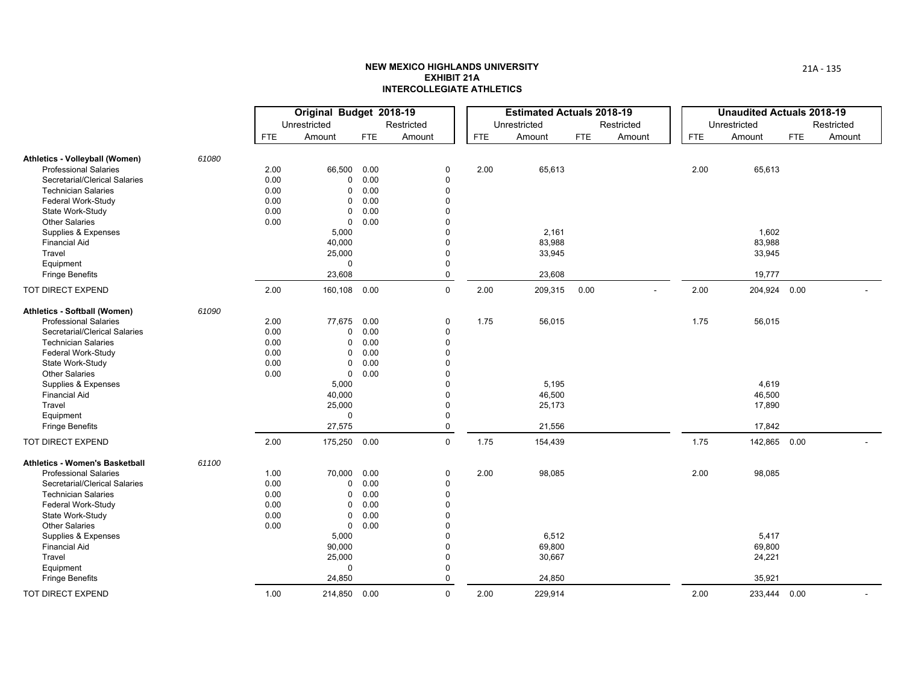**NEW MEXICO HIGHLANDS UNIVERSITY**
**EXHIBIT 21A**
**INTERCOLLEGIATE ATHLETICS**

| | | Original Budget 2018-19 | | | | Estimated Actuals 2018-19 | | | | Unaudited Actuals 2018-19 | | | |
|---|---|---|---|---|---|---|---|---|---|---|---|---|---|
| | | Unrestricted | | Restricted | | Unrestricted | | Restricted | | Unrestricted | | Restricted | |
| | | FTE | Amount | FTE | Amount | FTE | Amount | FTE | Amount | FTE | Amount | FTE | Amount |
| **Athletics - Volleyball (Women)** | 61080 | | | | | | | | | | | | |
| Professional Salaries | | 2.00 | 66,500 | 0.00 | 0 | 2.00 | 65,613 | | | 2.00 | 65,613 | | |
| Secretarial/Clerical Salaries | | 0.00 | 0 | 0.00 | 0 | | | | | | | | |
| Technician Salaries | | 0.00 | 0 | 0.00 | 0 | | | | | | | | |
| Federal Work-Study | | 0.00 | 0 | 0.00 | 0 | | | | | | | | |
| State Work-Study | | 0.00 | 0 | 0.00 | 0 | | | | | | | | |
| Other Salaries | | 0.00 | 0 | 0.00 | 0 | | | | | | | | |
| Supplies & Expenses | | | 5,000 | | 0 | | 2,161 | | | | 1,602 | | |
| Financial Aid | | | 40,000 | | 0 | | 83,988 | | | | 83,988 | | |
| Travel | | | 25,000 | | 0 | | 33,945 | | | | 33,945 | | |
| Equipment | | | 0 | | 0 | | | | | | | | |
| Fringe Benefits | | | 23,608 | | 0 | | 23,608 | | | | 19,777 | | |
| TOT DIRECT EXPEND | | 2.00 | 160,108 | 0.00 | 0 | 2.00 | 209,315 | 0.00 | - | 2.00 | 204,924 | 0.00 | - |
| **Athletics - Softball (Women)** | 61090 | | | | | | | | | | | | |
| Professional Salaries | | 2.00 | 77,675 | 0.00 | 0 | 1.75 | 56,015 | | | 1.75 | 56,015 | | |
| Secretarial/Clerical Salaries | | 0.00 | 0 | 0.00 | 0 | | | | | | | | |
| Technician Salaries | | 0.00 | 0 | 0.00 | 0 | | | | | | | | |
| Federal Work-Study | | 0.00 | 0 | 0.00 | 0 | | | | | | | | |
| State Work-Study | | 0.00 | 0 | 0.00 | 0 | | | | | | | | |
| Other Salaries | | 0.00 | 0 | 0.00 | 0 | | | | | | | | |
| Supplies & Expenses | | | 5,000 | | 0 | | 5,195 | | | | 4,619 | | |
| Financial Aid | | | 40,000 | | 0 | | 46,500 | | | | 46,500 | | |
| Travel | | | 25,000 | | 0 | | 25,173 | | | | 17,890 | | |
| Equipment | | | 0 | | 0 | | | | | | | | |
| Fringe Benefits | | | 27,575 | | 0 | | 21,556 | | | | 17,842 | | |
| TOT DIRECT EXPEND | | 2.00 | 175,250 | 0.00 | 0 | 1.75 | 154,439 | | | 1.75 | 142,865 | 0.00 | - |
| **Athletics - Women's Basketball** | 61100 | | | | | | | | | | | | |
| Professional Salaries | | 1.00 | 70,000 | 0.00 | 0 | 2.00 | 98,085 | | | 2.00 | 98,085 | | |
| Secretarial/Clerical Salaries | | 0.00 | 0 | 0.00 | 0 | | | | | | | | |
| Technician Salaries | | 0.00 | 0 | 0.00 | 0 | | | | | | | | |
| Federal Work-Study | | 0.00 | 0 | 0.00 | 0 | | | | | | | | |
| State Work-Study | | 0.00 | 0 | 0.00 | 0 | | | | | | | | |
| Other Salaries | | 0.00 | 0 | 0.00 | 0 | | | | | | | | |
| Supplies & Expenses | | | 5,000 | | 0 | | 6,512 | | | | 5,417 | | |
| Financial Aid | | | 90,000 | | 0 | | 69,800 | | | | 69,800 | | |
| Travel | | | 25,000 | | 0 | | 30,667 | | | | 24,221 | | |
| Equipment | | | 0 | | 0 | | | | | | | | |
| Fringe Benefits | | | 24,850 | | 0 | | 24,850 | | | | 35,921 | | |
| TOT DIRECT EXPEND | | 1.00 | 214,850 | 0.00 | 0 | 2.00 | 229,914 | | | 2.00 | 233,444 | 0.00 | - |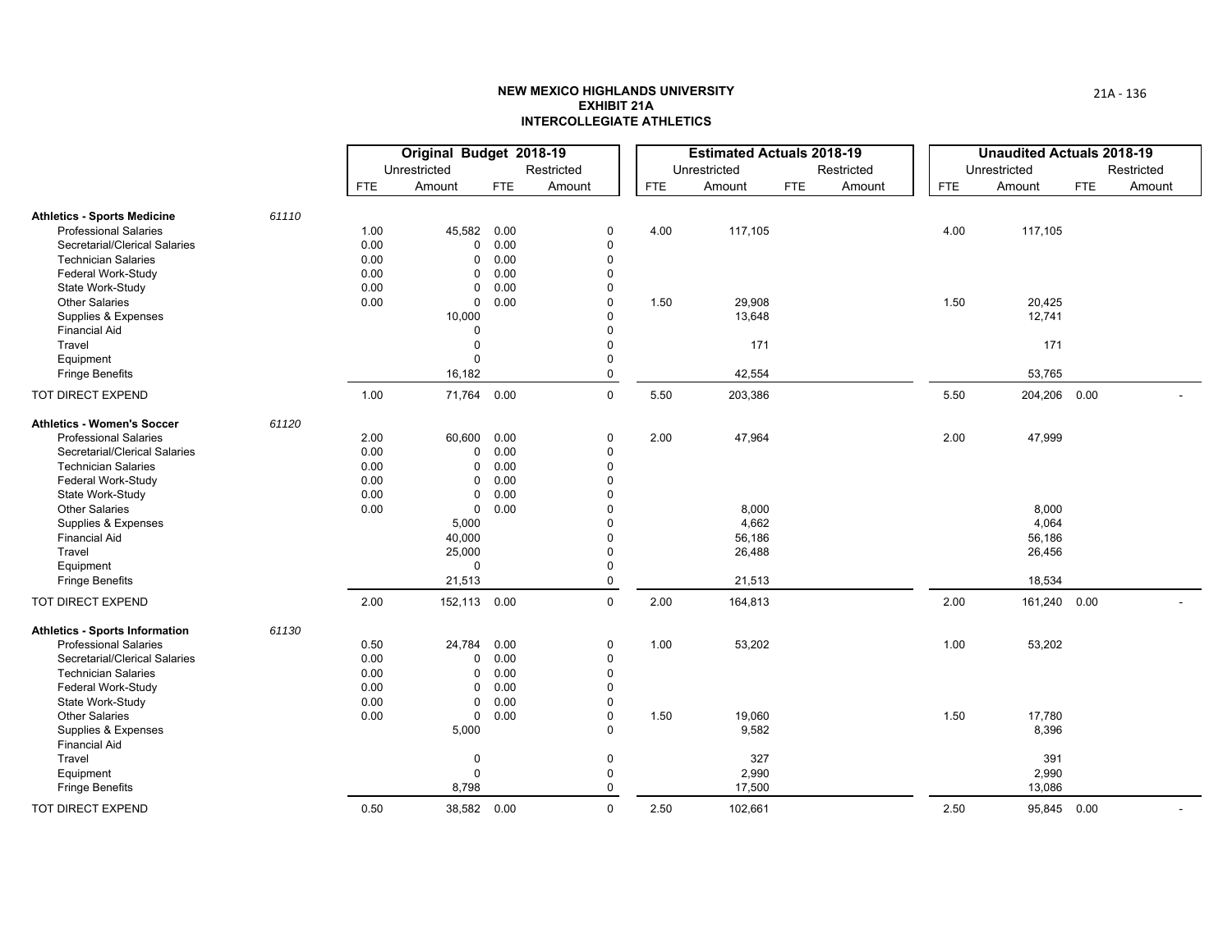# NEW MEXICO HIGHLANDS UNIVERSITY
## EXHIBIT 21A
## INTERCOLLEGIATE ATHLETICS

| | | Original Budget 2018-19 | | | | Estimated Actuals 2018-19 | | | | Unaudited Actuals 2018-19 | | | |
|---|---|---|---|---|---|---|---|---|---|---|---|---|---|
| | | Unrestricted | | Restricted | | Unrestricted | | Restricted | | Unrestricted | | Restricted | |
| | | FTE | Amount | FTE | Amount | FTE | Amount | FTE | Amount | FTE | Amount | FTE | Amount |
| **Athletics - Sports Medicine** | 61110 | | | | | | | | | | | | |
| Professional Salaries | | 1.00 | 45,582 | 0.00 | 0 | 4.00 | 117,105 | | | 4.00 | 117,105 | | |
| Secretarial/Clerical Salaries | | 0.00 | 0 | 0.00 | 0 | | | | | | | | |
| Technician Salaries | | 0.00 | 0 | 0.00 | 0 | | | | | | | | |
| Federal Work-Study | | 0.00 | 0 | 0.00 | 0 | | | | | | | | |
| State Work-Study | | 0.00 | 0 | 0.00 | 0 | | | | | | | | |
| Other Salaries | | 0.00 | 0 | 0.00 | 0 | 1.50 | 29,908 | | | 1.50 | 20,425 | | |
| Supplies & Expenses | | | 10,000 | | 0 | | 13,648 | | | | 12,741 | | |
| Financial Aid | | | 0 | | 0 | | | | | | | | |
| Travel | | | 0 | | 0 | | 171 | | | | 171 | | |
| Equipment | | | 0 | | 0 | | | | | | | | |
| Fringe Benefits | | | 16,182 | | 0 | | 42,554 | | | | 53,765 | | |
| TOT DIRECT EXPEND | | 1.00 | 71,764 | 0.00 | 0 | 5.50 | 203,386 | | | 5.50 | 204,206 | 0.00 | - |
| **Athletics - Women's Soccer** | 61120 | | | | | | | | | | | | |
| Professional Salaries | | 2.00 | 60,600 | 0.00 | 0 | 2.00 | 47,964 | | | 2.00 | 47,999 | | |
| Secretarial/Clerical Salaries | | 0.00 | 0 | 0.00 | 0 | | | | | | | | |
| Technician Salaries | | 0.00 | 0 | 0.00 | 0 | | | | | | | | |
| Federal Work-Study | | 0.00 | 0 | 0.00 | 0 | | | | | | | | |
| State Work-Study | | 0.00 | 0 | 0.00 | 0 | | | | | | | | |
| Other Salaries | | 0.00 | 0 | 0.00 | 0 | | 8,000 | | | | 8,000 | | |
| Supplies & Expenses | | | 5,000 | | 0 | | 4,662 | | | | 4,064 | | |
| Financial Aid | | | 40,000 | | 0 | | 56,186 | | | | 56,186 | | |
| Travel | | | 25,000 | | 0 | | 26,488 | | | | 26,456 | | |
| Equipment | | | 0 | | 0 | | | | | | | | |
| Fringe Benefits | | | 21,513 | | 0 | | 21,513 | | | | 18,534 | | |
| TOT DIRECT EXPEND | | 2.00 | 152,113 | 0.00 | 0 | 2.00 | 164,813 | | | 2.00 | 161,240 | 0.00 | - |
| **Athletics - Sports Information** | 61130 | | | | | | | | | | | | |
| Professional Salaries | | 0.50 | 24,784 | 0.00 | 0 | 1.00 | 53,202 | | | 1.00 | 53,202 | | |
| Secretarial/Clerical Salaries | | 0.00 | 0 | 0.00 | 0 | | | | | | | | |
| Technician Salaries | | 0.00 | 0 | 0.00 | 0 | | | | | | | | |
| Federal Work-Study | | 0.00 | 0 | 0.00 | 0 | | | | | | | | |
| State Work-Study | | 0.00 | 0 | 0.00 | 0 | | | | | | | | |
| Other Salaries | | 0.00 | 0 | 0.00 | 0 | 1.50 | 19,060 | | | 1.50 | 17,780 | | |
| Supplies & Expenses | | | 5,000 | | 0 | | 9,582 | | | | 8,396 | | |
| Financial Aid | | | | | | | | | | | | | |
| Travel | | | 0 | | 0 | | 327 | | | | 391 | | |
| Equipment | | | 0 | | 0 | | 2,990 | | | | 2,990 | | |
| Fringe Benefits | | | 8,798 | | 0 | | 17,500 | | | | 13,086 | | |
| TOT DIRECT EXPEND | | 0.50 | 38,582 | 0.00 | 0 | 2.50 | 102,661 | | | 2.50 | 95,845 | 0.00 | - |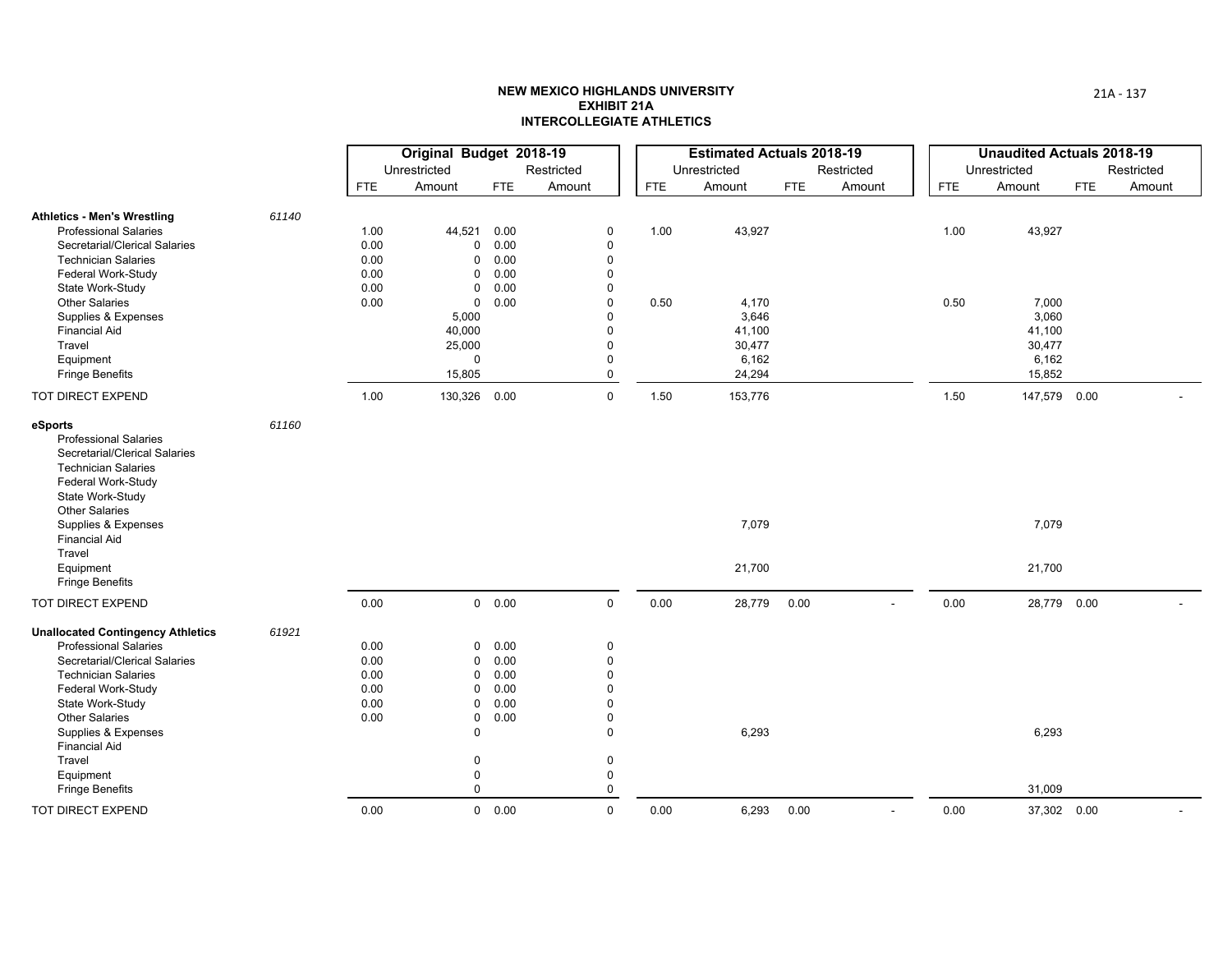**NEW MEXICO HIGHLANDS UNIVERSITY**
**EXHIBIT 21A**
**INTERCOLLEGIATE ATHLETICS**

| | | Original Budget 2018-19 | | | | Estimated Actuals 2018-19 | | | | Unaudited Actuals 2018-19 | | | |
|---|---|---|---|---|---|---|---|---|---|---|---|---|---|
| | | Unrestricted | | Restricted | | Unrestricted | | Restricted | | Unrestricted | | Restricted | |
| | | FTE | Amount | FTE | Amount | FTE | Amount | FTE | Amount | FTE | Amount | FTE | Amount |
| **Athletics - Men's Wrestling** | 61140 | | | | | | | | | | | | |
| Professional Salaries | | 1.00 | 44,521 | 0.00 | 0 | 1.00 | 43,927 | | | 1.00 | 43,927 | | |
| Secretarial/Clerical Salaries | | 0.00 | 0 | 0.00 | 0 | | | | | | | | |
| Technician Salaries | | 0.00 | 0 | 0.00 | 0 | | | | | | | | |
| Federal Work-Study | | 0.00 | 0 | 0.00 | 0 | | | | | | | | |
| State Work-Study | | 0.00 | 0 | 0.00 | 0 | | | | | | | | |
| Other Salaries | | 0.00 | 0 | 0.00 | 0 | 0.50 | 4,170 | | | 0.50 | 7,000 | | |
| Supplies & Expenses | | | 5,000 | | 0 | | 3,646 | | | | 3,060 | | |
| Financial Aid | | | 40,000 | | 0 | | 41,100 | | | | 41,100 | | |
| Travel | | | 25,000 | | 0 | | 30,477 | | | | 30,477 | | |
| Equipment | | | 0 | | 0 | | 6,162 | | | | 6,162 | | |
| Fringe Benefits | | | 15,805 | | 0 | | 24,294 | | | | 15,852 | | |
| TOT DIRECT EXPEND | | 1.00 | 130,326 | 0.00 | 0 | 1.50 | 153,776 | | | 1.50 | 147,579 | 0.00 | - |
| **eSports** | 61160 | | | | | | | | | | | | |
| Professional Salaries | | | | | | | | | | | | | |
| Secretarial/Clerical Salaries | | | | | | | | | | | | | |
| Technician Salaries | | | | | | | | | | | | | |
| Federal Work-Study | | | | | | | | | | | | | |
| State Work-Study | | | | | | | | | | | | | |
| Other Salaries | | | | | | | | | | | | | |
| Supplies & Expenses | | | | | | | 7,079 | | | | 7,079 | | |
| Financial Aid | | | | | | | | | | | | | |
| Travel | | | | | | | | | | | | | |
| Equipment | | | | | | | 21,700 | | | | 21,700 | | |
| Fringe Benefits | | | | | | | | | | | | | |
| TOT DIRECT EXPEND | | 0.00 | 0 | 0.00 | 0 | 0.00 | 28,779 | 0.00 | - | 0.00 | 28,779 | 0.00 | - |
| **Unallocated Contingency Athletics** | 61921 | | | | | | | | | | | | |
| Professional Salaries | | 0.00 | 0 | 0.00 | 0 | | | | | | | | |
| Secretarial/Clerical Salaries | | 0.00 | 0 | 0.00 | 0 | | | | | | | | |
| Technician Salaries | | 0.00 | 0 | 0.00 | 0 | | | | | | | | |
| Federal Work-Study | | 0.00 | 0 | 0.00 | 0 | | | | | | | | |
| State Work-Study | | 0.00 | 0 | 0.00 | 0 | | | | | | | | |
| Other Salaries | | 0.00 | 0 | 0.00 | 0 | | | | | | | | |
| Supplies & Expenses | | | 0 | | 0 | | 6,293 | | | | 6,293 | | |
| Financial Aid | | | | | | | | | | | | | |
| Travel | | | 0 | | 0 | | | | | | | | |
| Equipment | | | 0 | | 0 | | | | | | | | |
| Fringe Benefits | | | 0 | | 0 | | | | | | 31,009 | | |
| TOT DIRECT EXPEND | | 0.00 | 0 | 0.00 | 0 | 0.00 | 6,293 | 0.00 | - | 0.00 | 37,302 | 0.00 | - |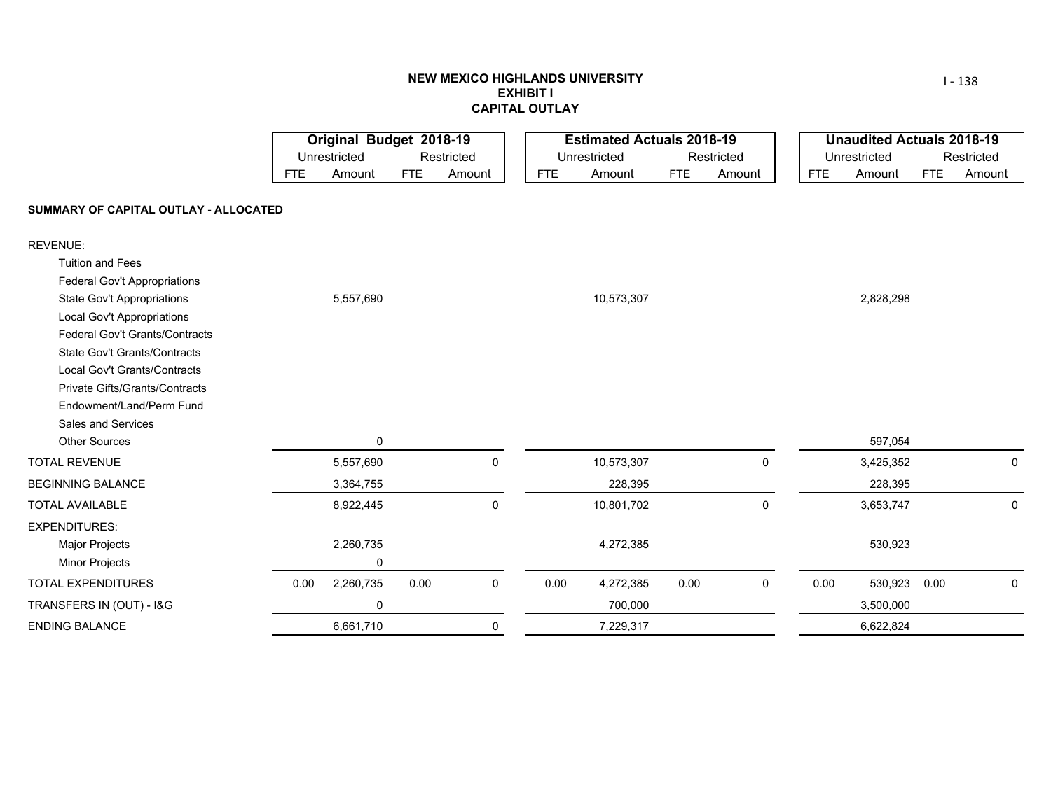# NEW MEXICO HIGHLANDS UNIVERSITY
## EXHIBIT I
## CAPITAL OUTLAY

| | Original Budget 2018-19 | | | | Estimated Actuals 2018-19 | | | | Unaudited Actuals 2018-19 | | | |
|---|---|---|---|---|---|---|---|---|---|---|---|---|
| | Unrestricted | | Restricted | | Unrestricted | | Restricted | | Unrestricted | | Restricted | |
| | FTE | Amount | FTE | Amount | FTE | Amount | FTE | Amount | FTE | Amount | FTE | Amount |
| **SUMMARY OF CAPITAL OUTLAY - ALLOCATED** | | | | | | | | | | | | |
| REVENUE: | | | | | | | | | | | | |
| Tuition and Fees | | | | | | | | | | | | |
| Federal Gov't Appropriations | | | | | | | | | | | | |
| State Gov't Appropriations | | 5,557,690 | | | | 10,573,307 | | | | 2,828,298 | | |
| Local Gov't Appropriations | | | | | | | | | | | | |
| Federal Gov't Grants/Contracts | | | | | | | | | | | | |
| State Gov't Grants/Contracts | | | | | | | | | | | | |
| Local Gov't Grants/Contracts | | | | | | | | | | | | |
| Private Gifts/Grants/Contracts | | | | | | | | | | | | |
| Endowment/Land/Perm Fund | | | | | | | | | | | | |
| Sales and Services | | | | | | | | | | | | |
| Other Sources | | 0 | | | | | | | | 597,054 | | |
| TOTAL REVENUE | | 5,557,690 | | 0 | | 10,573,307 | | 0 | | 3,425,352 | | 0 |
| BEGINNING BALANCE | | 3,364,755 | | | | 228,395 | | | | 228,395 | | |
| TOTAL AVAILABLE | | 8,922,445 | | 0 | | 10,801,702 | | 0 | | 3,653,747 | | 0 |
| EXPENDITURES: | | | | | | | | | | | | |
| Major Projects | | 2,260,735 | | | | 4,272,385 | | | | 530,923 | | |
| Minor Projects | | 0 | | | | | | | | | | |
| TOTAL EXPENDITURES | 0.00 | 2,260,735 | 0.00 | 0 | 0.00 | 4,272,385 | 0.00 | 0 | 0.00 | 530,923 | 0.00 | 0 |
| TRANSFERS IN (OUT) - I&G | | 0 | | | | 700,000 | | | | 3,500,000 | | |
| ENDING BALANCE | | 6,661,710 | | 0 | | 7,229,317 | | | | 6,622,824 | | |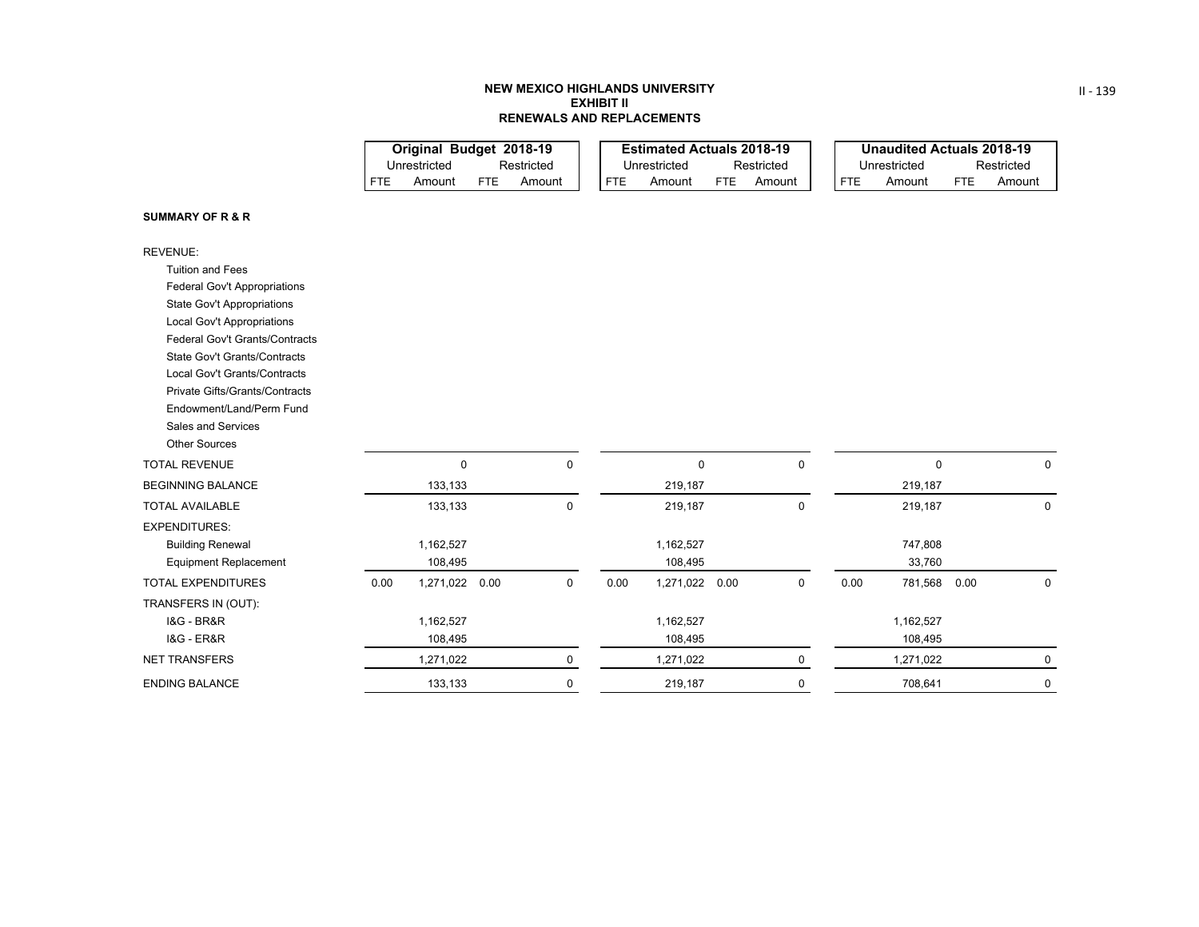# NEW MEXICO HIGHLANDS UNIVERSITY
## EXHIBIT II
## RENEWALS AND REPLACEMENTS

| | Original Budget 2018-19 | | | | Estimated Actuals 2018-19 | | | | Unaudited Actuals 2018-19 | | | |
|---|---|---|---|---|---|---|---|---|---|---|---|---|
| | Unrestricted | | Restricted | | Unrestricted | | Restricted | | Unrestricted | | Restricted | |
| | FTE | Amount | FTE | Amount | FTE | Amount | FTE | Amount | FTE | Amount | FTE | Amount |
| **SUMMARY OF R & R** | | | | | | | | | | | | |
| REVENUE: | | | | | | | | | | | | |
| Tuition and Fees | | | | | | | | | | | | |
| Federal Gov't Appropriations | | | | | | | | | | | | |
| State Gov't Appropriations | | | | | | | | | | | | |
| Local Gov't Appropriations | | | | | | | | | | | | |
| Federal Gov't Grants/Contracts | | | | | | | | | | | | |
| State Gov't Grants/Contracts | | | | | | | | | | | | |
| Local Gov't Grants/Contracts | | | | | | | | | | | | |
| Private Gifts/Grants/Contracts | | | | | | | | | | | | |
| Endowment/Land/Perm Fund | | | | | | | | | | | | |
| Sales and Services | | | | | | | | | | | | |
| Other Sources | | | | | | | | | | | | |
| TOTAL REVENUE | | 0 | | 0 | | 0 | | 0 | | 0 | | 0 |
| BEGINNING BALANCE | | 133,133 | | | | 219,187 | | | | 219,187 | | |
| TOTAL AVAILABLE | | 133,133 | | 0 | | 219,187 | | 0 | | 219,187 | | 0 |
| EXPENDITURES: | | | | | | | | | | | | |
| Building Renewal | | 1,162,527 | | | | 1,162,527 | | | | 747,808 | | |
| Equipment Replacement | | 108,495 | | | | 108,495 | | | | 33,760 | | |
| TOTAL EXPENDITURES | 0.00 | 1,271,022 | 0.00 | 0 | 0.00 | 1,271,022 | 0.00 | 0 | 0.00 | 781,568 | 0.00 | 0 |
| TRANSFERS IN (OUT): | | | | | | | | | | | | |
| I&G - BR&R | | 1,162,527 | | | | 1,162,527 | | | | 1,162,527 | | |
| I&G - ER&R | | 108,495 | | | | 108,495 | | | | 108,495 | | |
| NET TRANSFERS | | 1,271,022 | | 0 | | 1,271,022 | | 0 | | 1,271,022 | | 0 |
| ENDING BALANCE | | 133,133 | | 0 | | 219,187 | | 0 | | 708,641 | | 0 |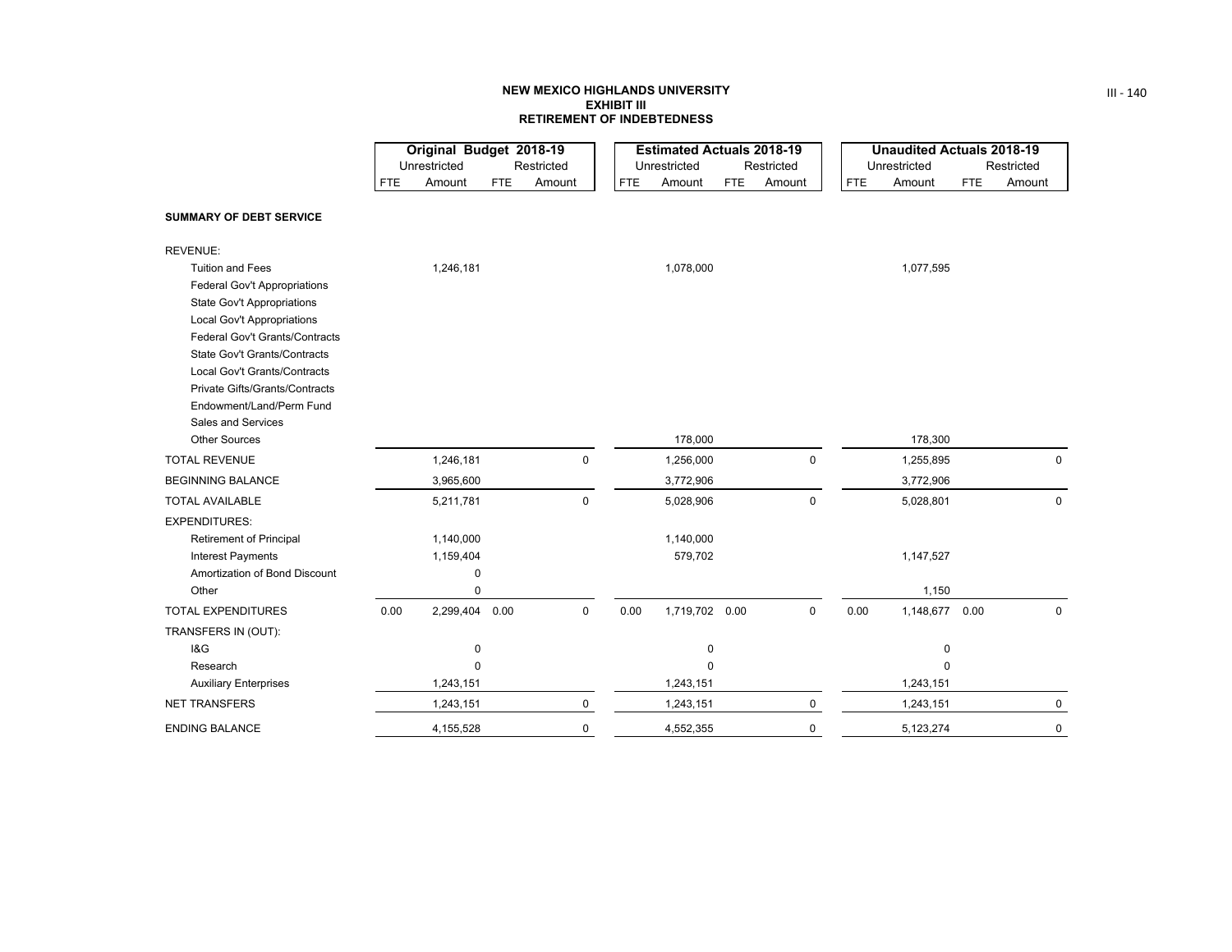**NEW MEXICO HIGHLANDS UNIVERSITY**
**EXHIBIT III**
**RETIREMENT OF INDEBTEDNESS**

| | Original Budget 2018-19 | | | | Estimated Actuals 2018-19 | | | | Unaudited Actuals 2018-19 | | | |
|---|---|---|---|---|---|---|---|---|---|---|---|---|
| | Unrestricted | | Restricted | | Unrestricted | | Restricted | | Unrestricted | | Restricted | |
| | FTE | Amount | FTE | Amount | FTE | Amount | FTE | Amount | FTE | Amount | FTE | Amount |
| **SUMMARY OF DEBT SERVICE** | | | | | | | | | | | | |
| REVENUE: | | | | | | | | | | | | |
| Tuition and Fees | | 1,246,181 | | | | 1,078,000 | | | | 1,077,595 | | |
| Federal Gov't Appropriations | | | | | | | | | | | | |
| State Gov't Appropriations | | | | | | | | | | | | |
| Local Gov't Appropriations | | | | | | | | | | | | |
| Federal Gov't Grants/Contracts | | | | | | | | | | | | |
| State Gov't Grants/Contracts | | | | | | | | | | | | |
| Local Gov't Grants/Contracts | | | | | | | | | | | | |
| Private Gifts/Grants/Contracts | | | | | | | | | | | | |
| Endowment/Land/Perm Fund | | | | | | | | | | | | |
| Sales and Services | | | | | | | | | | | | |
| Other Sources | | | | | | 178,000 | | | | 178,300 | | |
| TOTAL REVENUE | | 1,246,181 | | 0 | | 1,256,000 | | 0 | | 1,255,895 | | 0 |
| BEGINNING BALANCE | | 3,965,600 | | | | 3,772,906 | | | | 3,772,906 | | |
| TOTAL AVAILABLE | | 5,211,781 | | 0 | | 5,028,906 | | 0 | | 5,028,801 | | 0 |
| EXPENDITURES: | | | | | | | | | | | | |
| Retirement of Principal | | 1,140,000 | | | | 1,140,000 | | | | | | |
| Interest Payments | | 1,159,404 | | | | 579,702 | | | | 1,147,527 | | |
| Amortization of Bond Discount | | 0 | | | | | | | | | | |
| Other | | 0 | | | | | | | | 1,150 | | |
| TOTAL EXPENDITURES | 0.00 | 2,299,404 | 0.00 | 0 | 0.00 | 1,719,702 | 0.00 | 0 | 0.00 | 1,148,677 | 0.00 | 0 |
| TRANSFERS IN (OUT): | | | | | | | | | | | | |
| I&G | | 0 | | | | 0 | | | | 0 | | |
| Research | | 0 | | | | 0 | | | | 0 | | |
| Auxiliary Enterprises | | 1,243,151 | | | | 1,243,151 | | | | 1,243,151 | | |
| NET TRANSFERS | | 1,243,151 | | 0 | | 1,243,151 | | 0 | | 1,243,151 | | 0 |
| ENDING BALANCE | | 4,155,528 | | 0 | | 4,552,355 | | 0 | | 5,123,274 | | 0 |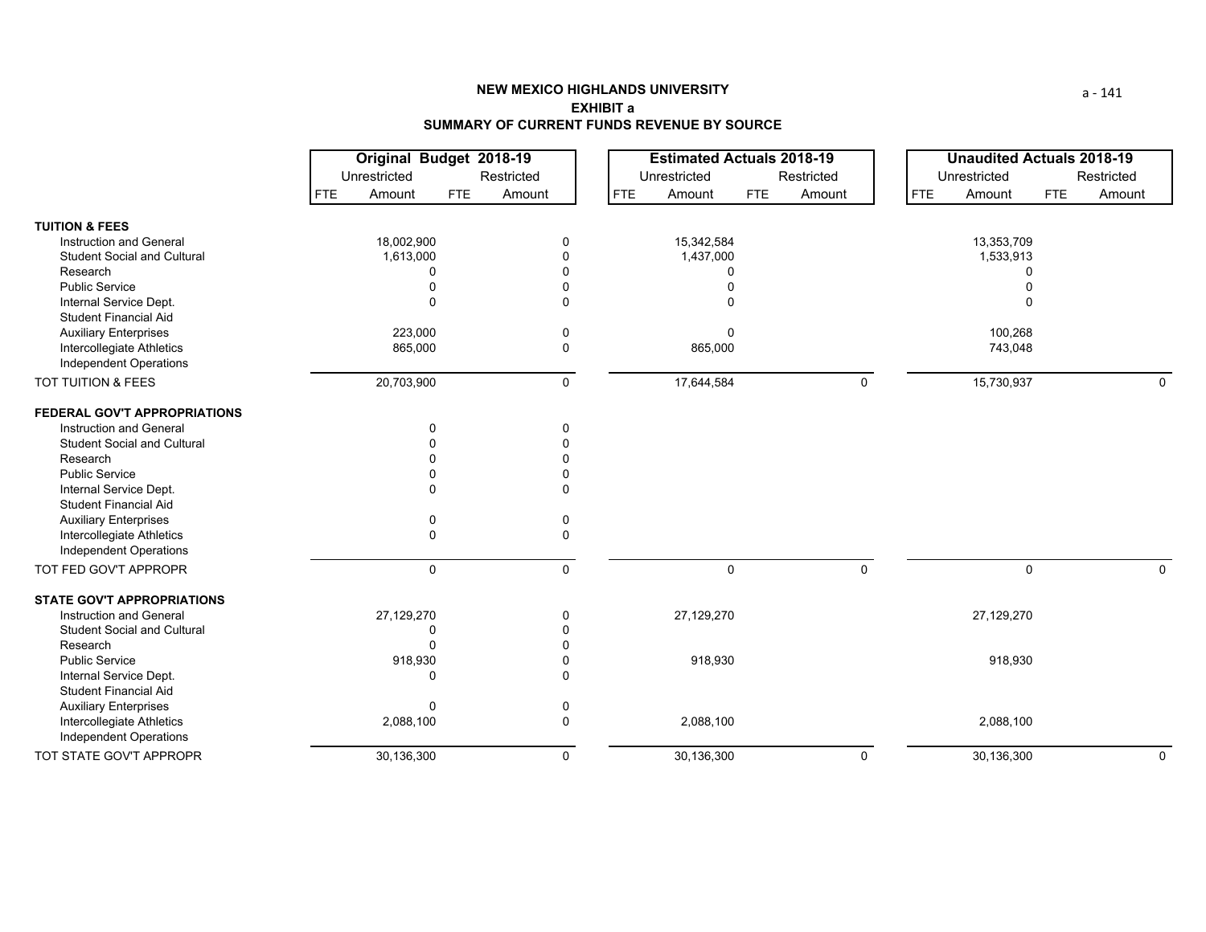## NEW MEXICO HIGHLANDS UNIVERSITY
## EXHIBIT a
## SUMMARY OF CURRENT FUNDS REVENUE BY SOURCE

| | Original Budget 2018-19 | | | | Estimated Actuals 2018-19 | | | | Unaudited Actuals 2018-19 | | | |
|---|---|---|---|---|---|---|---|---|---|---|---|---|
| | Unrestricted | | Restricted | | Unrestricted | | Restricted | | Unrestricted | | Restricted | |
| | FTE | Amount | FTE | Amount | FTE | Amount | FTE | Amount | FTE | Amount | FTE | Amount |
| **TUITION & FEES** | | | | | | | | | | | | |
| Instruction and General | | 18,002,900 | | 0 | | 15,342,584 | | | | 13,353,709 | | |
| Student Social and Cultural | | 1,613,000 | | 0 | | 1,437,000 | | | | 1,533,913 | | |
| Research | | 0 | | 0 | | 0 | | | | 0 | | |
| Public Service | | 0 | | 0 | | 0 | | | | 0 | | |
| Internal Service Dept. | | 0 | | 0 | | 0 | | | | 0 | | |
| Student Financial Aid | | | | | | | | | | | | |
| Auxiliary Enterprises | | 223,000 | | 0 | | 0 | | | | 100,268 | | |
| Intercollegiate Athletics | | 865,000 | | 0 | | 865,000 | | | | 743,048 | | |
| Independent Operations | | | | | | | | | | | | |
| TOT TUITION & FEES | | 20,703,900 | | 0 | | 17,644,584 | | 0 | | 15,730,937 | | 0 |
| **FEDERAL GOV'T APPROPRIATIONS** | | | | | | | | | | | | |
| Instruction and General | | 0 | | 0 | | | | | | | | |
| Student Social and Cultural | | 0 | | 0 | | | | | | | | |
| Research | | 0 | | 0 | | | | | | | | |
| Public Service | | 0 | | 0 | | | | | | | | |
| Internal Service Dept. | | 0 | | 0 | | | | | | | | |
| Student Financial Aid | | | | | | | | | | | | |
| Auxiliary Enterprises | | 0 | | 0 | | | | | | | | |
| Intercollegiate Athletics | | 0 | | 0 | | | | | | | | |
| Independent Operations | | | | | | | | | | | | |
| TOT FED GOV'T APPROPR | | 0 | | 0 | | 0 | | 0 | | 0 | | 0 |
| **STATE GOV'T APPROPRIATIONS** | | | | | | | | | | | | |
| Instruction and General | | 27,129,270 | | 0 | | 27,129,270 | | | | 27,129,270 | | |
| Student Social and Cultural | | 0 | | 0 | | | | | | | | |
| Research | | 0 | | 0 | | | | | | | | |
| Public Service | | 918,930 | | 0 | | 918,930 | | | | 918,930 | | |
| Internal Service Dept. | | 0 | | 0 | | | | | | | | |
| Student Financial Aid | | | | | | | | | | | | |
| Auxiliary Enterprises | | 0 | | 0 | | | | | | | | |
| Intercollegiate Athletics | | 2,088,100 | | 0 | | 2,088,100 | | | | 2,088,100 | | |
| Independent Operations | | | | | | | | | | | | |
| TOT STATE GOV'T APPROPR | | 30,136,300 | | 0 | | 30,136,300 | | 0 | | 30,136,300 | | 0 |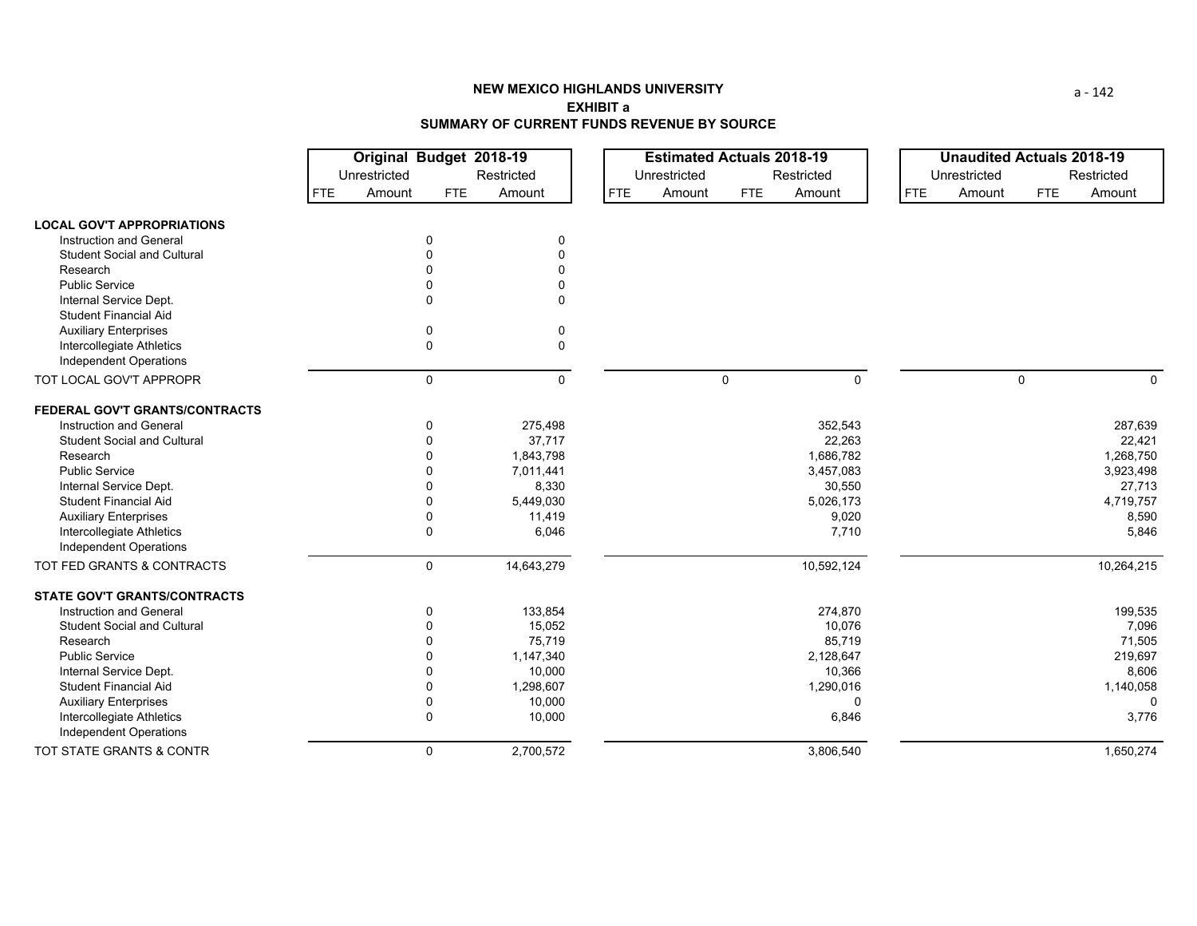# NEW MEXICO HIGHLANDS UNIVERSITY
## EXHIBIT a
## SUMMARY OF CURRENT FUNDS REVENUE BY SOURCE

| | Original Budget 2018-19 | | | | Estimated Actuals 2018-19 | | | | Unaudited Actuals 2018-19 | | | |
|---|---|---|---|---|---|---|---|---|---|---|---|---|
| | Unrestricted | | Restricted | | Unrestricted | | Restricted | | Unrestricted | | Restricted | |
| | FTE | Amount | FTE | Amount | FTE | Amount | FTE | Amount | FTE | Amount | FTE | Amount |
| **LOCAL GOV'T APPROPRIATIONS** | | | | | | | | | | | | |
| Instruction and General | | 0 | | 0 | | | | | | | | |
| Student Social and Cultural | | 0 | | 0 | | | | | | | | |
| Research | | 0 | | 0 | | | | | | | | |
| Public Service | | 0 | | 0 | | | | | | | | |
| Internal Service Dept. | | 0 | | 0 | | | | | | | | |
| Student Financial Aid | | | | | | | | | | | | |
| Auxiliary Enterprises | | 0 | | 0 | | | | | | | | |
| Intercollegiate Athletics | | 0 | | 0 | | | | | | | | |
| Independent Operations | | | | | | | | | | | | |
| TOT LOCAL GOV'T APPROPR | | 0 | | 0 | | 0 | | 0 | | 0 | | 0 |
| **FEDERAL GOV'T GRANTS/CONTRACTS** | | | | | | | | | | | | |
| Instruction and General | | 0 | | 275,498 | | | | 352,543 | | | | 287,639 |
| Student Social and Cultural | | 0 | | 37,717 | | | | 22,263 | | | | 22,421 |
| Research | | 0 | | 1,843,798 | | | | 1,686,782 | | | | 1,268,750 |
| Public Service | | 0 | | 7,011,441 | | | | 3,457,083 | | | | 3,923,498 |
| Internal Service Dept. | | 0 | | 8,330 | | | | 30,550 | | | | 27,713 |
| Student Financial Aid | | 0 | | 5,449,030 | | | | 5,026,173 | | | | 4,719,757 |
| Auxiliary Enterprises | | 0 | | 11,419 | | | | 9,020 | | | | 8,590 |
| Intercollegiate Athletics | | 0 | | 6,046 | | | | 7,710 | | | | 5,846 |
| Independent Operations | | | | | | | | | | | | |
| TOT FED GRANTS & CONTRACTS | | 0 | | 14,643,279 | | | | 10,592,124 | | | | 10,264,215 |
| **STATE GOV'T GRANTS/CONTRACTS** | | | | | | | | | | | | |
| Instruction and General | | 0 | | 133,854 | | | | 274,870 | | | | 199,535 |
| Student Social and Cultural | | 0 | | 15,052 | | | | 10,076 | | | | 7,096 |
| Research | | 0 | | 75,719 | | | | 85,719 | | | | 71,505 |
| Public Service | | 0 | | 1,147,340 | | | | 2,128,647 | | | | 219,697 |
| Internal Service Dept. | | 0 | | 10,000 | | | | 10,366 | | | | 8,606 |
| Student Financial Aid | | 0 | | 1,298,607 | | | | 1,290,016 | | | | 1,140,058 |
| Auxiliary Enterprises | | 0 | | 10,000 | | | | 0 | | | | 0 |
| Intercollegiate Athletics | | 0 | | 10,000 | | | | 6,846 | | | | 3,776 |
| Independent Operations | | | | | | | | | | | | |
| TOT STATE GRANTS & CONTR | | 0 | | 2,700,572 | | | | 3,806,540 | | | | 1,650,274 |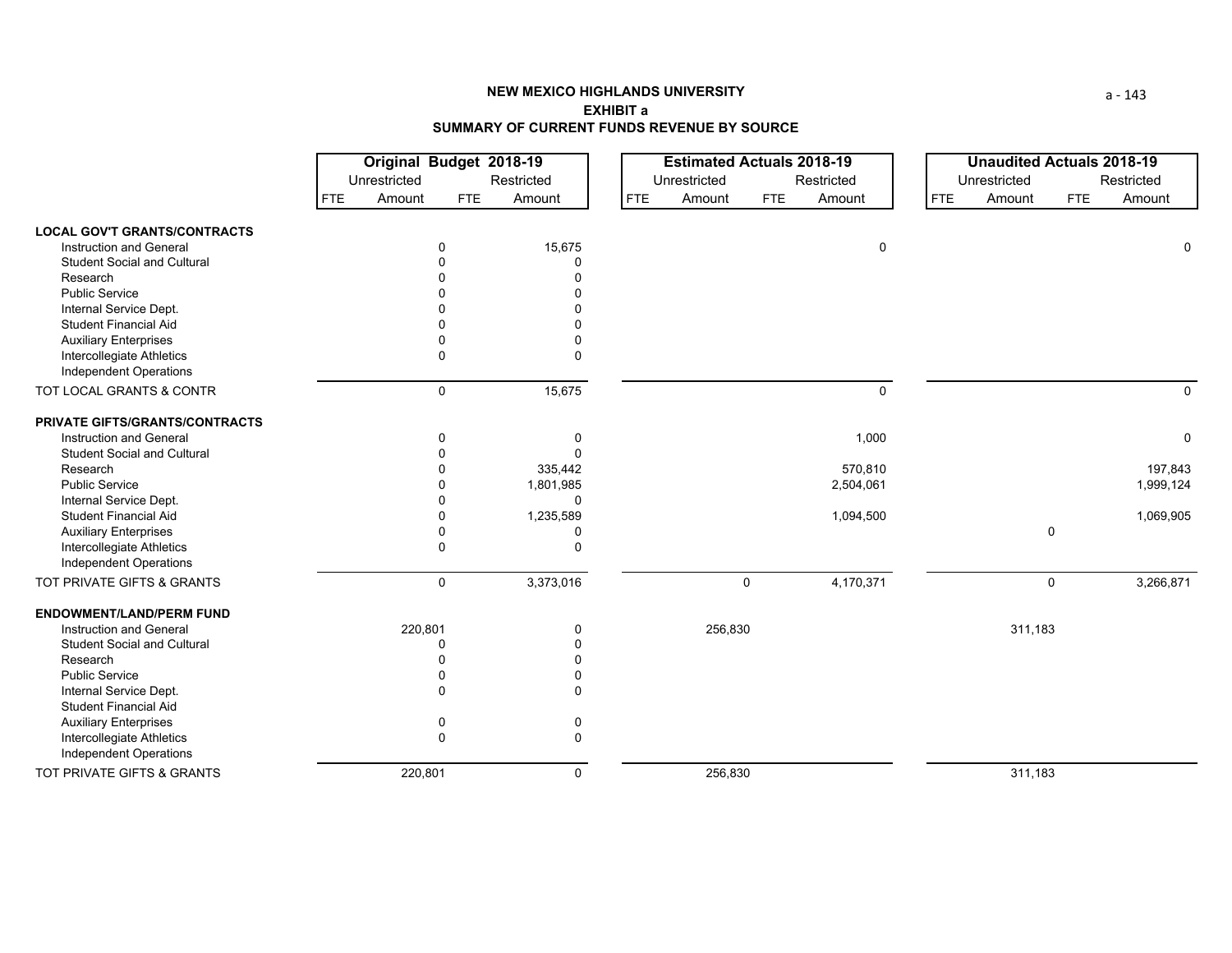**NEW MEXICO HIGHLANDS UNIVERSITY**
**EXHIBIT a**
**SUMMARY OF CURRENT FUNDS REVENUE BY SOURCE**

| | Original Budget 2018-19 | | | | Estimated Actuals 2018-19 | | | | Unaudited Actuals 2018-19 | | | |
|---|---|---|---|---|---|---|---|---|---|---|---|---|
| | Unrestricted | | Restricted | | Unrestricted | | Restricted | | Unrestricted | | Restricted | |
| | FTE | Amount | FTE | Amount | FTE | Amount | FTE | Amount | FTE | Amount | FTE | Amount |
| **LOCAL GOV'T GRANTS/CONTRACTS** | | | | | | | | | | | | |
| Instruction and General | | 0 | | 15,675 | | | | 0 | | | | 0 |
| Student Social and Cultural | | 0 | | 0 | | | | | | | | |
| Research | | 0 | | 0 | | | | | | | | |
| Public Service | | 0 | | 0 | | | | | | | | |
| Internal Service Dept. | | 0 | | 0 | | | | | | | | |
| Student Financial Aid | | 0 | | 0 | | | | | | | | |
| Auxiliary Enterprises | | 0 | | 0 | | | | | | | | |
| Intercollegiate Athletics | | 0 | | 0 | | | | | | | | |
| Independent Operations | | | | | | | | | | | | |
| TOT LOCAL GRANTS & CONTR | | 0 | | 15,675 | | | | 0 | | | | 0 |
| **PRIVATE GIFTS/GRANTS/CONTRACTS** | | | | | | | | | | | | |
| Instruction and General | | 0 | | 0 | | | | 1,000 | | | | 0 |
| Student Social and Cultural | | 0 | | 0 | | | | | | | | |
| Research | | 0 | | 335,442 | | | | 570,810 | | | | 197,843 |
| Public Service | | 0 | | 1,801,985 | | | | 2,504,061 | | | | 1,999,124 |
| Internal Service Dept. | | 0 | | 0 | | | | | | | | |
| Student Financial Aid | | 0 | | 1,235,589 | | | | 1,094,500 | | | | 1,069,905 |
| Auxiliary Enterprises | | 0 | | 0 | | | | | | 0 | | |
| Intercollegiate Athletics | | 0 | | 0 | | | | | | | | |
| Independent Operations | | | | | | | | | | | | |
| TOT PRIVATE GIFTS & GRANTS | | 0 | | 3,373,016 | | 0 | | 4,170,371 | | 0 | | 3,266,871 |
| **ENDOWMENT/LAND/PERM FUND** | | | | | | | | | | | | |
| Instruction and General | | 220,801 | | 0 | | 256,830 | | | | 311,183 | | |
| Student Social and Cultural | | 0 | | 0 | | | | | | | | |
| Research | | 0 | | 0 | | | | | | | | |
| Public Service | | 0 | | 0 | | | | | | | | |
| Internal Service Dept. | | 0 | | 0 | | | | | | | | |
| Student Financial Aid | | | | | | | | | | | | |
| Auxiliary Enterprises | | 0 | | 0 | | | | | | | | |
| Intercollegiate Athletics | | 0 | | 0 | | | | | | | | |
| Independent Operations | | | | | | | | | | | | |
| TOT PRIVATE GIFTS & GRANTS | | 220,801 | | 0 | | 256,830 | | | | 311,183 | | |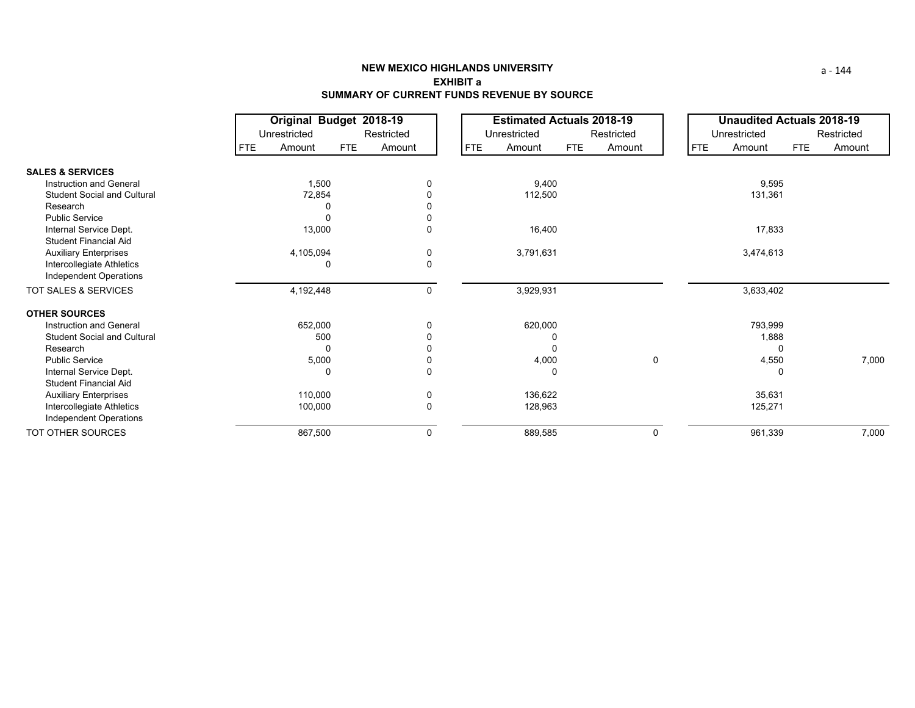# NEW MEXICO HIGHLANDS UNIVERSITY

## EXHIBIT a

## SUMMARY OF CURRENT FUNDS REVENUE BY SOURCE

| | **Original Budget 2018-19** | | | | **Estimated Actuals 2018-19** | | | | **Unaudited Actuals 2018-19** | | | |
|---|---|---|---|---|---|---|---|---|---|---|---|---|
| | Unrestricted | | Restricted | | Unrestricted | | Restricted | | Unrestricted | | Restricted | |
| | FTE | Amount | FTE | Amount | FTE | Amount | FTE | Amount | FTE | Amount | FTE | Amount |
| **SALES & SERVICES** | | | | | | | | | | | | |
| Instruction and General | | 1,500 | | 0 | | 9,400 | | | | 9,595 | | |
| Student Social and Cultural | | 72,854 | | 0 | | 112,500 | | | | 131,361 | | |
| Research | | 0 | | 0 | | | | | | | | |
| Public Service | | 0 | | 0 | | | | | | | | |
| Internal Service Dept. | | 13,000 | | 0 | | 16,400 | | | | 17,833 | | |
| Student Financial Aid | | | | | | | | | | | | |
| Auxiliary Enterprises | | 4,105,094 | | 0 | | 3,791,631 | | | | 3,474,613 | | |
| Intercollegiate Athletics | | 0 | | 0 | | | | | | | | |
| Independent Operations | | | | | | | | | | | | |
| TOT SALES & SERVICES | | 4,192,448 | | 0 | | 3,929,931 | | | | 3,633,402 | | |
| **OTHER SOURCES** | | | | | | | | | | | | |
| Instruction and General | | 652,000 | | 0 | | 620,000 | | | | 793,999 | | |
| Student Social and Cultural | | 500 | | 0 | | 0 | | | | 1,888 | | |
| Research | | 0 | | 0 | | 0 | | | | 0 | | |
| Public Service | | 5,000 | | 0 | | 4,000 | | 0 | | 4,550 | | 7,000 |
| Internal Service Dept. | | 0 | | 0 | | 0 | | | | 0 | | |
| Student Financial Aid | | | | | | | | | | | | |
| Auxiliary Enterprises | | 110,000 | | 0 | | 136,622 | | | | 35,631 | | |
| Intercollegiate Athletics | | 100,000 | | 0 | | 128,963 | | | | 125,271 | | |
| Independent Operations | | | | | | | | | | | | |
| TOT OTHER SOURCES | | 867,500 | | 0 | | 889,585 | | 0 | | 961,339 | | 7,000 |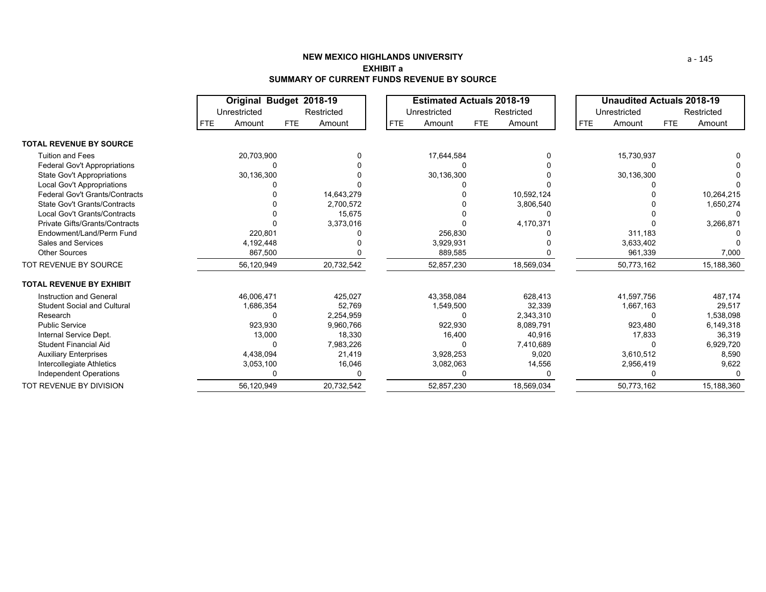# NEW MEXICO HIGHLANDS UNIVERSITY
## EXHIBIT a
## SUMMARY OF CURRENT FUNDS REVENUE BY SOURCE

| | Original Budget 2018-19 | | | | Estimated Actuals 2018-19 | | | | Unaudited Actuals 2018-19 | | | |
|---|---|---|---|---|---|---|---|---|---|---|---|---|
| | Unrestricted | | Restricted | | Unrestricted | | Restricted | | Unrestricted | | Restricted | |
| | FTE | Amount | FTE | Amount | FTE | Amount | FTE | Amount | FTE | Amount | FTE | Amount |
| **TOTAL REVENUE BY SOURCE** | | | | | | | | | | | | |
| Tuition and Fees | | 20,703,900 | | 0 | | 17,644,584 | | 0 | | 15,730,937 | | 0 |
| Federal Gov't Appropriations | | 0 | | 0 | | 0 | | 0 | | 0 | | 0 |
| State Gov't Appropriations | | 30,136,300 | | 0 | | 30,136,300 | | 0 | | 30,136,300 | | 0 |
| Local Gov't Appropriations | | 0 | | 0 | | 0 | | 0 | | 0 | | 0 |
| Federal Gov't Grants/Contracts | | 0 | | 14,643,279 | | 0 | | 10,592,124 | | 0 | | 10,264,215 |
| State Gov't Grants/Contracts | | 0 | | 2,700,572 | | 0 | | 3,806,540 | | 0 | | 1,650,274 |
| Local Gov't Grants/Contracts | | 0 | | 15,675 | | 0 | | 0 | | 0 | | 0 |
| Private Gifts/Grants/Contracts | | 0 | | 3,373,016 | | 0 | | 4,170,371 | | 0 | | 3,266,871 |
| Endowment/Land/Perm Fund | | 220,801 | | 0 | | 256,830 | | 0 | | 311,183 | | 0 |
| Sales and Services | | 4,192,448 | | 0 | | 3,929,931 | | 0 | | 3,633,402 | | 0 |
| Other Sources | | 867,500 | | 0 | | 889,585 | | 0 | | 961,339 | | 7,000 |
| TOT REVENUE BY SOURCE | | 56,120,949 | | 20,732,542 | | 52,857,230 | | 18,569,034 | | 50,773,162 | | 15,188,360 |
| **TOTAL REVENUE BY EXHIBIT** | | | | | | | | | | | | |
| Instruction and General | | 46,006,471 | | 425,027 | | 43,358,084 | | 628,413 | | 41,597,756 | | 487,174 |
| Student Social and Cultural | | 1,686,354 | | 52,769 | | 1,549,500 | | 32,339 | | 1,667,163 | | 29,517 |
| Research | | 0 | | 2,254,959 | | 0 | | 2,343,310 | | 0 | | 1,538,098 |
| Public Service | | 923,930 | | 9,960,766 | | 922,930 | | 8,089,791 | | 923,480 | | 6,149,318 |
| Internal Service Dept. | | 13,000 | | 18,330 | | 16,400 | | 40,916 | | 17,833 | | 36,319 |
| Student Financial Aid | | 0 | | 7,983,226 | | 0 | | 7,410,689 | | 0 | | 6,929,720 |
| Auxiliary Enterprises | | 4,438,094 | | 21,419 | | 3,928,253 | | 9,020 | | 3,610,512 | | 8,590 |
| Intercollegiate Athletics | | 3,053,100 | | 16,046 | | 3,082,063 | | 14,556 | | 2,956,419 | | 9,622 |
| Independent Operations | | 0 | | 0 | | 0 | | 0 | | 0 | | 0 |
| TOT REVENUE BY DIVISION | | 56,120,949 | | 20,732,542 | | 52,857,230 | | 18,569,034 | | 50,773,162 | | 15,188,360 |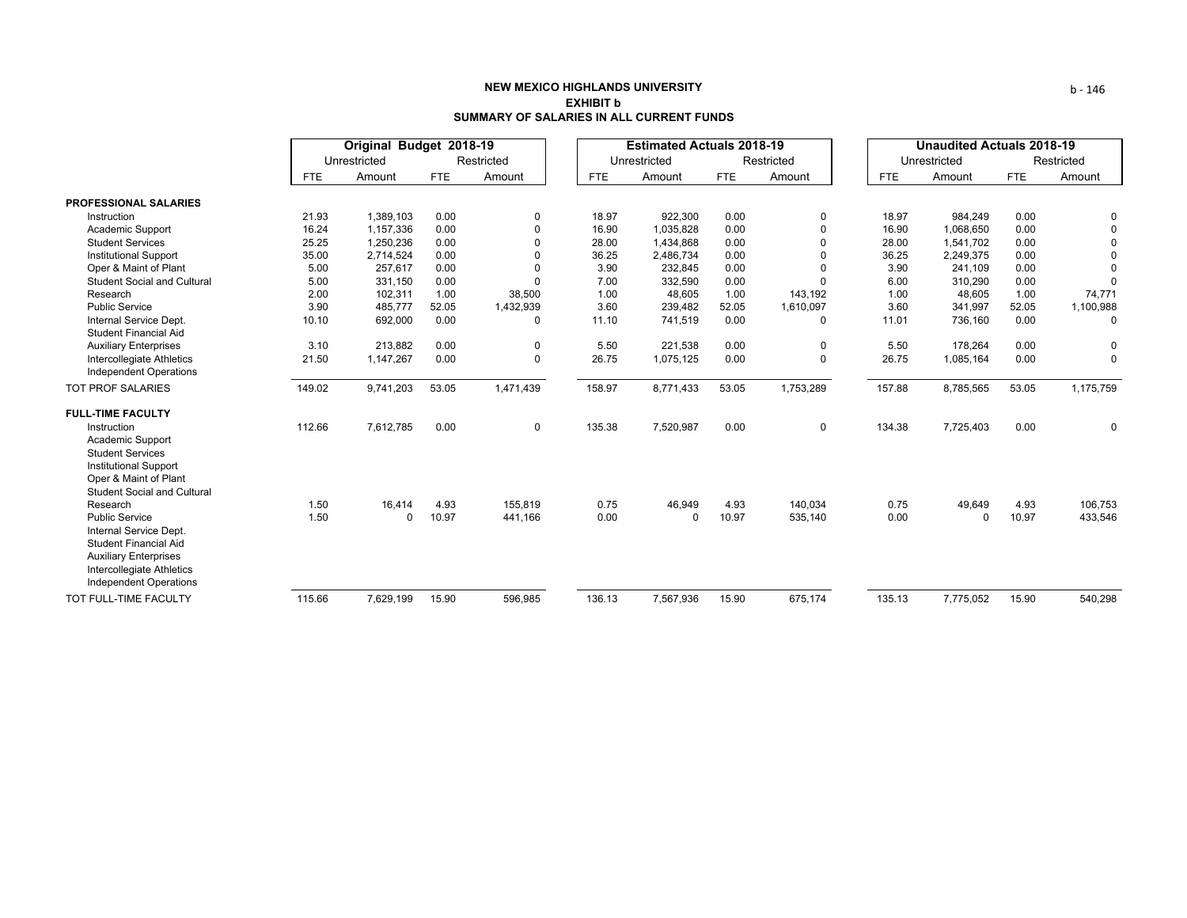**NEW MEXICO HIGHLANDS UNIVERSITY**
**EXHIBIT b**
**SUMMARY OF SALARIES IN ALL CURRENT FUNDS**

| | Original Budget 2018-19 | | | | Estimated Actuals 2018-19 | | | | Unaudited Actuals 2018-19 | | | |
|---|---|---|---|---|---|---|---|---|---|---|---|---|
| | Unrestricted | | Restricted | | Unrestricted | | Restricted | | Unrestricted | | Restricted | |
| | FTE | Amount | FTE | Amount | FTE | Amount | FTE | Amount | FTE | Amount | FTE | Amount |
| **PROFESSIONAL SALARIES** | | | | | | | | | | | | |
| Instruction | 21.93 | 1,389,103 | 0.00 | 0 | 18.97 | 922,300 | 0.00 | 0 | 18.97 | 984,249 | 0.00 | 0 |
| Academic Support | 16.24 | 1,157,336 | 0.00 | 0 | 16.90 | 1,035,828 | 0.00 | 0 | 16.90 | 1,068,650 | 0.00 | 0 |
| Student Services | 25.25 | 1,250,236 | 0.00 | 0 | 28.00 | 1,434,868 | 0.00 | 0 | 28.00 | 1,541,702 | 0.00 | 0 |
| Institutional Support | 35.00 | 2,714,524 | 0.00 | 0 | 36.25 | 2,486,734 | 0.00 | 0 | 36.25 | 2,249,375 | 0.00 | 0 |
| Oper & Maint of Plant | 5.00 | 257,617 | 0.00 | 0 | 3.90 | 232,845 | 0.00 | 0 | 3.90 | 241,109 | 0.00 | 0 |
| Student Social and Cultural | 5.00 | 331,150 | 0.00 | 0 | 7.00 | 332,590 | 0.00 | 0 | 6.00 | 310,290 | 0.00 | 0 |
| Research | 2.00 | 102,311 | 1.00 | 38,500 | 1.00 | 48,605 | 1.00 | 143,192 | 1.00 | 48,605 | 1.00 | 74,771 |
| Public Service | 3.90 | 485,777 | 52.05 | 1,432,939 | 3.60 | 239,482 | 52.05 | 1,610,097 | 3.60 | 341,997 | 52.05 | 1,100,988 |
| Internal Service Dept. | 10.10 | 692,000 | 0.00 | 0 | 11.10 | 741,519 | 0.00 | 0 | 11.01 | 736,160 | 0.00 | 0 |
| Student Financial Aid | | | | | | | | | | | | |
| Auxiliary Enterprises | 3.10 | 213,882 | 0.00 | 0 | 5.50 | 221,538 | 0.00 | 0 | 5.50 | 178,264 | 0.00 | 0 |
| Intercollegiate Athletics | 21.50 | 1,147,267 | 0.00 | 0 | 26.75 | 1,075,125 | 0.00 | 0 | 26.75 | 1,085,164 | 0.00 | 0 |
| Independent Operations | | | | | | | | | | | | |
| TOT PROF SALARIES | 149.02 | 9,741,203 | 53.05 | 1,471,439 | 158.97 | 8,771,433 | 53.05 | 1,753,289 | 157.88 | 8,785,565 | 53.05 | 1,175,759 |
| **FULL-TIME FACULTY** | | | | | | | | | | | | |
| Instruction | 112.66 | 7,612,785 | 0.00 | 0 | 135.38 | 7,520,987 | 0.00 | 0 | 134.38 | 7,725,403 | 0.00 | 0 |
| Academic Support | | | | | | | | | | | | |
| Student Services | | | | | | | | | | | | |
| Institutional Support | | | | | | | | | | | | |
| Oper & Maint of Plant | | | | | | | | | | | | |
| Student Social and Cultural | | | | | | | | | | | | |
| Research | 1.50 | 16,414 | 4.93 | 155,819 | 0.75 | 46,949 | 4.93 | 140,034 | 0.75 | 49,649 | 4.93 | 106,753 |
| Public Service | 1.50 | 0 | 10.97 | 441,166 | 0.00 | 0 | 10.97 | 535,140 | 0.00 | 0 | 10.97 | 433,546 |
| Internal Service Dept. | | | | | | | | | | | | |
| Student Financial Aid | | | | | | | | | | | | |
| Auxiliary Enterprises | | | | | | | | | | | | |
| Intercollegiate Athletics | | | | | | | | | | | | |
| Independent Operations | | | | | | | | | | | | |
| TOT FULL-TIME FACULTY | 115.66 | 7,629,199 | 15.90 | 596,985 | 136.13 | 7,567,936 | 15.90 | 675,174 | 135.13 | 7,775,052 | 15.90 | 540,298 |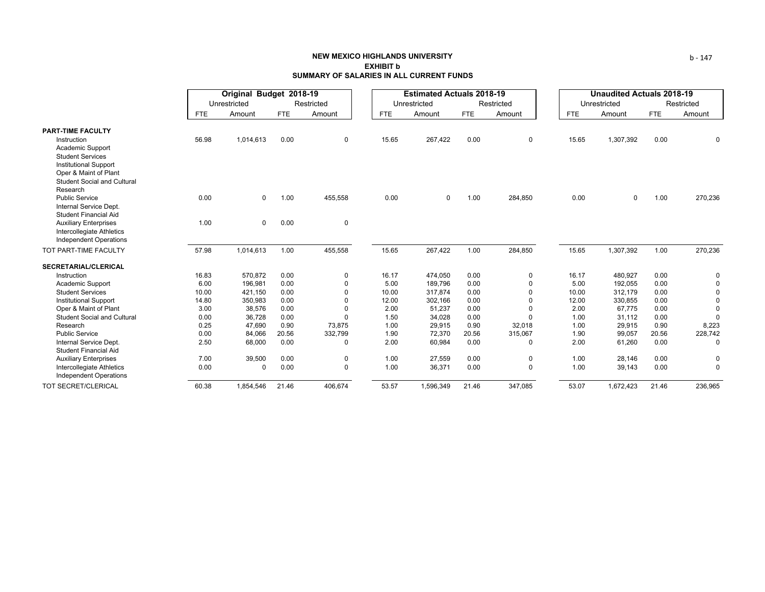**NEW MEXICO HIGHLANDS UNIVERSITY**
**EXHIBIT b**
**SUMMARY OF SALARIES IN ALL CURRENT FUNDS**

| | Original Budget 2018-19 | | | | Estimated Actuals 2018-19 | | | | Unaudited Actuals 2018-19 | | | |
|---|---|---|---|---|---|---|---|---|---|---|---|---|
| | Unrestricted | | Restricted | | Unrestricted | | Restricted | | Unrestricted | | Restricted | |
| | FTE | Amount | FTE | Amount | FTE | Amount | FTE | Amount | FTE | Amount | FTE | Amount |
| **PART-TIME FACULTY** | | | | | | | | | | | | |
| Instruction | 56.98 | 1,014,613 | 0.00 | 0 | 15.65 | 267,422 | 0.00 | 0 | 15.65 | 1,307,392 | 0.00 | 0 |
| Academic Support | | | | | | | | | | | | |
| Student Services | | | | | | | | | | | | |
| Institutional Support | | | | | | | | | | | | |
| Oper & Maint of Plant | | | | | | | | | | | | |
| Student Social and Cultural | | | | | | | | | | | | |
| Research | | | | | | | | | | | | |
| Public Service | 0.00 | 0 | 1.00 | 455,558 | 0.00 | 0 | 1.00 | 284,850 | 0.00 | 0 | 1.00 | 270,236 |
| Internal Service Dept. | | | | | | | | | | | | |
| Student Financial Aid | | | | | | | | | | | | |
| Auxiliary Enterprises | 1.00 | 0 | 0.00 | 0 | | | | | | | | |
| Intercollegiate Athletics | | | | | | | | | | | | |
| Independent Operations | | | | | | | | | | | | |
| TOT PART-TIME FACULTY | 57.98 | 1,014,613 | 1.00 | 455,558 | 15.65 | 267,422 | 1.00 | 284,850 | 15.65 | 1,307,392 | 1.00 | 270,236 |
| **SECRETARIAL/CLERICAL** | | | | | | | | | | | | |
| Instruction | 16.83 | 570,872 | 0.00 | 0 | 16.17 | 474,050 | 0.00 | 0 | 16.17 | 480,927 | 0.00 | 0 |
| Academic Support | 6.00 | 196,981 | 0.00 | 0 | 5.00 | 189,796 | 0.00 | 0 | 5.00 | 192,055 | 0.00 | 0 |
| Student Services | 10.00 | 421,150 | 0.00 | 0 | 10.00 | 317,874 | 0.00 | 0 | 10.00 | 312,179 | 0.00 | 0 |
| Institutional Support | 14.80 | 350,983 | 0.00 | 0 | 12.00 | 302,166 | 0.00 | 0 | 12.00 | 330,855 | 0.00 | 0 |
| Oper & Maint of Plant | 3.00 | 38,576 | 0.00 | 0 | 2.00 | 51,237 | 0.00 | 0 | 2.00 | 67,775 | 0.00 | 0 |
| Student Social and Cultural | 0.00 | 36,728 | 0.00 | 0 | 1.50 | 34,028 | 0.00 | 0 | 1.00 | 31,112 | 0.00 | 0 |
| Research | 0.25 | 47,690 | 0.90 | 73,875 | 1.00 | 29,915 | 0.90 | 32,018 | 1.00 | 29,915 | 0.90 | 8,223 |
| Public Service | 0.00 | 84,066 | 20.56 | 332,799 | 1.90 | 72,370 | 20.56 | 315,067 | 1.90 | 99,057 | 20.56 | 228,742 |
| Internal Service Dept. | 2.50 | 68,000 | 0.00 | 0 | 2.00 | 60,984 | 0.00 | 0 | 2.00 | 61,260 | 0.00 | 0 |
| Student Financial Aid | | | | | | | | | | | | |
| Auxiliary Enterprises | 7.00 | 39,500 | 0.00 | 0 | 1.00 | 27,559 | 0.00 | 0 | 1.00 | 28,146 | 0.00 | 0 |
| Intercollegiate Athletics | 0.00 | 0 | 0.00 | 0 | 1.00 | 36,371 | 0.00 | 0 | 1.00 | 39,143 | 0.00 | 0 |
| Independent Operations | | | | | | | | | | | | |
| TOT SECRET/CLERICAL | 60.38 | 1,854,546 | 21.46 | 406,674 | 53.57 | 1,596,349 | 21.46 | 347,085 | 53.07 | 1,672,423 | 21.46 | 236,965 |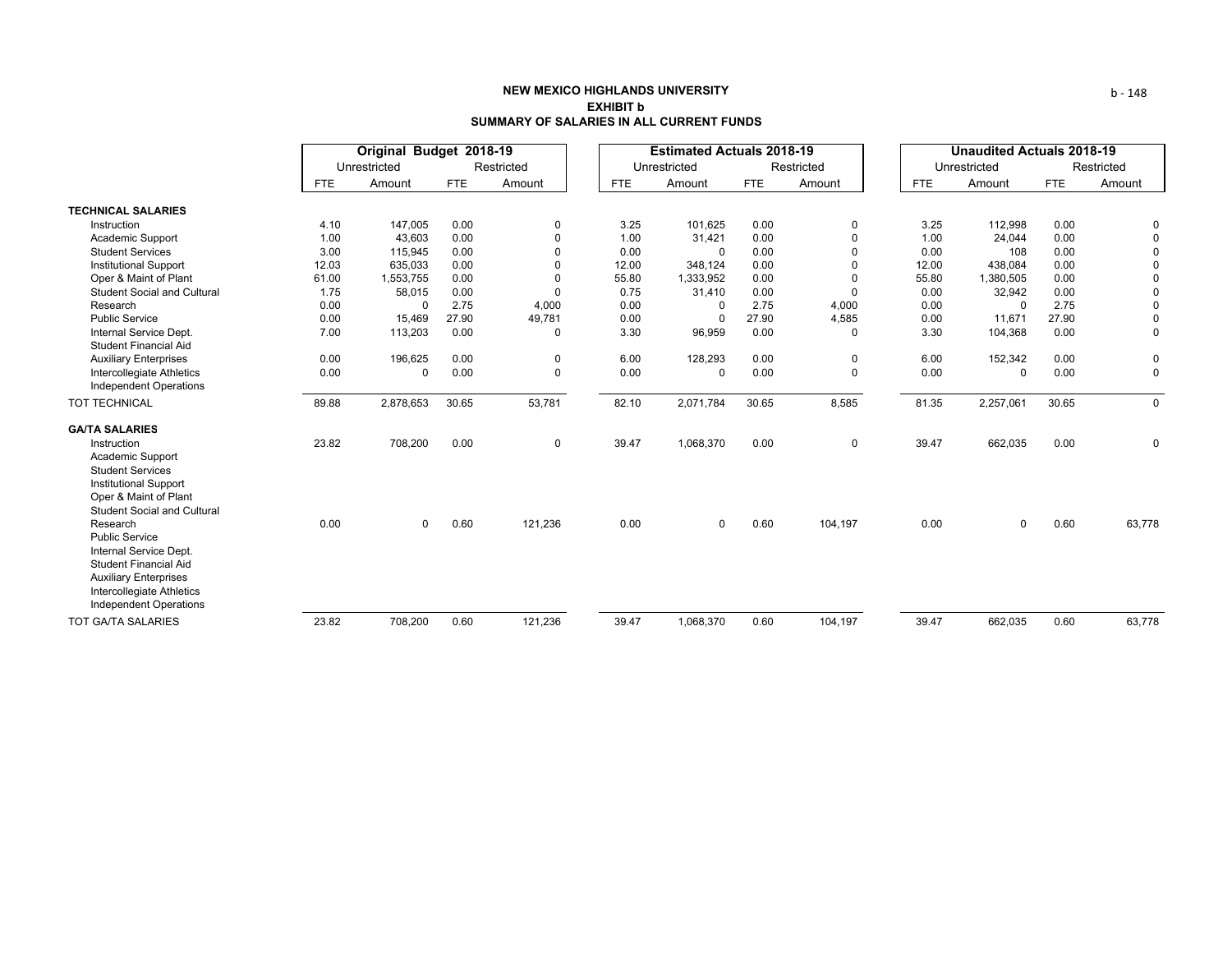**NEW MEXICO HIGHLANDS UNIVERSITY**
**EXHIBIT b**
**SUMMARY OF SALARIES IN ALL CURRENT FUNDS**

| | Original Budget 2018-19 | | | | Estimated Actuals 2018-19 | | | | Unaudited Actuals 2018-19 | | | |
|---|---|---|---|---|---|---|---|---|---|---|---|---|
| | Unrestricted | | Restricted | | Unrestricted | | Restricted | | Unrestricted | | Restricted | |
| | FTE | Amount | FTE | Amount | FTE | Amount | FTE | Amount | FTE | Amount | FTE | Amount |
| **TECHNICAL SALARIES** | | | | | | | | | | | | |
| Instruction | 4.10 | 147,005 | 0.00 | 0 | 3.25 | 101,625 | 0.00 | 0 | 3.25 | 112,998 | 0.00 | 0 |
| Academic Support | 1.00 | 43,603 | 0.00 | 0 | 1.00 | 31,421 | 0.00 | 0 | 1.00 | 24,044 | 0.00 | 0 |
| Student Services | 3.00 | 115,945 | 0.00 | 0 | 0.00 | 0 | 0.00 | 0 | 0.00 | 108 | 0.00 | 0 |
| Institutional Support | 12.03 | 635,033 | 0.00 | 0 | 12.00 | 348,124 | 0.00 | 0 | 12.00 | 438,084 | 0.00 | 0 |
| Oper & Maint of Plant | 61.00 | 1,553,755 | 0.00 | 0 | 55.80 | 1,333,952 | 0.00 | 0 | 55.80 | 1,380,505 | 0.00 | 0 |
| Student Social and Cultural | 1.75 | 58,015 | 0.00 | 0 | 0.75 | 31,410 | 0.00 | 0 | 0.00 | 32,942 | 0.00 | 0 |
| Research | 0.00 | 0 | 2.75 | 4,000 | 0.00 | 0 | 2.75 | 4,000 | 0.00 | 0 | 2.75 | 0 |
| Public Service | 0.00 | 15,469 | 27.90 | 49,781 | 0.00 | 0 | 27.90 | 4,585 | 0.00 | 11,671 | 27.90 | 0 |
| Internal Service Dept. | 7.00 | 113,203 | 0.00 | 0 | 3.30 | 96,959 | 0.00 | 0 | 3.30 | 104,368 | 0.00 | 0 |
| Student Financial Aid | | | | | | | | | | | | |
| Auxiliary Enterprises | 0.00 | 196,625 | 0.00 | 0 | 6.00 | 128,293 | 0.00 | 0 | 6.00 | 152,342 | 0.00 | 0 |
| Intercollegiate Athletics | 0.00 | 0 | 0.00 | 0 | 0.00 | 0 | 0.00 | 0 | 0.00 | 0 | 0.00 | 0 |
| Independent Operations | | | | | | | | | | | | |
| TOT TECHNICAL | 89.88 | 2,878,653 | 30.65 | 53,781 | 82.10 | 2,071,784 | 30.65 | 8,585 | 81.35 | 2,257,061 | 30.65 | 0 |
| **GA/TA SALARIES** | | | | | | | | | | | | |
| Instruction | 23.82 | 708,200 | 0.00 | 0 | 39.47 | 1,068,370 | 0.00 | 0 | 39.47 | 662,035 | 0.00 | 0 |
| Academic Support | | | | | | | | | | | | |
| Student Services | | | | | | | | | | | | |
| Institutional Support | | | | | | | | | | | | |
| Oper & Maint of Plant | | | | | | | | | | | | |
| Student Social and Cultural | | | | | | | | | | | | |
| Research | 0.00 | 0 | 0.60 | 121,236 | 0.00 | 0 | 0.60 | 104,197 | 0.00 | 0 | 0.60 | 63,778 |
| Public Service | | | | | | | | | | | | |
| Internal Service Dept. | | | | | | | | | | | | |
| Student Financial Aid | | | | | | | | | | | | |
| Auxiliary Enterprises | | | | | | | | | | | | |
| Intercollegiate Athletics | | | | | | | | | | | | |
| Independent Operations | | | | | | | | | | | | |
| TOT GA/TA SALARIES | 23.82 | 708,200 | 0.60 | 121,236 | 39.47 | 1,068,370 | 0.60 | 104,197 | 39.47 | 662,035 | 0.60 | 63,778 |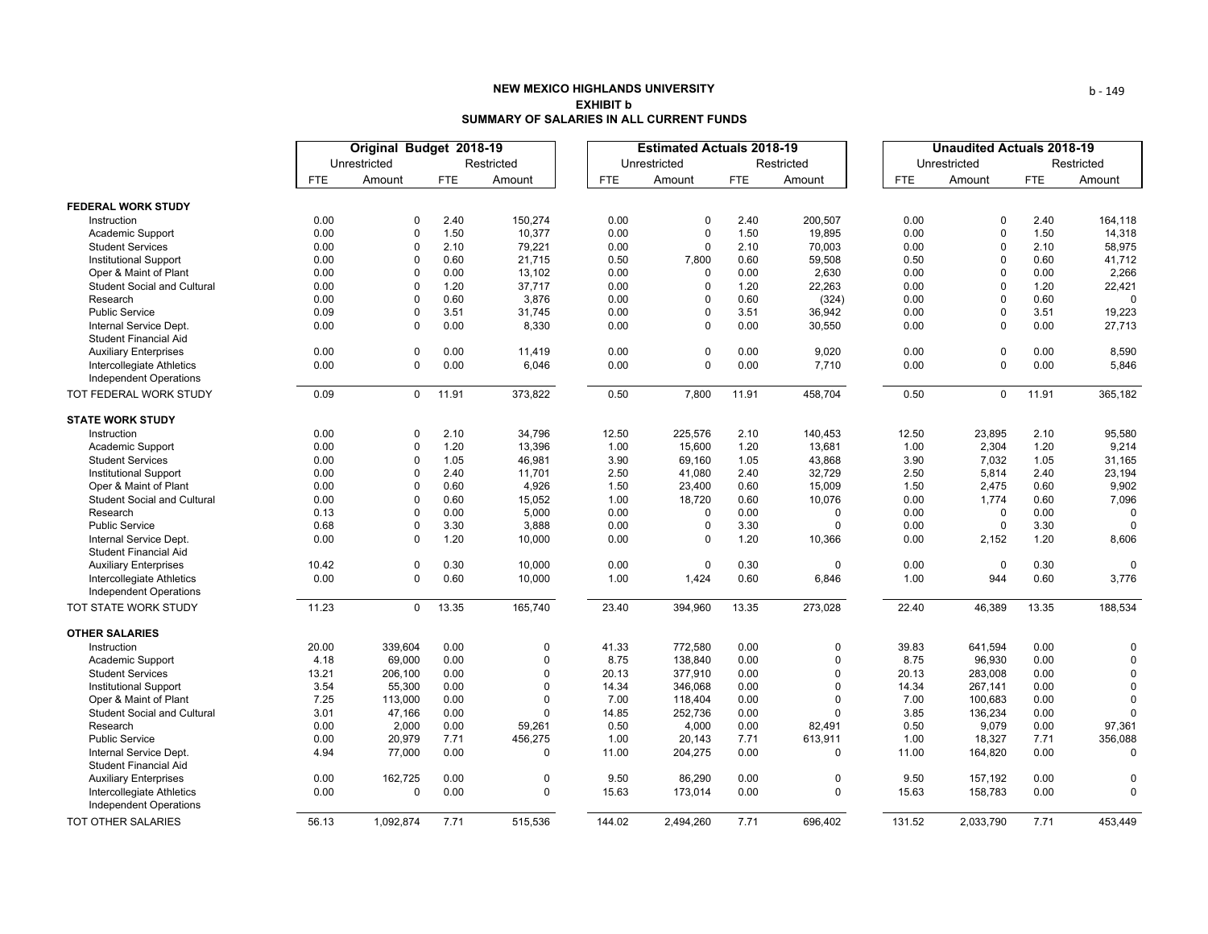## NEW MEXICO HIGHLANDS UNIVERSITY
### EXHIBIT b
### SUMMARY OF SALARIES IN ALL CURRENT FUNDS

| | Original Budget 2018-19 | | | | Estimated Actuals 2018-19 | | | | Unaudited Actuals 2018-19 | | | |
|---|---|---|---|---|---|---|---|---|---|---|---|---|
| | Unrestricted | | Restricted | | Unrestricted | | Restricted | | Unrestricted | | Restricted | |
| | FTE | Amount | FTE | Amount | FTE | Amount | FTE | Amount | FTE | Amount | FTE | Amount |
| **FEDERAL WORK STUDY** | | | | | | | | | | | | |
| Instruction | 0.00 | 0 | 2.40 | 150,274 | 0.00 | 0 | 2.40 | 200,507 | 0.00 | 0 | 2.40 | 164,118 |
| Academic Support | 0.00 | 0 | 1.50 | 10,377 | 0.00 | 0 | 1.50 | 19,895 | 0.00 | 0 | 1.50 | 14,318 |
| Student Services | 0.00 | 0 | 2.10 | 79,221 | 0.00 | 0 | 2.10 | 70,003 | 0.00 | 0 | 2.10 | 58,975 |
| Institutional Support | 0.00 | 0 | 0.60 | 21,715 | 0.50 | 7,800 | 0.60 | 59,508 | 0.50 | 0 | 0.60 | 41,712 |
| Oper & Maint of Plant | 0.00 | 0 | 0.00 | 13,102 | 0.00 | 0 | 0.00 | 2,630 | 0.00 | 0 | 0.00 | 2,266 |
| Student Social and Cultural | 0.00 | 0 | 1.20 | 37,717 | 0.00 | 0 | 1.20 | 22,263 | 0.00 | 0 | 1.20 | 22,421 |
| Research | 0.00 | 0 | 0.60 | 3,876 | 0.00 | 0 | 0.60 | (324) | 0.00 | 0 | 0.60 | 0 |
| Public Service | 0.09 | 0 | 3.51 | 31,745 | 0.00 | 0 | 3.51 | 36,942 | 0.00 | 0 | 3.51 | 19,223 |
| Internal Service Dept. | 0.00 | 0 | 0.00 | 8,330 | 0.00 | 0 | 0.00 | 30,550 | 0.00 | 0 | 0.00 | 27,713 |
| Student Financial Aid | | | | | | | | | | | | |
| Auxiliary Enterprises | 0.00 | 0 | 0.00 | 11,419 | 0.00 | 0 | 0.00 | 9,020 | 0.00 | 0 | 0.00 | 8,590 |
| Intercollegiate Athletics | 0.00 | 0 | 0.00 | 6,046 | 0.00 | 0 | 0.00 | 7,710 | 0.00 | 0 | 0.00 | 5,846 |
| Independent Operations | | | | | | | | | | | | |
| TOT FEDERAL WORK STUDY | 0.09 | 0 | 11.91 | 373,822 | 0.50 | 7,800 | 11.91 | 458,704 | 0.50 | 0 | 11.91 | 365,182 |
| **STATE WORK STUDY** | | | | | | | | | | | | |
| Instruction | 0.00 | 0 | 2.10 | 34,796 | 12.50 | 225,576 | 2.10 | 140,453 | 12.50 | 23,895 | 2.10 | 95,580 |
| Academic Support | 0.00 | 0 | 1.20 | 13,396 | 1.00 | 15,600 | 1.20 | 13,681 | 1.00 | 2,304 | 1.20 | 9,214 |
| Student Services | 0.00 | 0 | 1.05 | 46,981 | 3.90 | 69,160 | 1.05 | 43,868 | 3.90 | 7,032 | 1.05 | 31,165 |
| Institutional Support | 0.00 | 0 | 2.40 | 11,701 | 2.50 | 41,080 | 2.40 | 32,729 | 2.50 | 5,814 | 2.40 | 23,194 |
| Oper & Maint of Plant | 0.00 | 0 | 0.60 | 4,926 | 1.50 | 23,400 | 0.60 | 15,009 | 1.50 | 2,475 | 0.60 | 9,902 |
| Student Social and Cultural | 0.00 | 0 | 0.60 | 15,052 | 1.00 | 18,720 | 0.60 | 10,076 | 0.00 | 1,774 | 0.60 | 7,096 |
| Research | 0.13 | 0 | 0.00 | 5,000 | 0.00 | 0 | 0.00 | 0 | 0.00 | 0 | 0.00 | 0 |
| Public Service | 0.68 | 0 | 3.30 | 3,888 | 0.00 | 0 | 3.30 | 0 | 0.00 | 0 | 3.30 | 0 |
| Internal Service Dept. | 0.00 | 0 | 1.20 | 10,000 | 0.00 | 0 | 1.20 | 10,366 | 0.00 | 2,152 | 1.20 | 8,606 |
| Student Financial Aid | | | | | | | | | | | | |
| Auxiliary Enterprises | 10.42 | 0 | 0.30 | 10,000 | 0.00 | 0 | 0.30 | 0 | 0.00 | 0 | 0.30 | 0 |
| Intercollegiate Athletics | 0.00 | 0 | 0.60 | 10,000 | 1.00 | 1,424 | 0.60 | 6,846 | 1.00 | 944 | 0.60 | 3,776 |
| Independent Operations | | | | | | | | | | | | |
| TOT STATE WORK STUDY | 11.23 | 0 | 13.35 | 165,740 | 23.40 | 394,960 | 13.35 | 273,028 | 22.40 | 46,389 | 13.35 | 188,534 |
| **OTHER SALARIES** | | | | | | | | | | | | |
| Instruction | 20.00 | 339,604 | 0.00 | 0 | 41.33 | 772,580 | 0.00 | 0 | 39.83 | 641,594 | 0.00 | 0 |
| Academic Support | 4.18 | 69,000 | 0.00 | 0 | 8.75 | 138,840 | 0.00 | 0 | 8.75 | 96,930 | 0.00 | 0 |
| Student Services | 13.21 | 206,100 | 0.00 | 0 | 20.13 | 377,910 | 0.00 | 0 | 20.13 | 283,008 | 0.00 | 0 |
| Institutional Support | 3.54 | 55,300 | 0.00 | 0 | 14.34 | 346,068 | 0.00 | 0 | 14.34 | 267,141 | 0.00 | 0 |
| Oper & Maint of Plant | 7.25 | 113,000 | 0.00 | 0 | 7.00 | 118,404 | 0.00 | 0 | 7.00 | 100,683 | 0.00 | 0 |
| Student Social and Cultural | 3.01 | 47,166 | 0.00 | 0 | 14.85 | 252,736 | 0.00 | 0 | 3.85 | 136,234 | 0.00 | 0 |
| Research | 0.00 | 2,000 | 0.00 | 59,261 | 0.50 | 4,000 | 0.00 | 82,491 | 0.50 | 9,079 | 0.00 | 97,361 |
| Public Service | 0.00 | 20,979 | 7.71 | 456,275 | 1.00 | 20,143 | 7.71 | 613,911 | 1.00 | 18,327 | 7.71 | 356,088 |
| Internal Service Dept. | 4.94 | 77,000 | 0.00 | 0 | 11.00 | 204,275 | 0.00 | 0 | 11.00 | 164,820 | 0.00 | 0 |
| Student Financial Aid | | | | | | | | | | | | |
| Auxiliary Enterprises | 0.00 | 162,725 | 0.00 | 0 | 9.50 | 86,290 | 0.00 | 0 | 9.50 | 157,192 | 0.00 | 0 |
| Intercollegiate Athletics | 0.00 | 0 | 0.00 | 0 | 15.63 | 173,014 | 0.00 | 0 | 15.63 | 158,783 | 0.00 | 0 |
| Independent Operations | | | | | | | | | | | | |
| TOT OTHER SALARIES | 56.13 | 1,092,874 | 7.71 | 515,536 | 144.02 | 2,494,260 | 7.71 | 696,402 | 131.52 | 2,033,790 | 7.71 | 453,449 |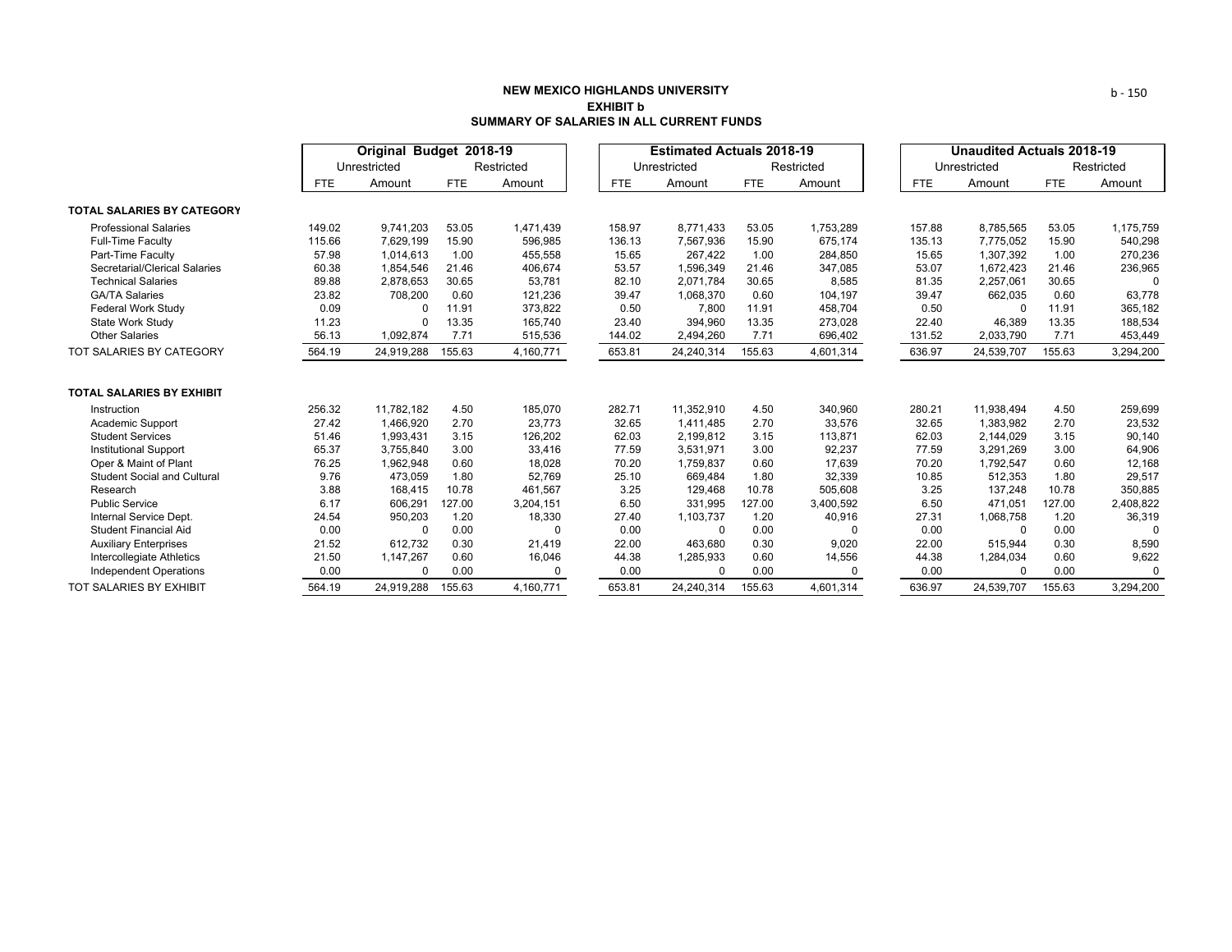**NEW MEXICO HIGHLANDS UNIVERSITY**
**EXHIBIT b**
**SUMMARY OF SALARIES IN ALL CURRENT FUNDS**

| | Original Budget 2018-19 | | | | Estimated Actuals 2018-19 | | | | Unaudited Actuals 2018-19 | | | |
|---|---|---|---|---|---|---|---|---|---|---|---|---|
| | Unrestricted | | Restricted | | Unrestricted | | Restricted | | Unrestricted | | Restricted | |
| | FTE | Amount | FTE | Amount | FTE | Amount | FTE | Amount | FTE | Amount | FTE | Amount |
| **TOTAL SALARIES BY CATEGORY** | | | | | | | | | | | | |
| Professional Salaries | 149.02 | 9,741,203 | 53.05 | 1,471,439 | 158.97 | 8,771,433 | 53.05 | 1,753,289 | 157.88 | 8,785,565 | 53.05 | 1,175,759 |
| Full-Time Faculty | 115.66 | 7,629,199 | 15.90 | 596,985 | 136.13 | 7,567,936 | 15.90 | 675,174 | 135.13 | 7,775,052 | 15.90 | 540,298 |
| Part-Time Faculty | 57.98 | 1,014,613 | 1.00 | 455,558 | 15.65 | 267,422 | 1.00 | 284,850 | 15.65 | 1,307,392 | 1.00 | 270,236 |
| Secretarial/Clerical Salaries | 60.38 | 1,854,546 | 21.46 | 406,674 | 53.57 | 1,596,349 | 21.46 | 347,085 | 53.07 | 1,672,423 | 21.46 | 236,965 |
| Technical Salaries | 89.88 | 2,878,653 | 30.65 | 53,781 | 82.10 | 2,071,784 | 30.65 | 8,585 | 81.35 | 2,257,061 | 30.65 | 0 |
| GA/TA Salaries | 23.82 | 708,200 | 0.60 | 121,236 | 39.47 | 1,068,370 | 0.60 | 104,197 | 39.47 | 662,035 | 0.60 | 63,778 |
| Federal Work Study | 0.09 | 0 | 11.91 | 373,822 | 0.50 | 7,800 | 11.91 | 458,704 | 0.50 | 0 | 11.91 | 365,182 |
| State Work Study | 11.23 | 0 | 13.35 | 165,740 | 23.40 | 394,960 | 13.35 | 273,028 | 22.40 | 46,389 | 13.35 | 188,534 |
| Other Salaries | 56.13 | 1,092,874 | 7.71 | 515,536 | 144.02 | 2,494,260 | 7.71 | 696,402 | 131.52 | 2,033,790 | 7.71 | 453,449 |
| TOT SALARIES BY CATEGORY | 564.19 | 24,919,288 | 155.63 | 4,160,771 | 653.81 | 24,240,314 | 155.63 | 4,601,314 | 636.97 | 24,539,707 | 155.63 | 3,294,200 |
| **TOTAL SALARIES BY EXHIBIT** | | | | | | | | | | | | |
| Instruction | 256.32 | 11,782,182 | 4.50 | 185,070 | 282.71 | 11,352,910 | 4.50 | 340,960 | 280.21 | 11,938,494 | 4.50 | 259,699 |
| Academic Support | 27.42 | 1,466,920 | 2.70 | 23,773 | 32.65 | 1,411,485 | 2.70 | 33,576 | 32.65 | 1,383,982 | 2.70 | 23,532 |
| Student Services | 51.46 | 1,993,431 | 3.15 | 126,202 | 62.03 | 2,199,812 | 3.15 | 113,871 | 62.03 | 2,144,029 | 3.15 | 90,140 |
| Institutional Support | 65.37 | 3,755,840 | 3.00 | 33,416 | 77.59 | 3,531,971 | 3.00 | 92,237 | 77.59 | 3,291,269 | 3.00 | 64,906 |
| Oper & Maint of Plant | 76.25 | 1,962,948 | 0.60 | 18,028 | 70.20 | 1,759,837 | 0.60 | 17,639 | 70.20 | 1,792,547 | 0.60 | 12,168 |
| Student Social and Cultural | 9.76 | 473,059 | 1.80 | 52,769 | 25.10 | 669,484 | 1.80 | 32,339 | 10.85 | 512,353 | 1.80 | 29,517 |
| Research | 3.88 | 168,415 | 10.78 | 461,567 | 3.25 | 129,468 | 10.78 | 505,608 | 3.25 | 137,248 | 10.78 | 350,885 |
| Public Service | 6.17 | 606,291 | 127.00 | 3,204,151 | 6.50 | 331,995 | 127.00 | 3,400,592 | 6.50 | 471,051 | 127.00 | 2,408,822 |
| Internal Service Dept. | 24.54 | 950,203 | 1.20 | 18,330 | 27.40 | 1,103,737 | 1.20 | 40,916 | 27.31 | 1,068,758 | 1.20 | 36,319 |
| Student Financial Aid | 0.00 | 0 | 0.00 | 0 | 0.00 | 0 | 0.00 | 0 | 0.00 | 0 | 0.00 | 0 |
| Auxiliary Enterprises | 21.52 | 612,732 | 0.30 | 21,419 | 22.00 | 463,680 | 0.30 | 9,020 | 22.00 | 515,944 | 0.30 | 8,590 |
| Intercollegiate Athletics | 21.50 | 1,147,267 | 0.60 | 16,046 | 44.38 | 1,285,933 | 0.60 | 14,556 | 44.38 | 1,284,034 | 0.60 | 9,622 |
| Independent Operations | 0.00 | 0 | 0.00 | 0 | 0.00 | 0 | 0.00 | 0 | 0.00 | 0 | 0.00 | 0 |
| TOT SALARIES BY EXHIBIT | 564.19 | 24,919,288 | 155.63 | 4,160,771 | 653.81 | 24,240,314 | 155.63 | 4,601,314 | 636.97 | 24,539,707 | 155.63 | 3,294,200 |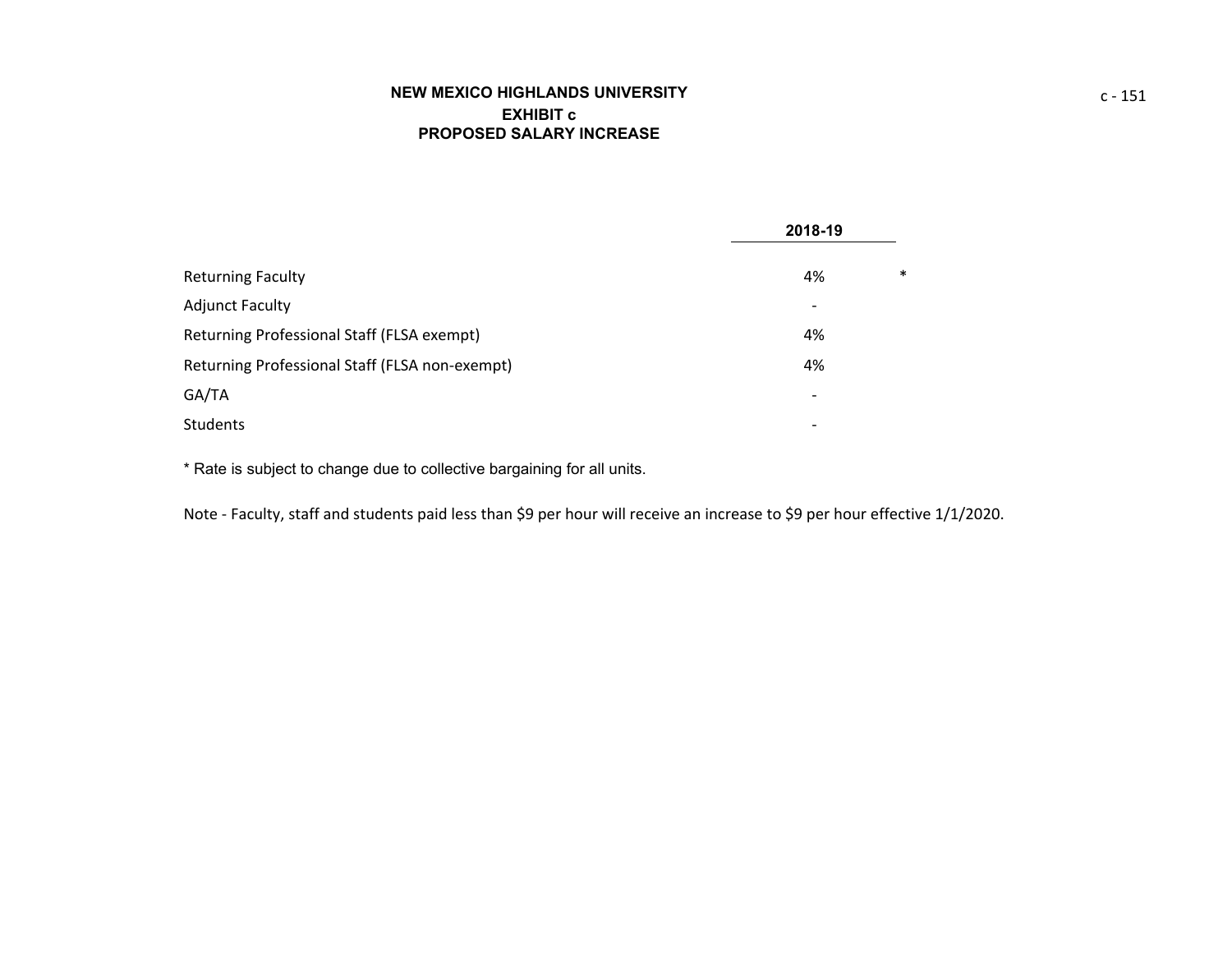# NEW MEXICO HIGHLANDS UNIVERSITY
## EXHIBIT c
## PROPOSED SALARY INCREASE

| | 2018-19 | |
|---|---|---|
| Returning Faculty | 4% | * |
| Adjunct Faculty | - | |
| Returning Professional Staff (FLSA exempt) | 4% | |
| Returning Professional Staff (FLSA non-exempt) | 4% | |
| GA/TA | - | |
| Students | - | |

* Rate is subject to change due to collective bargaining for all units.

Note - Faculty, staff and students paid less than $9 per hour will receive an increase to $9 per hour effective 1/1/2020.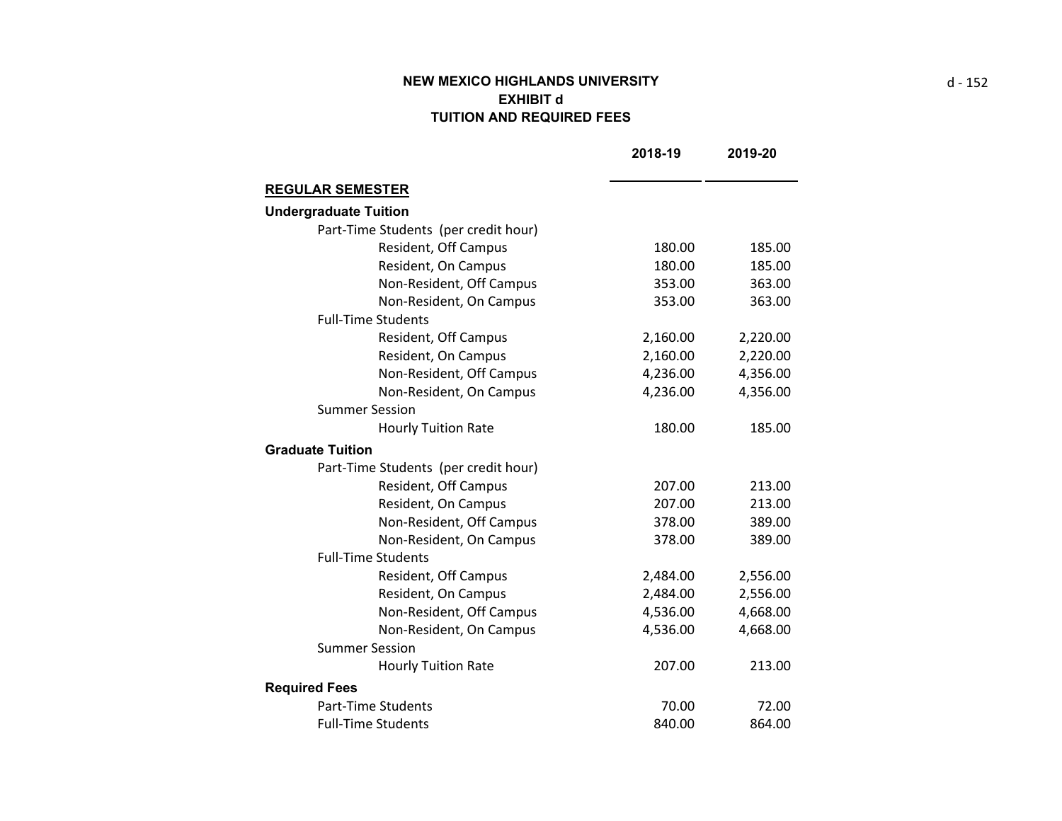**NEW MEXICO HIGHLANDS UNIVERSITY**
**EXHIBIT d**
**TUITION AND REQUIRED FEES**

| | 2018-19 | 2019-20 |
|---|---|---|
| **REGULAR SEMESTER** | | |
| **Undergraduate Tuition** | | |
| Part-Time Students (per credit hour) | | |
| Resident, Off Campus | 180.00 | 185.00 |
| Resident, On Campus | 180.00 | 185.00 |
| Non-Resident, Off Campus | 353.00 | 363.00 |
| Non-Resident, On Campus | 353.00 | 363.00 |
| Full-Time Students | | |
| Resident, Off Campus | 2,160.00 | 2,220.00 |
| Resident, On Campus | 2,160.00 | 2,220.00 |
| Non-Resident, Off Campus | 4,236.00 | 4,356.00 |
| Non-Resident, On Campus | 4,236.00 | 4,356.00 |
| Summer Session | | |
| Hourly Tuition Rate | 180.00 | 185.00 |
| **Graduate Tuition** | | |
| Part-Time Students (per credit hour) | | |
| Resident, Off Campus | 207.00 | 213.00 |
| Resident, On Campus | 207.00 | 213.00 |
| Non-Resident, Off Campus | 378.00 | 389.00 |
| Non-Resident, On Campus | 378.00 | 389.00 |
| Full-Time Students | | |
| Resident, Off Campus | 2,484.00 | 2,556.00 |
| Resident, On Campus | 2,484.00 | 2,556.00 |
| Non-Resident, Off Campus | 4,536.00 | 4,668.00 |
| Non-Resident, On Campus | 4,536.00 | 4,668.00 |
| Summer Session | | |
| Hourly Tuition Rate | 207.00 | 213.00 |
| **Required Fees** | | |
| Part-Time Students | 70.00 | 72.00 |
| Full-Time Students | 840.00 | 864.00 |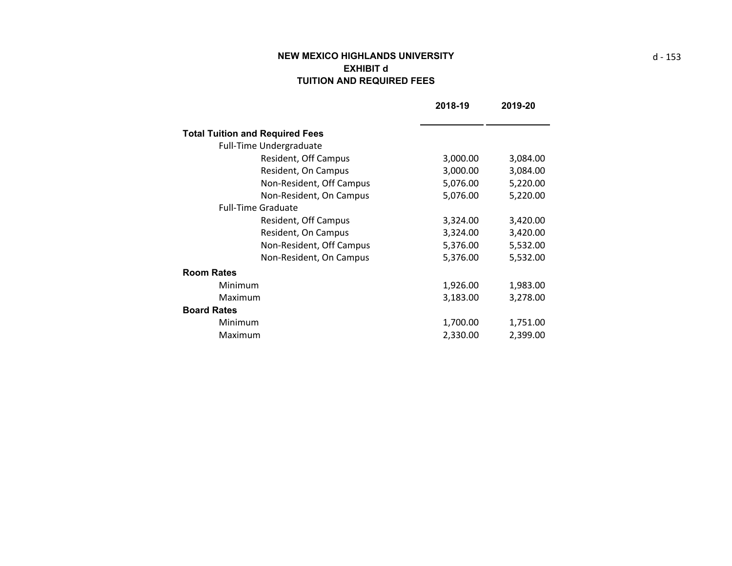**NEW MEXICO HIGHLANDS UNIVERSITY**
**EXHIBIT d**
**TUITION AND REQUIRED FEES**

| | 2018-19 | 2019-20 |
|---|---|---|
| **Total Tuition and Required Fees** | | |
| Full-Time Undergraduate | | |
| Resident, Off Campus | 3,000.00 | 3,084.00 |
| Resident, On Campus | 3,000.00 | 3,084.00 |
| Non-Resident, Off Campus | 5,076.00 | 5,220.00 |
| Non-Resident, On Campus | 5,076.00 | 5,220.00 |
| Full-Time Graduate | | |
| Resident, Off Campus | 3,324.00 | 3,420.00 |
| Resident, On Campus | 3,324.00 | 3,420.00 |
| Non-Resident, Off Campus | 5,376.00 | 5,532.00 |
| Non-Resident, On Campus | 5,376.00 | 5,532.00 |
| **Room Rates** | | |
| Minimum | 1,926.00 | 1,983.00 |
| Maximum | 3,183.00 | 3,278.00 |
| **Board Rates** | | |
| Minimum | 1,700.00 | 1,751.00 |
| Maximum | 2,330.00 | 2,399.00 |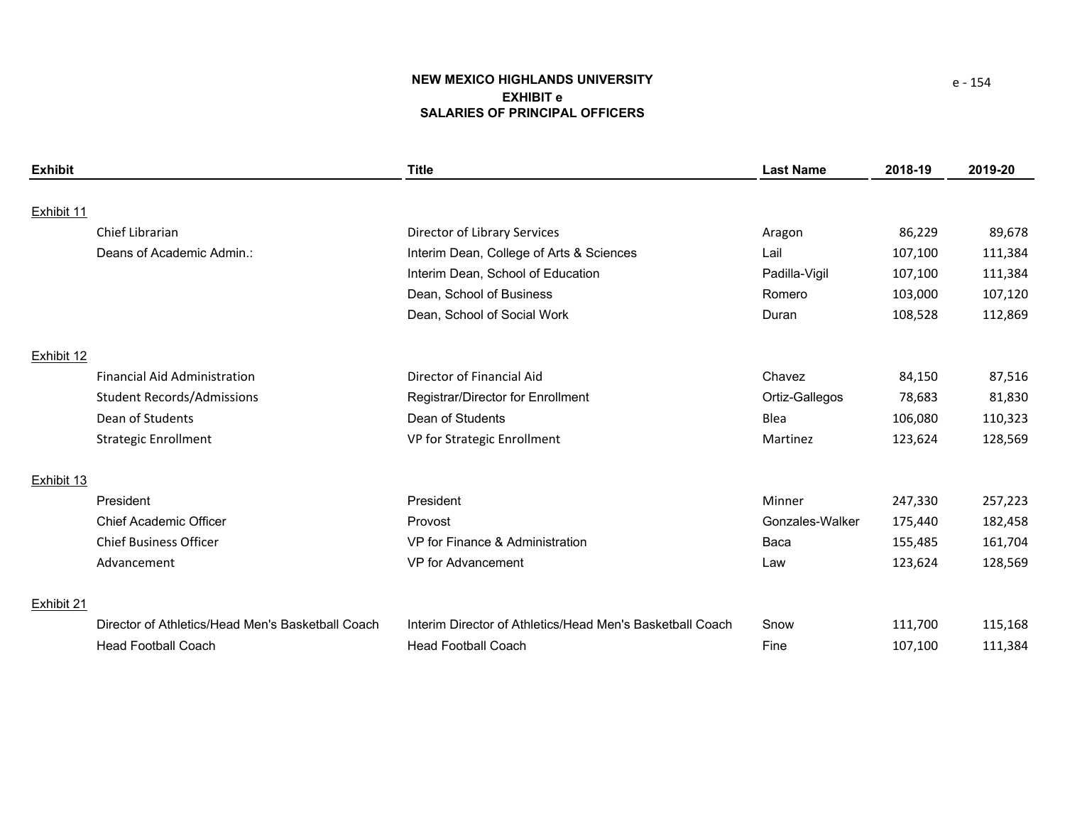# NEW MEXICO HIGHLANDS UNIVERSITY
## EXHIBIT e
## SALARIES OF PRINCIPAL OFFICERS

| Exhibit | | Title | Last Name | 2018-19 | 2019-20 |
|---|---|---|---|---|---|
| Exhibit 11 | | | | | |
| | Chief Librarian | Director of Library Services | Aragon | 86,229 | 89,678 |
| | Deans of Academic Admin.: | Interim Dean, College of Arts & Sciences | Lail | 107,100 | 111,384 |
| | | Interim Dean, School of Education | Padilla-Vigil | 107,100 | 111,384 |
| | | Dean, School of Business | Romero | 103,000 | 107,120 |
| | | Dean, School of Social Work | Duran | 108,528 | 112,869 |
| Exhibit 12 | | | | | |
| | Financial Aid Administration | Director of Financial Aid | Chavez | 84,150 | 87,516 |
| | Student Records/Admissions | Registrar/Director for Enrollment | Ortiz-Gallegos | 78,683 | 81,830 |
| | Dean of Students | Dean of Students | Blea | 106,080 | 110,323 |
| | Strategic Enrollment | VP for Strategic Enrollment | Martinez | 123,624 | 128,569 |
| Exhibit 13 | | | | | |
| | President | President | Minner | 247,330 | 257,223 |
| | Chief Academic Officer | Provost | Gonzales-Walker | 175,440 | 182,458 |
| | Chief Business Officer | VP for Finance & Administration | Baca | 155,485 | 161,704 |
| | Advancement | VP for Advancement | Law | 123,624 | 128,569 |
| Exhibit 21 | | | | | |
| | Director of Athletics/Head Men's Basketball Coach | Interim Director of Athletics/Head Men's Basketball Coach | Snow | 111,700 | 115,168 |
| | Head Football Coach | Head Football Coach | Fine | 107,100 | 111,384 |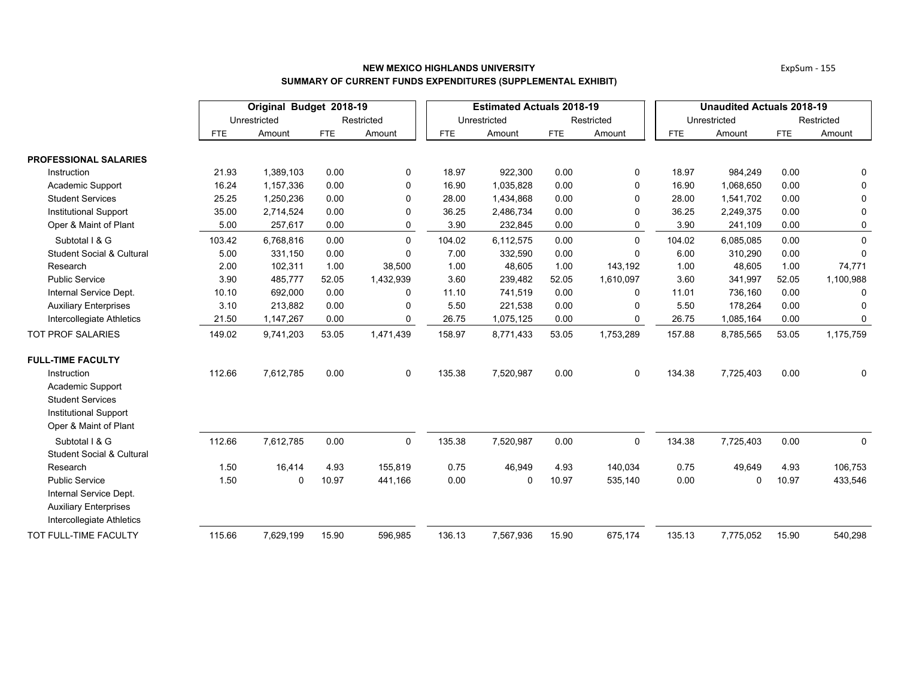**NEW MEXICO HIGHLANDS UNIVERSITY**

**SUMMARY OF CURRENT FUNDS EXPENDITURES (SUPPLEMENTAL EXHIBIT)**

| | Original Budget 2018-19 | | | | Estimated Actuals 2018-19 | | | | Unaudited Actuals 2018-19 | | | |
|---|---|---|---|---|---|---|---|---|---|---|---|---|
| | Unrestricted | | Restricted | | Unrestricted | | Restricted | | Unrestricted | | Restricted | |
| | FTE | Amount | FTE | Amount | FTE | Amount | FTE | Amount | FTE | Amount | FTE | Amount |
| **PROFESSIONAL SALARIES** | | | | | | | | | | | | |
| Instruction | 21.93 | 1,389,103 | 0.00 | 0 | 18.97 | 922,300 | 0.00 | 0 | 18.97 | 984,249 | 0.00 | 0 |
| Academic Support | 16.24 | 1,157,336 | 0.00 | 0 | 16.90 | 1,035,828 | 0.00 | 0 | 16.90 | 1,068,650 | 0.00 | 0 |
| Student Services | 25.25 | 1,250,236 | 0.00 | 0 | 28.00 | 1,434,868 | 0.00 | 0 | 28.00 | 1,541,702 | 0.00 | 0 |
| Institutional Support | 35.00 | 2,714,524 | 0.00 | 0 | 36.25 | 2,486,734 | 0.00 | 0 | 36.25 | 2,249,375 | 0.00 | 0 |
| Oper & Maint of Plant | 5.00 | 257,617 | 0.00 | 0 | 3.90 | 232,845 | 0.00 | 0 | 3.90 | 241,109 | 0.00 | 0 |
| Subtotal I & G | 103.42 | 6,768,816 | 0.00 | 0 | 104.02 | 6,112,575 | 0.00 | 0 | 104.02 | 6,085,085 | 0.00 | 0 |
| Student Social & Cultural | 5.00 | 331,150 | 0.00 | 0 | 7.00 | 332,590 | 0.00 | 0 | 6.00 | 310,290 | 0.00 | 0 |
| Research | 2.00 | 102,311 | 1.00 | 38,500 | 1.00 | 48,605 | 1.00 | 143,192 | 1.00 | 48,605 | 1.00 | 74,771 |
| Public Service | 3.90 | 485,777 | 52.05 | 1,432,939 | 3.60 | 239,482 | 52.05 | 1,610,097 | 3.60 | 341,997 | 52.05 | 1,100,988 |
| Internal Service Dept. | 10.10 | 692,000 | 0.00 | 0 | 11.10 | 741,519 | 0.00 | 0 | 11.01 | 736,160 | 0.00 | 0 |
| Auxiliary Enterprises | 3.10 | 213,882 | 0.00 | 0 | 5.50 | 221,538 | 0.00 | 0 | 5.50 | 178,264 | 0.00 | 0 |
| Intercollegiate Athletics | 21.50 | 1,147,267 | 0.00 | 0 | 26.75 | 1,075,125 | 0.00 | 0 | 26.75 | 1,085,164 | 0.00 | 0 |
| TOT PROF SALARIES | 149.02 | 9,741,203 | 53.05 | 1,471,439 | 158.97 | 8,771,433 | 53.05 | 1,753,289 | 157.88 | 8,785,565 | 53.05 | 1,175,759 |
| **FULL-TIME FACULTY** | | | | | | | | | | | | |
| Instruction | 112.66 | 7,612,785 | 0.00 | 0 | 135.38 | 7,520,987 | 0.00 | 0 | 134.38 | 7,725,403 | 0.00 | 0 |
| Academic Support | | | | | | | | | | | | |
| Student Services | | | | | | | | | | | | |
| Institutional Support | | | | | | | | | | | | |
| Oper & Maint of Plant | | | | | | | | | | | | |
| Subtotal I & G | 112.66 | 7,612,785 | 0.00 | 0 | 135.38 | 7,520,987 | 0.00 | 0 | 134.38 | 7,725,403 | 0.00 | 0 |
| Student Social & Cultural | | | | | | | | | | | | |
| Research | 1.50 | 16,414 | 4.93 | 155,819 | 0.75 | 46,949 | 4.93 | 140,034 | 0.75 | 49,649 | 4.93 | 106,753 |
| Public Service | 1.50 | 0 | 10.97 | 441,166 | 0.00 | 0 | 10.97 | 535,140 | 0.00 | 0 | 10.97 | 433,546 |
| Internal Service Dept. | | | | | | | | | | | | |
| Auxiliary Enterprises | | | | | | | | | | | | |
| Intercollegiate Athletics | | | | | | | | | | | | |
| TOT FULL-TIME FACULTY | 115.66 | 7,629,199 | 15.90 | 596,985 | 136.13 | 7,567,936 | 15.90 | 675,174 | 135.13 | 7,775,052 | 15.90 | 540,298 |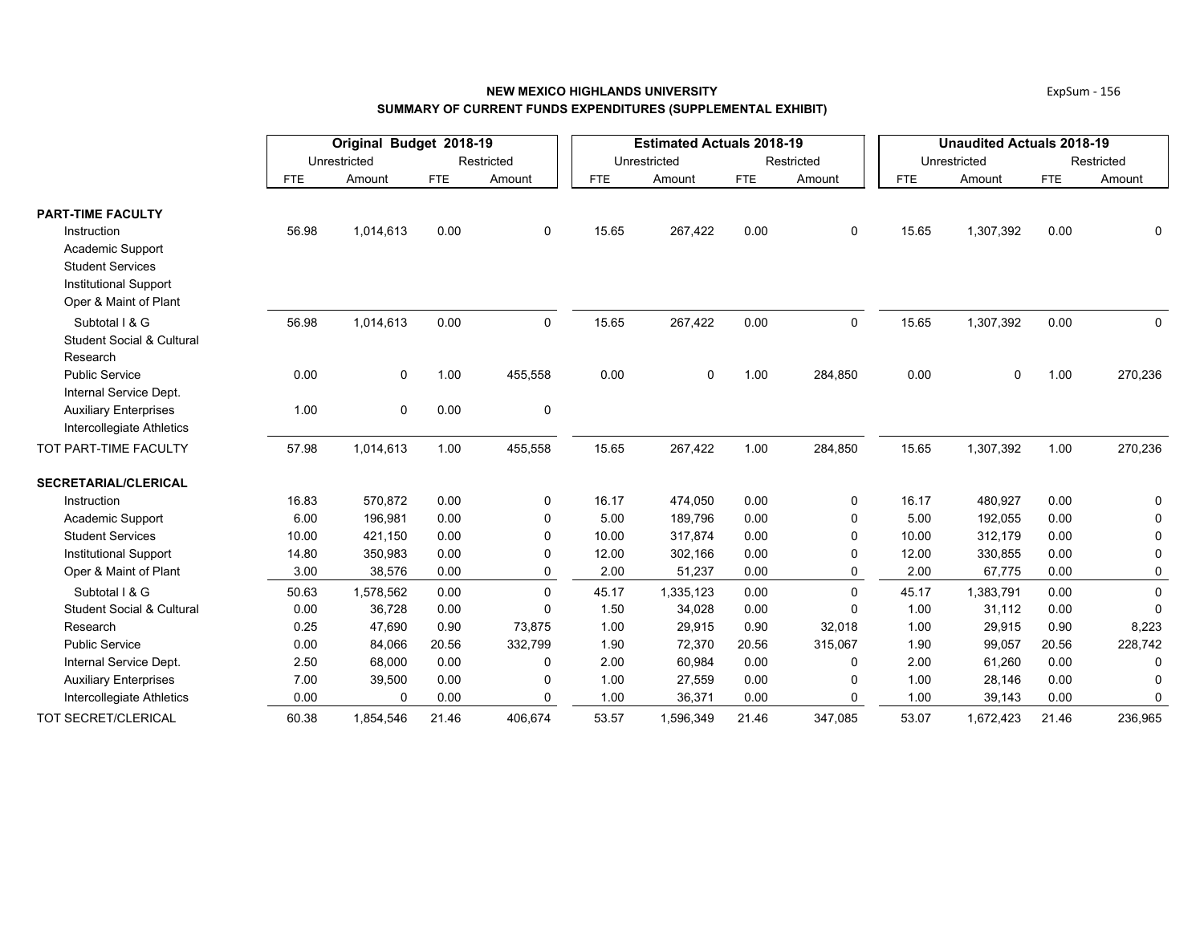**NEW MEXICO HIGHLANDS UNIVERSITY**

**SUMMARY OF CURRENT FUNDS EXPENDITURES (SUPPLEMENTAL EXHIBIT)**

| | Original Budget 2018-19 | | | | Estimated Actuals 2018-19 | | | | Unaudited Actuals 2018-19 | | | |
|---|---|---|---|---|---|---|---|---|---|---|---|---|
| | Unrestricted | | Restricted | | Unrestricted | | Restricted | | Unrestricted | | Restricted | |
| | FTE | Amount | FTE | Amount | FTE | Amount | FTE | Amount | FTE | Amount | FTE | Amount |
| **PART-TIME FACULTY** | | | | | | | | | | | | |
| Instruction | 56.98 | 1,014,613 | 0.00 | 0 | 15.65 | 267,422 | 0.00 | 0 | 15.65 | 1,307,392 | 0.00 | 0 |
| Academic Support | | | | | | | | | | | | |
| Student Services | | | | | | | | | | | | |
| Institutional Support | | | | | | | | | | | | |
| Oper & Maint of Plant | | | | | | | | | | | | |
| Subtotal I & G | 56.98 | 1,014,613 | 0.00 | 0 | 15.65 | 267,422 | 0.00 | 0 | 15.65 | 1,307,392 | 0.00 | 0 |
| Student Social & Cultural | | | | | | | | | | | | |
| Research | | | | | | | | | | | | |
| Public Service | 0.00 | 0 | 1.00 | 455,558 | 0.00 | 0 | 1.00 | 284,850 | 0.00 | 0 | 1.00 | 270,236 |
| Internal Service Dept. | | | | | | | | | | | | |
| Auxiliary Enterprises | 1.00 | 0 | 0.00 | 0 | | | | | | | | |
| Intercollegiate Athletics | | | | | | | | | | | | |
| TOT PART-TIME FACULTY | 57.98 | 1,014,613 | 1.00 | 455,558 | 15.65 | 267,422 | 1.00 | 284,850 | 15.65 | 1,307,392 | 1.00 | 270,236 |
| **SECRETARIAL/CLERICAL** | | | | | | | | | | | | |
| Instruction | 16.83 | 570,872 | 0.00 | 0 | 16.17 | 474,050 | 0.00 | 0 | 16.17 | 480,927 | 0.00 | 0 |
| Academic Support | 6.00 | 196,981 | 0.00 | 0 | 5.00 | 189,796 | 0.00 | 0 | 5.00 | 192,055 | 0.00 | 0 |
| Student Services | 10.00 | 421,150 | 0.00 | 0 | 10.00 | 317,874 | 0.00 | 0 | 10.00 | 312,179 | 0.00 | 0 |
| Institutional Support | 14.80 | 350,983 | 0.00 | 0 | 12.00 | 302,166 | 0.00 | 0 | 12.00 | 330,855 | 0.00 | 0 |
| Oper & Maint of Plant | 3.00 | 38,576 | 0.00 | 0 | 2.00 | 51,237 | 0.00 | 0 | 2.00 | 67,775 | 0.00 | 0 |
| Subtotal I & G | 50.63 | 1,578,562 | 0.00 | 0 | 45.17 | 1,335,123 | 0.00 | 0 | 45.17 | 1,383,791 | 0.00 | 0 |
| Student Social & Cultural | 0.00 | 36,728 | 0.00 | 0 | 1.50 | 34,028 | 0.00 | 0 | 1.00 | 31,112 | 0.00 | 0 |
| Research | 0.25 | 47,690 | 0.90 | 73,875 | 1.00 | 29,915 | 0.90 | 32,018 | 1.00 | 29,915 | 0.90 | 8,223 |
| Public Service | 0.00 | 84,066 | 20.56 | 332,799 | 1.90 | 72,370 | 20.56 | 315,067 | 1.90 | 99,057 | 20.56 | 228,742 |
| Internal Service Dept. | 2.50 | 68,000 | 0.00 | 0 | 2.00 | 60,984 | 0.00 | 0 | 2.00 | 61,260 | 0.00 | 0 |
| Auxiliary Enterprises | 7.00 | 39,500 | 0.00 | 0 | 1.00 | 27,559 | 0.00 | 0 | 1.00 | 28,146 | 0.00 | 0 |
| Intercollegiate Athletics | 0.00 | 0 | 0.00 | 0 | 1.00 | 36,371 | 0.00 | 0 | 1.00 | 39,143 | 0.00 | 0 |
| TOT SECRET/CLERICAL | 60.38 | 1,854,546 | 21.46 | 406,674 | 53.57 | 1,596,349 | 21.46 | 347,085 | 53.07 | 1,672,423 | 21.46 | 236,965 |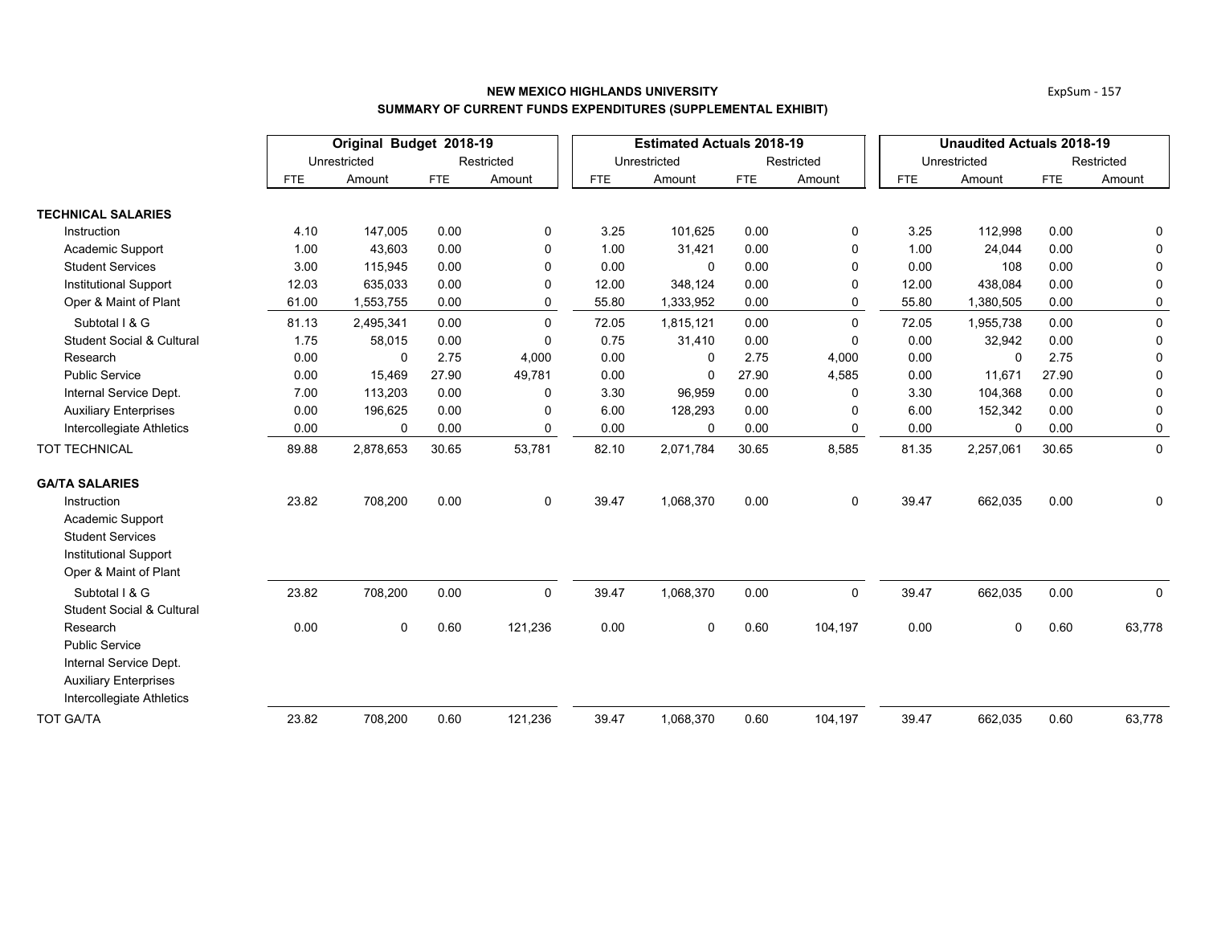**NEW MEXICO HIGHLANDS UNIVERSITY**
**SUMMARY OF CURRENT FUNDS EXPENDITURES (SUPPLEMENTAL EXHIBIT)**

| | Original Budget 2018-19 | | | | Estimated Actuals 2018-19 | | | | Unaudited Actuals 2018-19 | | | |
|---|---|---|---|---|---|---|---|---|---|---|---|---|
| | Unrestricted | | Restricted | | Unrestricted | | Restricted | | Unrestricted | | Restricted | |
| | FTE | Amount | FTE | Amount | FTE | Amount | FTE | Amount | FTE | Amount | FTE | Amount |
| **TECHNICAL SALARIES** | | | | | | | | | | | | |
| Instruction | 4.10 | 147,005 | 0.00 | 0 | 3.25 | 101,625 | 0.00 | 0 | 3.25 | 112,998 | 0.00 | 0 |
| Academic Support | 1.00 | 43,603 | 0.00 | 0 | 1.00 | 31,421 | 0.00 | 0 | 1.00 | 24,044 | 0.00 | 0 |
| Student Services | 3.00 | 115,945 | 0.00 | 0 | 0.00 | 0 | 0.00 | 0 | 0.00 | 108 | 0.00 | 0 |
| Institutional Support | 12.03 | 635,033 | 0.00 | 0 | 12.00 | 348,124 | 0.00 | 0 | 12.00 | 438,084 | 0.00 | 0 |
| Oper & Maint of Plant | 61.00 | 1,553,755 | 0.00 | 0 | 55.80 | 1,333,952 | 0.00 | 0 | 55.80 | 1,380,505 | 0.00 | 0 |
| Subtotal I & G | 81.13 | 2,495,341 | 0.00 | 0 | 72.05 | 1,815,121 | 0.00 | 0 | 72.05 | 1,955,738 | 0.00 | 0 |
| Student Social & Cultural | 1.75 | 58,015 | 0.00 | 0 | 0.75 | 31,410 | 0.00 | 0 | 0.00 | 32,942 | 0.00 | 0 |
| Research | 0.00 | 0 | 2.75 | 4,000 | 0.00 | 0 | 2.75 | 4,000 | 0.00 | 0 | 2.75 | 0 |
| Public Service | 0.00 | 15,469 | 27.90 | 49,781 | 0.00 | 0 | 27.90 | 4,585 | 0.00 | 11,671 | 27.90 | 0 |
| Internal Service Dept. | 7.00 | 113,203 | 0.00 | 0 | 3.30 | 96,959 | 0.00 | 0 | 3.30 | 104,368 | 0.00 | 0 |
| Auxiliary Enterprises | 0.00 | 196,625 | 0.00 | 0 | 6.00 | 128,293 | 0.00 | 0 | 6.00 | 152,342 | 0.00 | 0 |
| Intercollegiate Athletics | 0.00 | 0 | 0.00 | 0 | 0.00 | 0 | 0.00 | 0 | 0.00 | 0 | 0.00 | 0 |
| TOT TECHNICAL | 89.88 | 2,878,653 | 30.65 | 53,781 | 82.10 | 2,071,784 | 30.65 | 8,585 | 81.35 | 2,257,061 | 30.65 | 0 |
| **GA/TA SALARIES** | | | | | | | | | | | | |
| Instruction | 23.82 | 708,200 | 0.00 | 0 | 39.47 | 1,068,370 | 0.00 | 0 | 39.47 | 662,035 | 0.00 | 0 |
| Academic Support | | | | | | | | | | | | |
| Student Services | | | | | | | | | | | | |
| Institutional Support | | | | | | | | | | | | |
| Oper & Maint of Plant | | | | | | | | | | | | |
| Subtotal I & G | 23.82 | 708,200 | 0.00 | 0 | 39.47 | 1,068,370 | 0.00 | 0 | 39.47 | 662,035 | 0.00 | 0 |
| Student Social & Cultural | | | | | | | | | | | | |
| Research | 0.00 | 0 | 0.60 | 121,236 | 0.00 | 0 | 0.60 | 104,197 | 0.00 | 0 | 0.60 | 63,778 |
| Public Service | | | | | | | | | | | | |
| Internal Service Dept. | | | | | | | | | | | | |
| Auxiliary Enterprises | | | | | | | | | | | | |
| Intercollegiate Athletics | | | | | | | | | | | | |
| TOT GA/TA | 23.82 | 708,200 | 0.60 | 121,236 | 39.47 | 1,068,370 | 0.60 | 104,197 | 39.47 | 662,035 | 0.60 | 63,778 |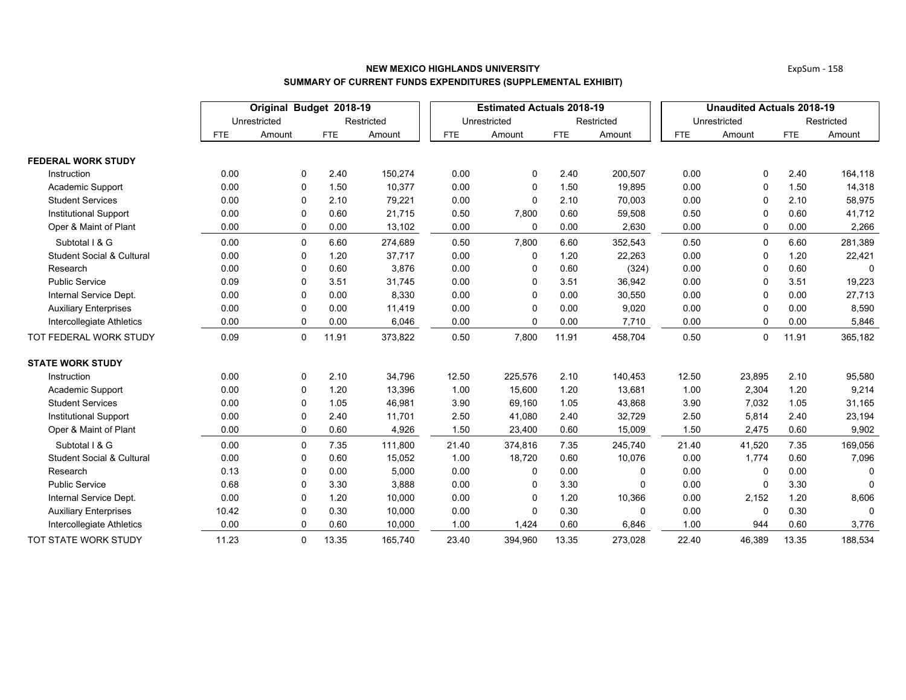**NEW MEXICO HIGHLANDS UNIVERSITY**

**SUMMARY OF CURRENT FUNDS EXPENDITURES (SUPPLEMENTAL EXHIBIT)**

| | Original Budget 2018-19 | | | | Estimated Actuals 2018-19 | | | | Unaudited Actuals 2018-19 | | | |
|---|---|---|---|---|---|---|---|---|---|---|---|---|
| | Unrestricted | | Restricted | | Unrestricted | | Restricted | | Unrestricted | | Restricted | |
| | FTE | Amount | FTE | Amount | FTE | Amount | FTE | Amount | FTE | Amount | FTE | Amount |
| **FEDERAL WORK STUDY** | | | | | | | | | | | | |
| Instruction | 0.00 | 0 | 2.40 | 150,274 | 0.00 | 0 | 2.40 | 200,507 | 0.00 | 0 | 2.40 | 164,118 |
| Academic Support | 0.00 | 0 | 1.50 | 10,377 | 0.00 | 0 | 1.50 | 19,895 | 0.00 | 0 | 1.50 | 14,318 |
| Student Services | 0.00 | 0 | 2.10 | 79,221 | 0.00 | 0 | 2.10 | 70,003 | 0.00 | 0 | 2.10 | 58,975 |
| Institutional Support | 0.00 | 0 | 0.60 | 21,715 | 0.50 | 7,800 | 0.60 | 59,508 | 0.50 | 0 | 0.60 | 41,712 |
| Oper & Maint of Plant | 0.00 | 0 | 0.00 | 13,102 | 0.00 | 0 | 0.00 | 2,630 | 0.00 | 0 | 0.00 | 2,266 |
| Subtotal I & G | 0.00 | 0 | 6.60 | 274,689 | 0.50 | 7,800 | 6.60 | 352,543 | 0.50 | 0 | 6.60 | 281,389 |
| Student Social & Cultural | 0.00 | 0 | 1.20 | 37,717 | 0.00 | 0 | 1.20 | 22,263 | 0.00 | 0 | 1.20 | 22,421 |
| Research | 0.00 | 0 | 0.60 | 3,876 | 0.00 | 0 | 0.60 | (324) | 0.00 | 0 | 0.60 | 0 |
| Public Service | 0.09 | 0 | 3.51 | 31,745 | 0.00 | 0 | 3.51 | 36,942 | 0.00 | 0 | 3.51 | 19,223 |
| Internal Service Dept. | 0.00 | 0 | 0.00 | 8,330 | 0.00 | 0 | 0.00 | 30,550 | 0.00 | 0 | 0.00 | 27,713 |
| Auxiliary Enterprises | 0.00 | 0 | 0.00 | 11,419 | 0.00 | 0 | 0.00 | 9,020 | 0.00 | 0 | 0.00 | 8,590 |
| Intercollegiate Athletics | 0.00 | 0 | 0.00 | 6,046 | 0.00 | 0 | 0.00 | 7,710 | 0.00 | 0 | 0.00 | 5,846 |
| TOT FEDERAL WORK STUDY | 0.09 | 0 | 11.91 | 373,822 | 0.50 | 7,800 | 11.91 | 458,704 | 0.50 | 0 | 11.91 | 365,182 |
| **STATE WORK STUDY** | | | | | | | | | | | | |
| Instruction | 0.00 | 0 | 2.10 | 34,796 | 12.50 | 225,576 | 2.10 | 140,453 | 12.50 | 23,895 | 2.10 | 95,580 |
| Academic Support | 0.00 | 0 | 1.20 | 13,396 | 1.00 | 15,600 | 1.20 | 13,681 | 1.00 | 2,304 | 1.20 | 9,214 |
| Student Services | 0.00 | 0 | 1.05 | 46,981 | 3.90 | 69,160 | 1.05 | 43,868 | 3.90 | 7,032 | 1.05 | 31,165 |
| Institutional Support | 0.00 | 0 | 2.40 | 11,701 | 2.50 | 41,080 | 2.40 | 32,729 | 2.50 | 5,814 | 2.40 | 23,194 |
| Oper & Maint of Plant | 0.00 | 0 | 0.60 | 4,926 | 1.50 | 23,400 | 0.60 | 15,009 | 1.50 | 2,475 | 0.60 | 9,902 |
| Subtotal I & G | 0.00 | 0 | 7.35 | 111,800 | 21.40 | 374,816 | 7.35 | 245,740 | 21.40 | 41,520 | 7.35 | 169,056 |
| Student Social & Cultural | 0.00 | 0 | 0.60 | 15,052 | 1.00 | 18,720 | 0.60 | 10,076 | 0.00 | 1,774 | 0.60 | 7,096 |
| Research | 0.13 | 0 | 0.00 | 5,000 | 0.00 | 0 | 0.00 | 0 | 0.00 | 0 | 0.00 | 0 |
| Public Service | 0.68 | 0 | 3.30 | 3,888 | 0.00 | 0 | 3.30 | 0 | 0.00 | 0 | 3.30 | 0 |
| Internal Service Dept. | 0.00 | 0 | 1.20 | 10,000 | 0.00 | 0 | 1.20 | 10,366 | 0.00 | 2,152 | 1.20 | 8,606 |
| Auxiliary Enterprises | 10.42 | 0 | 0.30 | 10,000 | 0.00 | 0 | 0.30 | 0 | 0.00 | 0 | 0.30 | 0 |
| Intercollegiate Athletics | 0.00 | 0 | 0.60 | 10,000 | 1.00 | 1,424 | 0.60 | 6,846 | 1.00 | 944 | 0.60 | 3,776 |
| TOT STATE WORK STUDY | 11.23 | 0 | 13.35 | 165,740 | 23.40 | 394,960 | 13.35 | 273,028 | 22.40 | 46,389 | 13.35 | 188,534 |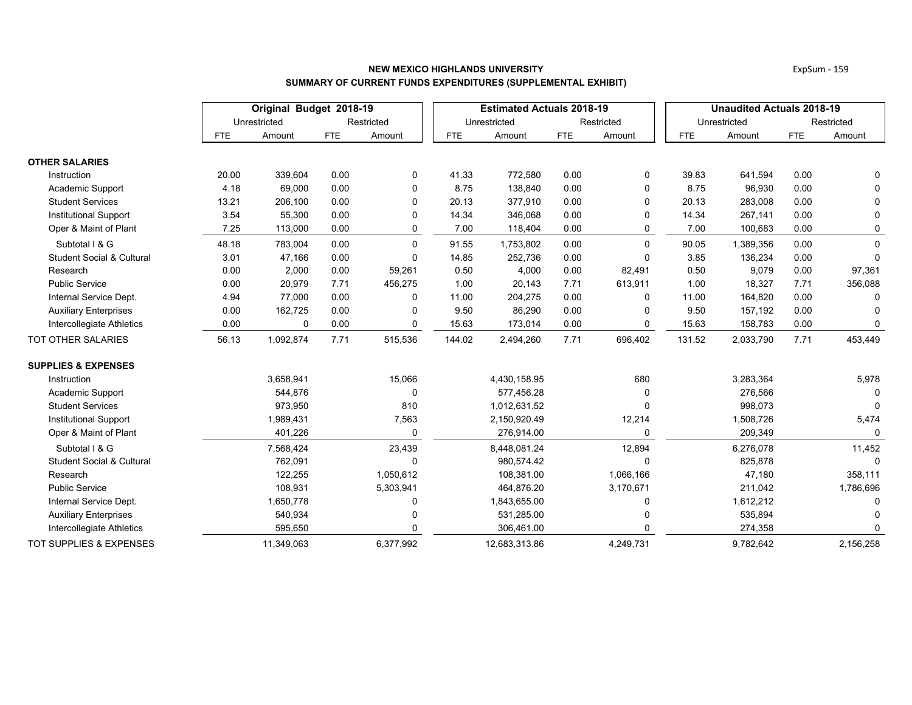**NEW MEXICO HIGHLANDS UNIVERSITY**

**SUMMARY OF CURRENT FUNDS EXPENDITURES (SUPPLEMENTAL EXHIBIT)**

| | Original Budget 2018-19 | | | | Estimated Actuals 2018-19 | | | | Unaudited Actuals 2018-19 | | | |
|---|---|---|---|---|---|---|---|---|---|---|---|---|
| | Unrestricted | | Restricted | | Unrestricted | | Restricted | | Unrestricted | | Restricted | |
| | FTE | Amount | FTE | Amount | FTE | Amount | FTE | Amount | FTE | Amount | FTE | Amount |
| **OTHER SALARIES** | | | | | | | | | | | | |
| Instruction | 20.00 | 339,604 | 0.00 | 0 | 41.33 | 772,580 | 0.00 | 0 | 39.83 | 641,594 | 0.00 | 0 |
| Academic Support | 4.18 | 69,000 | 0.00 | 0 | 8.75 | 138,840 | 0.00 | 0 | 8.75 | 96,930 | 0.00 | 0 |
| Student Services | 13.21 | 206,100 | 0.00 | 0 | 20.13 | 377,910 | 0.00 | 0 | 20.13 | 283,008 | 0.00 | 0 |
| Institutional Support | 3.54 | 55,300 | 0.00 | 0 | 14.34 | 346,068 | 0.00 | 0 | 14.34 | 267,141 | 0.00 | 0 |
| Oper & Maint of Plant | 7.25 | 113,000 | 0.00 | 0 | 7.00 | 118,404 | 0.00 | 0 | 7.00 | 100,683 | 0.00 | 0 |
| Subtotal I & G | 48.18 | 783,004 | 0.00 | 0 | 91.55 | 1,753,802 | 0.00 | 0 | 90.05 | 1,389,356 | 0.00 | 0 |
| Student Social & Cultural | 3.01 | 47,166 | 0.00 | 0 | 14.85 | 252,736 | 0.00 | 0 | 3.85 | 136,234 | 0.00 | 0 |
| Research | 0.00 | 2,000 | 0.00 | 59,261 | 0.50 | 4,000 | 0.00 | 82,491 | 0.50 | 9,079 | 0.00 | 97,361 |
| Public Service | 0.00 | 20,979 | 7.71 | 456,275 | 1.00 | 20,143 | 7.71 | 613,911 | 1.00 | 18,327 | 7.71 | 356,088 |
| Internal Service Dept. | 4.94 | 77,000 | 0.00 | 0 | 11.00 | 204,275 | 0.00 | 0 | 11.00 | 164,820 | 0.00 | 0 |
| Auxiliary Enterprises | 0.00 | 162,725 | 0.00 | 0 | 9.50 | 86,290 | 0.00 | 0 | 9.50 | 157,192 | 0.00 | 0 |
| Intercollegiate Athletics | 0.00 | 0 | 0.00 | 0 | 15.63 | 173,014 | 0.00 | 0 | 15.63 | 158,783 | 0.00 | 0 |
| TOT OTHER SALARIES | 56.13 | 1,092,874 | 7.71 | 515,536 | 144.02 | 2,494,260 | 7.71 | 696,402 | 131.52 | 2,033,790 | 7.71 | 453,449 |
| **SUPPLIES & EXPENSES** | | | | | | | | | | | | |
| Instruction | | 3,658,941 | | 15,066 | | 4,430,158.95 | | 680 | | 3,283,364 | | 5,978 |
| Academic Support | | 544,876 | | 0 | | 577,456.28 | | 0 | | 276,566 | | 0 |
| Student Services | | 973,950 | | 810 | | 1,012,631.52 | | 0 | | 998,073 | | 0 |
| Institutional Support | | 1,989,431 | | 7,563 | | 2,150,920.49 | | 12,214 | | 1,508,726 | | 5,474 |
| Oper & Maint of Plant | | 401,226 | | 0 | | 276,914.00 | | 0 | | 209,349 | | 0 |
| Subtotal I & G | | 7,568,424 | | 23,439 | | 8,448,081.24 | | 12,894 | | 6,276,078 | | 11,452 |
| Student Social & Cultural | | 762,091 | | 0 | | 980,574.42 | | 0 | | 825,878 | | 0 |
| Research | | 122,255 | | 1,050,612 | | 108,381.00 | | 1,066,166 | | 47,180 | | 358,111 |
| Public Service | | 108,931 | | 5,303,941 | | 464,876.20 | | 3,170,671 | | 211,042 | | 1,786,696 |
| Internal Service Dept. | | 1,650,778 | | 0 | | 1,843,655.00 | | 0 | | 1,612,212 | | 0 |
| Auxiliary Enterprises | | 540,934 | | 0 | | 531,285.00 | | 0 | | 535,894 | | 0 |
| Intercollegiate Athletics | | 595,650 | | 0 | | 306,461.00 | | 0 | | 274,358 | | 0 |
| TOT SUPPLIES & EXPENSES | | 11,349,063 | | 6,377,992 | | 12,683,313.86 | | 4,249,731 | | 9,782,642 | | 2,156,258 |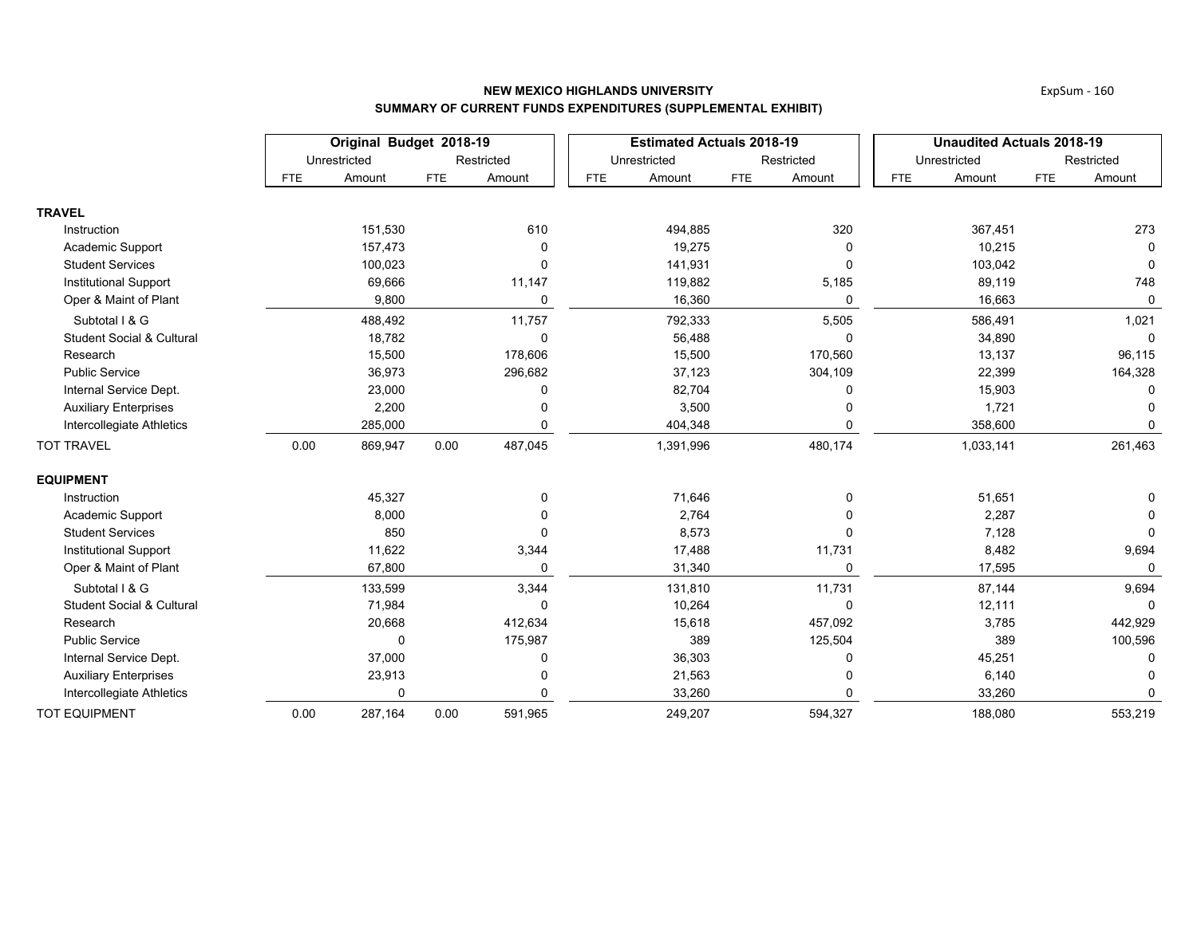**NEW MEXICO HIGHLANDS UNIVERSITY**
**SUMMARY OF CURRENT FUNDS EXPENDITURES (SUPPLEMENTAL EXHIBIT)**

| | Original Budget 2018-19 | | | | Estimated Actuals 2018-19 | | | | Unaudited Actuals 2018-19 | | | |
|---|---|---|---|---|---|---|---|---|---|---|---|---|
| | Unrestricted | | Restricted | | Unrestricted | | Restricted | | Unrestricted | | Restricted | |
| | FTE | Amount | FTE | Amount | FTE | Amount | FTE | Amount | FTE | Amount | FTE | Amount |
| **TRAVEL** | | | | | | | | | | | | |
| Instruction | | 151,530 | | 610 | | 494,885 | | 320 | | 367,451 | | 273 |
| Academic Support | | 157,473 | | 0 | | 19,275 | | 0 | | 10,215 | | 0 |
| Student Services | | 100,023 | | 0 | | 141,931 | | 0 | | 103,042 | | 0 |
| Institutional Support | | 69,666 | | 11,147 | | 119,882 | | 5,185 | | 89,119 | | 748 |
| Oper & Maint of Plant | | 9,800 | | 0 | | 16,360 | | 0 | | 16,663 | | 0 |
| Subtotal I & G | | 488,492 | | 11,757 | | 792,333 | | 5,505 | | 586,491 | | 1,021 |
| Student Social & Cultural | | 18,782 | | 0 | | 56,488 | | 0 | | 34,890 | | 0 |
| Research | | 15,500 | | 178,606 | | 15,500 | | 170,560 | | 13,137 | | 96,115 |
| Public Service | | 36,973 | | 296,682 | | 37,123 | | 304,109 | | 22,399 | | 164,328 |
| Internal Service Dept. | | 23,000 | | 0 | | 82,704 | | 0 | | 15,903 | | 0 |
| Auxiliary Enterprises | | 2,200 | | 0 | | 3,500 | | 0 | | 1,721 | | 0 |
| Intercollegiate Athletics | | 285,000 | | 0 | | 404,348 | | 0 | | 358,600 | | 0 |
| TOT TRAVEL | 0.00 | 869,947 | 0.00 | 487,045 | | 1,391,996 | | 480,174 | | 1,033,141 | | 261,463 |
| **EQUIPMENT** | | | | | | | | | | | | |
| Instruction | | 45,327 | | 0 | | 71,646 | | 0 | | 51,651 | | 0 |
| Academic Support | | 8,000 | | 0 | | 2,764 | | 0 | | 2,287 | | 0 |
| Student Services | | 850 | | 0 | | 8,573 | | 0 | | 7,128 | | 0 |
| Institutional Support | | 11,622 | | 3,344 | | 17,488 | | 11,731 | | 8,482 | | 9,694 |
| Oper & Maint of Plant | | 67,800 | | 0 | | 31,340 | | 0 | | 17,595 | | 0 |
| Subtotal I & G | | 133,599 | | 3,344 | | 131,810 | | 11,731 | | 87,144 | | 9,694 |
| Student Social & Cultural | | 71,984 | | 0 | | 10,264 | | 0 | | 12,111 | | 0 |
| Research | | 20,668 | | 412,634 | | 15,618 | | 457,092 | | 3,785 | | 442,929 |
| Public Service | | 0 | | 175,987 | | 389 | | 125,504 | | 389 | | 100,596 |
| Internal Service Dept. | | 37,000 | | 0 | | 36,303 | | 0 | | 45,251 | | 0 |
| Auxiliary Enterprises | | 23,913 | | 0 | | 21,563 | | 0 | | 6,140 | | 0 |
| Intercollegiate Athletics | | 0 | | 0 | | 33,260 | | 0 | | 33,260 | | 0 |
| TOT EQUIPMENT | 0.00 | 287,164 | 0.00 | 591,965 | | 249,207 | | 594,327 | | 188,080 | | 553,219 |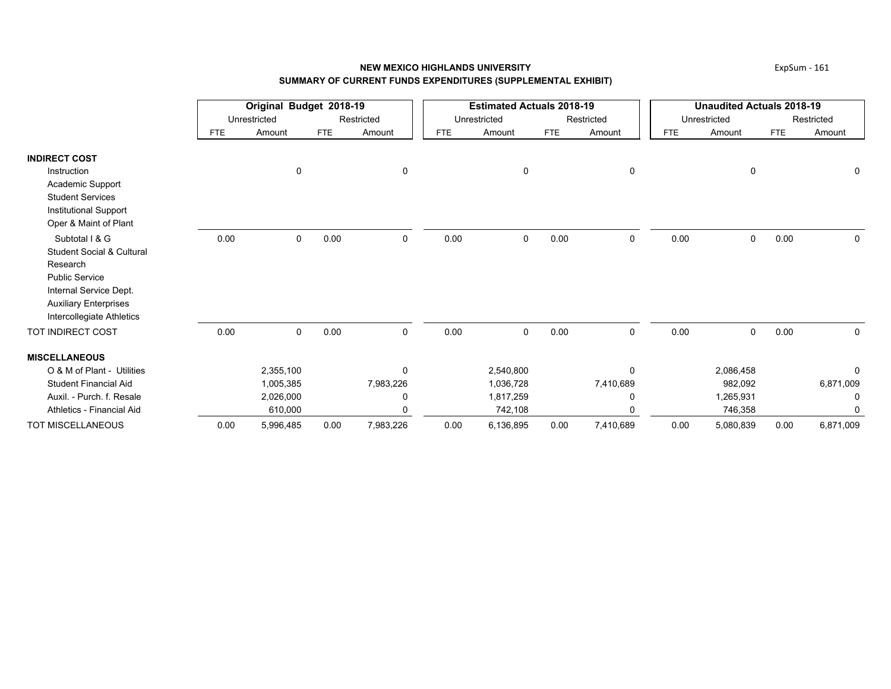**NEW MEXICO HIGHLANDS UNIVERSITY**
**SUMMARY OF CURRENT FUNDS EXPENDITURES (SUPPLEMENTAL EXHIBIT)**

| | Original Budget 2018-19 | | | | Estimated Actuals 2018-19 | | | | Unaudited Actuals 2018-19 | | | |
|---|---|---|---|---|---|---|---|---|---|---|---|---|
| | Unrestricted | | Restricted | | Unrestricted | | Restricted | | Unrestricted | | Restricted | |
| | FTE | Amount | FTE | Amount | FTE | Amount | FTE | Amount | FTE | Amount | FTE | Amount |
| **INDIRECT COST** | | | | | | | | | | | | |
| Instruction | | 0 | | 0 | | 0 | | 0 | | 0 | | 0 |
| Academic Support | | | | | | | | | | | | |
| Student Services | | | | | | | | | | | | |
| Institutional Support | | | | | | | | | | | | |
| Oper & Maint of Plant | | | | | | | | | | | | |
| Subtotal I & G | 0.00 | 0 | 0.00 | 0 | 0.00 | 0 | 0.00 | 0 | 0.00 | 0 | 0.00 | 0 |
| Student Social & Cultural | | | | | | | | | | | | |
| Research | | | | | | | | | | | | |
| Public Service | | | | | | | | | | | | |
| Internal Service Dept. | | | | | | | | | | | | |
| Auxiliary Enterprises | | | | | | | | | | | | |
| Intercollegiate Athletics | | | | | | | | | | | | |
| TOT INDIRECT COST | 0.00 | 0 | 0.00 | 0 | 0.00 | 0 | 0.00 | 0 | 0.00 | 0 | 0.00 | 0 |
| **MISCELLANEOUS** | | | | | | | | | | | | |
| O & M of Plant - Utilities | | 2,355,100 | | 0 | | 2,540,800 | | 0 | | 2,086,458 | | 0 |
| Student Financial Aid | | 1,005,385 | | 7,983,226 | | 1,036,728 | | 7,410,689 | | 982,092 | | 6,871,009 |
| Auxil. - Purch. f. Resale | | 2,026,000 | | 0 | | 1,817,259 | | 0 | | 1,265,931 | | 0 |
| Athletics - Financial Aid | | 610,000 | | 0 | | 742,108 | | 0 | | 746,358 | | 0 |
| TOT MISCELLANEOUS | 0.00 | 5,996,485 | 0.00 | 7,983,226 | 0.00 | 6,136,895 | 0.00 | 7,410,689 | 0.00 | 5,080,839 | 0.00 | 6,871,009 |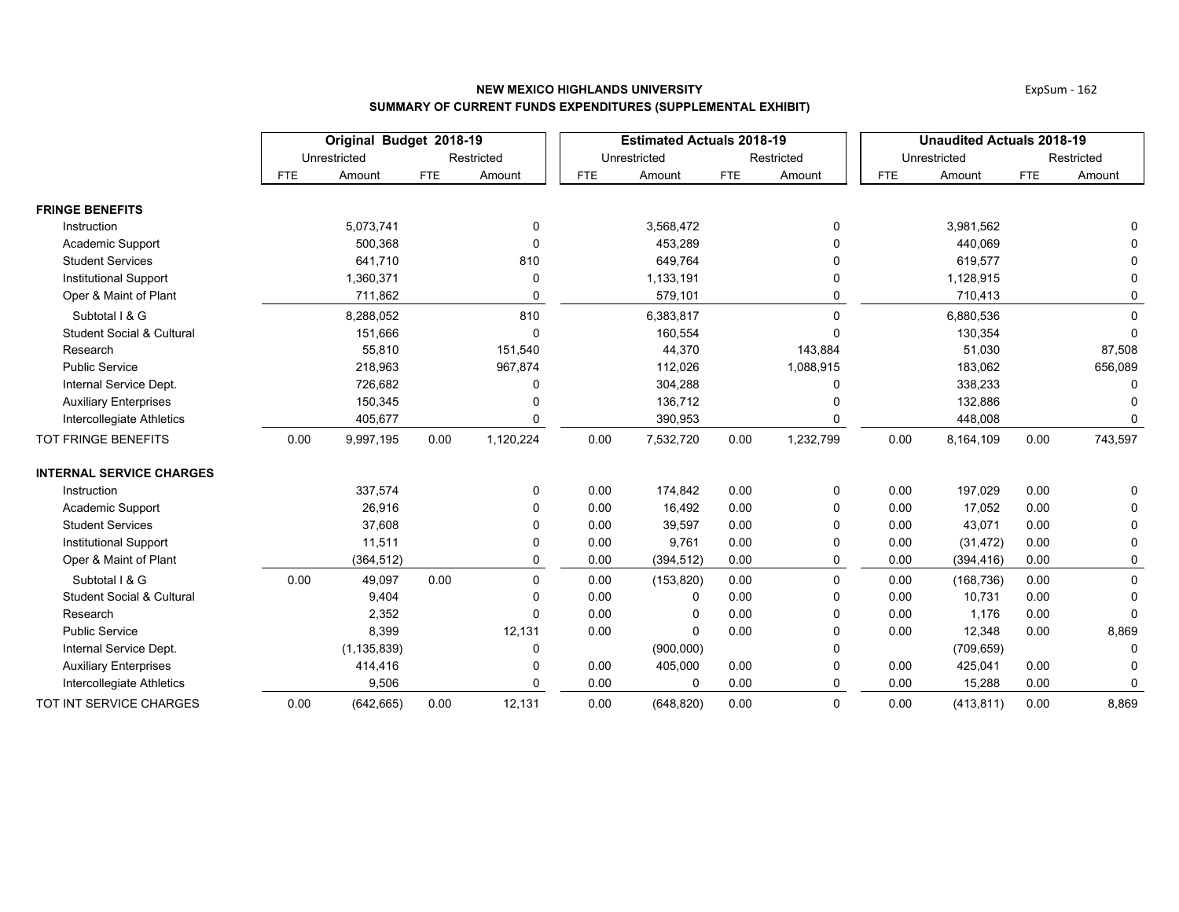**NEW MEXICO HIGHLANDS UNIVERSITY**

**SUMMARY OF CURRENT FUNDS EXPENDITURES (SUPPLEMENTAL EXHIBIT)**

| | Original Budget 2018-19 | | | | Estimated Actuals 2018-19 | | | | Unaudited Actuals 2018-19 | | | |
|---|---|---|---|---|---|---|---|---|---|---|---|---|
| | Unrestricted | | Restricted | | Unrestricted | | Restricted | | Unrestricted | | Restricted | |
| | FTE | Amount | FTE | Amount | FTE | Amount | FTE | Amount | FTE | Amount | FTE | Amount |
| **FRINGE BENEFITS** | | | | | | | | | | | | |
| Instruction | | 5,073,741 | | 0 | | 3,568,472 | | 0 | | 3,981,562 | | 0 |
| Academic Support | | 500,368 | | 0 | | 453,289 | | 0 | | 440,069 | | 0 |
| Student Services | | 641,710 | | 810 | | 649,764 | | 0 | | 619,577 | | 0 |
| Institutional Support | | 1,360,371 | | 0 | | 1,133,191 | | 0 | | 1,128,915 | | 0 |
| Oper & Maint of Plant | | 711,862 | | 0 | | 579,101 | | 0 | | 710,413 | | 0 |
| Subtotal I & G | | 8,288,052 | | 810 | | 6,383,817 | | 0 | | 6,880,536 | | 0 |
| Student Social & Cultural | | 151,666 | | 0 | | 160,554 | | 0 | | 130,354 | | 0 |
| Research | | 55,810 | | 151,540 | | 44,370 | | 143,884 | | 51,030 | | 87,508 |
| Public Service | | 218,963 | | 967,874 | | 112,026 | | 1,088,915 | | 183,062 | | 656,089 |
| Internal Service Dept. | | 726,682 | | 0 | | 304,288 | | 0 | | 338,233 | | 0 |
| Auxiliary Enterprises | | 150,345 | | 0 | | 136,712 | | 0 | | 132,886 | | 0 |
| Intercollegiate Athletics | | 405,677 | | 0 | | 390,953 | | 0 | | 448,008 | | 0 |
| TOT FRINGE BENEFITS | 0.00 | 9,997,195 | 0.00 | 1,120,224 | 0.00 | 7,532,720 | 0.00 | 1,232,799 | 0.00 | 8,164,109 | 0.00 | 743,597 |
| **INTERNAL SERVICE CHARGES** | | | | | | | | | | | | |
| Instruction | | 337,574 | | 0 | 0.00 | 174,842 | 0.00 | 0 | 0.00 | 197,029 | 0.00 | 0 |
| Academic Support | | 26,916 | | 0 | 0.00 | 16,492 | 0.00 | 0 | 0.00 | 17,052 | 0.00 | 0 |
| Student Services | | 37,608 | | 0 | 0.00 | 39,597 | 0.00 | 0 | 0.00 | 43,071 | 0.00 | 0 |
| Institutional Support | | 11,511 | | 0 | 0.00 | 9,761 | 0.00 | 0 | 0.00 | (31,472) | 0.00 | 0 |
| Oper & Maint of Plant | | (364,512) | | 0 | 0.00 | (394,512) | 0.00 | 0 | 0.00 | (394,416) | 0.00 | 0 |
| Subtotal I & G | 0.00 | 49,097 | 0.00 | 0 | 0.00 | (153,820) | 0.00 | 0 | 0.00 | (168,736) | 0.00 | 0 |
| Student Social & Cultural | | 9,404 | | 0 | 0.00 | 0 | 0.00 | 0 | 0.00 | 10,731 | 0.00 | 0 |
| Research | | 2,352 | | 0 | 0.00 | 0 | 0.00 | 0 | 0.00 | 1,176 | 0.00 | 0 |
| Public Service | | 8,399 | | 12,131 | 0.00 | 0 | 0.00 | 0 | 0.00 | 12,348 | 0.00 | 8,869 |
| Internal Service Dept. | | (1,135,839) | | 0 | | (900,000) | | 0 | | (709,659) | | 0 |
| Auxiliary Enterprises | | 414,416 | | 0 | 0.00 | 405,000 | 0.00 | 0 | 0.00 | 425,041 | 0.00 | 0 |
| Intercollegiate Athletics | | 9,506 | | 0 | 0.00 | 0 | 0.00 | 0 | 0.00 | 15,288 | 0.00 | 0 |
| TOT INT SERVICE CHARGES | 0.00 | (642,665) | 0.00 | 12,131 | 0.00 | (648,820) | 0.00 | 0 | 0.00 | (413,811) | 0.00 | 8,869 |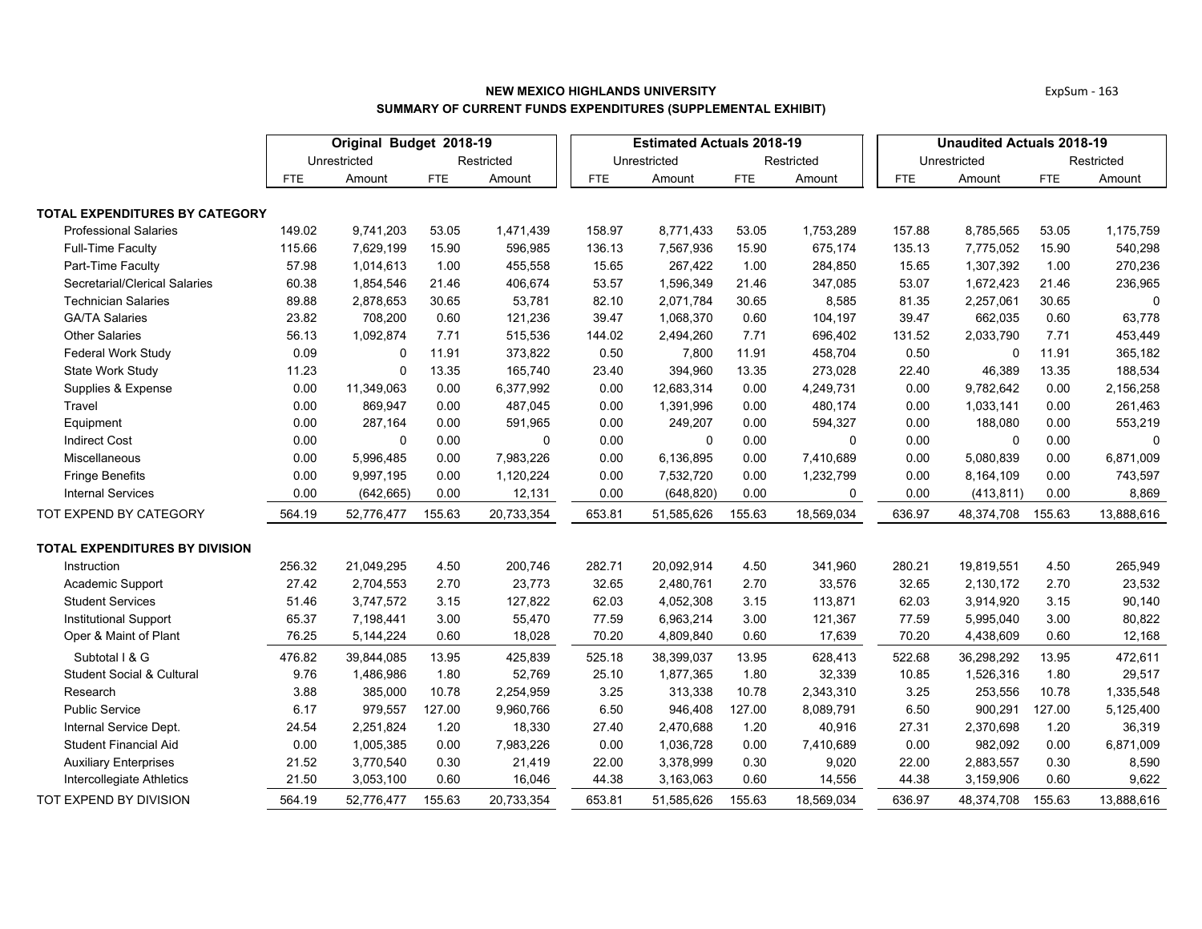## NEW MEXICO HIGHLANDS UNIVERSITY
## SUMMARY OF CURRENT FUNDS EXPENDITURES (SUPPLEMENTAL EXHIBIT)

| | Original Budget 2018-19 | | | | Estimated Actuals 2018-19 | | | | Unaudited Actuals 2018-19 | | | |
|---|---|---|---|---|---|---|---|---|---|---|---|---|
| | Unrestricted | | Restricted | | Unrestricted | | Restricted | | Unrestricted | | Restricted | |
| | FTE | Amount | FTE | Amount | FTE | Amount | FTE | Amount | FTE | Amount | FTE | Amount |
| **TOTAL EXPENDITURES BY CATEGORY** | | | | | | | | | | | | |
| Professional Salaries | 149.02 | 9,741,203 | 53.05 | 1,471,439 | 158.97 | 8,771,433 | 53.05 | 1,753,289 | 157.88 | 8,785,565 | 53.05 | 1,175,759 |
| Full-Time Faculty | 115.66 | 7,629,199 | 15.90 | 596,985 | 136.13 | 7,567,936 | 15.90 | 675,174 | 135.13 | 7,775,052 | 15.90 | 540,298 |
| Part-Time Faculty | 57.98 | 1,014,613 | 1.00 | 455,558 | 15.65 | 267,422 | 1.00 | 284,850 | 15.65 | 1,307,392 | 1.00 | 270,236 |
| Secretarial/Clerical Salaries | 60.38 | 1,854,546 | 21.46 | 406,674 | 53.57 | 1,596,349 | 21.46 | 347,085 | 53.07 | 1,672,423 | 21.46 | 236,965 |
| Technician Salaries | 89.88 | 2,878,653 | 30.65 | 53,781 | 82.10 | 2,071,784 | 30.65 | 8,585 | 81.35 | 2,257,061 | 30.65 | 0 |
| GA/TA Salaries | 23.82 | 708,200 | 0.60 | 121,236 | 39.47 | 1,068,370 | 0.60 | 104,197 | 39.47 | 662,035 | 0.60 | 63,778 |
| Other Salaries | 56.13 | 1,092,874 | 7.71 | 515,536 | 144.02 | 2,494,260 | 7.71 | 696,402 | 131.52 | 2,033,790 | 7.71 | 453,449 |
| Federal Work Study | 0.09 | 0 | 11.91 | 373,822 | 0.50 | 7,800 | 11.91 | 458,704 | 0.50 | 0 | 11.91 | 365,182 |
| State Work Study | 11.23 | 0 | 13.35 | 165,740 | 23.40 | 394,960 | 13.35 | 273,028 | 22.40 | 46,389 | 13.35 | 188,534 |
| Supplies & Expense | 0.00 | 11,349,063 | 0.00 | 6,377,992 | 0.00 | 12,683,314 | 0.00 | 4,249,731 | 0.00 | 9,782,642 | 0.00 | 2,156,258 |
| Travel | 0.00 | 869,947 | 0.00 | 487,045 | 0.00 | 1,391,996 | 0.00 | 480,174 | 0.00 | 1,033,141 | 0.00 | 261,463 |
| Equipment | 0.00 | 287,164 | 0.00 | 591,965 | 0.00 | 249,207 | 0.00 | 594,327 | 0.00 | 188,080 | 0.00 | 553,219 |
| Indirect Cost | 0.00 | 0 | 0.00 | 0 | 0.00 | 0 | 0.00 | 0 | 0.00 | 0 | 0.00 | 0 |
| Miscellaneous | 0.00 | 5,996,485 | 0.00 | 7,983,226 | 0.00 | 6,136,895 | 0.00 | 7,410,689 | 0.00 | 5,080,839 | 0.00 | 6,871,009 |
| Fringe Benefits | 0.00 | 9,997,195 | 0.00 | 1,120,224 | 0.00 | 7,532,720 | 0.00 | 1,232,799 | 0.00 | 8,164,109 | 0.00 | 743,597 |
| Internal Services | 0.00 | (642,665) | 0.00 | 12,131 | 0.00 | (648,820) | 0.00 | 0 | 0.00 | (413,811) | 0.00 | 8,869 |
| TOT EXPEND BY CATEGORY | 564.19 | 52,776,477 | 155.63 | 20,733,354 | 653.81 | 51,585,626 | 155.63 | 18,569,034 | 636.97 | 48,374,708 | 155.63 | 13,888,616 |
| **TOTAL EXPENDITURES BY DIVISION** | | | | | | | | | | | | |
| Instruction | 256.32 | 21,049,295 | 4.50 | 200,746 | 282.71 | 20,092,914 | 4.50 | 341,960 | 280.21 | 19,819,551 | 4.50 | 265,949 |
| Academic Support | 27.42 | 2,704,553 | 2.70 | 23,773 | 32.65 | 2,480,761 | 2.70 | 33,576 | 32.65 | 2,130,172 | 2.70 | 23,532 |
| Student Services | 51.46 | 3,747,572 | 3.15 | 127,822 | 62.03 | 4,052,308 | 3.15 | 113,871 | 62.03 | 3,914,920 | 3.15 | 90,140 |
| Institutional Support | 65.37 | 7,198,441 | 3.00 | 55,470 | 77.59 | 6,963,214 | 3.00 | 121,367 | 77.59 | 5,995,040 | 3.00 | 80,822 |
| Oper & Maint of Plant | 76.25 | 5,144,224 | 0.60 | 18,028 | 70.20 | 4,809,840 | 0.60 | 17,639 | 70.20 | 4,438,609 | 0.60 | 12,168 |
| Subtotal I & G | 476.82 | 39,844,085 | 13.95 | 425,839 | 525.18 | 38,399,037 | 13.95 | 628,413 | 522.68 | 36,298,292 | 13.95 | 472,611 |
| Student Social & Cultural | 9.76 | 1,486,986 | 1.80 | 52,769 | 25.10 | 1,877,365 | 1.80 | 32,339 | 10.85 | 1,526,316 | 1.80 | 29,517 |
| Research | 3.88 | 385,000 | 10.78 | 2,254,959 | 3.25 | 313,338 | 10.78 | 2,343,310 | 3.25 | 253,556 | 10.78 | 1,335,548 |
| Public Service | 6.17 | 979,557 | 127.00 | 9,960,766 | 6.50 | 946,408 | 127.00 | 8,089,791 | 6.50 | 900,291 | 127.00 | 5,125,400 |
| Internal Service Dept. | 24.54 | 2,251,824 | 1.20 | 18,330 | 27.40 | 2,470,688 | 1.20 | 40,916 | 27.31 | 2,370,698 | 1.20 | 36,319 |
| Student Financial Aid | 0.00 | 1,005,385 | 0.00 | 7,983,226 | 0.00 | 1,036,728 | 0.00 | 7,410,689 | 0.00 | 982,092 | 0.00 | 6,871,009 |
| Auxiliary Enterprises | 21.52 | 3,770,540 | 0.30 | 21,419 | 22.00 | 3,378,999 | 0.30 | 9,020 | 22.00 | 2,883,557 | 0.30 | 8,590 |
| Intercollegiate Athletics | 21.50 | 3,053,100 | 0.60 | 16,046 | 44.38 | 3,163,063 | 0.60 | 14,556 | 44.38 | 3,159,906 | 0.60 | 9,622 |
| TOT EXPEND BY DIVISION | 564.19 | 52,776,477 | 155.63 | 20,733,354 | 653.81 | 51,585,626 | 155.63 | 18,569,034 | 636.97 | 48,374,708 | 155.63 | 13,888,616 |